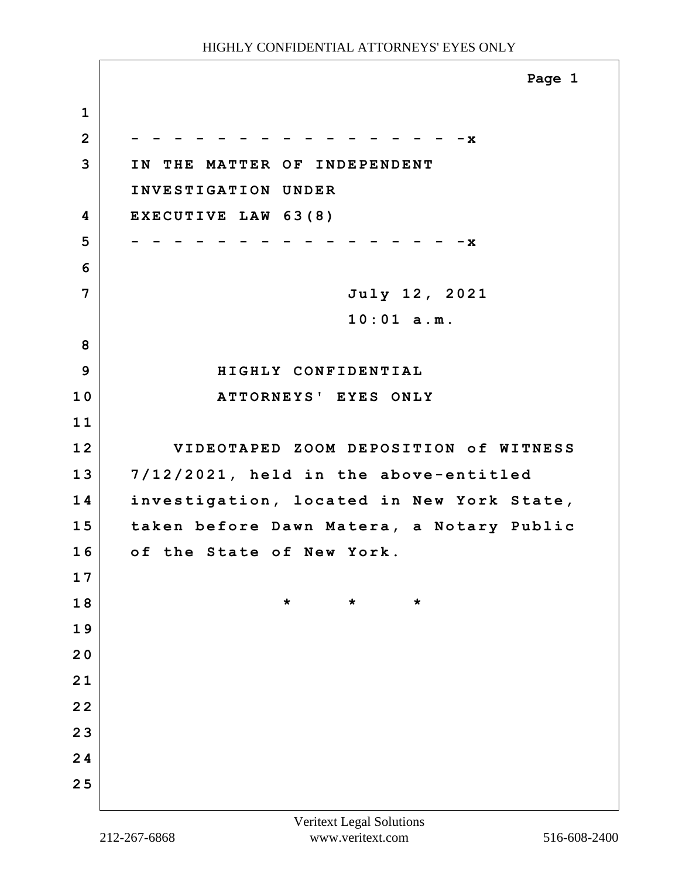- - - - - - - - - - - - - - - - - -x

IN THE MATTER OF INDEPENDENT INVESTIGATION UNDER EXECUTIVE LAW 63(8)

- - - - - - - - - - - - - - - - - -x

July 12, 2021

10:01 a.m.

HIGHLY CONFIDENTIAL

ATTORNEYS' EYES ONLY

VIDEOTAPED ZOOM DEPOSITION of WITNESS 7/12/2021, held in the above-entitled investigation, located in New York State, taken before Dawn Matera, a Notary Public of the State of New York.

\* \* \*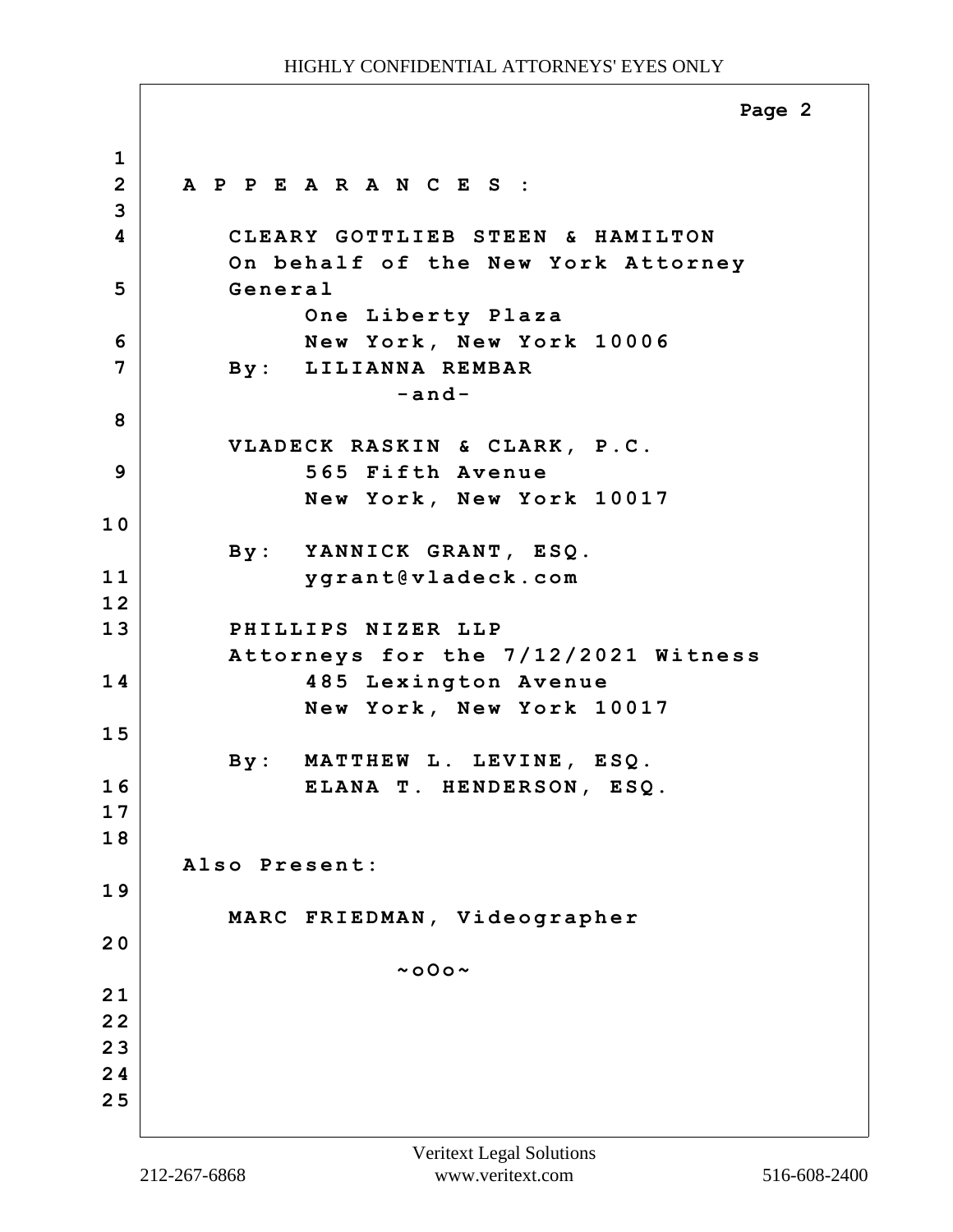# APPEARANCES:

CLEARY GOTTLIEB STEEN & HAMILTON
On behalf of the New York Attorney General
One Liberty Plaza
New York, New York 10006
By: LILIANNA REMBAR

-and-

VLADECK RASKIN & CLARK, P.C.
565 Fifth Avenue
New York, New York 10017

By: YANNICK GRANT, ESQ.
ygrant@vladeck.com

PHILLIPS NIZER LLP
Attorneys for the 7/12/2021 Witness
485 Lexington Avenue
New York, New York 10017

By: MATTHEW L. LEVINE, ESQ.
ELANA T. HENDERSON, ESQ.

Also Present:

MARC FRIEDMAN, Videographer

~oOo~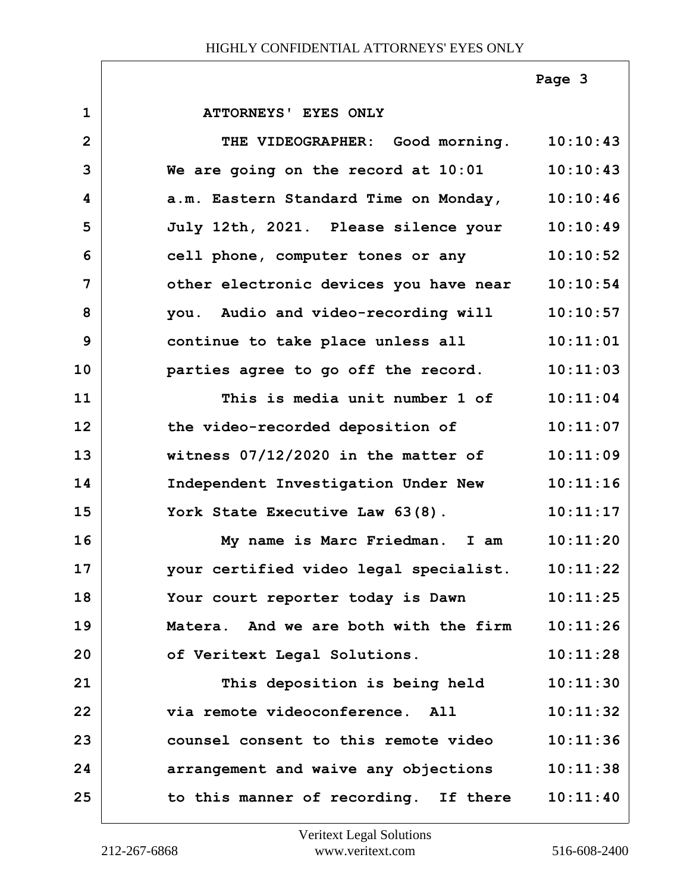ATTORNEYS' EYES ONLY

THE VIDEOGRAPHER: Good morning. We are going on the record at 10:01 a.m. Eastern Standard Time on Monday, July 12th, 2021. Please silence your cell phone, computer tones or any other electronic devices you have near you. Audio and video-recording will continue to take place unless all parties agree to go off the record.

This is media unit number 1 of the video-recorded deposition of witness 07/12/2020 in the matter of Independent Investigation Under New York State Executive Law 63(8).

My name is Marc Friedman. I am your certified video legal specialist. Your court reporter today is Dawn Matera. And we are both with the firm of Veritext Legal Solutions.

This deposition is being held via remote videoconference. All counsel consent to this remote video arrangement and waive any objections to this manner of recording. If there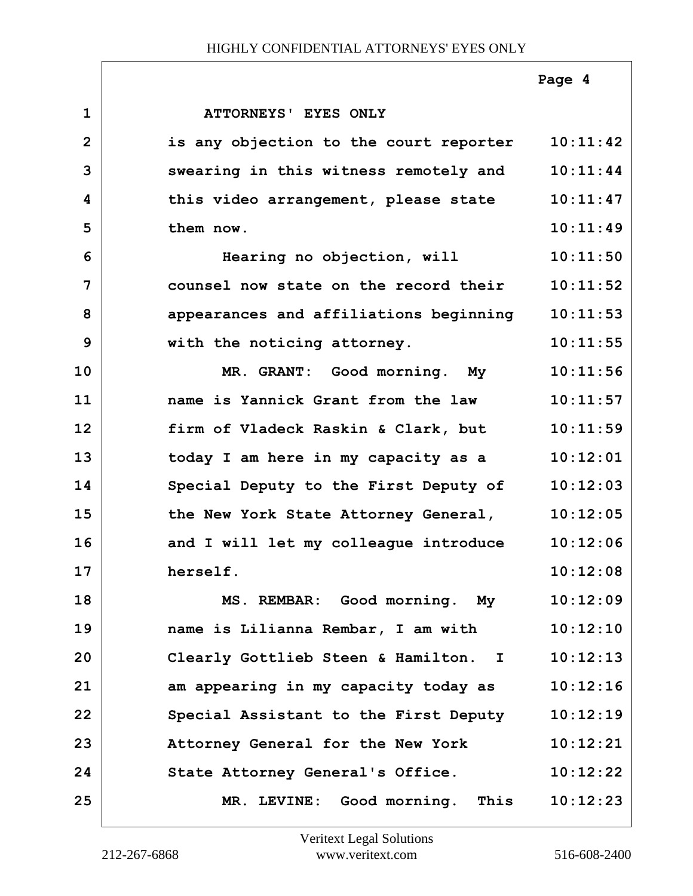| | | |
|---|---|---|
| 1 | ATTORNEYS' EYES ONLY | |
| 2 | is any objection to the court reporter | 10:11:42 |
| 3 | swearing in this witness remotely and | 10:11:44 |
| 4 | this video arrangement, please state | 10:11:47 |
| 5 | them now. | 10:11:49 |
| 6 | Hearing no objection, will | 10:11:50 |
| 7 | counsel now state on the record their | 10:11:52 |
| 8 | appearances and affiliations beginning | 10:11:53 |
| 9 | with the noticing attorney. | 10:11:55 |
| 10 | MR. GRANT: Good morning. My | 10:11:56 |
| 11 | name is Yannick Grant from the law | 10:11:57 |
| 12 | firm of Vladeck Raskin & Clark, but | 10:11:59 |
| 13 | today I am here in my capacity as a | 10:12:01 |
| 14 | Special Deputy to the First Deputy of | 10:12:03 |
| 15 | the New York State Attorney General, | 10:12:05 |
| 16 | and I will let my colleague introduce | 10:12:06 |
| 17 | herself. | 10:12:08 |
| 18 | MS. REMBAR: Good morning. My | 10:12:09 |
| 19 | name is Lilianna Rembar, I am with | 10:12:10 |
| 20 | Clearly Gottlieb Steen & Hamilton. I | 10:12:13 |
| 21 | am appearing in my capacity today as | 10:12:16 |
| 22 | Special Assistant to the First Deputy | 10:12:19 |
| 23 | Attorney General for the New York | 10:12:21 |
| 24 | State Attorney General's Office. | 10:12:22 |
| 25 | MR. LEVINE: Good morning. This | 10:12:23 |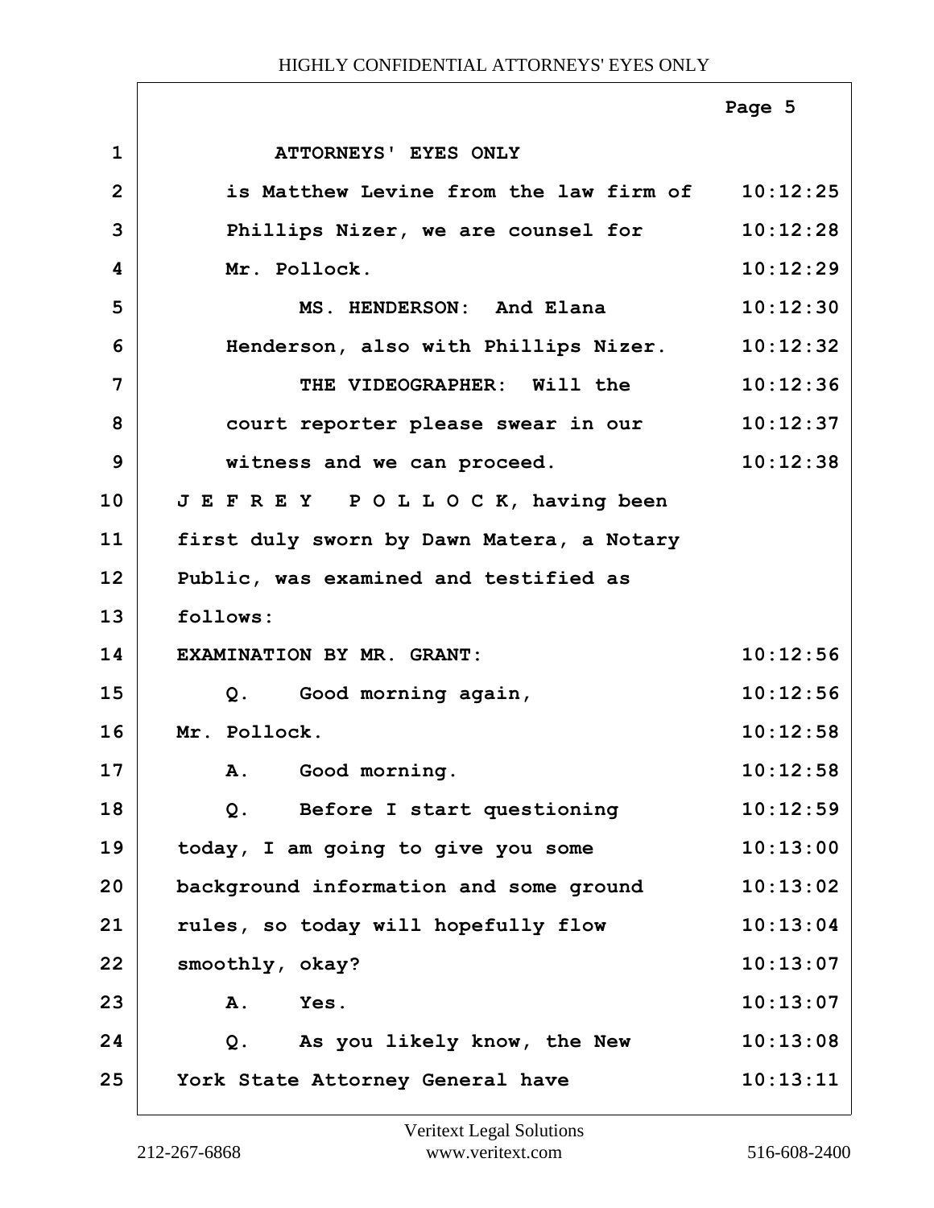ATTORNEYS' EYES ONLY

is Matthew Levine from the law firm of Phillips Nizer, we are counsel for Mr. Pollock.

MS. HENDERSON: And Elana Henderson, also with Phillips Nizer.

THE VIDEOGRAPHER: Will the court reporter please swear in our witness and we can proceed.

J E F R E Y P O L L O C K, having been first duly sworn by Dawn Matera, a Notary Public, was examined and testified as follows:

EXAMINATION BY MR. GRANT:

Q. Good morning again, Mr. Pollock.

A. Good morning.

Q. Before I start questioning today, I am going to give you some background information and some ground rules, so today will hopefully flow smoothly, okay?

A. Yes.

Q. As you likely know, the New York State Attorney General have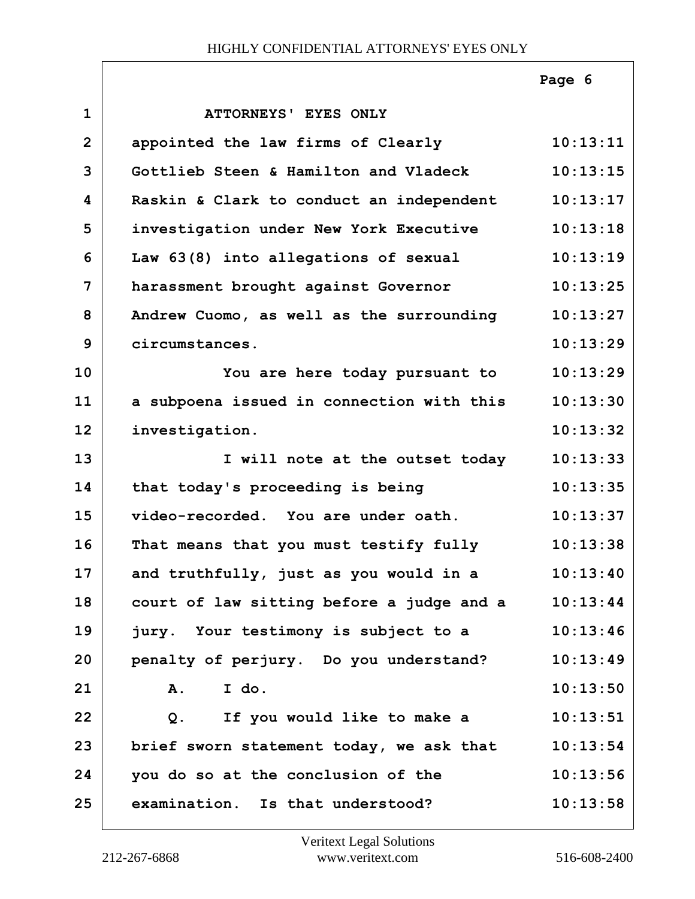ATTORNEYS' EYES ONLY

appointed the law firms of Clearly Gottlieb Steen & Hamilton and Vladeck Raskin & Clark to conduct an independent investigation under New York Executive Law 63(8) into allegations of sexual harassment brought against Governor Andrew Cuomo, as well as the surrounding circumstances.

You are here today pursuant to a subpoena issued in connection with this investigation.

I will note at the outset today that today's proceeding is being video-recorded. You are under oath. That means that you must testify fully and truthfully, just as you would in a court of law sitting before a judge and a jury. Your testimony is subject to a penalty of perjury. Do you understand?

A. I do.

Q. If you would like to make a brief sworn statement today, we ask that you do so at the conclusion of the examination. Is that understood?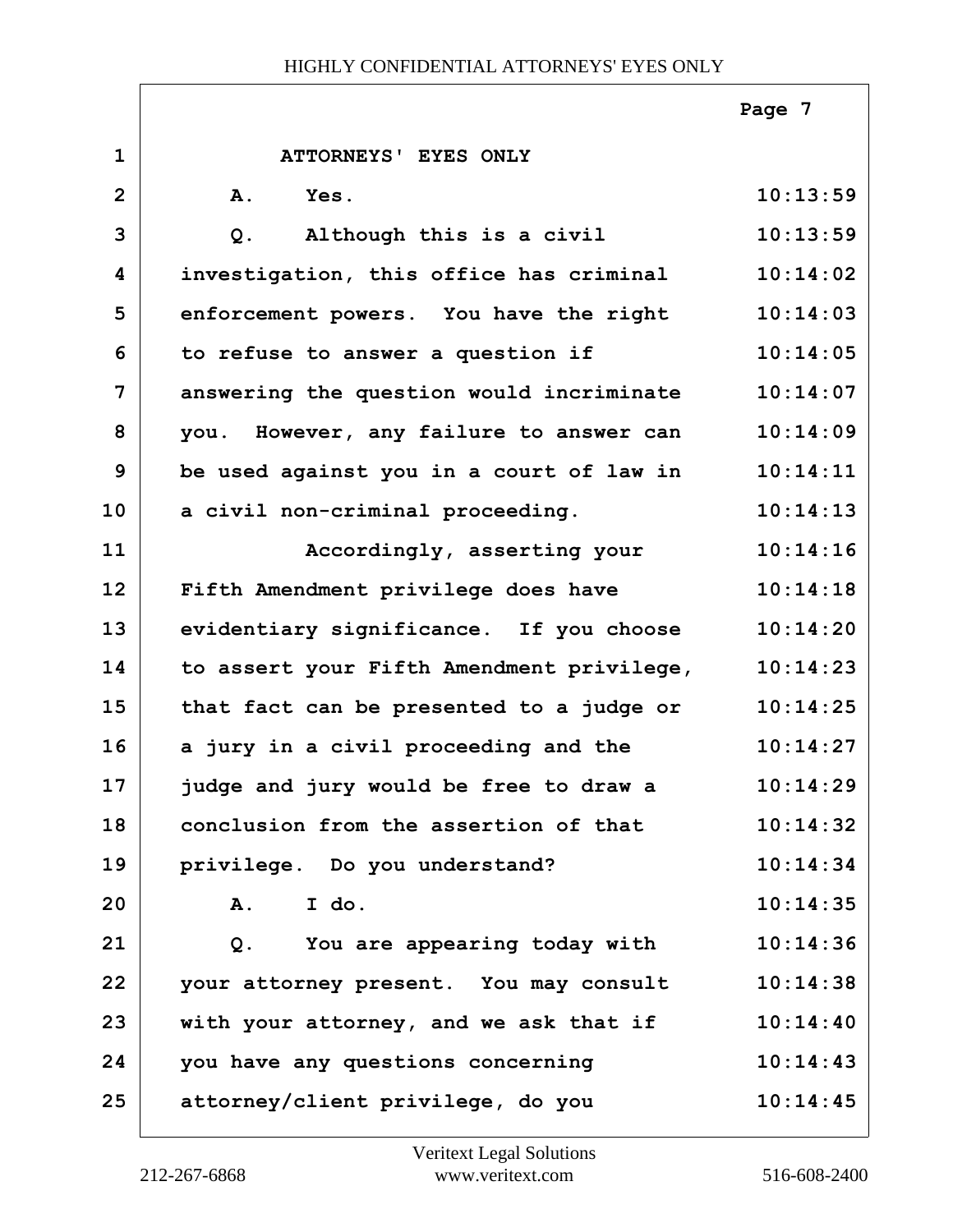ATTORNEYS' EYES ONLY

A. Yes.

Q. Although this is a civil investigation, this office has criminal enforcement powers. You have the right to refuse to answer a question if answering the question would incriminate you. However, any failure to answer can be used against you in a court of law in a civil non-criminal proceeding.

Accordingly, asserting your Fifth Amendment privilege does have evidentiary significance. If you choose to assert your Fifth Amendment privilege, that fact can be presented to a judge or a jury in a civil proceeding and the judge and jury would be free to draw a conclusion from the assertion of that privilege. Do you understand?

A. I do.

Q. You are appearing today with your attorney present. You may consult with your attorney, and we ask that if you have any questions concerning attorney/client privilege, do you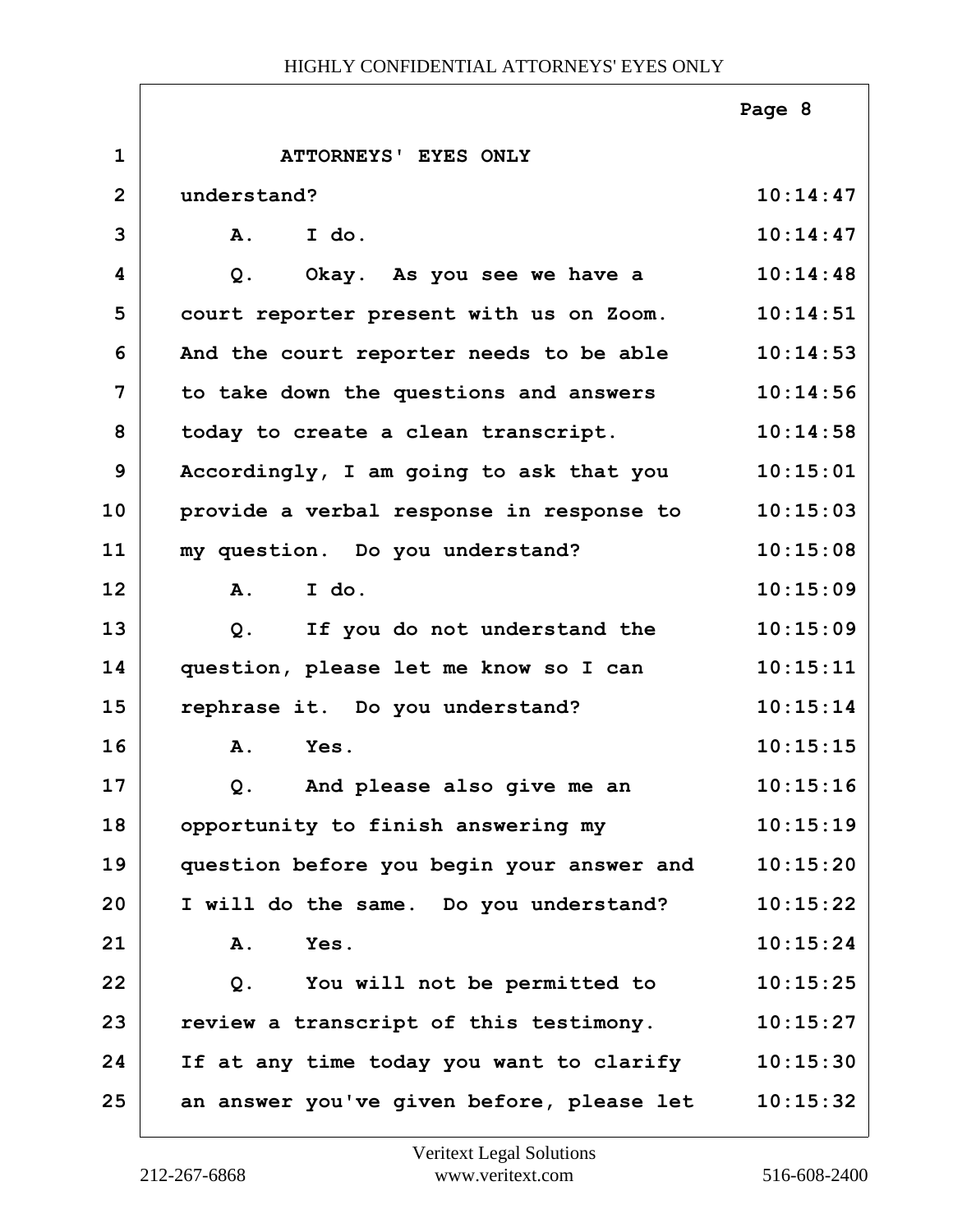ATTORNEYS' EYES ONLY

understand?

A. I do.

Q. Okay. As you see we have a court reporter present with us on Zoom. And the court reporter needs to be able to take down the questions and answers today to create a clean transcript. Accordingly, I am going to ask that you provide a verbal response in response to my question. Do you understand?

A. I do.

Q. If you do not understand the question, please let me know so I can rephrase it. Do you understand?

A. Yes.

Q. And please also give me an opportunity to finish answering my question before you begin your answer and I will do the same. Do you understand?

A. Yes.

Q. You will not be permitted to review a transcript of this testimony. If at any time today you want to clarify an answer you've given before, please let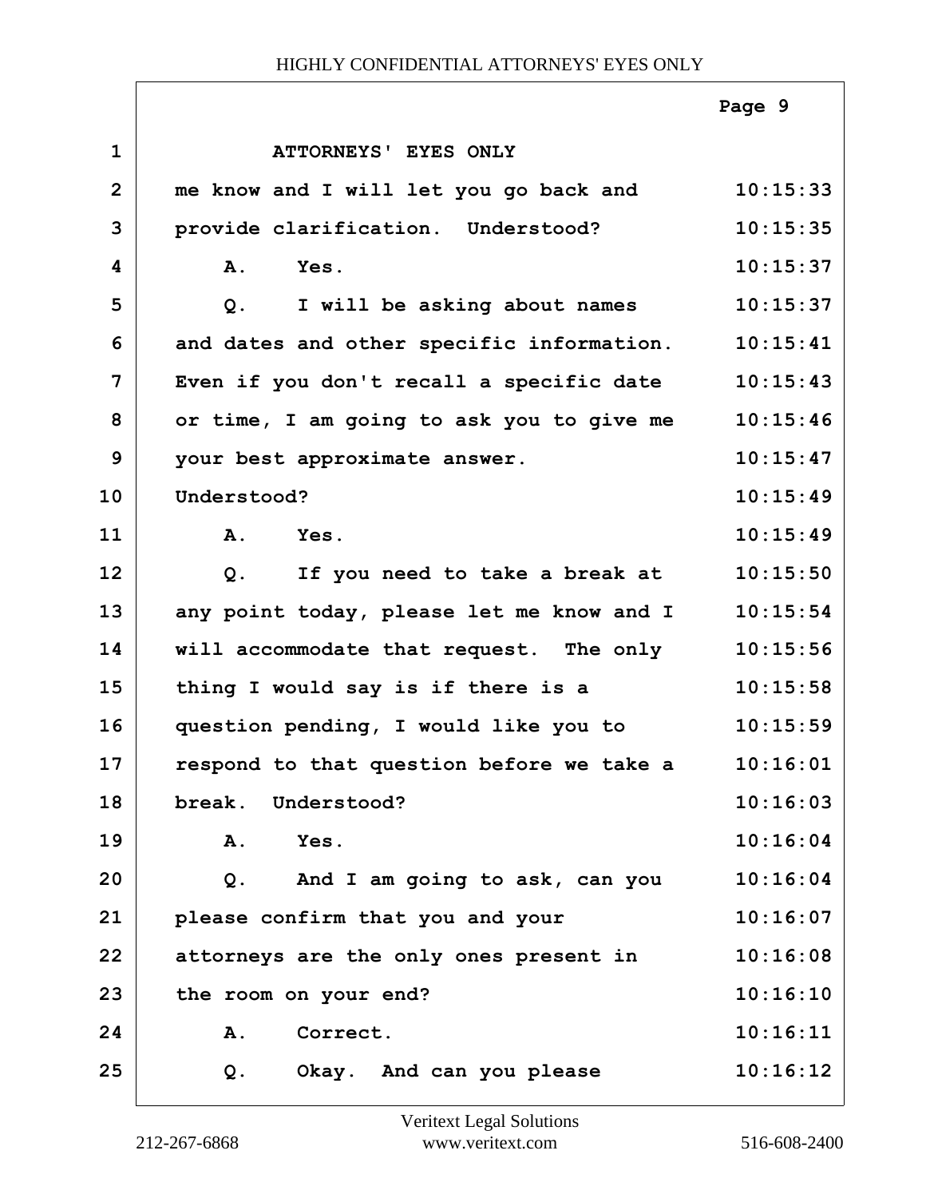ATTORNEYS' EYES ONLY

| Line | Text | Time |
|---|---|---|
| 1 | ATTORNEYS' EYES ONLY | |
| 2 | me know and I will let you go back and | 10:15:33 |
| 3 | provide clarification. Understood? | 10:15:35 |
| 4 | A. Yes. | 10:15:37 |
| 5 | Q. I will be asking about names | 10:15:37 |
| 6 | and dates and other specific information. | 10:15:41 |
| 7 | Even if you don't recall a specific date | 10:15:43 |
| 8 | or time, I am going to ask you to give me | 10:15:46 |
| 9 | your best approximate answer. | 10:15:47 |
| 10 | Understood? | 10:15:49 |
| 11 | A. Yes. | 10:15:49 |
| 12 | Q. If you need to take a break at | 10:15:50 |
| 13 | any point today, please let me know and I | 10:15:54 |
| 14 | will accommodate that request. The only | 10:15:56 |
| 15 | thing I would say is if there is a | 10:15:58 |
| 16 | question pending, I would like you to | 10:15:59 |
| 17 | respond to that question before we take a | 10:16:01 |
| 18 | break. Understood? | 10:16:03 |
| 19 | A. Yes. | 10:16:04 |
| 20 | Q. And I am going to ask, can you | 10:16:04 |
| 21 | please confirm that you and your | 10:16:07 |
| 22 | attorneys are the only ones present in | 10:16:08 |
| 23 | the room on your end? | 10:16:10 |
| 24 | A. Correct. | 10:16:11 |
| 25 | Q. Okay. And can you please | 10:16:12 |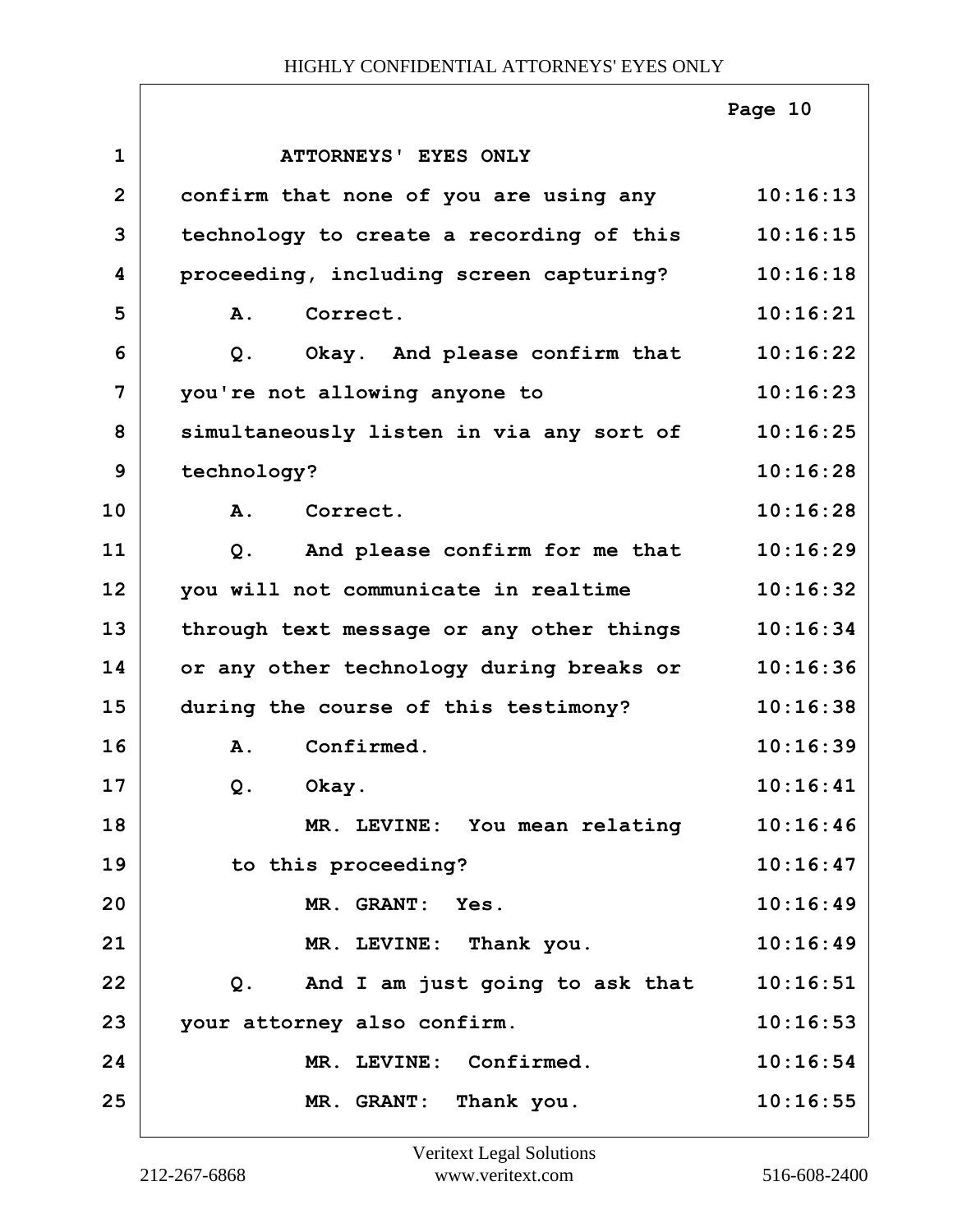ATTORNEYS' EYES ONLY

confirm that none of you are using any technology to create a recording of this proceeding, including screen capturing?

A. Correct.

Q. Okay. And please confirm that you're not allowing anyone to simultaneously listen in via any sort of technology?

A. Correct.

Q. And please confirm for me that you will not communicate in realtime through text message or any other things or any other technology during breaks or during the course of this testimony?

A. Confirmed.

Q. Okay.

MR. LEVINE: You mean relating to this proceeding?

MR. GRANT: Yes.

MR. LEVINE: Thank you.

Q. And I am just going to ask that your attorney also confirm.

MR. LEVINE: Confirmed.

MR. GRANT: Thank you.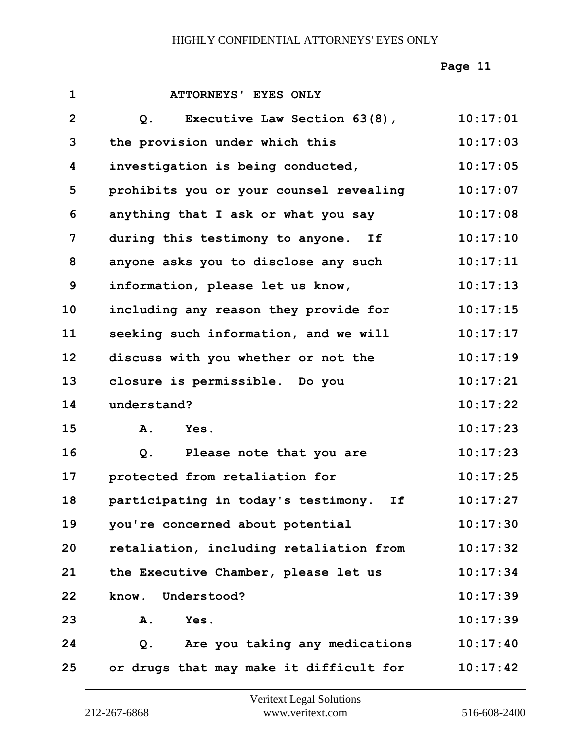ATTORNEYS' EYES ONLY

| | | |
|---|---|---|
| 1 | ATTORNEYS' EYES ONLY | |
| 2 | Q. Executive Law Section 63(8), | 10:17:01 |
| 3 | the provision under which this | 10:17:03 |
| 4 | investigation is being conducted, | 10:17:05 |
| 5 | prohibits you or your counsel revealing | 10:17:07 |
| 6 | anything that I ask or what you say | 10:17:08 |
| 7 | during this testimony to anyone. If | 10:17:10 |
| 8 | anyone asks you to disclose any such | 10:17:11 |
| 9 | information, please let us know, | 10:17:13 |
| 10 | including any reason they provide for | 10:17:15 |
| 11 | seeking such information, and we will | 10:17:17 |
| 12 | discuss with you whether or not the | 10:17:19 |
| 13 | closure is permissible. Do you | 10:17:21 |
| 14 | understand? | 10:17:22 |
| 15 | A. Yes. | 10:17:23 |
| 16 | Q. Please note that you are | 10:17:23 |
| 17 | protected from retaliation for | 10:17:25 |
| 18 | participating in today's testimony. If | 10:17:27 |
| 19 | you're concerned about potential | 10:17:30 |
| 20 | retaliation, including retaliation from | 10:17:32 |
| 21 | the Executive Chamber, please let us | 10:17:34 |
| 22 | know. Understood? | 10:17:39 |
| 23 | A. Yes. | 10:17:39 |
| 24 | Q. Are you taking any medications | 10:17:40 |
| 25 | or drugs that may make it difficult for | 10:17:42 |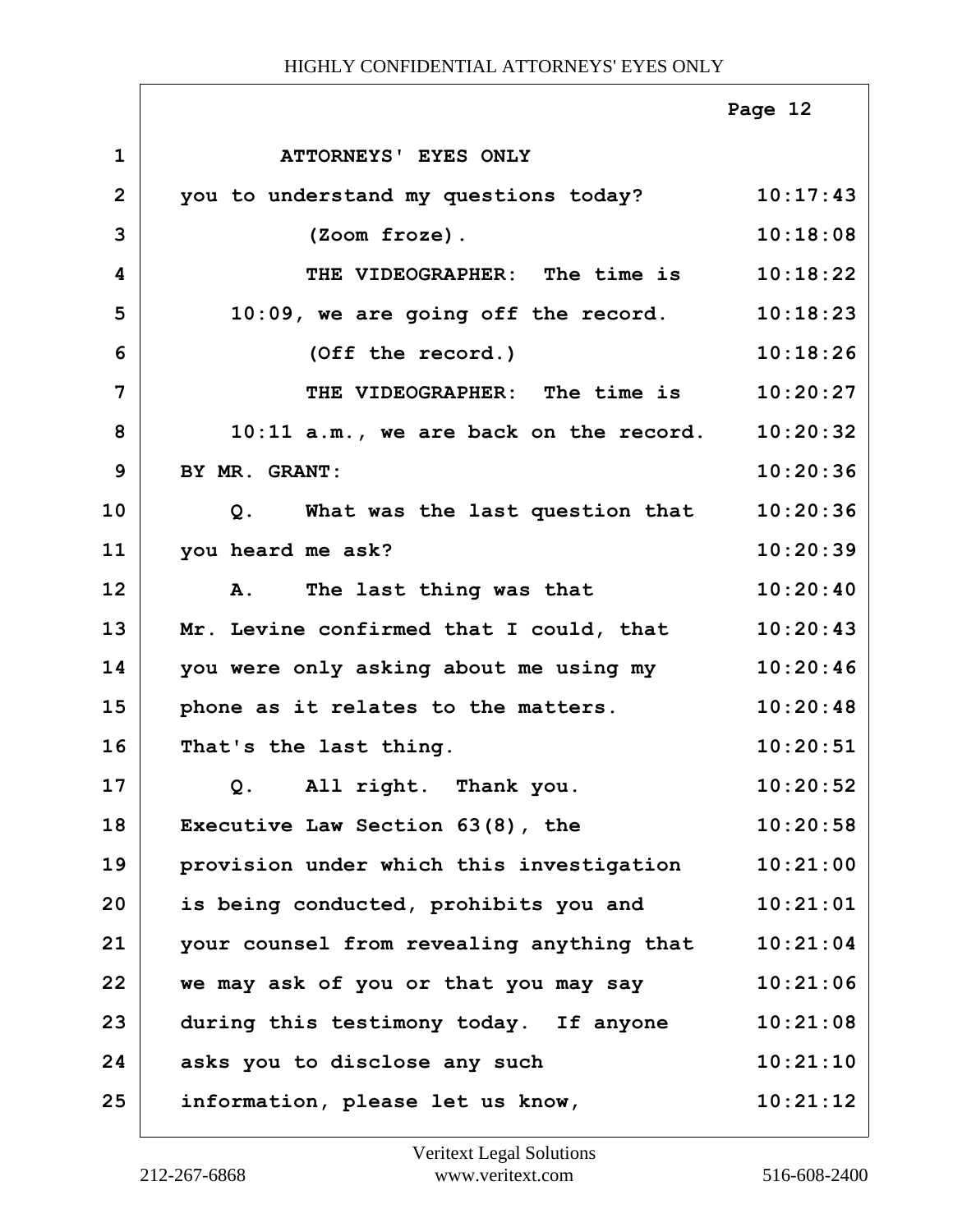ATTORNEYS' EYES ONLY

| | | |
|---|---|---|
| 1 | ATTORNEYS' EYES ONLY | |
| 2 | you to understand my questions today? | 10:17:43 |
| 3 | (Zoom froze). | 10:18:08 |
| 4 | THE VIDEOGRAPHER: The time is | 10:18:22 |
| 5 | 10:09, we are going off the record. | 10:18:23 |
| 6 | (Off the record.) | 10:18:26 |
| 7 | THE VIDEOGRAPHER: The time is | 10:20:27 |
| 8 | 10:11 a.m., we are back on the record. | 10:20:32 |
| 9 | BY MR. GRANT: | 10:20:36 |
| 10 | Q. What was the last question that | 10:20:36 |
| 11 | you heard me ask? | 10:20:39 |
| 12 | A. The last thing was that | 10:20:40 |
| 13 | Mr. Levine confirmed that I could, that | 10:20:43 |
| 14 | you were only asking about me using my | 10:20:46 |
| 15 | phone as it relates to the matters. | 10:20:48 |
| 16 | That's the last thing. | 10:20:51 |
| 17 | Q. All right. Thank you. | 10:20:52 |
| 18 | Executive Law Section 63(8), the | 10:20:58 |
| 19 | provision under which this investigation | 10:21:00 |
| 20 | is being conducted, prohibits you and | 10:21:01 |
| 21 | your counsel from revealing anything that | 10:21:04 |
| 22 | we may ask of you or that you may say | 10:21:06 |
| 23 | during this testimony today. If anyone | 10:21:08 |
| 24 | asks you to disclose any such | 10:21:10 |
| 25 | information, please let us know, | 10:21:12 |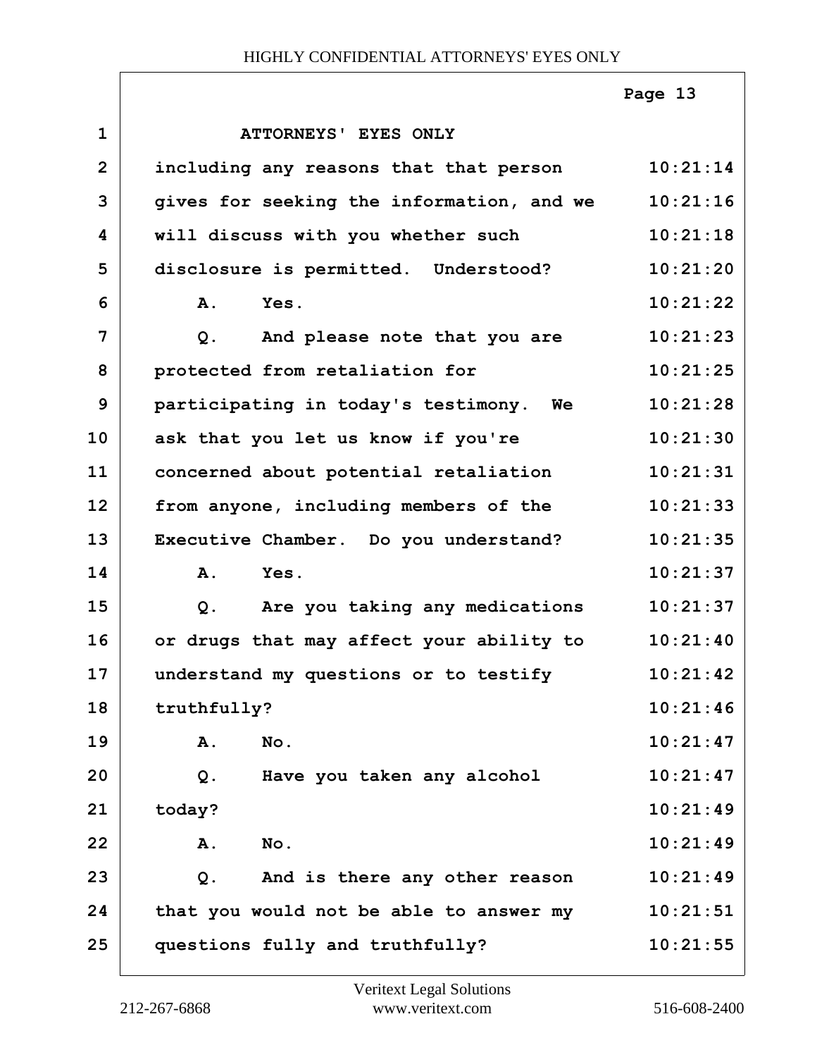ATTORNEYS' EYES ONLY

including any reasons that that person gives for seeking the information, and we will discuss with you whether such disclosure is permitted. Understood?

A. Yes.

Q. And please note that you are protected from retaliation for participating in today's testimony. We ask that you let us know if you're concerned about potential retaliation from anyone, including members of the Executive Chamber. Do you understand?

A. Yes.

Q. Are you taking any medications or drugs that may affect your ability to understand my questions or to testify truthfully?

A. No.

Q. Have you taken any alcohol today?

A. No.

Q. And is there any other reason that you would not be able to answer my questions fully and truthfully?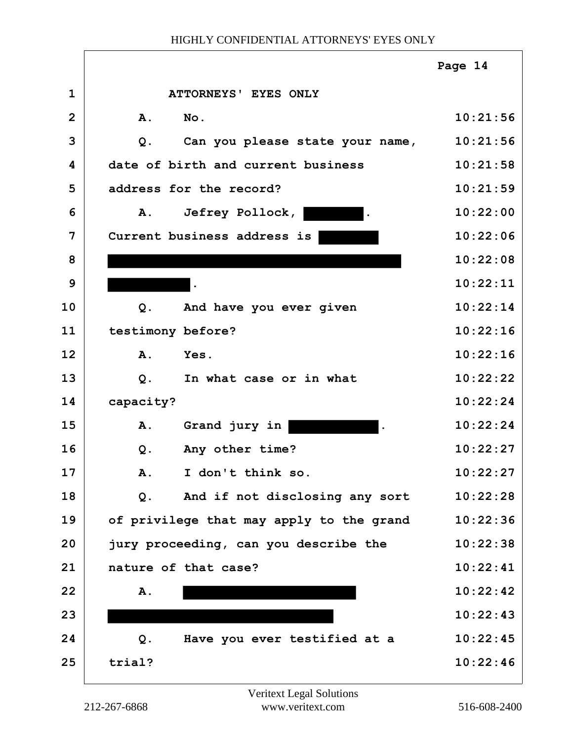HIGHLY CONFIDENTIAL ATTORNEYS' EYES ONLY

ATTORNEYS' EYES ONLY

A. No. 10:21:56

Q. Can you please state your name, date of birth and current business address for the record? 10:21:56 10:21:58 10:21:59

A. Jefrey Pollock, [REDACTED]. Current business address is [REDACTED] [REDACTED] [REDACTED]. 10:22:00 10:22:06 10:22:08 10:22:11

Q. And have you ever given testimony before? 10:22:14 10:22:16

A. Yes. 10:22:16

Q. In what case or in what capacity? 10:22:22 10:22:24

A. Grand jury in [REDACTED]. 10:22:24

Q. Any other time? 10:22:27

A. I don't think so. 10:22:27

Q. And if not disclosing any sort of privilege that may apply to the grand jury proceeding, can you describe the nature of that case? 10:22:28 10:22:36 10:22:38 10:22:41

A. [REDACTED] [REDACTED] 10:22:42 10:22:43

Q. Have you ever testified at a trial? 10:22:45 10:22:46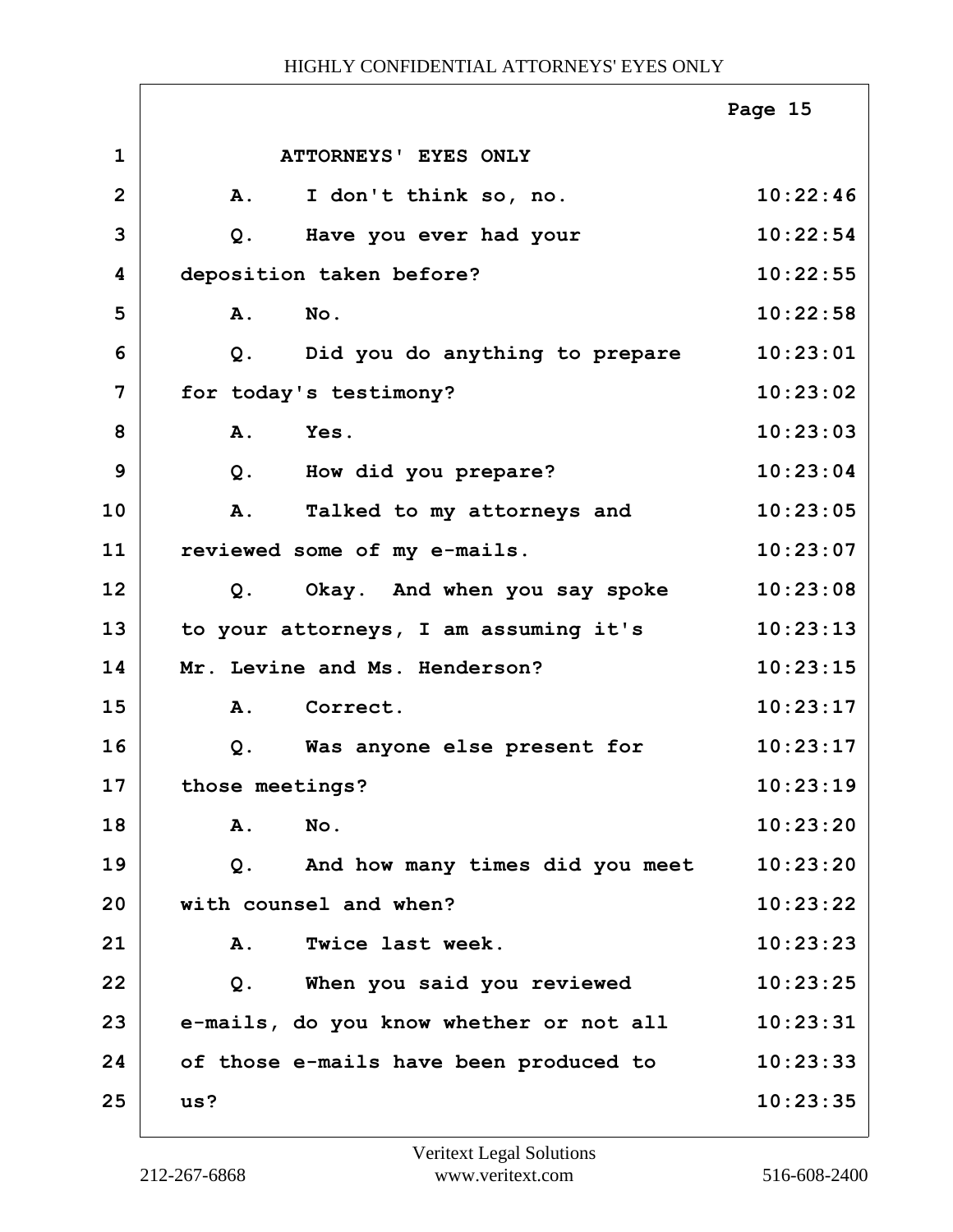ATTORNEYS' EYES ONLY

| Line | Text | Time |
|---|---|---|
| 1 | ATTORNEYS' EYES ONLY | |
| 2 | A. I don't think so, no. | 10:22:46 |
| 3 | Q. Have you ever had your | 10:22:54 |
| 4 | deposition taken before? | 10:22:55 |
| 5 | A. No. | 10:22:58 |
| 6 | Q. Did you do anything to prepare | 10:23:01 |
| 7 | for today's testimony? | 10:23:02 |
| 8 | A. Yes. | 10:23:03 |
| 9 | Q. How did you prepare? | 10:23:04 |
| 10 | A. Talked to my attorneys and | 10:23:05 |
| 11 | reviewed some of my e-mails. | 10:23:07 |
| 12 | Q. Okay. And when you say spoke | 10:23:08 |
| 13 | to your attorneys, I am assuming it's | 10:23:13 |
| 14 | Mr. Levine and Ms. Henderson? | 10:23:15 |
| 15 | A. Correct. | 10:23:17 |
| 16 | Q. Was anyone else present for | 10:23:17 |
| 17 | those meetings? | 10:23:19 |
| 18 | A. No. | 10:23:20 |
| 19 | Q. And how many times did you meet | 10:23:20 |
| 20 | with counsel and when? | 10:23:22 |
| 21 | A. Twice last week. | 10:23:23 |
| 22 | Q. When you said you reviewed | 10:23:25 |
| 23 | e-mails, do you know whether or not all | 10:23:31 |
| 24 | of those e-mails have been produced to | 10:23:33 |
| 25 | us? | 10:23:35 |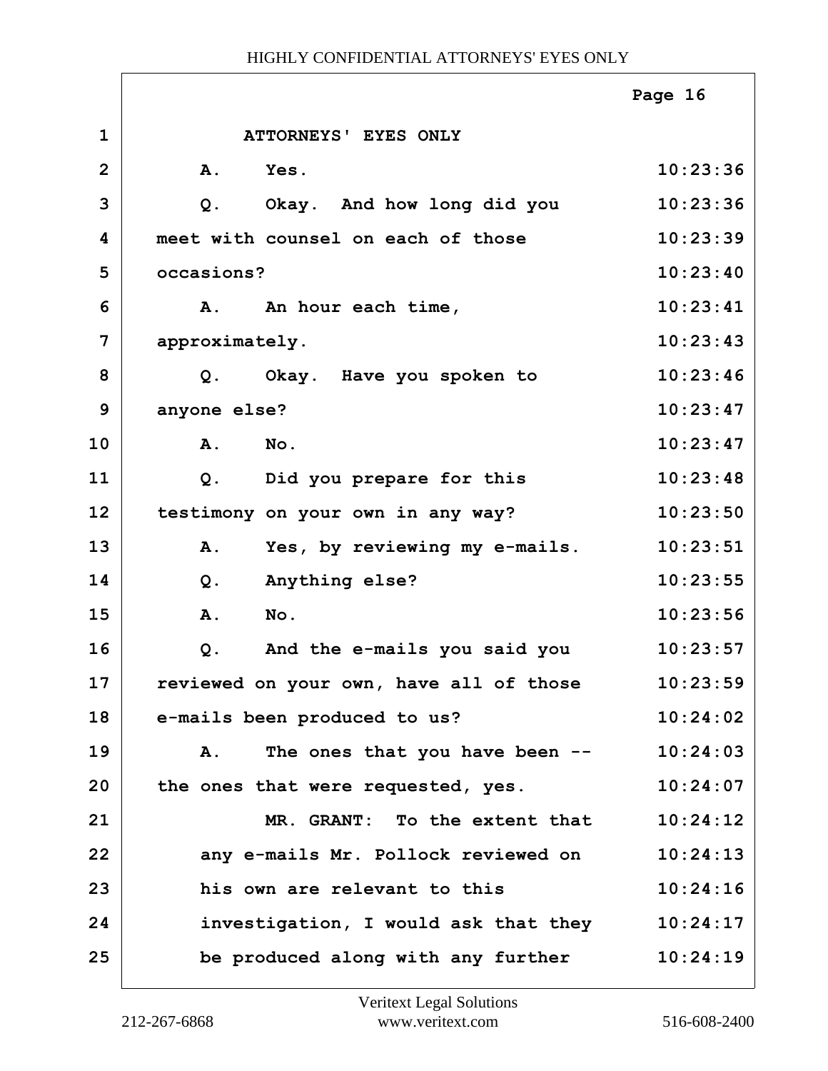ATTORNEYS' EYES ONLY

| | | |
|---|---|---|
| 1 | ATTORNEYS' EYES ONLY | |
| 2 | A. Yes. | 10:23:36 |
| 3 | Q. Okay. And how long did you | 10:23:36 |
| 4 | meet with counsel on each of those | 10:23:39 |
| 5 | occasions? | 10:23:40 |
| 6 | A. An hour each time, | 10:23:41 |
| 7 | approximately. | 10:23:43 |
| 8 | Q. Okay. Have you spoken to | 10:23:46 |
| 9 | anyone else? | 10:23:47 |
| 10 | A. No. | 10:23:47 |
| 11 | Q. Did you prepare for this | 10:23:48 |
| 12 | testimony on your own in any way? | 10:23:50 |
| 13 | A. Yes, by reviewing my e-mails. | 10:23:51 |
| 14 | Q. Anything else? | 10:23:55 |
| 15 | A. No. | 10:23:56 |
| 16 | Q. And the e-mails you said you | 10:23:57 |
| 17 | reviewed on your own, have all of those | 10:23:59 |
| 18 | e-mails been produced to us? | 10:24:02 |
| 19 | A. The ones that you have been -- | 10:24:03 |
| 20 | the ones that were requested, yes. | 10:24:07 |
| 21 | MR. GRANT: To the extent that | 10:24:12 |
| 22 | any e-mails Mr. Pollock reviewed on | 10:24:13 |
| 23 | his own are relevant to this | 10:24:16 |
| 24 | investigation, I would ask that they | 10:24:17 |
| 25 | be produced along with any further | 10:24:19 |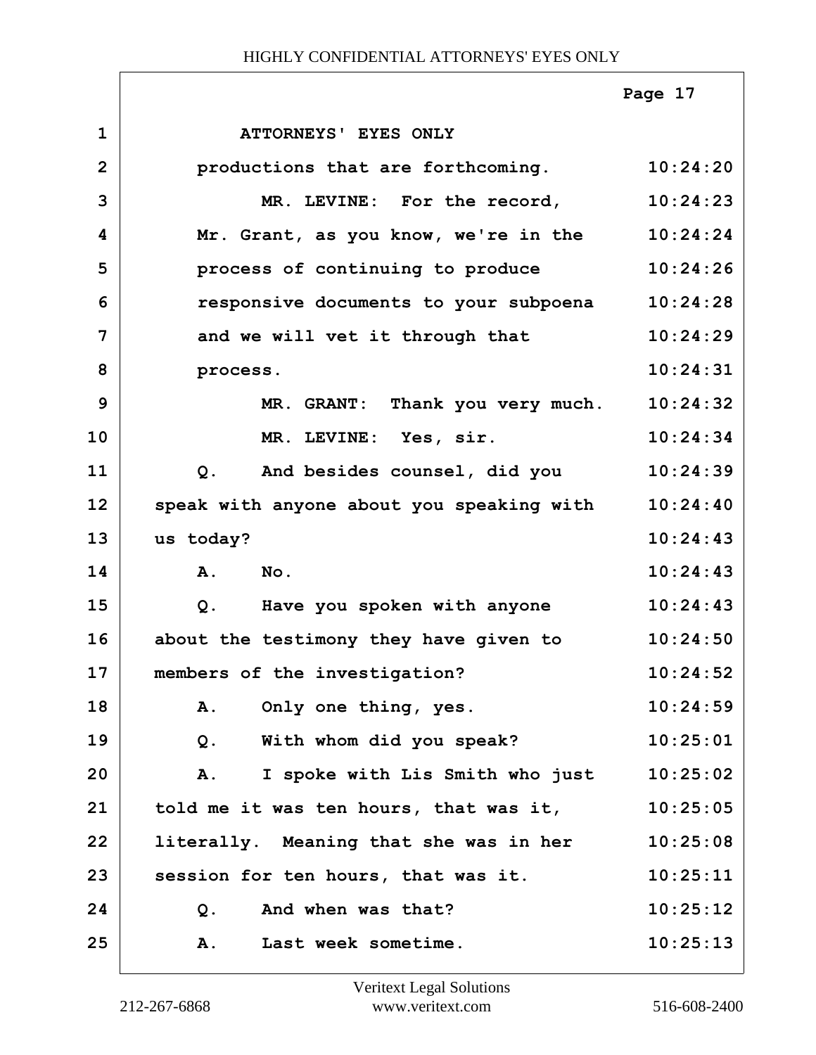ATTORNEYS' EYES ONLY

| | | |
|---|---|---|
| 1 | ATTORNEYS' EYES ONLY | |
| 2 | productions that are forthcoming. | 10:24:20 |
| 3 | MR. LEVINE: For the record, | 10:24:23 |
| 4 | Mr. Grant, as you know, we're in the | 10:24:24 |
| 5 | process of continuing to produce | 10:24:26 |
| 6 | responsive documents to your subpoena | 10:24:28 |
| 7 | and we will vet it through that | 10:24:29 |
| 8 | process. | 10:24:31 |
| 9 | MR. GRANT: Thank you very much. | 10:24:32 |
| 10 | MR. LEVINE: Yes, sir. | 10:24:34 |
| 11 | Q. And besides counsel, did you | 10:24:39 |
| 12 | speak with anyone about you speaking with | 10:24:40 |
| 13 | us today? | 10:24:43 |
| 14 | A. No. | 10:24:43 |
| 15 | Q. Have you spoken with anyone | 10:24:43 |
| 16 | about the testimony they have given to | 10:24:50 |
| 17 | members of the investigation? | 10:24:52 |
| 18 | A. Only one thing, yes. | 10:24:59 |
| 19 | Q. With whom did you speak? | 10:25:01 |
| 20 | A. I spoke with Lis Smith who just | 10:25:02 |
| 21 | told me it was ten hours, that was it, | 10:25:05 |
| 22 | literally. Meaning that she was in her | 10:25:08 |
| 23 | session for ten hours, that was it. | 10:25:11 |
| 24 | Q. And when was that? | 10:25:12 |
| 25 | A. Last week sometime. | 10:25:13 |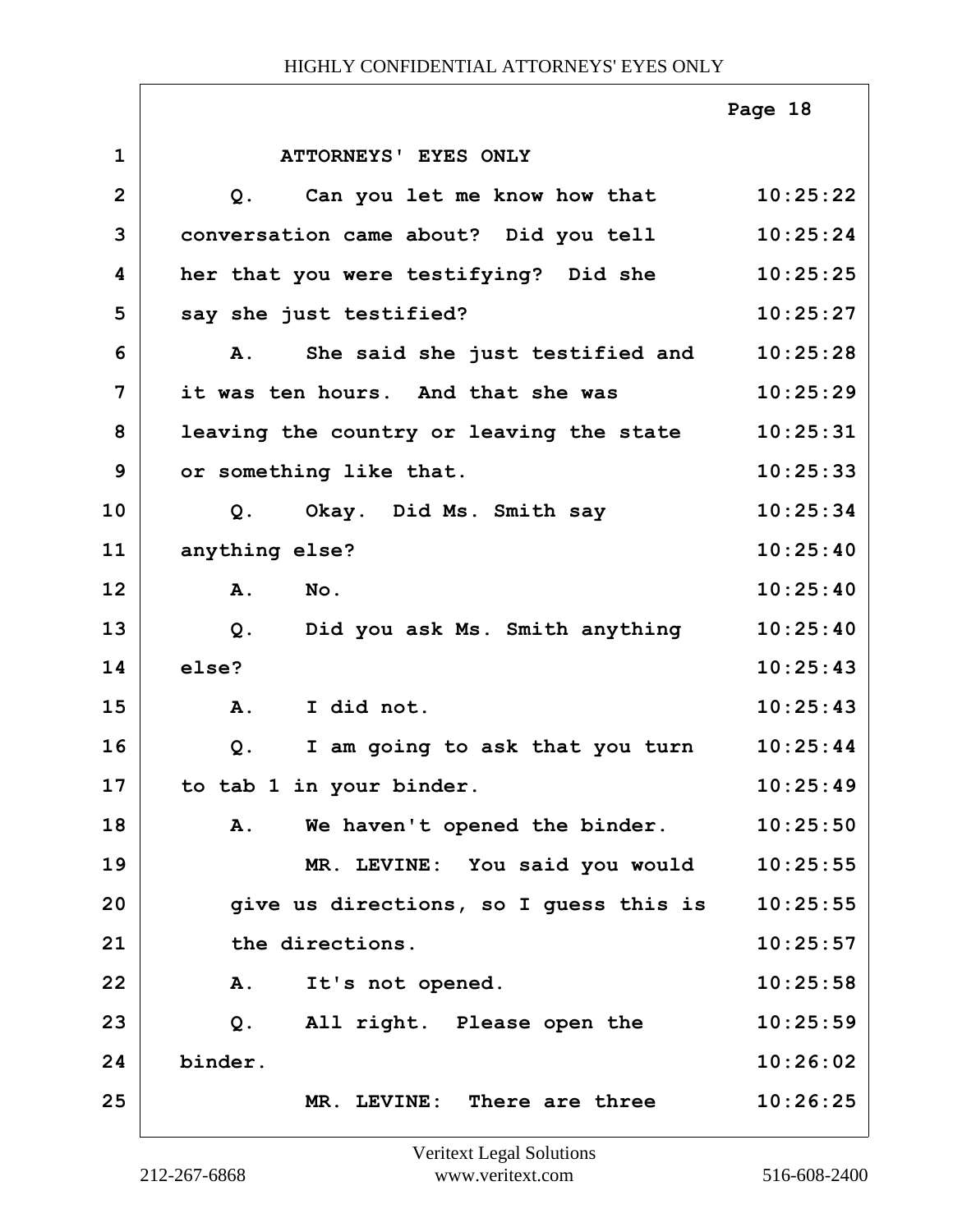ATTORNEYS' EYES ONLY

Q. Can you let me know how that conversation came about? Did you tell her that you were testifying? Did she say she just testified?

A. She said she just testified and it was ten hours. And that she was leaving the country or leaving the state or something like that.

Q. Okay. Did Ms. Smith say anything else?

A. No.

Q. Did you ask Ms. Smith anything else?

A. I did not.

Q. I am going to ask that you turn to tab 1 in your binder.

A. We haven't opened the binder.

MR. LEVINE: You said you would give us directions, so I guess this is the directions.

A. It's not opened.

Q. All right. Please open the binder.

MR. LEVINE: There are three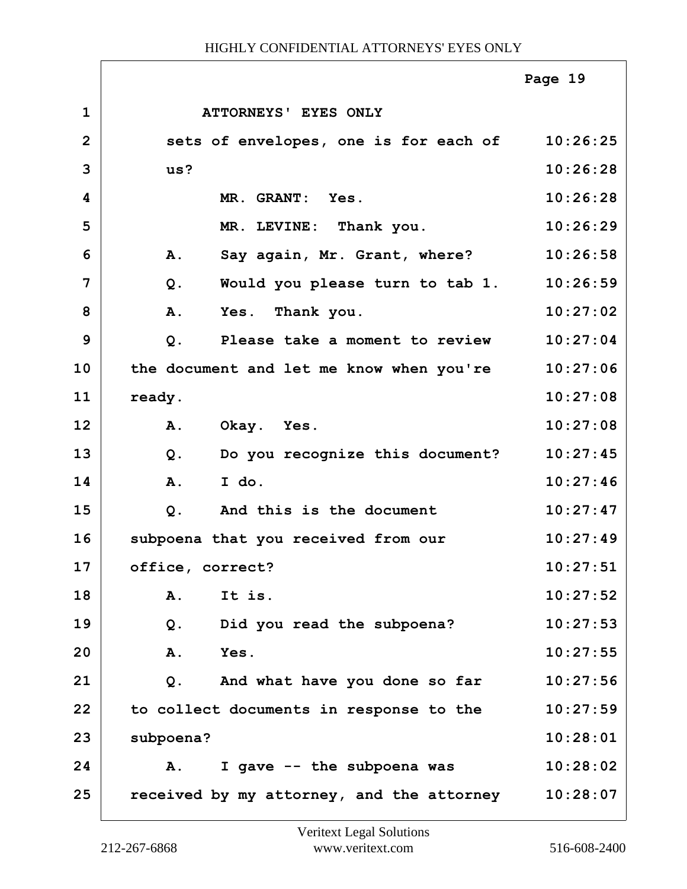ATTORNEYS' EYES ONLY

| Line | Text | Time |
|---|---|---|
| 1 | ATTORNEYS' EYES ONLY | |
| 2 | sets of envelopes, one is for each of | 10:26:25 |
| 3 | us? | 10:26:28 |
| 4 | MR. GRANT: Yes. | 10:26:28 |
| 5 | MR. LEVINE: Thank you. | 10:26:29 |
| 6 | A. Say again, Mr. Grant, where? | 10:26:58 |
| 7 | Q. Would you please turn to tab 1. | 10:26:59 |
| 8 | A. Yes. Thank you. | 10:27:02 |
| 9 | Q. Please take a moment to review | 10:27:04 |
| 10 | the document and let me know when you're | 10:27:06 |
| 11 | ready. | 10:27:08 |
| 12 | A. Okay. Yes. | 10:27:08 |
| 13 | Q. Do you recognize this document? | 10:27:45 |
| 14 | A. I do. | 10:27:46 |
| 15 | Q. And this is the document | 10:27:47 |
| 16 | subpoena that you received from our | 10:27:49 |
| 17 | office, correct? | 10:27:51 |
| 18 | A. It is. | 10:27:52 |
| 19 | Q. Did you read the subpoena? | 10:27:53 |
| 20 | A. Yes. | 10:27:55 |
| 21 | Q. And what have you done so far | 10:27:56 |
| 22 | to collect documents in response to the | 10:27:59 |
| 23 | subpoena? | 10:28:01 |
| 24 | A. I gave -- the subpoena was | 10:28:02 |
| 25 | received by my attorney, and the attorney | 10:28:07 |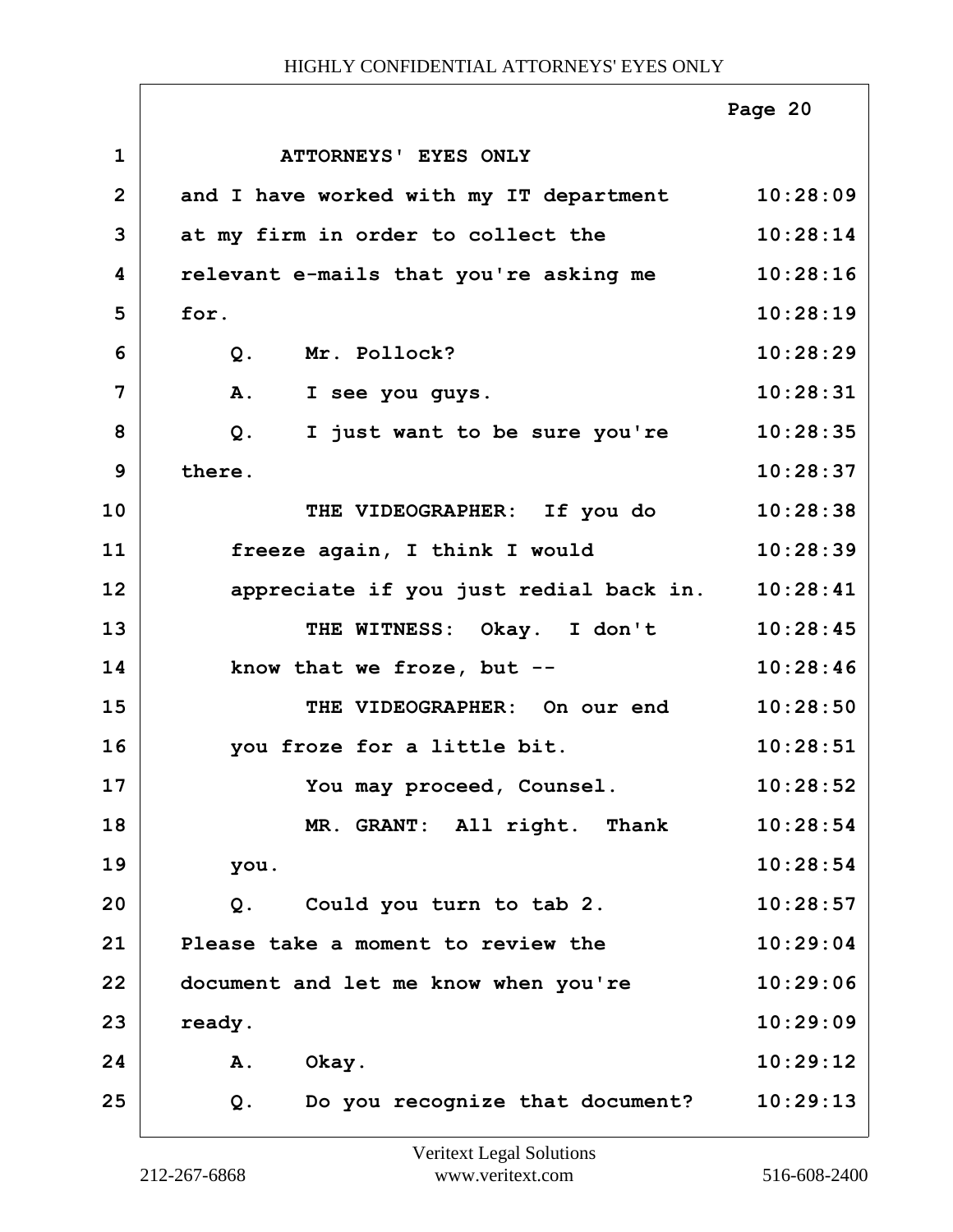ATTORNEYS' EYES ONLY

| Line | Text | Time |
|---|---|---|
| 1 | ATTORNEYS' EYES ONLY | |
| 2 | and I have worked with my IT department | 10:28:09 |
| 3 | at my firm in order to collect the | 10:28:14 |
| 4 | relevant e-mails that you're asking me | 10:28:16 |
| 5 | for. | 10:28:19 |
| 6 | Q. Mr. Pollock? | 10:28:29 |
| 7 | A. I see you guys. | 10:28:31 |
| 8 | Q. I just want to be sure you're | 10:28:35 |
| 9 | there. | 10:28:37 |
| 10 | THE VIDEOGRAPHER: If you do | 10:28:38 |
| 11 | freeze again, I think I would | 10:28:39 |
| 12 | appreciate if you just redial back in. | 10:28:41 |
| 13 | THE WITNESS: Okay. I don't | 10:28:45 |
| 14 | know that we froze, but -- | 10:28:46 |
| 15 | THE VIDEOGRAPHER: On our end | 10:28:50 |
| 16 | you froze for a little bit. | 10:28:51 |
| 17 | You may proceed, Counsel. | 10:28:52 |
| 18 | MR. GRANT: All right. Thank | 10:28:54 |
| 19 | you. | 10:28:54 |
| 20 | Q. Could you turn to tab 2. | 10:28:57 |
| 21 | Please take a moment to review the | 10:29:04 |
| 22 | document and let me know when you're | 10:29:06 |
| 23 | ready. | 10:29:09 |
| 24 | A. Okay. | 10:29:12 |
| 25 | Q. Do you recognize that document? | 10:29:13 |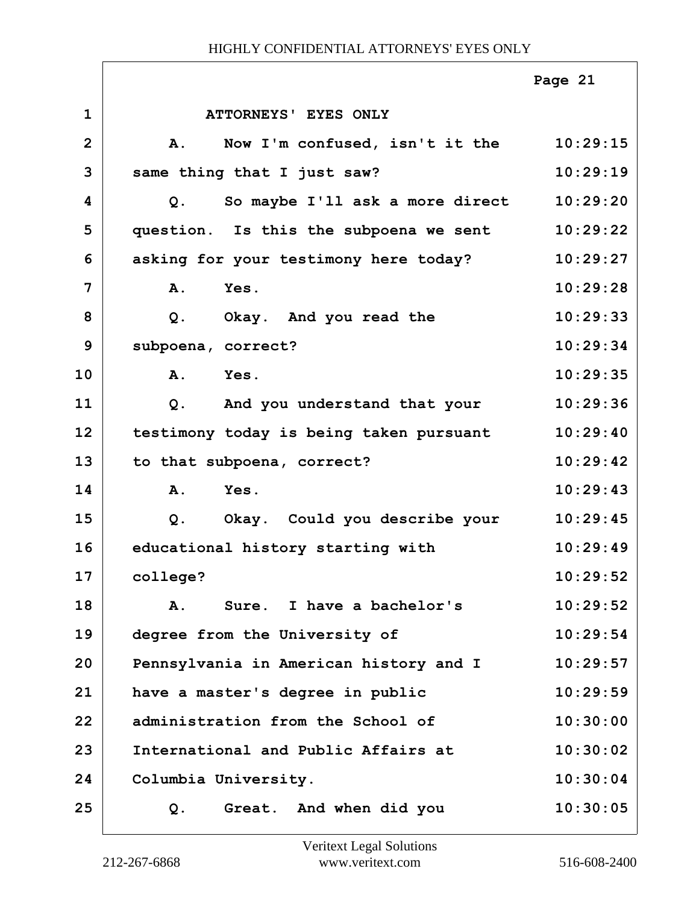ATTORNEYS' EYES ONLY

| | | |
|---|---|---|
| 1 | ATTORNEYS' EYES ONLY | |
| 2 | A. Now I'm confused, isn't it the | 10:29:15 |
| 3 | same thing that I just saw? | 10:29:19 |
| 4 | Q. So maybe I'll ask a more direct | 10:29:20 |
| 5 | question. Is this the subpoena we sent | 10:29:22 |
| 6 | asking for your testimony here today? | 10:29:27 |
| 7 | A. Yes. | 10:29:28 |
| 8 | Q. Okay. And you read the | 10:29:33 |
| 9 | subpoena, correct? | 10:29:34 |
| 10 | A. Yes. | 10:29:35 |
| 11 | Q. And you understand that your | 10:29:36 |
| 12 | testimony today is being taken pursuant | 10:29:40 |
| 13 | to that subpoena, correct? | 10:29:42 |
| 14 | A. Yes. | 10:29:43 |
| 15 | Q. Okay. Could you describe your | 10:29:45 |
| 16 | educational history starting with | 10:29:49 |
| 17 | college? | 10:29:52 |
| 18 | A. Sure. I have a bachelor's | 10:29:52 |
| 19 | degree from the University of | 10:29:54 |
| 20 | Pennsylvania in American history and I | 10:29:57 |
| 21 | have a master's degree in public | 10:29:59 |
| 22 | administration from the School of | 10:30:00 |
| 23 | International and Public Affairs at | 10:30:02 |
| 24 | Columbia University. | 10:30:04 |
| 25 | Q. Great. And when did you | 10:30:05 |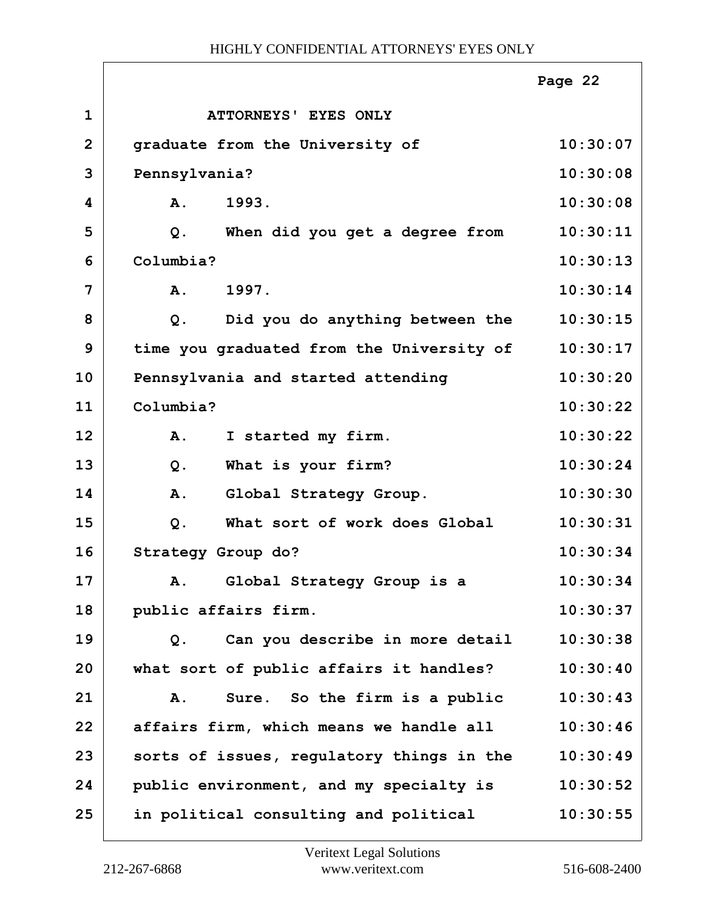ATTORNEYS' EYES ONLY

graduate from the University of Pennsylvania?

A. 1993.

Q. When did you get a degree from Columbia?

A. 1997.

Q. Did you do anything between the time you graduated from the University of Pennsylvania and started attending Columbia?

A. I started my firm.

Q. What is your firm?

A. Global Strategy Group.

Q. What sort of work does Global Strategy Group do?

A. Global Strategy Group is a public affairs firm.

Q. Can you describe in more detail what sort of public affairs it handles?

A. Sure. So the firm is a public affairs firm, which means we handle all sorts of issues, regulatory things in the public environment, and my specialty is in political consulting and political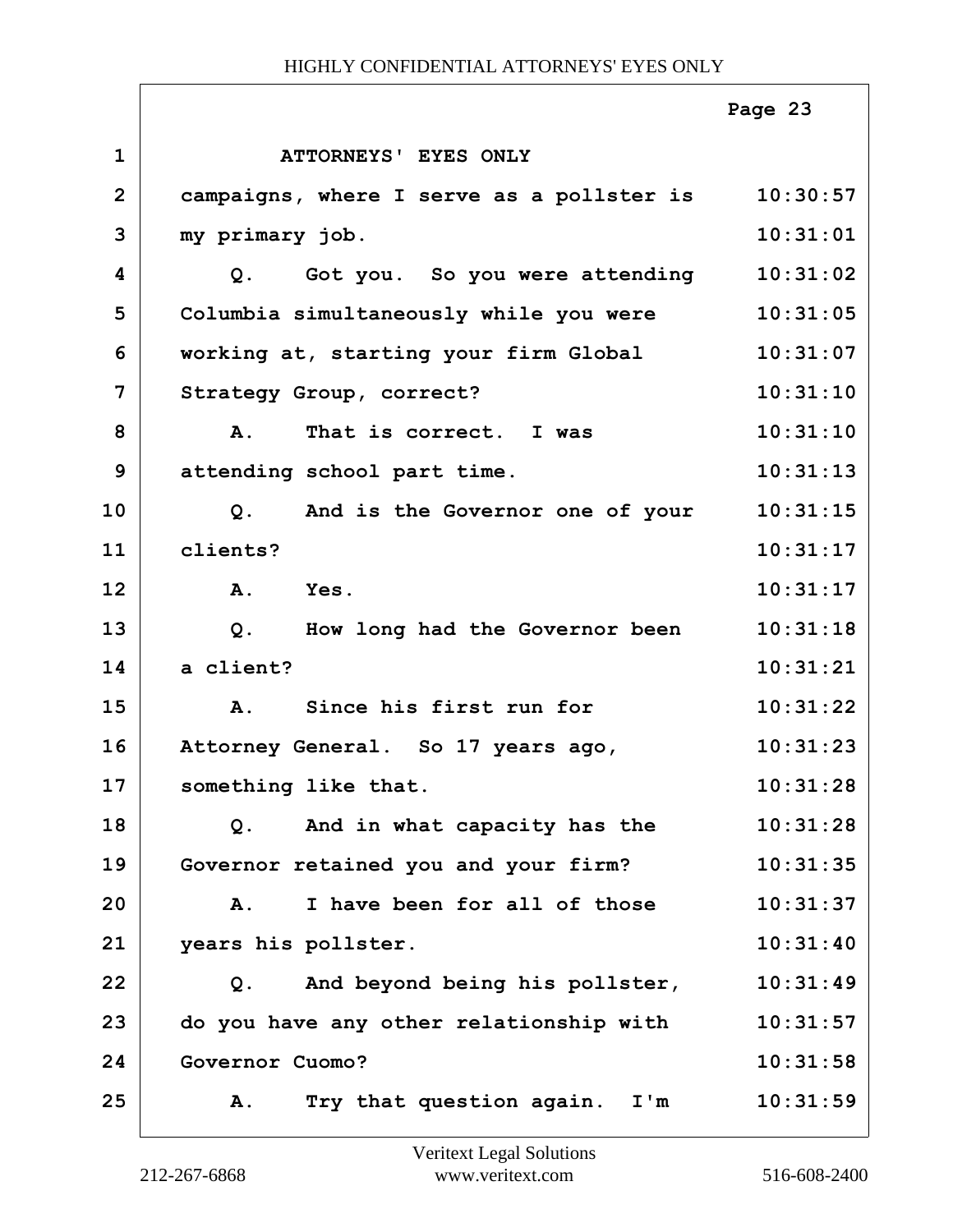ATTORNEYS' EYES ONLY

campaigns, where I serve as a pollster is my primary job.

Q. Got you. So you were attending Columbia simultaneously while you were working at, starting your firm Global Strategy Group, correct?

A. That is correct. I was attending school part time.

Q. And is the Governor one of your clients?

A. Yes.

Q. How long had the Governor been a client?

A. Since his first run for Attorney General. So 17 years ago, something like that.

Q. And in what capacity has the Governor retained you and your firm?

A. I have been for all of those years his pollster.

Q. And beyond being his pollster, do you have any other relationship with Governor Cuomo?

A. Try that question again. I'm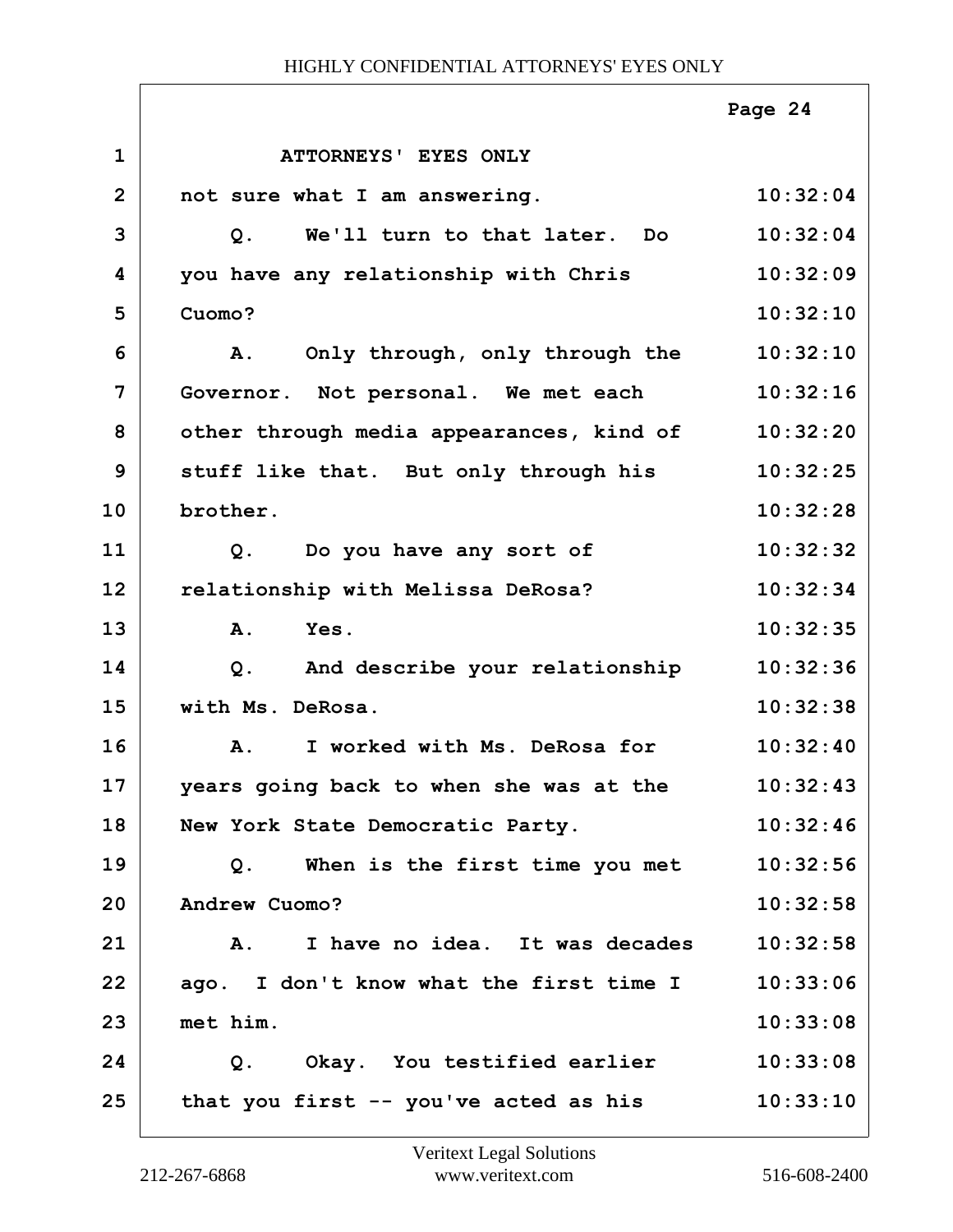HIGHLY CONFIDENTIAL ATTORNEYS' EYES ONLY

| | | |
|---|---|---|
| 1 | ATTORNEYS' EYES ONLY | |
| 2 | not sure what I am answering. | 10:32:04 |
| 3 | Q. We'll turn to that later. Do | 10:32:04 |
| 4 | you have any relationship with Chris | 10:32:09 |
| 5 | Cuomo? | 10:32:10 |
| 6 | A. Only through, only through the | 10:32:10 |
| 7 | Governor. Not personal. We met each | 10:32:16 |
| 8 | other through media appearances, kind of | 10:32:20 |
| 9 | stuff like that. But only through his | 10:32:25 |
| 10 | brother. | 10:32:28 |
| 11 | Q. Do you have any sort of | 10:32:32 |
| 12 | relationship with Melissa DeRosa? | 10:32:34 |
| 13 | A. Yes. | 10:32:35 |
| 14 | Q. And describe your relationship | 10:32:36 |
| 15 | with Ms. DeRosa. | 10:32:38 |
| 16 | A. I worked with Ms. DeRosa for | 10:32:40 |
| 17 | years going back to when she was at the | 10:32:43 |
| 18 | New York State Democratic Party. | 10:32:46 |
| 19 | Q. When is the first time you met | 10:32:56 |
| 20 | Andrew Cuomo? | 10:32:58 |
| 21 | A. I have no idea. It was decades | 10:32:58 |
| 22 | ago. I don't know what the first time I | 10:33:06 |
| 23 | met him. | 10:33:08 |
| 24 | Q. Okay. You testified earlier | 10:33:08 |
| 25 | that you first -- you've acted as his | 10:33:10 |

Veritext Legal Solutions
212-267-6868 www.veritext.com 516-608-2400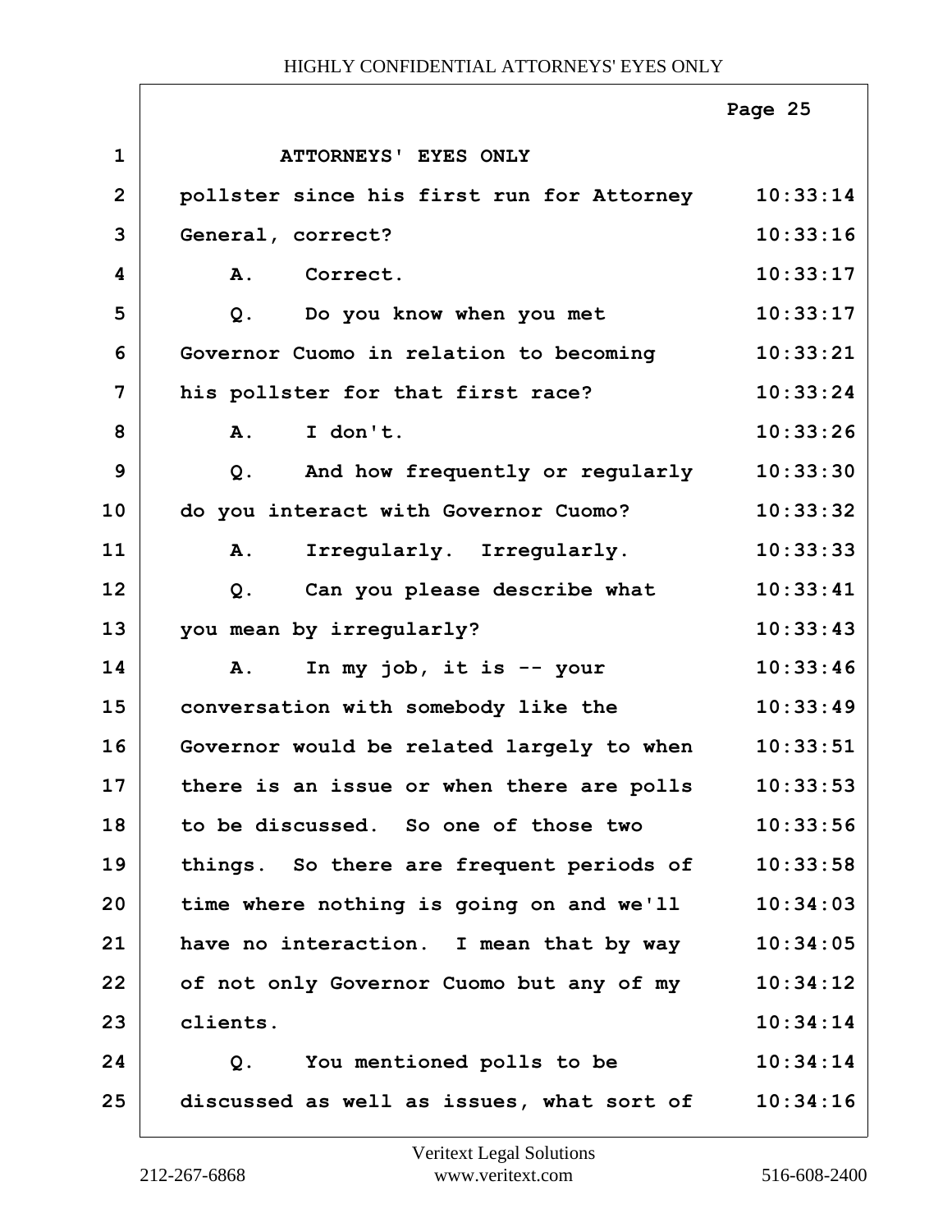ATTORNEYS' EYES ONLY

pollster since his first run for Attorney General, correct?

A. Correct.

Q. Do you know when you met Governor Cuomo in relation to becoming his pollster for that first race?

A. I don't.

Q. And how frequently or regularly do you interact with Governor Cuomo?

A. Irregularly. Irregularly.

Q. Can you please describe what you mean by irregularly?

A. In my job, it is -- your conversation with somebody like the Governor would be related largely to when there is an issue or when there are polls to be discussed. So one of those two things. So there are frequent periods of time where nothing is going on and we'll have no interaction. I mean that by way of not only Governor Cuomo but any of my clients.

Q. You mentioned polls to be discussed as well as issues, what sort of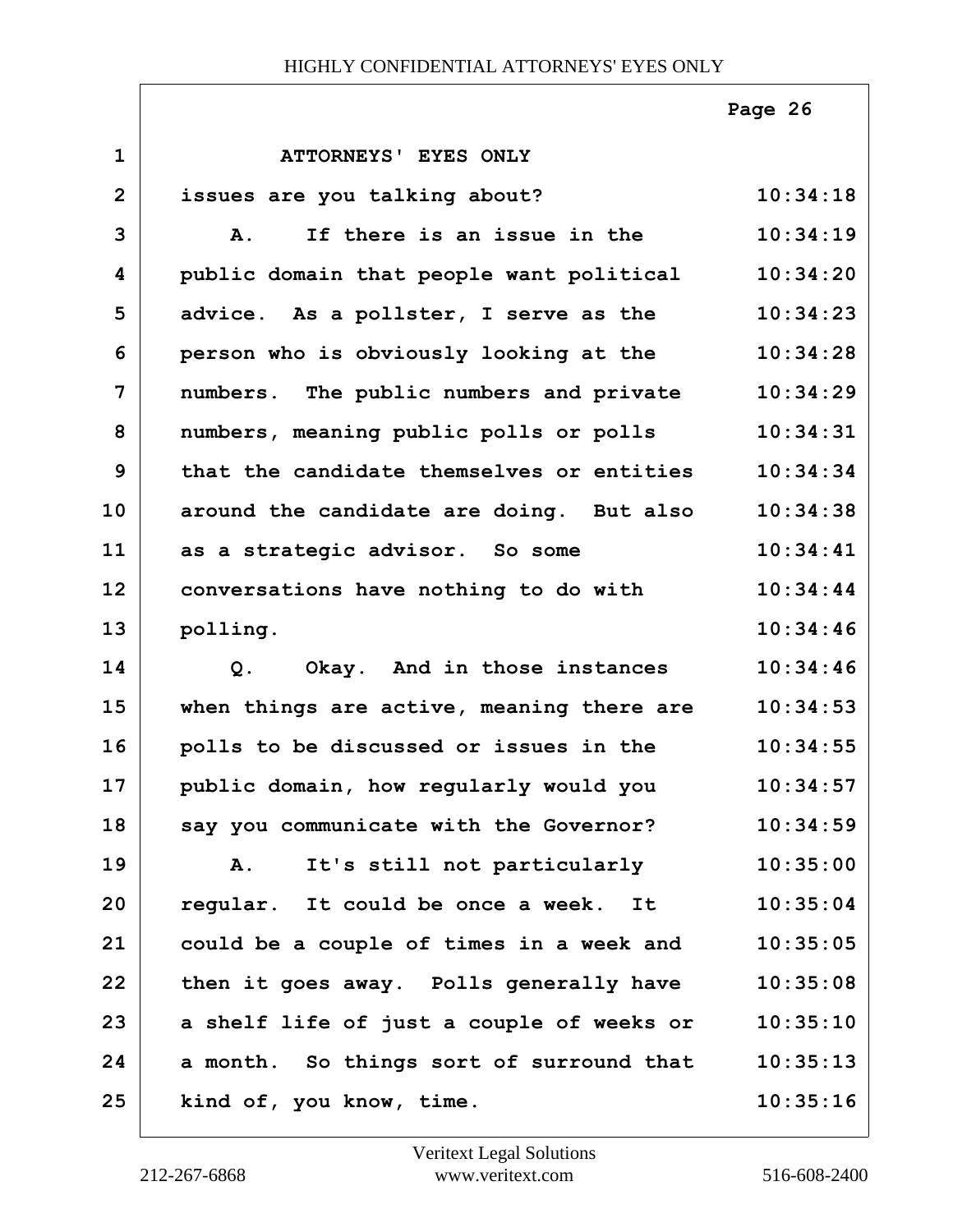ATTORNEYS' EYES ONLY

issues are you talking about?

A. If there is an issue in the public domain that people want political advice. As a pollster, I serve as the person who is obviously looking at the numbers. The public numbers and private numbers, meaning public polls or polls that the candidate themselves or entities around the candidate are doing. But also as a strategic advisor. So some conversations have nothing to do with polling.

Q. Okay. And in those instances when things are active, meaning there are polls to be discussed or issues in the public domain, how regularly would you say you communicate with the Governor?

A. It's still not particularly regular. It could be once a week. It could be a couple of times in a week and then it goes away. Polls generally have a shelf life of just a couple of weeks or a month. So things sort of surround that kind of, you know, time.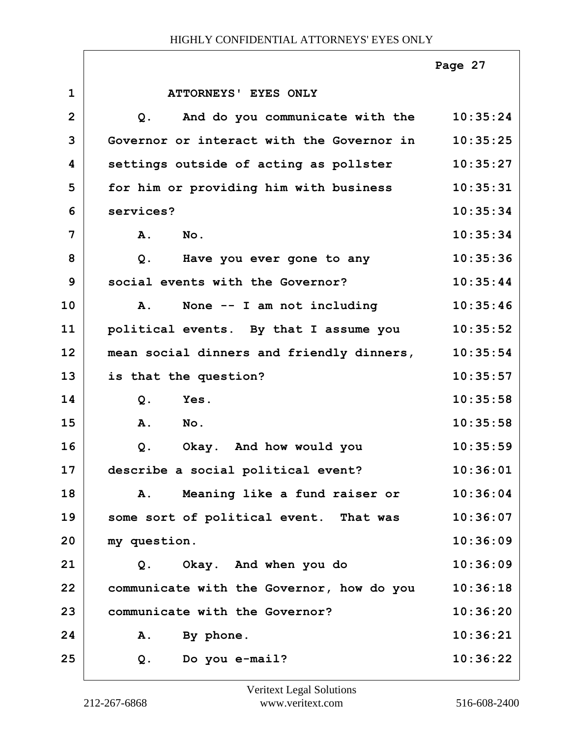ATTORNEYS' EYES ONLY

| | | |
|---|---|---|
| 1 | ATTORNEYS' EYES ONLY | |
| 2 | Q. And do you communicate with the | 10:35:24 |
| 3 | Governor or interact with the Governor in | 10:35:25 |
| 4 | settings outside of acting as pollster | 10:35:27 |
| 5 | for him or providing him with business | 10:35:31 |
| 6 | services? | 10:35:34 |
| 7 | A. No. | 10:35:34 |
| 8 | Q. Have you ever gone to any | 10:35:36 |
| 9 | social events with the Governor? | 10:35:44 |
| 10 | A. None -- I am not including | 10:35:46 |
| 11 | political events. By that I assume you | 10:35:52 |
| 12 | mean social dinners and friendly dinners, | 10:35:54 |
| 13 | is that the question? | 10:35:57 |
| 14 | Q. Yes. | 10:35:58 |
| 15 | A. No. | 10:35:58 |
| 16 | Q. Okay. And how would you | 10:35:59 |
| 17 | describe a social political event? | 10:36:01 |
| 18 | A. Meaning like a fund raiser or | 10:36:04 |
| 19 | some sort of political event. That was | 10:36:07 |
| 20 | my question. | 10:36:09 |
| 21 | Q. Okay. And when you do | 10:36:09 |
| 22 | communicate with the Governor, how do you | 10:36:18 |
| 23 | communicate with the Governor? | 10:36:20 |
| 24 | A. By phone. | 10:36:21 |
| 25 | Q. Do you e-mail? | 10:36:22 |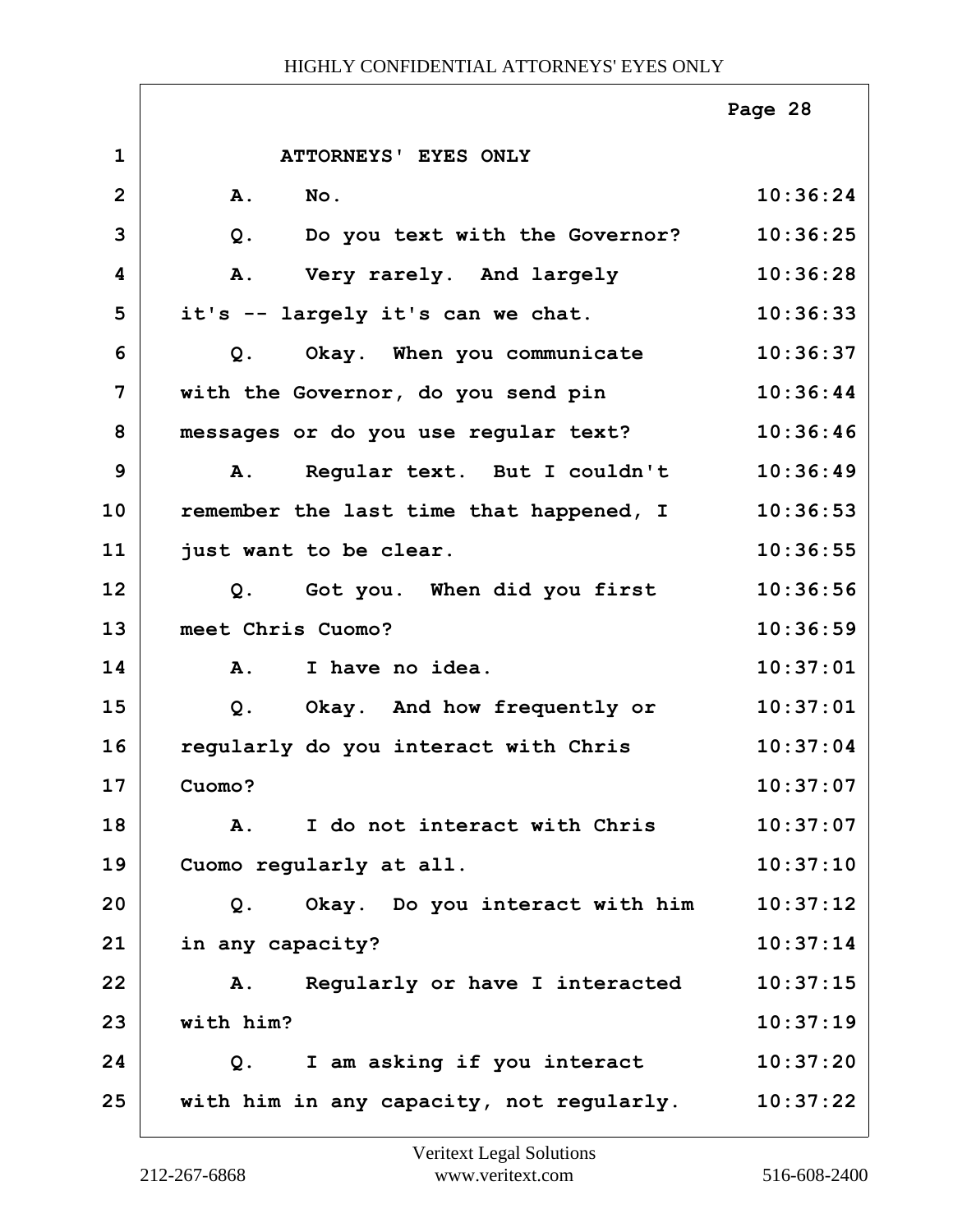ATTORNEYS' EYES ONLY

| | | |
|---|---|---|
| 1 | ATTORNEYS' EYES ONLY | |
| 2 | A. No. | 10:36:24 |
| 3 | Q. Do you text with the Governor? | 10:36:25 |
| 4 | A. Very rarely. And largely | 10:36:28 |
| 5 | it's -- largely it's can we chat. | 10:36:33 |
| 6 | Q. Okay. When you communicate | 10:36:37 |
| 7 | with the Governor, do you send pin | 10:36:44 |
| 8 | messages or do you use regular text? | 10:36:46 |
| 9 | A. Regular text. But I couldn't | 10:36:49 |
| 10 | remember the last time that happened, I | 10:36:53 |
| 11 | just want to be clear. | 10:36:55 |
| 12 | Q. Got you. When did you first | 10:36:56 |
| 13 | meet Chris Cuomo? | 10:36:59 |
| 14 | A. I have no idea. | 10:37:01 |
| 15 | Q. Okay. And how frequently or | 10:37:01 |
| 16 | regularly do you interact with Chris | 10:37:04 |
| 17 | Cuomo? | 10:37:07 |
| 18 | A. I do not interact with Chris | 10:37:07 |
| 19 | Cuomo regularly at all. | 10:37:10 |
| 20 | Q. Okay. Do you interact with him | 10:37:12 |
| 21 | in any capacity? | 10:37:14 |
| 22 | A. Regularly or have I interacted | 10:37:15 |
| 23 | with him? | 10:37:19 |
| 24 | Q. I am asking if you interact | 10:37:20 |
| 25 | with him in any capacity, not regularly. | 10:37:22 |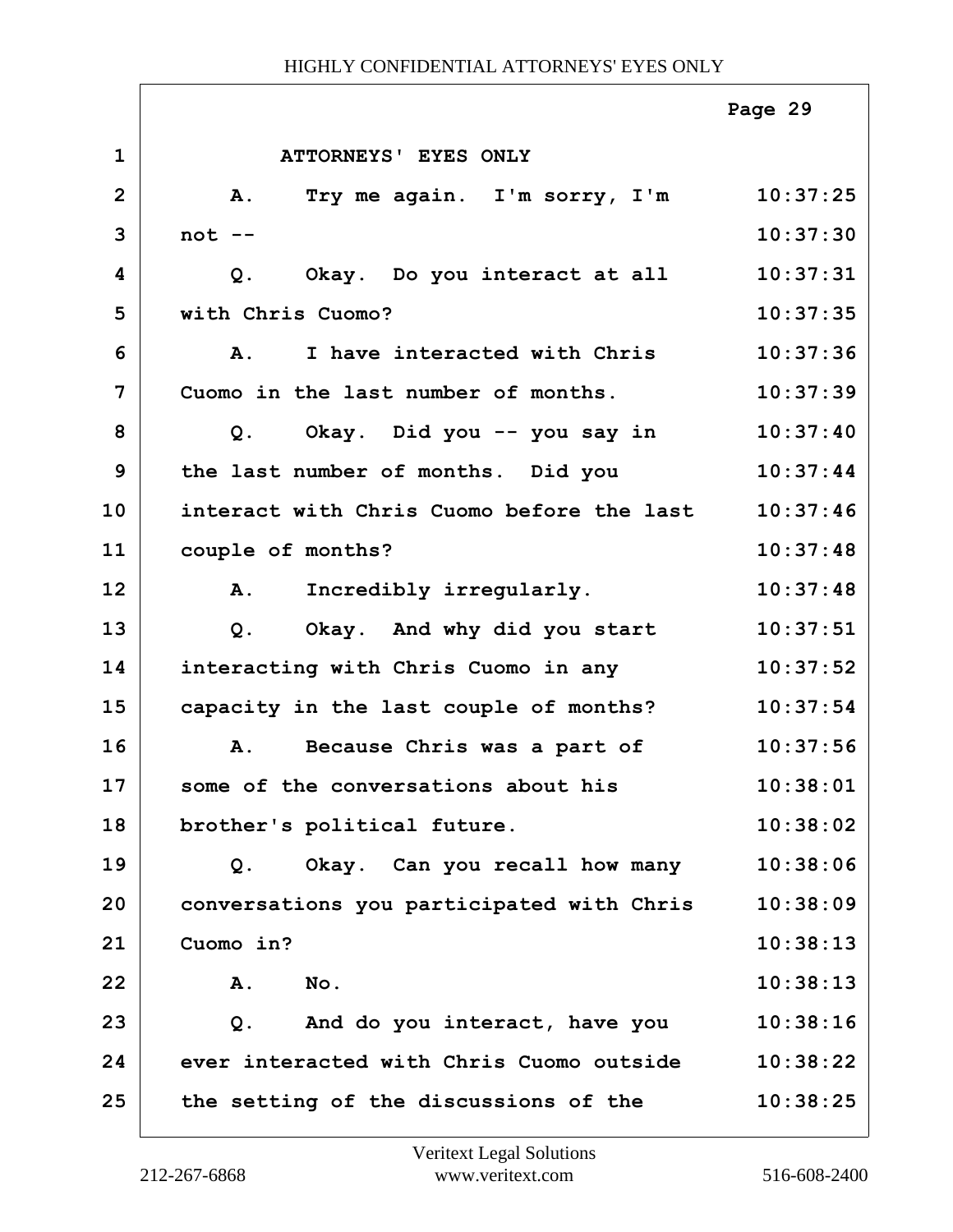ATTORNEYS' EYES ONLY

| | | |
|---|---|---|
| 1 | ATTORNEYS' EYES ONLY | |
| 2 | A. Try me again. I'm sorry, I'm | 10:37:25 |
| 3 | not -- | 10:37:30 |
| 4 | Q. Okay. Do you interact at all | 10:37:31 |
| 5 | with Chris Cuomo? | 10:37:35 |
| 6 | A. I have interacted with Chris | 10:37:36 |
| 7 | Cuomo in the last number of months. | 10:37:39 |
| 8 | Q. Okay. Did you -- you say in | 10:37:40 |
| 9 | the last number of months. Did you | 10:37:44 |
| 10 | interact with Chris Cuomo before the last | 10:37:46 |
| 11 | couple of months? | 10:37:48 |
| 12 | A. Incredibly irregularly. | 10:37:48 |
| 13 | Q. Okay. And why did you start | 10:37:51 |
| 14 | interacting with Chris Cuomo in any | 10:37:52 |
| 15 | capacity in the last couple of months? | 10:37:54 |
| 16 | A. Because Chris was a part of | 10:37:56 |
| 17 | some of the conversations about his | 10:38:01 |
| 18 | brother's political future. | 10:38:02 |
| 19 | Q. Okay. Can you recall how many | 10:38:06 |
| 20 | conversations you participated with Chris | 10:38:09 |
| 21 | Cuomo in? | 10:38:13 |
| 22 | A. No. | 10:38:13 |
| 23 | Q. And do you interact, have you | 10:38:16 |
| 24 | ever interacted with Chris Cuomo outside | 10:38:22 |
| 25 | the setting of the discussions of the | 10:38:25 |

Veritext Legal Solutions
212-267-6868 www.veritext.com 516-608-2400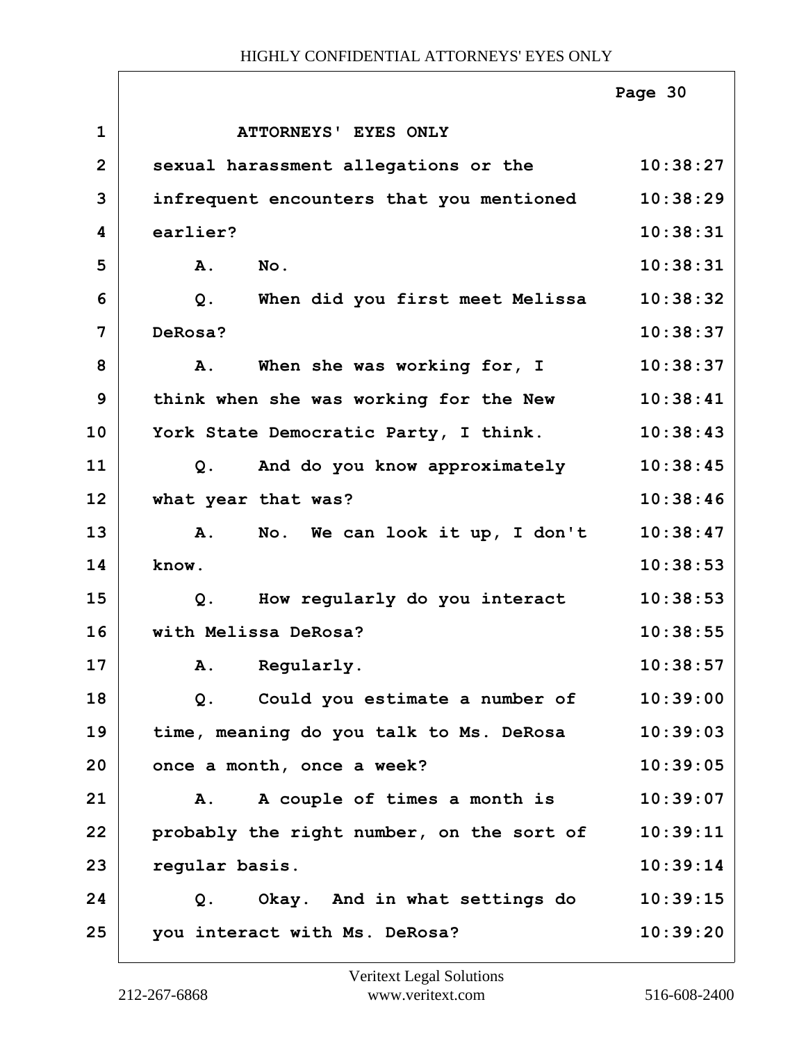ATTORNEYS' EYES ONLY

| | | |
|---|---|---|
| 1 | ATTORNEYS' EYES ONLY | |
| 2 | sexual harassment allegations or the | 10:38:27 |
| 3 | infrequent encounters that you mentioned | 10:38:29 |
| 4 | earlier? | 10:38:31 |
| 5 | A. No. | 10:38:31 |
| 6 | Q. When did you first meet Melissa | 10:38:32 |
| 7 | DeRosa? | 10:38:37 |
| 8 | A. When she was working for, I | 10:38:37 |
| 9 | think when she was working for the New | 10:38:41 |
| 10 | York State Democratic Party, I think. | 10:38:43 |
| 11 | Q. And do you know approximately | 10:38:45 |
| 12 | what year that was? | 10:38:46 |
| 13 | A. No. We can look it up, I don't | 10:38:47 |
| 14 | know. | 10:38:53 |
| 15 | Q. How regularly do you interact | 10:38:53 |
| 16 | with Melissa DeRosa? | 10:38:55 |
| 17 | A. Regularly. | 10:38:57 |
| 18 | Q. Could you estimate a number of | 10:39:00 |
| 19 | time, meaning do you talk to Ms. DeRosa | 10:39:03 |
| 20 | once a month, once a week? | 10:39:05 |
| 21 | A. A couple of times a month is | 10:39:07 |
| 22 | probably the right number, on the sort of | 10:39:11 |
| 23 | regular basis. | 10:39:14 |
| 24 | Q. Okay. And in what settings do | 10:39:15 |
| 25 | you interact with Ms. DeRosa? | 10:39:20 |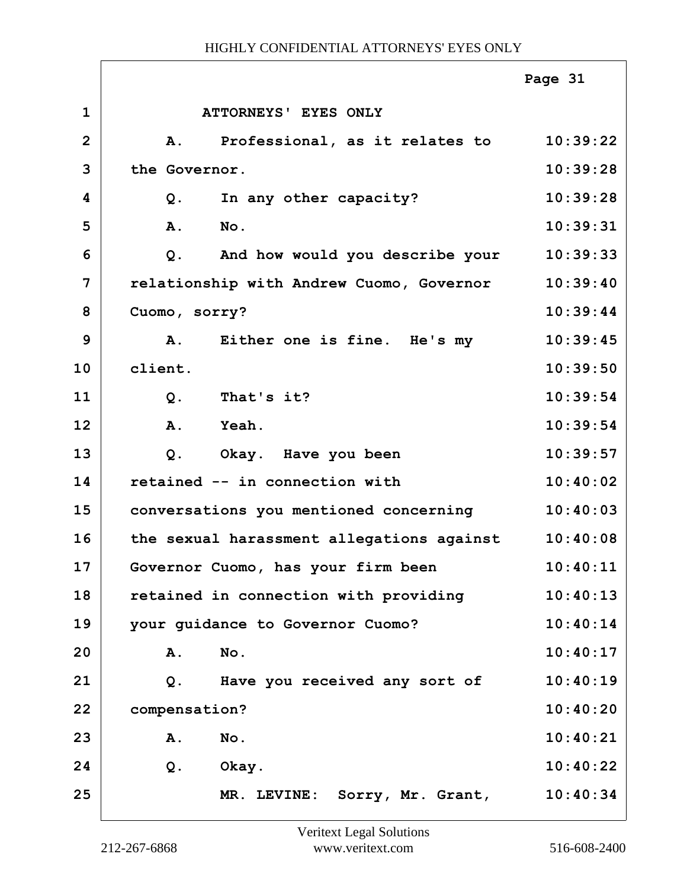ATTORNEYS' EYES ONLY

A. Professional, as it relates to the Governor.

Q. In any other capacity?

A. No.

Q. And how would you describe your relationship with Andrew Cuomo, Governor Cuomo, sorry?

A. Either one is fine. He's my client.

Q. That's it?

A. Yeah.

Q. Okay. Have you been retained -- in connection with conversations you mentioned concerning the sexual harassment allegations against Governor Cuomo, has your firm been retained in connection with providing your guidance to Governor Cuomo?

A. No.

Q. Have you received any sort of compensation?

A. No.

Q. Okay.

MR. LEVINE: Sorry, Mr. Grant,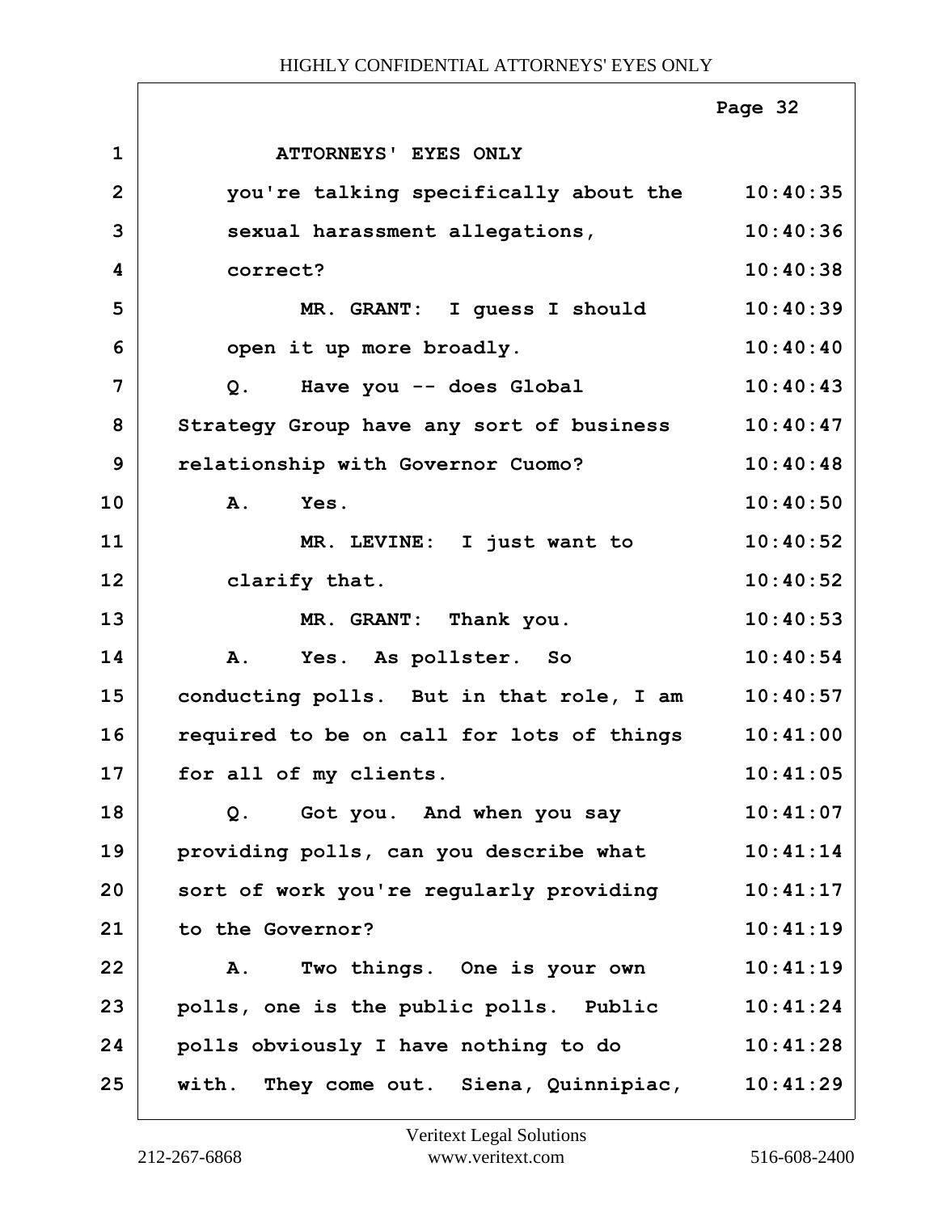ATTORNEYS' EYES ONLY

you're talking specifically about the sexual harassment allegations, correct?

MR. GRANT: I guess I should open it up more broadly.

Q. Have you -- does Global Strategy Group have any sort of business relationship with Governor Cuomo?

A. Yes.

MR. LEVINE: I just want to clarify that.

MR. GRANT: Thank you.

A. Yes. As pollster. So conducting polls. But in that role, I am required to be on call for lots of things for all of my clients.

Q. Got you. And when you say providing polls, can you describe what sort of work you're regularly providing to the Governor?

A. Two things. One is your own polls, one is the public polls. Public polls obviously I have nothing to do with. They come out. Siena, Quinnipiac,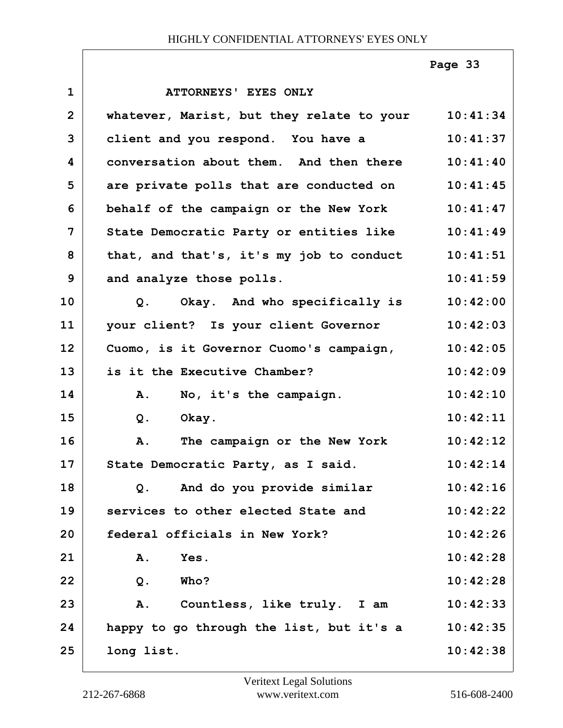ATTORNEYS' EYES ONLY

| | | |
|---|---|---|
| 1 | ATTORNEYS' EYES ONLY | |
| 2 | whatever, Marist, but they relate to your | 10:41:34 |
| 3 | client and you respond. You have a | 10:41:37 |
| 4 | conversation about them. And then there | 10:41:40 |
| 5 | are private polls that are conducted on | 10:41:45 |
| 6 | behalf of the campaign or the New York | 10:41:47 |
| 7 | State Democratic Party or entities like | 10:41:49 |
| 8 | that, and that's, it's my job to conduct | 10:41:51 |
| 9 | and analyze those polls. | 10:41:59 |
| 10 | Q. Okay. And who specifically is | 10:42:00 |
| 11 | your client? Is your client Governor | 10:42:03 |
| 12 | Cuomo, is it Governor Cuomo's campaign, | 10:42:05 |
| 13 | is it the Executive Chamber? | 10:42:09 |
| 14 | A. No, it's the campaign. | 10:42:10 |
| 15 | Q. Okay. | 10:42:11 |
| 16 | A. The campaign or the New York | 10:42:12 |
| 17 | State Democratic Party, as I said. | 10:42:14 |
| 18 | Q. And do you provide similar | 10:42:16 |
| 19 | services to other elected State and | 10:42:22 |
| 20 | federal officials in New York? | 10:42:26 |
| 21 | A. Yes. | 10:42:28 |
| 22 | Q. Who? | 10:42:28 |
| 23 | A. Countless, like truly. I am | 10:42:33 |
| 24 | happy to go through the list, but it's a | 10:42:35 |
| 25 | long list. | 10:42:38 |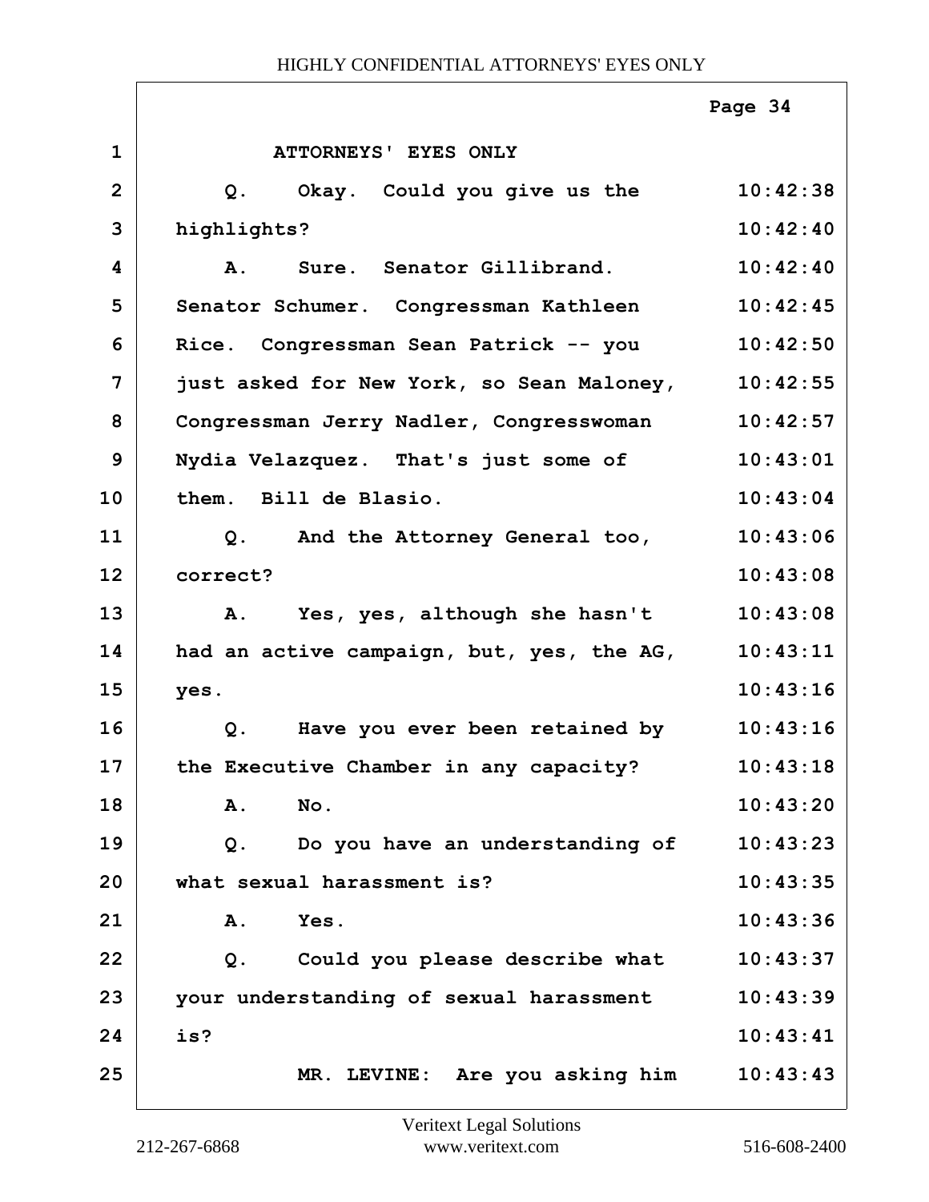ATTORNEYS' EYES ONLY

| | | |
|---|---|---|
| 1 | ATTORNEYS' EYES ONLY | |
| 2 | Q. Okay. Could you give us the | 10:42:38 |
| 3 | highlights? | 10:42:40 |
| 4 | A. Sure. Senator Gillibrand. | 10:42:40 |
| 5 | Senator Schumer. Congressman Kathleen | 10:42:45 |
| 6 | Rice. Congressman Sean Patrick -- you | 10:42:50 |
| 7 | just asked for New York, so Sean Maloney, | 10:42:55 |
| 8 | Congressman Jerry Nadler, Congresswoman | 10:42:57 |
| 9 | Nydia Velazquez. That's just some of | 10:43:01 |
| 10 | them. Bill de Blasio. | 10:43:04 |
| 11 | Q. And the Attorney General too, | 10:43:06 |
| 12 | correct? | 10:43:08 |
| 13 | A. Yes, yes, although she hasn't | 10:43:08 |
| 14 | had an active campaign, but, yes, the AG, | 10:43:11 |
| 15 | yes. | 10:43:16 |
| 16 | Q. Have you ever been retained by | 10:43:16 |
| 17 | the Executive Chamber in any capacity? | 10:43:18 |
| 18 | A. No. | 10:43:20 |
| 19 | Q. Do you have an understanding of | 10:43:23 |
| 20 | what sexual harassment is? | 10:43:35 |
| 21 | A. Yes. | 10:43:36 |
| 22 | Q. Could you please describe what | 10:43:37 |
| 23 | your understanding of sexual harassment | 10:43:39 |
| 24 | is? | 10:43:41 |
| 25 | MR. LEVINE: Are you asking him | 10:43:43 |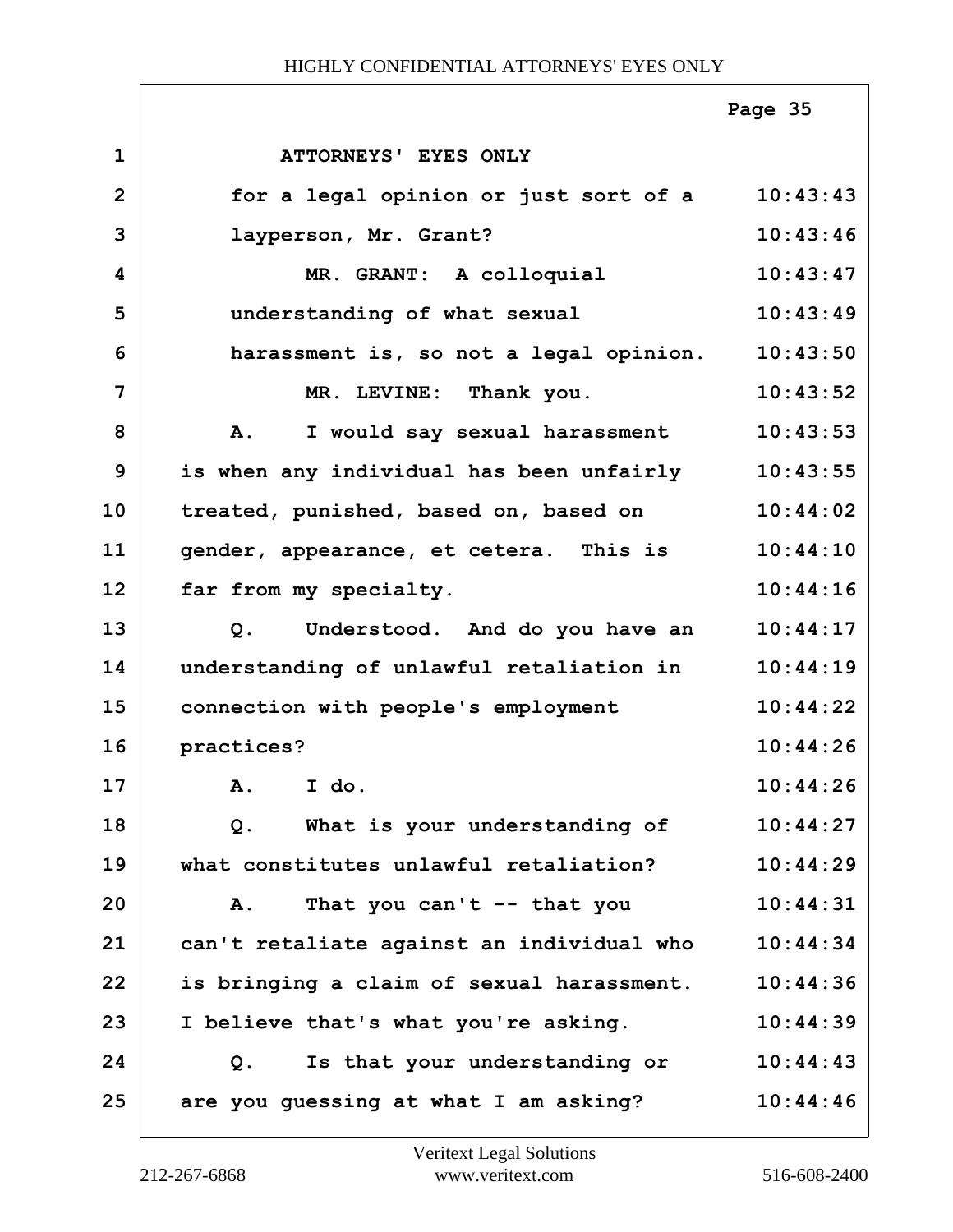ATTORNEYS' EYES ONLY

for a legal opinion or just sort of a layperson, Mr. Grant?

MR. GRANT: A colloquial understanding of what sexual harassment is, so not a legal opinion.

MR. LEVINE: Thank you.

A. I would say sexual harassment is when any individual has been unfairly treated, punished, based on, based on gender, appearance, et cetera. This is far from my specialty.

Q. Understood. And do you have an understanding of unlawful retaliation in connection with people's employment practices?

A. I do.

Q. What is your understanding of what constitutes unlawful retaliation?

A. That you can't -- that you can't retaliate against an individual who is bringing a claim of sexual harassment. I believe that's what you're asking.

Q. Is that your understanding or are you guessing at what I am asking?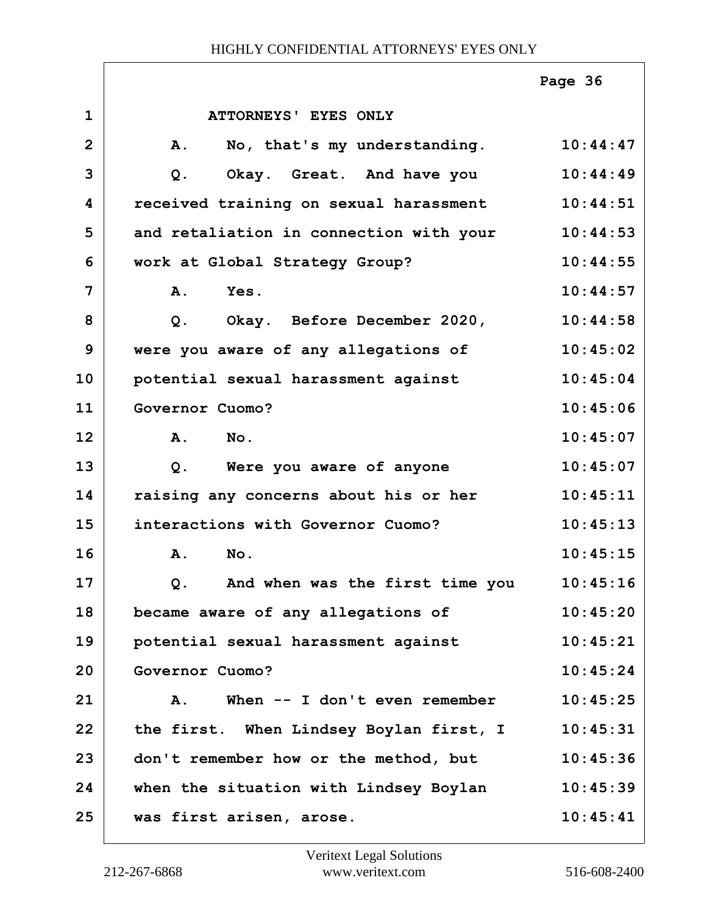ATTORNEYS' EYES ONLY

| Line | Text | Time |
|---|---|---|
| 1 | ATTORNEYS' EYES ONLY | |
| 2 | A. No, that's my understanding. | 10:44:47 |
| 3 | Q. Okay. Great. And have you | 10:44:49 |
| 4 | received training on sexual harassment | 10:44:51 |
| 5 | and retaliation in connection with your | 10:44:53 |
| 6 | work at Global Strategy Group? | 10:44:55 |
| 7 | A. Yes. | 10:44:57 |
| 8 | Q. Okay. Before December 2020, | 10:44:58 |
| 9 | were you aware of any allegations of | 10:45:02 |
| 10 | potential sexual harassment against | 10:45:04 |
| 11 | Governor Cuomo? | 10:45:06 |
| 12 | A. No. | 10:45:07 |
| 13 | Q. Were you aware of anyone | 10:45:07 |
| 14 | raising any concerns about his or her | 10:45:11 |
| 15 | interactions with Governor Cuomo? | 10:45:13 |
| 16 | A. No. | 10:45:15 |
| 17 | Q. And when was the first time you | 10:45:16 |
| 18 | became aware of any allegations of | 10:45:20 |
| 19 | potential sexual harassment against | 10:45:21 |
| 20 | Governor Cuomo? | 10:45:24 |
| 21 | A. When -- I don't even remember | 10:45:25 |
| 22 | the first. When Lindsey Boylan first, I | 10:45:31 |
| 23 | don't remember how or the method, but | 10:45:36 |
| 24 | when the situation with Lindsey Boylan | 10:45:39 |
| 25 | was first arisen, arose. | 10:45:41 |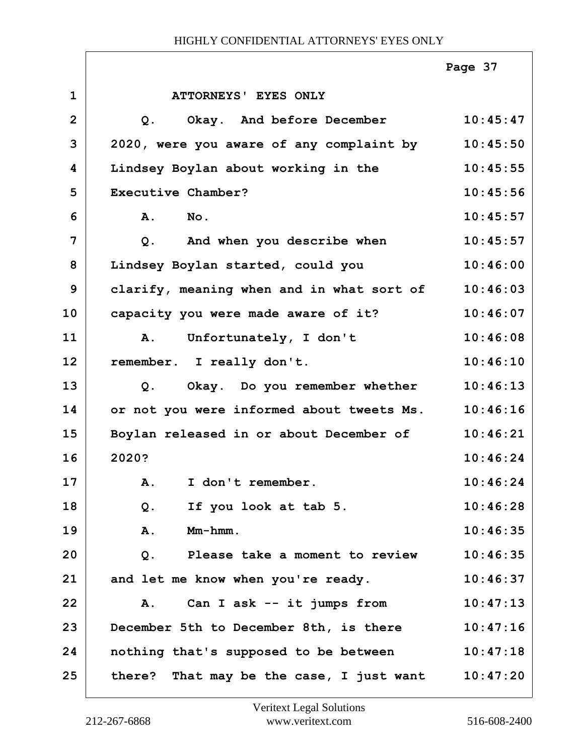ATTORNEYS' EYES ONLY

| Line | Text | Time |
|---|---|---|
| 1 | ATTORNEYS' EYES ONLY | |
| 2 | Q. Okay. And before December | 10:45:47 |
| 3 | 2020, were you aware of any complaint by | 10:45:50 |
| 4 | Lindsey Boylan about working in the | 10:45:55 |
| 5 | Executive Chamber? | 10:45:56 |
| 6 | A. No. | 10:45:57 |
| 7 | Q. And when you describe when | 10:45:57 |
| 8 | Lindsey Boylan started, could you | 10:46:00 |
| 9 | clarify, meaning when and in what sort of | 10:46:03 |
| 10 | capacity you were made aware of it? | 10:46:07 |
| 11 | A. Unfortunately, I don't | 10:46:08 |
| 12 | remember. I really don't. | 10:46:10 |
| 13 | Q. Okay. Do you remember whether | 10:46:13 |
| 14 | or not you were informed about tweets Ms. | 10:46:16 |
| 15 | Boylan released in or about December of | 10:46:21 |
| 16 | 2020? | 10:46:24 |
| 17 | A. I don't remember. | 10:46:24 |
| 18 | Q. If you look at tab 5. | 10:46:28 |
| 19 | A. Mm-hmm. | 10:46:35 |
| 20 | Q. Please take a moment to review | 10:46:35 |
| 21 | and let me know when you're ready. | 10:46:37 |
| 22 | A. Can I ask -- it jumps from | 10:47:13 |
| 23 | December 5th to December 8th, is there | 10:47:16 |
| 24 | nothing that's supposed to be between | 10:47:18 |
| 25 | there? That may be the case, I just want | 10:47:20 |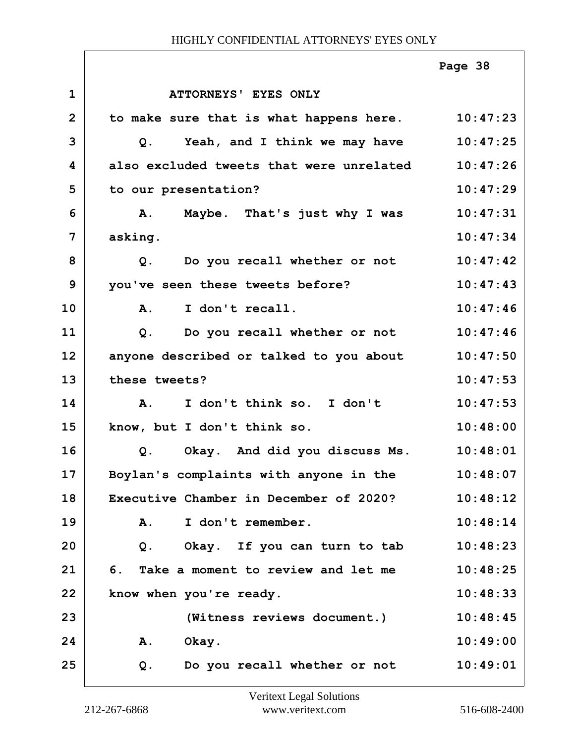ATTORNEYS' EYES ONLY

| | | |
|---|---|---|
| 1 | ATTORNEYS' EYES ONLY | |
| 2 | to make sure that is what happens here. | 10:47:23 |
| 3 | Q. Yeah, and I think we may have | 10:47:25 |
| 4 | also excluded tweets that were unrelated | 10:47:26 |
| 5 | to our presentation? | 10:47:29 |
| 6 | A. Maybe. That's just why I was | 10:47:31 |
| 7 | asking. | 10:47:34 |
| 8 | Q. Do you recall whether or not | 10:47:42 |
| 9 | you've seen these tweets before? | 10:47:43 |
| 10 | A. I don't recall. | 10:47:46 |
| 11 | Q. Do you recall whether or not | 10:47:46 |
| 12 | anyone described or talked to you about | 10:47:50 |
| 13 | these tweets? | 10:47:53 |
| 14 | A. I don't think so. I don't | 10:47:53 |
| 15 | know, but I don't think so. | 10:48:00 |
| 16 | Q. Okay. And did you discuss Ms. | 10:48:01 |
| 17 | Boylan's complaints with anyone in the | 10:48:07 |
| 18 | Executive Chamber in December of 2020? | 10:48:12 |
| 19 | A. I don't remember. | 10:48:14 |
| 20 | Q. Okay. If you can turn to tab | 10:48:23 |
| 21 | 6. Take a moment to review and let me | 10:48:25 |
| 22 | know when you're ready. | 10:48:33 |
| 23 | (Witness reviews document.) | 10:48:45 |
| 24 | A. Okay. | 10:49:00 |
| 25 | Q. Do you recall whether or not | 10:49:01 |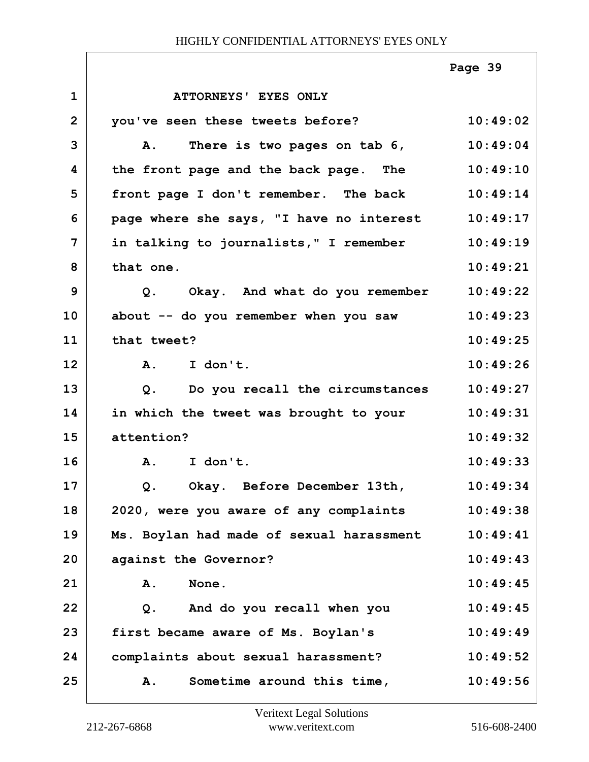ATTORNEYS' EYES ONLY

you've seen these tweets before? 10:49:02

A. There is two pages on tab 6, 10:49:04
the front page and the back page. The 10:49:10
front page I don't remember. The back 10:49:14
page where she says, "I have no interest 10:49:17
in talking to journalists," I remember 10:49:19
that one. 10:49:21

Q. Okay. And what do you remember 10:49:22
about -- do you remember when you saw 10:49:23
that tweet? 10:49:25

A. I don't. 10:49:26

Q. Do you recall the circumstances 10:49:27
in which the tweet was brought to your 10:49:31
attention? 10:49:32

A. I don't. 10:49:33

Q. Okay. Before December 13th, 10:49:34
2020, were you aware of any complaints 10:49:38
Ms. Boylan had made of sexual harassment 10:49:41
against the Governor? 10:49:43

A. None. 10:49:45

Q. And do you recall when you 10:49:45
first became aware of Ms. Boylan's 10:49:49
complaints about sexual harassment? 10:49:52

A. Sometime around this time, 10:49:56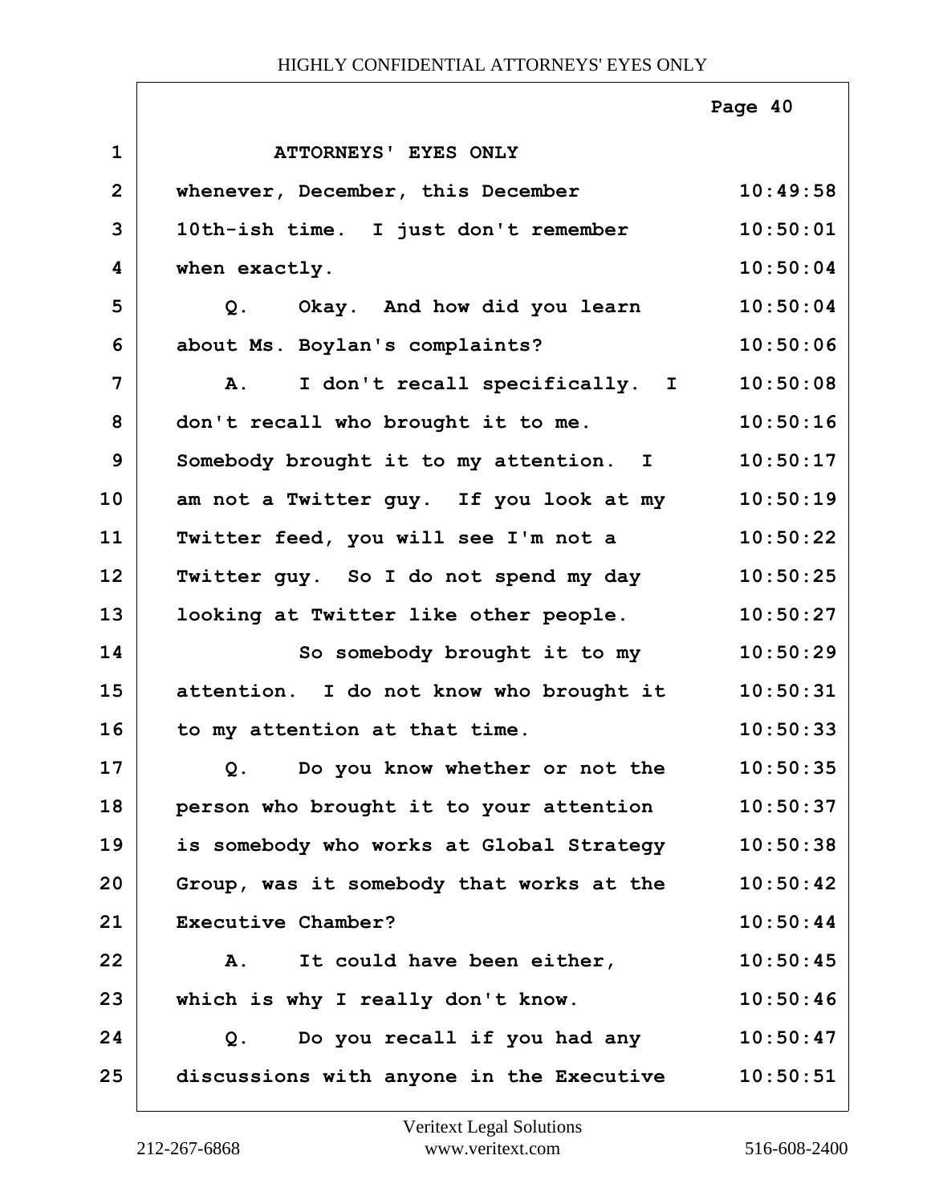ATTORNEYS' EYES ONLY

whenever, December, this December 10th-ish time. I just don't remember when exactly.

Q. Okay. And how did you learn about Ms. Boylan's complaints?

A. I don't recall specifically. I don't recall who brought it to me. Somebody brought it to my attention. I am not a Twitter guy. If you look at my Twitter feed, you will see I'm not a Twitter guy. So I do not spend my day looking at Twitter like other people.

So somebody brought it to my attention. I do not know who brought it to my attention at that time.

Q. Do you know whether or not the person who brought it to your attention is somebody who works at Global Strategy Group, was it somebody that works at the Executive Chamber?

A. It could have been either, which is why I really don't know.

Q. Do you recall if you had any discussions with anyone in the Executive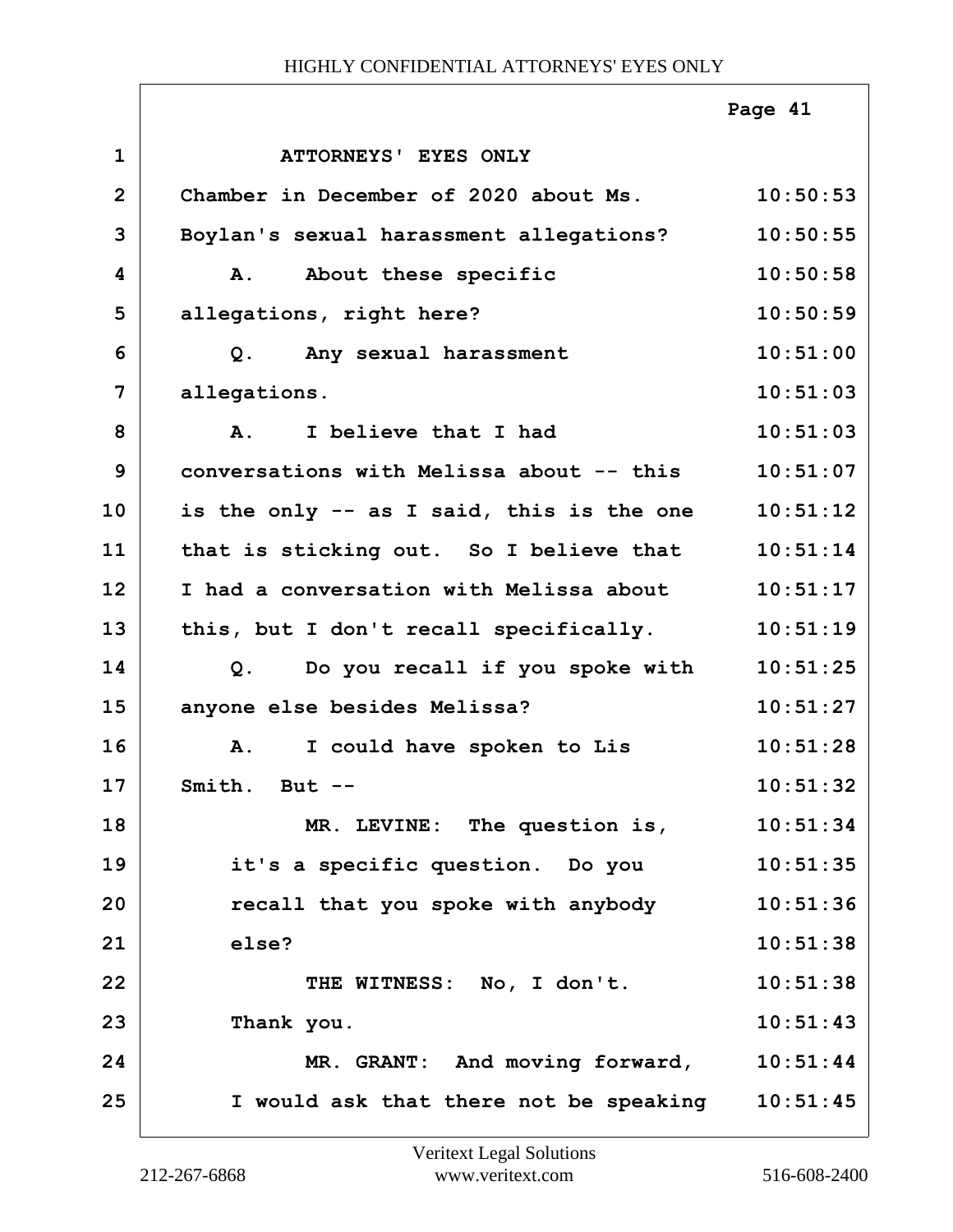ATTORNEYS' EYES ONLY

Chamber in December of 2020 about Ms. Boylan's sexual harassment allegations?

A. About these specific allegations, right here?

Q. Any sexual harassment allegations.

A. I believe that I had conversations with Melissa about -- this is the only -- as I said, this is the one that is sticking out. So I believe that I had a conversation with Melissa about this, but I don't recall specifically.

Q. Do you recall if you spoke with anyone else besides Melissa?

A. I could have spoken to Lis Smith. But --

MR. LEVINE: The question is, it's a specific question. Do you recall that you spoke with anybody else?

THE WITNESS: No, I don't. Thank you.

MR. GRANT: And moving forward, I would ask that there not be speaking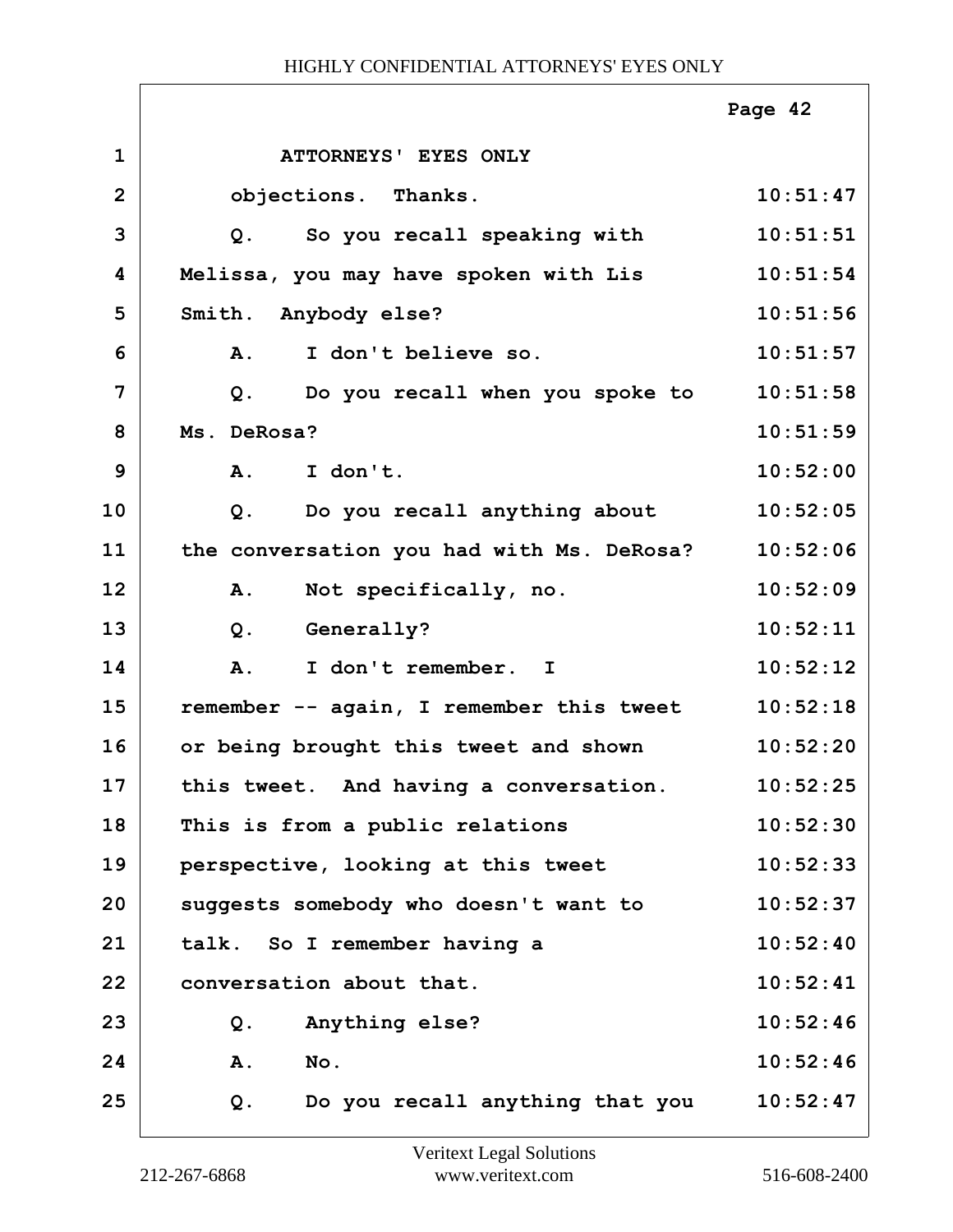ATTORNEYS' EYES ONLY

| | | |
|---|---|---|
| 1 | ATTORNEYS' EYES ONLY | |
| 2 | objections. Thanks. | 10:51:47 |
| 3 | Q. So you recall speaking with | 10:51:51 |
| 4 | Melissa, you may have spoken with Lis | 10:51:54 |
| 5 | Smith. Anybody else? | 10:51:56 |
| 6 | A. I don't believe so. | 10:51:57 |
| 7 | Q. Do you recall when you spoke to | 10:51:58 |
| 8 | Ms. DeRosa? | 10:51:59 |
| 9 | A. I don't. | 10:52:00 |
| 10 | Q. Do you recall anything about | 10:52:05 |
| 11 | the conversation you had with Ms. DeRosa? | 10:52:06 |
| 12 | A. Not specifically, no. | 10:52:09 |
| 13 | Q. Generally? | 10:52:11 |
| 14 | A. I don't remember. I | 10:52:12 |
| 15 | remember -- again, I remember this tweet | 10:52:18 |
| 16 | or being brought this tweet and shown | 10:52:20 |
| 17 | this tweet. And having a conversation. | 10:52:25 |
| 18 | This is from a public relations | 10:52:30 |
| 19 | perspective, looking at this tweet | 10:52:33 |
| 20 | suggests somebody who doesn't want to | 10:52:37 |
| 21 | talk. So I remember having a | 10:52:40 |
| 22 | conversation about that. | 10:52:41 |
| 23 | Q. Anything else? | 10:52:46 |
| 24 | A. No. | 10:52:46 |
| 25 | Q. Do you recall anything that you | 10:52:47 |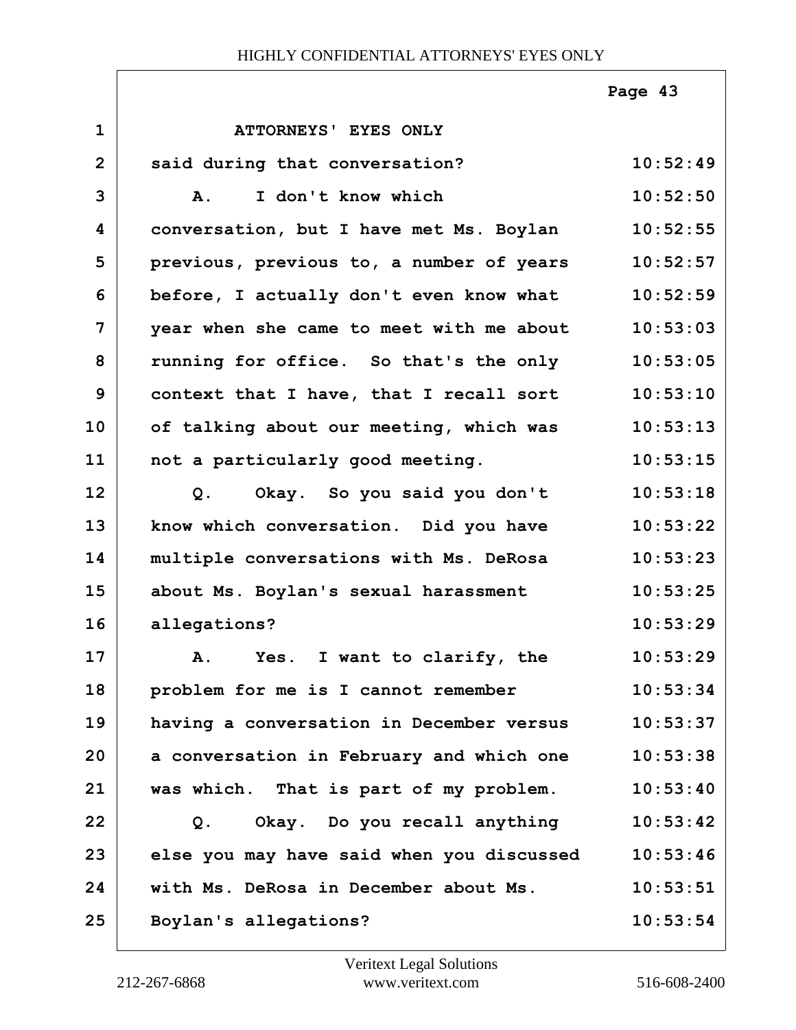ATTORNEYS' EYES ONLY

said during that conversation? 10:52:49

A. I don't know which 10:52:50
conversation, but I have met Ms. Boylan 10:52:55
previous, previous to, a number of years 10:52:57
before, I actually don't even know what 10:52:59
year when she came to meet with me about 10:53:03
running for office. So that's the only 10:53:05
context that I have, that I recall sort 10:53:10
of talking about our meeting, which was 10:53:13
not a particularly good meeting. 10:53:15

Q. Okay. So you said you don't 10:53:18
know which conversation. Did you have 10:53:22
multiple conversations with Ms. DeRosa 10:53:23
about Ms. Boylan's sexual harassment 10:53:25
allegations? 10:53:29

A. Yes. I want to clarify, the 10:53:29
problem for me is I cannot remember 10:53:34
having a conversation in December versus 10:53:37
a conversation in February and which one 10:53:38
was which. That is part of my problem. 10:53:40

Q. Okay. Do you recall anything 10:53:42
else you may have said when you discussed 10:53:46
with Ms. DeRosa in December about Ms. 10:53:51
Boylan's allegations? 10:53:54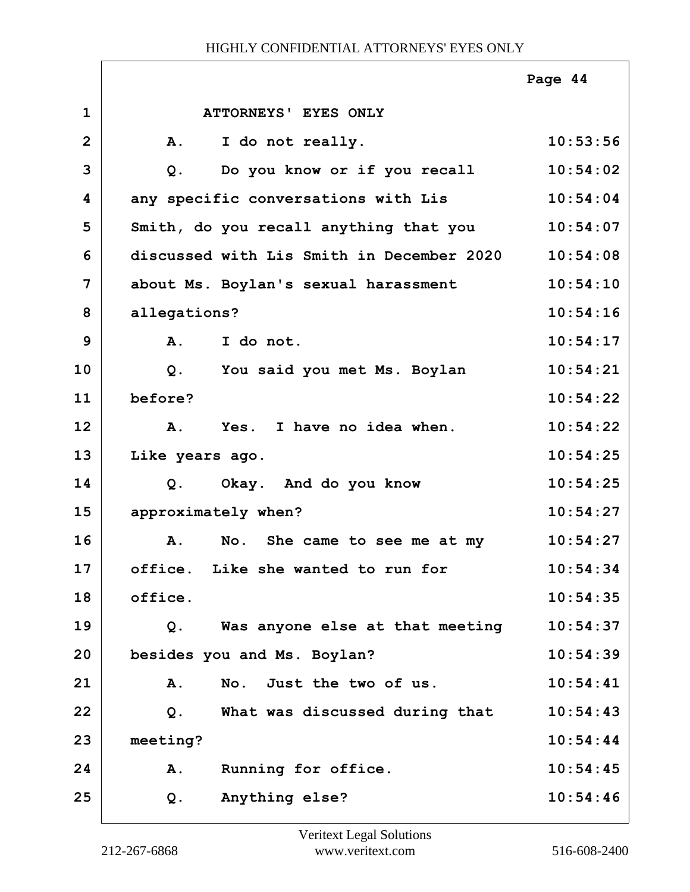ATTORNEYS' EYES ONLY

| Line | Text | Time |
|---|---|---|
| 1 | ATTORNEYS' EYES ONLY | |
| 2 | A. I do not really. | 10:53:56 |
| 3 | Q. Do you know or if you recall | 10:54:02 |
| 4 | any specific conversations with Lis | 10:54:04 |
| 5 | Smith, do you recall anything that you | 10:54:07 |
| 6 | discussed with Lis Smith in December 2020 | 10:54:08 |
| 7 | about Ms. Boylan's sexual harassment | 10:54:10 |
| 8 | allegations? | 10:54:16 |
| 9 | A. I do not. | 10:54:17 |
| 10 | Q. You said you met Ms. Boylan | 10:54:21 |
| 11 | before? | 10:54:22 |
| 12 | A. Yes. I have no idea when. | 10:54:22 |
| 13 | Like years ago. | 10:54:25 |
| 14 | Q. Okay. And do you know | 10:54:25 |
| 15 | approximately when? | 10:54:27 |
| 16 | A. No. She came to see me at my | 10:54:27 |
| 17 | office. Like she wanted to run for | 10:54:34 |
| 18 | office. | 10:54:35 |
| 19 | Q. Was anyone else at that meeting | 10:54:37 |
| 20 | besides you and Ms. Boylan? | 10:54:39 |
| 21 | A. No. Just the two of us. | 10:54:41 |
| 22 | Q. What was discussed during that | 10:54:43 |
| 23 | meeting? | 10:54:44 |
| 24 | A. Running for office. | 10:54:45 |
| 25 | Q. Anything else? | 10:54:46 |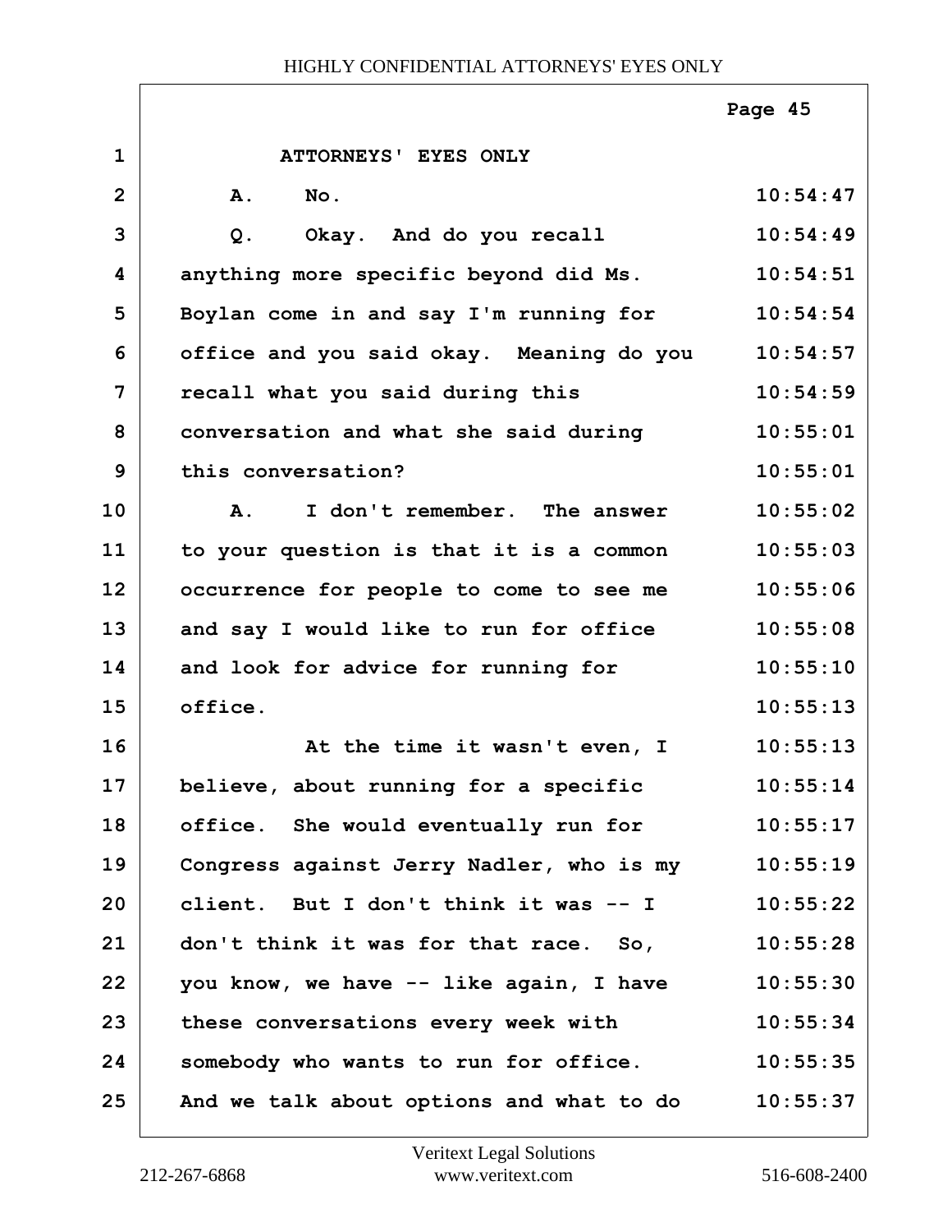ATTORNEYS' EYES ONLY

A. No.

Q. Okay. And do you recall anything more specific beyond did Ms. Boylan come in and say I'm running for office and you said okay. Meaning do you recall what you said during this conversation and what she said during this conversation?

A. I don't remember. The answer to your question is that it is a common occurrence for people to come to see me and say I would like to run for office and look for advice for running for office.

At the time it wasn't even, I believe, about running for a specific office. She would eventually run for Congress against Jerry Nadler, who is my client. But I don't think it was -- I don't think it was for that race. So, you know, we have -- like again, I have these conversations every week with somebody who wants to run for office. And we talk about options and what to do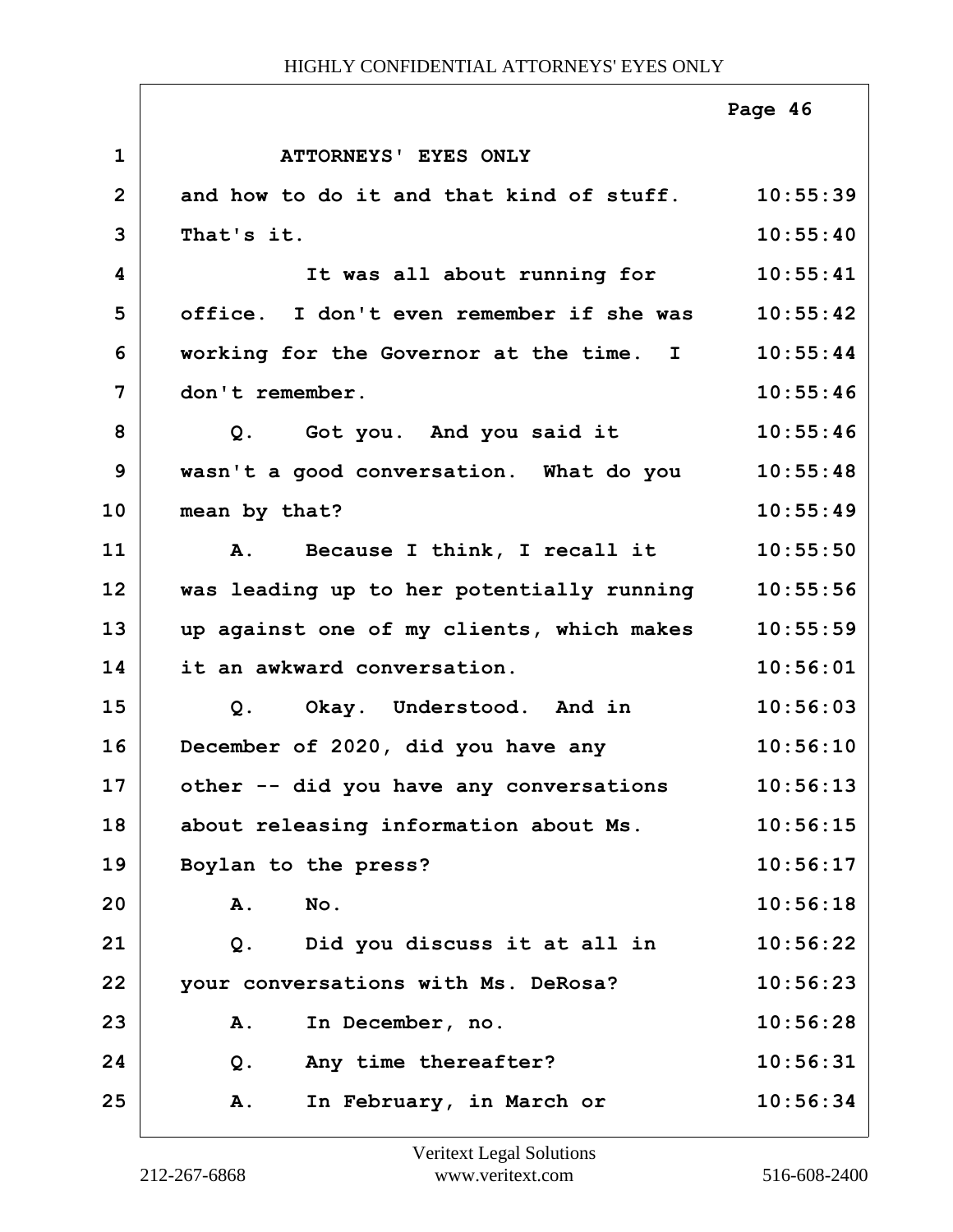ATTORNEYS' EYES ONLY

| | | |
|---|---|---|
| 1 | ATTORNEYS' EYES ONLY | |
| 2 | and how to do it and that kind of stuff. | 10:55:39 |
| 3 | That's it. | 10:55:40 |
| 4 | It was all about running for | 10:55:41 |
| 5 | office. I don't even remember if she was | 10:55:42 |
| 6 | working for the Governor at the time. I | 10:55:44 |
| 7 | don't remember. | 10:55:46 |
| 8 | Q. Got you. And you said it | 10:55:46 |
| 9 | wasn't a good conversation. What do you | 10:55:48 |
| 10 | mean by that? | 10:55:49 |
| 11 | A. Because I think, I recall it | 10:55:50 |
| 12 | was leading up to her potentially running | 10:55:56 |
| 13 | up against one of my clients, which makes | 10:55:59 |
| 14 | it an awkward conversation. | 10:56:01 |
| 15 | Q. Okay. Understood. And in | 10:56:03 |
| 16 | December of 2020, did you have any | 10:56:10 |
| 17 | other -- did you have any conversations | 10:56:13 |
| 18 | about releasing information about Ms. | 10:56:15 |
| 19 | Boylan to the press? | 10:56:17 |
| 20 | A. No. | 10:56:18 |
| 21 | Q. Did you discuss it at all in | 10:56:22 |
| 22 | your conversations with Ms. DeRosa? | 10:56:23 |
| 23 | A. In December, no. | 10:56:28 |
| 24 | Q. Any time thereafter? | 10:56:31 |
| 25 | A. In February, in March or | 10:56:34 |

Veritext Legal Solutions
212-267-6868 www.veritext.com 516-608-2400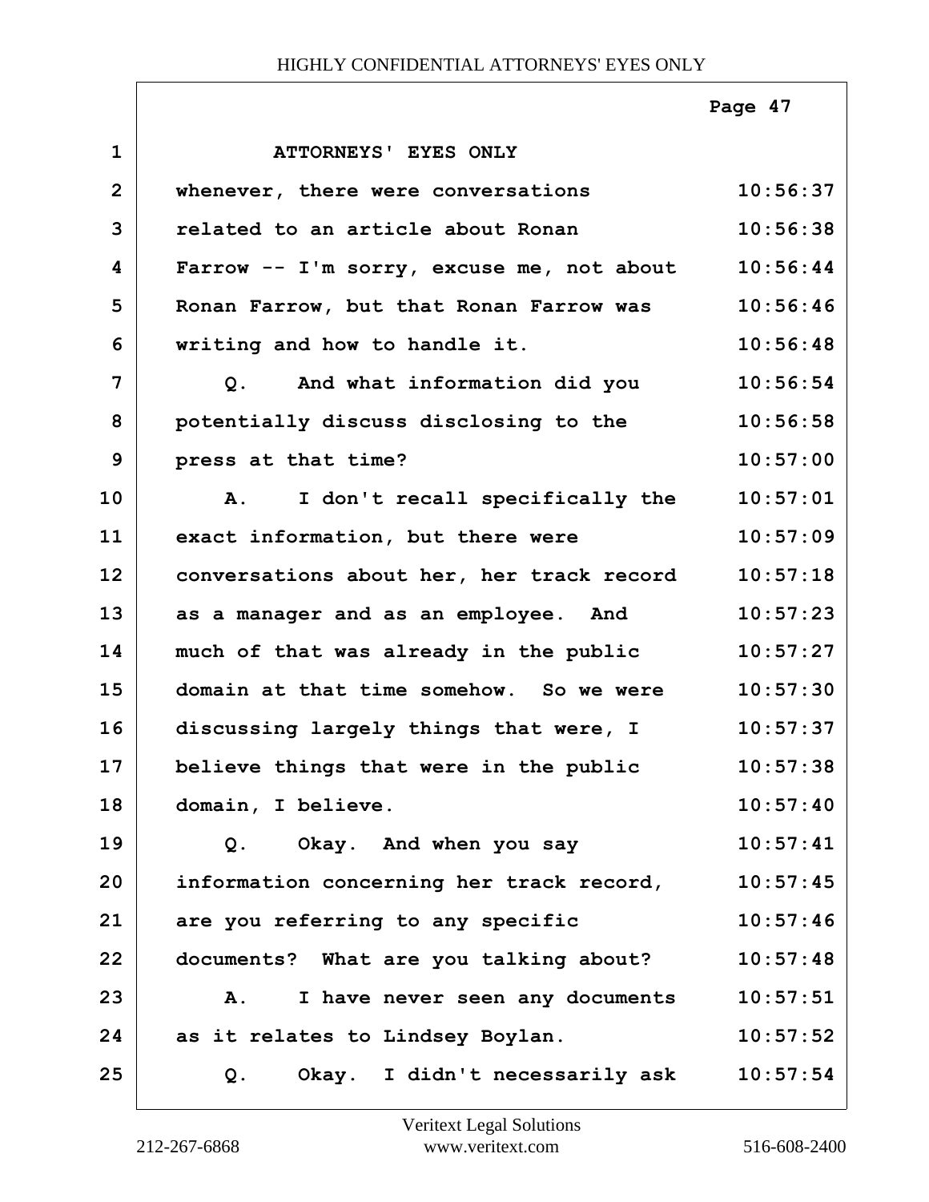ATTORNEYS' EYES ONLY

whenever, there were conversations related to an article about Ronan Farrow -- I'm sorry, excuse me, not about Ronan Farrow, but that Ronan Farrow was writing and how to handle it.

Q. And what information did you potentially discuss disclosing to the press at that time?

A. I don't recall specifically the exact information, but there were conversations about her, her track record as a manager and as an employee. And much of that was already in the public domain at that time somehow. So we were discussing largely things that were, I believe things that were in the public domain, I believe.

Q. Okay. And when you say information concerning her track record, are you referring to any specific documents? What are you talking about?

A. I have never seen any documents as it relates to Lindsey Boylan.

Q. Okay. I didn't necessarily ask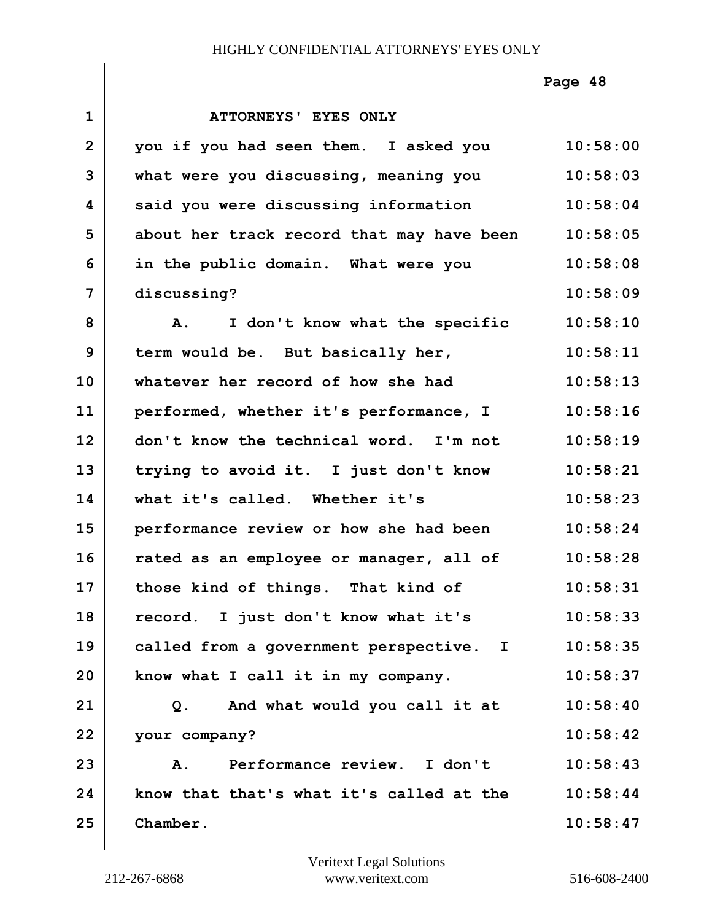ATTORNEYS' EYES ONLY

you if you had seen them. I asked you what were you discussing, meaning you said you were discussing information about her track record that may have been in the public domain. What were you discussing?

A. I don't know what the specific term would be. But basically her, whatever her record of how she had performed, whether it's performance, I don't know the technical word. I'm not trying to avoid it. I just don't know what it's called. Whether it's performance review or how she had been rated as an employee or manager, all of those kind of things. That kind of record. I just don't know what it's called from a government perspective. I know what I call it in my company.

Q. And what would you call it at your company?

A. Performance review. I don't know that that's what it's called at the Chamber.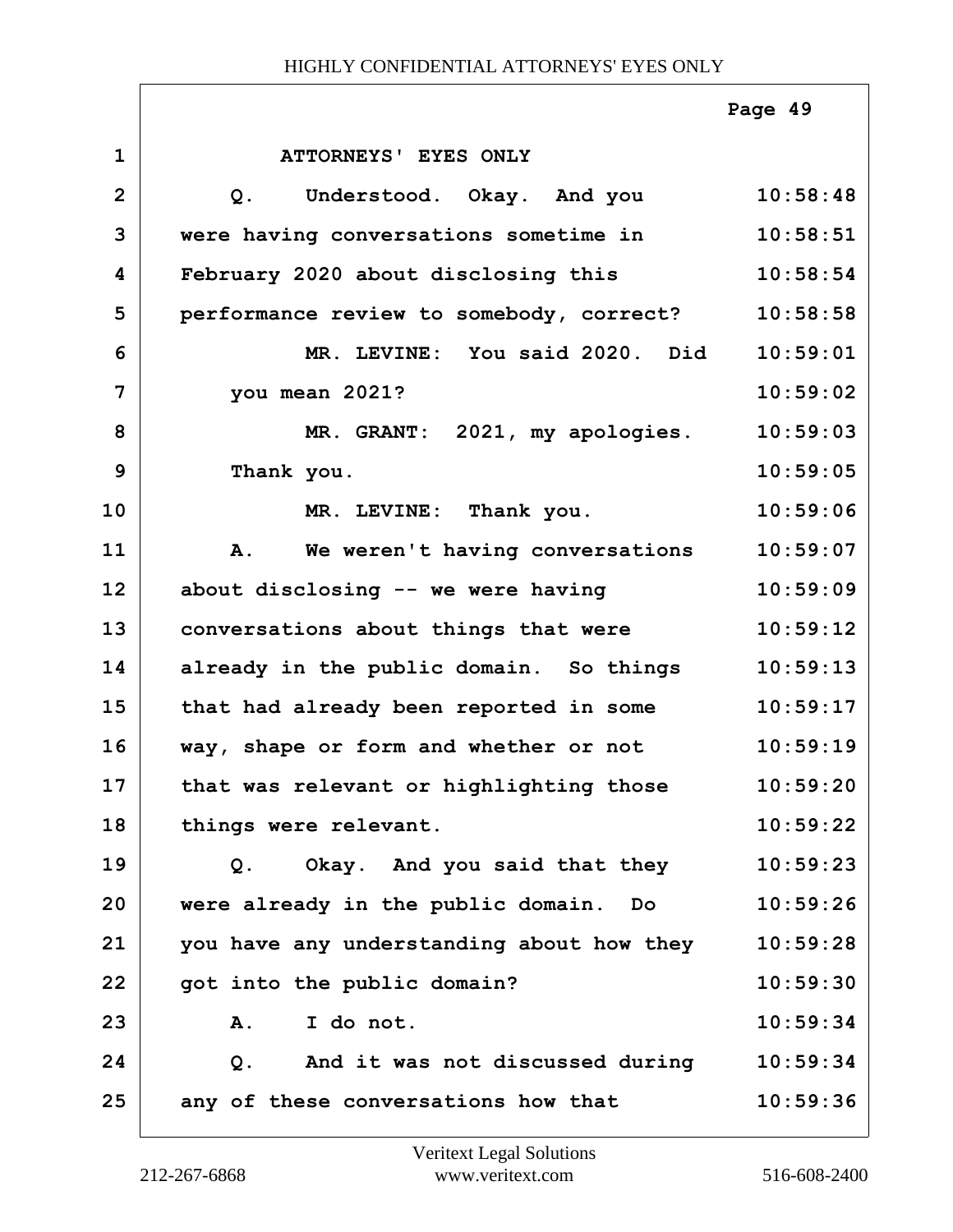ATTORNEYS' EYES ONLY

| | | |
|---|---|---|
| 1 | ATTORNEYS' EYES ONLY | |
| 2 | Q. Understood. Okay. And you | 10:58:48 |
| 3 | were having conversations sometime in | 10:58:51 |
| 4 | February 2020 about disclosing this | 10:58:54 |
| 5 | performance review to somebody, correct? | 10:58:58 |
| 6 | MR. LEVINE: You said 2020. Did | 10:59:01 |
| 7 | you mean 2021? | 10:59:02 |
| 8 | MR. GRANT: 2021, my apologies. | 10:59:03 |
| 9 | Thank you. | 10:59:05 |
| 10 | MR. LEVINE: Thank you. | 10:59:06 |
| 11 | A. We weren't having conversations | 10:59:07 |
| 12 | about disclosing -- we were having | 10:59:09 |
| 13 | conversations about things that were | 10:59:12 |
| 14 | already in the public domain. So things | 10:59:13 |
| 15 | that had already been reported in some | 10:59:17 |
| 16 | way, shape or form and whether or not | 10:59:19 |
| 17 | that was relevant or highlighting those | 10:59:20 |
| 18 | things were relevant. | 10:59:22 |
| 19 | Q. Okay. And you said that they | 10:59:23 |
| 20 | were already in the public domain. Do | 10:59:26 |
| 21 | you have any understanding about how they | 10:59:28 |
| 22 | got into the public domain? | 10:59:30 |
| 23 | A. I do not. | 10:59:34 |
| 24 | Q. And it was not discussed during | 10:59:34 |
| 25 | any of these conversations how that | 10:59:36 |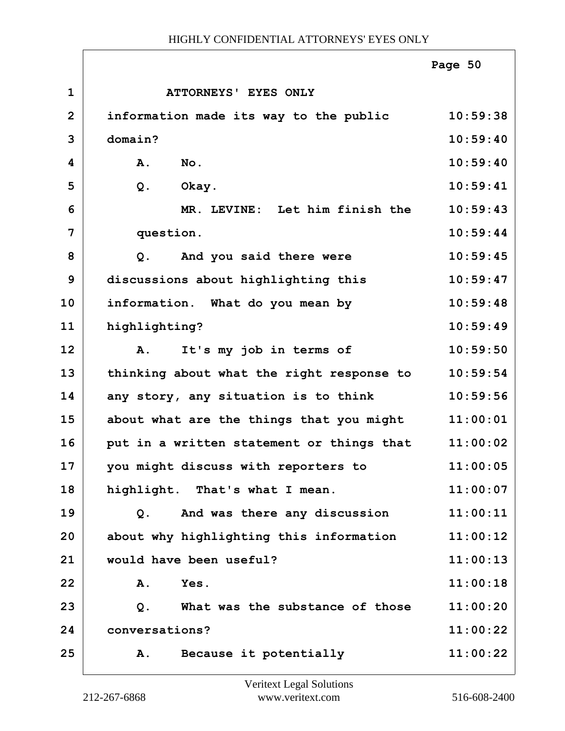ATTORNEYS' EYES ONLY

information made its way to the public domain?

A. No.

Q. Okay.

MR. LEVINE: Let him finish the question.

Q. And you said there were discussions about highlighting this information. What do you mean by highlighting?

A. It's my job in terms of thinking about what the right response to any story, any situation is to think about what are the things that you might put in a written statement or things that you might discuss with reporters to highlight. That's what I mean.

Q. And was there any discussion about why highlighting this information would have been useful?

A. Yes.

Q. What was the substance of those conversations?

A. Because it potentially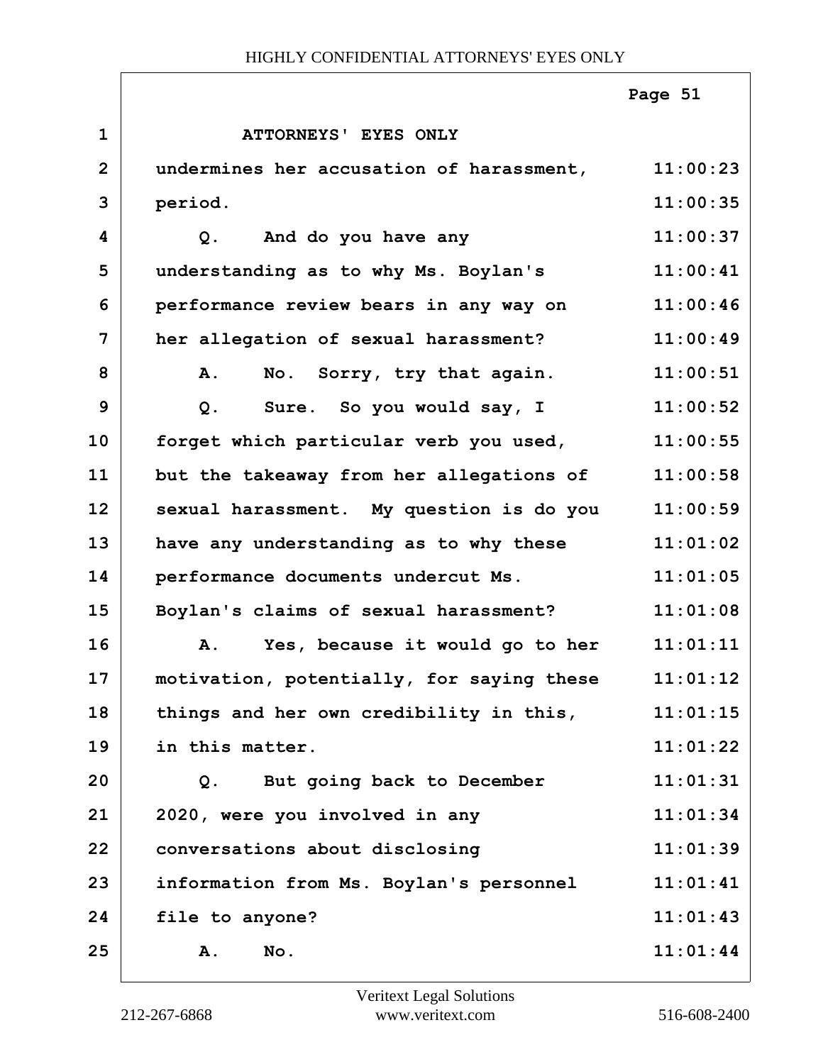HIGHLY CONFIDENTIAL ATTORNEYS' EYES ONLY

| | | |
|---|---|---|
| 1 | ATTORNEYS' EYES ONLY | |
| 2 | undermines her accusation of harassment, | 11:00:23 |
| 3 | period. | 11:00:35 |
| 4 | Q. And do you have any | 11:00:37 |
| 5 | understanding as to why Ms. Boylan's | 11:00:41 |
| 6 | performance review bears in any way on | 11:00:46 |
| 7 | her allegation of sexual harassment? | 11:00:49 |
| 8 | A. No. Sorry, try that again. | 11:00:51 |
| 9 | Q. Sure. So you would say, I | 11:00:52 |
| 10 | forget which particular verb you used, | 11:00:55 |
| 11 | but the takeaway from her allegations of | 11:00:58 |
| 12 | sexual harassment. My question is do you | 11:00:59 |
| 13 | have any understanding as to why these | 11:01:02 |
| 14 | performance documents undercut Ms. | 11:01:05 |
| 15 | Boylan's claims of sexual harassment? | 11:01:08 |
| 16 | A. Yes, because it would go to her | 11:01:11 |
| 17 | motivation, potentially, for saying these | 11:01:12 |
| 18 | things and her own credibility in this, | 11:01:15 |
| 19 | in this matter. | 11:01:22 |
| 20 | Q. But going back to December | 11:01:31 |
| 21 | 2020, were you involved in any | 11:01:34 |
| 22 | conversations about disclosing | 11:01:39 |
| 23 | information from Ms. Boylan's personnel | 11:01:41 |
| 24 | file to anyone? | 11:01:43 |
| 25 | A. No. | 11:01:44 |

Veritext Legal Solutions
212-267-6868 www.veritext.com 516-608-2400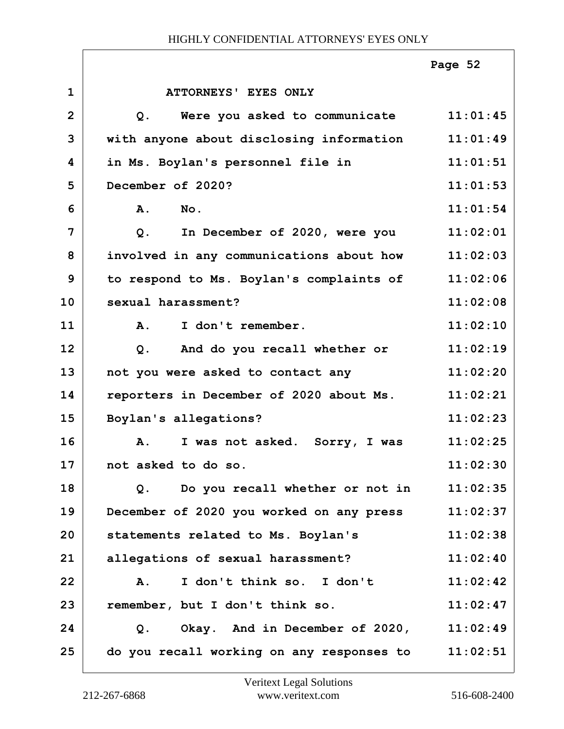ATTORNEYS' EYES ONLY

| Line | Testimony | Time |
|---|---|---|
| 1 | ATTORNEYS' EYES ONLY | |
| 2 | Q. Were you asked to communicate | 11:01:45 |
| 3 | with anyone about disclosing information | 11:01:49 |
| 4 | in Ms. Boylan's personnel file in | 11:01:51 |
| 5 | December of 2020? | 11:01:53 |
| 6 | A. No. | 11:01:54 |
| 7 | Q. In December of 2020, were you | 11:02:01 |
| 8 | involved in any communications about how | 11:02:03 |
| 9 | to respond to Ms. Boylan's complaints of | 11:02:06 |
| 10 | sexual harassment? | 11:02:08 |
| 11 | A. I don't remember. | 11:02:10 |
| 12 | Q. And do you recall whether or | 11:02:19 |
| 13 | not you were asked to contact any | 11:02:20 |
| 14 | reporters in December of 2020 about Ms. | 11:02:21 |
| 15 | Boylan's allegations? | 11:02:23 |
| 16 | A. I was not asked. Sorry, I was | 11:02:25 |
| 17 | not asked to do so. | 11:02:30 |
| 18 | Q. Do you recall whether or not in | 11:02:35 |
| 19 | December of 2020 you worked on any press | 11:02:37 |
| 20 | statements related to Ms. Boylan's | 11:02:38 |
| 21 | allegations of sexual harassment? | 11:02:40 |
| 22 | A. I don't think so. I don't | 11:02:42 |
| 23 | remember, but I don't think so. | 11:02:47 |
| 24 | Q. Okay. And in December of 2020, | 11:02:49 |
| 25 | do you recall working on any responses to | 11:02:51 |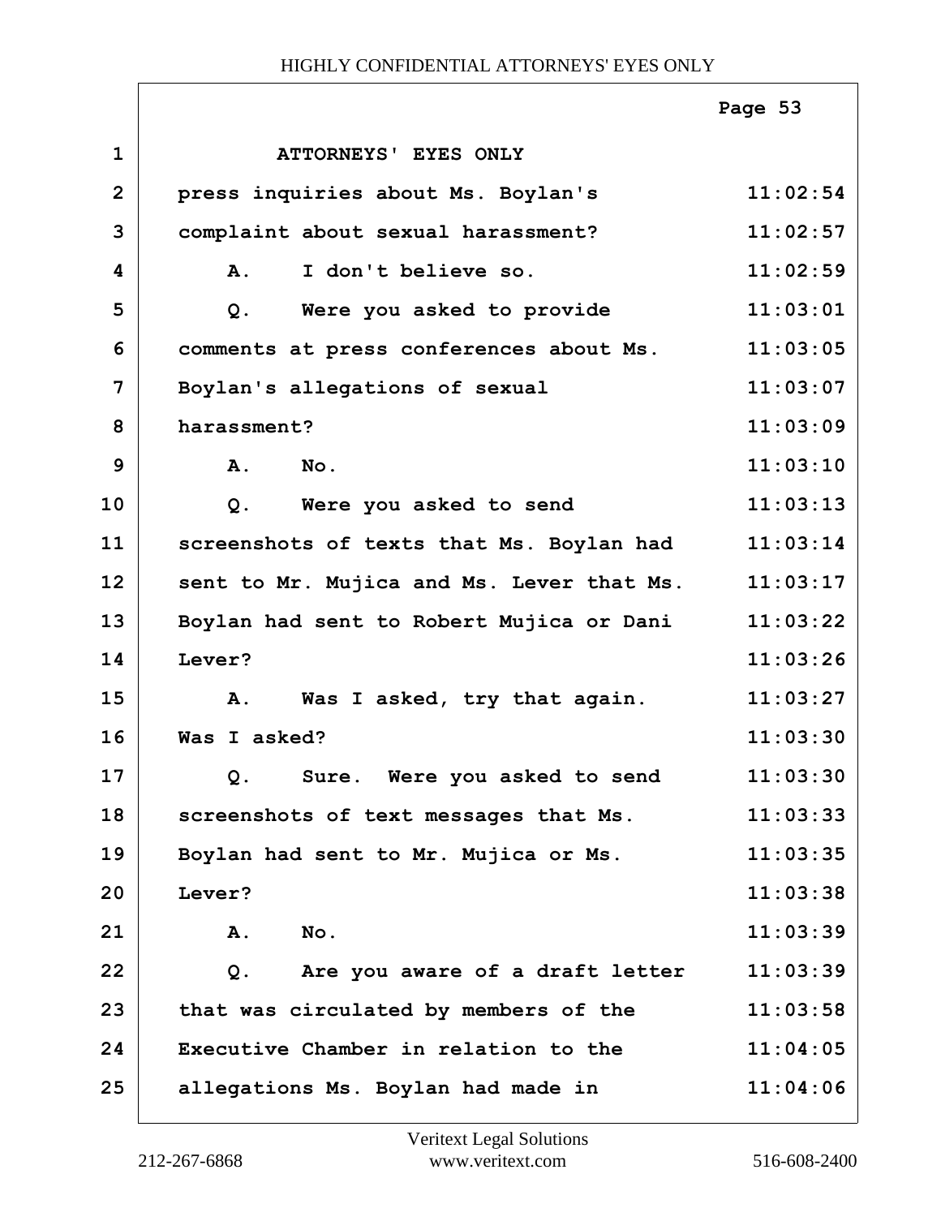ATTORNEYS' EYES ONLY

| | | |
|---|---|---|
| 1 | ATTORNEYS' EYES ONLY | |
| 2 | press inquiries about Ms. Boylan's | 11:02:54 |
| 3 | complaint about sexual harassment? | 11:02:57 |
| 4 | A. I don't believe so. | 11:02:59 |
| 5 | Q. Were you asked to provide | 11:03:01 |
| 6 | comments at press conferences about Ms. | 11:03:05 |
| 7 | Boylan's allegations of sexual | 11:03:07 |
| 8 | harassment? | 11:03:09 |
| 9 | A. No. | 11:03:10 |
| 10 | Q. Were you asked to send | 11:03:13 |
| 11 | screenshots of texts that Ms. Boylan had | 11:03:14 |
| 12 | sent to Mr. Mujica and Ms. Lever that Ms. | 11:03:17 |
| 13 | Boylan had sent to Robert Mujica or Dani | 11:03:22 |
| 14 | Lever? | 11:03:26 |
| 15 | A. Was I asked, try that again. | 11:03:27 |
| 16 | Was I asked? | 11:03:30 |
| 17 | Q. Sure. Were you asked to send | 11:03:30 |
| 18 | screenshots of text messages that Ms. | 11:03:33 |
| 19 | Boylan had sent to Mr. Mujica or Ms. | 11:03:35 |
| 20 | Lever? | 11:03:38 |
| 21 | A. No. | 11:03:39 |
| 22 | Q. Are you aware of a draft letter | 11:03:39 |
| 23 | that was circulated by members of the | 11:03:58 |
| 24 | Executive Chamber in relation to the | 11:04:05 |
| 25 | allegations Ms. Boylan had made in | 11:04:06 |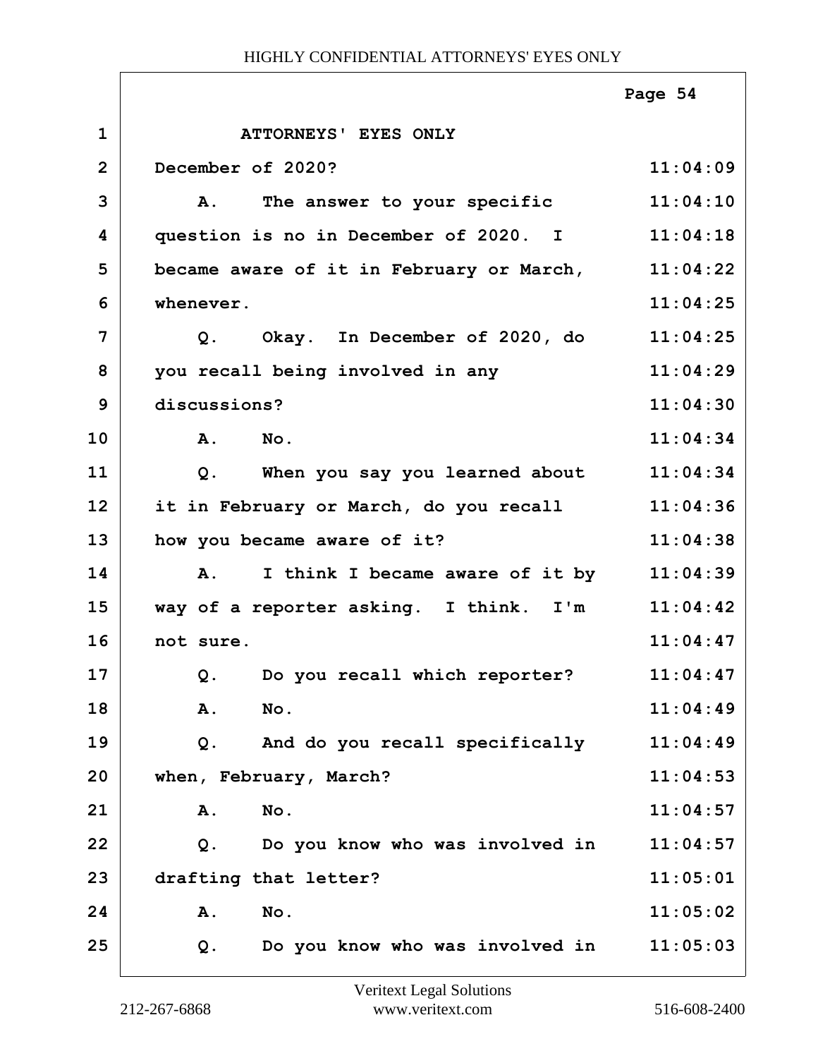ATTORNEYS' EYES ONLY

| | | |
|---|---|---|
| 1 | ATTORNEYS' EYES ONLY | |
| 2 | December of 2020? | 11:04:09 |
| 3 | A. The answer to your specific | 11:04:10 |
| 4 | question is no in December of 2020. I | 11:04:18 |
| 5 | became aware of it in February or March, | 11:04:22 |
| 6 | whenever. | 11:04:25 |
| 7 | Q. Okay. In December of 2020, do | 11:04:25 |
| 8 | you recall being involved in any | 11:04:29 |
| 9 | discussions? | 11:04:30 |
| 10 | A. No. | 11:04:34 |
| 11 | Q. When you say you learned about | 11:04:34 |
| 12 | it in February or March, do you recall | 11:04:36 |
| 13 | how you became aware of it? | 11:04:38 |
| 14 | A. I think I became aware of it by | 11:04:39 |
| 15 | way of a reporter asking. I think. I'm | 11:04:42 |
| 16 | not sure. | 11:04:47 |
| 17 | Q. Do you recall which reporter? | 11:04:47 |
| 18 | A. No. | 11:04:49 |
| 19 | Q. And do you recall specifically | 11:04:49 |
| 20 | when, February, March? | 11:04:53 |
| 21 | A. No. | 11:04:57 |
| 22 | Q. Do you know who was involved in | 11:04:57 |
| 23 | drafting that letter? | 11:05:01 |
| 24 | A. No. | 11:05:02 |
| 25 | Q. Do you know who was involved in | 11:05:03 |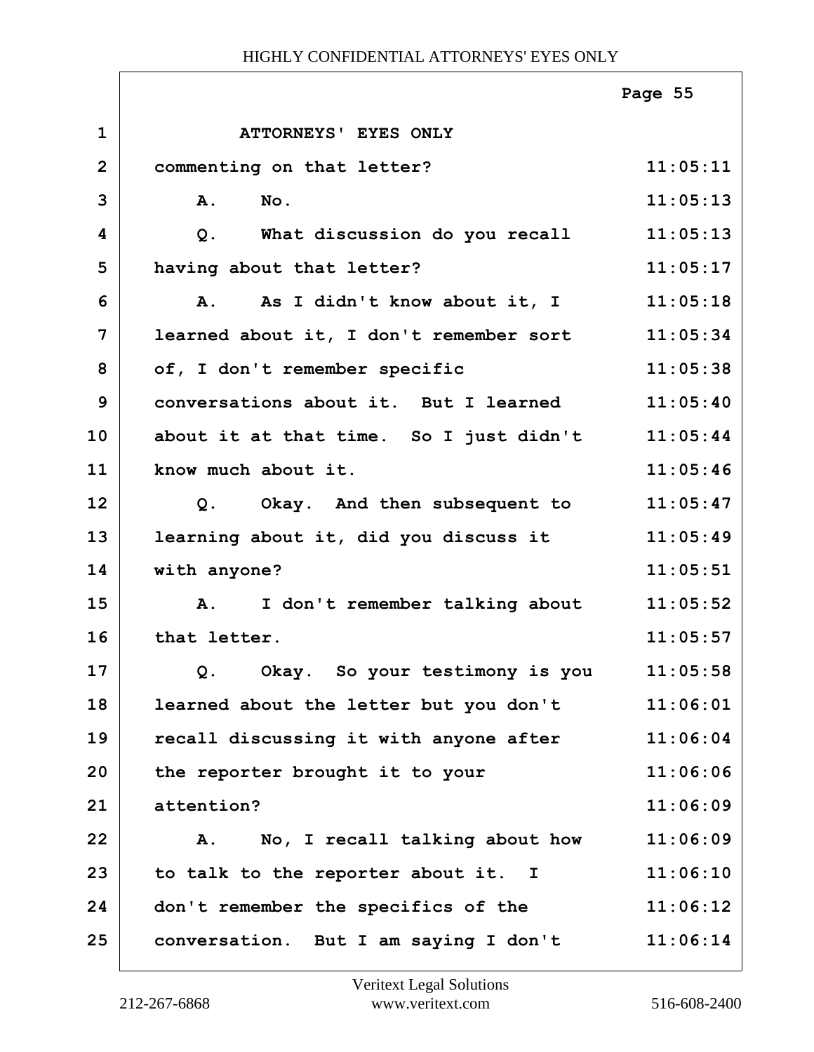ATTORNEYS' EYES ONLY

| | | |
|---|---|---|
| 1 | ATTORNEYS' EYES ONLY | |
| 2 | commenting on that letter? | 11:05:11 |
| 3 | A. No. | 11:05:13 |
| 4 | Q. What discussion do you recall | 11:05:13 |
| 5 | having about that letter? | 11:05:17 |
| 6 | A. As I didn't know about it, I | 11:05:18 |
| 7 | learned about it, I don't remember sort | 11:05:34 |
| 8 | of, I don't remember specific | 11:05:38 |
| 9 | conversations about it. But I learned | 11:05:40 |
| 10 | about it at that time. So I just didn't | 11:05:44 |
| 11 | know much about it. | 11:05:46 |
| 12 | Q. Okay. And then subsequent to | 11:05:47 |
| 13 | learning about it, did you discuss it | 11:05:49 |
| 14 | with anyone? | 11:05:51 |
| 15 | A. I don't remember talking about | 11:05:52 |
| 16 | that letter. | 11:05:57 |
| 17 | Q. Okay. So your testimony is you | 11:05:58 |
| 18 | learned about the letter but you don't | 11:06:01 |
| 19 | recall discussing it with anyone after | 11:06:04 |
| 20 | the reporter brought it to your | 11:06:06 |
| 21 | attention? | 11:06:09 |
| 22 | A. No, I recall talking about how | 11:06:09 |
| 23 | to talk to the reporter about it. I | 11:06:10 |
| 24 | don't remember the specifics of the | 11:06:12 |
| 25 | conversation. But I am saying I don't | 11:06:14 |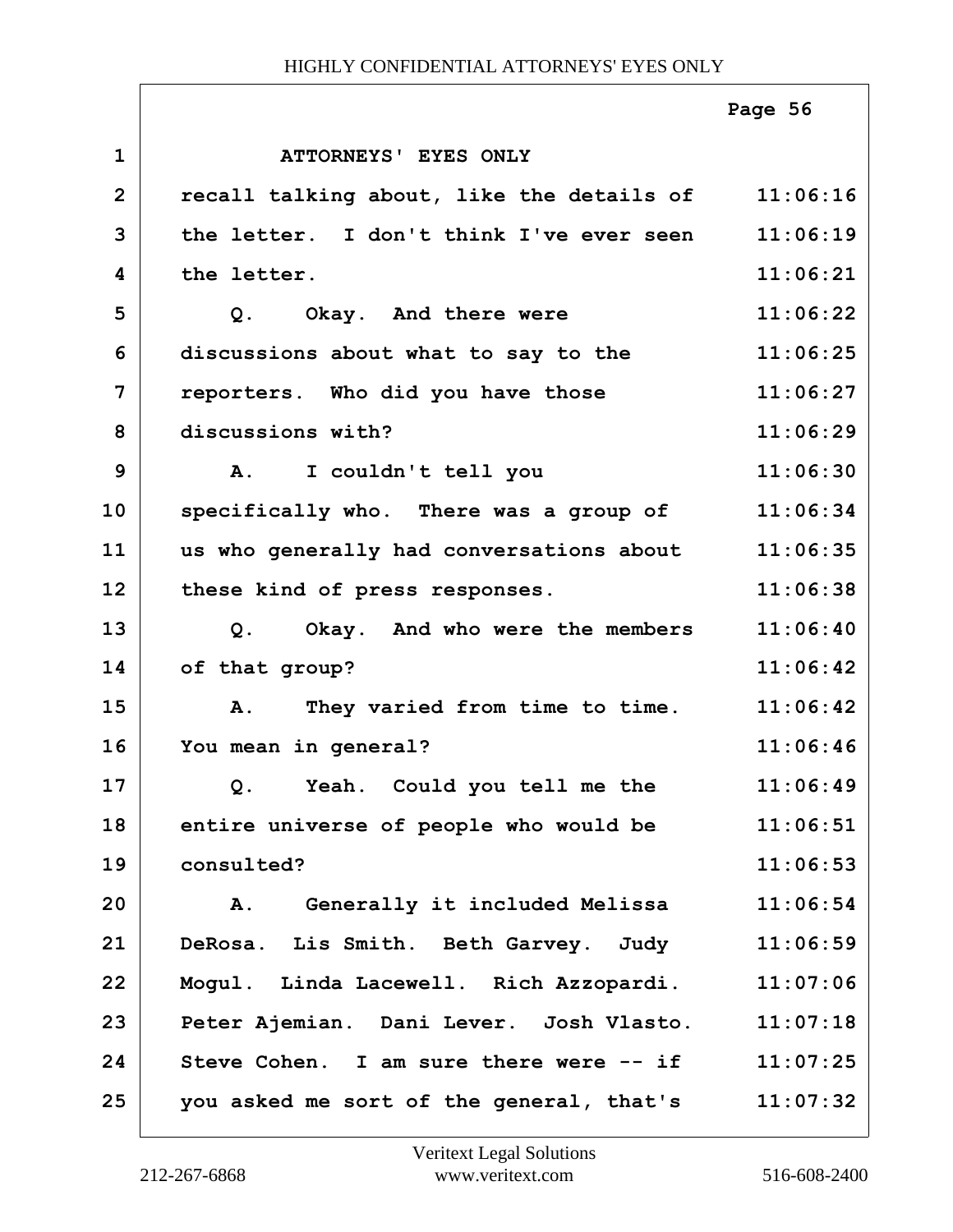ATTORNEYS' EYES ONLY

recall talking about, like the details of the letter. I don't think I've ever seen the letter.

Q. Okay. And there were discussions about what to say to the reporters. Who did you have those discussions with?

A. I couldn't tell you specifically who. There was a group of us who generally had conversations about these kind of press responses.

Q. Okay. And who were the members of that group?

A. They varied from time to time. You mean in general?

Q. Yeah. Could you tell me the entire universe of people who would be consulted?

A. Generally it included Melissa DeRosa. Lis Smith. Beth Garvey. Judy Mogul. Linda Lacewell. Rich Azzopardi. Peter Ajemian. Dani Lever. Josh Vlasto. Steve Cohen. I am sure there were -- if you asked me sort of the general, that's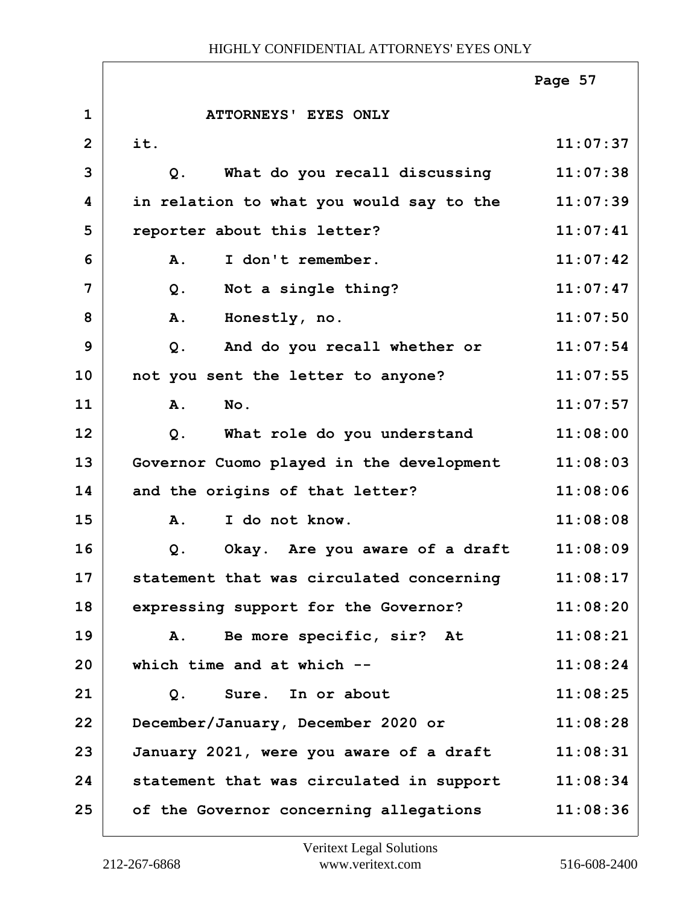ATTORNEYS' EYES ONLY

| | | |
|---|---|---|
| 1 | ATTORNEYS' EYES ONLY | |
| 2 | it. | 11:07:37 |
| 3 | Q. What do you recall discussing | 11:07:38 |
| 4 | in relation to what you would say to the | 11:07:39 |
| 5 | reporter about this letter? | 11:07:41 |
| 6 | A. I don't remember. | 11:07:42 |
| 7 | Q. Not a single thing? | 11:07:47 |
| 8 | A. Honestly, no. | 11:07:50 |
| 9 | Q. And do you recall whether or | 11:07:54 |
| 10 | not you sent the letter to anyone? | 11:07:55 |
| 11 | A. No. | 11:07:57 |
| 12 | Q. What role do you understand | 11:08:00 |
| 13 | Governor Cuomo played in the development | 11:08:03 |
| 14 | and the origins of that letter? | 11:08:06 |
| 15 | A. I do not know. | 11:08:08 |
| 16 | Q. Okay. Are you aware of a draft | 11:08:09 |
| 17 | statement that was circulated concerning | 11:08:17 |
| 18 | expressing support for the Governor? | 11:08:20 |
| 19 | A. Be more specific, sir? At | 11:08:21 |
| 20 | which time and at which -- | 11:08:24 |
| 21 | Q. Sure. In or about | 11:08:25 |
| 22 | December/January, December 2020 or | 11:08:28 |
| 23 | January 2021, were you aware of a draft | 11:08:31 |
| 24 | statement that was circulated in support | 11:08:34 |
| 25 | of the Governor concerning allegations | 11:08:36 |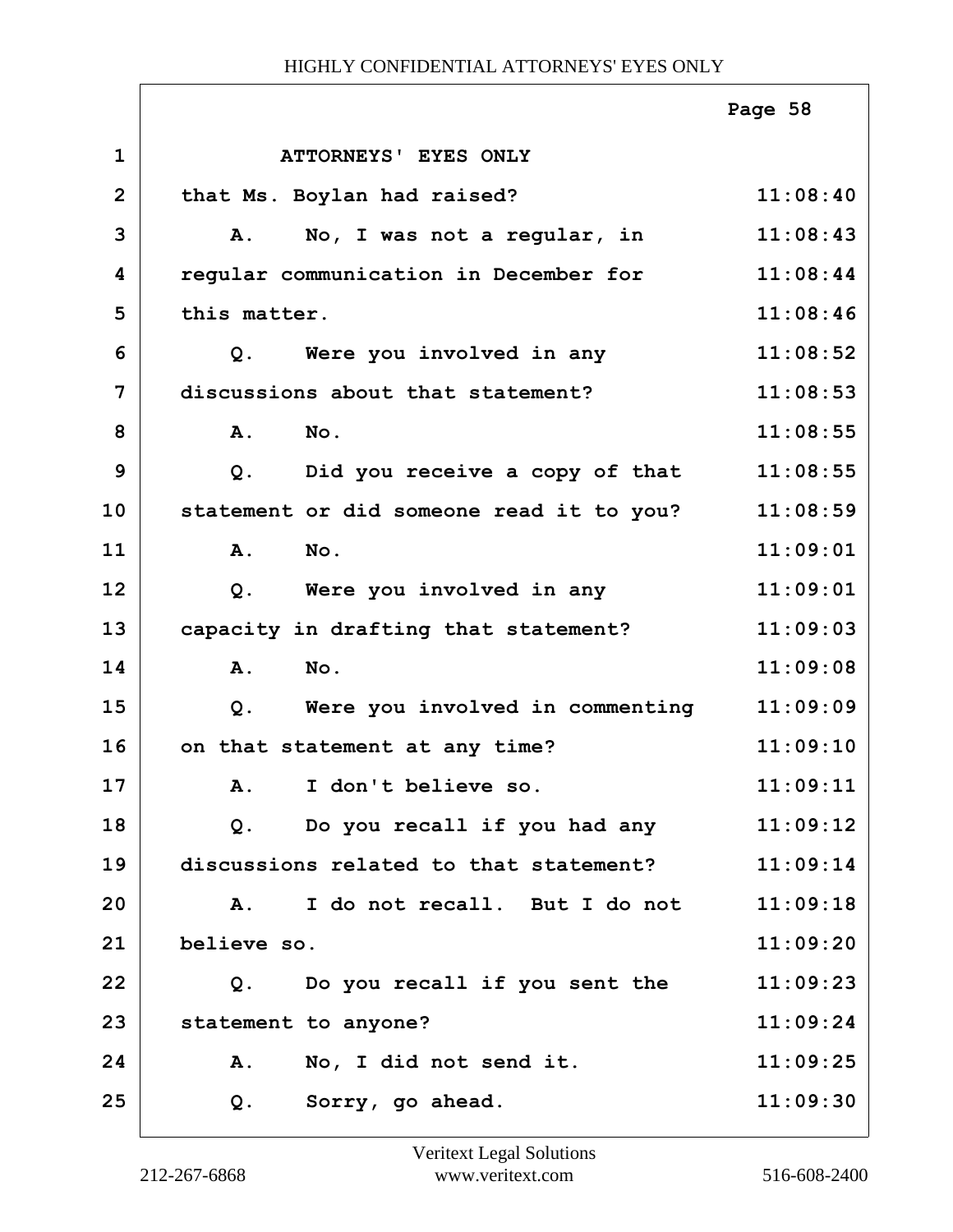ATTORNEYS' EYES ONLY

| | | |
|---|---|---|
| 1 | ATTORNEYS' EYES ONLY | |
| 2 | that Ms. Boylan had raised? | 11:08:40 |
| 3 | A. No, I was not a regular, in | 11:08:43 |
| 4 | regular communication in December for | 11:08:44 |
| 5 | this matter. | 11:08:46 |
| 6 | Q. Were you involved in any | 11:08:52 |
| 7 | discussions about that statement? | 11:08:53 |
| 8 | A. No. | 11:08:55 |
| 9 | Q. Did you receive a copy of that | 11:08:55 |
| 10 | statement or did someone read it to you? | 11:08:59 |
| 11 | A. No. | 11:09:01 |
| 12 | Q. Were you involved in any | 11:09:01 |
| 13 | capacity in drafting that statement? | 11:09:03 |
| 14 | A. No. | 11:09:08 |
| 15 | Q. Were you involved in commenting | 11:09:09 |
| 16 | on that statement at any time? | 11:09:10 |
| 17 | A. I don't believe so. | 11:09:11 |
| 18 | Q. Do you recall if you had any | 11:09:12 |
| 19 | discussions related to that statement? | 11:09:14 |
| 20 | A. I do not recall. But I do not | 11:09:18 |
| 21 | believe so. | 11:09:20 |
| 22 | Q. Do you recall if you sent the | 11:09:23 |
| 23 | statement to anyone? | 11:09:24 |
| 24 | A. No, I did not send it. | 11:09:25 |
| 25 | Q. Sorry, go ahead. | 11:09:30 |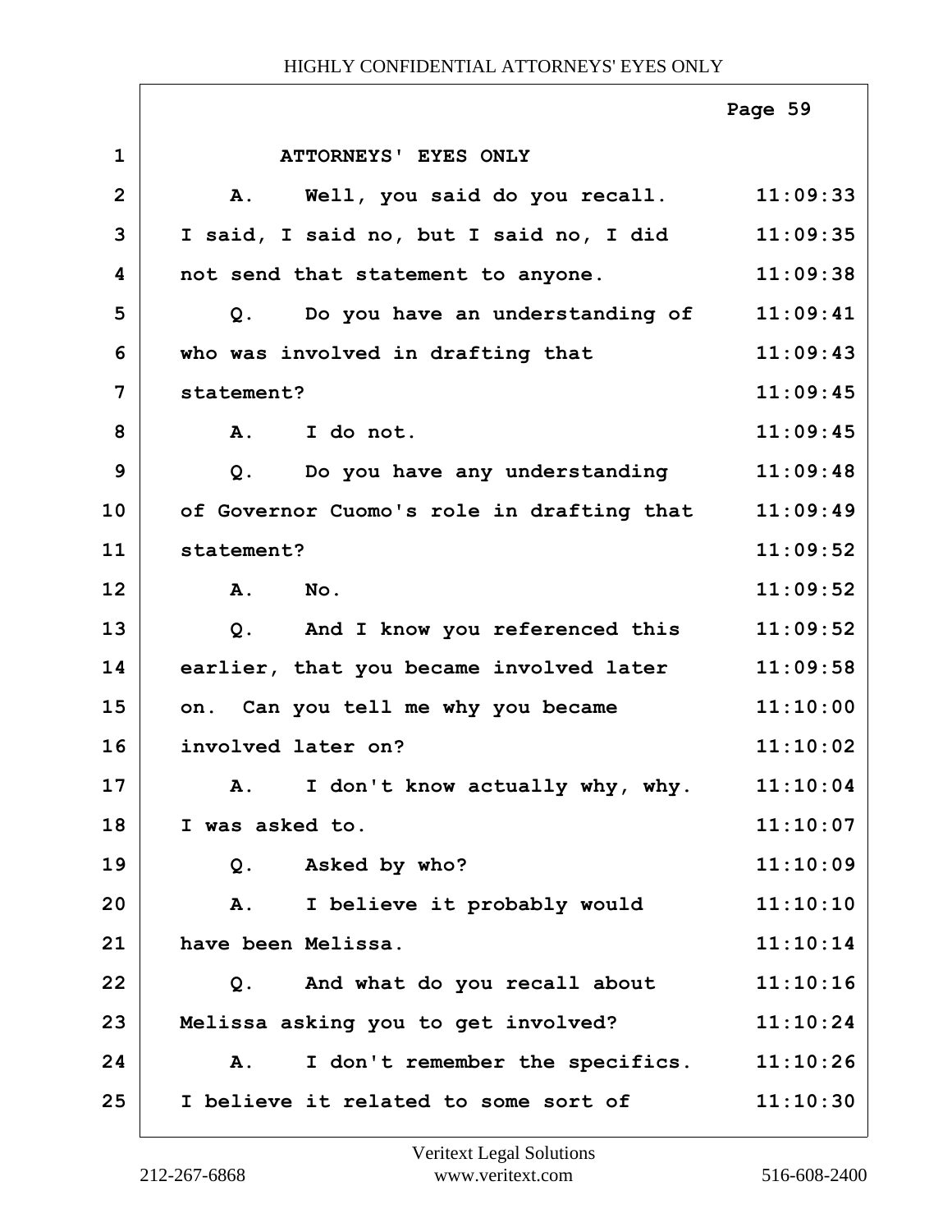ATTORNEYS' EYES ONLY

| | | |
|---|---|---|
| 1 | ATTORNEYS' EYES ONLY | |
| 2 | A. Well, you said do you recall. | 11:09:33 |
| 3 | I said, I said no, but I said no, I did | 11:09:35 |
| 4 | not send that statement to anyone. | 11:09:38 |
| 5 | Q. Do you have an understanding of | 11:09:41 |
| 6 | who was involved in drafting that | 11:09:43 |
| 7 | statement? | 11:09:45 |
| 8 | A. I do not. | 11:09:45 |
| 9 | Q. Do you have any understanding | 11:09:48 |
| 10 | of Governor Cuomo's role in drafting that | 11:09:49 |
| 11 | statement? | 11:09:52 |
| 12 | A. No. | 11:09:52 |
| 13 | Q. And I know you referenced this | 11:09:52 |
| 14 | earlier, that you became involved later | 11:09:58 |
| 15 | on. Can you tell me why you became | 11:10:00 |
| 16 | involved later on? | 11:10:02 |
| 17 | A. I don't know actually why, why. | 11:10:04 |
| 18 | I was asked to. | 11:10:07 |
| 19 | Q. Asked by who? | 11:10:09 |
| 20 | A. I believe it probably would | 11:10:10 |
| 21 | have been Melissa. | 11:10:14 |
| 22 | Q. And what do you recall about | 11:10:16 |
| 23 | Melissa asking you to get involved? | 11:10:24 |
| 24 | A. I don't remember the specifics. | 11:10:26 |
| 25 | I believe it related to some sort of | 11:10:30 |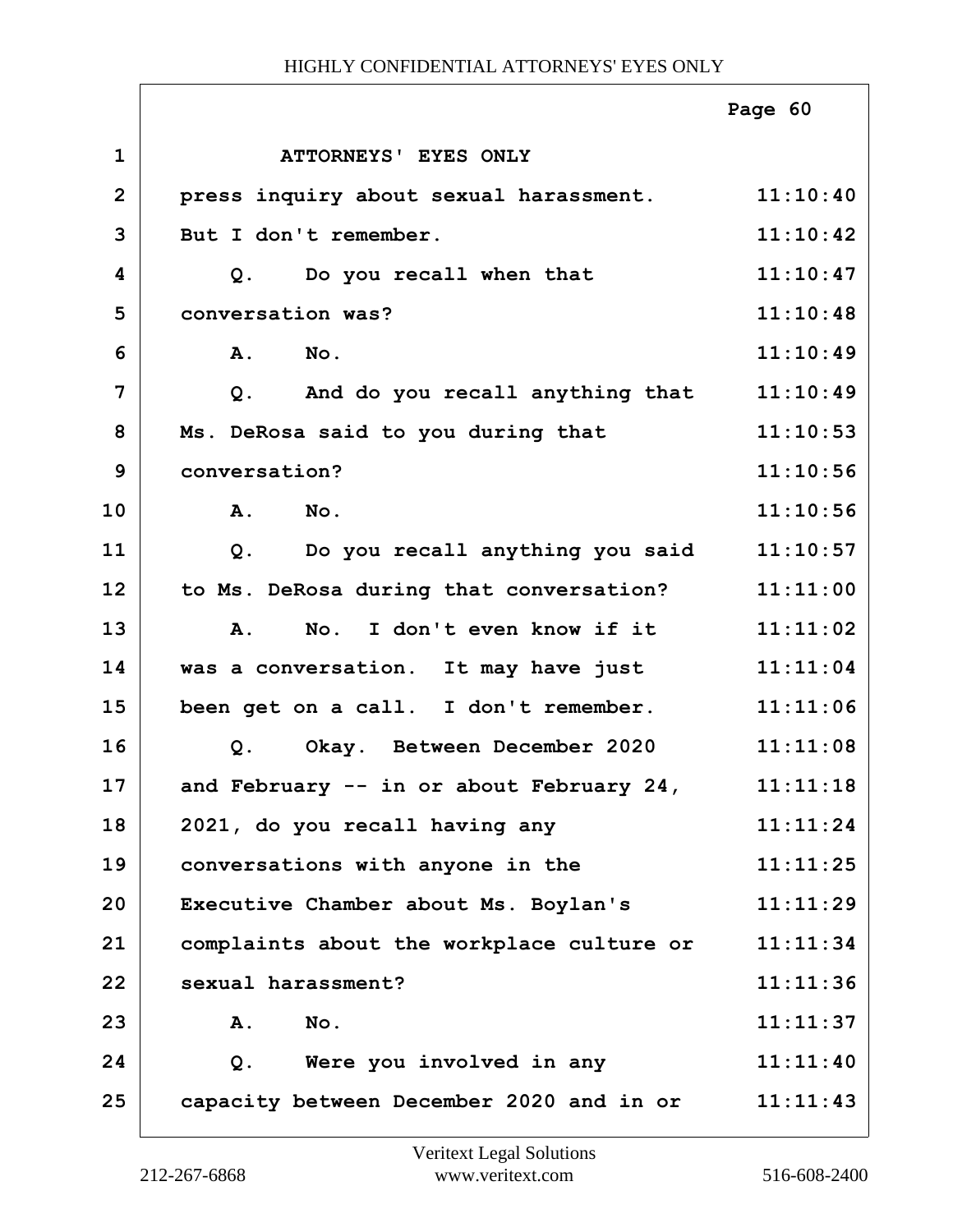ATTORNEYS' EYES ONLY

press inquiry about sexual harassment. But I don't remember.

Q. Do you recall when that conversation was?

A. No.

Q. And do you recall anything that Ms. DeRosa said to you during that conversation?

A. No.

Q. Do you recall anything you said to Ms. DeRosa during that conversation?

A. No. I don't even know if it was a conversation. It may have just been get on a call. I don't remember.

Q. Okay. Between December 2020 and February -- in or about February 24, 2021, do you recall having any conversations with anyone in the Executive Chamber about Ms. Boylan's complaints about the workplace culture or sexual harassment?

A. No.

Q. Were you involved in any capacity between December 2020 and in or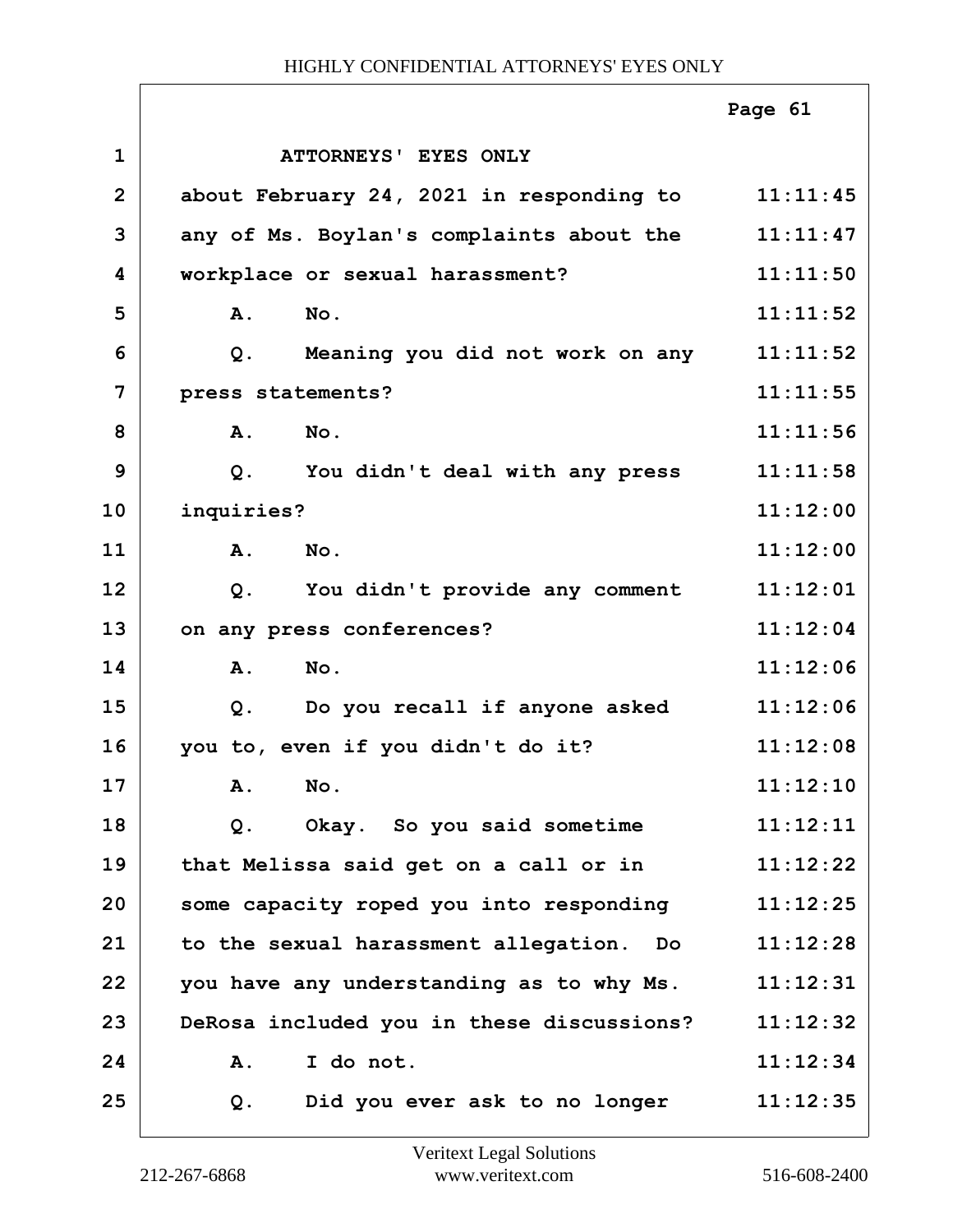ATTORNEYS' EYES ONLY

| | | |
|---|---|---|
| 1 | ATTORNEYS' EYES ONLY | |
| 2 | about February 24, 2021 in responding to | 11:11:45 |
| 3 | any of Ms. Boylan's complaints about the | 11:11:47 |
| 4 | workplace or sexual harassment? | 11:11:50 |
| 5 | A. No. | 11:11:52 |
| 6 | Q. Meaning you did not work on any | 11:11:52 |
| 7 | press statements? | 11:11:55 |
| 8 | A. No. | 11:11:56 |
| 9 | Q. You didn't deal with any press | 11:11:58 |
| 10 | inquiries? | 11:12:00 |
| 11 | A. No. | 11:12:00 |
| 12 | Q. You didn't provide any comment | 11:12:01 |
| 13 | on any press conferences? | 11:12:04 |
| 14 | A. No. | 11:12:06 |
| 15 | Q. Do you recall if anyone asked | 11:12:06 |
| 16 | you to, even if you didn't do it? | 11:12:08 |
| 17 | A. No. | 11:12:10 |
| 18 | Q. Okay. So you said sometime | 11:12:11 |
| 19 | that Melissa said get on a call or in | 11:12:22 |
| 20 | some capacity roped you into responding | 11:12:25 |
| 21 | to the sexual harassment allegation. Do | 11:12:28 |
| 22 | you have any understanding as to why Ms. | 11:12:31 |
| 23 | DeRosa included you in these discussions? | 11:12:32 |
| 24 | A. I do not. | 11:12:34 |
| 25 | Q. Did you ever ask to no longer | 11:12:35 |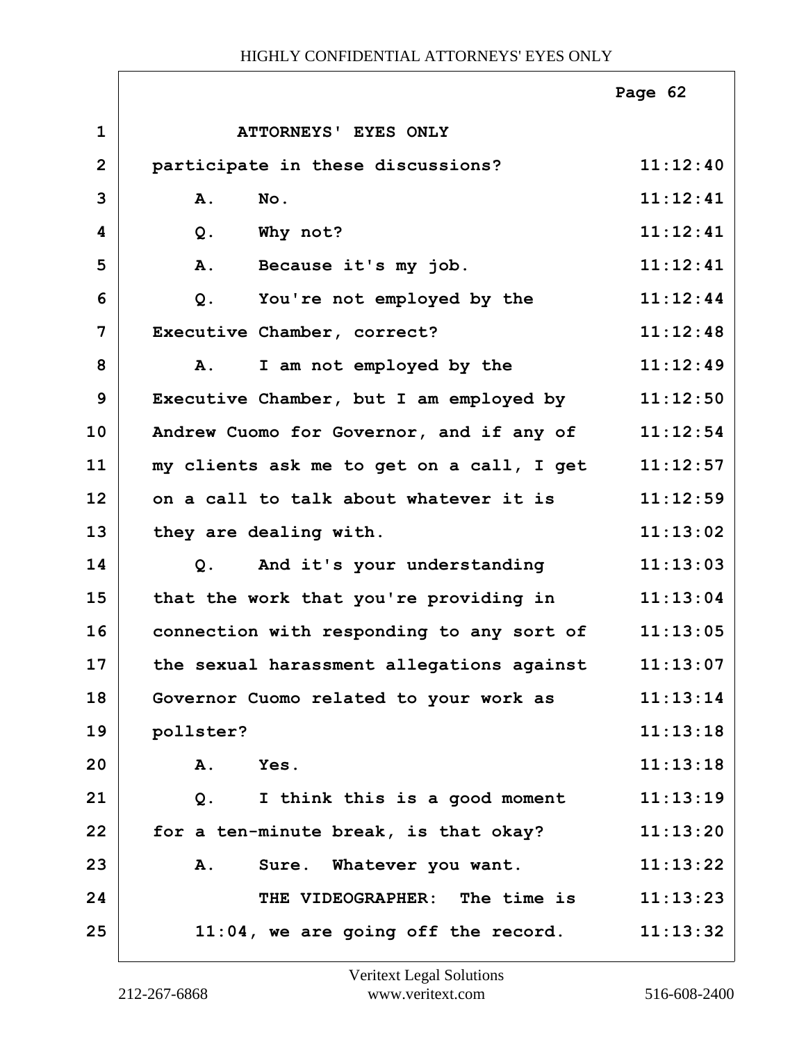ATTORNEYS' EYES ONLY

participate in these discussions? 11:12:40

A. No. 11:12:41

Q. Why not? 11:12:41

A. Because it's my job. 11:12:41

Q. You're not employed by the 11:12:44
Executive Chamber, correct? 11:12:48

A. I am not employed by the 11:12:49
Executive Chamber, but I am employed by 11:12:50
Andrew Cuomo for Governor, and if any of 11:12:54
my clients ask me to get on a call, I get 11:12:57
on a call to talk about whatever it is 11:12:59
they are dealing with. 11:13:02

Q. And it's your understanding 11:13:03
that the work that you're providing in 11:13:04
connection with responding to any sort of 11:13:05
the sexual harassment allegations against 11:13:07
Governor Cuomo related to your work as 11:13:14
pollster? 11:13:18

A. Yes. 11:13:18

Q. I think this is a good moment 11:13:19
for a ten-minute break, is that okay? 11:13:20

A. Sure. Whatever you want. 11:13:22

THE VIDEOGRAPHER: The time is 11:13:23
11:04, we are going off the record. 11:13:32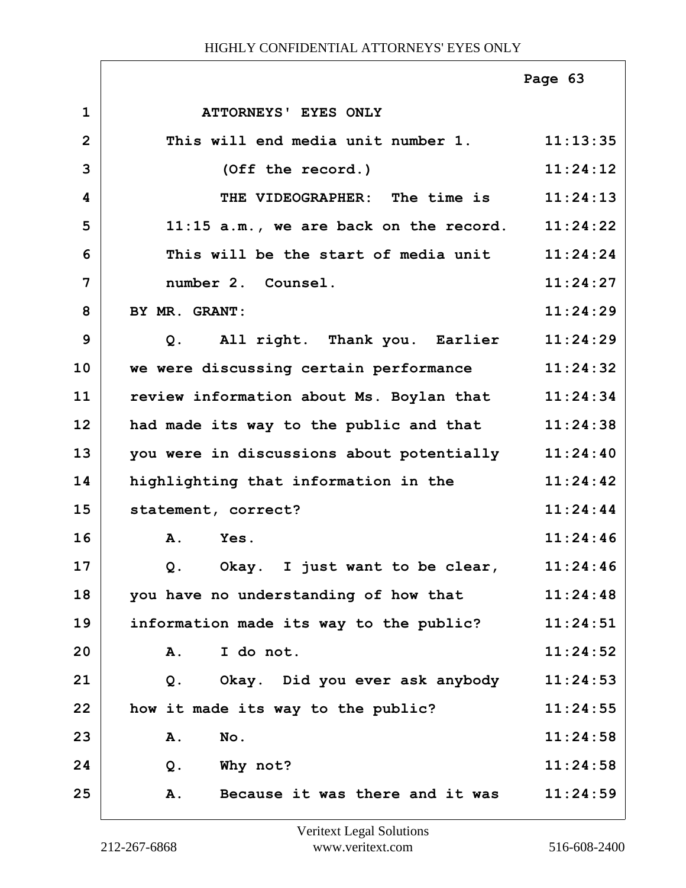ATTORNEYS' EYES ONLY

| | | |
|---|---|---|
| 1 | ATTORNEYS' EYES ONLY | |
| 2 | This will end media unit number 1. | 11:13:35 |
| 3 | (Off the record.) | 11:24:12 |
| 4 | THE VIDEOGRAPHER: The time is | 11:24:13 |
| 5 | 11:15 a.m., we are back on the record. | 11:24:22 |
| 6 | This will be the start of media unit | 11:24:24 |
| 7 | number 2. Counsel. | 11:24:27 |
| 8 | BY MR. GRANT: | 11:24:29 |
| 9 | Q. All right. Thank you. Earlier | 11:24:29 |
| 10 | we were discussing certain performance | 11:24:32 |
| 11 | review information about Ms. Boylan that | 11:24:34 |
| 12 | had made its way to the public and that | 11:24:38 |
| 13 | you were in discussions about potentially | 11:24:40 |
| 14 | highlighting that information in the | 11:24:42 |
| 15 | statement, correct? | 11:24:44 |
| 16 | A. Yes. | 11:24:46 |
| 17 | Q. Okay. I just want to be clear, | 11:24:46 |
| 18 | you have no understanding of how that | 11:24:48 |
| 19 | information made its way to the public? | 11:24:51 |
| 20 | A. I do not. | 11:24:52 |
| 21 | Q. Okay. Did you ever ask anybody | 11:24:53 |
| 22 | how it made its way to the public? | 11:24:55 |
| 23 | A. No. | 11:24:58 |
| 24 | Q. Why not? | 11:24:58 |
| 25 | A. Because it was there and it was | 11:24:59 |

Veritext Legal Solutions
212-267-6868 www.veritext.com 516-608-2400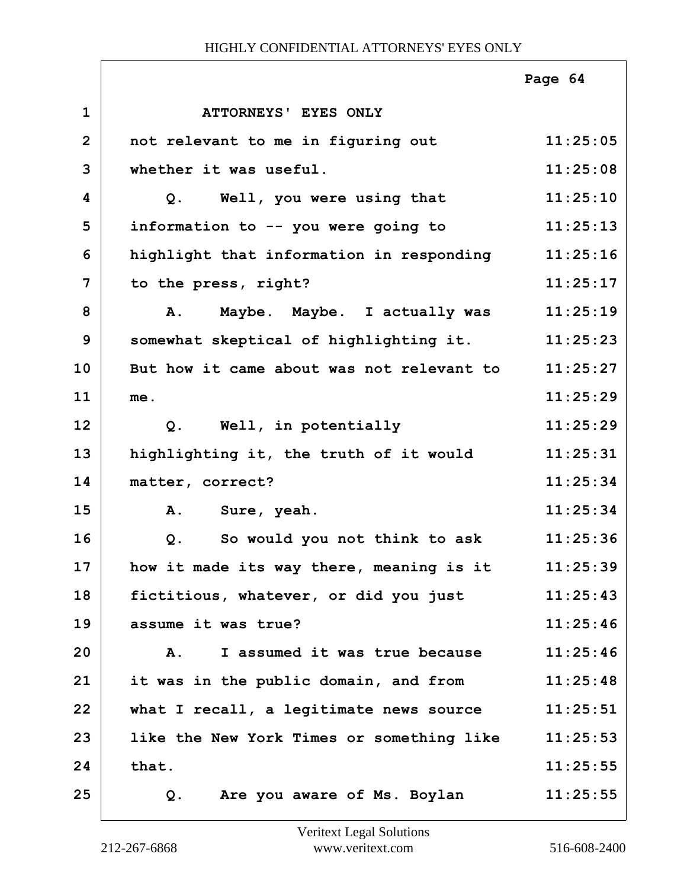ATTORNEYS' EYES ONLY

not relevant to me in figuring out whether it was useful.

Q. Well, you were using that information to -- you were going to highlight that information in responding to the press, right?

A. Maybe. Maybe. I actually was somewhat skeptical of highlighting it. But how it came about was not relevant to me.

Q. Well, in potentially highlighting it, the truth of it would matter, correct?

A. Sure, yeah.

Q. So would you not think to ask how it made its way there, meaning is it fictitious, whatever, or did you just assume it was true?

A. I assumed it was true because it was in the public domain, and from what I recall, a legitimate news source like the New York Times or something like that.

Q. Are you aware of Ms. Boylan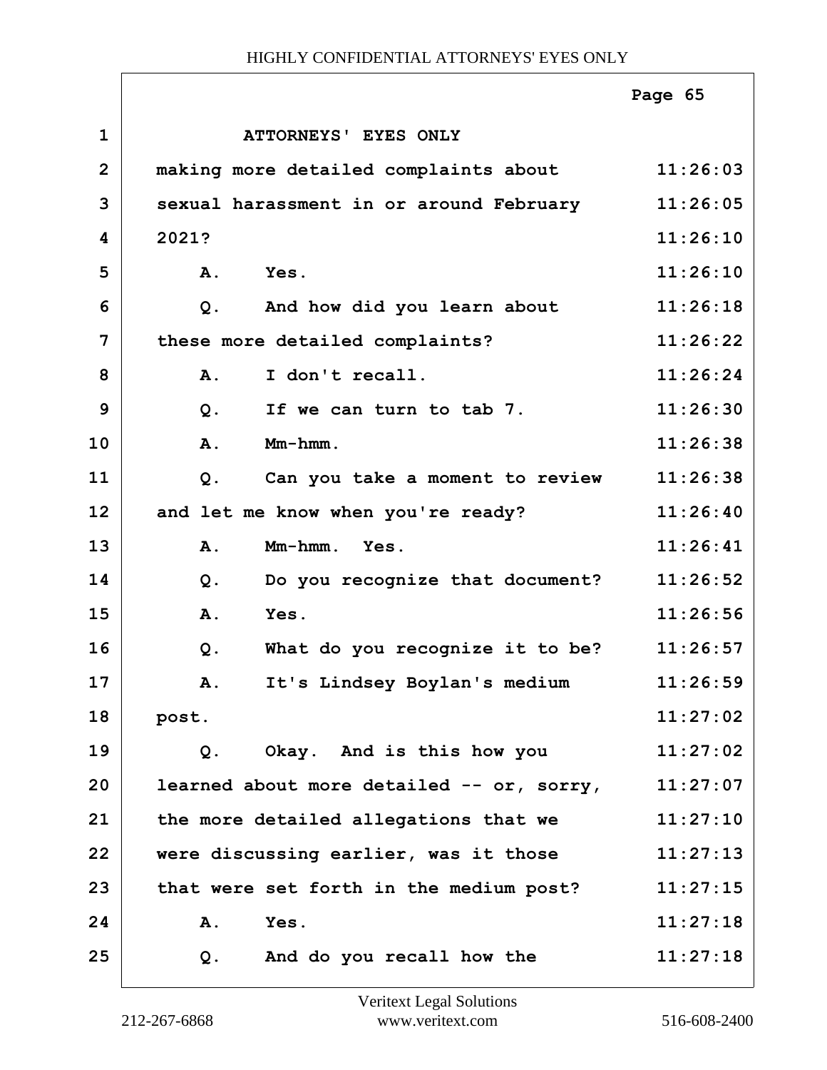ATTORNEYS' EYES ONLY

| | | |
|---|---|---|
| 1 | ATTORNEYS' EYES ONLY | |
| 2 | making more detailed complaints about | 11:26:03 |
| 3 | sexual harassment in or around February | 11:26:05 |
| 4 | 2021? | 11:26:10 |
| 5 | A. Yes. | 11:26:10 |
| 6 | Q. And how did you learn about | 11:26:18 |
| 7 | these more detailed complaints? | 11:26:22 |
| 8 | A. I don't recall. | 11:26:24 |
| 9 | Q. If we can turn to tab 7. | 11:26:30 |
| 10 | A. Mm-hmm. | 11:26:38 |
| 11 | Q. Can you take a moment to review | 11:26:38 |
| 12 | and let me know when you're ready? | 11:26:40 |
| 13 | A. Mm-hmm. Yes. | 11:26:41 |
| 14 | Q. Do you recognize that document? | 11:26:52 |
| 15 | A. Yes. | 11:26:56 |
| 16 | Q. What do you recognize it to be? | 11:26:57 |
| 17 | A. It's Lindsey Boylan's medium | 11:26:59 |
| 18 | post. | 11:27:02 |
| 19 | Q. Okay. And is this how you | 11:27:02 |
| 20 | learned about more detailed -- or, sorry, | 11:27:07 |
| 21 | the more detailed allegations that we | 11:27:10 |
| 22 | were discussing earlier, was it those | 11:27:13 |
| 23 | that were set forth in the medium post? | 11:27:15 |
| 24 | A. Yes. | 11:27:18 |
| 25 | Q. And do you recall how the | 11:27:18 |

Veritext Legal Solutions
212-267-6868 www.veritext.com 516-608-2400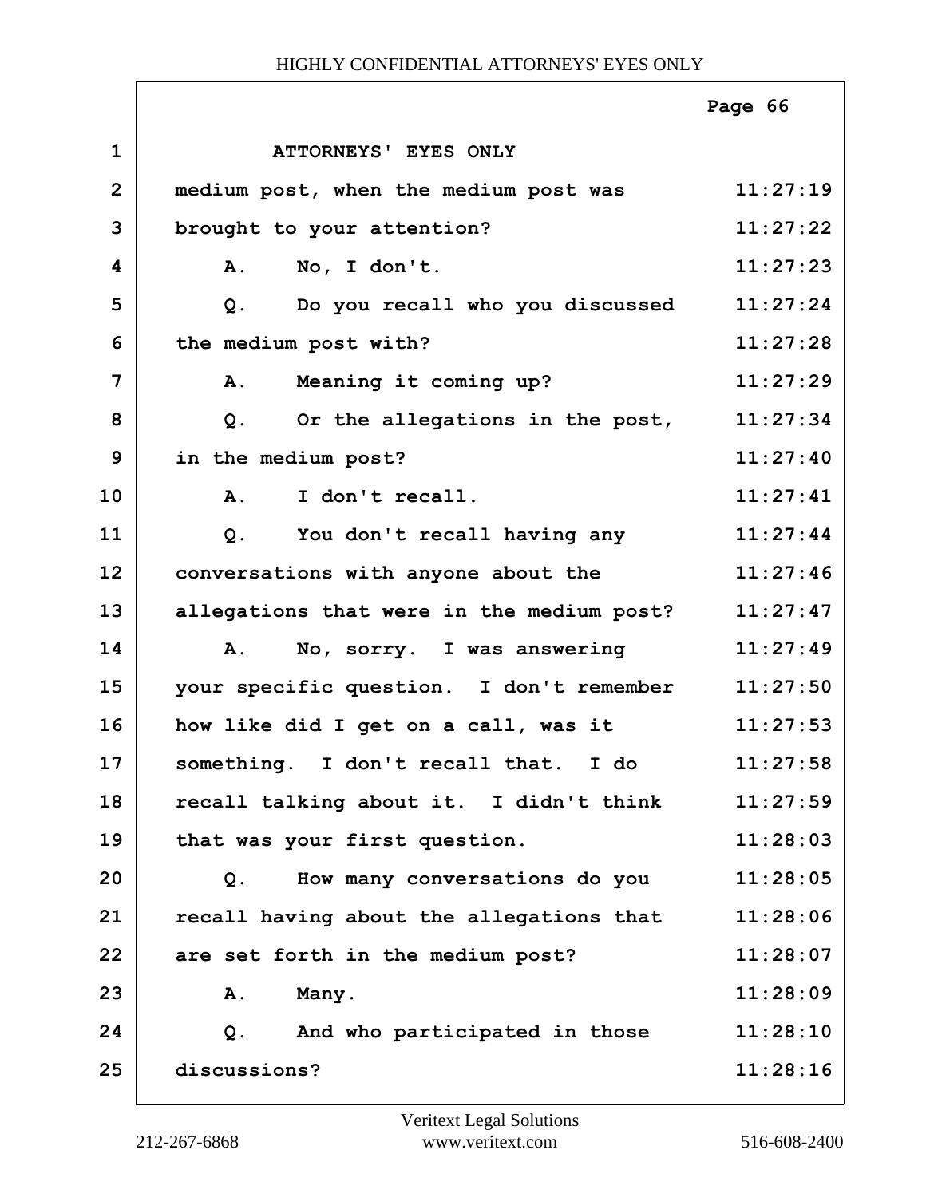ATTORNEYS' EYES ONLY

medium post, when the medium post was brought to your attention?

A. No, I don't.

Q. Do you recall who you discussed the medium post with?

A. Meaning it coming up?

Q. Or the allegations in the post, in the medium post?

A. I don't recall.

Q. You don't recall having any conversations with anyone about the allegations that were in the medium post?

A. No, sorry. I was answering your specific question. I don't remember how like did I get on a call, was it something. I don't recall that. I do recall talking about it. I didn't think that was your first question.

Q. How many conversations do you recall having about the allegations that are set forth in the medium post?

A. Many.

Q. And who participated in those discussions?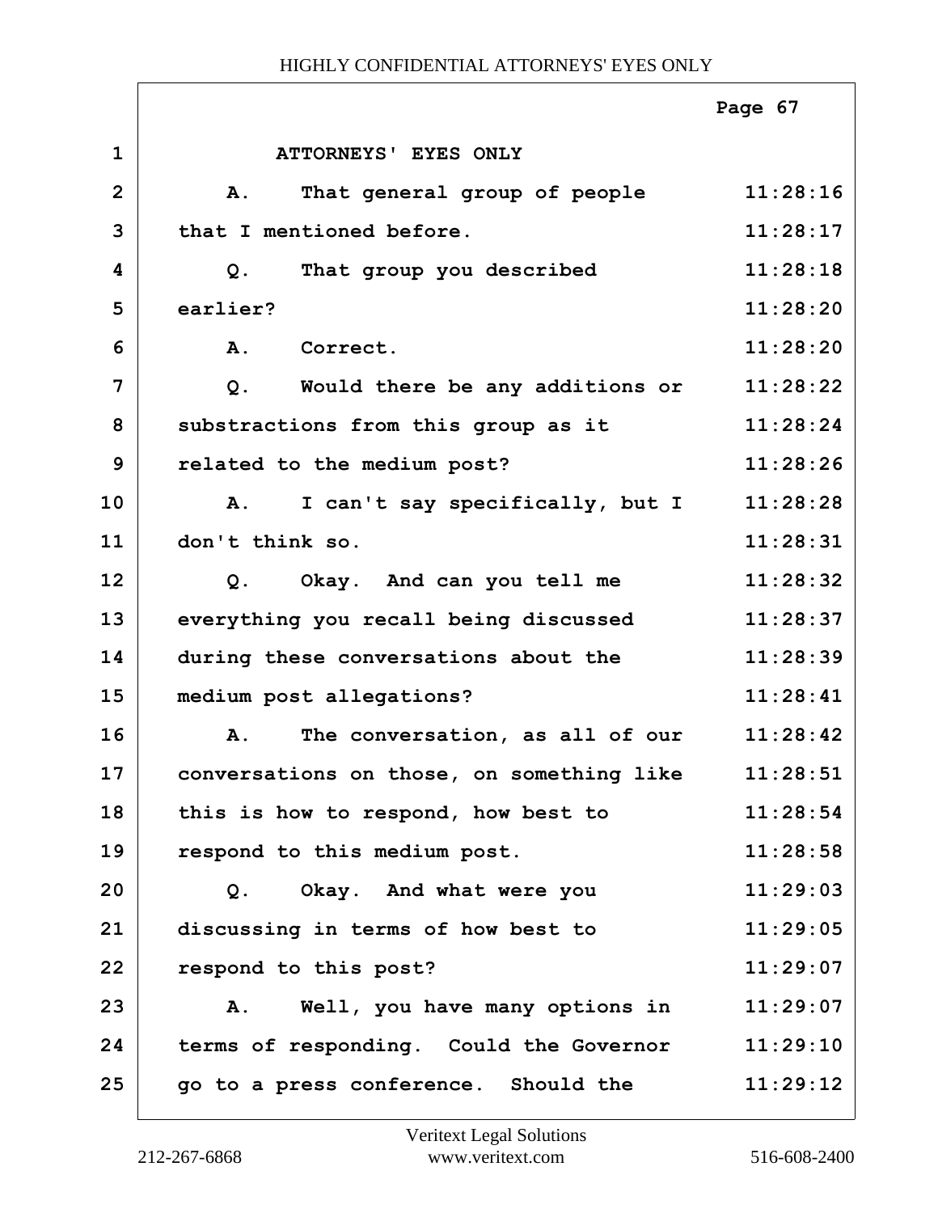ATTORNEYS' EYES ONLY

A. That general group of people that I mentioned before.

Q. That group you described earlier?

A. Correct.

Q. Would there be any additions or substractions from this group as it related to the medium post?

A. I can't say specifically, but I don't think so.

Q. Okay. And can you tell me everything you recall being discussed during these conversations about the medium post allegations?

A. The conversation, as all of our conversations on those, on something like this is how to respond, how best to respond to this medium post.

Q. Okay. And what were you discussing in terms of how best to respond to this post?

A. Well, you have many options in terms of responding. Could the Governor go to a press conference. Should the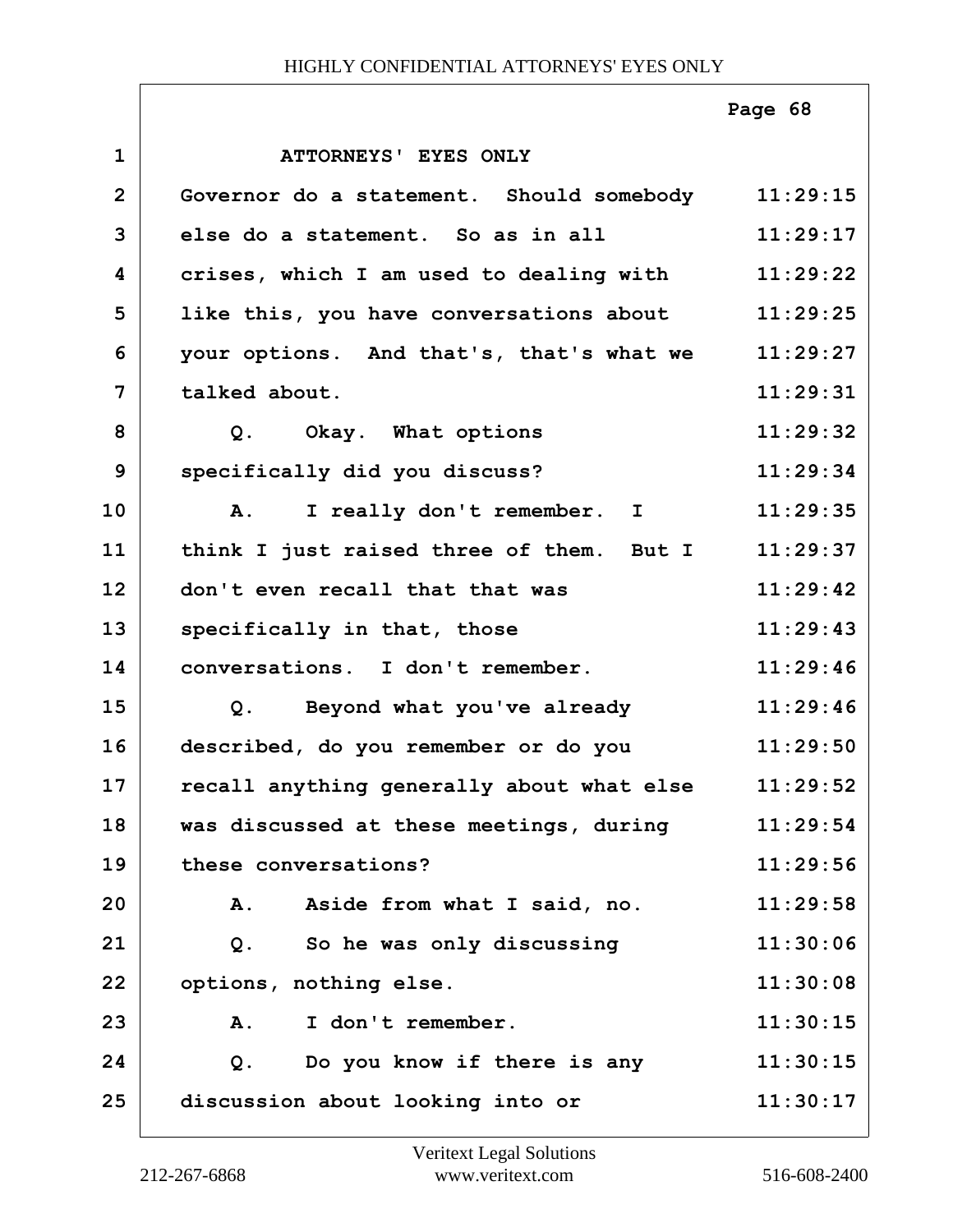ATTORNEYS' EYES ONLY

| | | |
|---|---|---|
| 1 | ATTORNEYS' EYES ONLY | |
| 2 | Governor do a statement. Should somebody | 11:29:15 |
| 3 | else do a statement. So as in all | 11:29:17 |
| 4 | crises, which I am used to dealing with | 11:29:22 |
| 5 | like this, you have conversations about | 11:29:25 |
| 6 | your options. And that's, that's what we | 11:29:27 |
| 7 | talked about. | 11:29:31 |
| 8 | Q. Okay. What options | 11:29:32 |
| 9 | specifically did you discuss? | 11:29:34 |
| 10 | A. I really don't remember. I | 11:29:35 |
| 11 | think I just raised three of them. But I | 11:29:37 |
| 12 | don't even recall that that was | 11:29:42 |
| 13 | specifically in that, those | 11:29:43 |
| 14 | conversations. I don't remember. | 11:29:46 |
| 15 | Q. Beyond what you've already | 11:29:46 |
| 16 | described, do you remember or do you | 11:29:50 |
| 17 | recall anything generally about what else | 11:29:52 |
| 18 | was discussed at these meetings, during | 11:29:54 |
| 19 | these conversations? | 11:29:56 |
| 20 | A. Aside from what I said, no. | 11:29:58 |
| 21 | Q. So he was only discussing | 11:30:06 |
| 22 | options, nothing else. | 11:30:08 |
| 23 | A. I don't remember. | 11:30:15 |
| 24 | Q. Do you know if there is any | 11:30:15 |
| 25 | discussion about looking into or | 11:30:17 |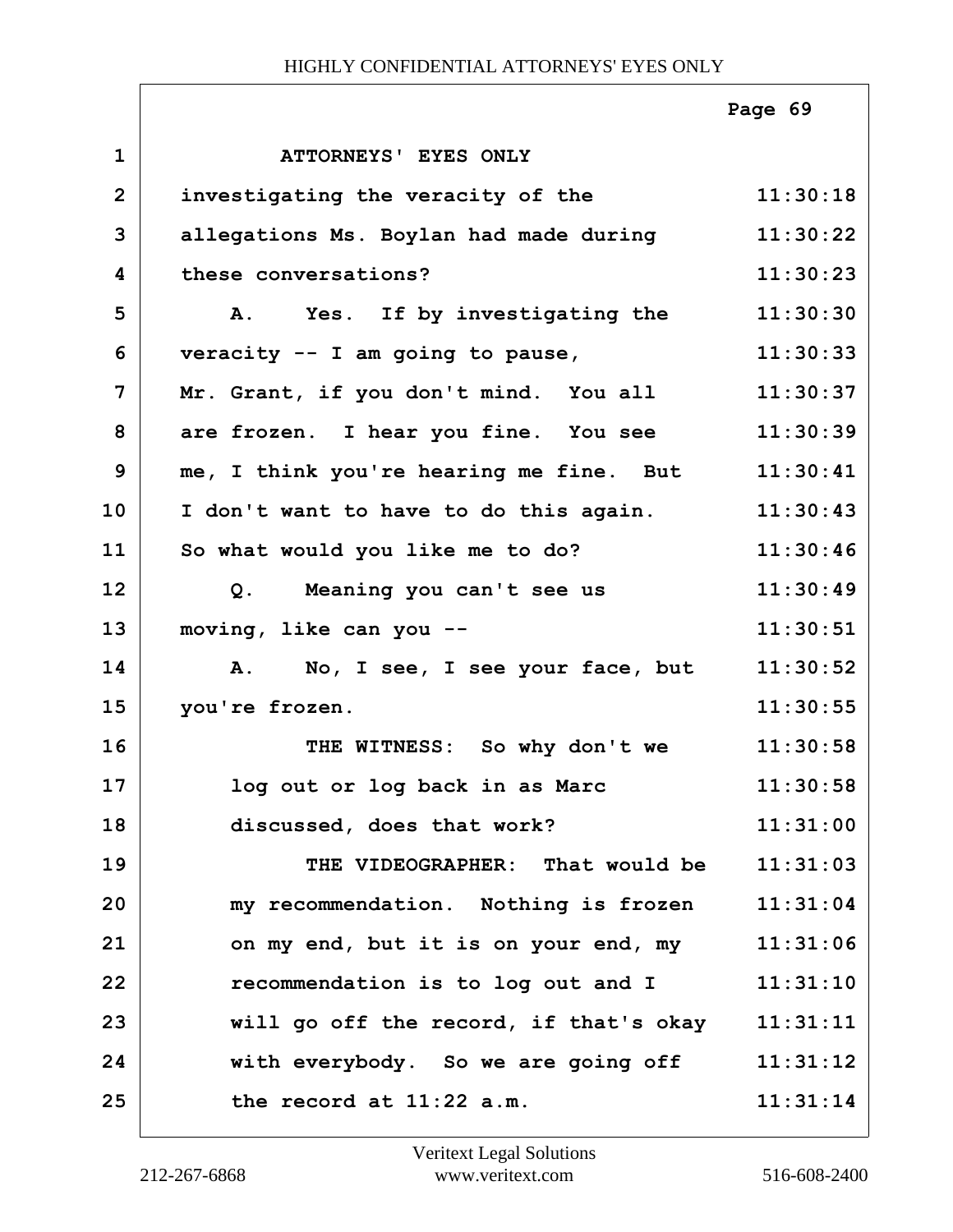ATTORNEYS' EYES ONLY

investigating the veracity of the allegations Ms. Boylan had made during these conversations?

A. Yes. If by investigating the veracity -- I am going to pause, Mr. Grant, if you don't mind. You all are frozen. I hear you fine. You see me, I think you're hearing me fine. But I don't want to have to do this again. So what would you like me to do?

Q. Meaning you can't see us moving, like can you --

A. No, I see, I see your face, but you're frozen.

THE WITNESS: So why don't we log out or log back in as Marc discussed, does that work?

THE VIDEOGRAPHER: That would be my recommendation. Nothing is frozen on my end, but it is on your end, my recommendation is to log out and I will go off the record, if that's okay with everybody. So we are going off the record at 11:22 a.m.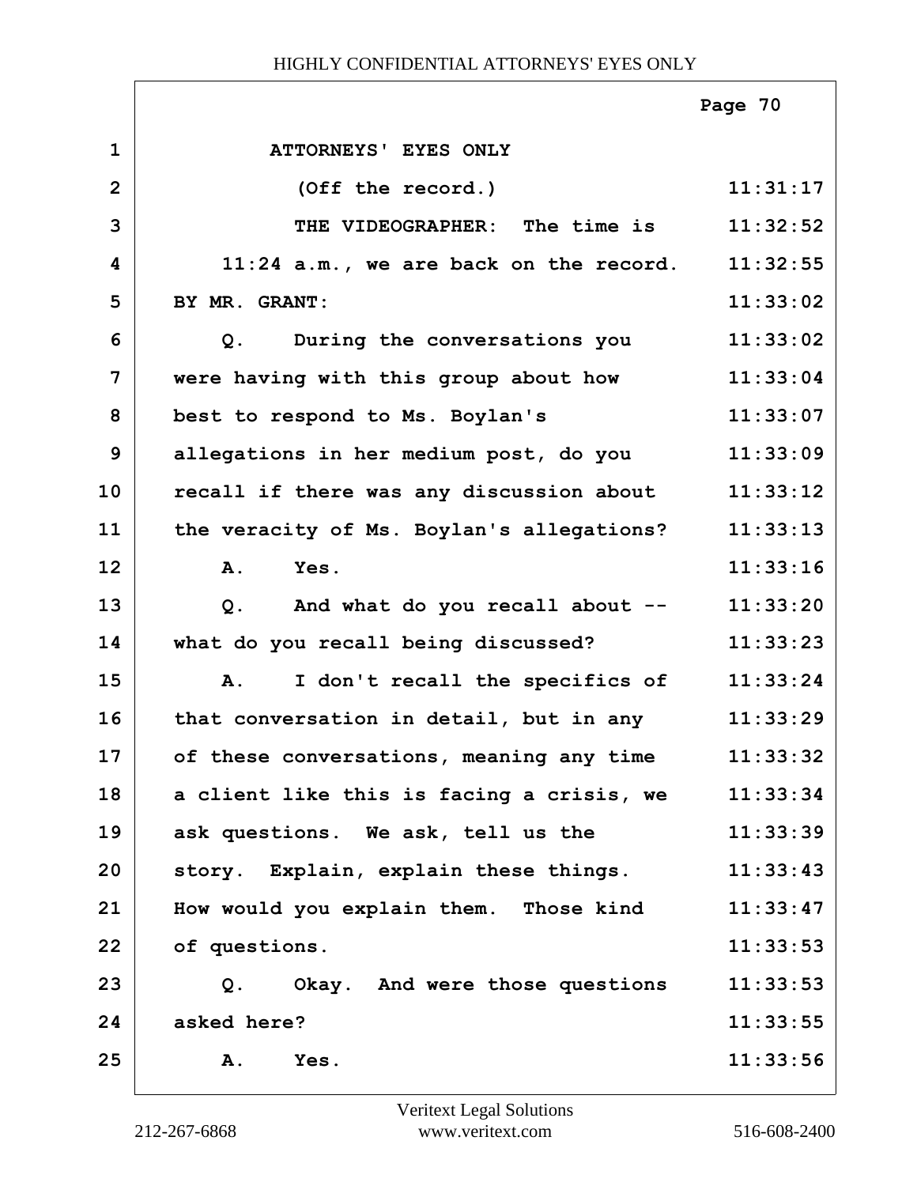ATTORNEYS' EYES ONLY

| | | |
|---|---|---|
| 1 | ATTORNEYS' EYES ONLY | |
| 2 | (Off the record.) | 11:31:17 |
| 3 | THE VIDEOGRAPHER: The time is | 11:32:52 |
| 4 | 11:24 a.m., we are back on the record. | 11:32:55 |
| 5 | BY MR. GRANT: | 11:33:02 |
| 6 | Q. During the conversations you | 11:33:02 |
| 7 | were having with this group about how | 11:33:04 |
| 8 | best to respond to Ms. Boylan's | 11:33:07 |
| 9 | allegations in her medium post, do you | 11:33:09 |
| 10 | recall if there was any discussion about | 11:33:12 |
| 11 | the veracity of Ms. Boylan's allegations? | 11:33:13 |
| 12 | A. Yes. | 11:33:16 |
| 13 | Q. And what do you recall about -- | 11:33:20 |
| 14 | what do you recall being discussed? | 11:33:23 |
| 15 | A. I don't recall the specifics of | 11:33:24 |
| 16 | that conversation in detail, but in any | 11:33:29 |
| 17 | of these conversations, meaning any time | 11:33:32 |
| 18 | a client like this is facing a crisis, we | 11:33:34 |
| 19 | ask questions. We ask, tell us the | 11:33:39 |
| 20 | story. Explain, explain these things. | 11:33:43 |
| 21 | How would you explain them. Those kind | 11:33:47 |
| 22 | of questions. | 11:33:53 |
| 23 | Q. Okay. And were those questions | 11:33:53 |
| 24 | asked here? | 11:33:55 |
| 25 | A. Yes. | 11:33:56 |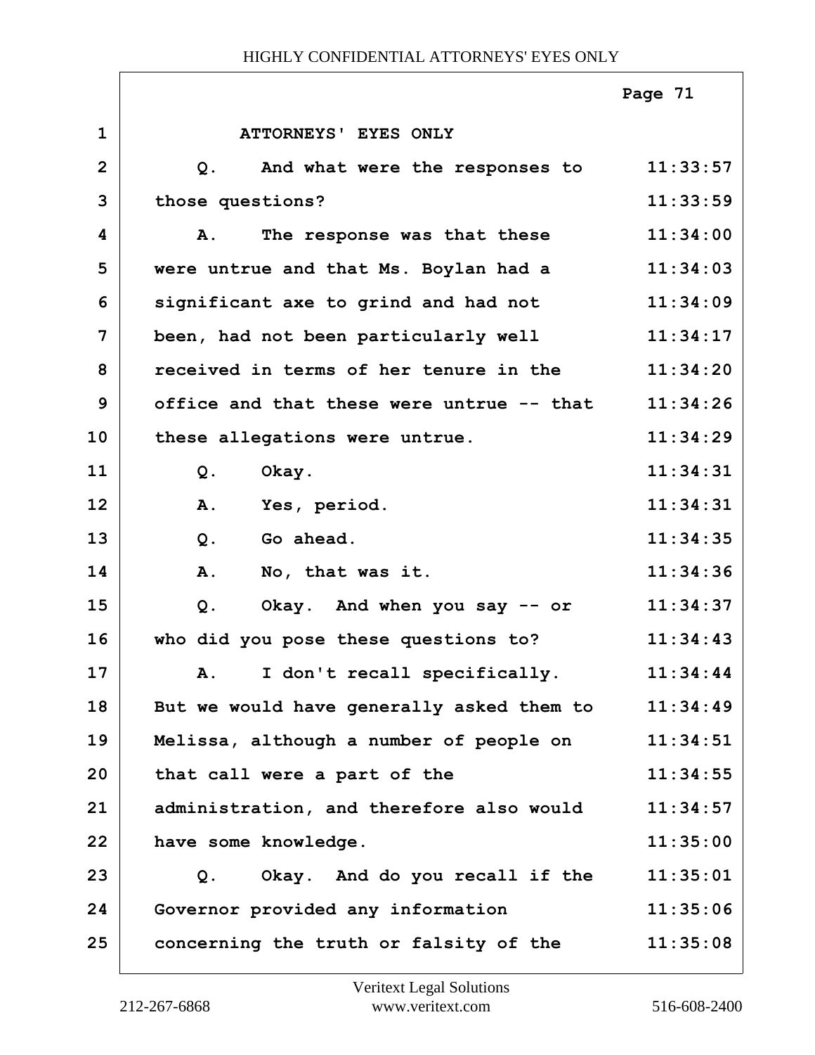ATTORNEYS' EYES ONLY

| | | |
|---|---|---|
| 1 | ATTORNEYS' EYES ONLY | |
| 2 | Q. And what were the responses to | 11:33:57 |
| 3 | those questions? | 11:33:59 |
| 4 | A. The response was that these | 11:34:00 |
| 5 | were untrue and that Ms. Boylan had a | 11:34:03 |
| 6 | significant axe to grind and had not | 11:34:09 |
| 7 | been, had not been particularly well | 11:34:17 |
| 8 | received in terms of her tenure in the | 11:34:20 |
| 9 | office and that these were untrue -- that | 11:34:26 |
| 10 | these allegations were untrue. | 11:34:29 |
| 11 | Q. Okay. | 11:34:31 |
| 12 | A. Yes, period. | 11:34:31 |
| 13 | Q. Go ahead. | 11:34:35 |
| 14 | A. No, that was it. | 11:34:36 |
| 15 | Q. Okay. And when you say -- or | 11:34:37 |
| 16 | who did you pose these questions to? | 11:34:43 |
| 17 | A. I don't recall specifically. | 11:34:44 |
| 18 | But we would have generally asked them to | 11:34:49 |
| 19 | Melissa, although a number of people on | 11:34:51 |
| 20 | that call were a part of the | 11:34:55 |
| 21 | administration, and therefore also would | 11:34:57 |
| 22 | have some knowledge. | 11:35:00 |
| 23 | Q. Okay. And do you recall if the | 11:35:01 |
| 24 | Governor provided any information | 11:35:06 |
| 25 | concerning the truth or falsity of the | 11:35:08 |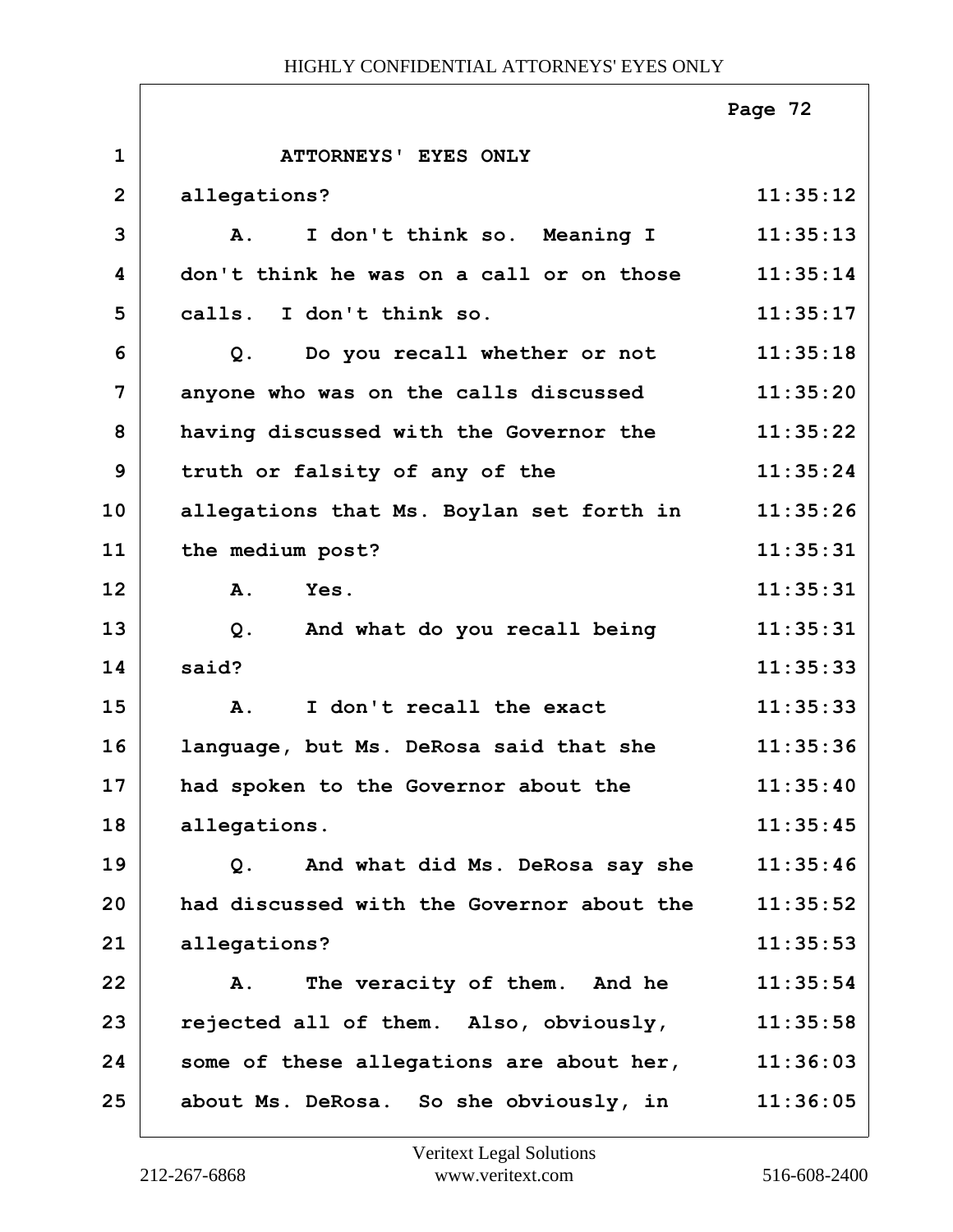ATTORNEYS' EYES ONLY

| | | |
|---|---|---|
| 1 | ATTORNEYS' EYES ONLY | |
| 2 | allegations? | 11:35:12 |
| 3 | A. I don't think so. Meaning I | 11:35:13 |
| 4 | don't think he was on a call or on those | 11:35:14 |
| 5 | calls. I don't think so. | 11:35:17 |
| 6 | Q. Do you recall whether or not | 11:35:18 |
| 7 | anyone who was on the calls discussed | 11:35:20 |
| 8 | having discussed with the Governor the | 11:35:22 |
| 9 | truth or falsity of any of the | 11:35:24 |
| 10 | allegations that Ms. Boylan set forth in | 11:35:26 |
| 11 | the medium post? | 11:35:31 |
| 12 | A. Yes. | 11:35:31 |
| 13 | Q. And what do you recall being | 11:35:31 |
| 14 | said? | 11:35:33 |
| 15 | A. I don't recall the exact | 11:35:33 |
| 16 | language, but Ms. DeRosa said that she | 11:35:36 |
| 17 | had spoken to the Governor about the | 11:35:40 |
| 18 | allegations. | 11:35:45 |
| 19 | Q. And what did Ms. DeRosa say she | 11:35:46 |
| 20 | had discussed with the Governor about the | 11:35:52 |
| 21 | allegations? | 11:35:53 |
| 22 | A. The veracity of them. And he | 11:35:54 |
| 23 | rejected all of them. Also, obviously, | 11:35:58 |
| 24 | some of these allegations are about her, | 11:36:03 |
| 25 | about Ms. DeRosa. So she obviously, in | 11:36:05 |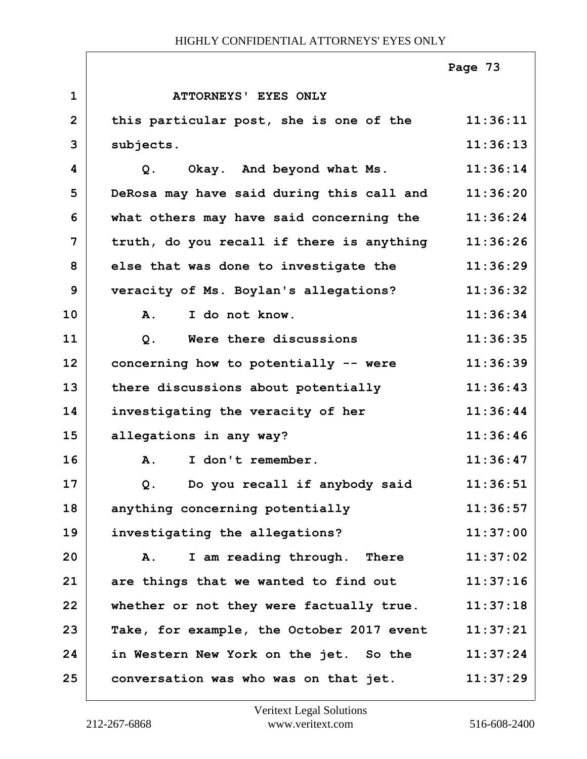ATTORNEYS' EYES ONLY

| | | |
|---|---|---|
| 1 | ATTORNEYS' EYES ONLY | |
| 2 | this particular post, she is one of the | 11:36:11 |
| 3 | subjects. | 11:36:13 |
| 4 | Q. Okay. And beyond what Ms. | 11:36:14 |
| 5 | DeRosa may have said during this call and | 11:36:20 |
| 6 | what others may have said concerning the | 11:36:24 |
| 7 | truth, do you recall if there is anything | 11:36:26 |
| 8 | else that was done to investigate the | 11:36:29 |
| 9 | veracity of Ms. Boylan's allegations? | 11:36:32 |
| 10 | A. I do not know. | 11:36:34 |
| 11 | Q. Were there discussions | 11:36:35 |
| 12 | concerning how to potentially -- were | 11:36:39 |
| 13 | there discussions about potentially | 11:36:43 |
| 14 | investigating the veracity of her | 11:36:44 |
| 15 | allegations in any way? | 11:36:46 |
| 16 | A. I don't remember. | 11:36:47 |
| 17 | Q. Do you recall if anybody said | 11:36:51 |
| 18 | anything concerning potentially | 11:36:57 |
| 19 | investigating the allegations? | 11:37:00 |
| 20 | A. I am reading through. There | 11:37:02 |
| 21 | are things that we wanted to find out | 11:37:16 |
| 22 | whether or not they were factually true. | 11:37:18 |
| 23 | Take, for example, the October 2017 event | 11:37:21 |
| 24 | in Western New York on the jet. So the | 11:37:24 |
| 25 | conversation was who was on that jet. | 11:37:29 |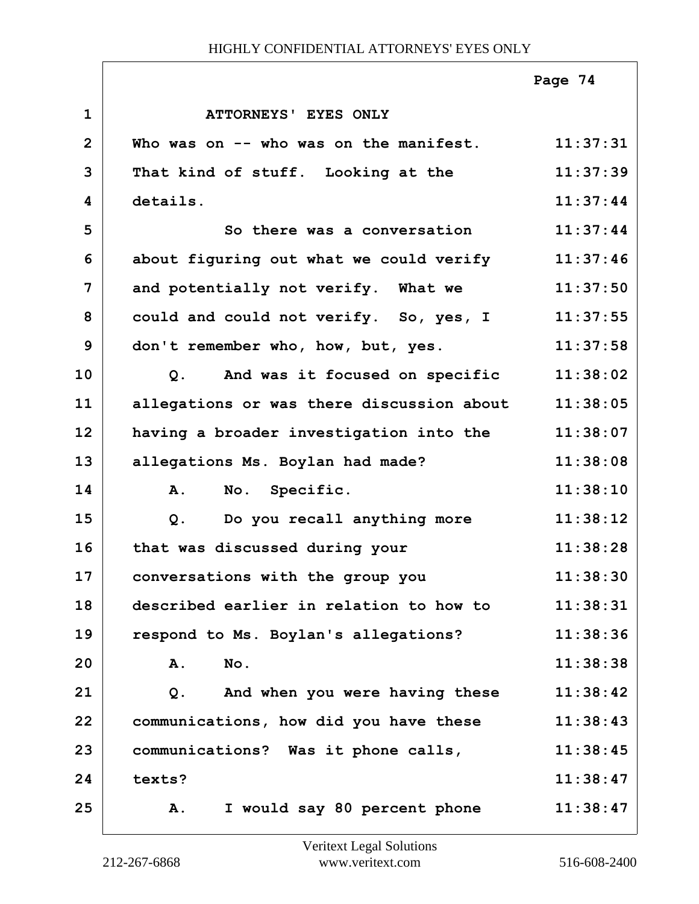ATTORNEYS' EYES ONLY

Who was on -- who was on the manifest. That kind of stuff. Looking at the details.

So there was a conversation about figuring out what we could verify and potentially not verify. What we could and could not verify. So, yes, I don't remember who, how, but, yes.

Q. And was it focused on specific allegations or was there discussion about having a broader investigation into the allegations Ms. Boylan had made?

A. No. Specific.

Q. Do you recall anything more that was discussed during your conversations with the group you described earlier in relation to how to respond to Ms. Boylan's allegations?

A. No.

Q. And when you were having these communications, how did you have these communications? Was it phone calls, texts?

A. I would say 80 percent phone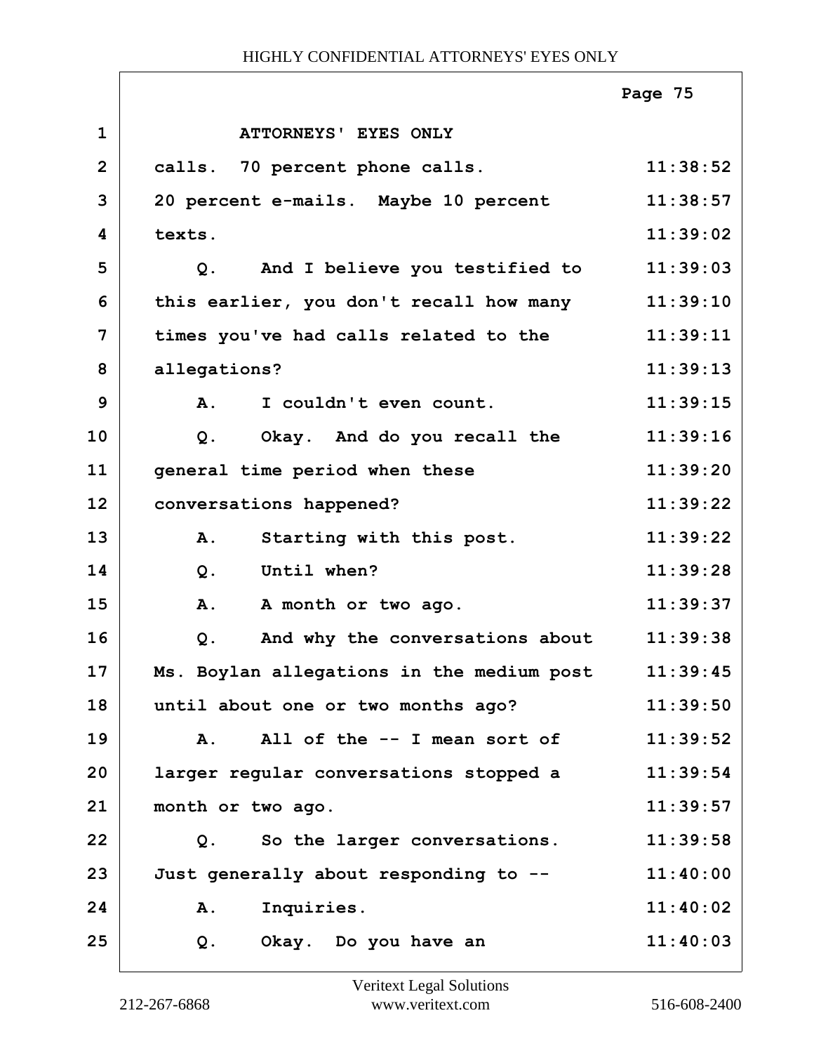ATTORNEYS' EYES ONLY

calls. 70 percent phone calls. 11:38:52
20 percent e-mails. Maybe 10 percent 11:38:57
texts. 11:39:02

Q. And I believe you testified to 11:39:03
this earlier, you don't recall how many 11:39:10
times you've had calls related to the 11:39:11
allegations? 11:39:13

A. I couldn't even count. 11:39:15

Q. Okay. And do you recall the 11:39:16
general time period when these 11:39:20
conversations happened? 11:39:22

A. Starting with this post. 11:39:22

Q. Until when? 11:39:28

A. A month or two ago. 11:39:37

Q. And why the conversations about 11:39:38
Ms. Boylan allegations in the medium post 11:39:45
until about one or two months ago? 11:39:50

A. All of the -- I mean sort of 11:39:52
larger regular conversations stopped a 11:39:54
month or two ago. 11:39:57

Q. So the larger conversations. 11:39:58
Just generally about responding to -- 11:40:00

A. Inquiries. 11:40:02

Q. Okay. Do you have an 11:40:03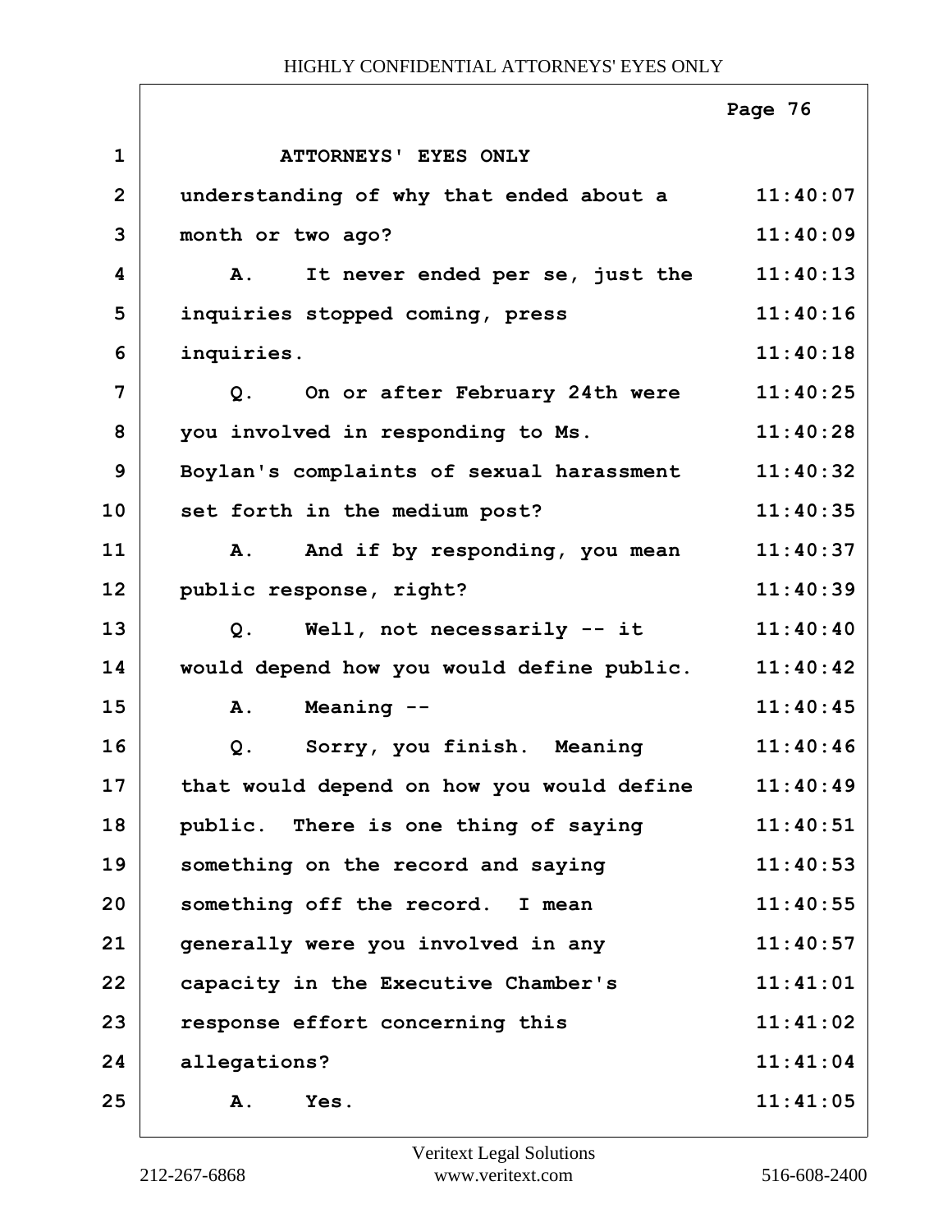ATTORNEYS' EYES ONLY

| | | |
|---|---|---|
| 1 | ATTORNEYS' EYES ONLY | |
| 2 | understanding of why that ended about a | 11:40:07 |
| 3 | month or two ago? | 11:40:09 |
| 4 | A. It never ended per se, just the | 11:40:13 |
| 5 | inquiries stopped coming, press | 11:40:16 |
| 6 | inquiries. | 11:40:18 |
| 7 | Q. On or after February 24th were | 11:40:25 |
| 8 | you involved in responding to Ms. | 11:40:28 |
| 9 | Boylan's complaints of sexual harassment | 11:40:32 |
| 10 | set forth in the medium post? | 11:40:35 |
| 11 | A. And if by responding, you mean | 11:40:37 |
| 12 | public response, right? | 11:40:39 |
| 13 | Q. Well, not necessarily -- it | 11:40:40 |
| 14 | would depend how you would define public. | 11:40:42 |
| 15 | A. Meaning -- | 11:40:45 |
| 16 | Q. Sorry, you finish. Meaning | 11:40:46 |
| 17 | that would depend on how you would define | 11:40:49 |
| 18 | public. There is one thing of saying | 11:40:51 |
| 19 | something on the record and saying | 11:40:53 |
| 20 | something off the record. I mean | 11:40:55 |
| 21 | generally were you involved in any | 11:40:57 |
| 22 | capacity in the Executive Chamber's | 11:41:01 |
| 23 | response effort concerning this | 11:41:02 |
| 24 | allegations? | 11:41:04 |
| 25 | A. Yes. | 11:41:05 |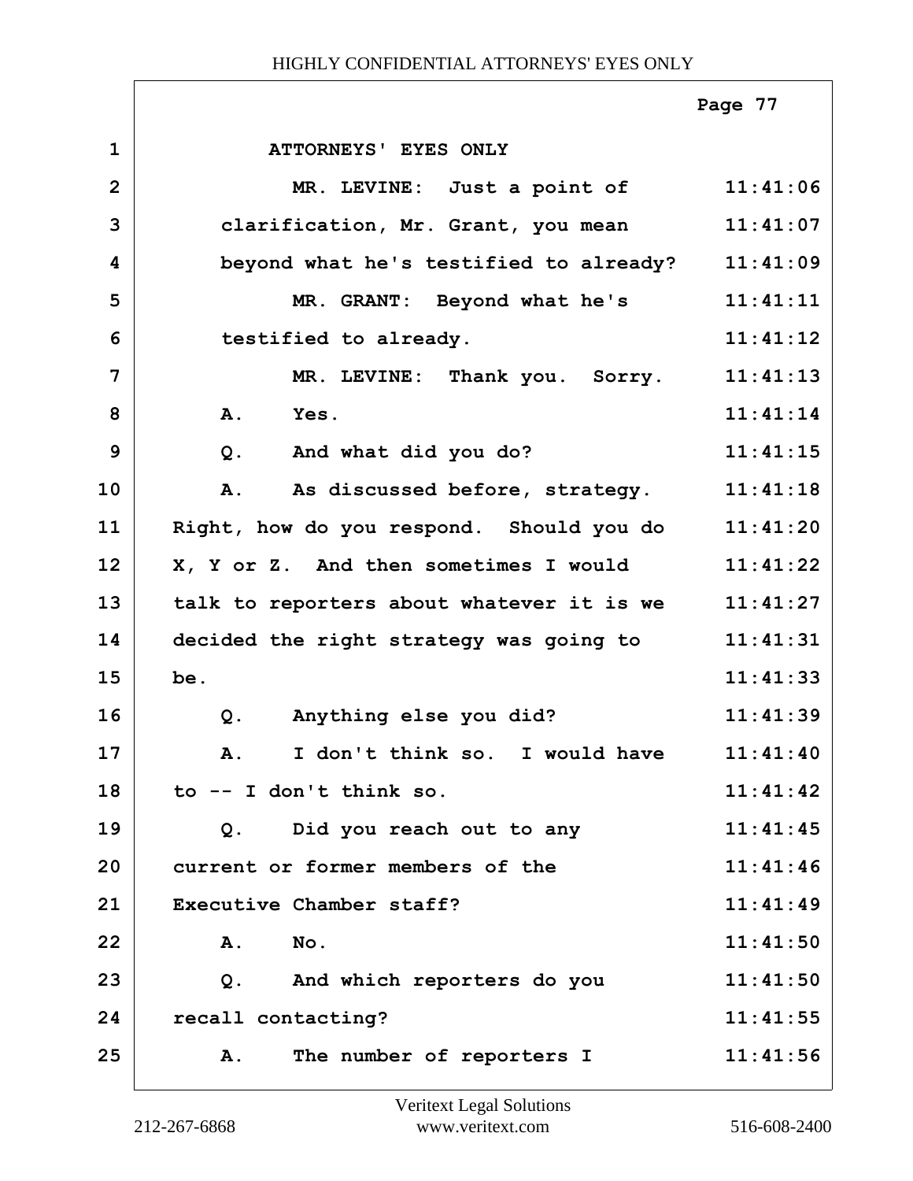ATTORNEYS' EYES ONLY

| Line | Text | Time |
|---|---|---|
| 1 | ATTORNEYS' EYES ONLY | |
| 2 | MR. LEVINE: Just a point of | 11:41:06 |
| 3 | clarification, Mr. Grant, you mean | 11:41:07 |
| 4 | beyond what he's testified to already? | 11:41:09 |
| 5 | MR. GRANT: Beyond what he's | 11:41:11 |
| 6 | testified to already. | 11:41:12 |
| 7 | MR. LEVINE: Thank you. Sorry. | 11:41:13 |
| 8 | A. Yes. | 11:41:14 |
| 9 | Q. And what did you do? | 11:41:15 |
| 10 | A. As discussed before, strategy. | 11:41:18 |
| 11 | Right, how do you respond. Should you do | 11:41:20 |
| 12 | X, Y or Z. And then sometimes I would | 11:41:22 |
| 13 | talk to reporters about whatever it is we | 11:41:27 |
| 14 | decided the right strategy was going to | 11:41:31 |
| 15 | be. | 11:41:33 |
| 16 | Q. Anything else you did? | 11:41:39 |
| 17 | A. I don't think so. I would have | 11:41:40 |
| 18 | to -- I don't think so. | 11:41:42 |
| 19 | Q. Did you reach out to any | 11:41:45 |
| 20 | current or former members of the | 11:41:46 |
| 21 | Executive Chamber staff? | 11:41:49 |
| 22 | A. No. | 11:41:50 |
| 23 | Q. And which reporters do you | 11:41:50 |
| 24 | recall contacting? | 11:41:55 |
| 25 | A. The number of reporters I | 11:41:56 |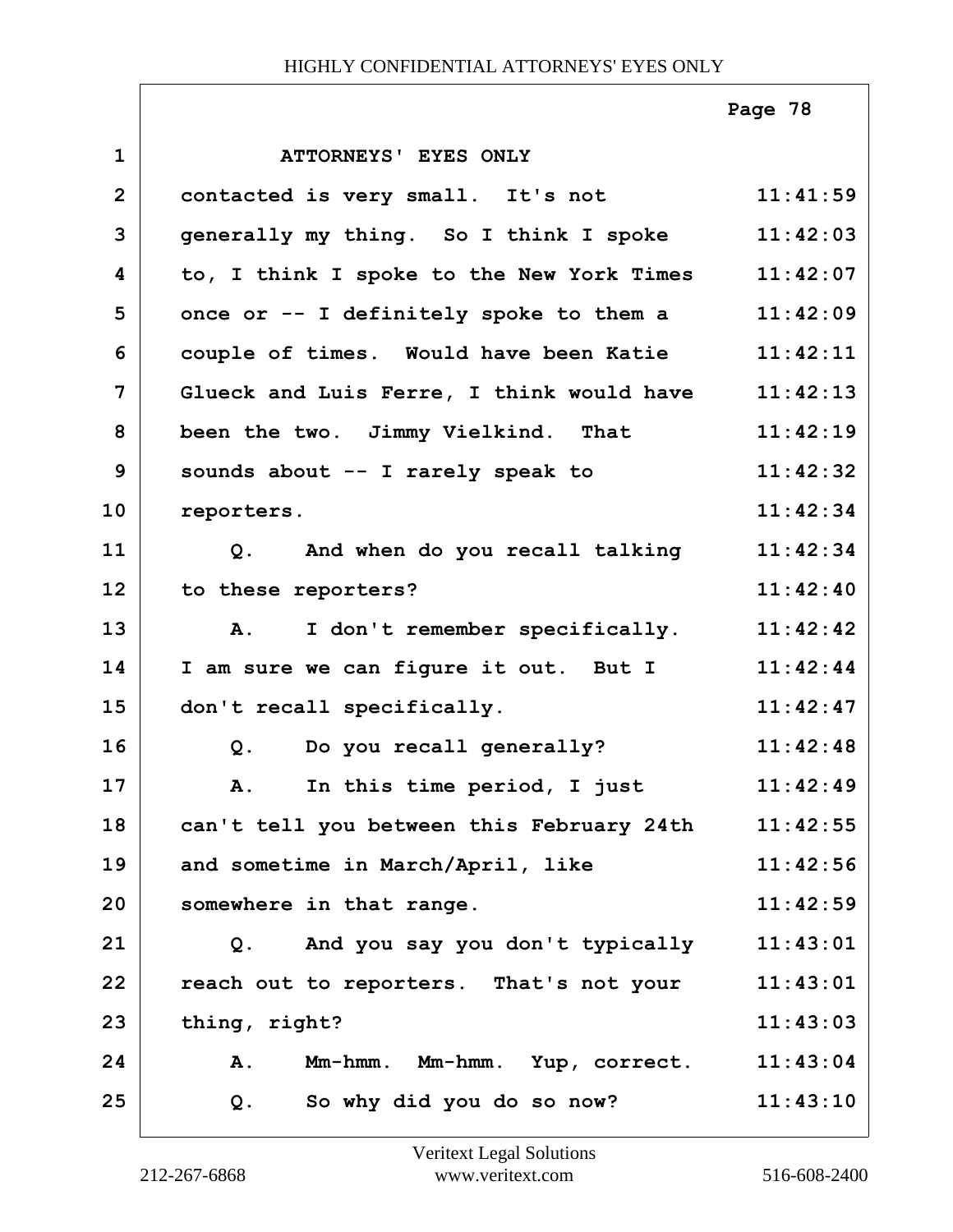ATTORNEYS' EYES ONLY

| | | |
|---|---|---|
| 1 | ATTORNEYS' EYES ONLY | |
| 2 | contacted is very small. It's not | 11:41:59 |
| 3 | generally my thing. So I think I spoke | 11:42:03 |
| 4 | to, I think I spoke to the New York Times | 11:42:07 |
| 5 | once or -- I definitely spoke to them a | 11:42:09 |
| 6 | couple of times. Would have been Katie | 11:42:11 |
| 7 | Glueck and Luis Ferre, I think would have | 11:42:13 |
| 8 | been the two. Jimmy Vielkind. That | 11:42:19 |
| 9 | sounds about -- I rarely speak to | 11:42:32 |
| 10 | reporters. | 11:42:34 |
| 11 | Q. And when do you recall talking | 11:42:34 |
| 12 | to these reporters? | 11:42:40 |
| 13 | A. I don't remember specifically. | 11:42:42 |
| 14 | I am sure we can figure it out. But I | 11:42:44 |
| 15 | don't recall specifically. | 11:42:47 |
| 16 | Q. Do you recall generally? | 11:42:48 |
| 17 | A. In this time period, I just | 11:42:49 |
| 18 | can't tell you between this February 24th | 11:42:55 |
| 19 | and sometime in March/April, like | 11:42:56 |
| 20 | somewhere in that range. | 11:42:59 |
| 21 | Q. And you say you don't typically | 11:43:01 |
| 22 | reach out to reporters. That's not your | 11:43:01 |
| 23 | thing, right? | 11:43:03 |
| 24 | A. Mm-hmm. Mm-hmm. Yup, correct. | 11:43:04 |
| 25 | Q. So why did you do so now? | 11:43:10 |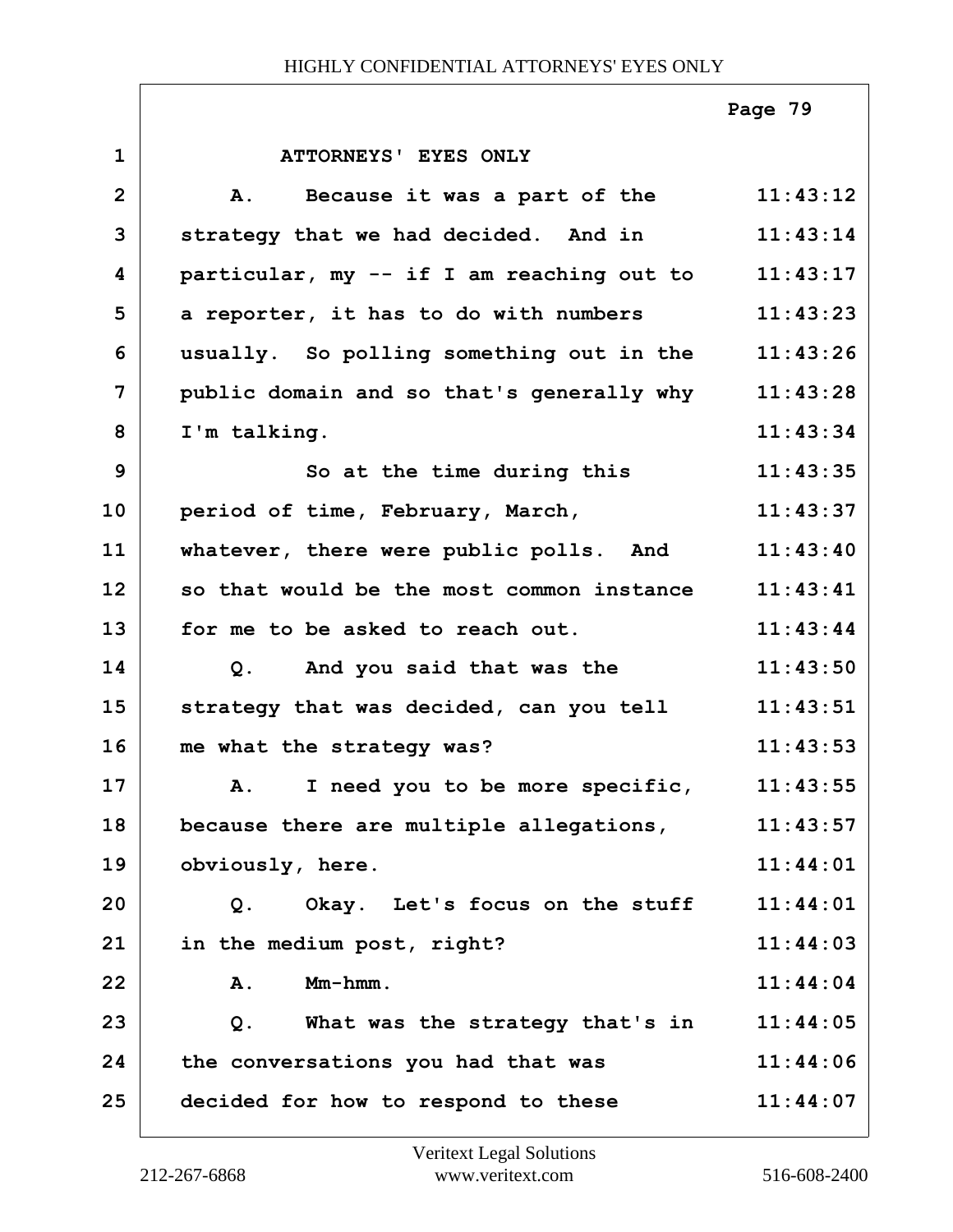ATTORNEYS' EYES ONLY

A. Because it was a part of the strategy that we had decided. And in particular, my -- if I am reaching out to a reporter, it has to do with numbers usually. So polling something out in the public domain and so that's generally why I'm talking.

So at the time during this period of time, February, March, whatever, there were public polls. And so that would be the most common instance for me to be asked to reach out.

Q. And you said that was the strategy that was decided, can you tell me what the strategy was?

A. I need you to be more specific, because there are multiple allegations, obviously, here.

Q. Okay. Let's focus on the stuff in the medium post, right?

A. Mm-hmm.

Q. What was the strategy that's in the conversations you had that was decided for how to respond to these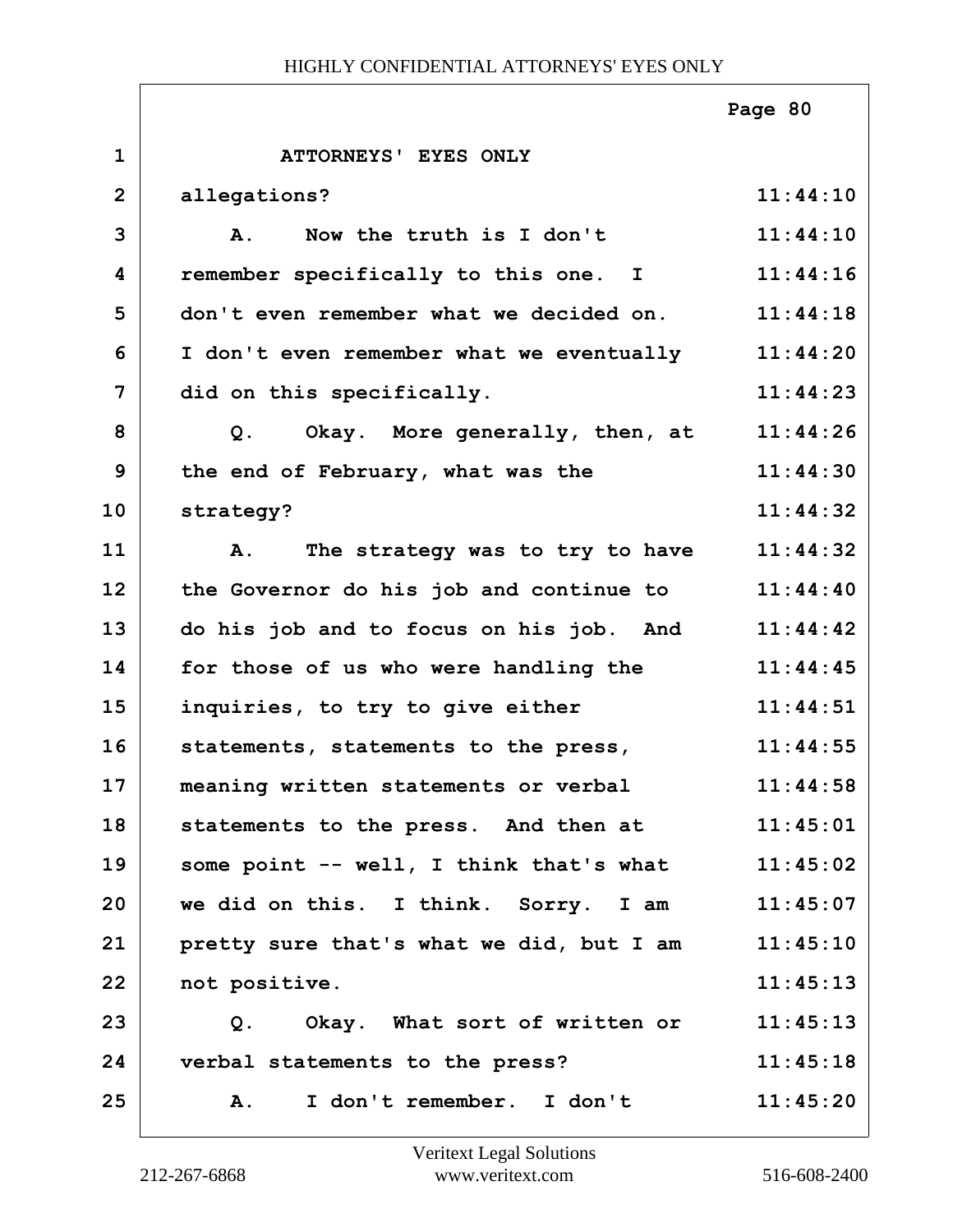ATTORNEYS' EYES ONLY

| | | |
|---|---|---|
| 1 | ATTORNEYS' EYES ONLY | |
| 2 | allegations? | 11:44:10 |
| 3 | A. Now the truth is I don't | 11:44:10 |
| 4 | remember specifically to this one. I | 11:44:16 |
| 5 | don't even remember what we decided on. | 11:44:18 |
| 6 | I don't even remember what we eventually | 11:44:20 |
| 7 | did on this specifically. | 11:44:23 |
| 8 | Q. Okay. More generally, then, at | 11:44:26 |
| 9 | the end of February, what was the | 11:44:30 |
| 10 | strategy? | 11:44:32 |
| 11 | A. The strategy was to try to have | 11:44:32 |
| 12 | the Governor do his job and continue to | 11:44:40 |
| 13 | do his job and to focus on his job. And | 11:44:42 |
| 14 | for those of us who were handling the | 11:44:45 |
| 15 | inquiries, to try to give either | 11:44:51 |
| 16 | statements, statements to the press, | 11:44:55 |
| 17 | meaning written statements or verbal | 11:44:58 |
| 18 | statements to the press. And then at | 11:45:01 |
| 19 | some point -- well, I think that's what | 11:45:02 |
| 20 | we did on this. I think. Sorry. I am | 11:45:07 |
| 21 | pretty sure that's what we did, but I am | 11:45:10 |
| 22 | not positive. | 11:45:13 |
| 23 | Q. Okay. What sort of written or | 11:45:13 |
| 24 | verbal statements to the press? | 11:45:18 |
| 25 | A. I don't remember. I don't | 11:45:20 |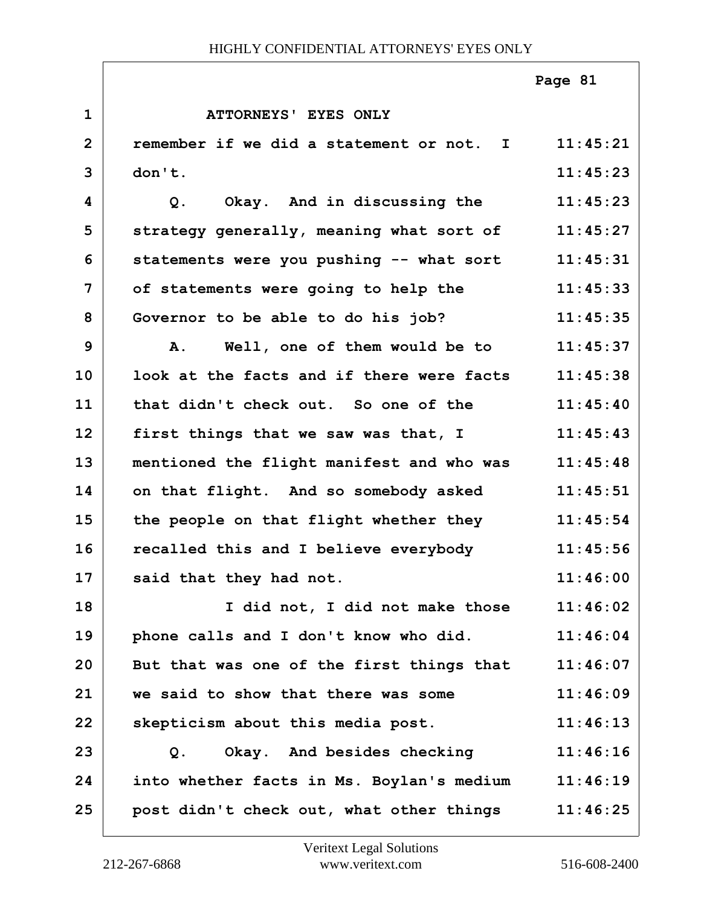ATTORNEYS' EYES ONLY

| | | |
|---|---|---|
| 1 | ATTORNEYS' EYES ONLY | |
| 2 | remember if we did a statement or not. I | 11:45:21 |
| 3 | don't. | 11:45:23 |
| 4 | Q. Okay. And in discussing the | 11:45:23 |
| 5 | strategy generally, meaning what sort of | 11:45:27 |
| 6 | statements were you pushing -- what sort | 11:45:31 |
| 7 | of statements were going to help the | 11:45:33 |
| 8 | Governor to be able to do his job? | 11:45:35 |
| 9 | A. Well, one of them would be to | 11:45:37 |
| 10 | look at the facts and if there were facts | 11:45:38 |
| 11 | that didn't check out. So one of the | 11:45:40 |
| 12 | first things that we saw was that, I | 11:45:43 |
| 13 | mentioned the flight manifest and who was | 11:45:48 |
| 14 | on that flight. And so somebody asked | 11:45:51 |
| 15 | the people on that flight whether they | 11:45:54 |
| 16 | recalled this and I believe everybody | 11:45:56 |
| 17 | said that they had not. | 11:46:00 |
| 18 | I did not, I did not make those | 11:46:02 |
| 19 | phone calls and I don't know who did. | 11:46:04 |
| 20 | But that was one of the first things that | 11:46:07 |
| 21 | we said to show that there was some | 11:46:09 |
| 22 | skepticism about this media post. | 11:46:13 |
| 23 | Q. Okay. And besides checking | 11:46:16 |
| 24 | into whether facts in Ms. Boylan's medium | 11:46:19 |
| 25 | post didn't check out, what other things | 11:46:25 |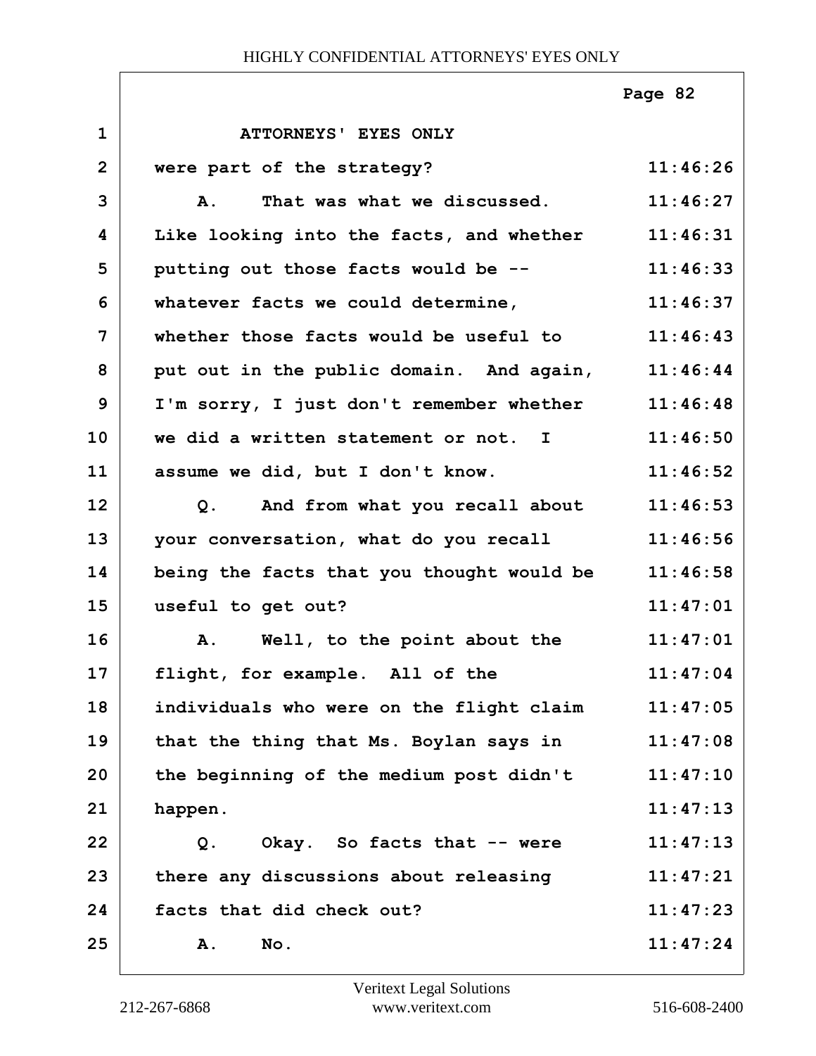ATTORNEYS' EYES ONLY

were part of the strategy?

A. That was what we discussed. Like looking into the facts, and whether putting out those facts would be -- whatever facts we could determine, whether those facts would be useful to put out in the public domain. And again, I'm sorry, I just don't remember whether we did a written statement or not. I assume we did, but I don't know.

Q. And from what you recall about your conversation, what do you recall being the facts that you thought would be useful to get out?

A. Well, to the point about the flight, for example. All of the individuals who were on the flight claim that the thing that Ms. Boylan says in the beginning of the medium post didn't happen.

Q. Okay. So facts that -- were there any discussions about releasing facts that did check out?

A. No.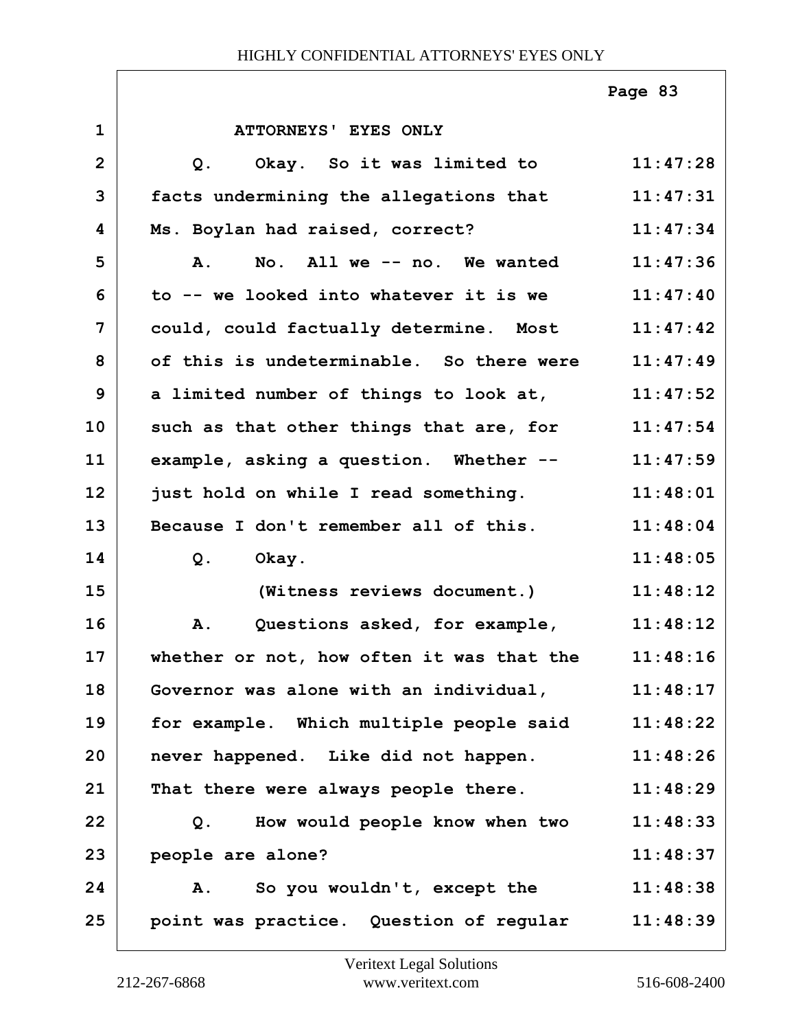ATTORNEYS' EYES ONLY

| | | |
|---|---|---|
| 1 | ATTORNEYS' EYES ONLY | |
| 2 | Q. Okay. So it was limited to | 11:47:28 |
| 3 | facts undermining the allegations that | 11:47:31 |
| 4 | Ms. Boylan had raised, correct? | 11:47:34 |
| 5 | A. No. All we -- no. We wanted | 11:47:36 |
| 6 | to -- we looked into whatever it is we | 11:47:40 |
| 7 | could, could factually determine. Most | 11:47:42 |
| 8 | of this is undeterminable. So there were | 11:47:49 |
| 9 | a limited number of things to look at, | 11:47:52 |
| 10 | such as that other things that are, for | 11:47:54 |
| 11 | example, asking a question. Whether -- | 11:47:59 |
| 12 | just hold on while I read something. | 11:48:01 |
| 13 | Because I don't remember all of this. | 11:48:04 |
| 14 | Q. Okay. | 11:48:05 |
| 15 | (Witness reviews document.) | 11:48:12 |
| 16 | A. Questions asked, for example, | 11:48:12 |
| 17 | whether or not, how often it was that the | 11:48:16 |
| 18 | Governor was alone with an individual, | 11:48:17 |
| 19 | for example. Which multiple people said | 11:48:22 |
| 20 | never happened. Like did not happen. | 11:48:26 |
| 21 | That there were always people there. | 11:48:29 |
| 22 | Q. How would people know when two | 11:48:33 |
| 23 | people are alone? | 11:48:37 |
| 24 | A. So you wouldn't, except the | 11:48:38 |
| 25 | point was practice. Question of regular | 11:48:39 |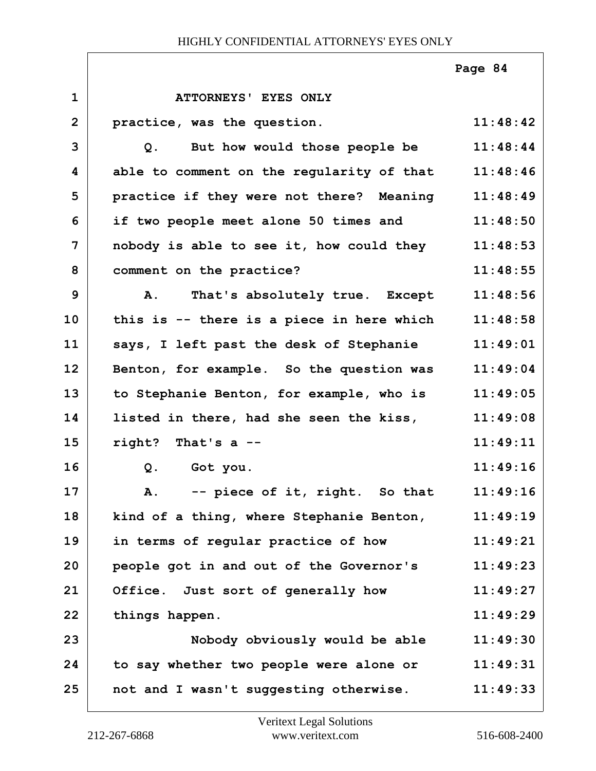ATTORNEYS' EYES ONLY

practice, was the question.

Q. But how would those people be able to comment on the regularity of that practice if they were not there? Meaning if two people meet alone 50 times and nobody is able to see it, how could they comment on the practice?

A. That's absolutely true. Except this is -- there is a piece in here which says, I left past the desk of Stephanie Benton, for example. So the question was to Stephanie Benton, for example, who is listed in there, had she seen the kiss, right? That's a --

Q. Got you.

A. -- piece of it, right. So that kind of a thing, where Stephanie Benton, in terms of regular practice of how people got in and out of the Governor's Office. Just sort of generally how things happen.

Nobody obviously would be able to say whether two people were alone or not and I wasn't suggesting otherwise.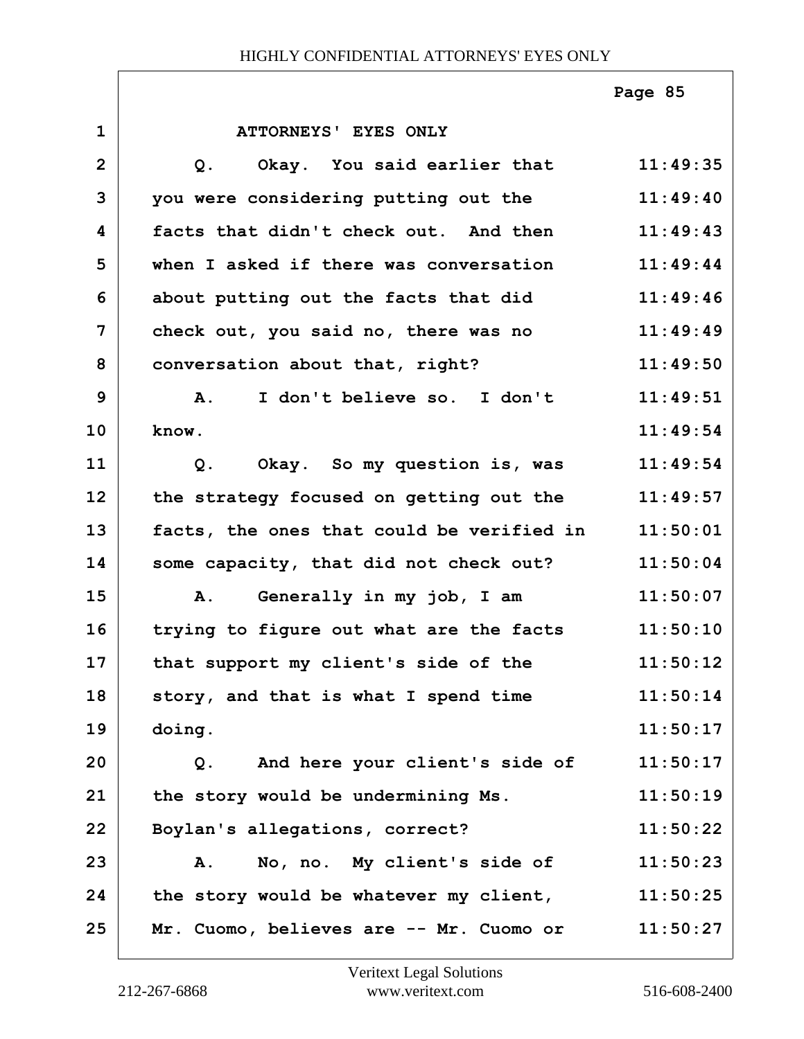ATTORNEYS' EYES ONLY

Q. Okay. You said earlier that you were considering putting out the facts that didn't check out. And then when I asked if there was conversation about putting out the facts that did check out, you said no, there was no conversation about that, right?

A. I don't believe so. I don't know.

Q. Okay. So my question is, was the strategy focused on getting out the facts, the ones that could be verified in some capacity, that did not check out?

A. Generally in my job, I am trying to figure out what are the facts that support my client's side of the story, and that is what I spend time doing.

Q. And here your client's side of the story would be undermining Ms. Boylan's allegations, correct?

A. No, no. My client's side of the story would be whatever my client, Mr. Cuomo, believes are -- Mr. Cuomo or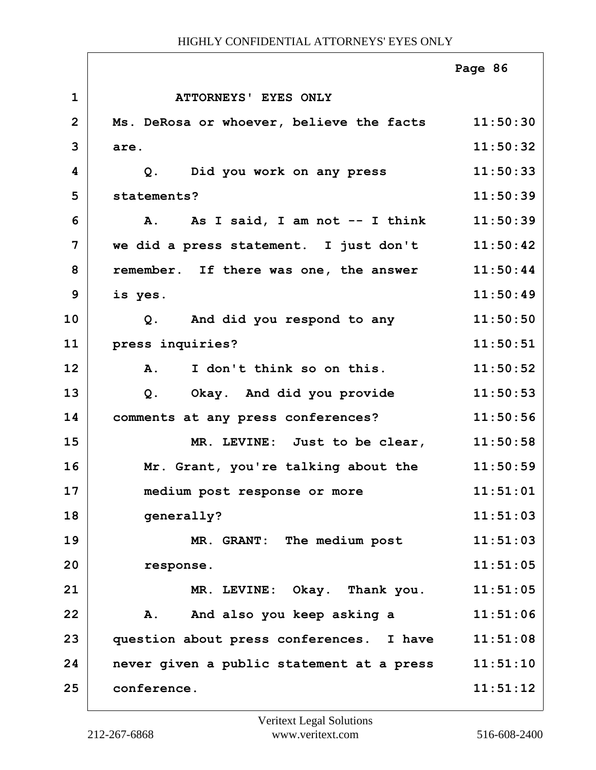ATTORNEYS' EYES ONLY

| | | |
|---|---|---|
| 1 | ATTORNEYS' EYES ONLY | |
| 2 | Ms. DeRosa or whoever, believe the facts | 11:50:30 |
| 3 | are. | 11:50:32 |
| 4 | Q. Did you work on any press | 11:50:33 |
| 5 | statements? | 11:50:39 |
| 6 | A. As I said, I am not -- I think | 11:50:39 |
| 7 | we did a press statement. I just don't | 11:50:42 |
| 8 | remember. If there was one, the answer | 11:50:44 |
| 9 | is yes. | 11:50:49 |
| 10 | Q. And did you respond to any | 11:50:50 |
| 11 | press inquiries? | 11:50:51 |
| 12 | A. I don't think so on this. | 11:50:52 |
| 13 | Q. Okay. And did you provide | 11:50:53 |
| 14 | comments at any press conferences? | 11:50:56 |
| 15 | MR. LEVINE: Just to be clear, | 11:50:58 |
| 16 | Mr. Grant, you're talking about the | 11:50:59 |
| 17 | medium post response or more | 11:51:01 |
| 18 | generally? | 11:51:03 |
| 19 | MR. GRANT: The medium post | 11:51:03 |
| 20 | response. | 11:51:05 |
| 21 | MR. LEVINE: Okay. Thank you. | 11:51:05 |
| 22 | A. And also you keep asking a | 11:51:06 |
| 23 | question about press conferences. I have | 11:51:08 |
| 24 | never given a public statement at a press | 11:51:10 |
| 25 | conference. | 11:51:12 |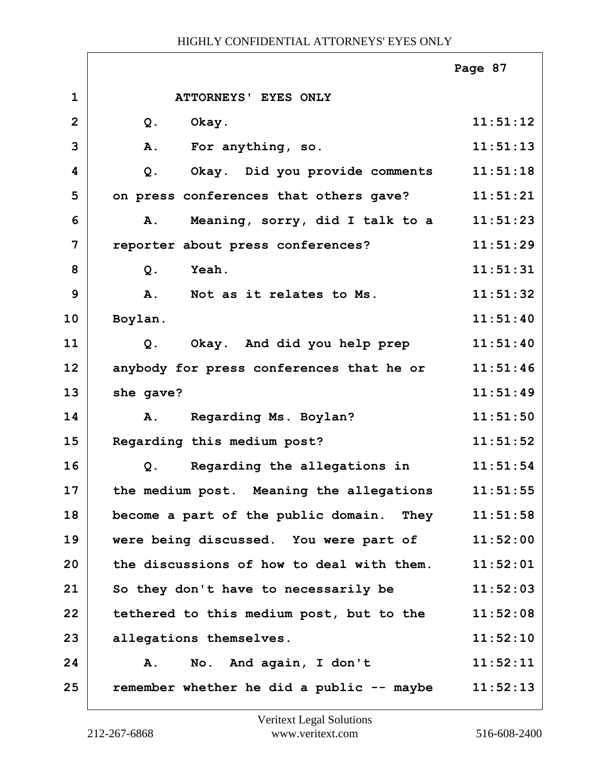ATTORNEYS' EYES ONLY

Q. Okay. 11:51:12

A. For anything, so. 11:51:13

Q. Okay. Did you provide comments on press conferences that others gave? 11:51:18

A. Meaning, sorry, did I talk to a reporter about press conferences? 11:51:23

Q. Yeah. 11:51:31

A. Not as it relates to Ms. Boylan. 11:51:32

Q. Okay. And did you help prep anybody for press conferences that he or she gave? 11:51:40

A. Regarding Ms. Boylan? Regarding this medium post? 11:51:50

Q. Regarding the allegations in the medium post. Meaning the allegations become a part of the public domain. They were being discussed. You were part of the discussions of how to deal with them. So they don't have to necessarily be tethered to this medium post, but to the allegations themselves. 11:51:54

A. No. And again, I don't remember whether he did a public -- maybe 11:52:11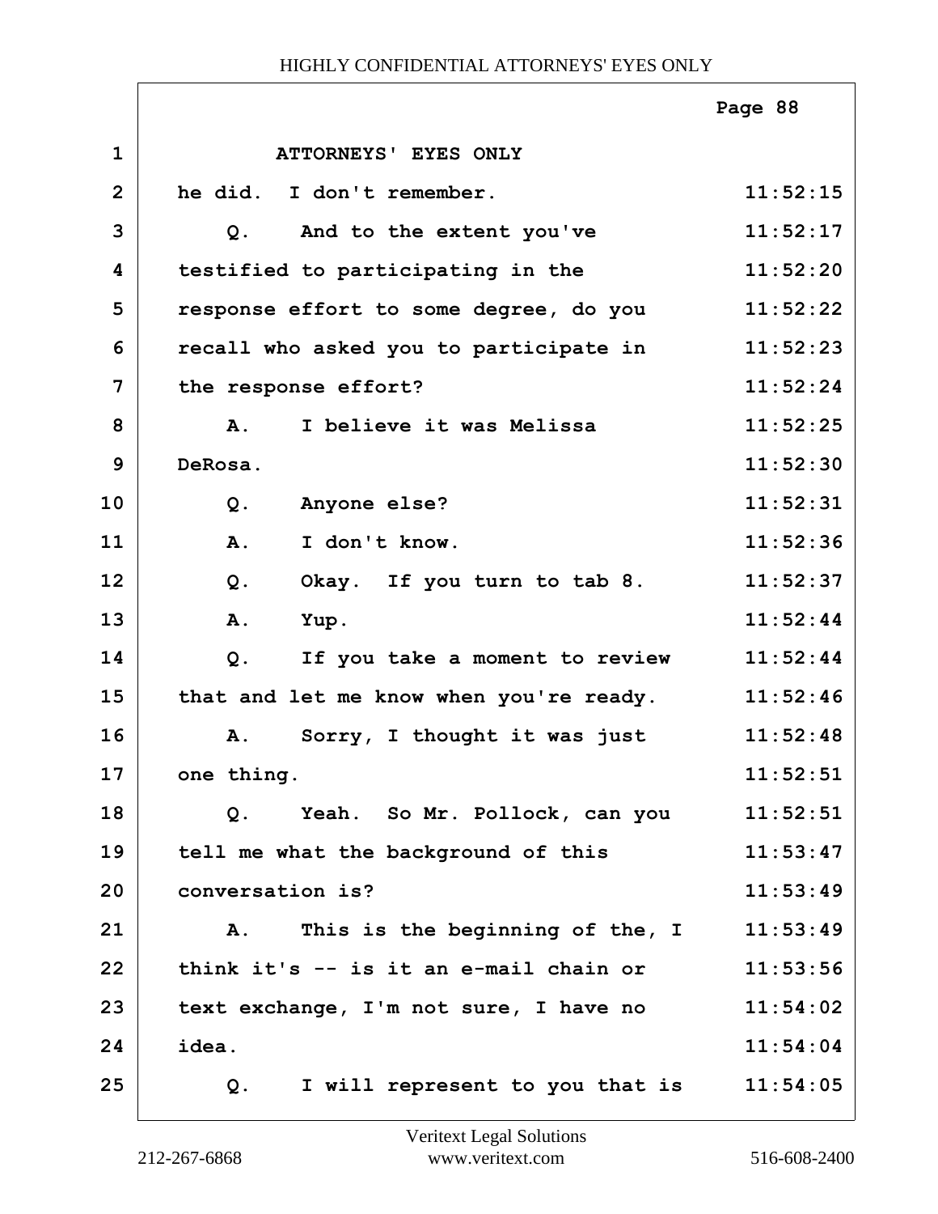ATTORNEYS' EYES ONLY

he did. I don't remember. 11:52:15

Q. And to the extent you've 11:52:17
testified to participating in the 11:52:20
response effort to some degree, do you 11:52:22
recall who asked you to participate in 11:52:23
the response effort? 11:52:24

A. I believe it was Melissa 11:52:25
DeRosa. 11:52:30

Q. Anyone else? 11:52:31

A. I don't know. 11:52:36

Q. Okay. If you turn to tab 8. 11:52:37

A. Yup. 11:52:44

Q. If you take a moment to review 11:52:44
that and let me know when you're ready. 11:52:46

A. Sorry, I thought it was just 11:52:48
one thing. 11:52:51

Q. Yeah. So Mr. Pollock, can you 11:52:51
tell me what the background of this 11:53:47
conversation is? 11:53:49

A. This is the beginning of the, I 11:53:49
think it's -- is it an e-mail chain or 11:53:56
text exchange, I'm not sure, I have no 11:54:02
idea. 11:54:04

Q. I will represent to you that is 11:54:05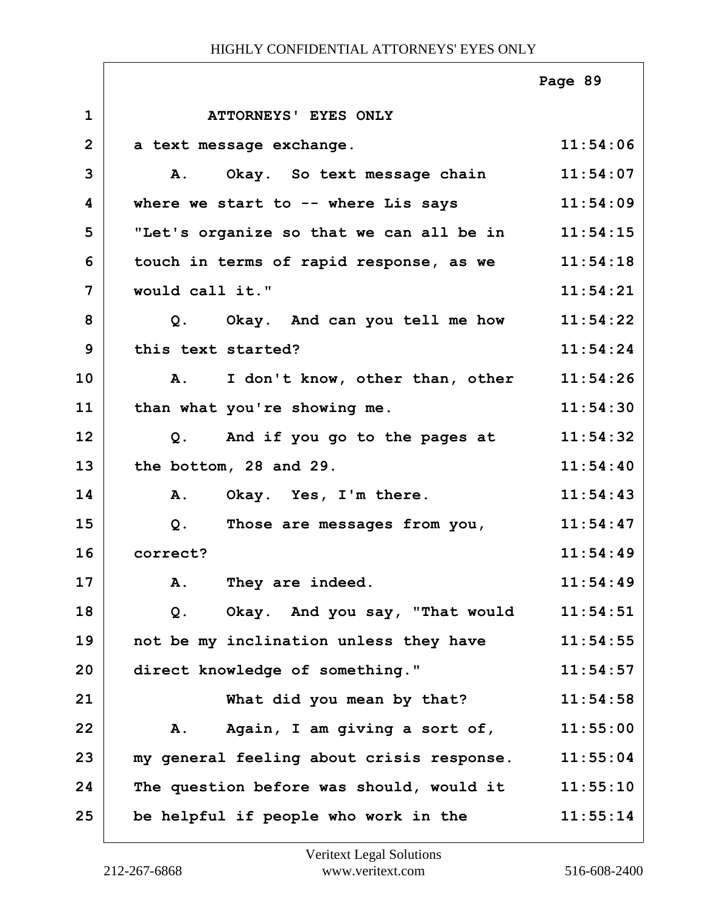ATTORNEYS' EYES ONLY

| | | |
|---|---|---|
| 1 | ATTORNEYS' EYES ONLY | |
| 2 | a text message exchange. | 11:54:06 |
| 3 | A. Okay. So text message chain | 11:54:07 |
| 4 | where we start to -- where Lis says | 11:54:09 |
| 5 | "Let's organize so that we can all be in | 11:54:15 |
| 6 | touch in terms of rapid response, as we | 11:54:18 |
| 7 | would call it." | 11:54:21 |
| 8 | Q. Okay. And can you tell me how | 11:54:22 |
| 9 | this text started? | 11:54:24 |
| 10 | A. I don't know, other than, other | 11:54:26 |
| 11 | than what you're showing me. | 11:54:30 |
| 12 | Q. And if you go to the pages at | 11:54:32 |
| 13 | the bottom, 28 and 29. | 11:54:40 |
| 14 | A. Okay. Yes, I'm there. | 11:54:43 |
| 15 | Q. Those are messages from you, | 11:54:47 |
| 16 | correct? | 11:54:49 |
| 17 | A. They are indeed. | 11:54:49 |
| 18 | Q. Okay. And you say, "That would | 11:54:51 |
| 19 | not be my inclination unless they have | 11:54:55 |
| 20 | direct knowledge of something." | 11:54:57 |
| 21 | What did you mean by that? | 11:54:58 |
| 22 | A. Again, I am giving a sort of, | 11:55:00 |
| 23 | my general feeling about crisis response. | 11:55:04 |
| 24 | The question before was should, would it | 11:55:10 |
| 25 | be helpful if people who work in the | 11:55:14 |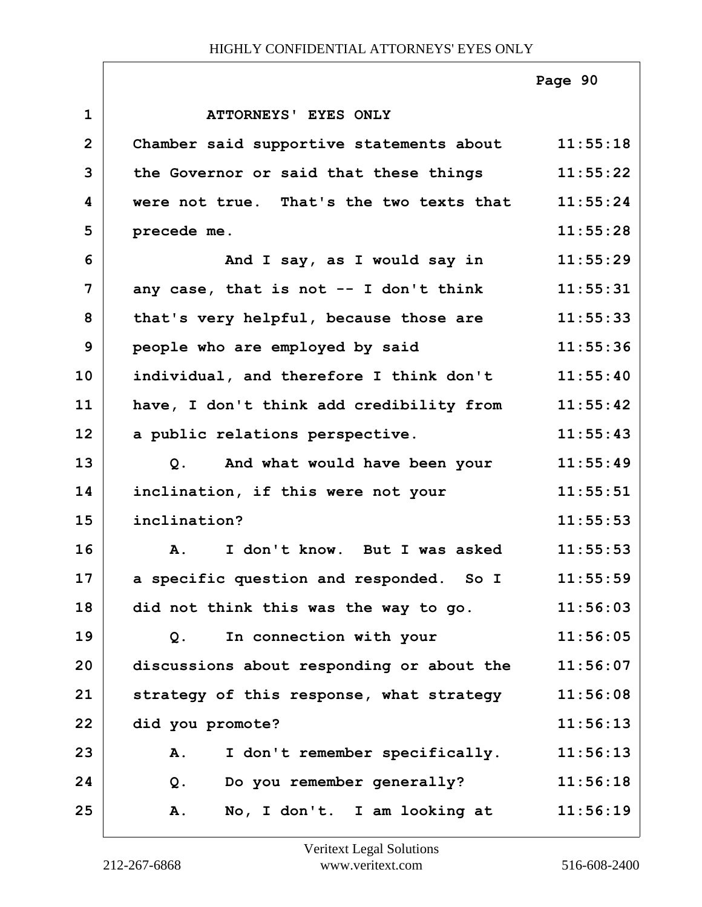ATTORNEYS' EYES ONLY

Chamber said supportive statements about the Governor or said that these things were not true. That's the two texts that precede me.

And I say, as I would say in any case, that is not -- I don't think that's very helpful, because those are people who are employed by said individual, and therefore I think don't have, I don't think add credibility from a public relations perspective.

Q. And what would have been your inclination, if this were not your inclination?

A. I don't know. But I was asked a specific question and responded. So I did not think this was the way to go.

Q. In connection with your discussions about responding or about the strategy of this response, what strategy did you promote?

A. I don't remember specifically.

Q. Do you remember generally?

A. No, I don't. I am looking at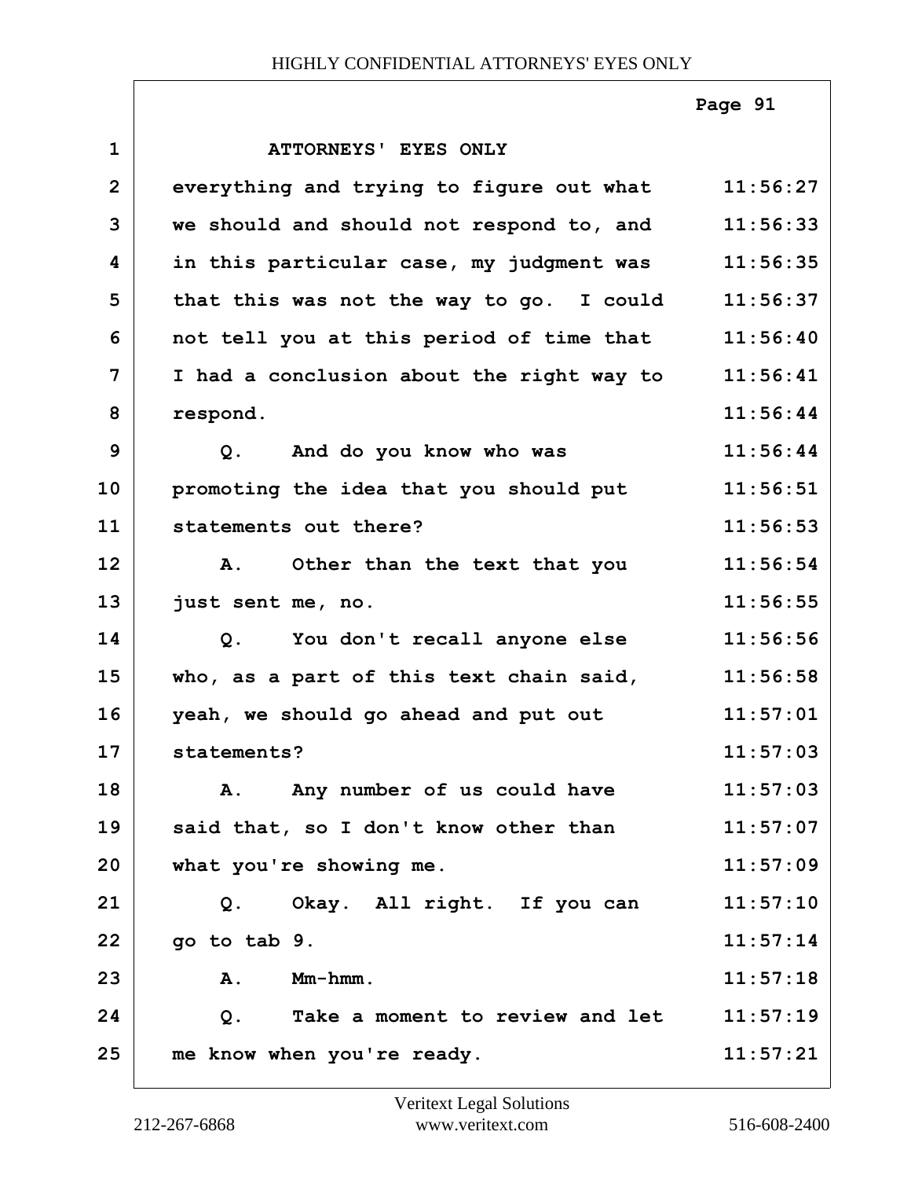ATTORNEYS' EYES ONLY

everything and trying to figure out what we should and should not respond to, and in this particular case, my judgment was that this was not the way to go. I could not tell you at this period of time that I had a conclusion about the right way to respond.

Q. And do you know who was promoting the idea that you should put statements out there?

A. Other than the text that you just sent me, no.

Q. You don't recall anyone else who, as a part of this text chain said, yeah, we should go ahead and put out statements?

A. Any number of us could have said that, so I don't know other than what you're showing me.

Q. Okay. All right. If you can go to tab 9.

A. Mm-hmm.

Q. Take a moment to review and let me know when you're ready.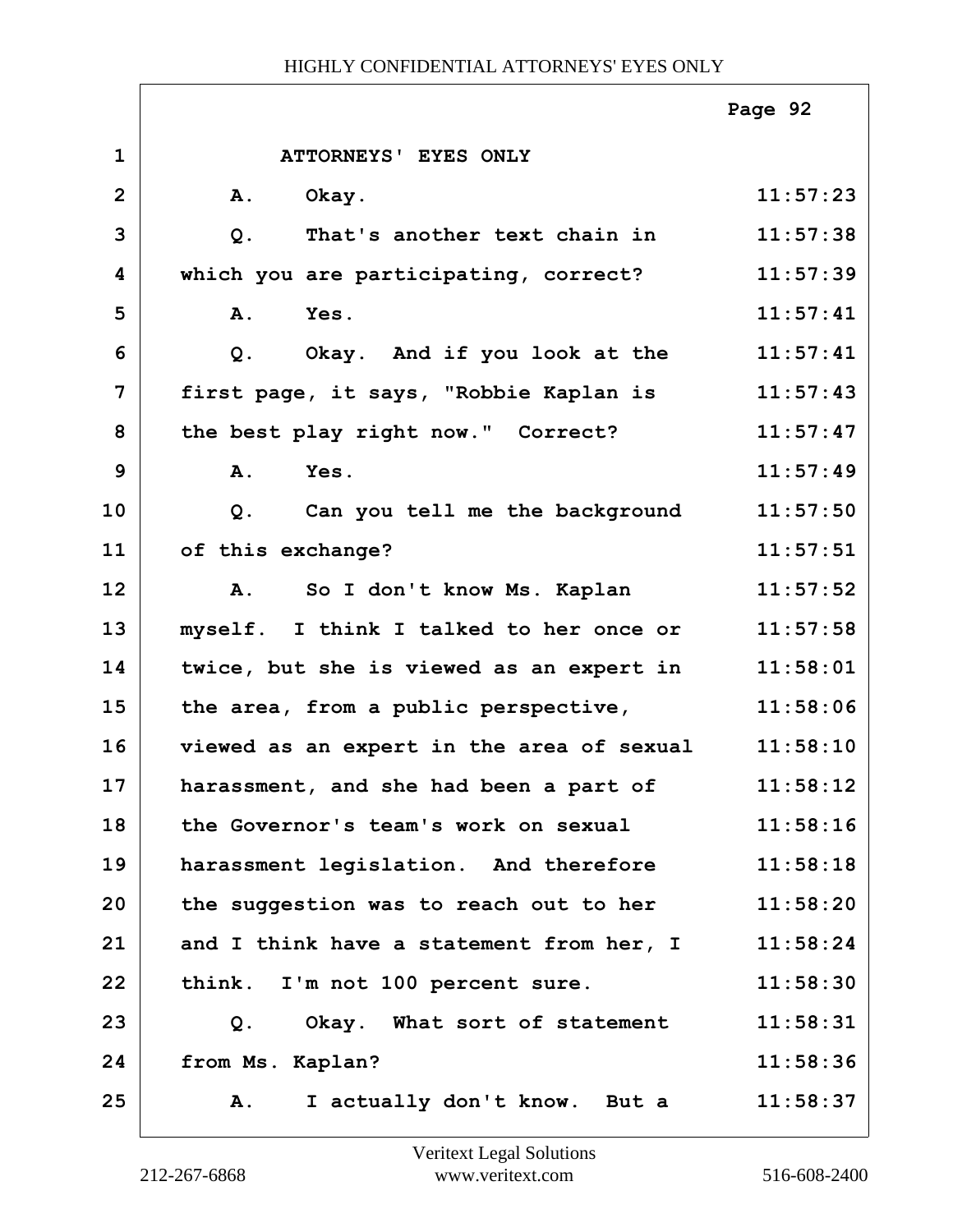ATTORNEYS' EYES ONLY

| | | |
|---|---|---|
| 1 | ATTORNEYS' EYES ONLY | |
| 2 | A. Okay. | 11:57:23 |
| 3 | Q. That's another text chain in | 11:57:38 |
| 4 | which you are participating, correct? | 11:57:39 |
| 5 | A. Yes. | 11:57:41 |
| 6 | Q. Okay. And if you look at the | 11:57:41 |
| 7 | first page, it says, "Robbie Kaplan is | 11:57:43 |
| 8 | the best play right now." Correct? | 11:57:47 |
| 9 | A. Yes. | 11:57:49 |
| 10 | Q. Can you tell me the background | 11:57:50 |
| 11 | of this exchange? | 11:57:51 |
| 12 | A. So I don't know Ms. Kaplan | 11:57:52 |
| 13 | myself. I think I talked to her once or | 11:57:58 |
| 14 | twice, but she is viewed as an expert in | 11:58:01 |
| 15 | the area, from a public perspective, | 11:58:06 |
| 16 | viewed as an expert in the area of sexual | 11:58:10 |
| 17 | harassment, and she had been a part of | 11:58:12 |
| 18 | the Governor's team's work on sexual | 11:58:16 |
| 19 | harassment legislation. And therefore | 11:58:18 |
| 20 | the suggestion was to reach out to her | 11:58:20 |
| 21 | and I think have a statement from her, I | 11:58:24 |
| 22 | think. I'm not 100 percent sure. | 11:58:30 |
| 23 | Q. Okay. What sort of statement | 11:58:31 |
| 24 | from Ms. Kaplan? | 11:58:36 |
| 25 | A. I actually don't know. But a | 11:58:37 |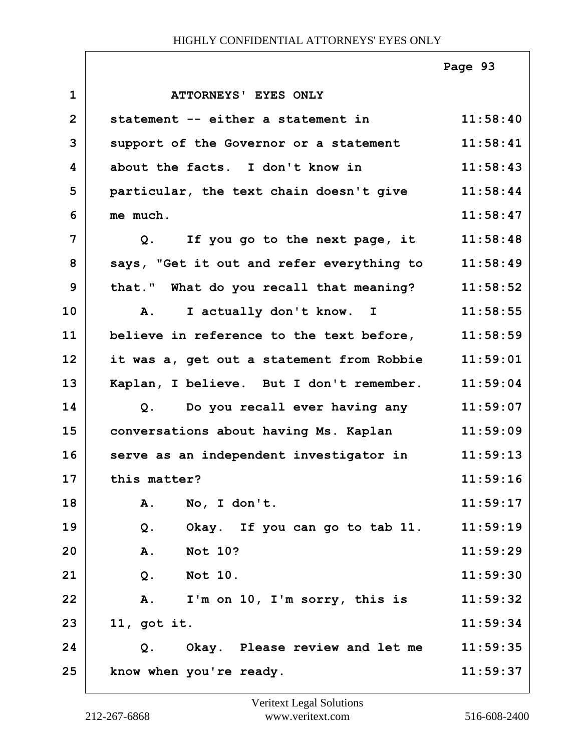ATTORNEYS' EYES ONLY

| | | |
|---|---|---|
| 1 | ATTORNEYS' EYES ONLY | |
| 2 | statement -- either a statement in | 11:58:40 |
| 3 | support of the Governor or a statement | 11:58:41 |
| 4 | about the facts. I don't know in | 11:58:43 |
| 5 | particular, the text chain doesn't give | 11:58:44 |
| 6 | me much. | 11:58:47 |
| 7 | Q. If you go to the next page, it | 11:58:48 |
| 8 | says, "Get it out and refer everything to | 11:58:49 |
| 9 | that." What do you recall that meaning? | 11:58:52 |
| 10 | A. I actually don't know. I | 11:58:55 |
| 11 | believe in reference to the text before, | 11:58:59 |
| 12 | it was a, get out a statement from Robbie | 11:59:01 |
| 13 | Kaplan, I believe. But I don't remember. | 11:59:04 |
| 14 | Q. Do you recall ever having any | 11:59:07 |
| 15 | conversations about having Ms. Kaplan | 11:59:09 |
| 16 | serve as an independent investigator in | 11:59:13 |
| 17 | this matter? | 11:59:16 |
| 18 | A. No, I don't. | 11:59:17 |
| 19 | Q. Okay. If you can go to tab 11. | 11:59:19 |
| 20 | A. Not 10? | 11:59:29 |
| 21 | Q. Not 10. | 11:59:30 |
| 22 | A. I'm on 10, I'm sorry, this is | 11:59:32 |
| 23 | 11, got it. | 11:59:34 |
| 24 | Q. Okay. Please review and let me | 11:59:35 |
| 25 | know when you're ready. | 11:59:37 |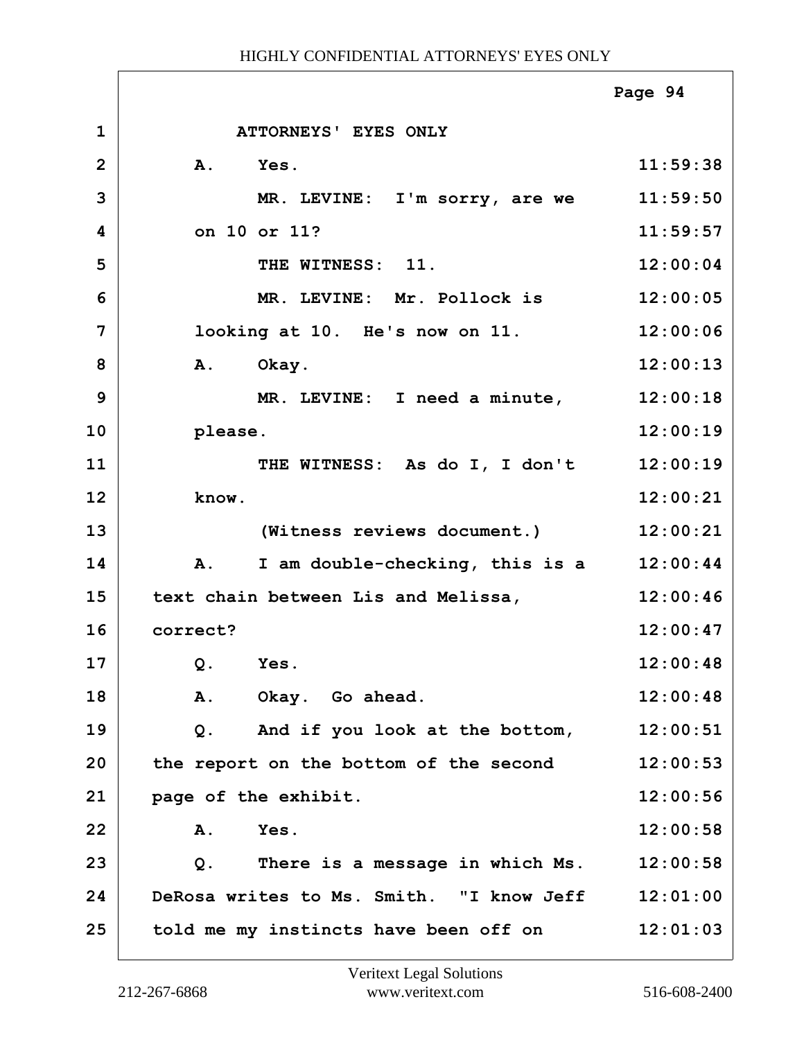ATTORNEYS' EYES ONLY

| Line | Text | Time |
|---|---|---|
| 1 | ATTORNEYS' EYES ONLY | |
| 2 | A. Yes. | 11:59:38 |
| 3 | MR. LEVINE: I'm sorry, are we | 11:59:50 |
| 4 | on 10 or 11? | 11:59:57 |
| 5 | THE WITNESS: 11. | 12:00:04 |
| 6 | MR. LEVINE: Mr. Pollock is | 12:00:05 |
| 7 | looking at 10. He's now on 11. | 12:00:06 |
| 8 | A. Okay. | 12:00:13 |
| 9 | MR. LEVINE: I need a minute, | 12:00:18 |
| 10 | please. | 12:00:19 |
| 11 | THE WITNESS: As do I, I don't | 12:00:19 |
| 12 | know. | 12:00:21 |
| 13 | (Witness reviews document.) | 12:00:21 |
| 14 | A. I am double-checking, this is a | 12:00:44 |
| 15 | text chain between Lis and Melissa, | 12:00:46 |
| 16 | correct? | 12:00:47 |
| 17 | Q. Yes. | 12:00:48 |
| 18 | A. Okay. Go ahead. | 12:00:48 |
| 19 | Q. And if you look at the bottom, | 12:00:51 |
| 20 | the report on the bottom of the second | 12:00:53 |
| 21 | page of the exhibit. | 12:00:56 |
| 22 | A. Yes. | 12:00:58 |
| 23 | Q. There is a message in which Ms. | 12:00:58 |
| 24 | DeRosa writes to Ms. Smith. "I know Jeff | 12:01:00 |
| 25 | told me my instincts have been off on | 12:01:03 |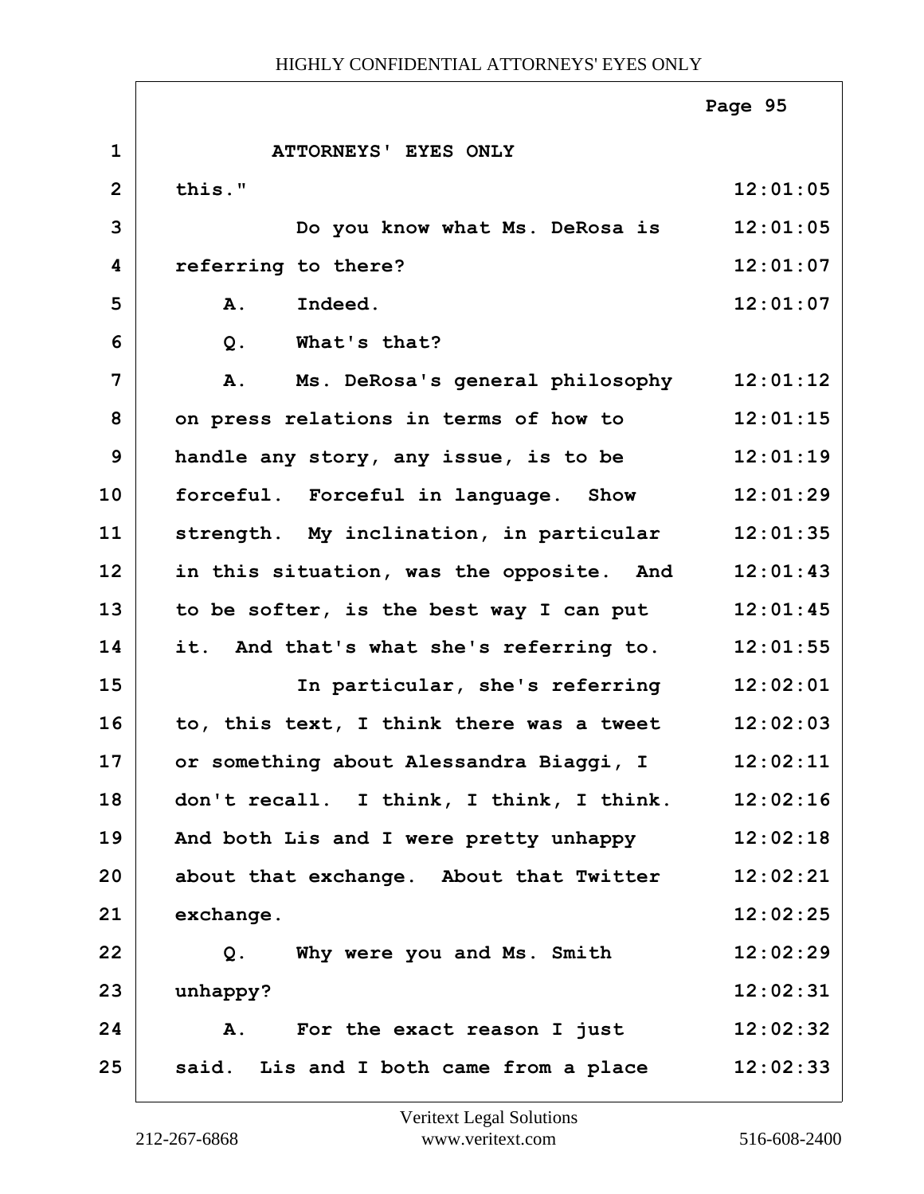ATTORNEYS' EYES ONLY

| | | |
|---|---|---|
| 1 | ATTORNEYS' EYES ONLY | |
| 2 | this." | 12:01:05 |
| 3 | Do you know what Ms. DeRosa is | 12:01:05 |
| 4 | referring to there? | 12:01:07 |
| 5 | A. Indeed. | 12:01:07 |
| 6 | Q. What's that? | |
| 7 | A. Ms. DeRosa's general philosophy | 12:01:12 |
| 8 | on press relations in terms of how to | 12:01:15 |
| 9 | handle any story, any issue, is to be | 12:01:19 |
| 10 | forceful. Forceful in language. Show | 12:01:29 |
| 11 | strength. My inclination, in particular | 12:01:35 |
| 12 | in this situation, was the opposite. And | 12:01:43 |
| 13 | to be softer, is the best way I can put | 12:01:45 |
| 14 | it. And that's what she's referring to. | 12:01:55 |
| 15 | In particular, she's referring | 12:02:01 |
| 16 | to, this text, I think there was a tweet | 12:02:03 |
| 17 | or something about Alessandra Biaggi, I | 12:02:11 |
| 18 | don't recall. I think, I think, I think. | 12:02:16 |
| 19 | And both Lis and I were pretty unhappy | 12:02:18 |
| 20 | about that exchange. About that Twitter | 12:02:21 |
| 21 | exchange. | 12:02:25 |
| 22 | Q. Why were you and Ms. Smith | 12:02:29 |
| 23 | unhappy? | 12:02:31 |
| 24 | A. For the exact reason I just | 12:02:32 |
| 25 | said. Lis and I both came from a place | 12:02:33 |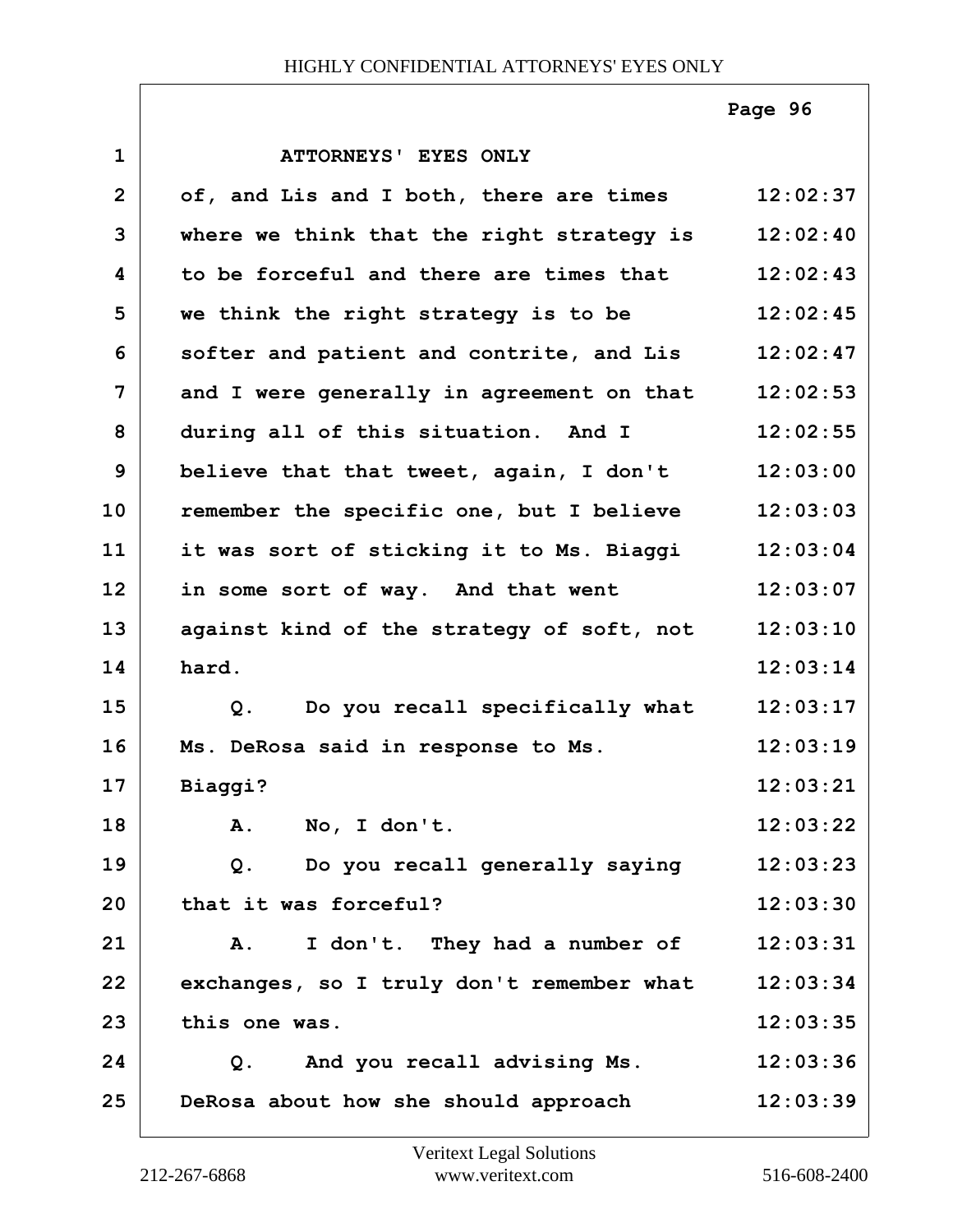ATTORNEYS' EYES ONLY

| Line | Text | Time |
|---|---|---|
| 1 | ATTORNEYS' EYES ONLY | |
| 2 | of, and Lis and I both, there are times | 12:02:37 |
| 3 | where we think that the right strategy is | 12:02:40 |
| 4 | to be forceful and there are times that | 12:02:43 |
| 5 | we think the right strategy is to be | 12:02:45 |
| 6 | softer and patient and contrite, and Lis | 12:02:47 |
| 7 | and I were generally in agreement on that | 12:02:53 |
| 8 | during all of this situation. And I | 12:02:55 |
| 9 | believe that that tweet, again, I don't | 12:03:00 |
| 10 | remember the specific one, but I believe | 12:03:03 |
| 11 | it was sort of sticking it to Ms. Biaggi | 12:03:04 |
| 12 | in some sort of way. And that went | 12:03:07 |
| 13 | against kind of the strategy of soft, not | 12:03:10 |
| 14 | hard. | 12:03:14 |
| 15 | Q. Do you recall specifically what | 12:03:17 |
| 16 | Ms. DeRosa said in response to Ms. | 12:03:19 |
| 17 | Biaggi? | 12:03:21 |
| 18 | A. No, I don't. | 12:03:22 |
| 19 | Q. Do you recall generally saying | 12:03:23 |
| 20 | that it was forceful? | 12:03:30 |
| 21 | A. I don't. They had a number of | 12:03:31 |
| 22 | exchanges, so I truly don't remember what | 12:03:34 |
| 23 | this one was. | 12:03:35 |
| 24 | Q. And you recall advising Ms. | 12:03:36 |
| 25 | DeRosa about how she should approach | 12:03:39 |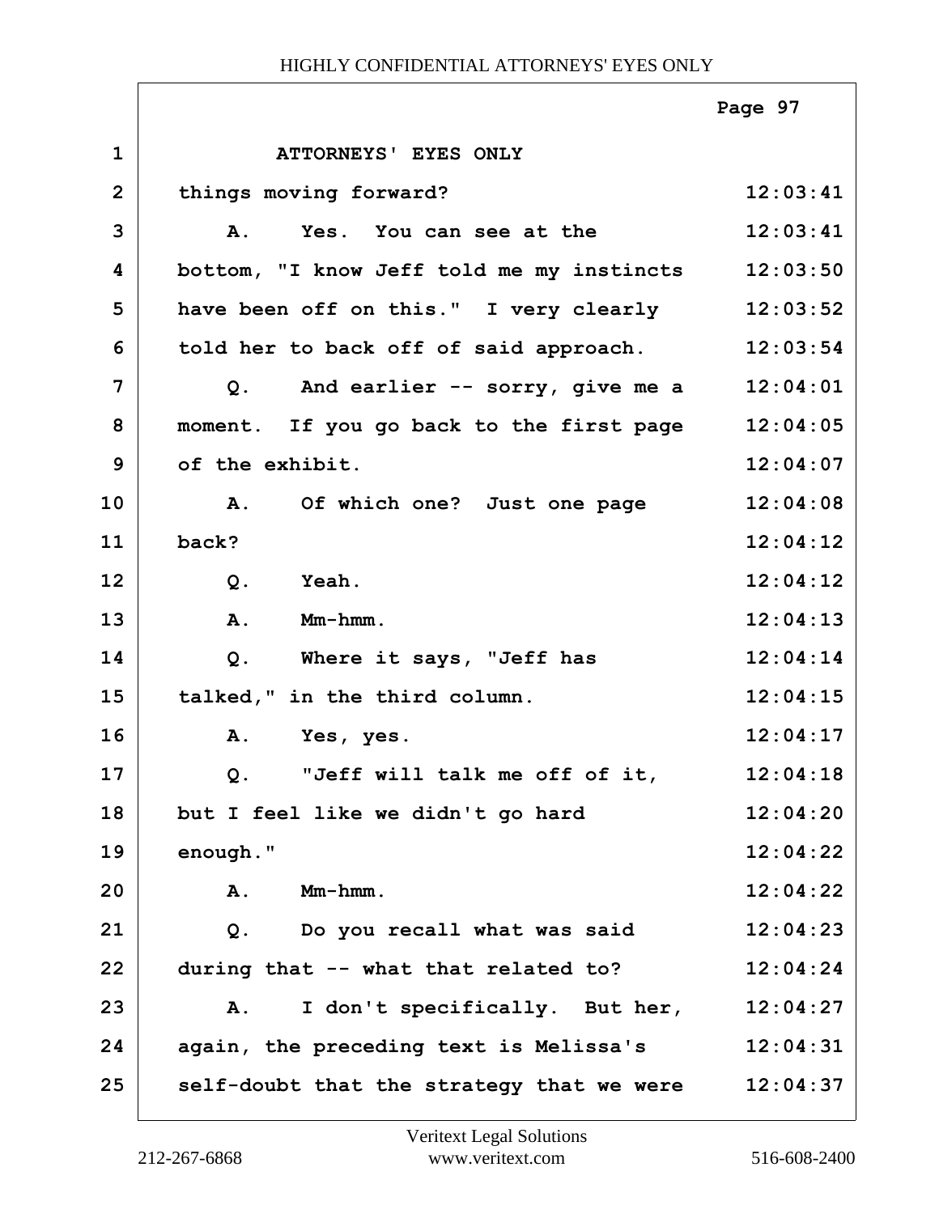ATTORNEYS' EYES ONLY

| | | |
|---|---|---|
| 1 | ATTORNEYS' EYES ONLY | |
| 2 | things moving forward? | 12:03:41 |
| 3 | A. Yes. You can see at the | 12:03:41 |
| 4 | bottom, "I know Jeff told me my instincts | 12:03:50 |
| 5 | have been off on this." I very clearly | 12:03:52 |
| 6 | told her to back off of said approach. | 12:03:54 |
| 7 | Q. And earlier -- sorry, give me a | 12:04:01 |
| 8 | moment. If you go back to the first page | 12:04:05 |
| 9 | of the exhibit. | 12:04:07 |
| 10 | A. Of which one? Just one page | 12:04:08 |
| 11 | back? | 12:04:12 |
| 12 | Q. Yeah. | 12:04:12 |
| 13 | A. Mm-hmm. | 12:04:13 |
| 14 | Q. Where it says, "Jeff has | 12:04:14 |
| 15 | talked," in the third column. | 12:04:15 |
| 16 | A. Yes, yes. | 12:04:17 |
| 17 | Q. "Jeff will talk me off of it, | 12:04:18 |
| 18 | but I feel like we didn't go hard | 12:04:20 |
| 19 | enough." | 12:04:22 |
| 20 | A. Mm-hmm. | 12:04:22 |
| 21 | Q. Do you recall what was said | 12:04:23 |
| 22 | during that -- what that related to? | 12:04:24 |
| 23 | A. I don't specifically. But her, | 12:04:27 |
| 24 | again, the preceding text is Melissa's | 12:04:31 |
| 25 | self-doubt that the strategy that we were | 12:04:37 |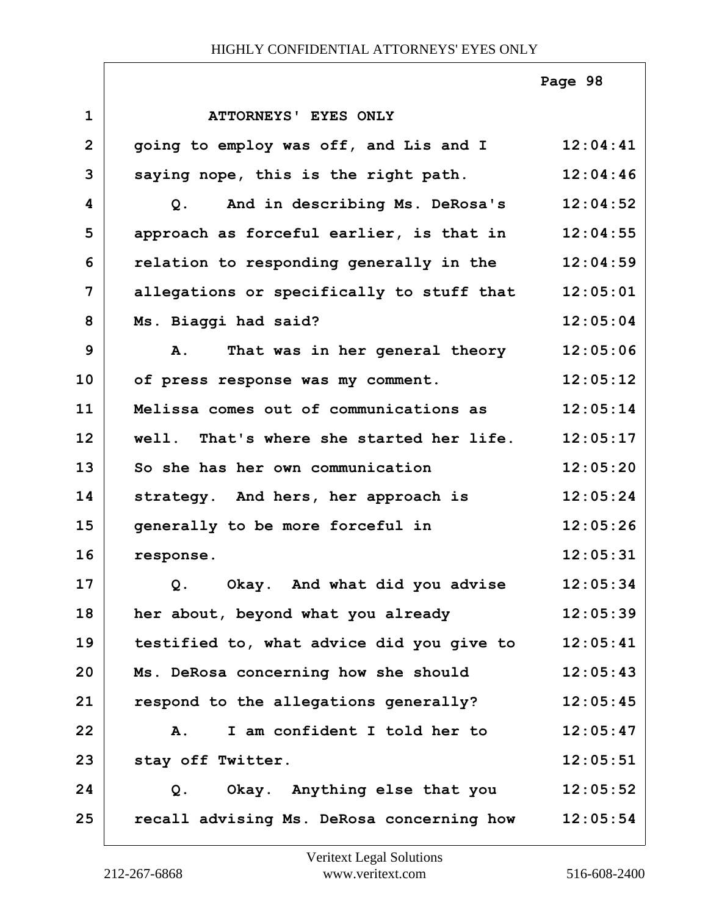ATTORNEYS' EYES ONLY

going to employ was off, and Lis and I saying nope, this is the right path.

Q. And in describing Ms. DeRosa's approach as forceful earlier, is that in relation to responding generally in the allegations or specifically to stuff that Ms. Biaggi had said?

A. That was in her general theory of press response was my comment. Melissa comes out of communications as well. That's where she started her life. So she has her own communication strategy. And hers, her approach is generally to be more forceful in response.

Q. Okay. And what did you advise her about, beyond what you already testified to, what advice did you give to Ms. DeRosa concerning how she should respond to the allegations generally?

A. I am confident I told her to stay off Twitter.

Q. Okay. Anything else that you recall advising Ms. DeRosa concerning how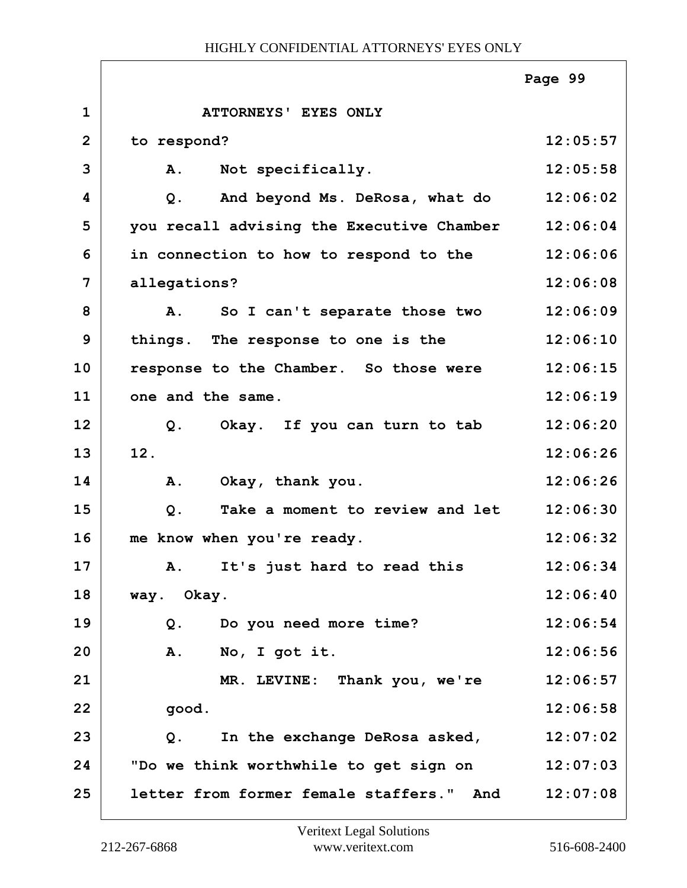ATTORNEYS' EYES ONLY

| Line | Text | Time |
|---|---|---|
| 1 | ATTORNEYS' EYES ONLY | |
| 2 | to respond? | 12:05:57 |
| 3 | A. Not specifically. | 12:05:58 |
| 4 | Q. And beyond Ms. DeRosa, what do | 12:06:02 |
| 5 | you recall advising the Executive Chamber | 12:06:04 |
| 6 | in connection to how to respond to the | 12:06:06 |
| 7 | allegations? | 12:06:08 |
| 8 | A. So I can't separate those two | 12:06:09 |
| 9 | things. The response to one is the | 12:06:10 |
| 10 | response to the Chamber. So those were | 12:06:15 |
| 11 | one and the same. | 12:06:19 |
| 12 | Q. Okay. If you can turn to tab | 12:06:20 |
| 13 | 12. | 12:06:26 |
| 14 | A. Okay, thank you. | 12:06:26 |
| 15 | Q. Take a moment to review and let | 12:06:30 |
| 16 | me know when you're ready. | 12:06:32 |
| 17 | A. It's just hard to read this | 12:06:34 |
| 18 | way. Okay. | 12:06:40 |
| 19 | Q. Do you need more time? | 12:06:54 |
| 20 | A. No, I got it. | 12:06:56 |
| 21 | MR. LEVINE: Thank you, we're | 12:06:57 |
| 22 | good. | 12:06:58 |
| 23 | Q. In the exchange DeRosa asked, | 12:07:02 |
| 24 | "Do we think worthwhile to get sign on | 12:07:03 |
| 25 | letter from former female staffers." And | 12:07:08 |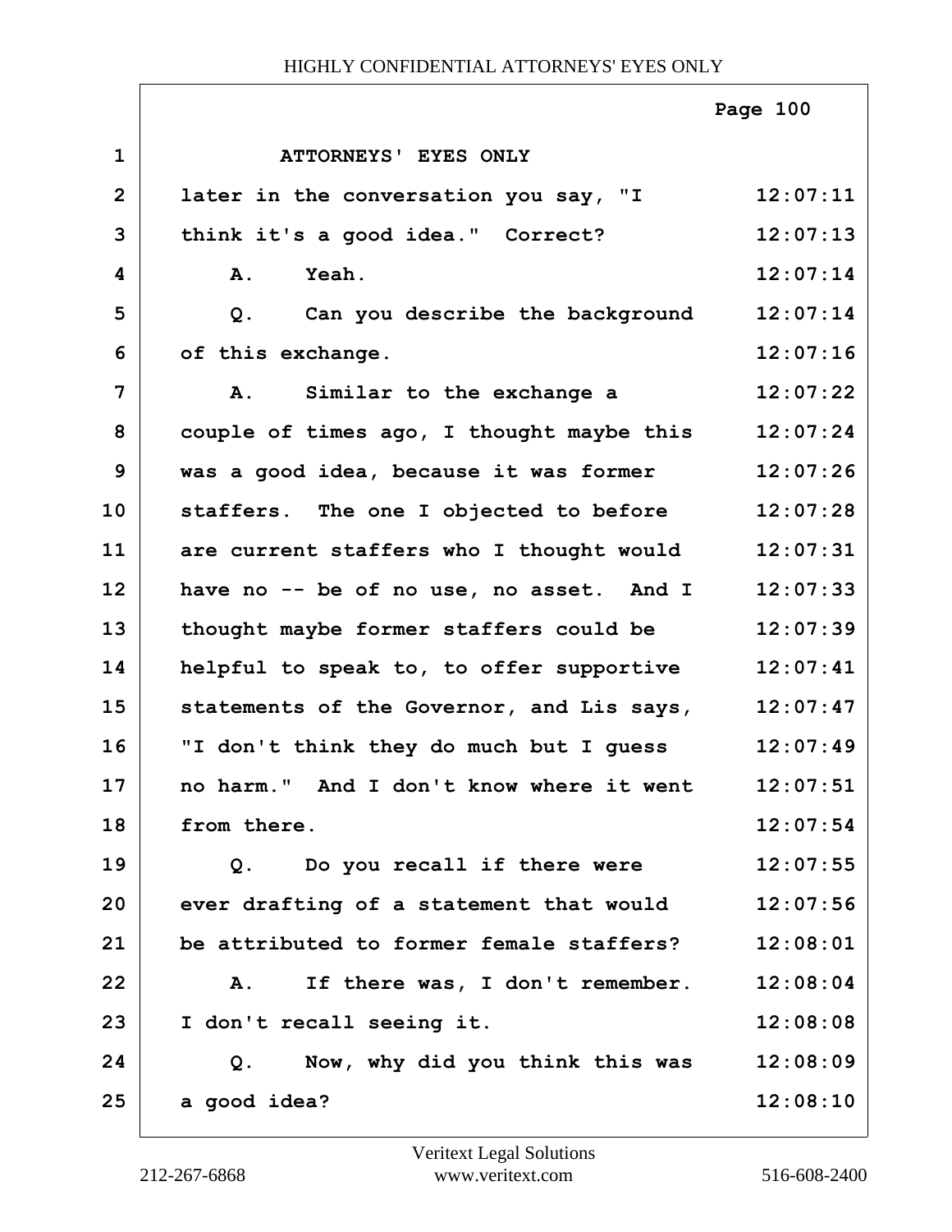ATTORNEYS' EYES ONLY

| | | |
|---|---|---|
| 1 | ATTORNEYS' EYES ONLY | |
| 2 | later in the conversation you say, "I | 12:07:11 |
| 3 | think it's a good idea." Correct? | 12:07:13 |
| 4 | A. Yeah. | 12:07:14 |
| 5 | Q. Can you describe the background | 12:07:14 |
| 6 | of this exchange. | 12:07:16 |
| 7 | A. Similar to the exchange a | 12:07:22 |
| 8 | couple of times ago, I thought maybe this | 12:07:24 |
| 9 | was a good idea, because it was former | 12:07:26 |
| 10 | staffers. The one I objected to before | 12:07:28 |
| 11 | are current staffers who I thought would | 12:07:31 |
| 12 | have no -- be of no use, no asset. And I | 12:07:33 |
| 13 | thought maybe former staffers could be | 12:07:39 |
| 14 | helpful to speak to, to offer supportive | 12:07:41 |
| 15 | statements of the Governor, and Lis says, | 12:07:47 |
| 16 | "I don't think they do much but I guess | 12:07:49 |
| 17 | no harm." And I don't know where it went | 12:07:51 |
| 18 | from there. | 12:07:54 |
| 19 | Q. Do you recall if there were | 12:07:55 |
| 20 | ever drafting of a statement that would | 12:07:56 |
| 21 | be attributed to former female staffers? | 12:08:01 |
| 22 | A. If there was, I don't remember. | 12:08:04 |
| 23 | I don't recall seeing it. | 12:08:08 |
| 24 | Q. Now, why did you think this was | 12:08:09 |
| 25 | a good idea? | 12:08:10 |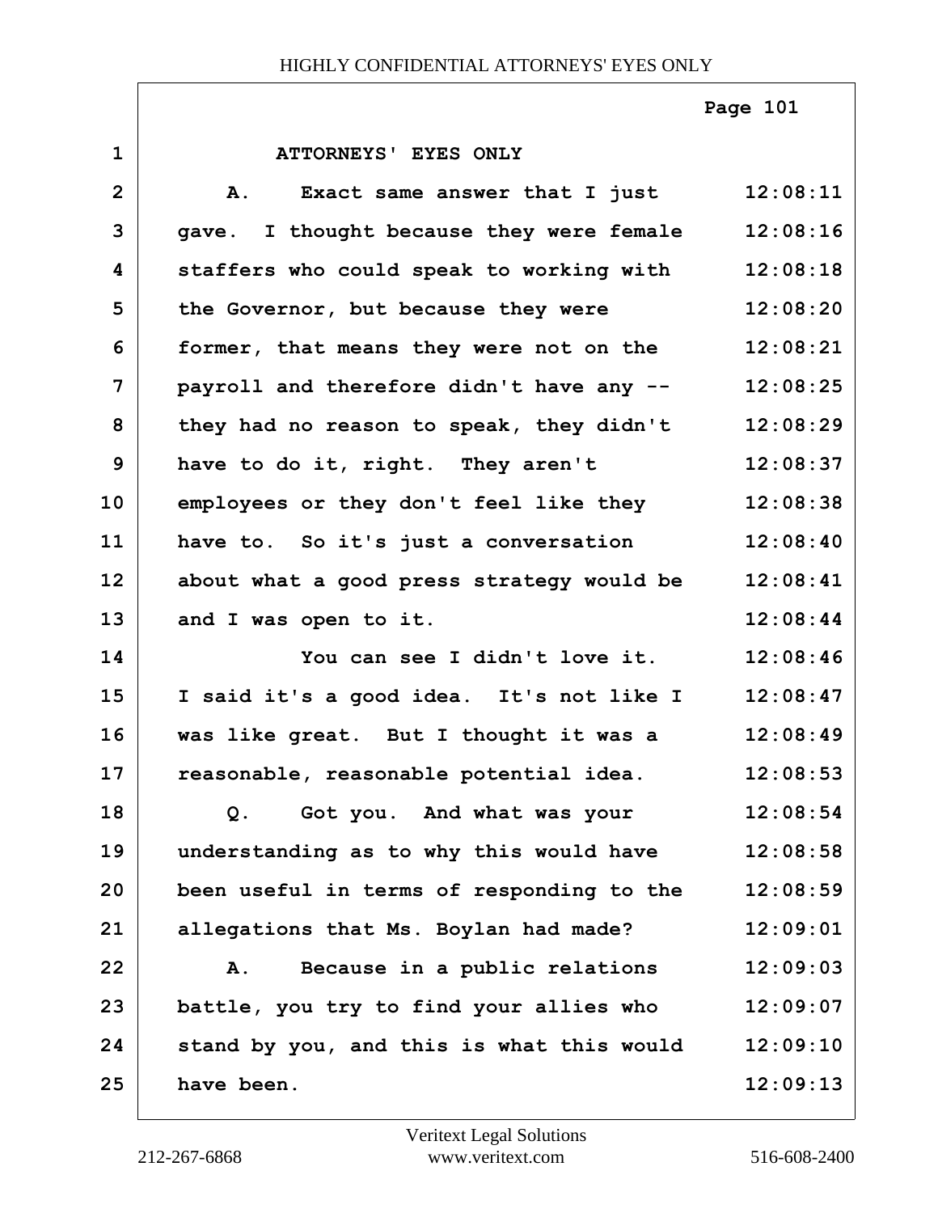ATTORNEYS' EYES ONLY

A. Exact same answer that I just gave. I thought because they were female staffers who could speak to working with the Governor, but because they were former, that means they were not on the payroll and therefore didn't have any -- they had no reason to speak, they didn't have to do it, right. They aren't employees or they don't feel like they have to. So it's just a conversation about what a good press strategy would be and I was open to it.

You can see I didn't love it. I said it's a good idea. It's not like I was like great. But I thought it was a reasonable, reasonable potential idea.

Q. Got you. And what was your understanding as to why this would have been useful in terms of responding to the allegations that Ms. Boylan had made?

A. Because in a public relations battle, you try to find your allies who stand by you, and this is what this would have been.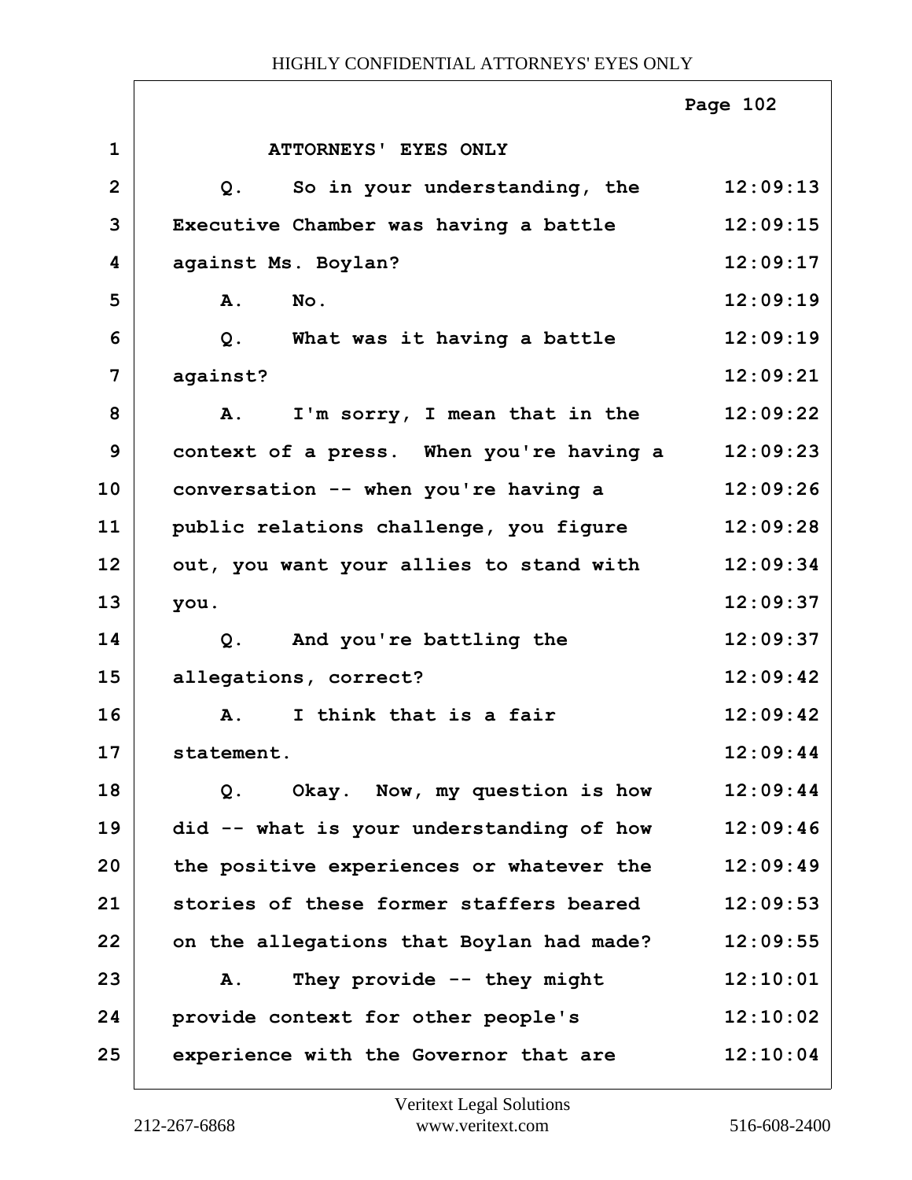ATTORNEYS' EYES ONLY

| Line | Text | Time |
|---|---|---|
| 1 | ATTORNEYS' EYES ONLY | |
| 2 | Q. So in your understanding, the | 12:09:13 |
| 3 | Executive Chamber was having a battle | 12:09:15 |
| 4 | against Ms. Boylan? | 12:09:17 |
| 5 | A. No. | 12:09:19 |
| 6 | Q. What was it having a battle | 12:09:19 |
| 7 | against? | 12:09:21 |
| 8 | A. I'm sorry, I mean that in the | 12:09:22 |
| 9 | context of a press. When you're having a | 12:09:23 |
| 10 | conversation -- when you're having a | 12:09:26 |
| 11 | public relations challenge, you figure | 12:09:28 |
| 12 | out, you want your allies to stand with | 12:09:34 |
| 13 | you. | 12:09:37 |
| 14 | Q. And you're battling the | 12:09:37 |
| 15 | allegations, correct? | 12:09:42 |
| 16 | A. I think that is a fair | 12:09:42 |
| 17 | statement. | 12:09:44 |
| 18 | Q. Okay. Now, my question is how | 12:09:44 |
| 19 | did -- what is your understanding of how | 12:09:46 |
| 20 | the positive experiences or whatever the | 12:09:49 |
| 21 | stories of these former staffers beared | 12:09:53 |
| 22 | on the allegations that Boylan had made? | 12:09:55 |
| 23 | A. They provide -- they might | 12:10:01 |
| 24 | provide context for other people's | 12:10:02 |
| 25 | experience with the Governor that are | 12:10:04 |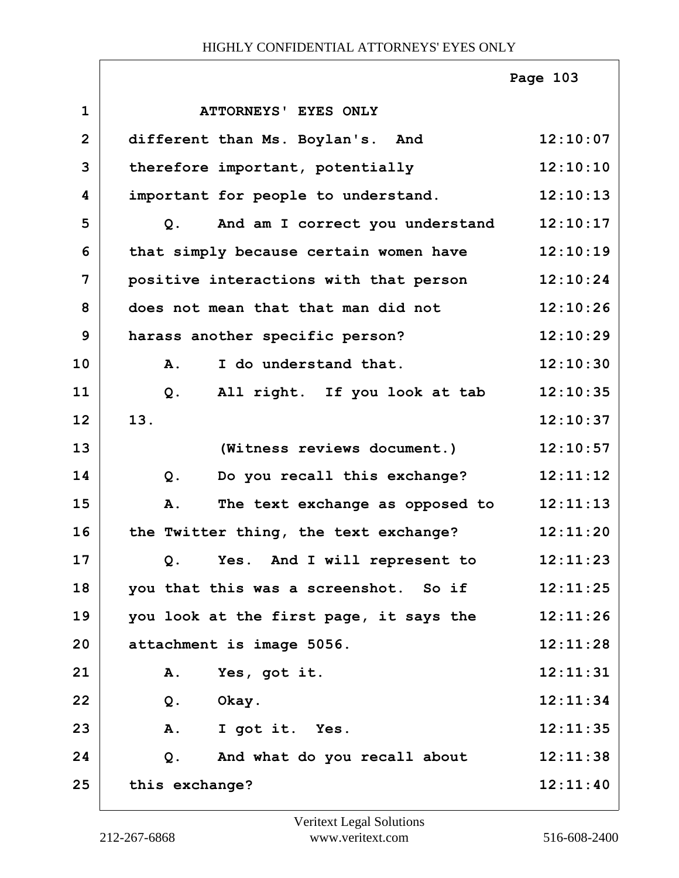ATTORNEYS' EYES ONLY

different than Ms. Boylan's. And therefore important, potentially important for people to understand.

Q. And am I correct you understand that simply because certain women have positive interactions with that person does not mean that that man did not harass another specific person?

A. I do understand that.

Q. All right. If you look at tab 13.

(Witness reviews document.)

Q. Do you recall this exchange?

A. The text exchange as opposed to the Twitter thing, the text exchange?

Q. Yes. And I will represent to you that this was a screenshot. So if you look at the first page, it says the attachment is image 5056.

A. Yes, got it.

Q. Okay.

A. I got it. Yes.

Q. And what do you recall about this exchange?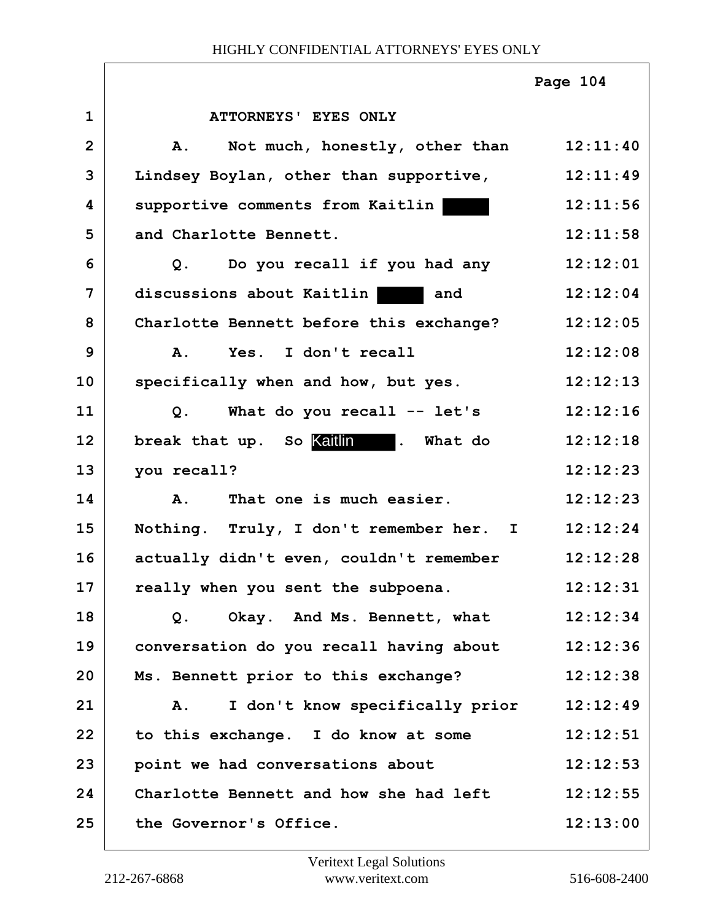ATTORNEYS' EYES ONLY

A. Not much, honestly, other than Lindsey Boylan, other than supportive, supportive comments from Kaitlin [REDACTED] and Charlotte Bennett.

Q. Do you recall if you had any discussions about Kaitlin [REDACTED] and Charlotte Bennett before this exchange?

A. Yes. I don't recall specifically when and how, but yes.

Q. What do you recall -- let's break that up. So Kaitlin [REDACTED]. What do you recall?

A. That one is much easier. Nothing. Truly, I don't remember her. I actually didn't even, couldn't remember really when you sent the subpoena.

Q. Okay. And Ms. Bennett, what conversation do you recall having about Ms. Bennett prior to this exchange?

A. I don't know specifically prior to this exchange. I do know at some point we had conversations about Charlotte Bennett and how she had left the Governor's Office.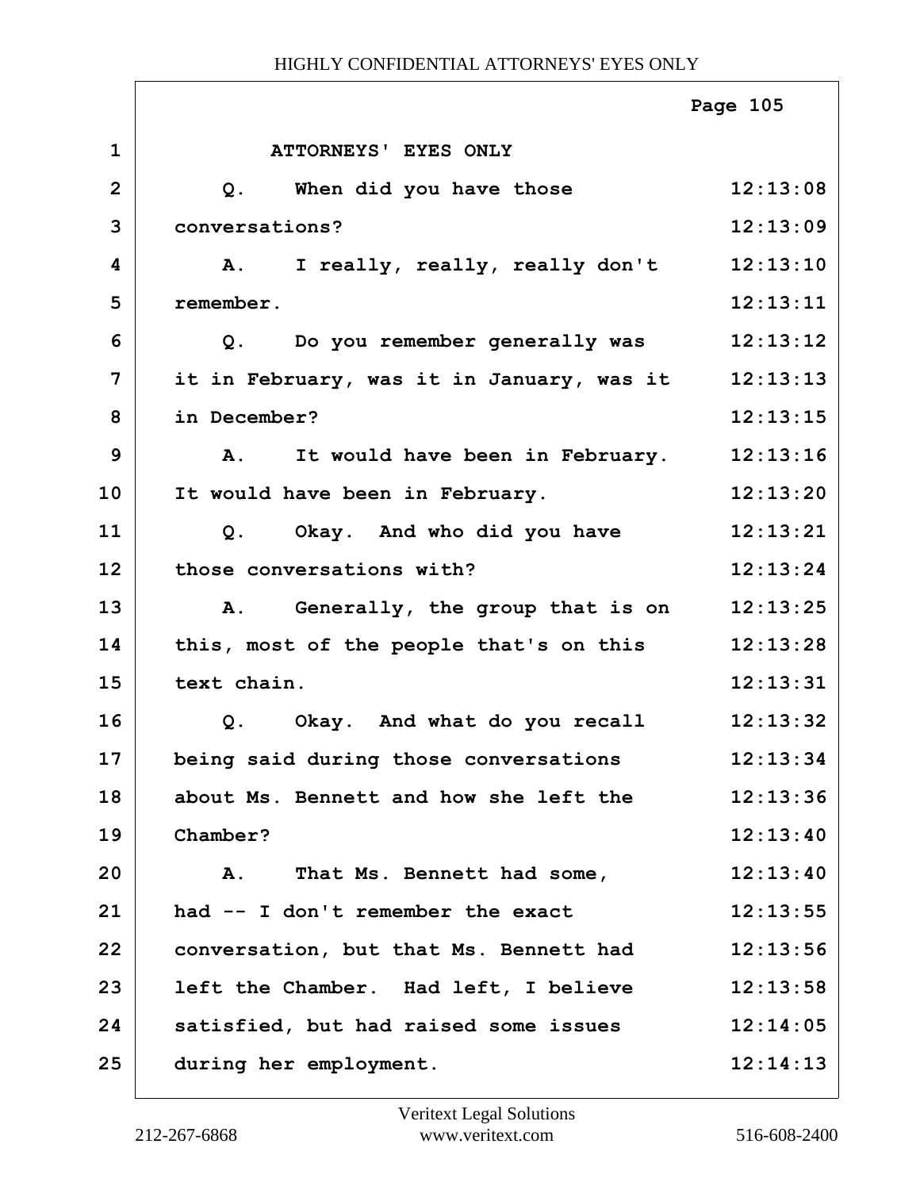ATTORNEYS' EYES ONLY

Q. When did you have those conversations?

A. I really, really, really don't remember.

Q. Do you remember generally was it in February, was it in January, was it in December?

A. It would have been in February. It would have been in February.

Q. Okay. And who did you have those conversations with?

A. Generally, the group that is on this, most of the people that's on this text chain.

Q. Okay. And what do you recall being said during those conversations about Ms. Bennett and how she left the Chamber?

A. That Ms. Bennett had some, had -- I don't remember the exact conversation, but that Ms. Bennett had left the Chamber. Had left, I believe satisfied, but had raised some issues during her employment.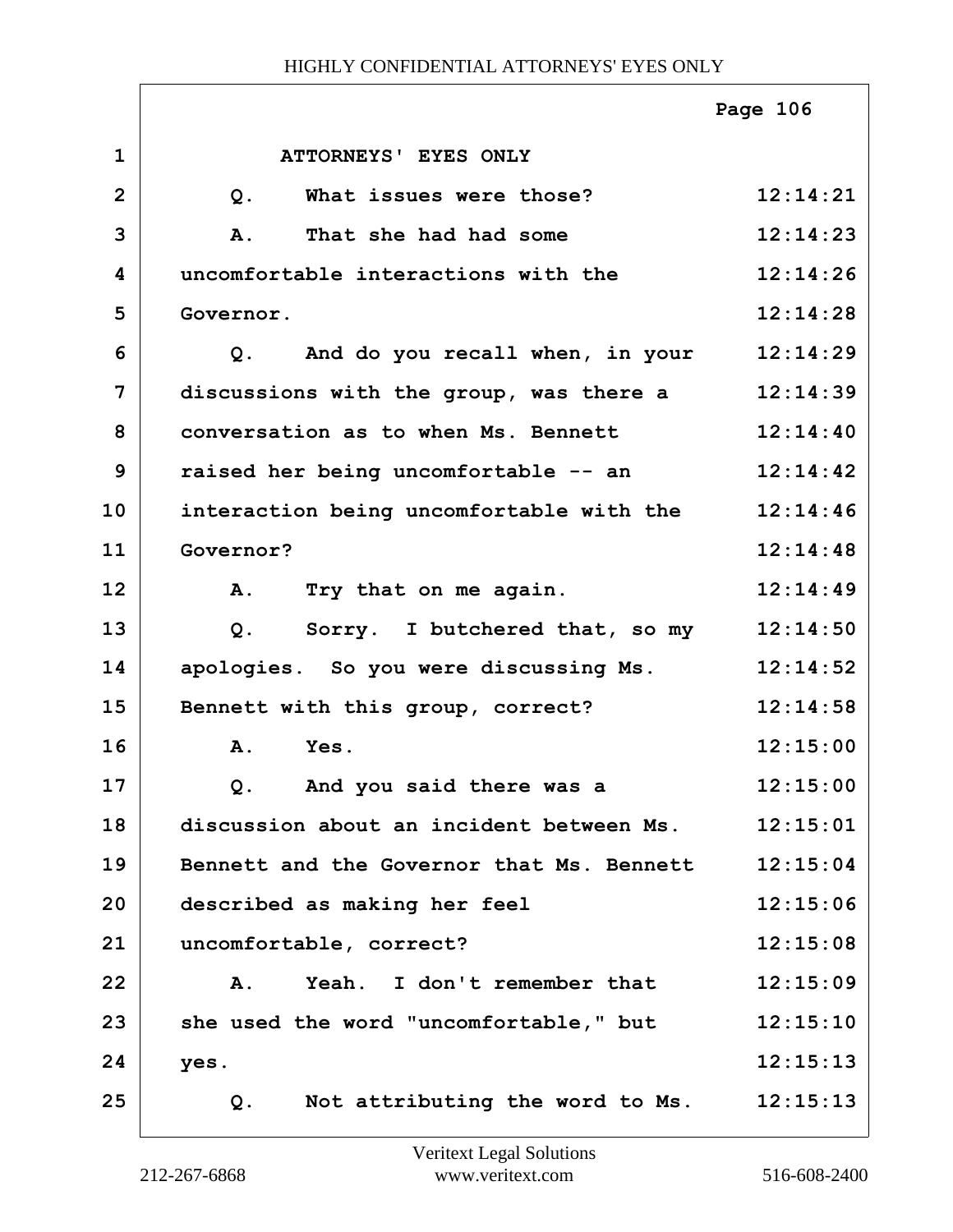ATTORNEYS' EYES ONLY

| | | |
|---|---|---|
| 1 | ATTORNEYS' EYES ONLY | |
| 2 | Q. What issues were those? | 12:14:21 |
| 3 | A. That she had had some | 12:14:23 |
| 4 | uncomfortable interactions with the | 12:14:26 |
| 5 | Governor. | 12:14:28 |
| 6 | Q. And do you recall when, in your | 12:14:29 |
| 7 | discussions with the group, was there a | 12:14:39 |
| 8 | conversation as to when Ms. Bennett | 12:14:40 |
| 9 | raised her being uncomfortable -- an | 12:14:42 |
| 10 | interaction being uncomfortable with the | 12:14:46 |
| 11 | Governor? | 12:14:48 |
| 12 | A. Try that on me again. | 12:14:49 |
| 13 | Q. Sorry. I butchered that, so my | 12:14:50 |
| 14 | apologies. So you were discussing Ms. | 12:14:52 |
| 15 | Bennett with this group, correct? | 12:14:58 |
| 16 | A. Yes. | 12:15:00 |
| 17 | Q. And you said there was a | 12:15:00 |
| 18 | discussion about an incident between Ms. | 12:15:01 |
| 19 | Bennett and the Governor that Ms. Bennett | 12:15:04 |
| 20 | described as making her feel | 12:15:06 |
| 21 | uncomfortable, correct? | 12:15:08 |
| 22 | A. Yeah. I don't remember that | 12:15:09 |
| 23 | she used the word "uncomfortable," but | 12:15:10 |
| 24 | yes. | 12:15:13 |
| 25 | Q. Not attributing the word to Ms. | 12:15:13 |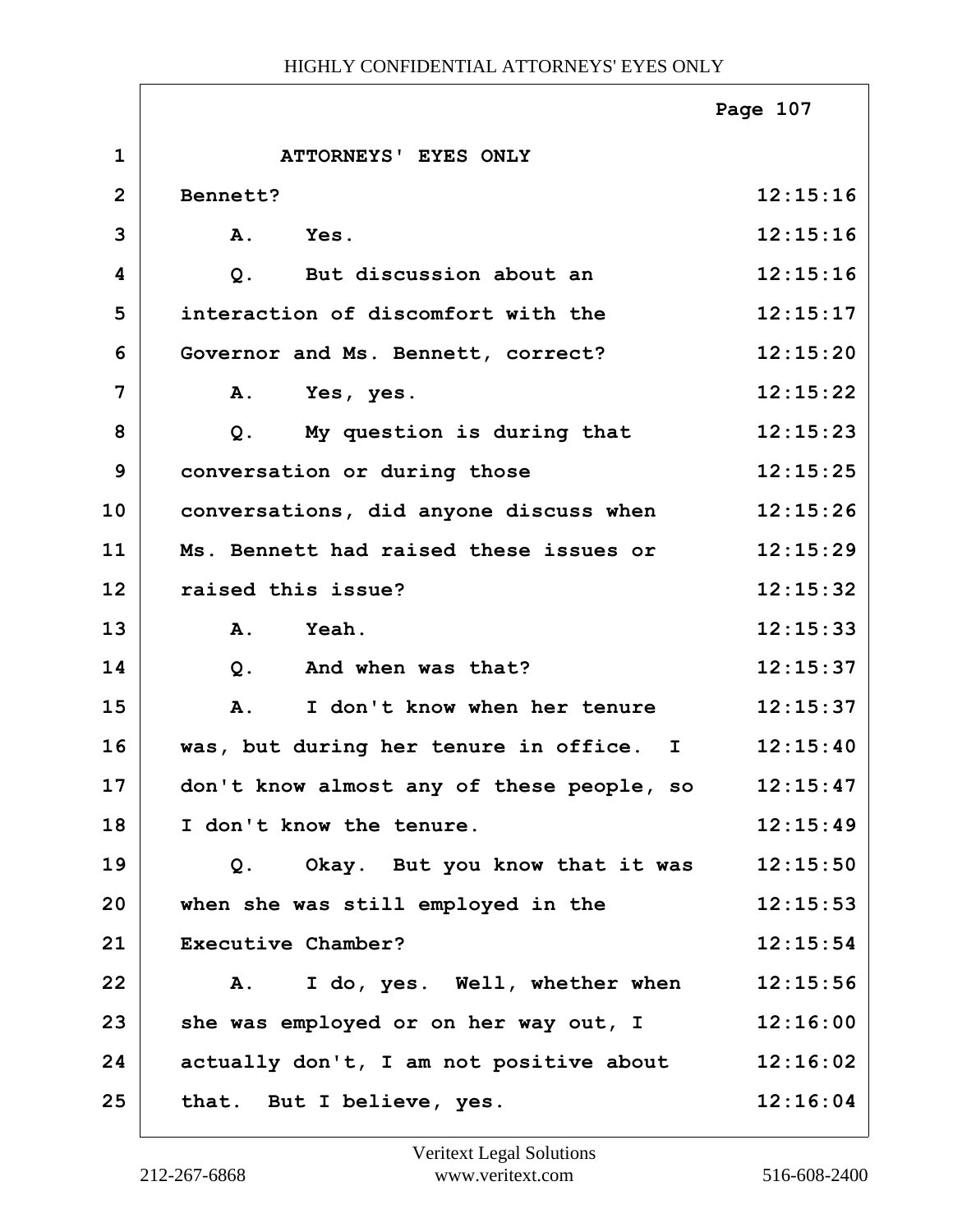ATTORNEYS' EYES ONLY

Bennett?

A. Yes.

Q. But discussion about an interaction of discomfort with the Governor and Ms. Bennett, correct?

A. Yes, yes.

Q. My question is during that conversation or during those conversations, did anyone discuss when Ms. Bennett had raised these issues or raised this issue?

A. Yeah.

Q. And when was that?

A. I don't know when her tenure was, but during her tenure in office. I don't know almost any of these people, so I don't know the tenure.

Q. Okay. But you know that it was when she was still employed in the Executive Chamber?

A. I do, yes. Well, whether when she was employed or on her way out, I actually don't, I am not positive about that. But I believe, yes.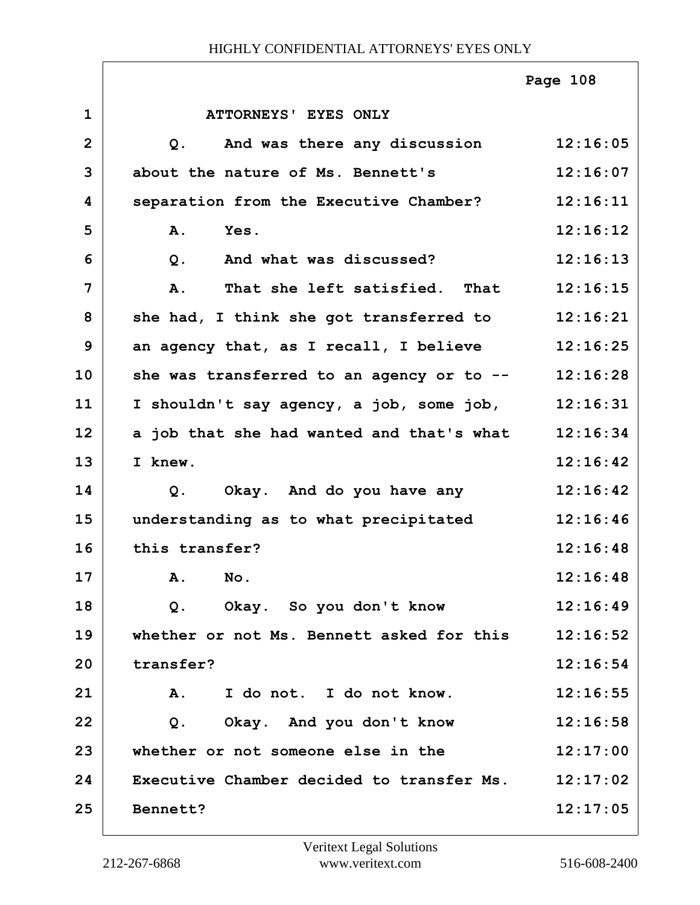ATTORNEYS' EYES ONLY

Q. And was there any discussion about the nature of Ms. Bennett's separation from the Executive Chamber?

A. Yes.

Q. And what was discussed?

A. That she left satisfied. That she had, I think she got transferred to an agency that, as I recall, I believe she was transferred to an agency or to -- I shouldn't say agency, a job, some job, a job that she had wanted and that's what I knew.

Q. Okay. And do you have any understanding as to what precipitated this transfer?

A. No.

Q. Okay. So you don't know whether or not Ms. Bennett asked for this transfer?

A. I do not. I do not know.

Q. Okay. And you don't know whether or not someone else in the Executive Chamber decided to transfer Ms. Bennett?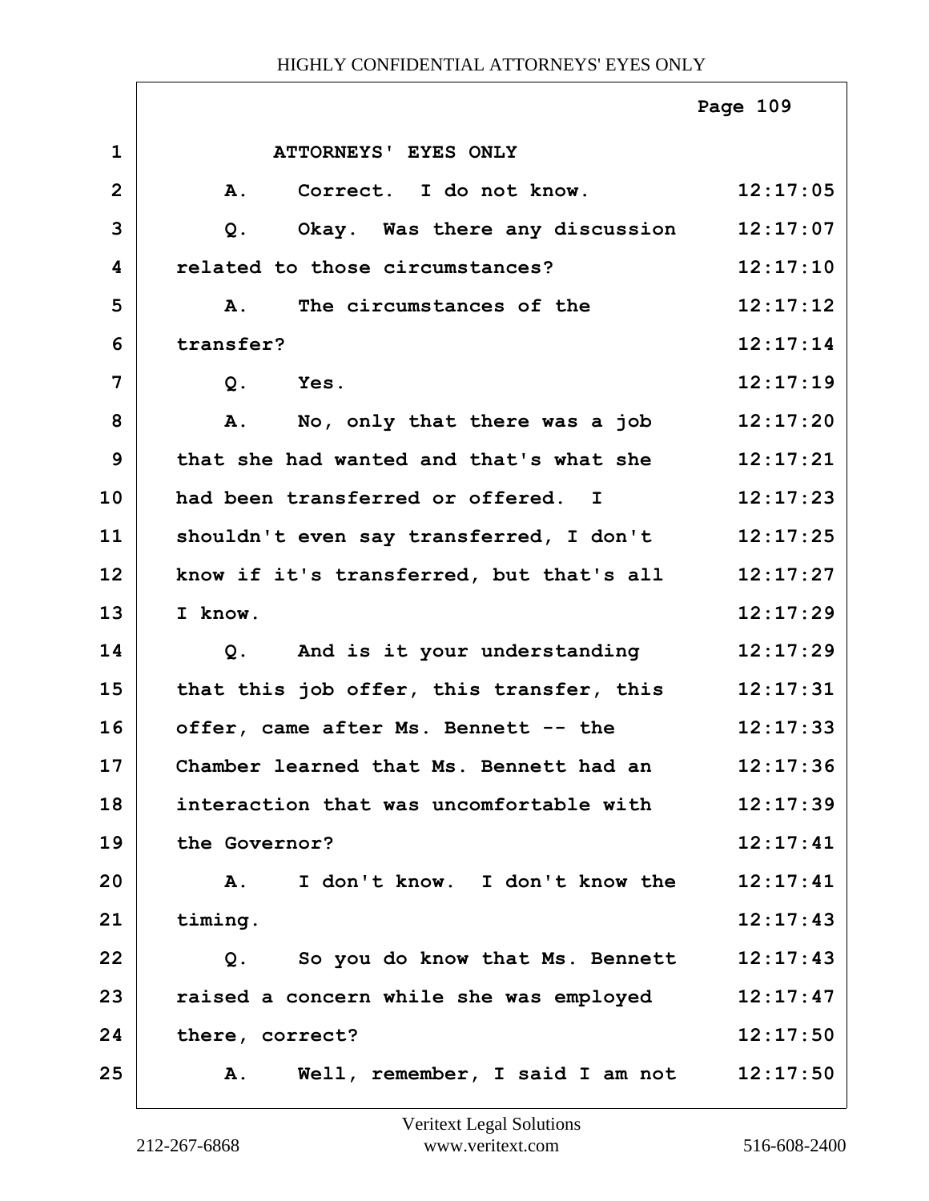ATTORNEYS' EYES ONLY

| | | |
|---|---|---|
| 1 | ATTORNEYS' EYES ONLY | |
| 2 | A. Correct. I do not know. | 12:17:05 |
| 3 | Q. Okay. Was there any discussion | 12:17:07 |
| 4 | related to those circumstances? | 12:17:10 |
| 5 | A. The circumstances of the | 12:17:12 |
| 6 | transfer? | 12:17:14 |
| 7 | Q. Yes. | 12:17:19 |
| 8 | A. No, only that there was a job | 12:17:20 |
| 9 | that she had wanted and that's what she | 12:17:21 |
| 10 | had been transferred or offered. I | 12:17:23 |
| 11 | shouldn't even say transferred, I don't | 12:17:25 |
| 12 | know if it's transferred, but that's all | 12:17:27 |
| 13 | I know. | 12:17:29 |
| 14 | Q. And is it your understanding | 12:17:29 |
| 15 | that this job offer, this transfer, this | 12:17:31 |
| 16 | offer, came after Ms. Bennett -- the | 12:17:33 |
| 17 | Chamber learned that Ms. Bennett had an | 12:17:36 |
| 18 | interaction that was uncomfortable with | 12:17:39 |
| 19 | the Governor? | 12:17:41 |
| 20 | A. I don't know. I don't know the | 12:17:41 |
| 21 | timing. | 12:17:43 |
| 22 | Q. So you do know that Ms. Bennett | 12:17:43 |
| 23 | raised a concern while she was employed | 12:17:47 |
| 24 | there, correct? | 12:17:50 |
| 25 | A. Well, remember, I said I am not | 12:17:50 |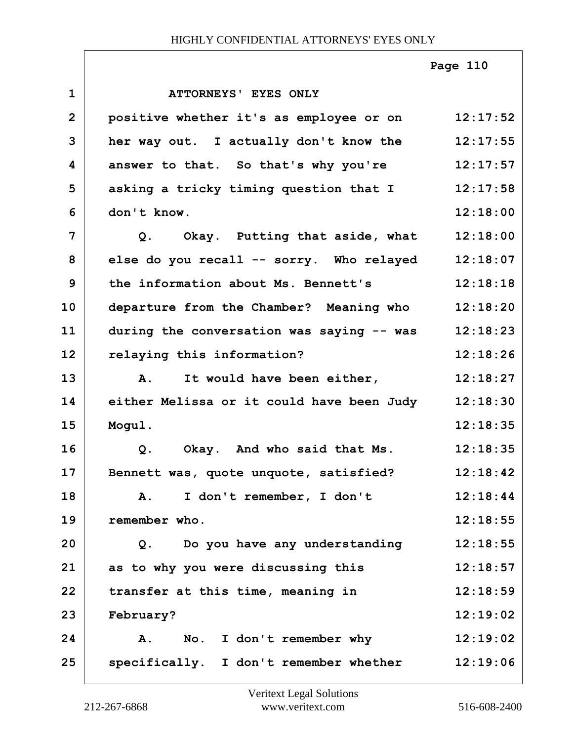ATTORNEYS' EYES ONLY

positive whether it's as employee or on her way out. I actually don't know the answer to that. So that's why you're asking a tricky timing question that I don't know.

Q. Okay. Putting that aside, what else do you recall -- sorry. Who relayed the information about Ms. Bennett's departure from the Chamber? Meaning who during the conversation was saying -- was relaying this information?

A. It would have been either, either Melissa or it could have been Judy Mogul.

Q. Okay. And who said that Ms. Bennett was, quote unquote, satisfied?

A. I don't remember, I don't remember who.

Q. Do you have any understanding as to why you were discussing this transfer at this time, meaning in February?

A. No. I don't remember why specifically. I don't remember whether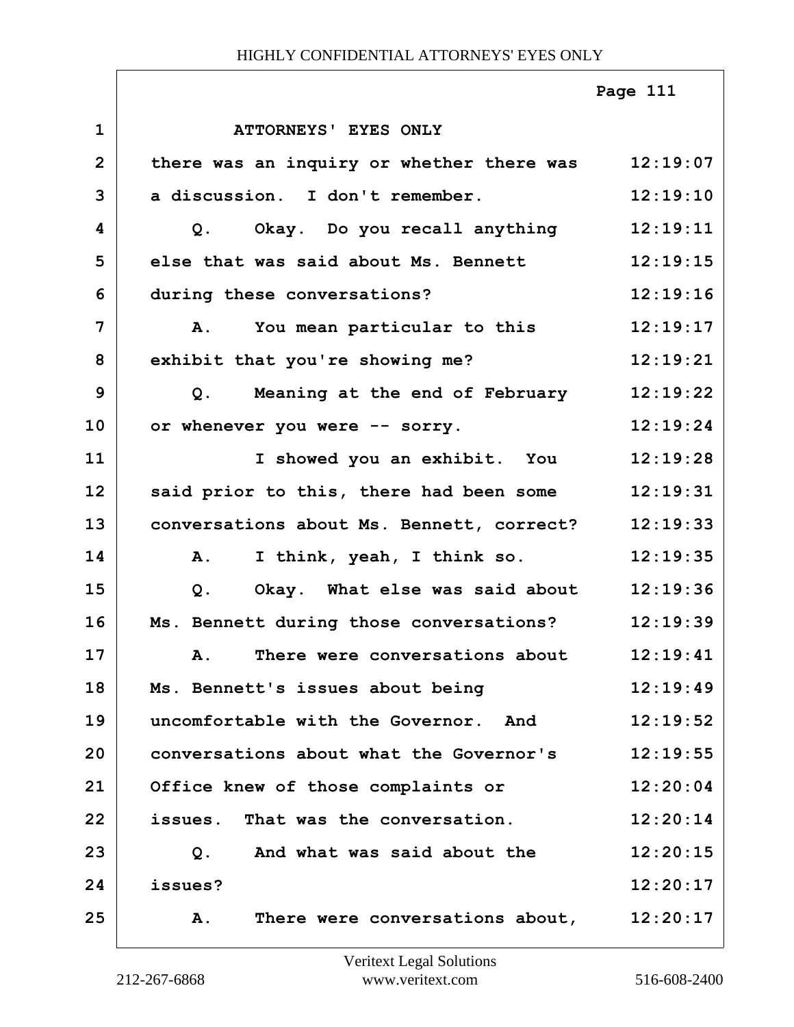ATTORNEYS' EYES ONLY

there was an inquiry or whether there was a discussion. I don't remember.

Q. Okay. Do you recall anything else that was said about Ms. Bennett during these conversations?

A. You mean particular to this exhibit that you're showing me?

Q. Meaning at the end of February or whenever you were -- sorry.

I showed you an exhibit. You said prior to this, there had been some conversations about Ms. Bennett, correct?

A. I think, yeah, I think so.

Q. Okay. What else was said about Ms. Bennett during those conversations?

A. There were conversations about Ms. Bennett's issues about being uncomfortable with the Governor. And conversations about what the Governor's Office knew of those complaints or issues. That was the conversation.

Q. And what was said about the issues?

A. There were conversations about,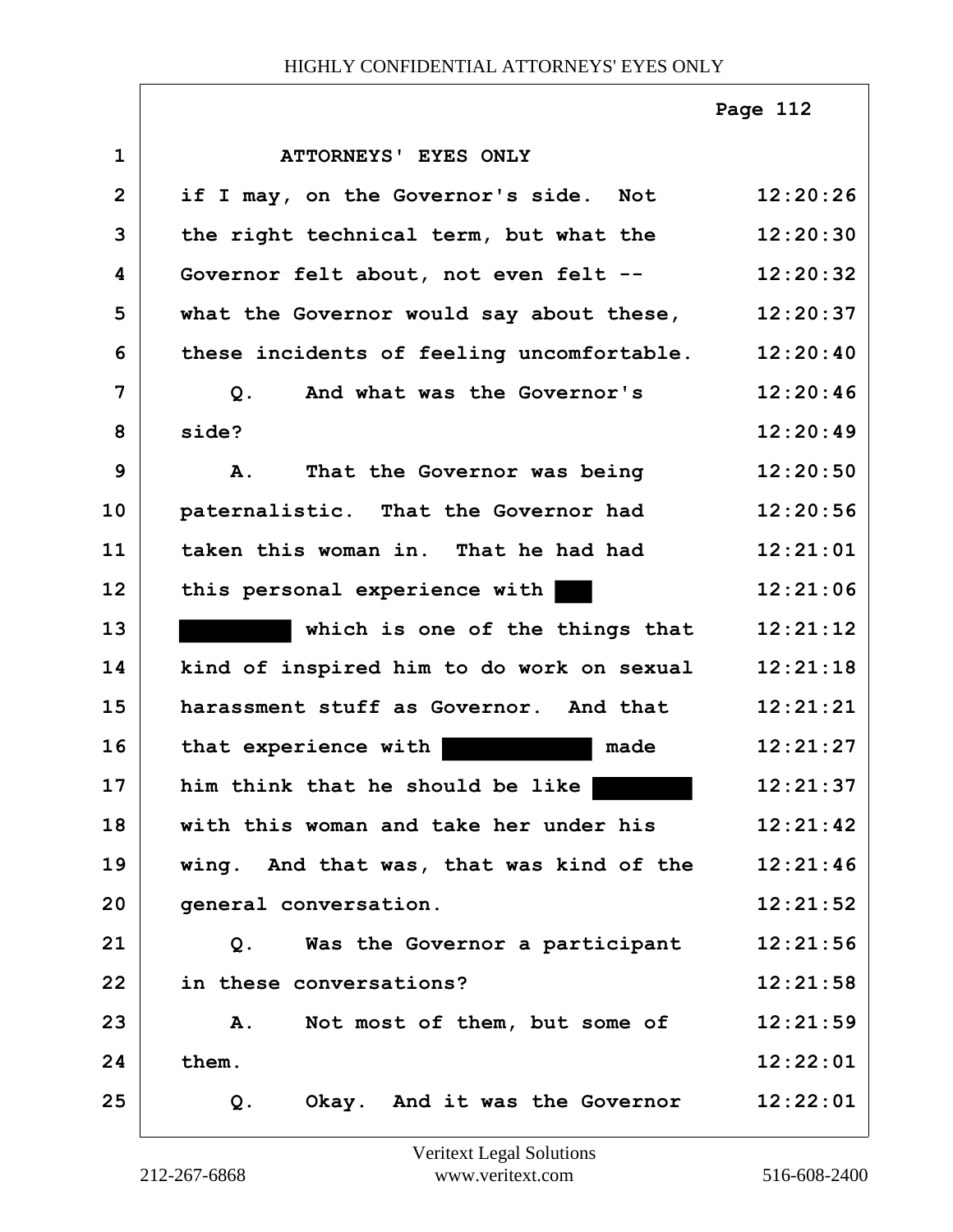ATTORNEYS' EYES ONLY

| | | |
|---|---|---|
| 1 | ATTORNEYS' EYES ONLY | |
| 2 | if I may, on the Governor's side. Not | 12:20:26 |
| 3 | the right technical term, but what the | 12:20:30 |
| 4 | Governor felt about, not even felt -- | 12:20:32 |
| 5 | what the Governor would say about these, | 12:20:37 |
| 6 | these incidents of feeling uncomfortable. | 12:20:40 |
| 7 | Q. And what was the Governor's | 12:20:46 |
| 8 | side? | 12:20:49 |
| 9 | A. That the Governor was being | 12:20:50 |
| 10 | paternalistic. That the Governor had | 12:20:56 |
| 11 | taken this woman in. That he had had | 12:21:01 |
| 12 | this personal experience with ███ | 12:21:06 |
| 13 | ████████ which is one of the things that | 12:21:12 |
| 14 | kind of inspired him to do work on sexual | 12:21:18 |
| 15 | harassment stuff as Governor. And that | 12:21:21 |
| 16 | that experience with ██████████ made | 12:21:27 |
| 17 | him think that he should be like ████████ | 12:21:37 |
| 18 | with this woman and take her under his | 12:21:42 |
| 19 | wing. And that was, that was kind of the | 12:21:46 |
| 20 | general conversation. | 12:21:52 |
| 21 | Q. Was the Governor a participant | 12:21:56 |
| 22 | in these conversations? | 12:21:58 |
| 23 | A. Not most of them, but some of | 12:21:59 |
| 24 | them. | 12:22:01 |
| 25 | Q. Okay. And it was the Governor | 12:22:01 |

Veritext Legal Solutions
212-267-6868 www.veritext.com 516-608-2400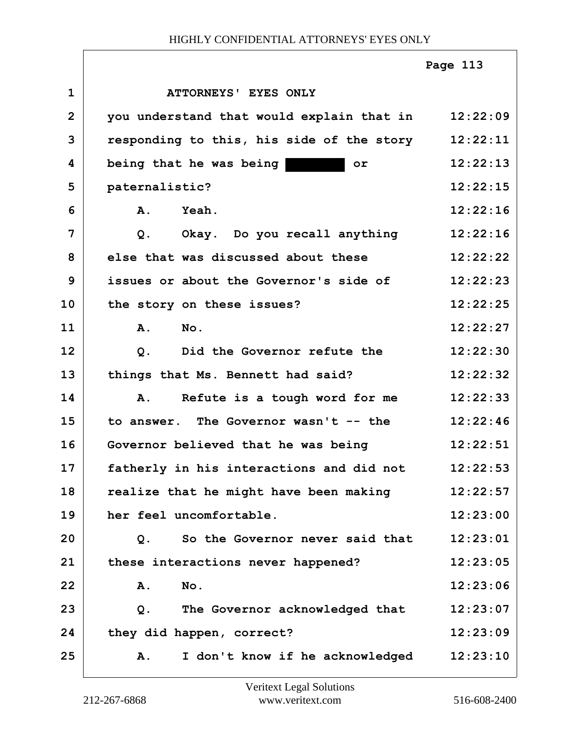ATTORNEYS' EYES ONLY

| | | |
|---|---|---|
| 1 | ATTORNEYS' EYES ONLY | |
| 2 | you understand that would explain that in | 12:22:09 |
| 3 | responding to this, his side of the story | 12:22:11 |
| 4 | being that he was being ████████ or | 12:22:13 |
| 5 | paternalistic? | 12:22:15 |
| 6 | A. Yeah. | 12:22:16 |
| 7 | Q. Okay. Do you recall anything | 12:22:16 |
| 8 | else that was discussed about these | 12:22:22 |
| 9 | issues or about the Governor's side of | 12:22:23 |
| 10 | the story on these issues? | 12:22:25 |
| 11 | A. No. | 12:22:27 |
| 12 | Q. Did the Governor refute the | 12:22:30 |
| 13 | things that Ms. Bennett had said? | 12:22:32 |
| 14 | A. Refute is a tough word for me | 12:22:33 |
| 15 | to answer. The Governor wasn't -- the | 12:22:46 |
| 16 | Governor believed that he was being | 12:22:51 |
| 17 | fatherly in his interactions and did not | 12:22:53 |
| 18 | realize that he might have been making | 12:22:57 |
| 19 | her feel uncomfortable. | 12:23:00 |
| 20 | Q. So the Governor never said that | 12:23:01 |
| 21 | these interactions never happened? | 12:23:05 |
| 22 | A. No. | 12:23:06 |
| 23 | Q. The Governor acknowledged that | 12:23:07 |
| 24 | they did happen, correct? | 12:23:09 |
| 25 | A. I don't know if he acknowledged | 12:23:10 |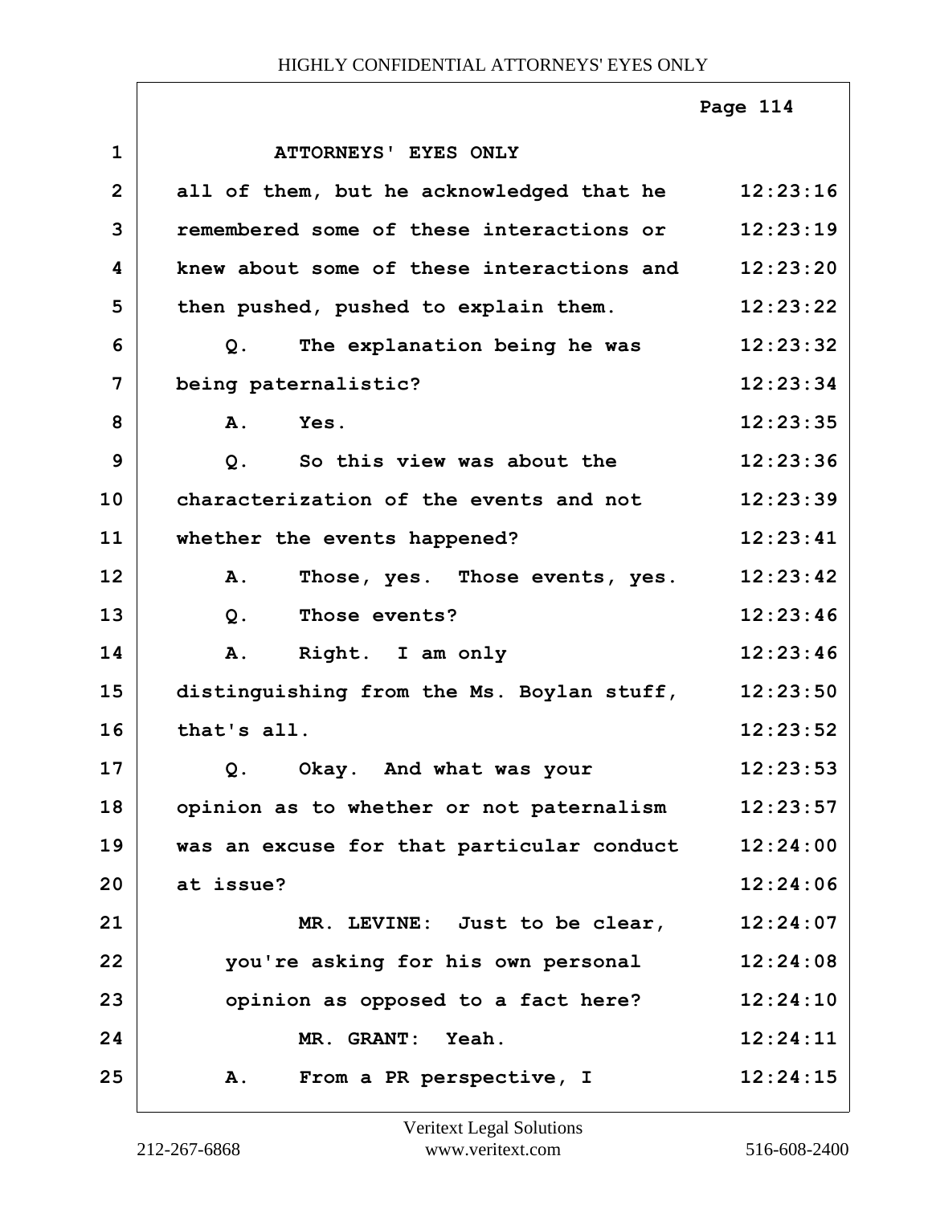ATTORNEYS' EYES ONLY

all of them, but he acknowledged that he remembered some of these interactions or knew about some of these interactions and then pushed, pushed to explain them.

Q. The explanation being he was being paternalistic?

A. Yes.

Q. So this view was about the characterization of the events and not whether the events happened?

A. Those, yes. Those events, yes.

Q. Those events?

A. Right. I am only distinguishing from the Ms. Boylan stuff, that's all.

Q. Okay. And what was your opinion as to whether or not paternalism was an excuse for that particular conduct at issue?

MR. LEVINE: Just to be clear, you're asking for his own personal opinion as opposed to a fact here?

MR. GRANT: Yeah.

A. From a PR perspective, I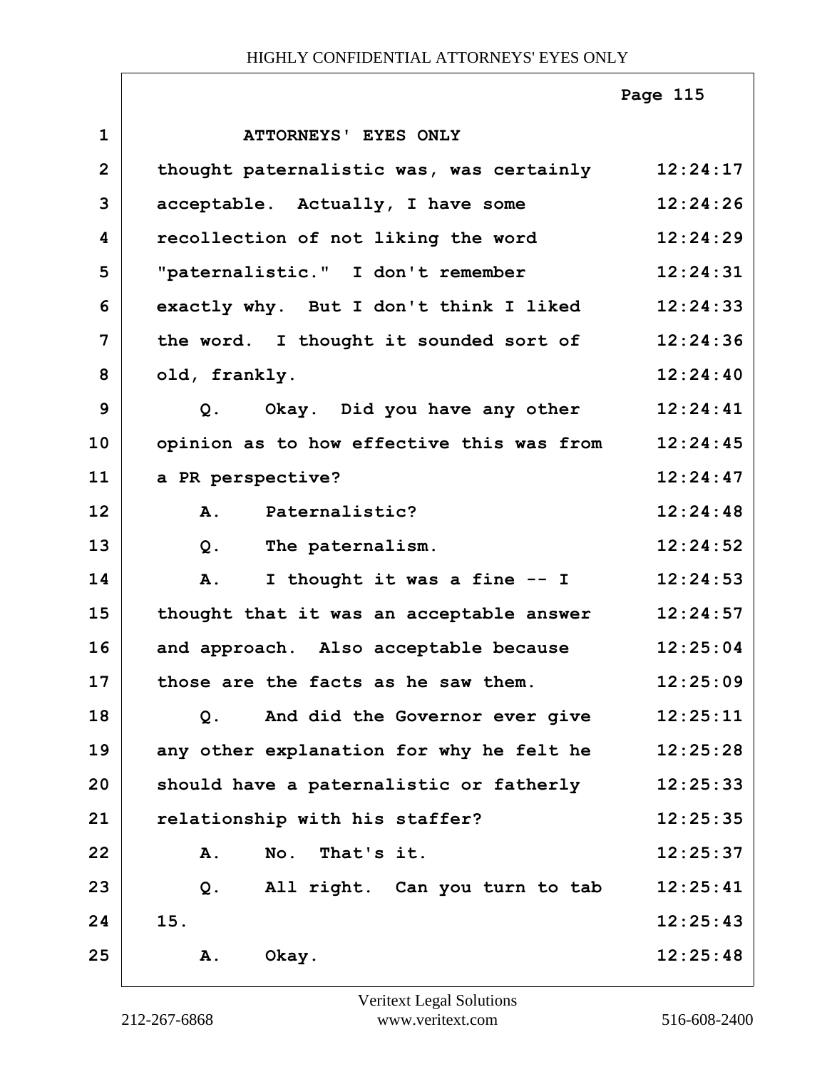ATTORNEYS' EYES ONLY

thought paternalistic was, was certainly acceptable. Actually, I have some recollection of not liking the word "paternalistic." I don't remember exactly why. But I don't think I liked the word. I thought it sounded sort of old, frankly.

Q. Okay. Did you have any other opinion as to how effective this was from a PR perspective?

A. Paternalistic?

Q. The paternalism.

A. I thought it was a fine -- I thought that it was an acceptable answer and approach. Also acceptable because those are the facts as he saw them.

Q. And did the Governor ever give any other explanation for why he felt he should have a paternalistic or fatherly relationship with his staffer?

A. No. That's it.

Q. All right. Can you turn to tab 15.

A. Okay.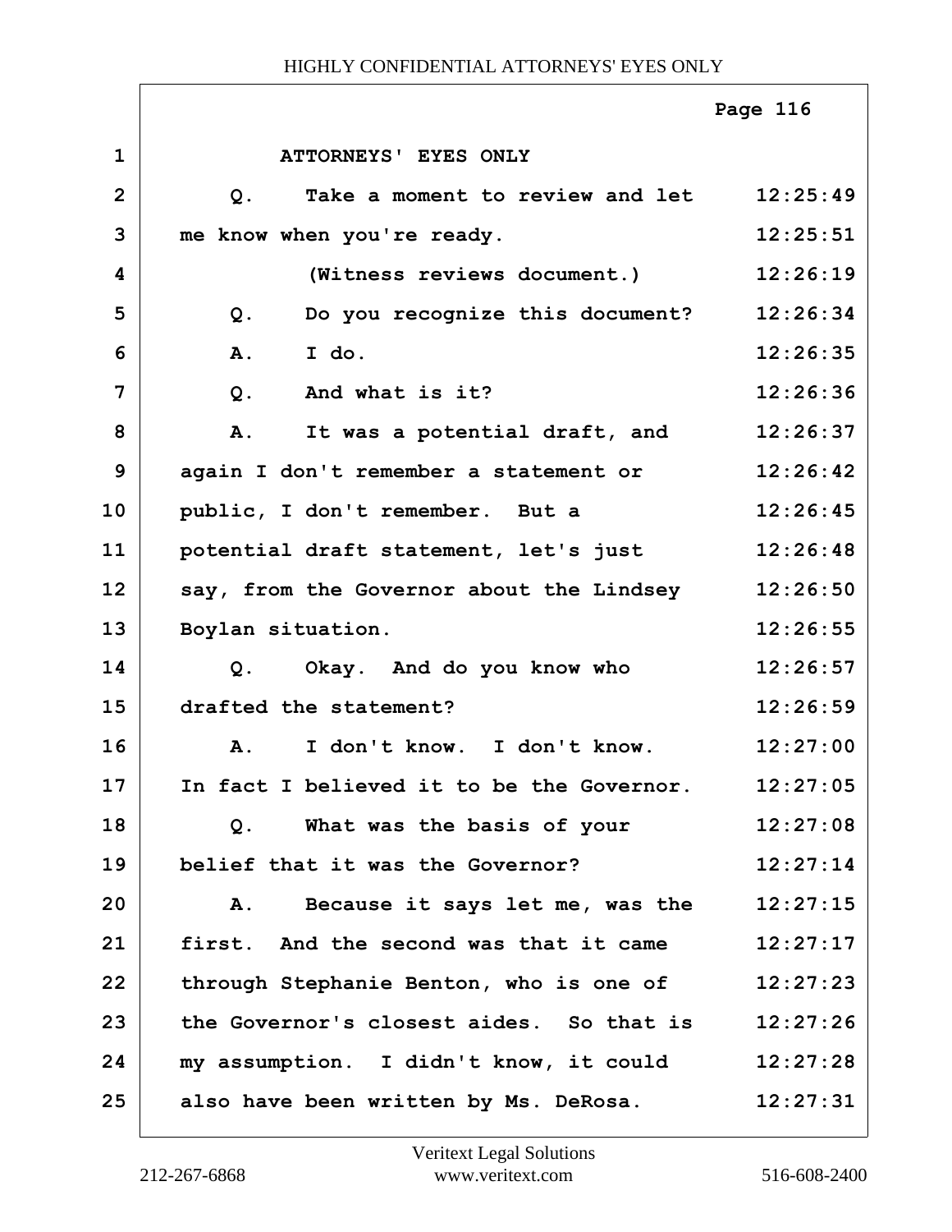ATTORNEYS' EYES ONLY

| | | |
|---|---|---|
| 1 | ATTORNEYS' EYES ONLY | |
| 2 | Q. Take a moment to review and let | 12:25:49 |
| 3 | me know when you're ready. | 12:25:51 |
| 4 | (Witness reviews document.) | 12:26:19 |
| 5 | Q. Do you recognize this document? | 12:26:34 |
| 6 | A. I do. | 12:26:35 |
| 7 | Q. And what is it? | 12:26:36 |
| 8 | A. It was a potential draft, and | 12:26:37 |
| 9 | again I don't remember a statement or | 12:26:42 |
| 10 | public, I don't remember. But a | 12:26:45 |
| 11 | potential draft statement, let's just | 12:26:48 |
| 12 | say, from the Governor about the Lindsey | 12:26:50 |
| 13 | Boylan situation. | 12:26:55 |
| 14 | Q. Okay. And do you know who | 12:26:57 |
| 15 | drafted the statement? | 12:26:59 |
| 16 | A. I don't know. I don't know. | 12:27:00 |
| 17 | In fact I believed it to be the Governor. | 12:27:05 |
| 18 | Q. What was the basis of your | 12:27:08 |
| 19 | belief that it was the Governor? | 12:27:14 |
| 20 | A. Because it says let me, was the | 12:27:15 |
| 21 | first. And the second was that it came | 12:27:17 |
| 22 | through Stephanie Benton, who is one of | 12:27:23 |
| 23 | the Governor's closest aides. So that is | 12:27:26 |
| 24 | my assumption. I didn't know, it could | 12:27:28 |
| 25 | also have been written by Ms. DeRosa. | 12:27:31 |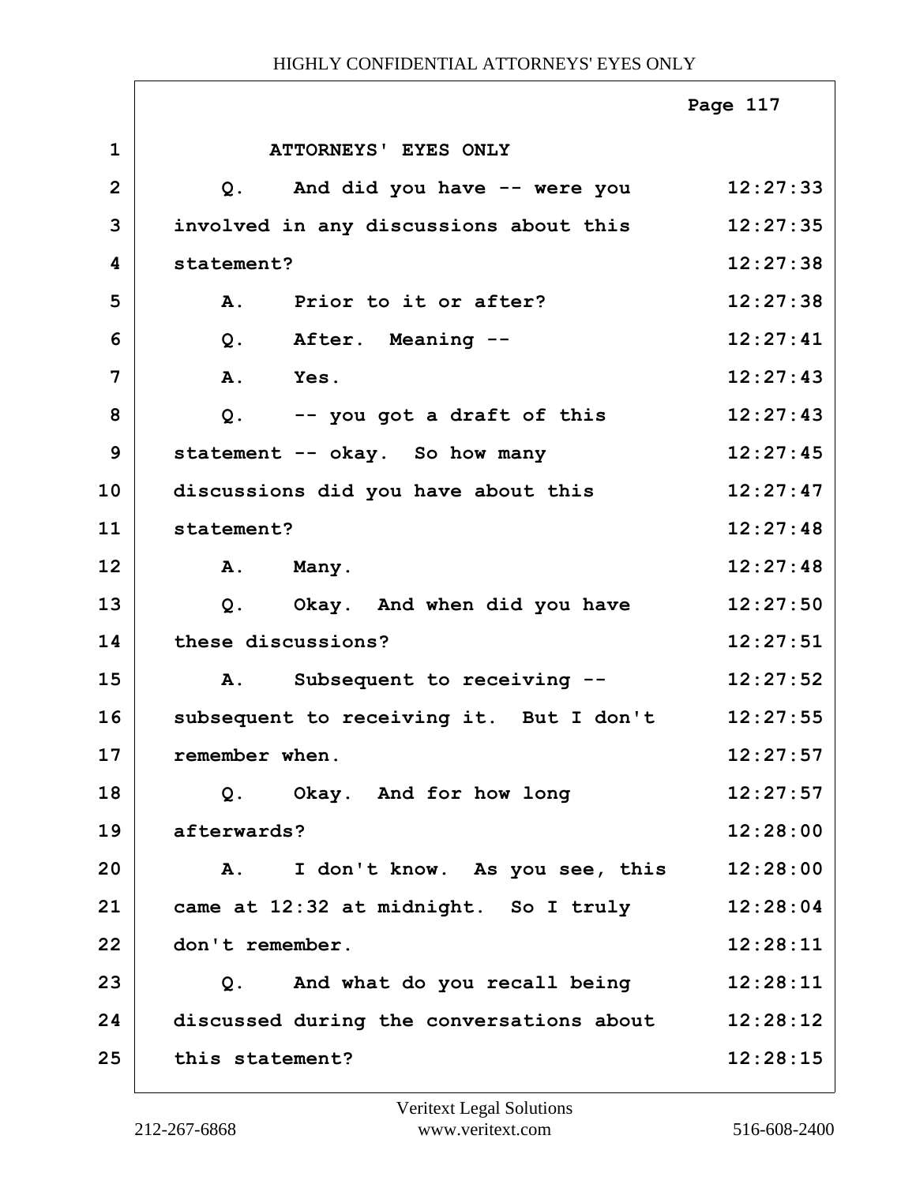ATTORNEYS' EYES ONLY

| | | |
|---|---|---|
| 1 | ATTORNEYS' EYES ONLY | |
| 2 | Q. And did you have -- were you | 12:27:33 |
| 3 | involved in any discussions about this | 12:27:35 |
| 4 | statement? | 12:27:38 |
| 5 | A. Prior to it or after? | 12:27:38 |
| 6 | Q. After. Meaning -- | 12:27:41 |
| 7 | A. Yes. | 12:27:43 |
| 8 | Q. -- you got a draft of this | 12:27:43 |
| 9 | statement -- okay. So how many | 12:27:45 |
| 10 | discussions did you have about this | 12:27:47 |
| 11 | statement? | 12:27:48 |
| 12 | A. Many. | 12:27:48 |
| 13 | Q. Okay. And when did you have | 12:27:50 |
| 14 | these discussions? | 12:27:51 |
| 15 | A. Subsequent to receiving -- | 12:27:52 |
| 16 | subsequent to receiving it. But I don't | 12:27:55 |
| 17 | remember when. | 12:27:57 |
| 18 | Q. Okay. And for how long | 12:27:57 |
| 19 | afterwards? | 12:28:00 |
| 20 | A. I don't know. As you see, this | 12:28:00 |
| 21 | came at 12:32 at midnight. So I truly | 12:28:04 |
| 22 | don't remember. | 12:28:11 |
| 23 | Q. And what do you recall being | 12:28:11 |
| 24 | discussed during the conversations about | 12:28:12 |
| 25 | this statement? | 12:28:15 |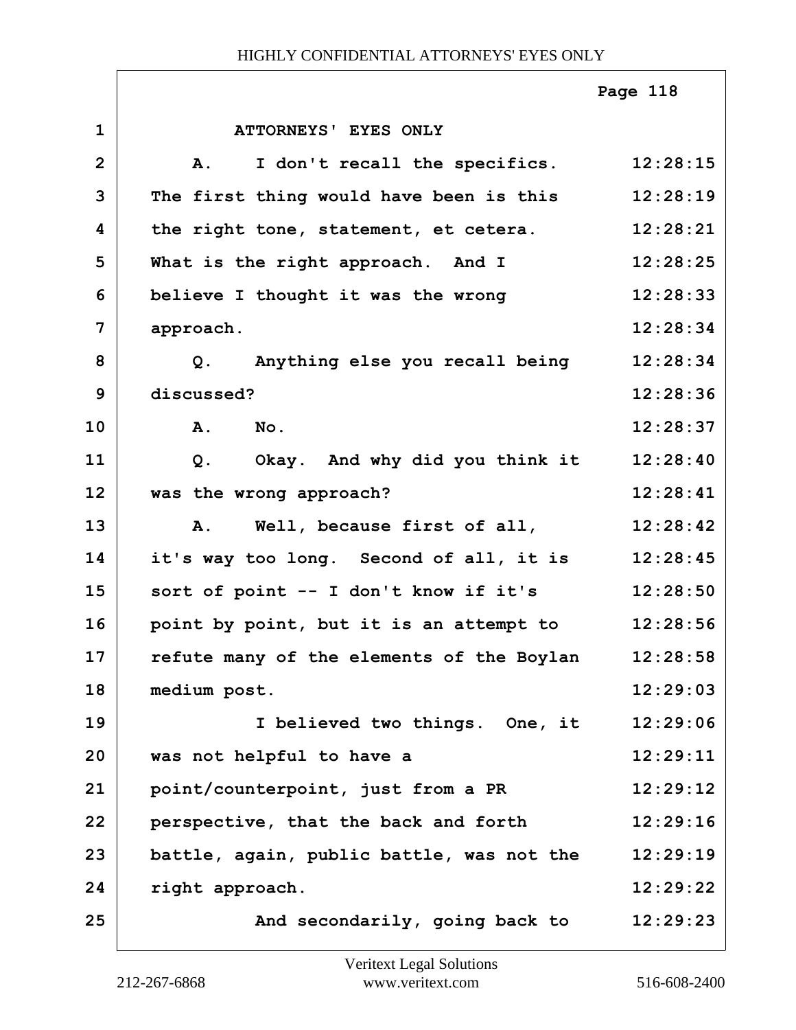ATTORNEYS' EYES ONLY

| | | |
|---|---|---|
| 1 | ATTORNEYS' EYES ONLY | |
| 2 | A. I don't recall the specifics. | 12:28:15 |
| 3 | The first thing would have been is this | 12:28:19 |
| 4 | the right tone, statement, et cetera. | 12:28:21 |
| 5 | What is the right approach. And I | 12:28:25 |
| 6 | believe I thought it was the wrong | 12:28:33 |
| 7 | approach. | 12:28:34 |
| 8 | Q. Anything else you recall being | 12:28:34 |
| 9 | discussed? | 12:28:36 |
| 10 | A. No. | 12:28:37 |
| 11 | Q. Okay. And why did you think it | 12:28:40 |
| 12 | was the wrong approach? | 12:28:41 |
| 13 | A. Well, because first of all, | 12:28:42 |
| 14 | it's way too long. Second of all, it is | 12:28:45 |
| 15 | sort of point -- I don't know if it's | 12:28:50 |
| 16 | point by point, but it is an attempt to | 12:28:56 |
| 17 | refute many of the elements of the Boylan | 12:28:58 |
| 18 | medium post. | 12:29:03 |
| 19 | I believed two things. One, it | 12:29:06 |
| 20 | was not helpful to have a | 12:29:11 |
| 21 | point/counterpoint, just from a PR | 12:29:12 |
| 22 | perspective, that the back and forth | 12:29:16 |
| 23 | battle, again, public battle, was not the | 12:29:19 |
| 24 | right approach. | 12:29:22 |
| 25 | And secondarily, going back to | 12:29:23 |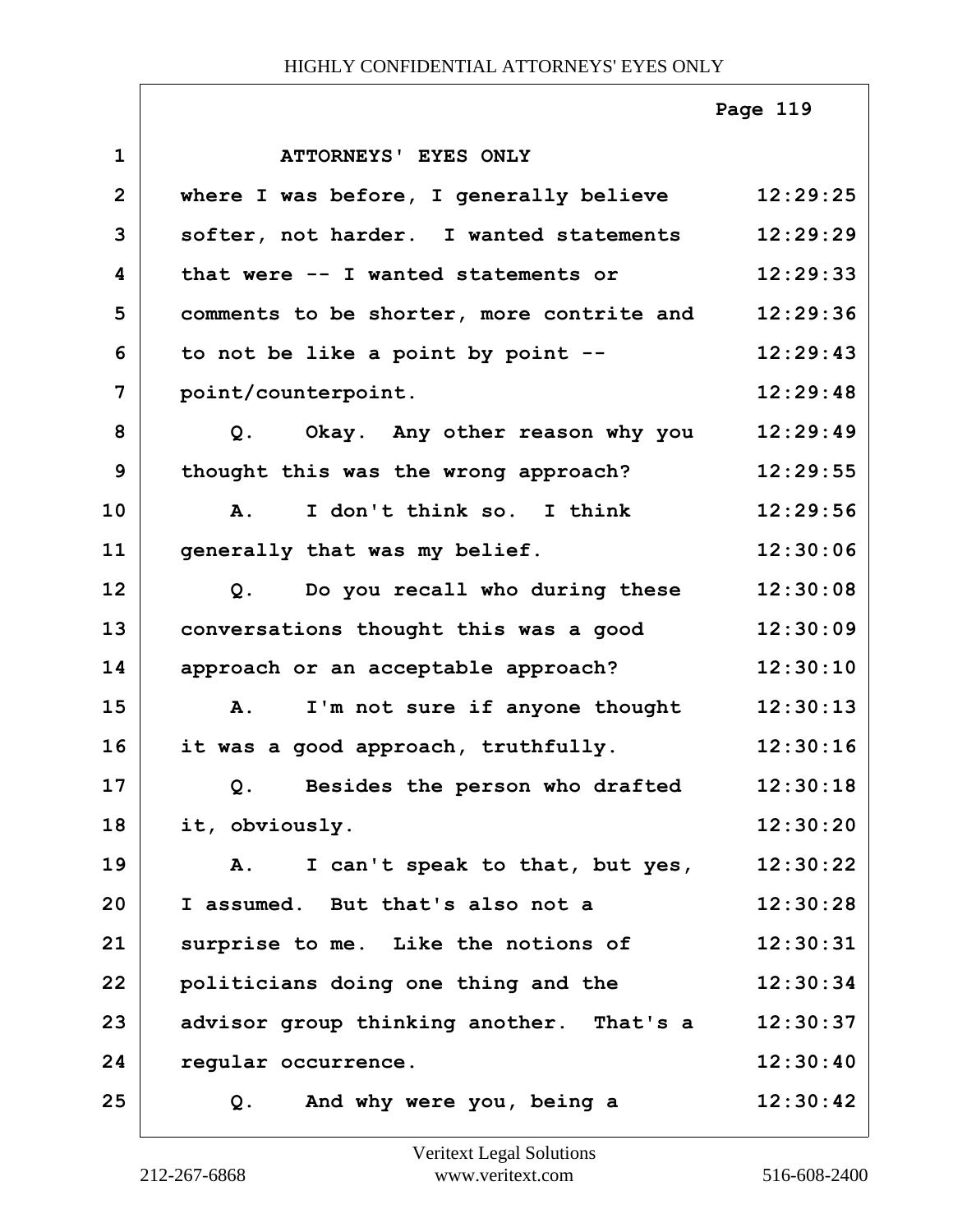ATTORNEYS' EYES ONLY

where I was before, I generally believe softer, not harder. I wanted statements that were -- I wanted statements or comments to be shorter, more contrite and to not be like a point by point -- point/counterpoint.

Q. Okay. Any other reason why you thought this was the wrong approach?

A. I don't think so. I think generally that was my belief.

Q. Do you recall who during these conversations thought this was a good approach or an acceptable approach?

A. I'm not sure if anyone thought it was a good approach, truthfully.

Q. Besides the person who drafted it, obviously.

A. I can't speak to that, but yes, I assumed. But that's also not a surprise to me. Like the notions of politicians doing one thing and the advisor group thinking another. That's a regular occurrence.

Q. And why were you, being a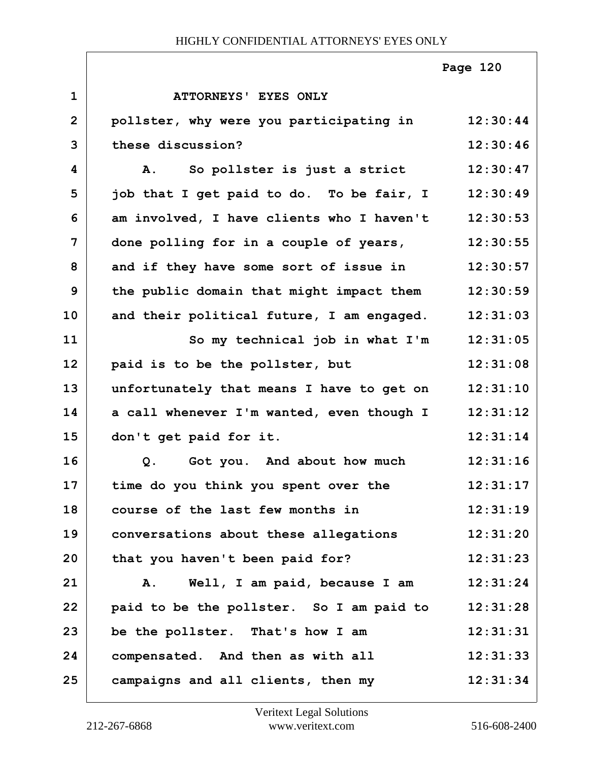ATTORNEYS' EYES ONLY

pollster, why were you participating in these discussion?

A. So pollster is just a strict job that I get paid to do. To be fair, I am involved, I have clients who I haven't done polling for in a couple of years, and if they have some sort of issue in the public domain that might impact them and their political future, I am engaged.

So my technical job in what I'm paid is to be the pollster, but unfortunately that means I have to get on a call whenever I'm wanted, even though I don't get paid for it.

Q. Got you. And about how much time do you think you spent over the course of the last few months in conversations about these allegations that you haven't been paid for?

A. Well, I am paid, because I am paid to be the pollster. So I am paid to be the pollster. That's how I am compensated. And then as with all campaigns and all clients, then my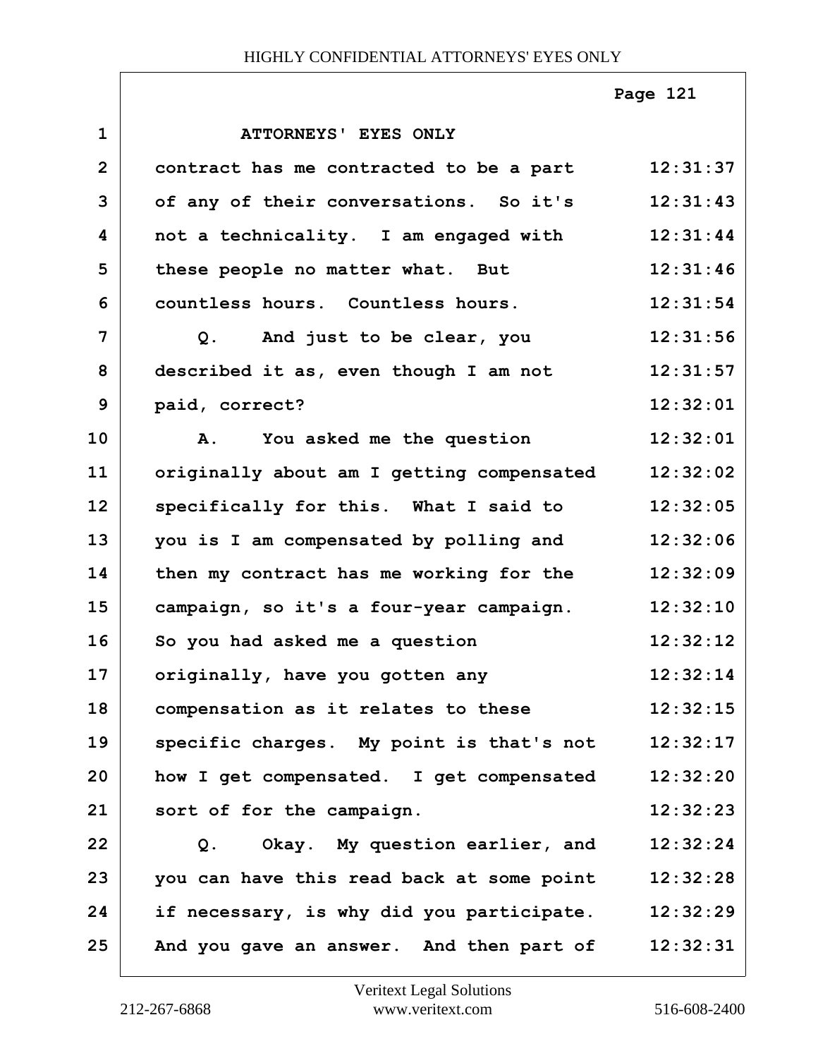ATTORNEYS' EYES ONLY

contract has me contracted to be a part of any of their conversations. So it's not a technicality. I am engaged with these people no matter what. But countless hours. Countless hours.

Q. And just to be clear, you described it as, even though I am not paid, correct?

A. You asked me the question originally about am I getting compensated specifically for this. What I said to you is I am compensated by polling and then my contract has me working for the campaign, so it's a four-year campaign. So you had asked me a question originally, have you gotten any compensation as it relates to these specific charges. My point is that's not how I get compensated. I get compensated sort of for the campaign.

Q. Okay. My question earlier, and you can have this read back at some point if necessary, is why did you participate. And you gave an answer. And then part of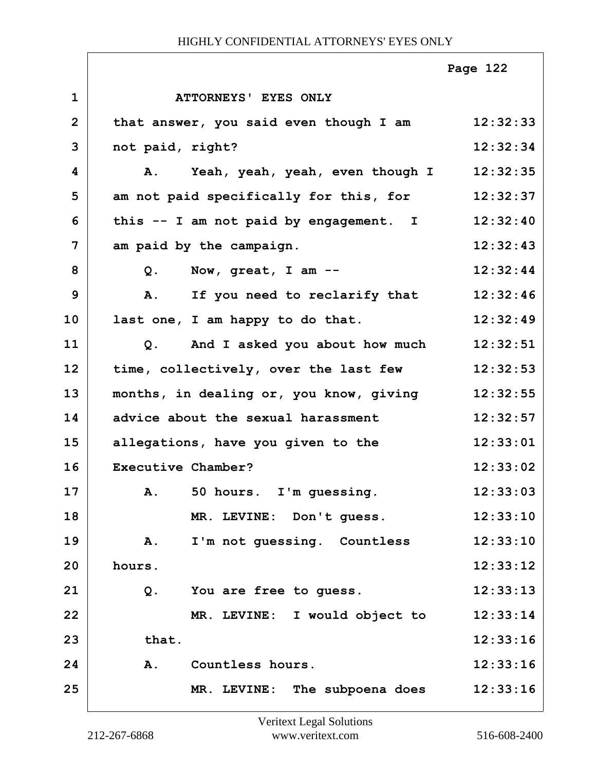ATTORNEYS' EYES ONLY

| | | |
|---|---|---|
| 1 | ATTORNEYS' EYES ONLY | |
| 2 | that answer, you said even though I am | 12:32:33 |
| 3 | not paid, right? | 12:32:34 |
| 4 | A. Yeah, yeah, yeah, even though I | 12:32:35 |
| 5 | am not paid specifically for this, for | 12:32:37 |
| 6 | this -- I am not paid by engagement. I | 12:32:40 |
| 7 | am paid by the campaign. | 12:32:43 |
| 8 | Q. Now, great, I am -- | 12:32:44 |
| 9 | A. If you need to reclarify that | 12:32:46 |
| 10 | last one, I am happy to do that. | 12:32:49 |
| 11 | Q. And I asked you about how much | 12:32:51 |
| 12 | time, collectively, over the last few | 12:32:53 |
| 13 | months, in dealing or, you know, giving | 12:32:55 |
| 14 | advice about the sexual harassment | 12:32:57 |
| 15 | allegations, have you given to the | 12:33:01 |
| 16 | Executive Chamber? | 12:33:02 |
| 17 | A. 50 hours. I'm guessing. | 12:33:03 |
| 18 | MR. LEVINE: Don't guess. | 12:33:10 |
| 19 | A. I'm not guessing. Countless | 12:33:10 |
| 20 | hours. | 12:33:12 |
| 21 | Q. You are free to guess. | 12:33:13 |
| 22 | MR. LEVINE: I would object to | 12:33:14 |
| 23 | that. | 12:33:16 |
| 24 | A. Countless hours. | 12:33:16 |
| 25 | MR. LEVINE: The subpoena does | 12:33:16 |

Veritext Legal Solutions
212-267-6868 www.veritext.com 516-608-2400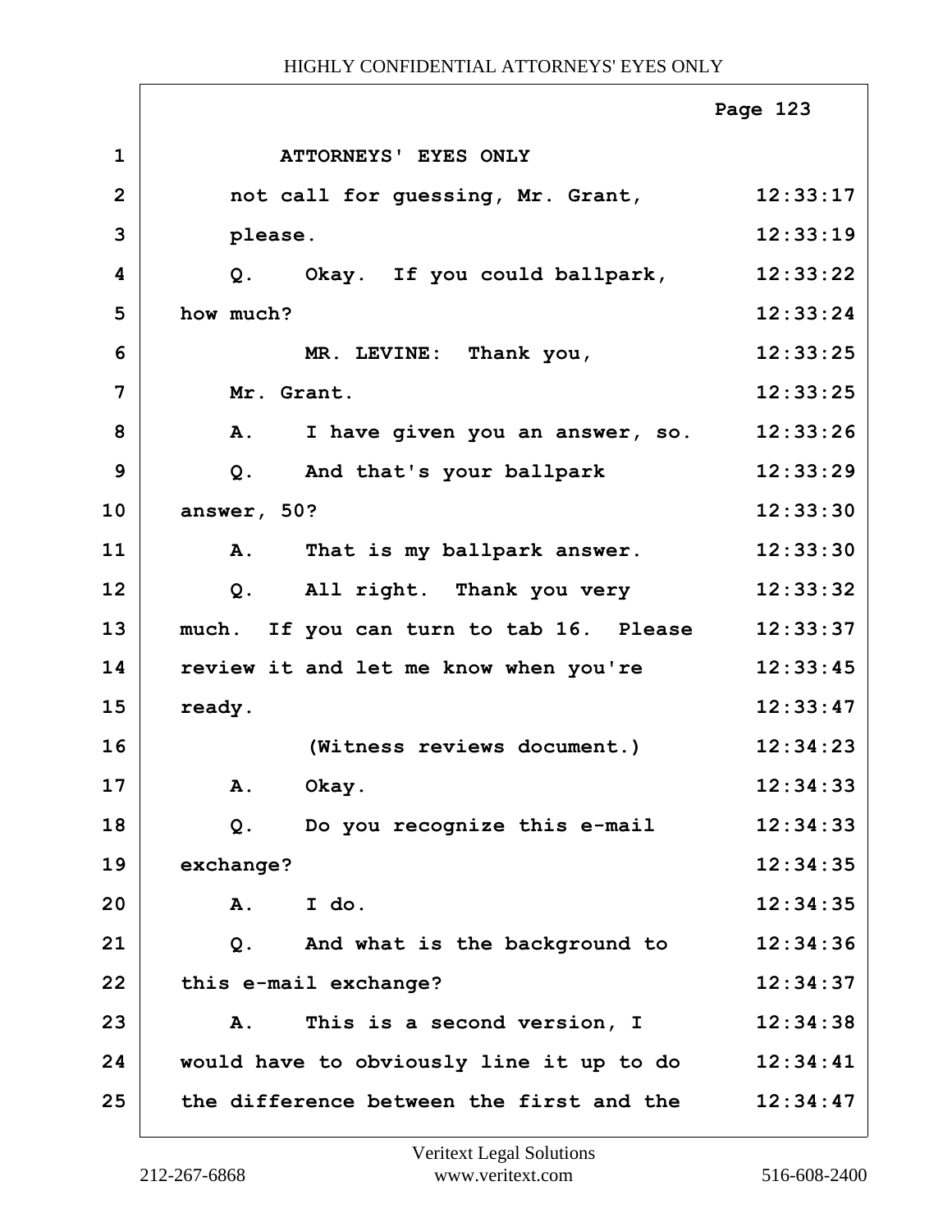ATTORNEYS' EYES ONLY

| | | |
|---|---|---|
| 1 | ATTORNEYS' EYES ONLY | |
| 2 | not call for guessing, Mr. Grant, | 12:33:17 |
| 3 | please. | 12:33:19 |
| 4 | Q. Okay. If you could ballpark, | 12:33:22 |
| 5 | how much? | 12:33:24 |
| 6 | MR. LEVINE: Thank you, | 12:33:25 |
| 7 | Mr. Grant. | 12:33:25 |
| 8 | A. I have given you an answer, so. | 12:33:26 |
| 9 | Q. And that's your ballpark | 12:33:29 |
| 10 | answer, 50? | 12:33:30 |
| 11 | A. That is my ballpark answer. | 12:33:30 |
| 12 | Q. All right. Thank you very | 12:33:32 |
| 13 | much. If you can turn to tab 16. Please | 12:33:37 |
| 14 | review it and let me know when you're | 12:33:45 |
| 15 | ready. | 12:33:47 |
| 16 | (Witness reviews document.) | 12:34:23 |
| 17 | A. Okay. | 12:34:33 |
| 18 | Q. Do you recognize this e-mail | 12:34:33 |
| 19 | exchange? | 12:34:35 |
| 20 | A. I do. | 12:34:35 |
| 21 | Q. And what is the background to | 12:34:36 |
| 22 | this e-mail exchange? | 12:34:37 |
| 23 | A. This is a second version, I | 12:34:38 |
| 24 | would have to obviously line it up to do | 12:34:41 |
| 25 | the difference between the first and the | 12:34:47 |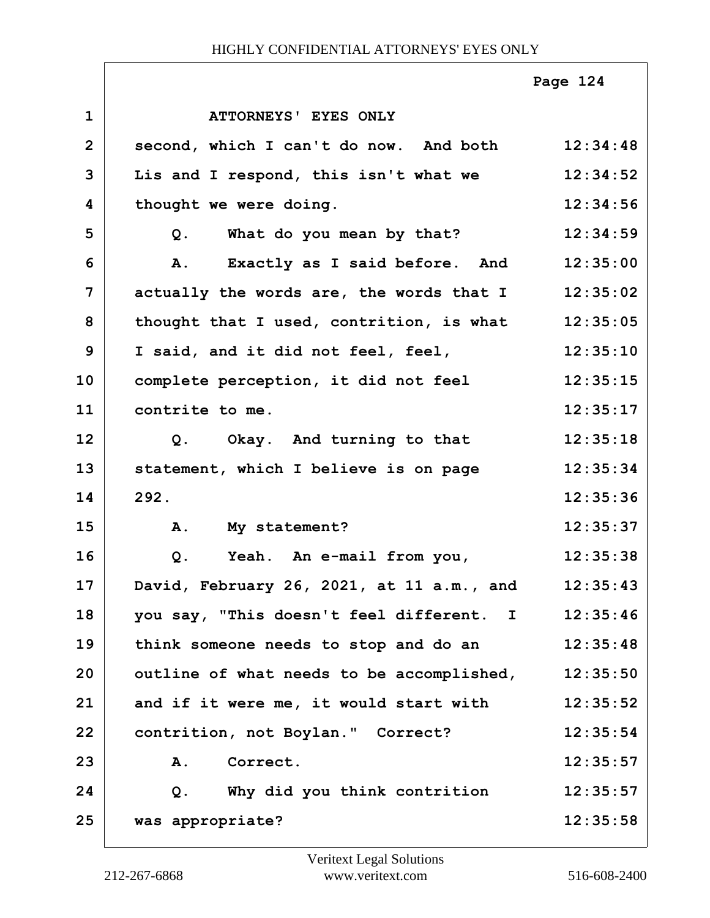ATTORNEYS' EYES ONLY

| | | |
|---|---|---|
| 1 | ATTORNEYS' EYES ONLY | |
| 2 | second, which I can't do now. And both | 12:34:48 |
| 3 | Lis and I respond, this isn't what we | 12:34:52 |
| 4 | thought we were doing. | 12:34:56 |
| 5 | Q. What do you mean by that? | 12:34:59 |
| 6 | A. Exactly as I said before. And | 12:35:00 |
| 7 | actually the words are, the words that I | 12:35:02 |
| 8 | thought that I used, contrition, is what | 12:35:05 |
| 9 | I said, and it did not feel, feel, | 12:35:10 |
| 10 | complete perception, it did not feel | 12:35:15 |
| 11 | contrite to me. | 12:35:17 |
| 12 | Q. Okay. And turning to that | 12:35:18 |
| 13 | statement, which I believe is on page | 12:35:34 |
| 14 | 292. | 12:35:36 |
| 15 | A. My statement? | 12:35:37 |
| 16 | Q. Yeah. An e-mail from you, | 12:35:38 |
| 17 | David, February 26, 2021, at 11 a.m., and | 12:35:43 |
| 18 | you say, "This doesn't feel different. I | 12:35:46 |
| 19 | think someone needs to stop and do an | 12:35:48 |
| 20 | outline of what needs to be accomplished, | 12:35:50 |
| 21 | and if it were me, it would start with | 12:35:52 |
| 22 | contrition, not Boylan." Correct? | 12:35:54 |
| 23 | A. Correct. | 12:35:57 |
| 24 | Q. Why did you think contrition | 12:35:57 |
| 25 | was appropriate? | 12:35:58 |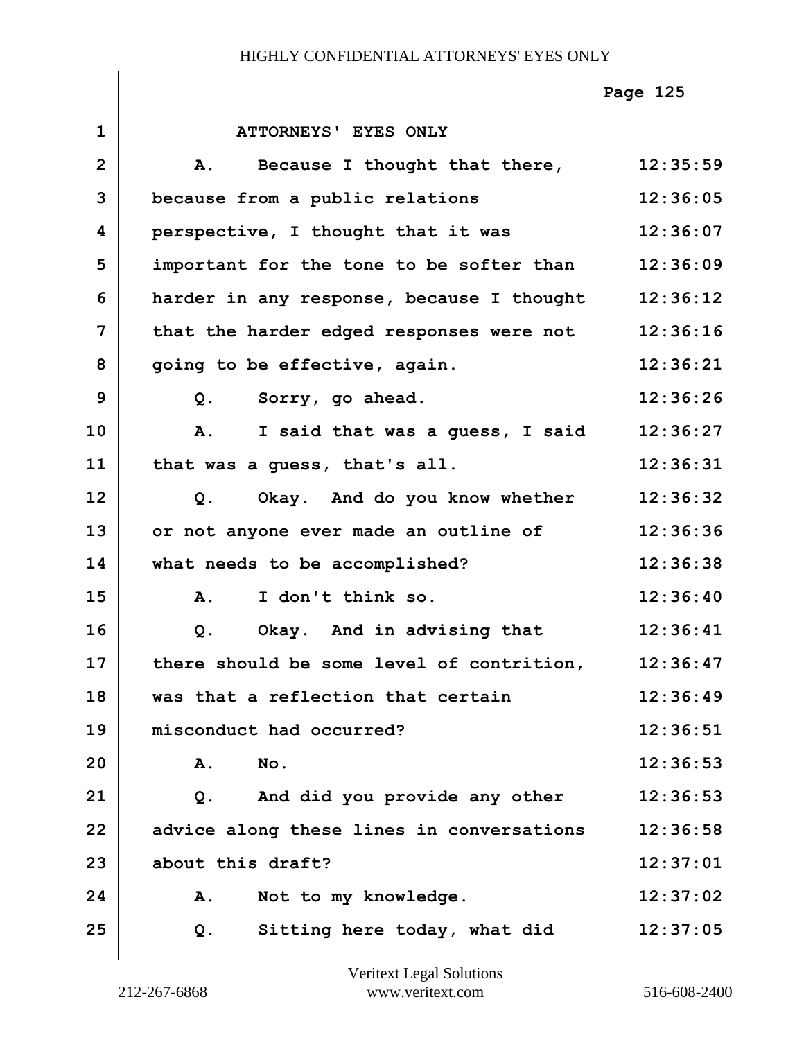ATTORNEYS' EYES ONLY

A. Because I thought that there, because from a public relations perspective, I thought that it was important for the tone to be softer than harder in any response, because I thought that the harder edged responses were not going to be effective, again.

Q. Sorry, go ahead.

A. I said that was a guess, I said that was a guess, that's all.

Q. Okay. And do you know whether or not anyone ever made an outline of what needs to be accomplished?

A. I don't think so.

Q. Okay. And in advising that there should be some level of contrition, was that a reflection that certain misconduct had occurred?

A. No.

Q. And did you provide any other advice along these lines in conversations about this draft?

A. Not to my knowledge.

Q. Sitting here today, what did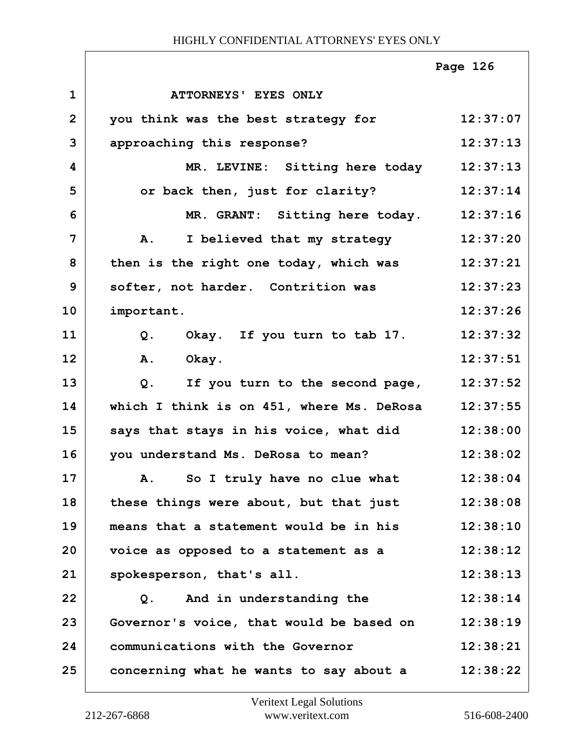ATTORNEYS' EYES ONLY

you think was the best strategy for approaching this response?

MR. LEVINE: Sitting here today or back then, just for clarity?

MR. GRANT: Sitting here today.

A. I believed that my strategy then is the right one today, which was softer, not harder. Contrition was important.

Q. Okay. If you turn to tab 17.

A. Okay.

Q. If you turn to the second page, which I think is on 451, where Ms. DeRosa says that stays in his voice, what did you understand Ms. DeRosa to mean?

A. So I truly have no clue what these things were about, but that just means that a statement would be in his voice as opposed to a statement as a spokesperson, that's all.

Q. And in understanding the Governor's voice, that would be based on communications with the Governor concerning what he wants to say about a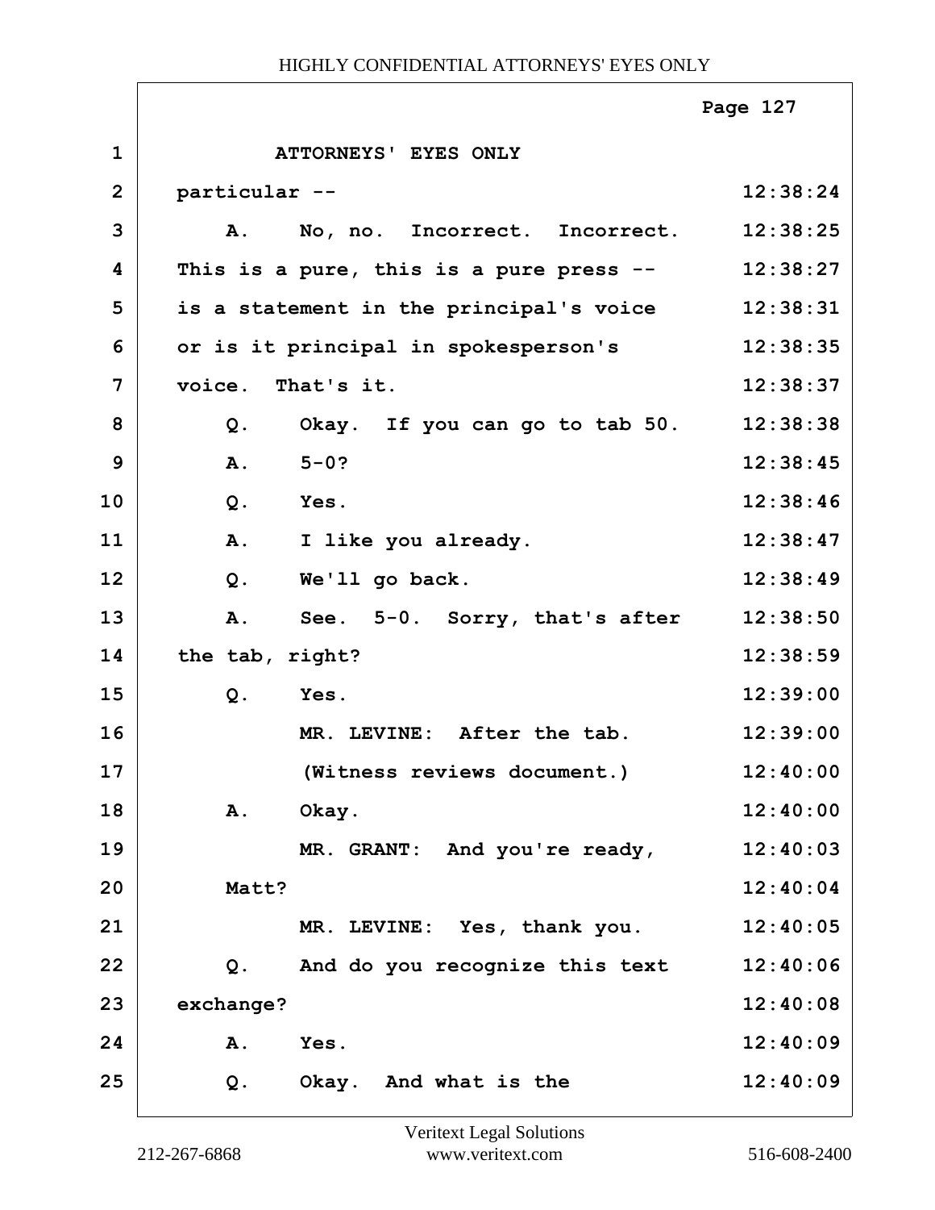ATTORNEYS' EYES ONLY

| | | |
|---|---|---|
| 1 | ATTORNEYS' EYES ONLY | |
| 2 | particular -- | 12:38:24 |
| 3 | A. No, no. Incorrect. Incorrect. | 12:38:25 |
| 4 | This is a pure, this is a pure press -- | 12:38:27 |
| 5 | is a statement in the principal's voice | 12:38:31 |
| 6 | or is it principal in spokesperson's | 12:38:35 |
| 7 | voice. That's it. | 12:38:37 |
| 8 | Q. Okay. If you can go to tab 50. | 12:38:38 |
| 9 | A. 5-0? | 12:38:45 |
| 10 | Q. Yes. | 12:38:46 |
| 11 | A. I like you already. | 12:38:47 |
| 12 | Q. We'll go back. | 12:38:49 |
| 13 | A. See. 5-0. Sorry, that's after | 12:38:50 |
| 14 | the tab, right? | 12:38:59 |
| 15 | Q. Yes. | 12:39:00 |
| 16 | MR. LEVINE: After the tab. | 12:39:00 |
| 17 | (Witness reviews document.) | 12:40:00 |
| 18 | A. Okay. | 12:40:00 |
| 19 | MR. GRANT: And you're ready, | 12:40:03 |
| 20 | Matt? | 12:40:04 |
| 21 | MR. LEVINE: Yes, thank you. | 12:40:05 |
| 22 | Q. And do you recognize this text | 12:40:06 |
| 23 | exchange? | 12:40:08 |
| 24 | A. Yes. | 12:40:09 |
| 25 | Q. Okay. And what is the | 12:40:09 |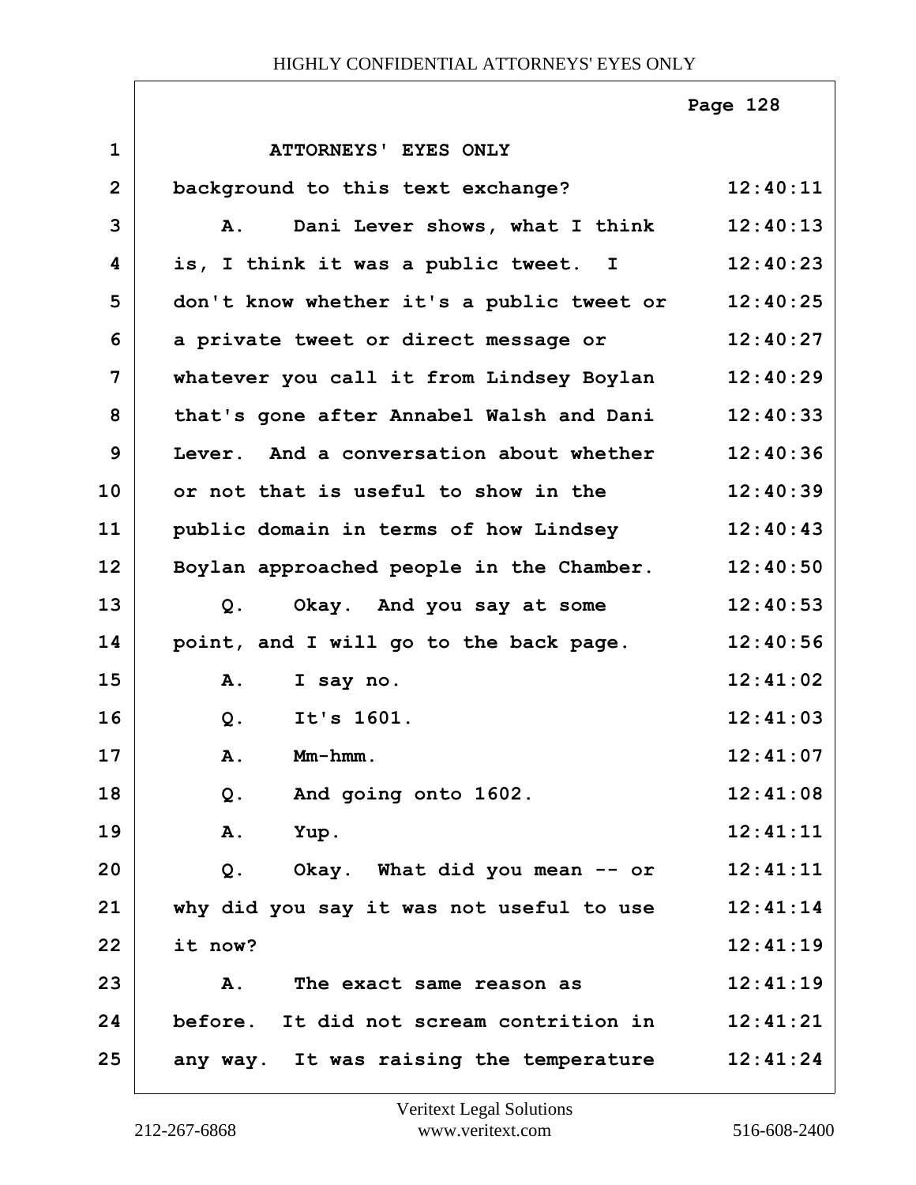ATTORNEYS' EYES ONLY

background to this text exchange? 12:40:11

A. Dani Lever shows, what I think 12:40:13
is, I think it was a public tweet. I 12:40:23
don't know whether it's a public tweet or 12:40:25
a private tweet or direct message or 12:40:27
whatever you call it from Lindsey Boylan 12:40:29
that's gone after Annabel Walsh and Dani 12:40:33
Lever. And a conversation about whether 12:40:36
or not that is useful to show in the 12:40:39
public domain in terms of how Lindsey 12:40:43
Boylan approached people in the Chamber. 12:40:50

Q. Okay. And you say at some 12:40:53
point, and I will go to the back page. 12:40:56

A. I say no. 12:41:02

Q. It's 1601. 12:41:03

A. Mm-hmm. 12:41:07

Q. And going onto 1602. 12:41:08

A. Yup. 12:41:11

Q. Okay. What did you mean -- or 12:41:11
why did you say it was not useful to use 12:41:14
it now? 12:41:19

A. The exact same reason as 12:41:19
before. It did not scream contrition in 12:41:21
any way. It was raising the temperature 12:41:24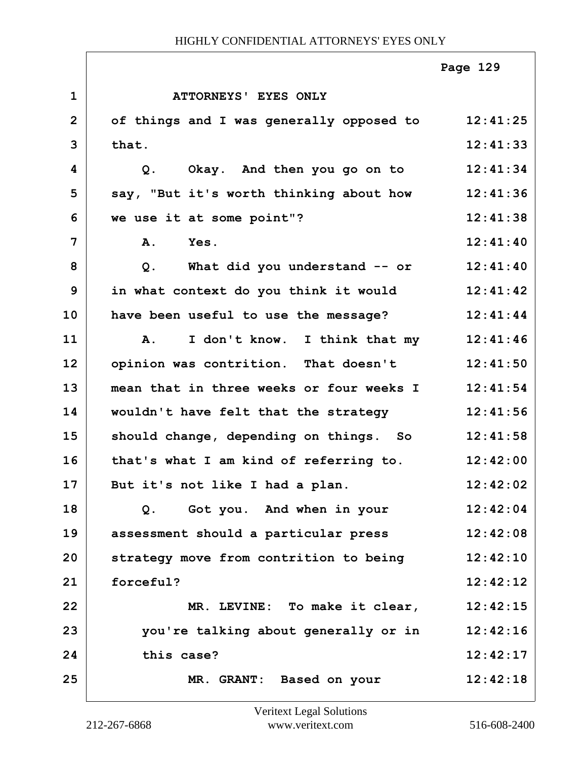ATTORNEYS' EYES ONLY

of things and I was generally opposed to that.

Q. Okay. And then you go on to say, "But it's worth thinking about how we use it at some point"?

A. Yes.

Q. What did you understand -- or in what context do you think it would have been useful to use the message?

A. I don't know. I think that my opinion was contrition. That doesn't mean that in three weeks or four weeks I wouldn't have felt that the strategy should change, depending on things. So that's what I am kind of referring to. But it's not like I had a plan.

Q. Got you. And when in your assessment should a particular press strategy move from contrition to being forceful?

MR. LEVINE: To make it clear, you're talking about generally or in this case?

MR. GRANT: Based on your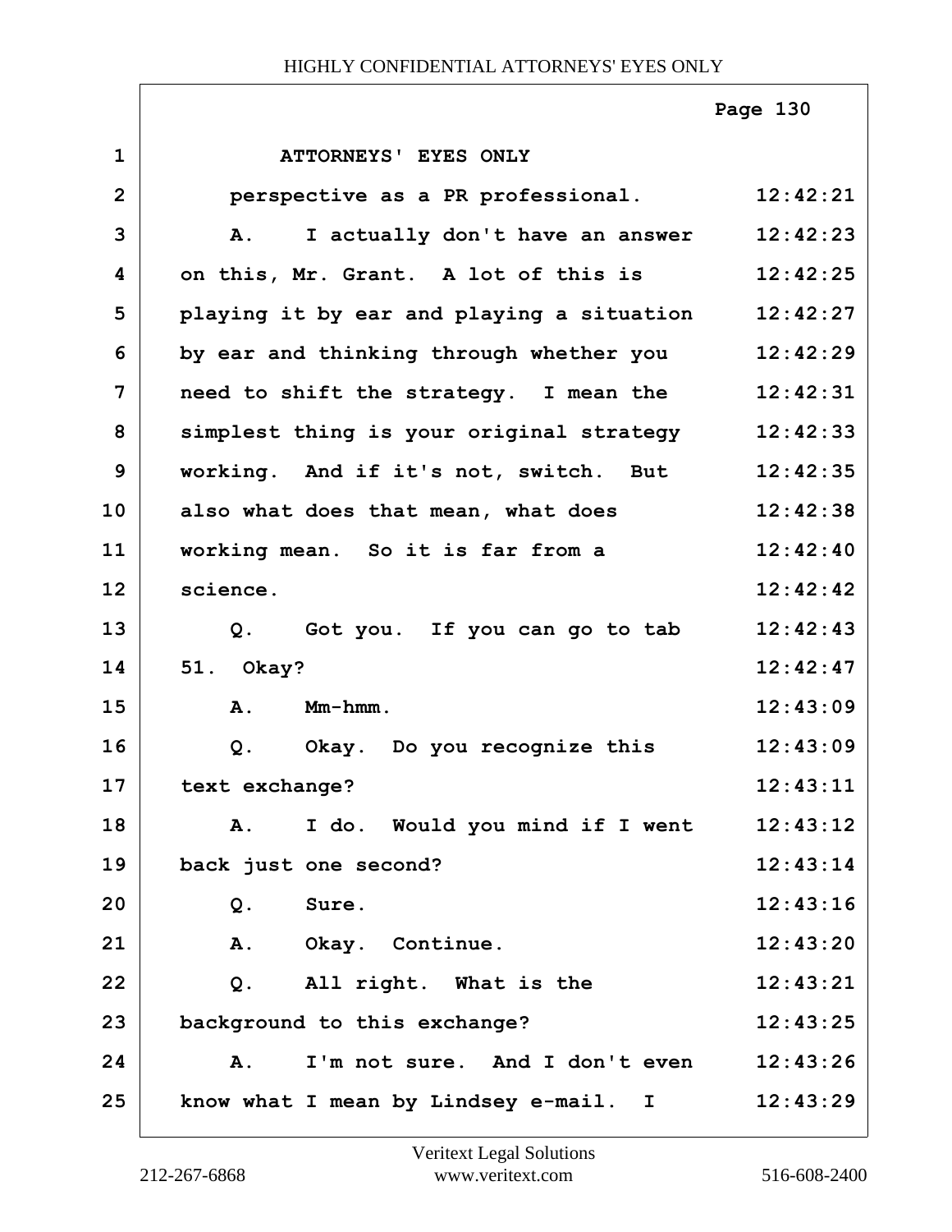ATTORNEYS' EYES ONLY

perspective as a PR professional. 12:42:21

A. I actually don't have an answer 12:42:23
on this, Mr. Grant. A lot of this is 12:42:25
playing it by ear and playing a situation 12:42:27
by ear and thinking through whether you 12:42:29
need to shift the strategy. I mean the 12:42:31
simplest thing is your original strategy 12:42:33
working. And if it's not, switch. But 12:42:35
also what does that mean, what does 12:42:38
working mean. So it is far from a 12:42:40
science. 12:42:42

Q. Got you. If you can go to tab 12:42:43
51. Okay? 12:42:47

A. Mm-hmm. 12:43:09

Q. Okay. Do you recognize this 12:43:09
text exchange? 12:43:11

A. I do. Would you mind if I went 12:43:12
back just one second? 12:43:14

Q. Sure. 12:43:16

A. Okay. Continue. 12:43:20

Q. All right. What is the 12:43:21
background to this exchange? 12:43:25

A. I'm not sure. And I don't even 12:43:26
know what I mean by Lindsey e-mail. I 12:43:29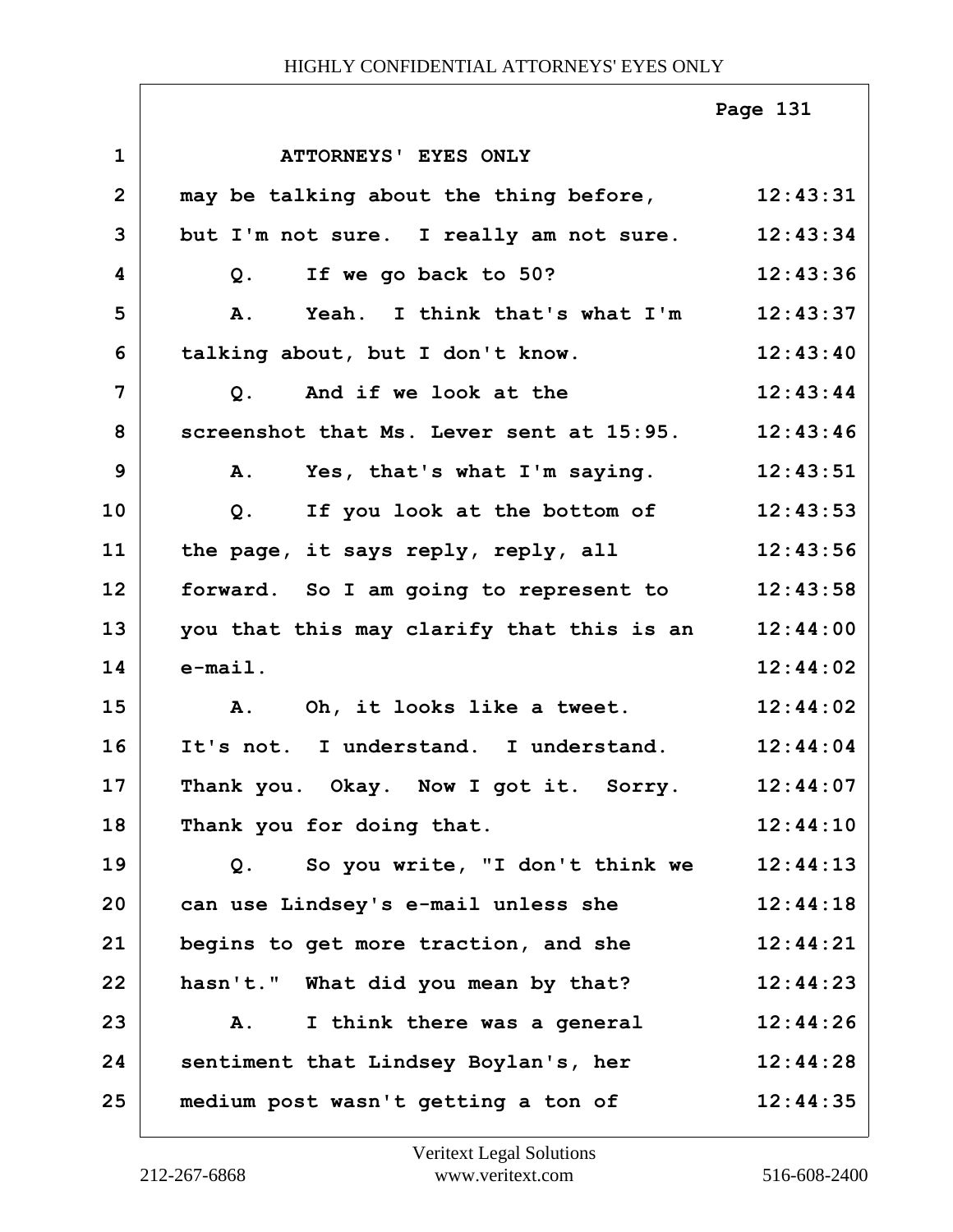ATTORNEYS' EYES ONLY

| | | |
|---|---|---|
| 1 | ATTORNEYS' EYES ONLY | |
| 2 | may be talking about the thing before, | 12:43:31 |
| 3 | but I'm not sure. I really am not sure. | 12:43:34 |
| 4 | Q. If we go back to 50? | 12:43:36 |
| 5 | A. Yeah. I think that's what I'm | 12:43:37 |
| 6 | talking about, but I don't know. | 12:43:40 |
| 7 | Q. And if we look at the | 12:43:44 |
| 8 | screenshot that Ms. Lever sent at 15:95. | 12:43:46 |
| 9 | A. Yes, that's what I'm saying. | 12:43:51 |
| 10 | Q. If you look at the bottom of | 12:43:53 |
| 11 | the page, it says reply, reply, all | 12:43:56 |
| 12 | forward. So I am going to represent to | 12:43:58 |
| 13 | you that this may clarify that this is an | 12:44:00 |
| 14 | e-mail. | 12:44:02 |
| 15 | A. Oh, it looks like a tweet. | 12:44:02 |
| 16 | It's not. I understand. I understand. | 12:44:04 |
| 17 | Thank you. Okay. Now I got it. Sorry. | 12:44:07 |
| 18 | Thank you for doing that. | 12:44:10 |
| 19 | Q. So you write, "I don't think we | 12:44:13 |
| 20 | can use Lindsey's e-mail unless she | 12:44:18 |
| 21 | begins to get more traction, and she | 12:44:21 |
| 22 | hasn't." What did you mean by that? | 12:44:23 |
| 23 | A. I think there was a general | 12:44:26 |
| 24 | sentiment that Lindsey Boylan's, her | 12:44:28 |
| 25 | medium post wasn't getting a ton of | 12:44:35 |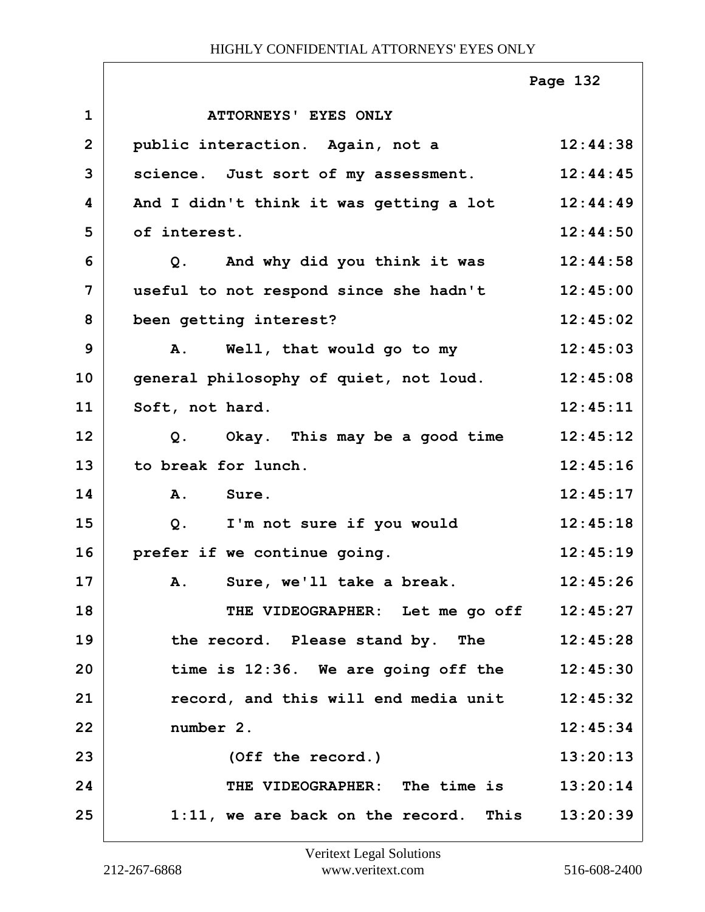ATTORNEYS' EYES ONLY

| | | |
|---|---|---|
| 1 | ATTORNEYS' EYES ONLY | |
| 2 | public interaction. Again, not a | 12:44:38 |
| 3 | science. Just sort of my assessment. | 12:44:45 |
| 4 | And I didn't think it was getting a lot | 12:44:49 |
| 5 | of interest. | 12:44:50 |
| 6 | Q. And why did you think it was | 12:44:58 |
| 7 | useful to not respond since she hadn't | 12:45:00 |
| 8 | been getting interest? | 12:45:02 |
| 9 | A. Well, that would go to my | 12:45:03 |
| 10 | general philosophy of quiet, not loud. | 12:45:08 |
| 11 | Soft, not hard. | 12:45:11 |
| 12 | Q. Okay. This may be a good time | 12:45:12 |
| 13 | to break for lunch. | 12:45:16 |
| 14 | A. Sure. | 12:45:17 |
| 15 | Q. I'm not sure if you would | 12:45:18 |
| 16 | prefer if we continue going. | 12:45:19 |
| 17 | A. Sure, we'll take a break. | 12:45:26 |
| 18 | THE VIDEOGRAPHER: Let me go off | 12:45:27 |
| 19 | the record. Please stand by. The | 12:45:28 |
| 20 | time is 12:36. We are going off the | 12:45:30 |
| 21 | record, and this will end media unit | 12:45:32 |
| 22 | number 2. | 12:45:34 |
| 23 | (Off the record.) | 13:20:13 |
| 24 | THE VIDEOGRAPHER: The time is | 13:20:14 |
| 25 | 1:11, we are back on the record. This | 13:20:39 |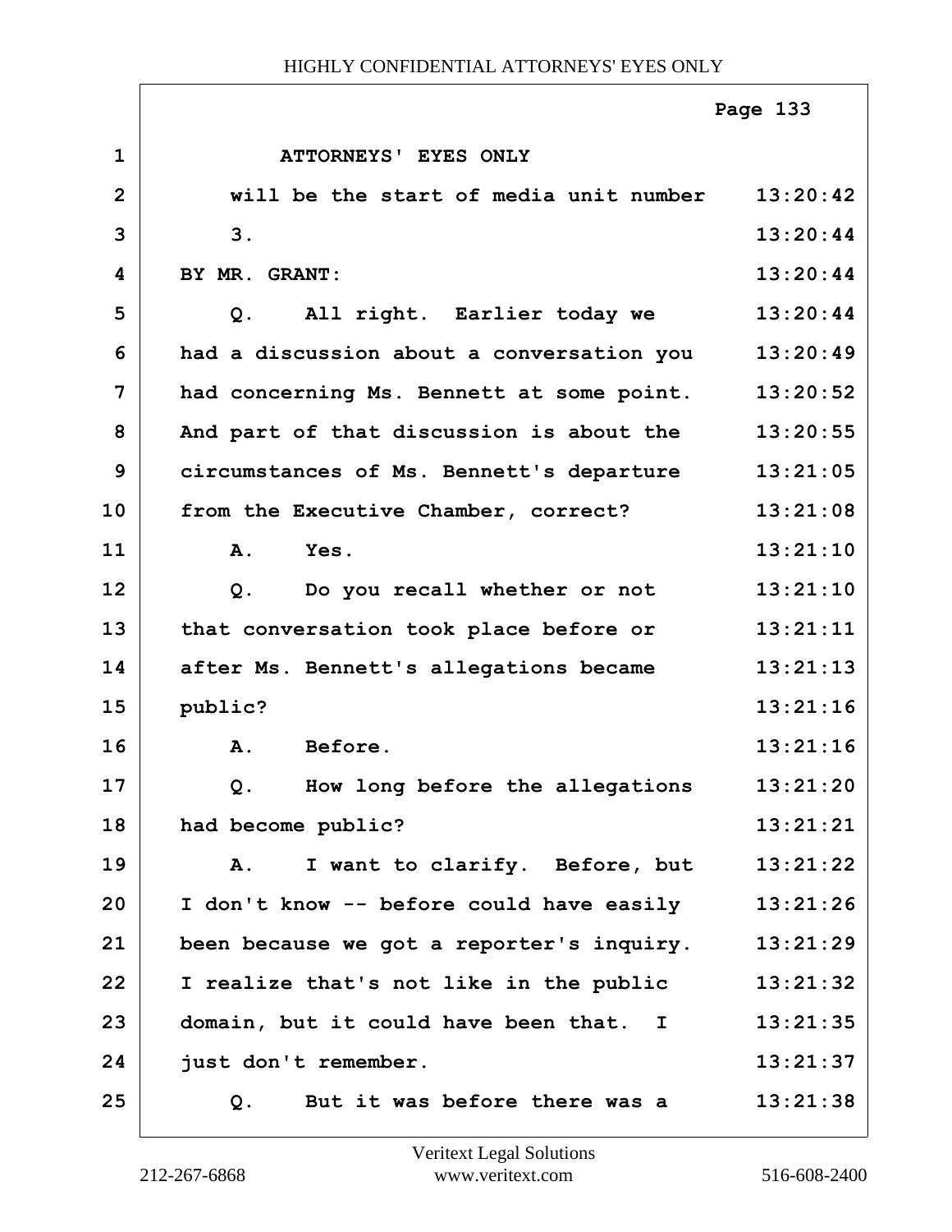ATTORNEYS' EYES ONLY

will be the start of media unit number 3.

BY MR. GRANT:

Q. All right. Earlier today we had a discussion about a conversation you had concerning Ms. Bennett at some point. And part of that discussion is about the circumstances of Ms. Bennett's departure from the Executive Chamber, correct?

A. Yes.

Q. Do you recall whether or not that conversation took place before or after Ms. Bennett's allegations became public?

A. Before.

Q. How long before the allegations had become public?

A. I want to clarify. Before, but I don't know -- before could have easily been because we got a reporter's inquiry. I realize that's not like in the public domain, but it could have been that. I just don't remember.

Q. But it was before there was a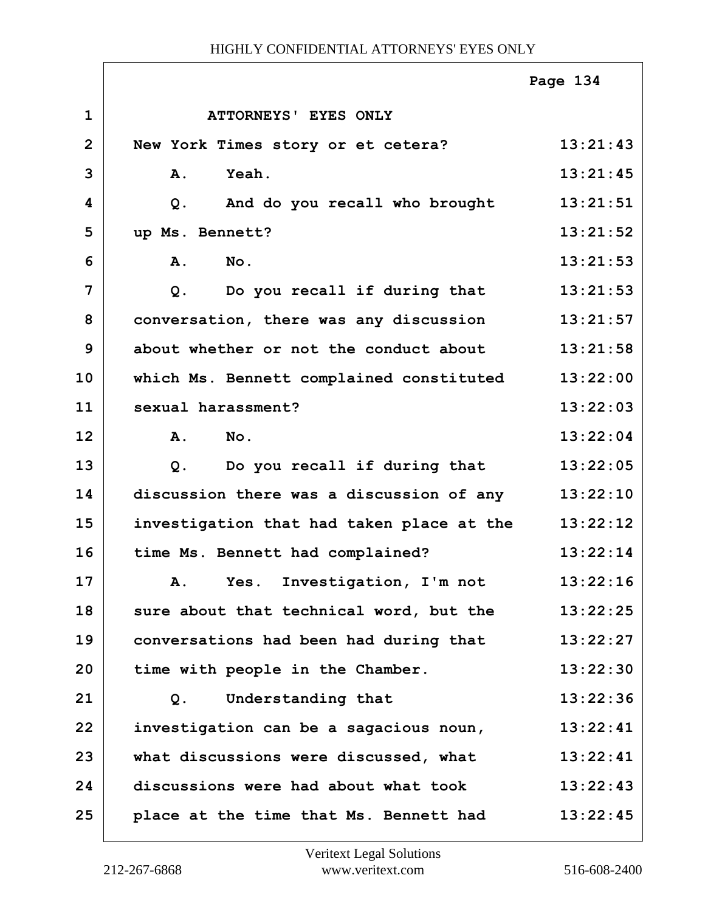ATTORNEYS' EYES ONLY

| | | |
|---|---|---|
| 1 | ATTORNEYS' EYES ONLY | |
| 2 | New York Times story or et cetera? | 13:21:43 |
| 3 | A. Yeah. | 13:21:45 |
| 4 | Q. And do you recall who brought | 13:21:51 |
| 5 | up Ms. Bennett? | 13:21:52 |
| 6 | A. No. | 13:21:53 |
| 7 | Q. Do you recall if during that | 13:21:53 |
| 8 | conversation, there was any discussion | 13:21:57 |
| 9 | about whether or not the conduct about | 13:21:58 |
| 10 | which Ms. Bennett complained constituted | 13:22:00 |
| 11 | sexual harassment? | 13:22:03 |
| 12 | A. No. | 13:22:04 |
| 13 | Q. Do you recall if during that | 13:22:05 |
| 14 | discussion there was a discussion of any | 13:22:10 |
| 15 | investigation that had taken place at the | 13:22:12 |
| 16 | time Ms. Bennett had complained? | 13:22:14 |
| 17 | A. Yes. Investigation, I'm not | 13:22:16 |
| 18 | sure about that technical word, but the | 13:22:25 |
| 19 | conversations had been had during that | 13:22:27 |
| 20 | time with people in the Chamber. | 13:22:30 |
| 21 | Q. Understanding that | 13:22:36 |
| 22 | investigation can be a sagacious noun, | 13:22:41 |
| 23 | what discussions were discussed, what | 13:22:41 |
| 24 | discussions were had about what took | 13:22:43 |
| 25 | place at the time that Ms. Bennett had | 13:22:45 |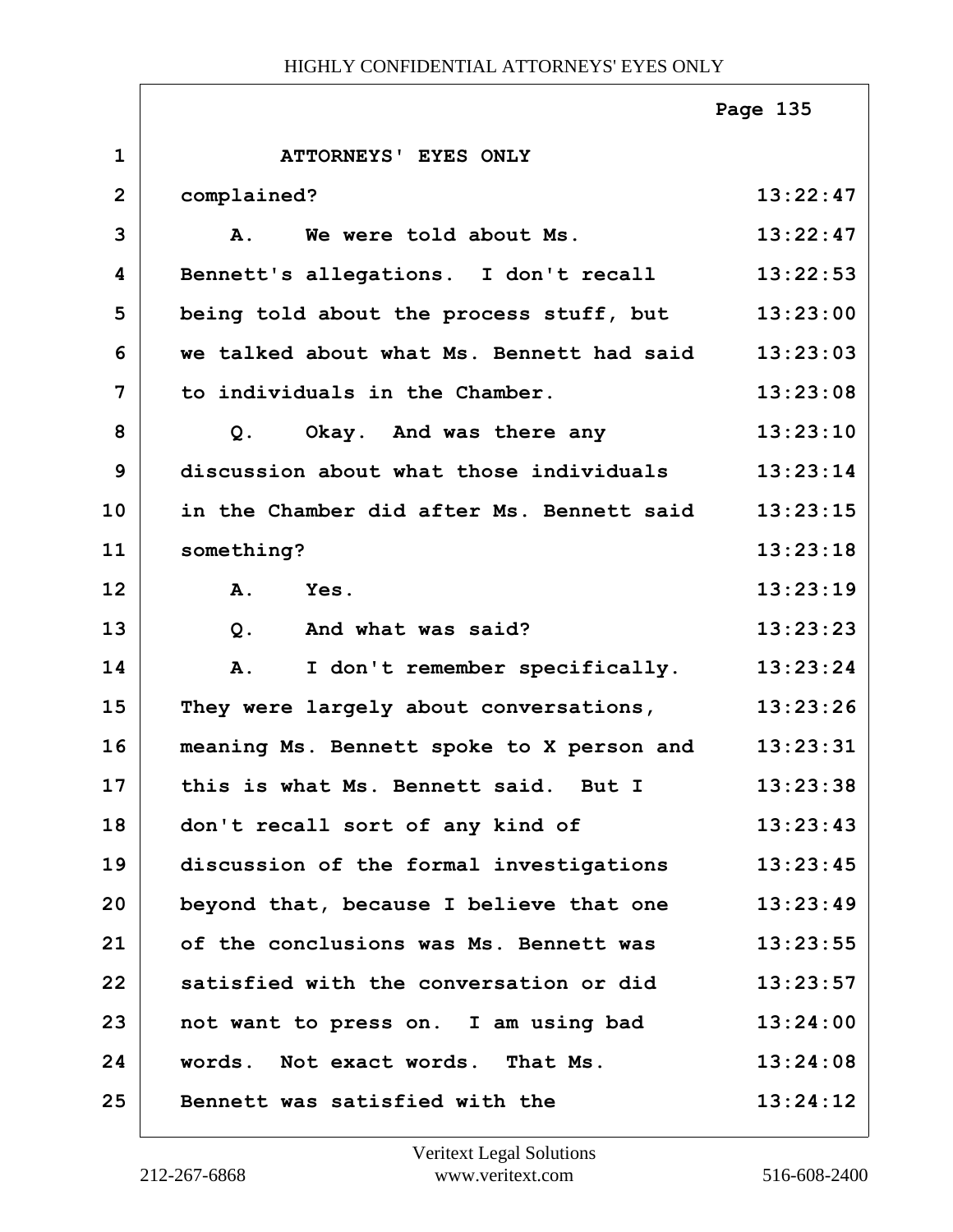ATTORNEYS' EYES ONLY

| | | |
|---|---|---|
| 1 | ATTORNEYS' EYES ONLY | |
| 2 | complained? | 13:22:47 |
| 3 | A. We were told about Ms. | 13:22:47 |
| 4 | Bennett's allegations. I don't recall | 13:22:53 |
| 5 | being told about the process stuff, but | 13:23:00 |
| 6 | we talked about what Ms. Bennett had said | 13:23:03 |
| 7 | to individuals in the Chamber. | 13:23:08 |
| 8 | Q. Okay. And was there any | 13:23:10 |
| 9 | discussion about what those individuals | 13:23:14 |
| 10 | in the Chamber did after Ms. Bennett said | 13:23:15 |
| 11 | something? | 13:23:18 |
| 12 | A. Yes. | 13:23:19 |
| 13 | Q. And what was said? | 13:23:23 |
| 14 | A. I don't remember specifically. | 13:23:24 |
| 15 | They were largely about conversations, | 13:23:26 |
| 16 | meaning Ms. Bennett spoke to X person and | 13:23:31 |
| 17 | this is what Ms. Bennett said. But I | 13:23:38 |
| 18 | don't recall sort of any kind of | 13:23:43 |
| 19 | discussion of the formal investigations | 13:23:45 |
| 20 | beyond that, because I believe that one | 13:23:49 |
| 21 | of the conclusions was Ms. Bennett was | 13:23:55 |
| 22 | satisfied with the conversation or did | 13:23:57 |
| 23 | not want to press on. I am using bad | 13:24:00 |
| 24 | words. Not exact words. That Ms. | 13:24:08 |
| 25 | Bennett was satisfied with the | 13:24:12 |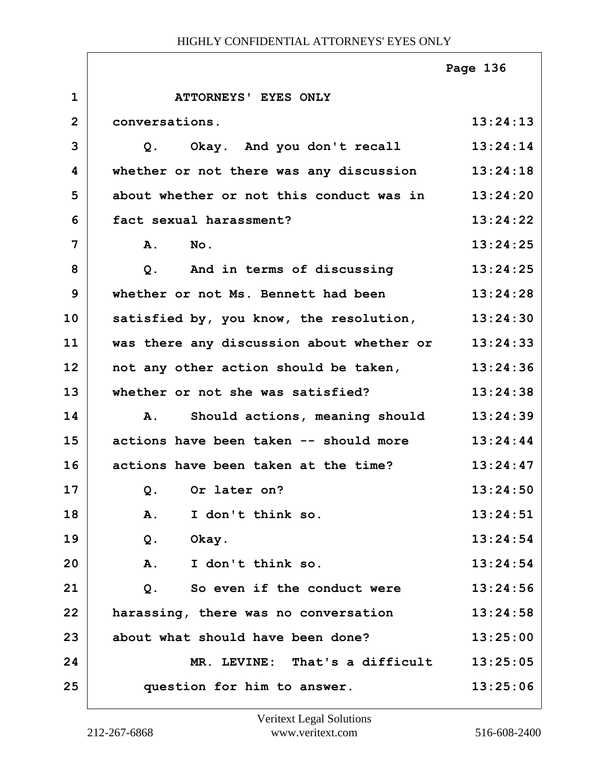ATTORNEYS' EYES ONLY

| | | |
|---|---|---|
| 1 | ATTORNEYS' EYES ONLY | |
| 2 | conversations. | 13:24:13 |
| 3 | Q. Okay. And you don't recall | 13:24:14 |
| 4 | whether or not there was any discussion | 13:24:18 |
| 5 | about whether or not this conduct was in | 13:24:20 |
| 6 | fact sexual harassment? | 13:24:22 |
| 7 | A. No. | 13:24:25 |
| 8 | Q. And in terms of discussing | 13:24:25 |
| 9 | whether or not Ms. Bennett had been | 13:24:28 |
| 10 | satisfied by, you know, the resolution, | 13:24:30 |
| 11 | was there any discussion about whether or | 13:24:33 |
| 12 | not any other action should be taken, | 13:24:36 |
| 13 | whether or not she was satisfied? | 13:24:38 |
| 14 | A. Should actions, meaning should | 13:24:39 |
| 15 | actions have been taken -- should more | 13:24:44 |
| 16 | actions have been taken at the time? | 13:24:47 |
| 17 | Q. Or later on? | 13:24:50 |
| 18 | A. I don't think so. | 13:24:51 |
| 19 | Q. Okay. | 13:24:54 |
| 20 | A. I don't think so. | 13:24:54 |
| 21 | Q. So even if the conduct were | 13:24:56 |
| 22 | harassing, there was no conversation | 13:24:58 |
| 23 | about what should have been done? | 13:25:00 |
| 24 | MR. LEVINE: That's a difficult | 13:25:05 |
| 25 | question for him to answer. | 13:25:06 |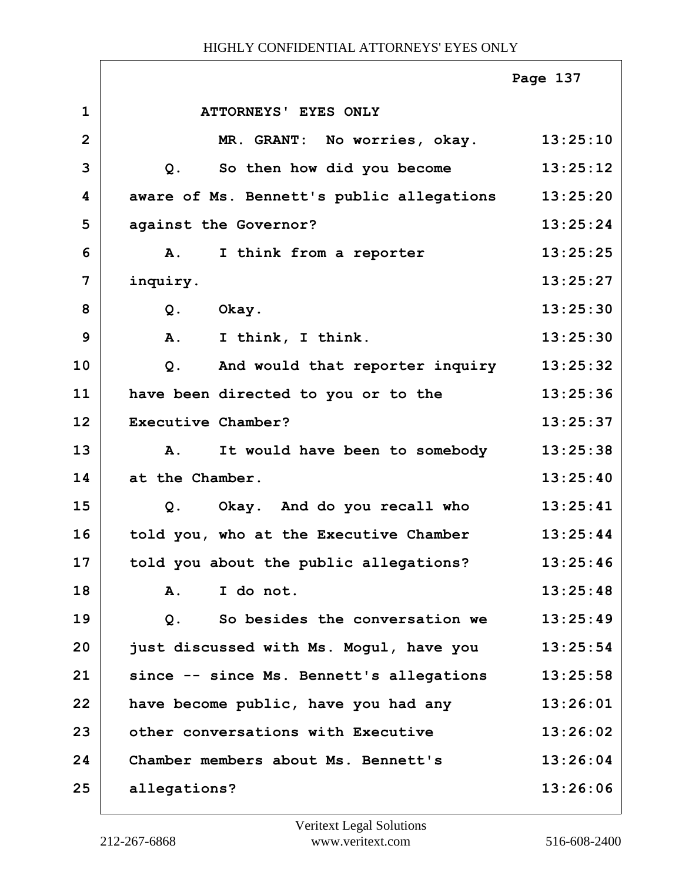ATTORNEYS' EYES ONLY

| | | |
|---|---|---|
| 1 | ATTORNEYS' EYES ONLY | |
| 2 | MR. GRANT: No worries, okay. | 13:25:10 |
| 3 | Q. So then how did you become | 13:25:12 |
| 4 | aware of Ms. Bennett's public allegations | 13:25:20 |
| 5 | against the Governor? | 13:25:24 |
| 6 | A. I think from a reporter | 13:25:25 |
| 7 | inquiry. | 13:25:27 |
| 8 | Q. Okay. | 13:25:30 |
| 9 | A. I think, I think. | 13:25:30 |
| 10 | Q. And would that reporter inquiry | 13:25:32 |
| 11 | have been directed to you or to the | 13:25:36 |
| 12 | Executive Chamber? | 13:25:37 |
| 13 | A. It would have been to somebody | 13:25:38 |
| 14 | at the Chamber. | 13:25:40 |
| 15 | Q. Okay. And do you recall who | 13:25:41 |
| 16 | told you, who at the Executive Chamber | 13:25:44 |
| 17 | told you about the public allegations? | 13:25:46 |
| 18 | A. I do not. | 13:25:48 |
| 19 | Q. So besides the conversation we | 13:25:49 |
| 20 | just discussed with Ms. Mogul, have you | 13:25:54 |
| 21 | since -- since Ms. Bennett's allegations | 13:25:58 |
| 22 | have become public, have you had any | 13:26:01 |
| 23 | other conversations with Executive | 13:26:02 |
| 24 | Chamber members about Ms. Bennett's | 13:26:04 |
| 25 | allegations? | 13:26:06 |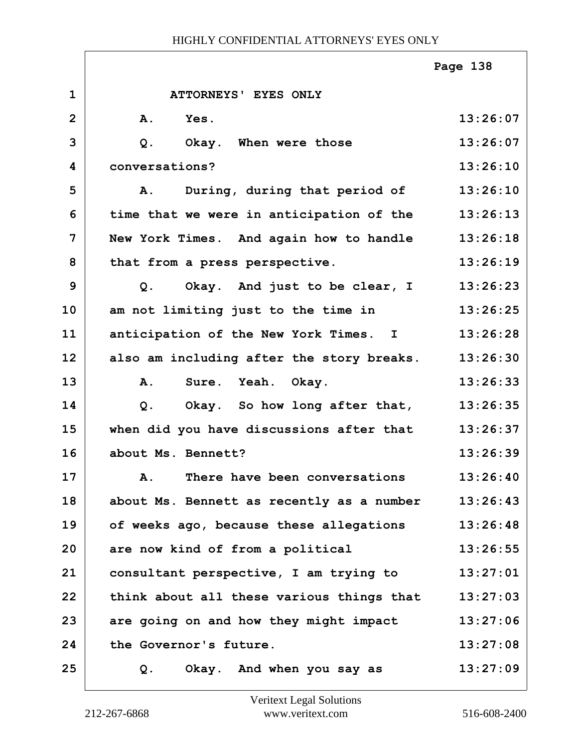ATTORNEYS' EYES ONLY

| | | |
|---|---|---|
| 1 | ATTORNEYS' EYES ONLY | |
| 2 | A. Yes. | 13:26:07 |
| 3 | Q. Okay. When were those | 13:26:07 |
| 4 | conversations? | 13:26:10 |
| 5 | A. During, during that period of | 13:26:10 |
| 6 | time that we were in anticipation of the | 13:26:13 |
| 7 | New York Times. And again how to handle | 13:26:18 |
| 8 | that from a press perspective. | 13:26:19 |
| 9 | Q. Okay. And just to be clear, I | 13:26:23 |
| 10 | am not limiting just to the time in | 13:26:25 |
| 11 | anticipation of the New York Times. I | 13:26:28 |
| 12 | also am including after the story breaks. | 13:26:30 |
| 13 | A. Sure. Yeah. Okay. | 13:26:33 |
| 14 | Q. Okay. So how long after that, | 13:26:35 |
| 15 | when did you have discussions after that | 13:26:37 |
| 16 | about Ms. Bennett? | 13:26:39 |
| 17 | A. There have been conversations | 13:26:40 |
| 18 | about Ms. Bennett as recently as a number | 13:26:43 |
| 19 | of weeks ago, because these allegations | 13:26:48 |
| 20 | are now kind of from a political | 13:26:55 |
| 21 | consultant perspective, I am trying to | 13:27:01 |
| 22 | think about all these various things that | 13:27:03 |
| 23 | are going on and how they might impact | 13:27:06 |
| 24 | the Governor's future. | 13:27:08 |
| 25 | Q. Okay. And when you say as | 13:27:09 |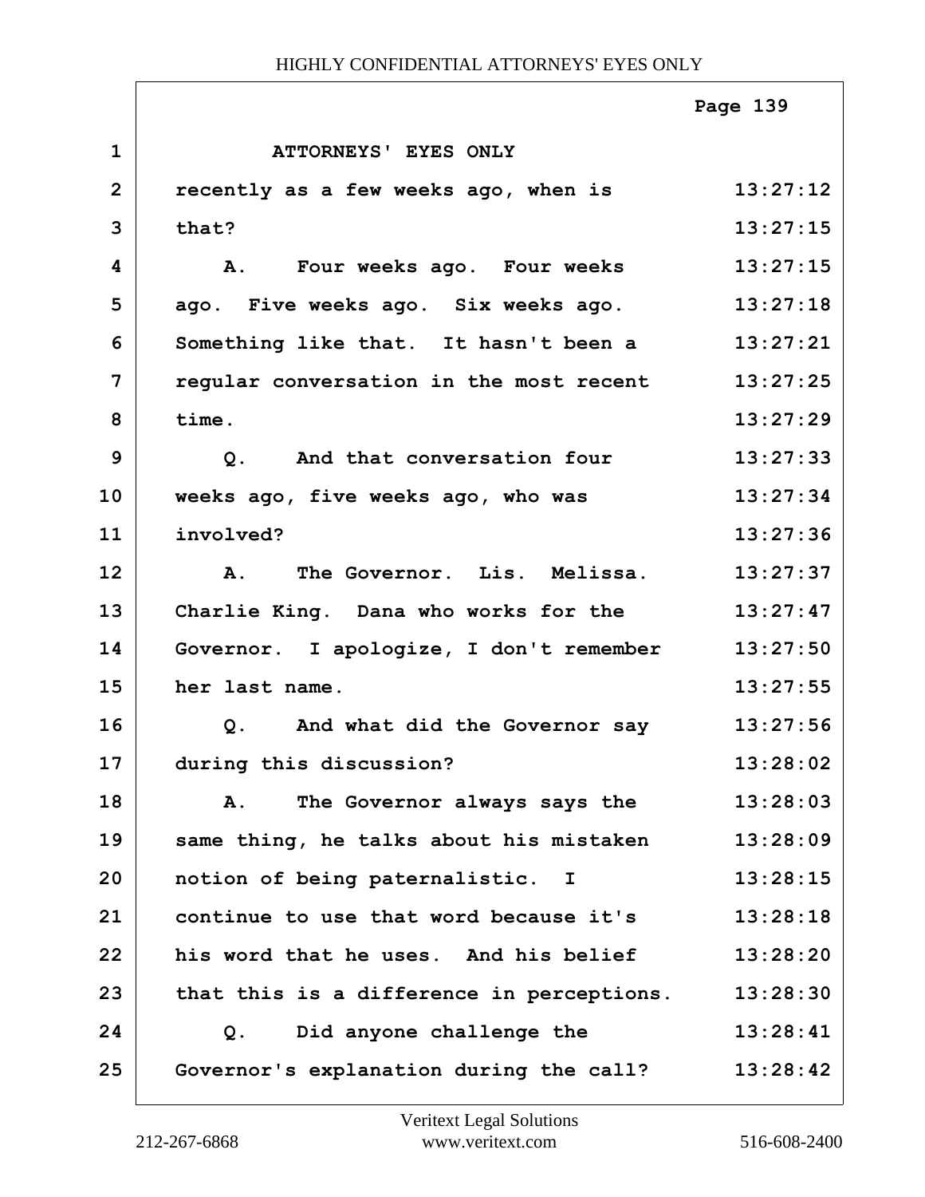ATTORNEYS' EYES ONLY

recently as a few weeks ago, when is that?

A. Four weeks ago. Four weeks ago. Five weeks ago. Six weeks ago. Something like that. It hasn't been a regular conversation in the most recent time.

Q. And that conversation four weeks ago, five weeks ago, who was involved?

A. The Governor. Lis. Melissa. Charlie King. Dana who works for the Governor. I apologize, I don't remember her last name.

Q. And what did the Governor say during this discussion?

A. The Governor always says the same thing, he talks about his mistaken notion of being paternalistic. I continue to use that word because it's his word that he uses. And his belief that this is a difference in perceptions.

Q. Did anyone challenge the Governor's explanation during the call?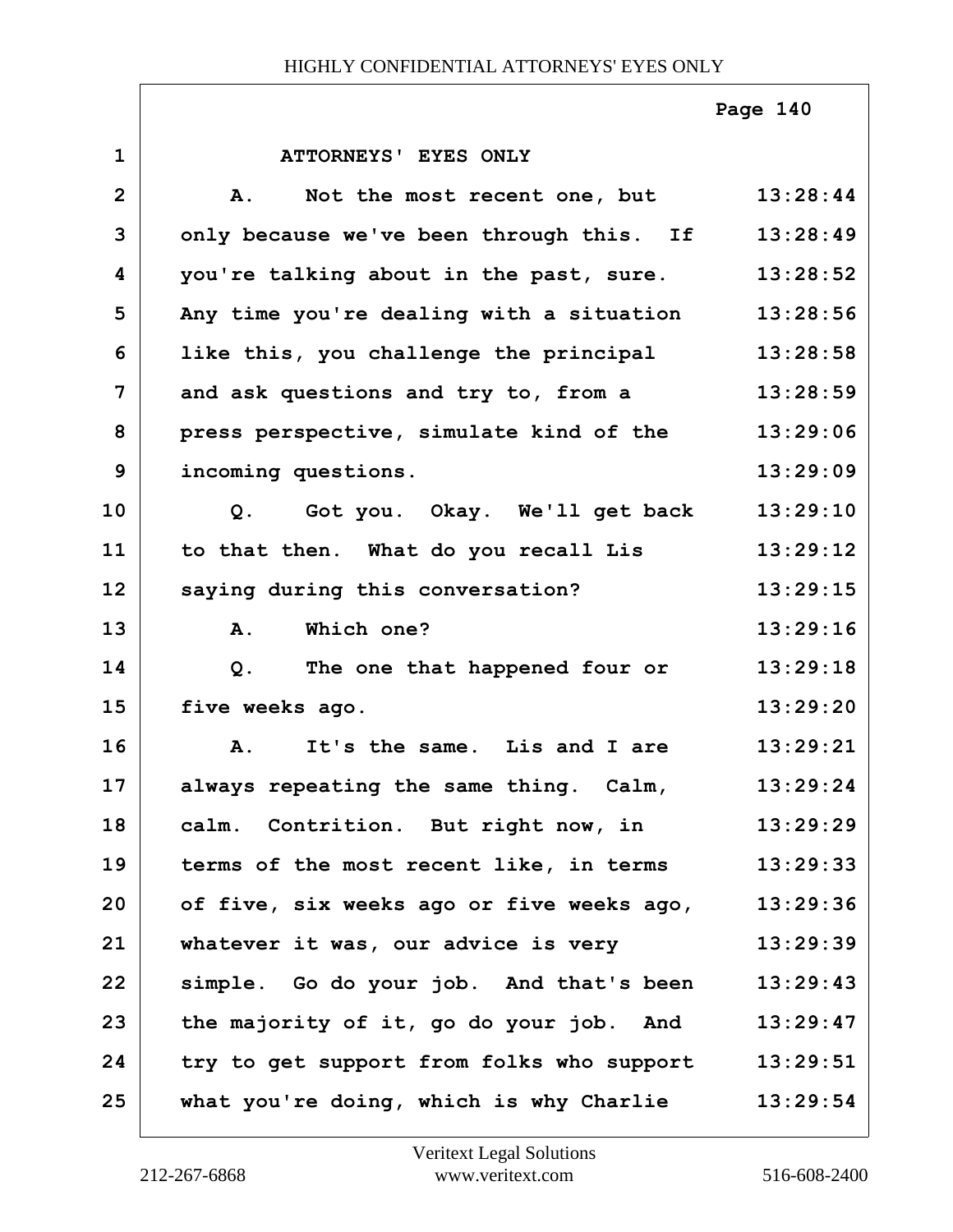ATTORNEYS' EYES ONLY

| | | |
|---|---|---|
| 1 | ATTORNEYS' EYES ONLY | |
| 2 | A. Not the most recent one, but | 13:28:44 |
| 3 | only because we've been through this. If | 13:28:49 |
| 4 | you're talking about in the past, sure. | 13:28:52 |
| 5 | Any time you're dealing with a situation | 13:28:56 |
| 6 | like this, you challenge the principal | 13:28:58 |
| 7 | and ask questions and try to, from a | 13:28:59 |
| 8 | press perspective, simulate kind of the | 13:29:06 |
| 9 | incoming questions. | 13:29:09 |
| 10 | Q. Got you. Okay. We'll get back | 13:29:10 |
| 11 | to that then. What do you recall Lis | 13:29:12 |
| 12 | saying during this conversation? | 13:29:15 |
| 13 | A. Which one? | 13:29:16 |
| 14 | Q. The one that happened four or | 13:29:18 |
| 15 | five weeks ago. | 13:29:20 |
| 16 | A. It's the same. Lis and I are | 13:29:21 |
| 17 | always repeating the same thing. Calm, | 13:29:24 |
| 18 | calm. Contrition. But right now, in | 13:29:29 |
| 19 | terms of the most recent like, in terms | 13:29:33 |
| 20 | of five, six weeks ago or five weeks ago, | 13:29:36 |
| 21 | whatever it was, our advice is very | 13:29:39 |
| 22 | simple. Go do your job. And that's been | 13:29:43 |
| 23 | the majority of it, go do your job. And | 13:29:47 |
| 24 | try to get support from folks who support | 13:29:51 |
| 25 | what you're doing, which is why Charlie | 13:29:54 |

Veritext Legal Solutions
212-267-6868 www.veritext.com 516-608-2400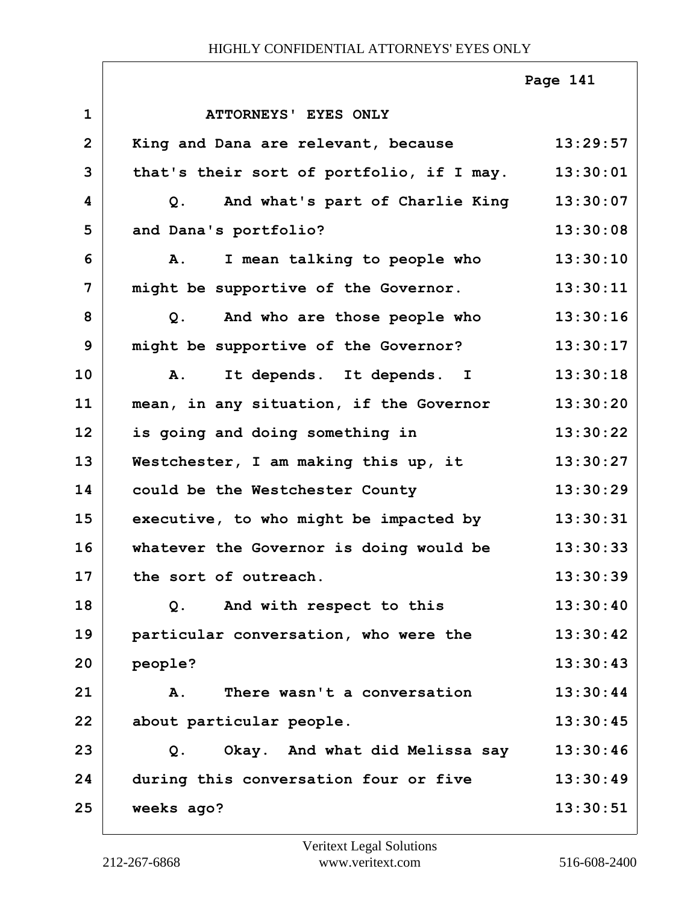ATTORNEYS' EYES ONLY

King and Dana are relevant, because that's their sort of portfolio, if I may.

Q. And what's part of Charlie King and Dana's portfolio?

A. I mean talking to people who might be supportive of the Governor.

Q. And who are those people who might be supportive of the Governor?

A. It depends. It depends. I mean, in any situation, if the Governor is going and doing something in Westchester, I am making this up, it could be the Westchester County executive, to who might be impacted by whatever the Governor is doing would be the sort of outreach.

Q. And with respect to this particular conversation, who were the people?

A. There wasn't a conversation about particular people.

Q. Okay. And what did Melissa say during this conversation four or five weeks ago?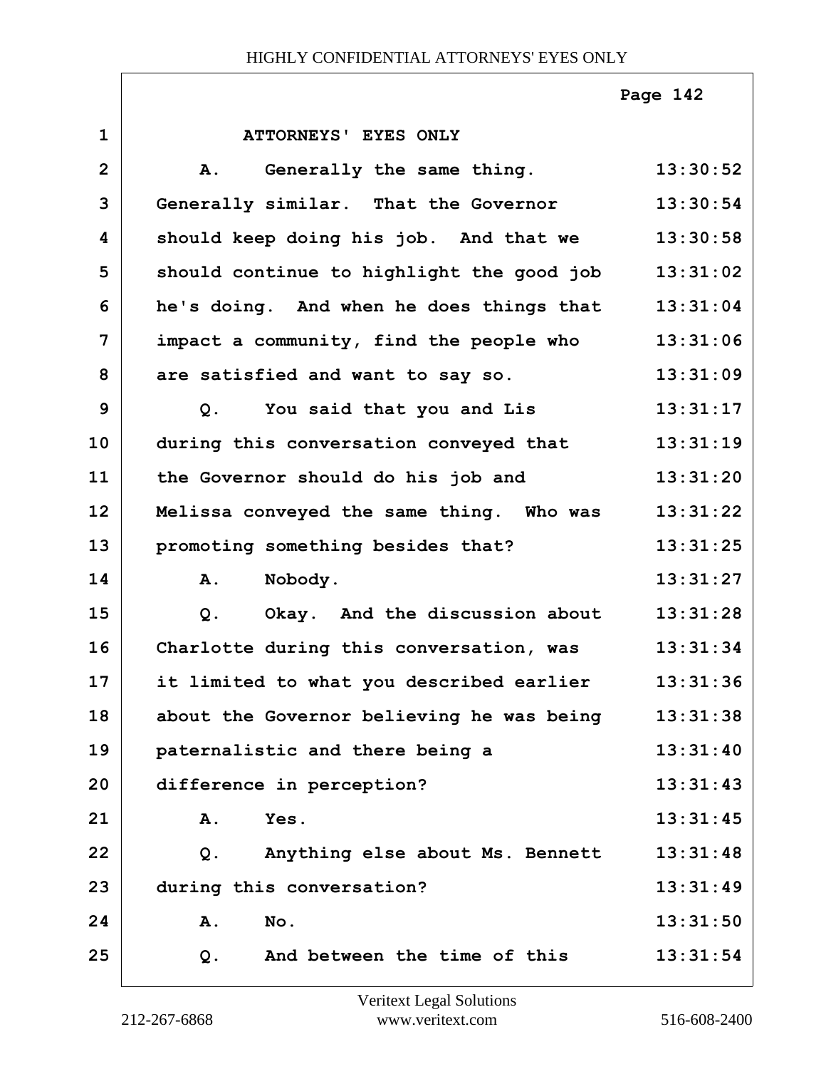ATTORNEYS' EYES ONLY

| | | |
|---|---|---|
| 1 | ATTORNEYS' EYES ONLY | |
| 2 | A. Generally the same thing. | 13:30:52 |
| 3 | Generally similar. That the Governor | 13:30:54 |
| 4 | should keep doing his job. And that we | 13:30:58 |
| 5 | should continue to highlight the good job | 13:31:02 |
| 6 | he's doing. And when he does things that | 13:31:04 |
| 7 | impact a community, find the people who | 13:31:06 |
| 8 | are satisfied and want to say so. | 13:31:09 |
| 9 | Q. You said that you and Lis | 13:31:17 |
| 10 | during this conversation conveyed that | 13:31:19 |
| 11 | the Governor should do his job and | 13:31:20 |
| 12 | Melissa conveyed the same thing. Who was | 13:31:22 |
| 13 | promoting something besides that? | 13:31:25 |
| 14 | A. Nobody. | 13:31:27 |
| 15 | Q. Okay. And the discussion about | 13:31:28 |
| 16 | Charlotte during this conversation, was | 13:31:34 |
| 17 | it limited to what you described earlier | 13:31:36 |
| 18 | about the Governor believing he was being | 13:31:38 |
| 19 | paternalistic and there being a | 13:31:40 |
| 20 | difference in perception? | 13:31:43 |
| 21 | A. Yes. | 13:31:45 |
| 22 | Q. Anything else about Ms. Bennett | 13:31:48 |
| 23 | during this conversation? | 13:31:49 |
| 24 | A. No. | 13:31:50 |
| 25 | Q. And between the time of this | 13:31:54 |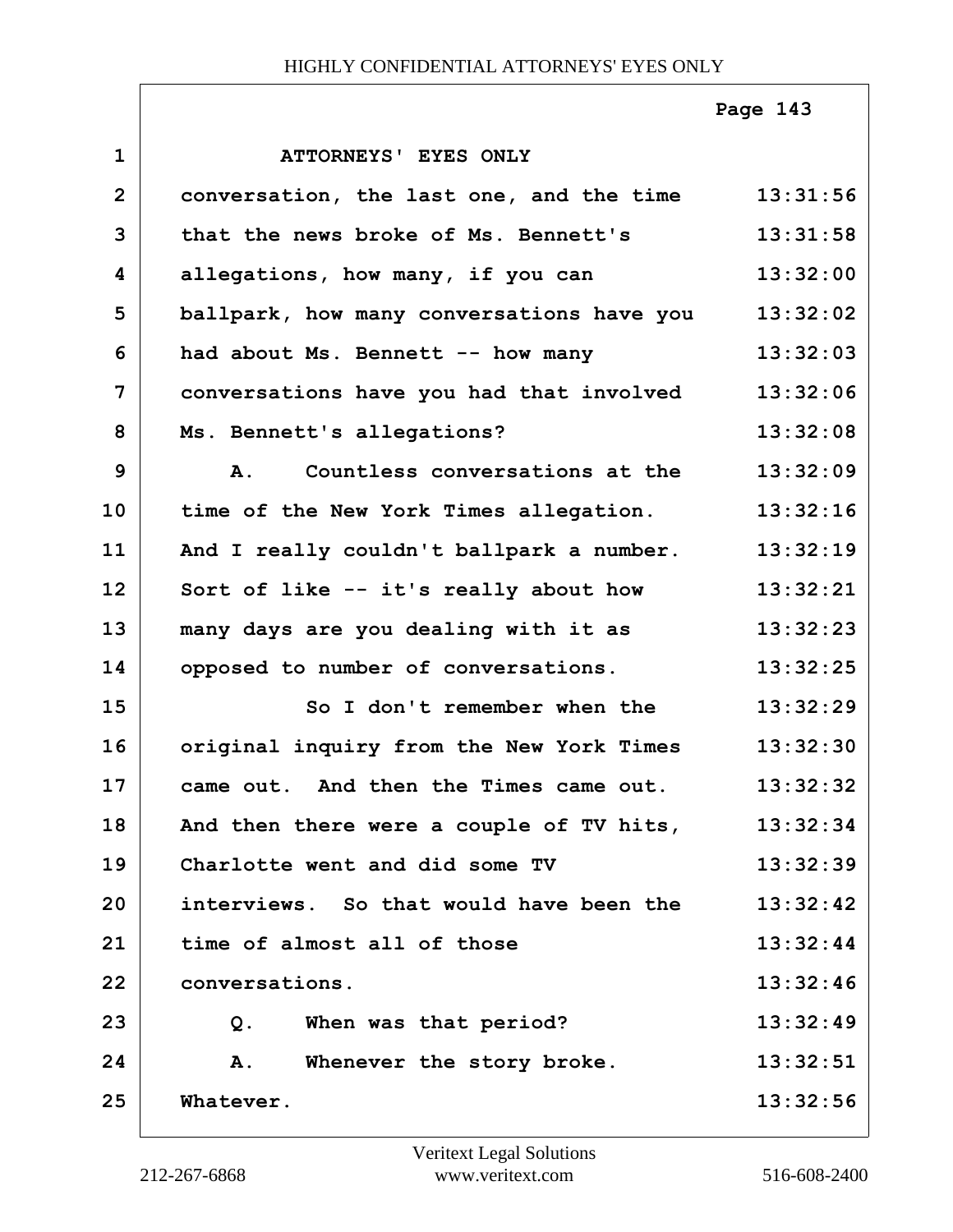ATTORNEYS' EYES ONLY

conversation, the last one, and the time that the news broke of Ms. Bennett's allegations, how many, if you can ballpark, how many conversations have you had about Ms. Bennett -- how many conversations have you had that involved Ms. Bennett's allegations?

A. Countless conversations at the time of the New York Times allegation. And I really couldn't ballpark a number. Sort of like -- it's really about how many days are you dealing with it as opposed to number of conversations.

So I don't remember when the original inquiry from the New York Times came out. And then the Times came out. And then there were a couple of TV hits, Charlotte went and did some TV interviews. So that would have been the time of almost all of those conversations.

Q. When was that period?

A. Whenever the story broke. Whatever.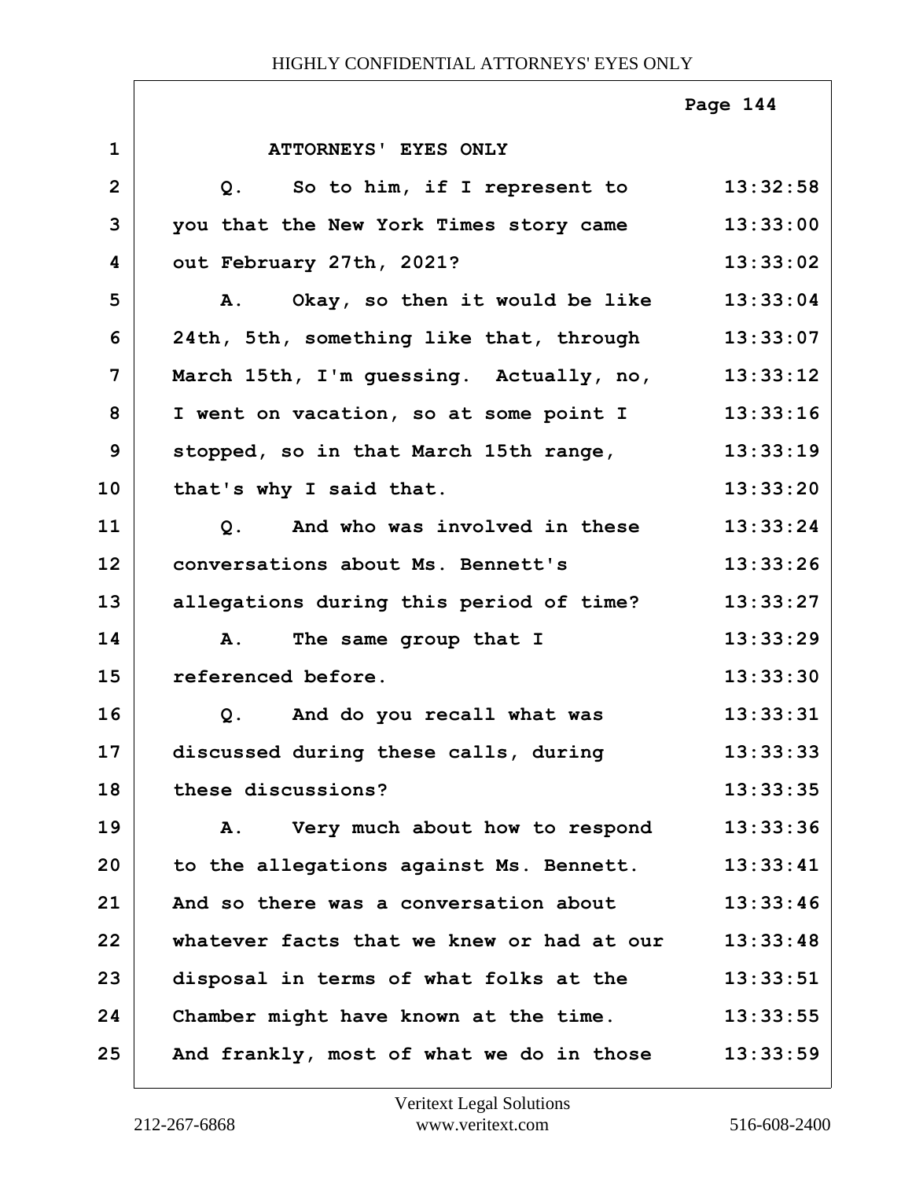ATTORNEYS' EYES ONLY

| | | |
|---|---|---|
| 1 | ATTORNEYS' EYES ONLY | |
| 2 | Q. So to him, if I represent to | 13:32:58 |
| 3 | you that the New York Times story came | 13:33:00 |
| 4 | out February 27th, 2021? | 13:33:02 |
| 5 | A. Okay, so then it would be like | 13:33:04 |
| 6 | 24th, 5th, something like that, through | 13:33:07 |
| 7 | March 15th, I'm guessing. Actually, no, | 13:33:12 |
| 8 | I went on vacation, so at some point I | 13:33:16 |
| 9 | stopped, so in that March 15th range, | 13:33:19 |
| 10 | that's why I said that. | 13:33:20 |
| 11 | Q. And who was involved in these | 13:33:24 |
| 12 | conversations about Ms. Bennett's | 13:33:26 |
| 13 | allegations during this period of time? | 13:33:27 |
| 14 | A. The same group that I | 13:33:29 |
| 15 | referenced before. | 13:33:30 |
| 16 | Q. And do you recall what was | 13:33:31 |
| 17 | discussed during these calls, during | 13:33:33 |
| 18 | these discussions? | 13:33:35 |
| 19 | A. Very much about how to respond | 13:33:36 |
| 20 | to the allegations against Ms. Bennett. | 13:33:41 |
| 21 | And so there was a conversation about | 13:33:46 |
| 22 | whatever facts that we knew or had at our | 13:33:48 |
| 23 | disposal in terms of what folks at the | 13:33:51 |
| 24 | Chamber might have known at the time. | 13:33:55 |
| 25 | And frankly, most of what we do in those | 13:33:59 |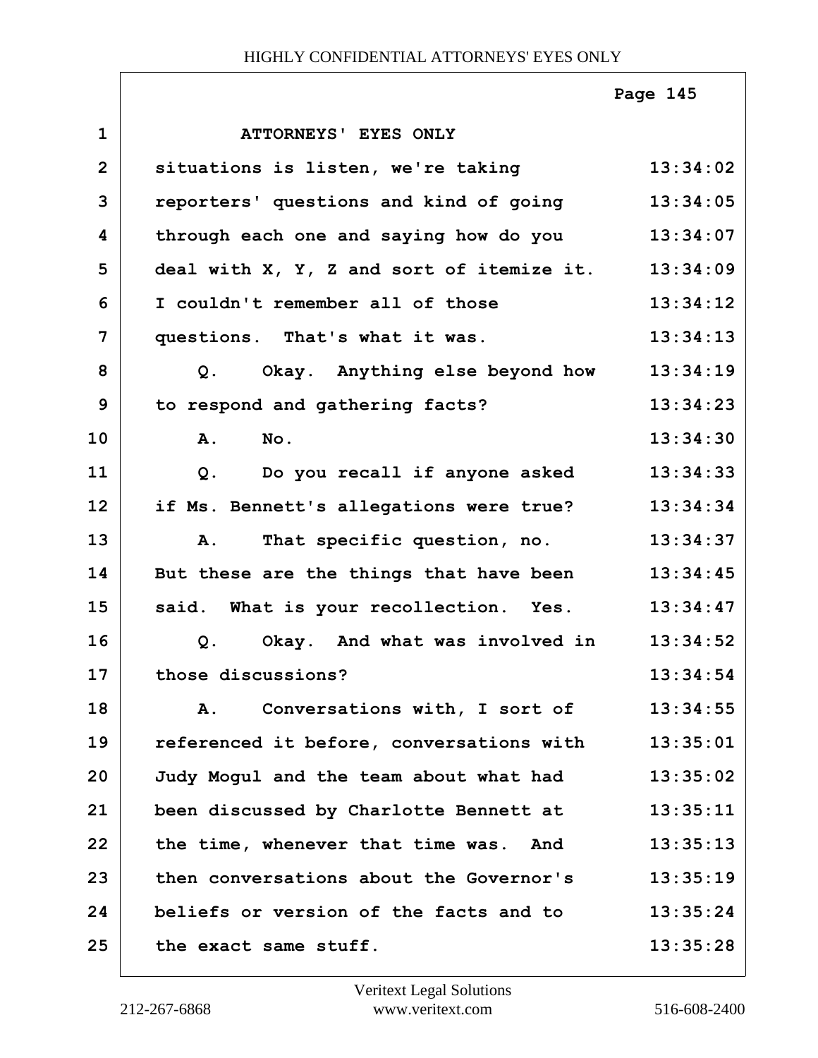ATTORNEYS' EYES ONLY

situations is listen, we're taking reporters' questions and kind of going through each one and saying how do you deal with X, Y, Z and sort of itemize it. I couldn't remember all of those questions. That's what it was.

Q. Okay. Anything else beyond how to respond and gathering facts?

A. No.

Q. Do you recall if anyone asked if Ms. Bennett's allegations were true?

A. That specific question, no. But these are the things that have been said. What is your recollection. Yes.

Q. Okay. And what was involved in those discussions?

A. Conversations with, I sort of referenced it before, conversations with Judy Mogul and the team about what had been discussed by Charlotte Bennett at the time, whenever that time was. And then conversations about the Governor's beliefs or version of the facts and to the exact same stuff.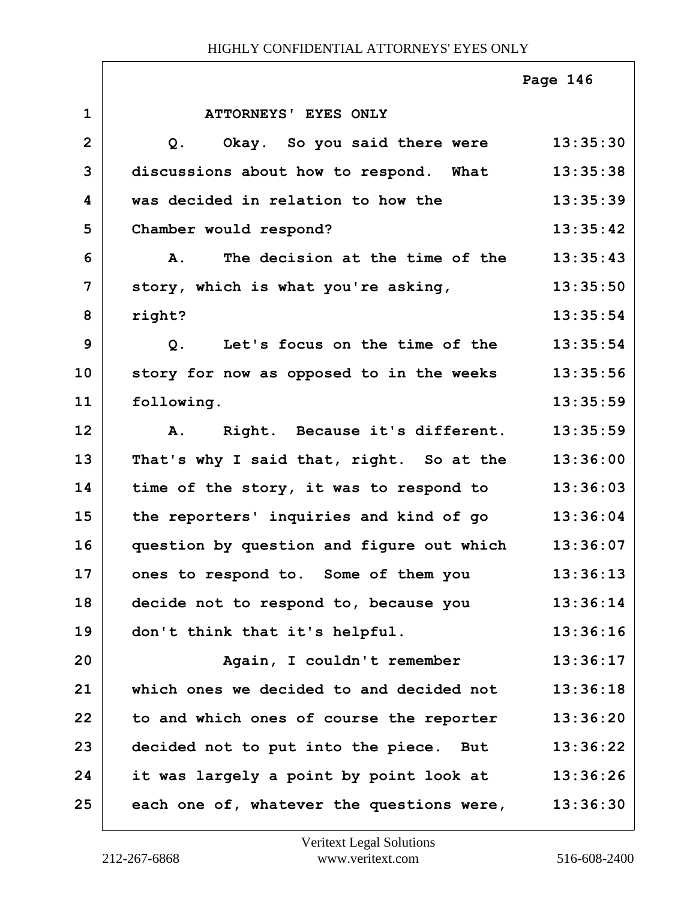ATTORNEYS' EYES ONLY

Q. Okay. So you said there were discussions about how to respond. What was decided in relation to how the Chamber would respond?

A. The decision at the time of the story, which is what you're asking, right?

Q. Let's focus on the time of the story for now as opposed to in the weeks following.

A. Right. Because it's different. That's why I said that, right. So at the time of the story, it was to respond to the reporters' inquiries and kind of go question by question and figure out which ones to respond to. Some of them you decide not to respond to, because you don't think that it's helpful.

Again, I couldn't remember which ones we decided to and decided not to and which ones of course the reporter decided not to put into the piece. But it was largely a point by point look at each one of, whatever the questions were,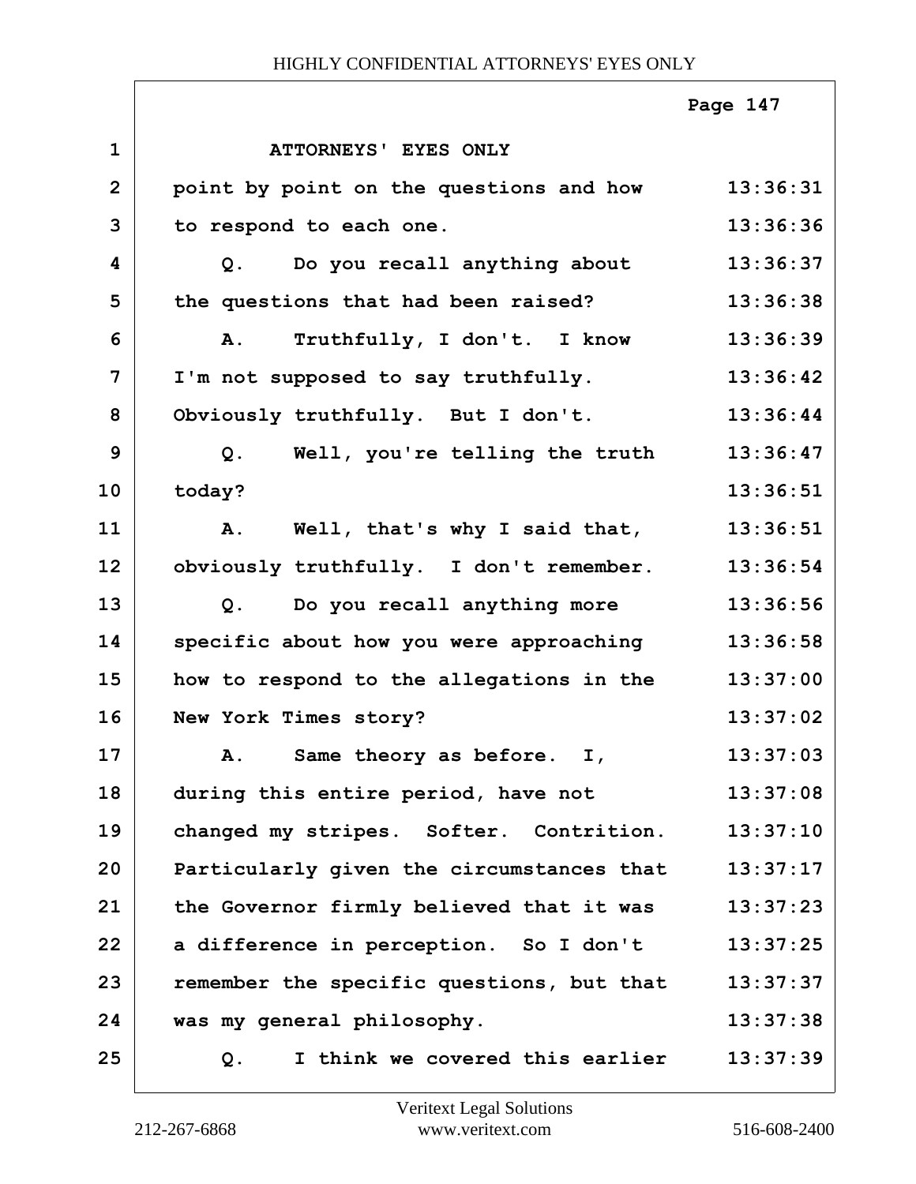ATTORNEYS' EYES ONLY

| | | |
|---|---|---|
| 1 | ATTORNEYS' EYES ONLY | |
| 2 | point by point on the questions and how | 13:36:31 |
| 3 | to respond to each one. | 13:36:36 |
| 4 | Q. Do you recall anything about | 13:36:37 |
| 5 | the questions that had been raised? | 13:36:38 |
| 6 | A. Truthfully, I don't. I know | 13:36:39 |
| 7 | I'm not supposed to say truthfully. | 13:36:42 |
| 8 | Obviously truthfully. But I don't. | 13:36:44 |
| 9 | Q. Well, you're telling the truth | 13:36:47 |
| 10 | today? | 13:36:51 |
| 11 | A. Well, that's why I said that, | 13:36:51 |
| 12 | obviously truthfully. I don't remember. | 13:36:54 |
| 13 | Q. Do you recall anything more | 13:36:56 |
| 14 | specific about how you were approaching | 13:36:58 |
| 15 | how to respond to the allegations in the | 13:37:00 |
| 16 | New York Times story? | 13:37:02 |
| 17 | A. Same theory as before. I, | 13:37:03 |
| 18 | during this entire period, have not | 13:37:08 |
| 19 | changed my stripes. Softer. Contrition. | 13:37:10 |
| 20 | Particularly given the circumstances that | 13:37:17 |
| 21 | the Governor firmly believed that it was | 13:37:23 |
| 22 | a difference in perception. So I don't | 13:37:25 |
| 23 | remember the specific questions, but that | 13:37:37 |
| 24 | was my general philosophy. | 13:37:38 |
| 25 | Q. I think we covered this earlier | 13:37:39 |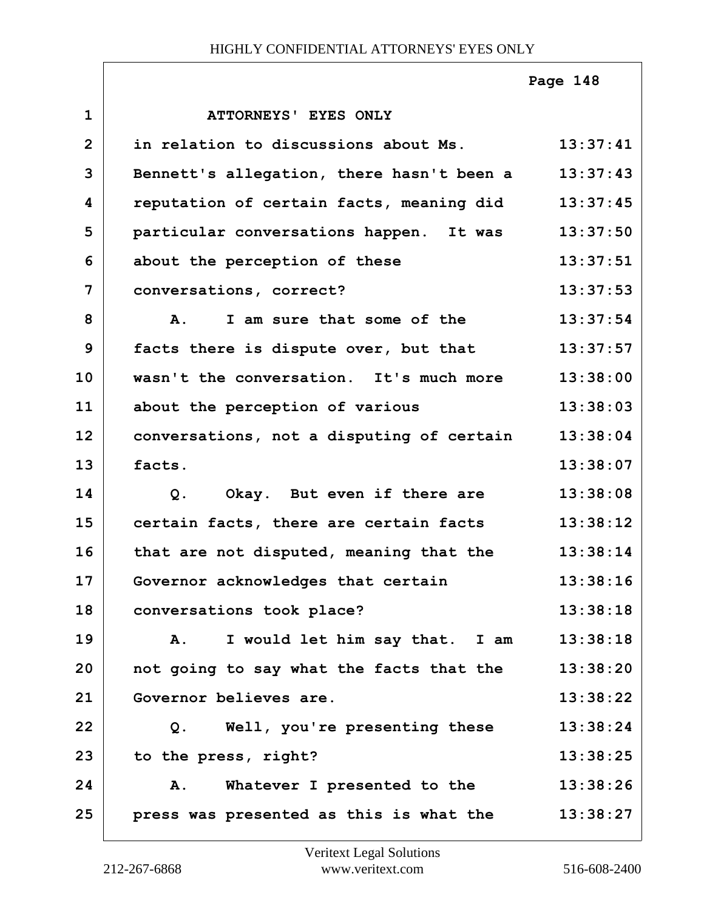ATTORNEYS' EYES ONLY

| | | |
|---|---|---|
| 1 | ATTORNEYS' EYES ONLY | |
| 2 | in relation to discussions about Ms. | 13:37:41 |
| 3 | Bennett's allegation, there hasn't been a | 13:37:43 |
| 4 | reputation of certain facts, meaning did | 13:37:45 |
| 5 | particular conversations happen. It was | 13:37:50 |
| 6 | about the perception of these | 13:37:51 |
| 7 | conversations, correct? | 13:37:53 |
| 8 | A. I am sure that some of the | 13:37:54 |
| 9 | facts there is dispute over, but that | 13:37:57 |
| 10 | wasn't the conversation. It's much more | 13:38:00 |
| 11 | about the perception of various | 13:38:03 |
| 12 | conversations, not a disputing of certain | 13:38:04 |
| 13 | facts. | 13:38:07 |
| 14 | Q. Okay. But even if there are | 13:38:08 |
| 15 | certain facts, there are certain facts | 13:38:12 |
| 16 | that are not disputed, meaning that the | 13:38:14 |
| 17 | Governor acknowledges that certain | 13:38:16 |
| 18 | conversations took place? | 13:38:18 |
| 19 | A. I would let him say that. I am | 13:38:18 |
| 20 | not going to say what the facts that the | 13:38:20 |
| 21 | Governor believes are. | 13:38:22 |
| 22 | Q. Well, you're presenting these | 13:38:24 |
| 23 | to the press, right? | 13:38:25 |
| 24 | A. Whatever I presented to the | 13:38:26 |
| 25 | press was presented as this is what the | 13:38:27 |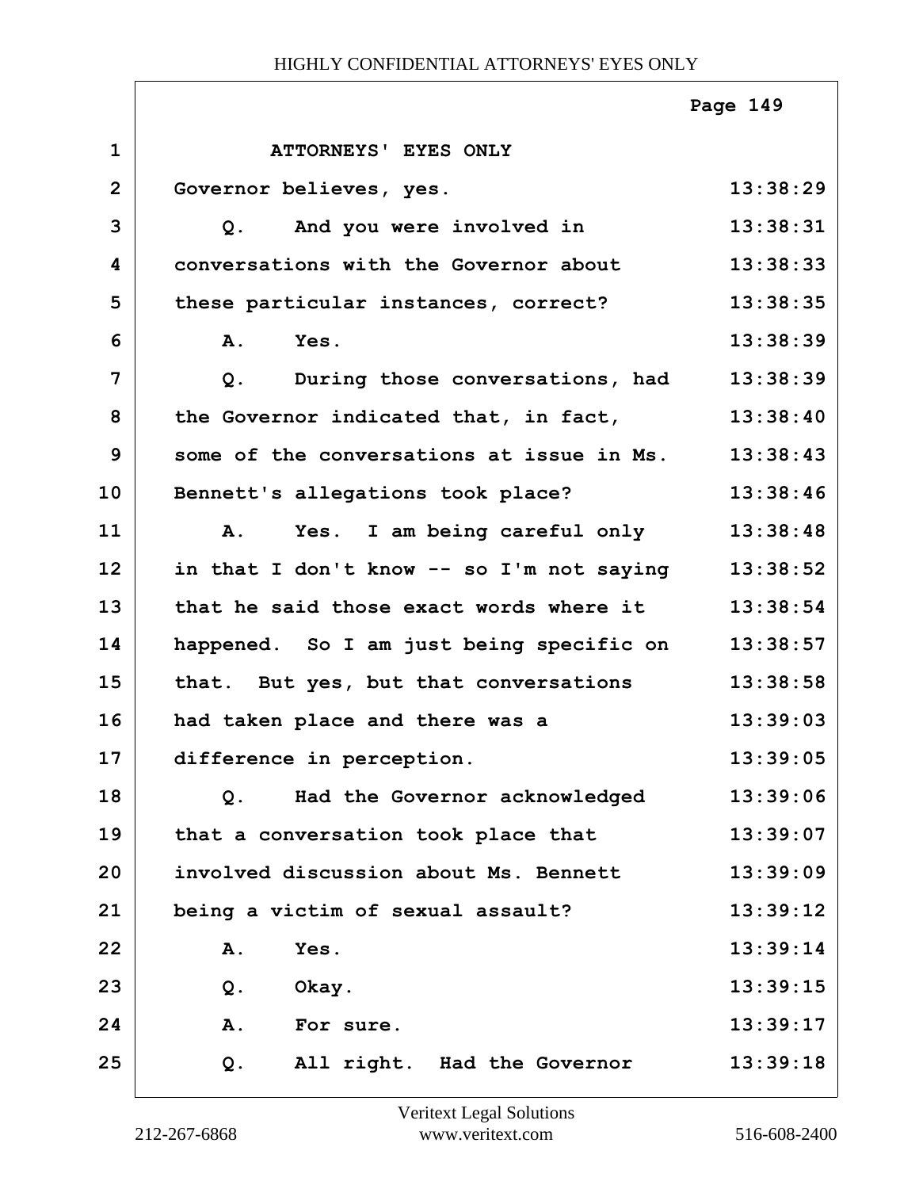ATTORNEYS' EYES ONLY

| | | |
|---|---|---|
| 1 | ATTORNEYS' EYES ONLY | |
| 2 | Governor believes, yes. | 13:38:29 |
| 3 | Q. And you were involved in | 13:38:31 |
| 4 | conversations with the Governor about | 13:38:33 |
| 5 | these particular instances, correct? | 13:38:35 |
| 6 | A. Yes. | 13:38:39 |
| 7 | Q. During those conversations, had | 13:38:39 |
| 8 | the Governor indicated that, in fact, | 13:38:40 |
| 9 | some of the conversations at issue in Ms. | 13:38:43 |
| 10 | Bennett's allegations took place? | 13:38:46 |
| 11 | A. Yes. I am being careful only | 13:38:48 |
| 12 | in that I don't know -- so I'm not saying | 13:38:52 |
| 13 | that he said those exact words where it | 13:38:54 |
| 14 | happened. So I am just being specific on | 13:38:57 |
| 15 | that. But yes, but that conversations | 13:38:58 |
| 16 | had taken place and there was a | 13:39:03 |
| 17 | difference in perception. | 13:39:05 |
| 18 | Q. Had the Governor acknowledged | 13:39:06 |
| 19 | that a conversation took place that | 13:39:07 |
| 20 | involved discussion about Ms. Bennett | 13:39:09 |
| 21 | being a victim of sexual assault? | 13:39:12 |
| 22 | A. Yes. | 13:39:14 |
| 23 | Q. Okay. | 13:39:15 |
| 24 | A. For sure. | 13:39:17 |
| 25 | Q. All right. Had the Governor | 13:39:18 |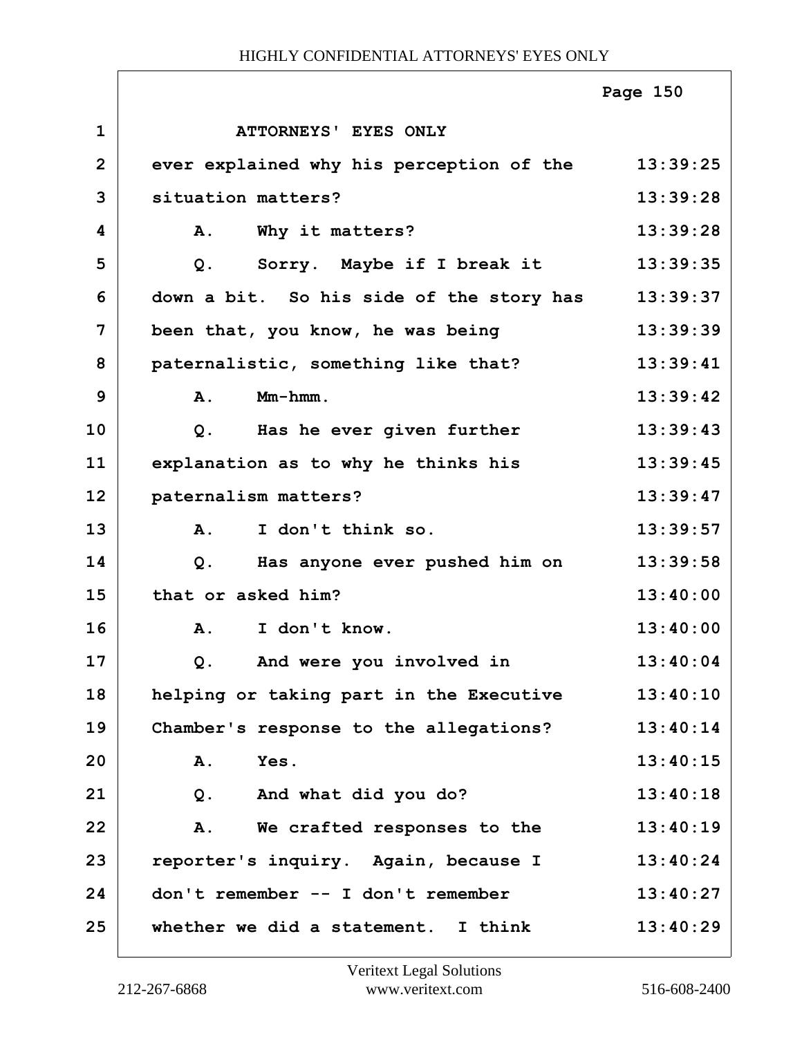ATTORNEYS' EYES ONLY

ever explained why his perception of the situation matters?

A. Why it matters?

Q. Sorry. Maybe if I break it down a bit. So his side of the story has been that, you know, he was being paternalistic, something like that?

A. Mm-hmm.

Q. Has he ever given further explanation as to why he thinks his paternalism matters?

A. I don't think so.

Q. Has anyone ever pushed him on that or asked him?

A. I don't know.

Q. And were you involved in helping or taking part in the Executive Chamber's response to the allegations?

A. Yes.

Q. And what did you do?

A. We crafted responses to the reporter's inquiry. Again, because I don't remember -- I don't remember whether we did a statement. I think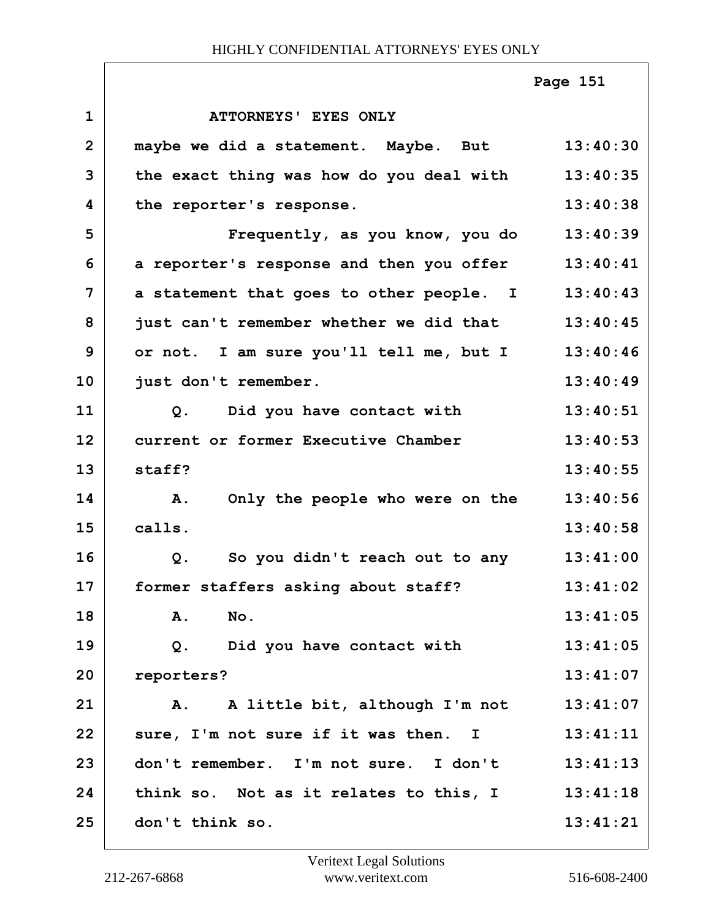ATTORNEYS' EYES ONLY

maybe we did a statement. Maybe. But the exact thing was how do you deal with the reporter's response.

Frequently, as you know, you do a reporter's response and then you offer a statement that goes to other people. I just can't remember whether we did that or not. I am sure you'll tell me, but I just don't remember.

Q. Did you have contact with current or former Executive Chamber staff?

A. Only the people who were on the calls.

Q. So you didn't reach out to any former staffers asking about staff?

A. No.

Q. Did you have contact with reporters?

A. A little bit, although I'm not sure, I'm not sure if it was then. I don't remember. I'm not sure. I don't think so. Not as it relates to this, I don't think so.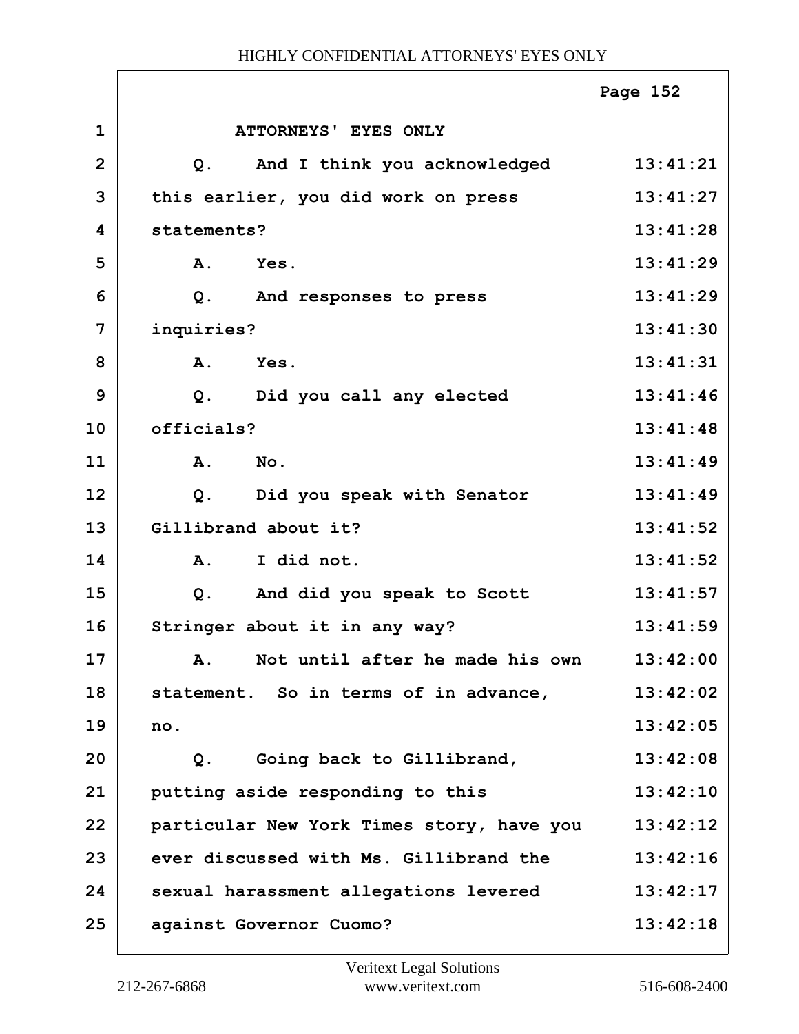ATTORNEYS' EYES ONLY

Q. And I think you acknowledged this earlier, you did work on press statements?

A. Yes.

Q. And responses to press inquiries?

A. Yes.

Q. Did you call any elected officials?

A. No.

Q. Did you speak with Senator Gillibrand about it?

A. I did not.

Q. And did you speak to Scott Stringer about it in any way?

A. Not until after he made his own statement. So in terms of in advance, no.

Q. Going back to Gillibrand, putting aside responding to this particular New York Times story, have you ever discussed with Ms. Gillibrand the sexual harassment allegations levered against Governor Cuomo?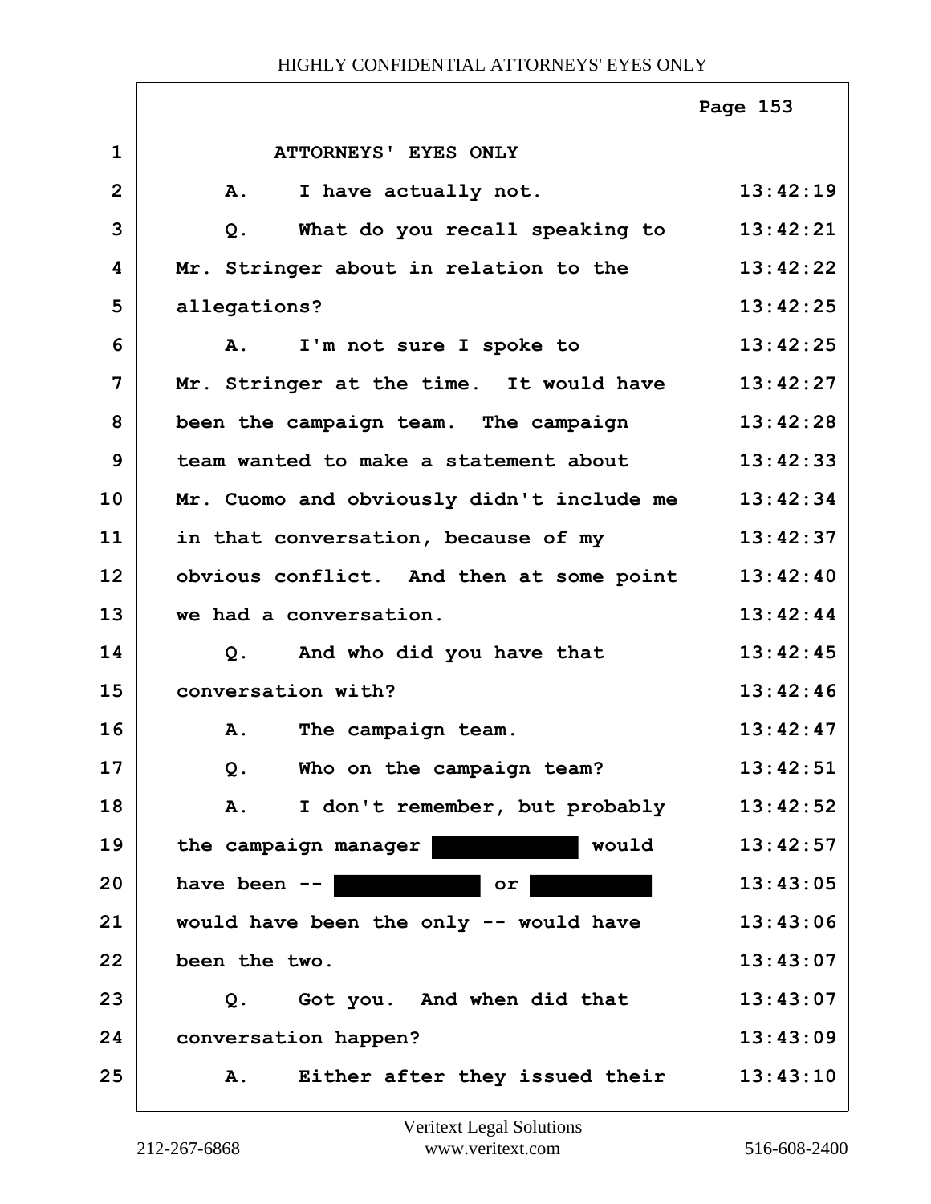ATTORNEYS' EYES ONLY

| Line | Text | Time |
|---|---|---|
| 1 | ATTORNEYS' EYES ONLY | |
| 2 | A. I have actually not. | 13:42:19 |
| 3 | Q. What do you recall speaking to | 13:42:21 |
| 4 | Mr. Stringer about in relation to the | 13:42:22 |
| 5 | allegations? | 13:42:25 |
| 6 | A. I'm not sure I spoke to | 13:42:25 |
| 7 | Mr. Stringer at the time. It would have | 13:42:27 |
| 8 | been the campaign team. The campaign | 13:42:28 |
| 9 | team wanted to make a statement about | 13:42:33 |
| 10 | Mr. Cuomo and obviously didn't include me | 13:42:34 |
| 11 | in that conversation, because of my | 13:42:37 |
| 12 | obvious conflict. And then at some point | 13:42:40 |
| 13 | we had a conversation. | 13:42:44 |
| 14 | Q. And who did you have that | 13:42:45 |
| 15 | conversation with? | 13:42:46 |
| 16 | A. The campaign team. | 13:42:47 |
| 17 | Q. Who on the campaign team? | 13:42:51 |
| 18 | A. I don't remember, but probably | 13:42:52 |
| 19 | the campaign manager [REDACTED] would | 13:42:57 |
| 20 | have been -- [REDACTED] or [REDACTED] | 13:43:05 |
| 21 | would have been the only -- would have | 13:43:06 |
| 22 | been the two. | 13:43:07 |
| 23 | Q. Got you. And when did that | 13:43:07 |
| 24 | conversation happen? | 13:43:09 |
| 25 | A. Either after they issued their | 13:43:10 |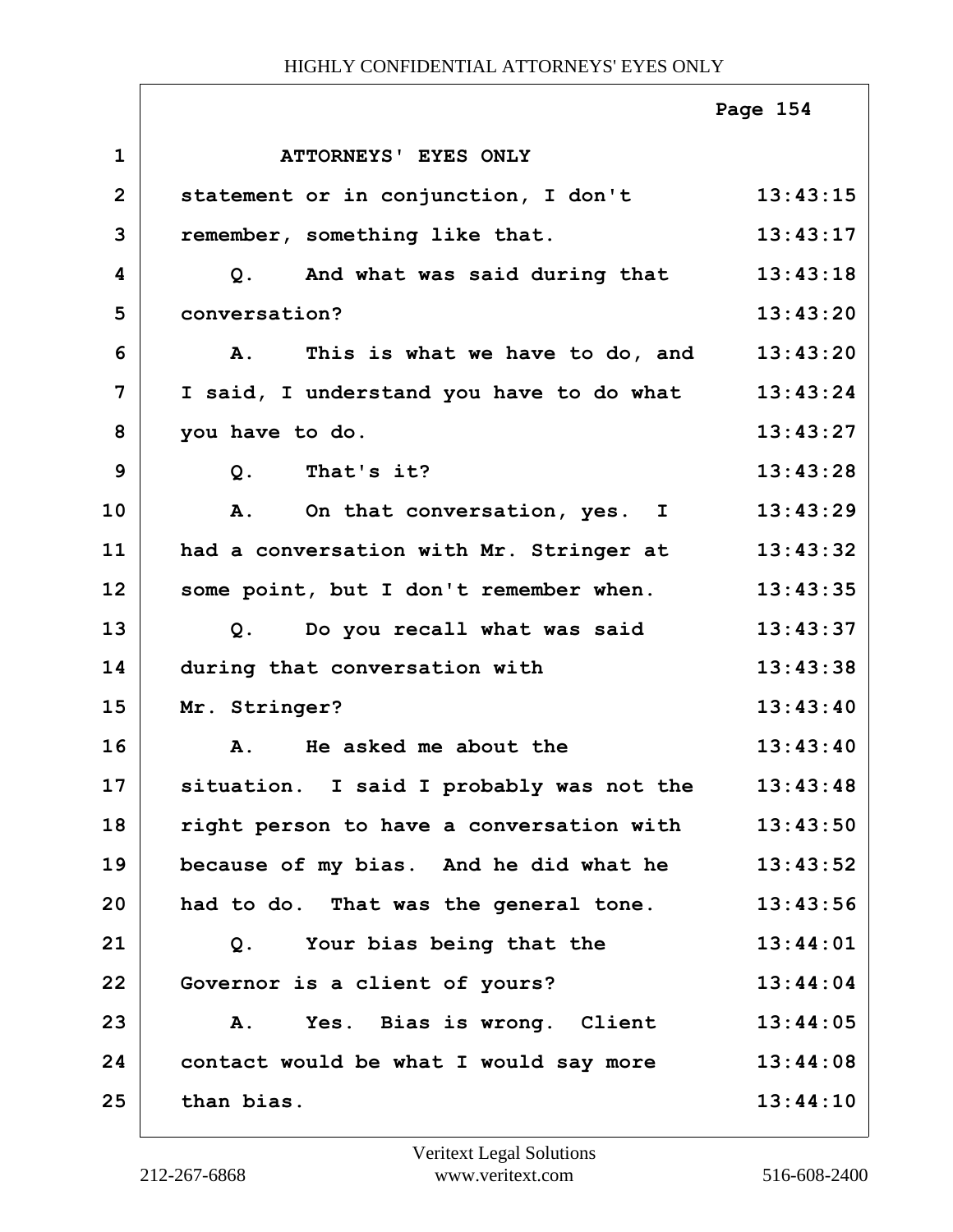ATTORNEYS' EYES ONLY

statement or in conjunction, I don't remember, something like that.

Q. And what was said during that conversation?

A. This is what we have to do, and I said, I understand you have to do what you have to do.

Q. That's it?

A. On that conversation, yes. I had a conversation with Mr. Stringer at some point, but I don't remember when.

Q. Do you recall what was said during that conversation with Mr. Stringer?

A. He asked me about the situation. I said I probably was not the right person to have a conversation with because of my bias. And he did what he had to do. That was the general tone.

Q. Your bias being that the Governor is a client of yours?

A. Yes. Bias is wrong. Client contact would be what I would say more than bias.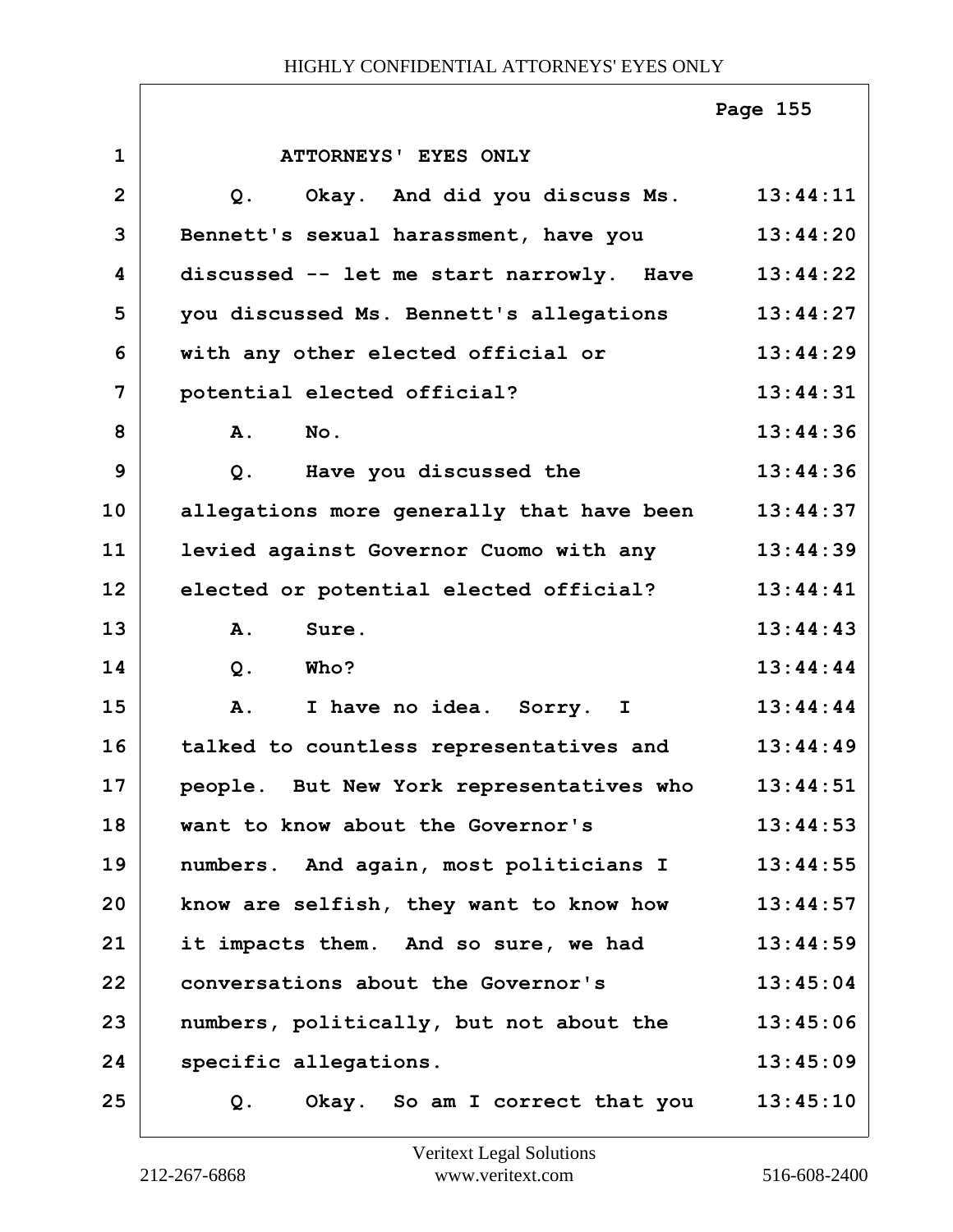ATTORNEYS' EYES ONLY

| | | |
|---|---|---|
| 1 | ATTORNEYS' EYES ONLY | |
| 2 | Q. Okay. And did you discuss Ms. | 13:44:11 |
| 3 | Bennett's sexual harassment, have you | 13:44:20 |
| 4 | discussed -- let me start narrowly. Have | 13:44:22 |
| 5 | you discussed Ms. Bennett's allegations | 13:44:27 |
| 6 | with any other elected official or | 13:44:29 |
| 7 | potential elected official? | 13:44:31 |
| 8 | A. No. | 13:44:36 |
| 9 | Q. Have you discussed the | 13:44:36 |
| 10 | allegations more generally that have been | 13:44:37 |
| 11 | levied against Governor Cuomo with any | 13:44:39 |
| 12 | elected or potential elected official? | 13:44:41 |
| 13 | A. Sure. | 13:44:43 |
| 14 | Q. Who? | 13:44:44 |
| 15 | A. I have no idea. Sorry. I | 13:44:44 |
| 16 | talked to countless representatives and | 13:44:49 |
| 17 | people. But New York representatives who | 13:44:51 |
| 18 | want to know about the Governor's | 13:44:53 |
| 19 | numbers. And again, most politicians I | 13:44:55 |
| 20 | know are selfish, they want to know how | 13:44:57 |
| 21 | it impacts them. And so sure, we had | 13:44:59 |
| 22 | conversations about the Governor's | 13:45:04 |
| 23 | numbers, politically, but not about the | 13:45:06 |
| 24 | specific allegations. | 13:45:09 |
| 25 | Q. Okay. So am I correct that you | 13:45:10 |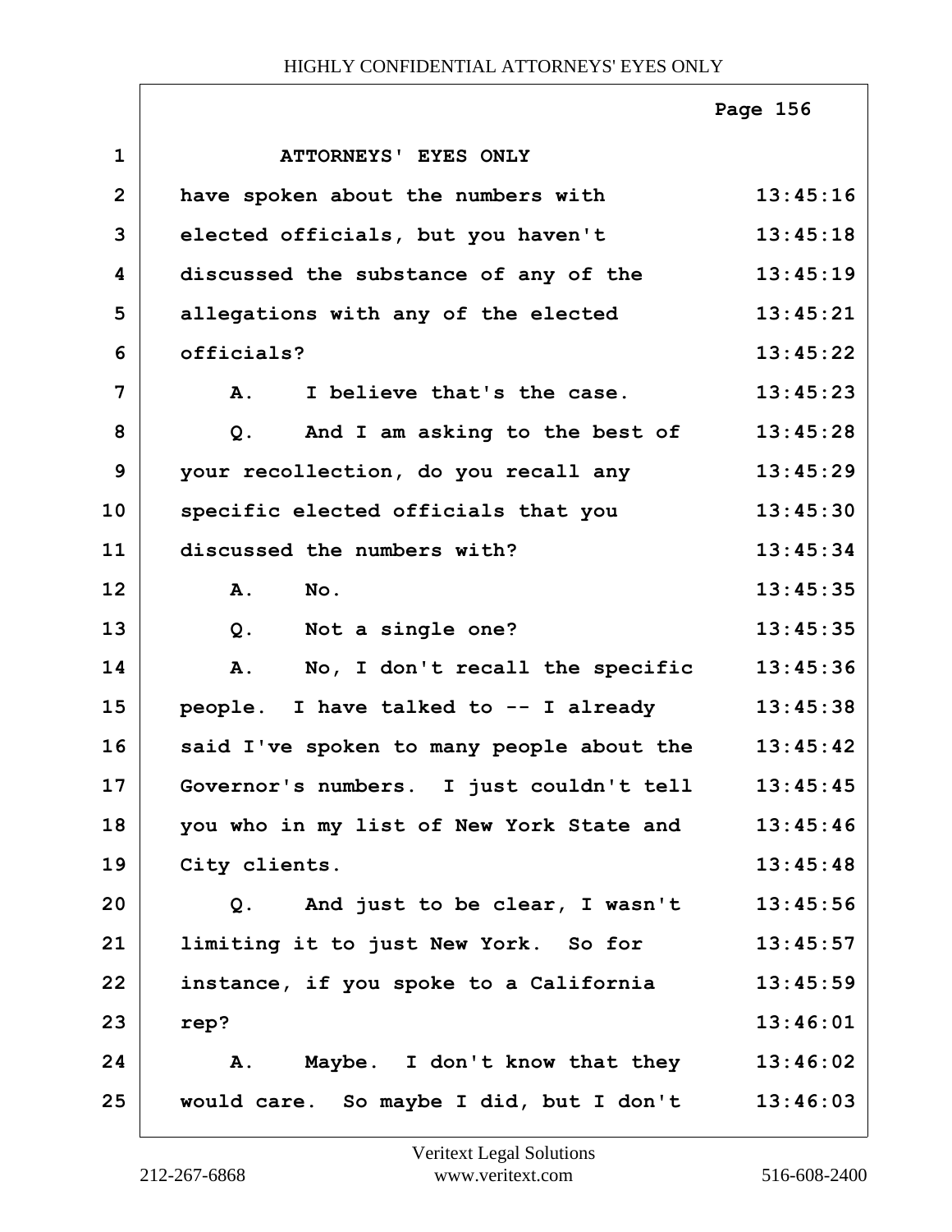ATTORNEYS' EYES ONLY

have spoken about the numbers with elected officials, but you haven't discussed the substance of any of the allegations with any of the elected officials?

A. I believe that's the case.

Q. And I am asking to the best of your recollection, do you recall any specific elected officials that you discussed the numbers with?

A. No.

Q. Not a single one?

A. No, I don't recall the specific people. I have talked to -- I already said I've spoken to many people about the Governor's numbers. I just couldn't tell you who in my list of New York State and City clients.

Q. And just to be clear, I wasn't limiting it to just New York. So for instance, if you spoke to a California rep?

A. Maybe. I don't know that they would care. So maybe I did, but I don't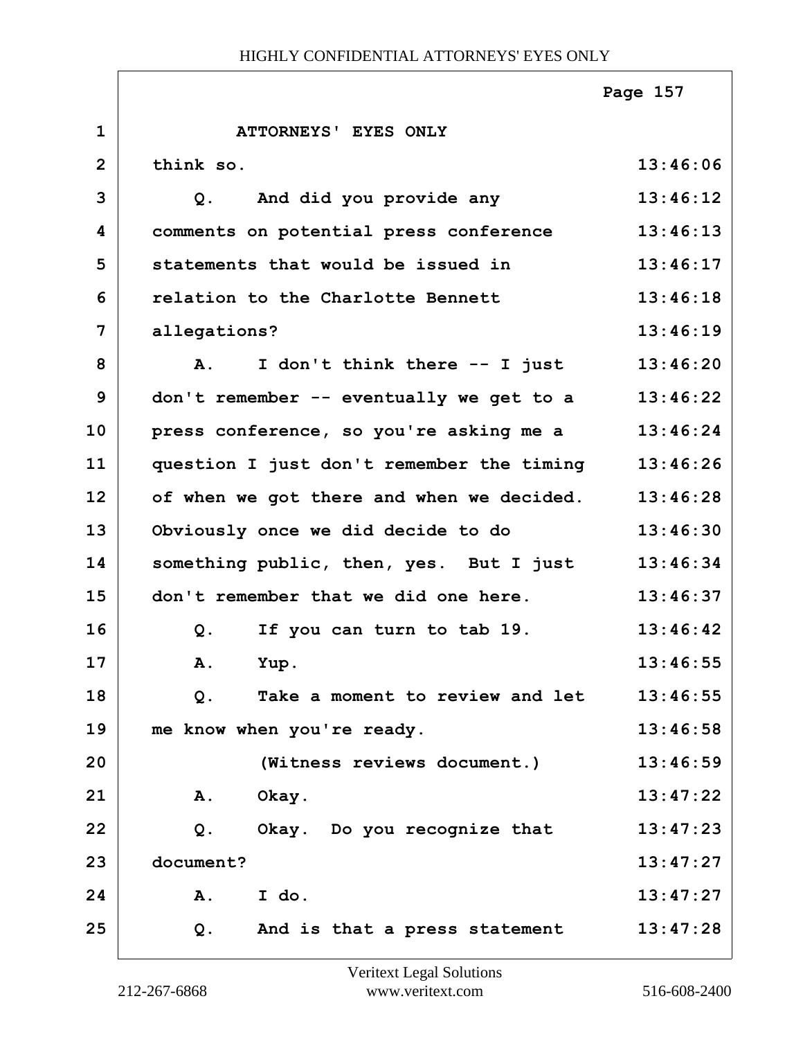ATTORNEYS' EYES ONLY

| | | |
|---|---|---|
| 1 | ATTORNEYS' EYES ONLY | |
| 2 | think so. | 13:46:06 |
| 3 | Q. And did you provide any | 13:46:12 |
| 4 | comments on potential press conference | 13:46:13 |
| 5 | statements that would be issued in | 13:46:17 |
| 6 | relation to the Charlotte Bennett | 13:46:18 |
| 7 | allegations? | 13:46:19 |
| 8 | A. I don't think there -- I just | 13:46:20 |
| 9 | don't remember -- eventually we get to a | 13:46:22 |
| 10 | press conference, so you're asking me a | 13:46:24 |
| 11 | question I just don't remember the timing | 13:46:26 |
| 12 | of when we got there and when we decided. | 13:46:28 |
| 13 | Obviously once we did decide to do | 13:46:30 |
| 14 | something public, then, yes. But I just | 13:46:34 |
| 15 | don't remember that we did one here. | 13:46:37 |
| 16 | Q. If you can turn to tab 19. | 13:46:42 |
| 17 | A. Yup. | 13:46:55 |
| 18 | Q. Take a moment to review and let | 13:46:55 |
| 19 | me know when you're ready. | 13:46:58 |
| 20 | (Witness reviews document.) | 13:46:59 |
| 21 | A. Okay. | 13:47:22 |
| 22 | Q. Okay. Do you recognize that | 13:47:23 |
| 23 | document? | 13:47:27 |
| 24 | A. I do. | 13:47:27 |
| 25 | Q. And is that a press statement | 13:47:28 |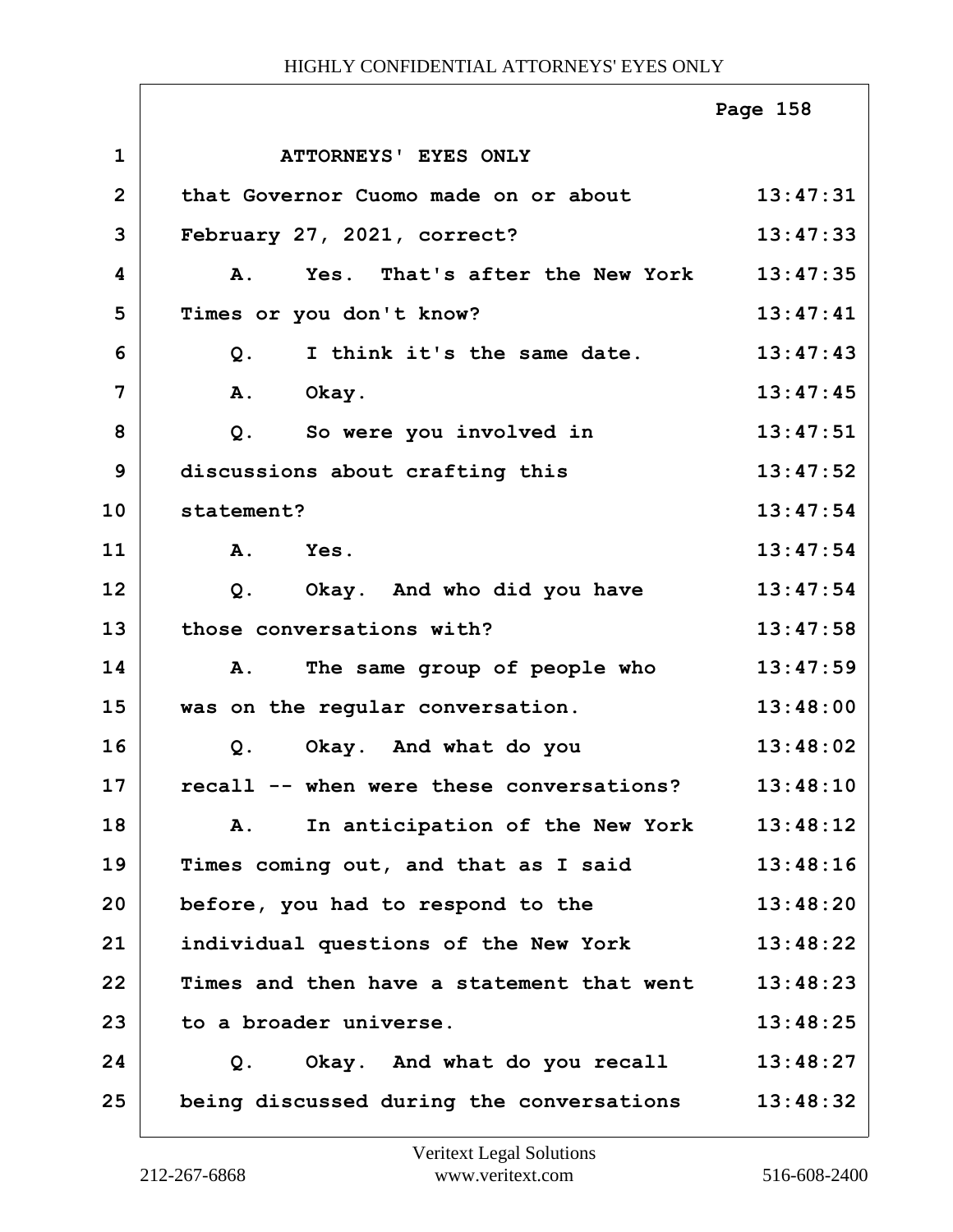ATTORNEYS' EYES ONLY

| | | |
|---|---|---|
| 1 | ATTORNEYS' EYES ONLY | |
| 2 | that Governor Cuomo made on or about | 13:47:31 |
| 3 | February 27, 2021, correct? | 13:47:33 |
| 4 | A. Yes. That's after the New York | 13:47:35 |
| 5 | Times or you don't know? | 13:47:41 |
| 6 | Q. I think it's the same date. | 13:47:43 |
| 7 | A. Okay. | 13:47:45 |
| 8 | Q. So were you involved in | 13:47:51 |
| 9 | discussions about crafting this | 13:47:52 |
| 10 | statement? | 13:47:54 |
| 11 | A. Yes. | 13:47:54 |
| 12 | Q. Okay. And who did you have | 13:47:54 |
| 13 | those conversations with? | 13:47:58 |
| 14 | A. The same group of people who | 13:47:59 |
| 15 | was on the regular conversation. | 13:48:00 |
| 16 | Q. Okay. And what do you | 13:48:02 |
| 17 | recall -- when were these conversations? | 13:48:10 |
| 18 | A. In anticipation of the New York | 13:48:12 |
| 19 | Times coming out, and that as I said | 13:48:16 |
| 20 | before, you had to respond to the | 13:48:20 |
| 21 | individual questions of the New York | 13:48:22 |
| 22 | Times and then have a statement that went | 13:48:23 |
| 23 | to a broader universe. | 13:48:25 |
| 24 | Q. Okay. And what do you recall | 13:48:27 |
| 25 | being discussed during the conversations | 13:48:32 |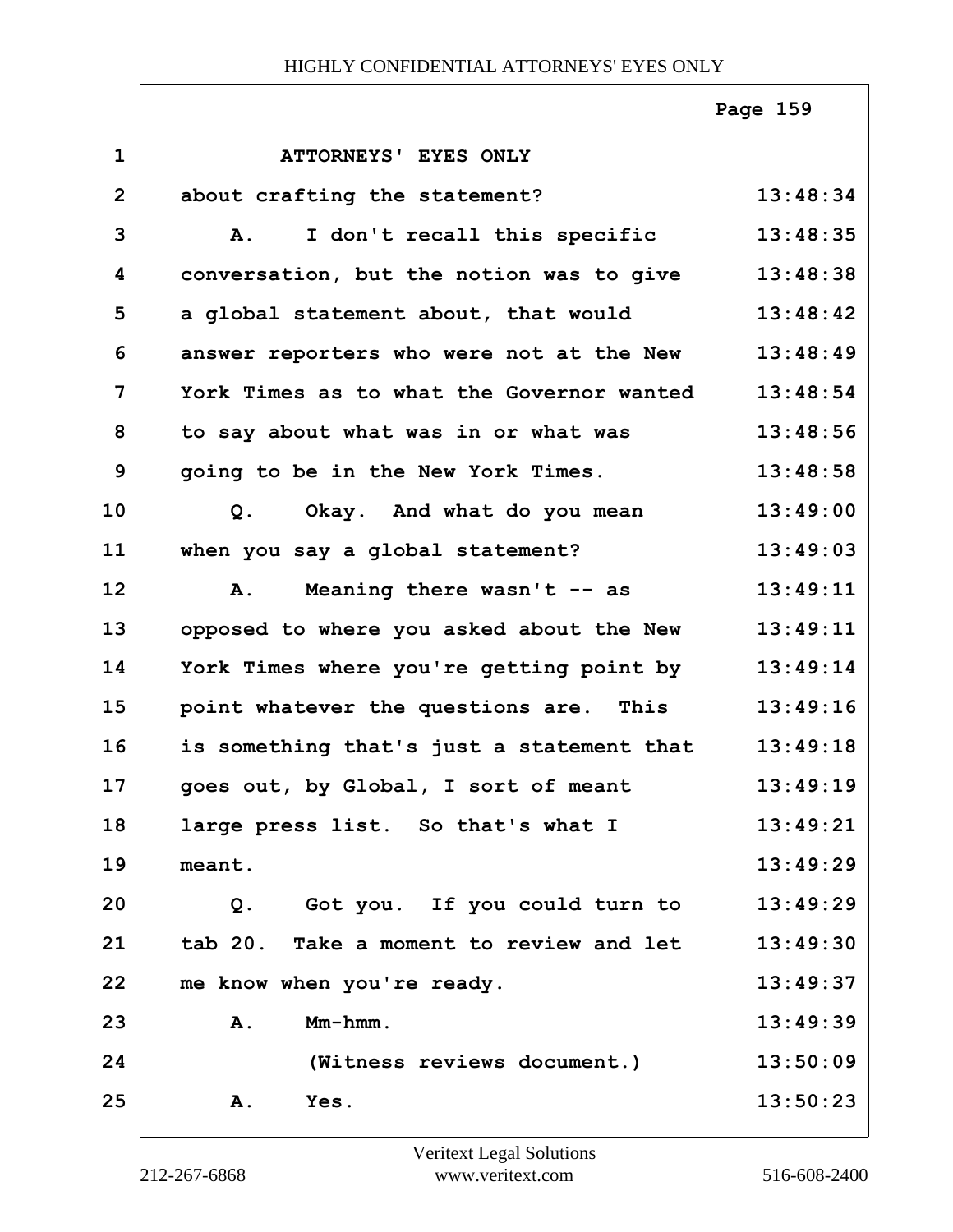ATTORNEYS' EYES ONLY

about crafting the statement? 13:48:34

A. I don't recall this specific 13:48:35
conversation, but the notion was to give 13:48:38
a global statement about, that would 13:48:42
answer reporters who were not at the New 13:48:49
York Times as to what the Governor wanted 13:48:54
to say about what was in or what was 13:48:56
going to be in the New York Times. 13:48:58

Q. Okay. And what do you mean 13:49:00
when you say a global statement? 13:49:03

A. Meaning there wasn't -- as 13:49:11
opposed to where you asked about the New 13:49:11
York Times where you're getting point by 13:49:14
point whatever the questions are. This 13:49:16
is something that's just a statement that 13:49:18
goes out, by Global, I sort of meant 13:49:19
large press list. So that's what I 13:49:21
meant. 13:49:29

Q. Got you. If you could turn to 13:49:29
tab 20. Take a moment to review and let 13:49:30
me know when you're ready. 13:49:37

A. Mm-hmm. 13:49:39

(Witness reviews document.) 13:50:09

A. Yes. 13:50:23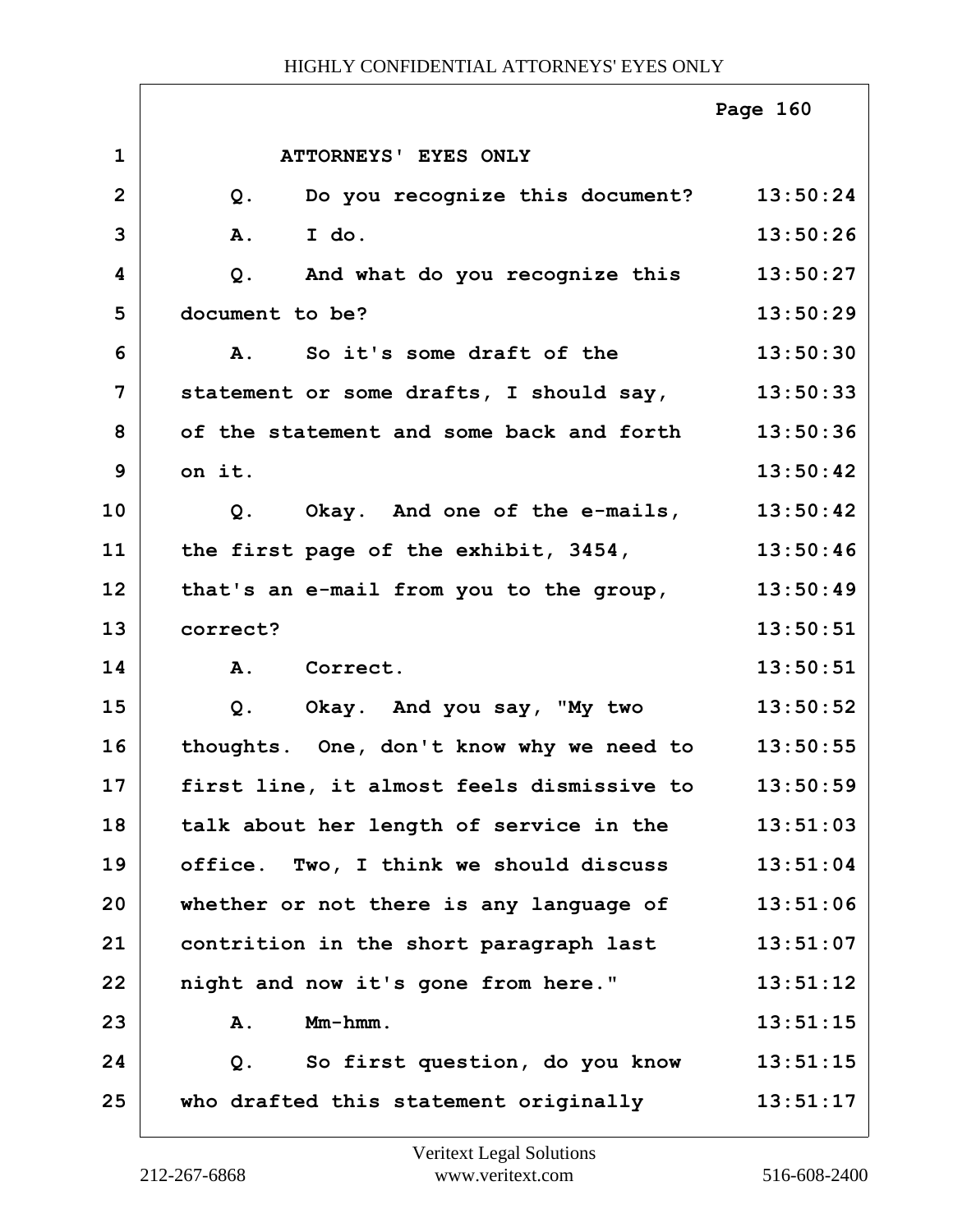ATTORNEYS' EYES ONLY

| | | |
|---|---|---|
| 1 | ATTORNEYS' EYES ONLY | |
| 2 | Q. Do you recognize this document? | 13:50:24 |
| 3 | A. I do. | 13:50:26 |
| 4 | Q. And what do you recognize this | 13:50:27 |
| 5 | document to be? | 13:50:29 |
| 6 | A. So it's some draft of the | 13:50:30 |
| 7 | statement or some drafts, I should say, | 13:50:33 |
| 8 | of the statement and some back and forth | 13:50:36 |
| 9 | on it. | 13:50:42 |
| 10 | Q. Okay. And one of the e-mails, | 13:50:42 |
| 11 | the first page of the exhibit, 3454, | 13:50:46 |
| 12 | that's an e-mail from you to the group, | 13:50:49 |
| 13 | correct? | 13:50:51 |
| 14 | A. Correct. | 13:50:51 |
| 15 | Q. Okay. And you say, "My two | 13:50:52 |
| 16 | thoughts. One, don't know why we need to | 13:50:55 |
| 17 | first line, it almost feels dismissive to | 13:50:59 |
| 18 | talk about her length of service in the | 13:51:03 |
| 19 | office. Two, I think we should discuss | 13:51:04 |
| 20 | whether or not there is any language of | 13:51:06 |
| 21 | contrition in the short paragraph last | 13:51:07 |
| 22 | night and now it's gone from here." | 13:51:12 |
| 23 | A. Mm-hmm. | 13:51:15 |
| 24 | Q. So first question, do you know | 13:51:15 |
| 25 | who drafted this statement originally | 13:51:17 |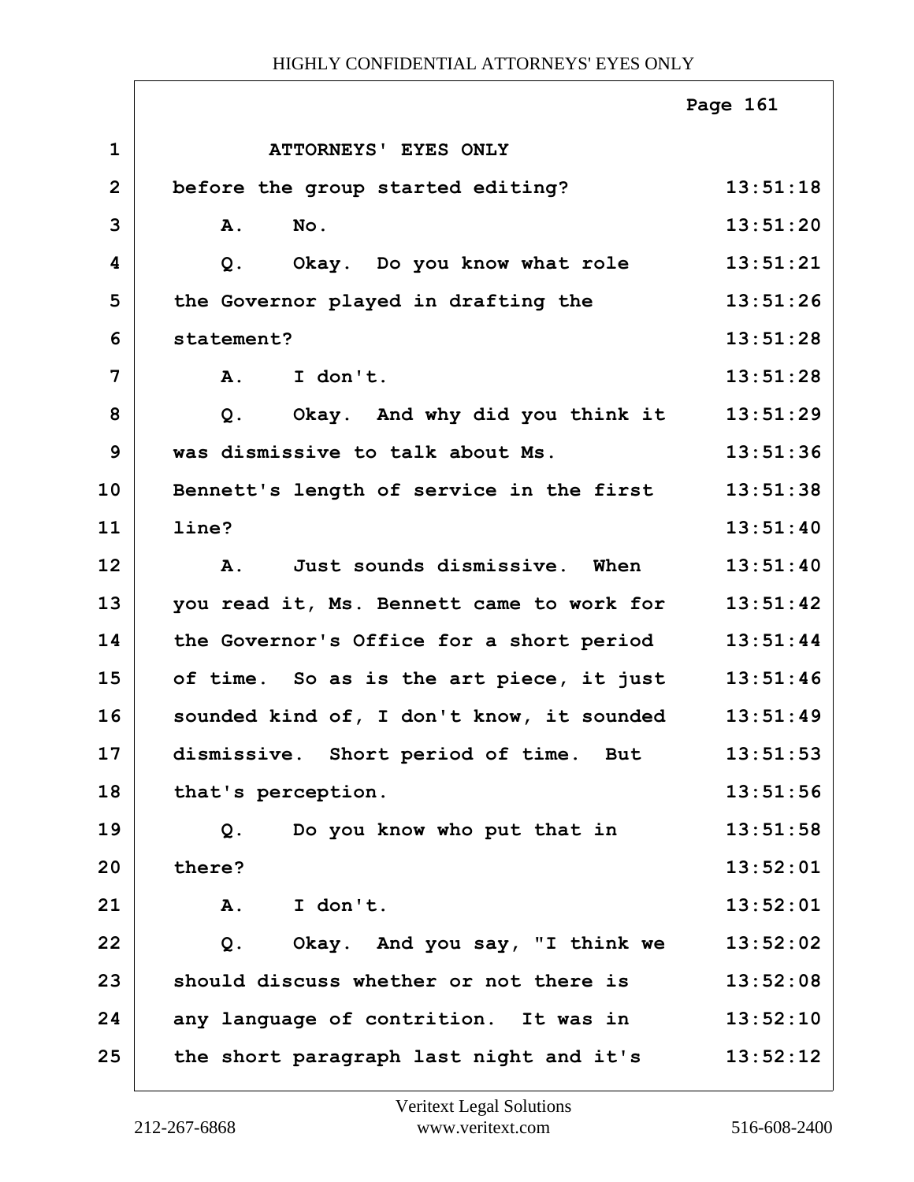ATTORNEYS' EYES ONLY

| | | |
|---|---|---|
| 1 | ATTORNEYS' EYES ONLY | |
| 2 | before the group started editing? | 13:51:18 |
| 3 | A. No. | 13:51:20 |
| 4 | Q. Okay. Do you know what role | 13:51:21 |
| 5 | the Governor played in drafting the | 13:51:26 |
| 6 | statement? | 13:51:28 |
| 7 | A. I don't. | 13:51:28 |
| 8 | Q. Okay. And why did you think it | 13:51:29 |
| 9 | was dismissive to talk about Ms. | 13:51:36 |
| 10 | Bennett's length of service in the first | 13:51:38 |
| 11 | line? | 13:51:40 |
| 12 | A. Just sounds dismissive. When | 13:51:40 |
| 13 | you read it, Ms. Bennett came to work for | 13:51:42 |
| 14 | the Governor's Office for a short period | 13:51:44 |
| 15 | of time. So as is the art piece, it just | 13:51:46 |
| 16 | sounded kind of, I don't know, it sounded | 13:51:49 |
| 17 | dismissive. Short period of time. But | 13:51:53 |
| 18 | that's perception. | 13:51:56 |
| 19 | Q. Do you know who put that in | 13:51:58 |
| 20 | there? | 13:52:01 |
| 21 | A. I don't. | 13:52:01 |
| 22 | Q. Okay. And you say, "I think we | 13:52:02 |
| 23 | should discuss whether or not there is | 13:52:08 |
| 24 | any language of contrition. It was in | 13:52:10 |
| 25 | the short paragraph last night and it's | 13:52:12 |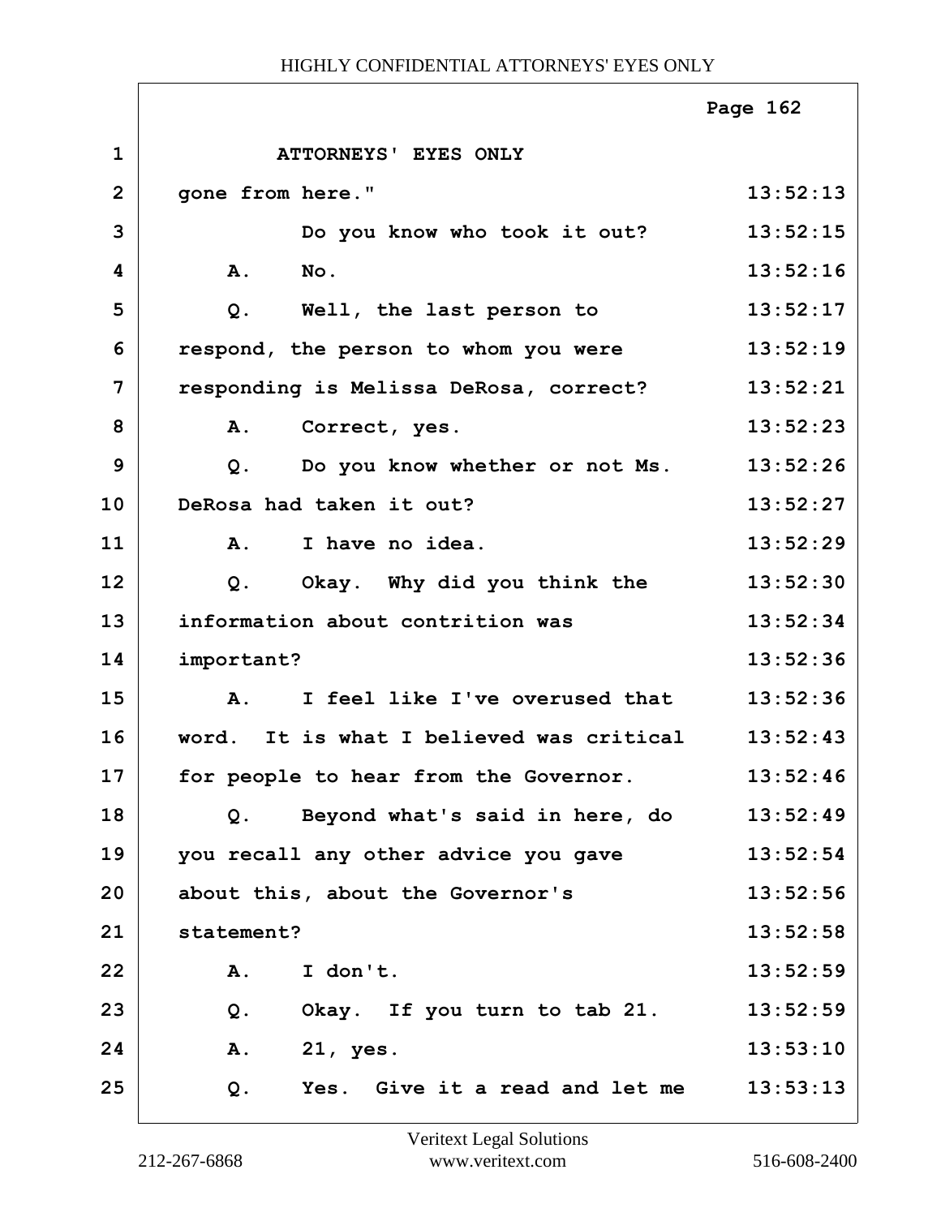ATTORNEYS' EYES ONLY

| | | |
|---|---|---|
| 1 | ATTORNEYS' EYES ONLY | |
| 2 | gone from here." | 13:52:13 |
| 3 | Do you know who took it out? | 13:52:15 |
| 4 | A. No. | 13:52:16 |
| 5 | Q. Well, the last person to | 13:52:17 |
| 6 | respond, the person to whom you were | 13:52:19 |
| 7 | responding is Melissa DeRosa, correct? | 13:52:21 |
| 8 | A. Correct, yes. | 13:52:23 |
| 9 | Q. Do you know whether or not Ms. | 13:52:26 |
| 10 | DeRosa had taken it out? | 13:52:27 |
| 11 | A. I have no idea. | 13:52:29 |
| 12 | Q. Okay. Why did you think the | 13:52:30 |
| 13 | information about contrition was | 13:52:34 |
| 14 | important? | 13:52:36 |
| 15 | A. I feel like I've overused that | 13:52:36 |
| 16 | word. It is what I believed was critical | 13:52:43 |
| 17 | for people to hear from the Governor. | 13:52:46 |
| 18 | Q. Beyond what's said in here, do | 13:52:49 |
| 19 | you recall any other advice you gave | 13:52:54 |
| 20 | about this, about the Governor's | 13:52:56 |
| 21 | statement? | 13:52:58 |
| 22 | A. I don't. | 13:52:59 |
| 23 | Q. Okay. If you turn to tab 21. | 13:52:59 |
| 24 | A. 21, yes. | 13:53:10 |
| 25 | Q. Yes. Give it a read and let me | 13:53:13 |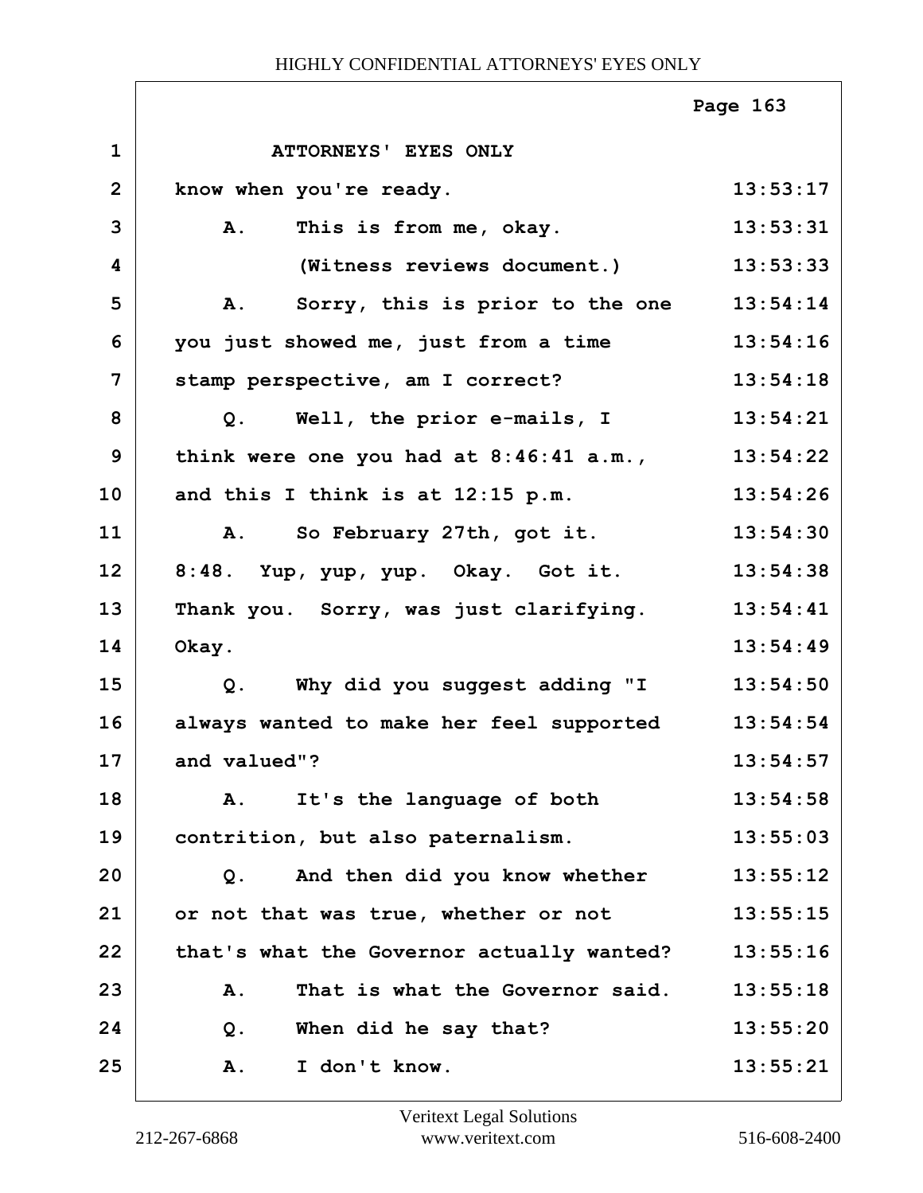ATTORNEYS' EYES ONLY

| | | |
|---|---|---|
| 1 | ATTORNEYS' EYES ONLY | |
| 2 | know when you're ready. | 13:53:17 |
| 3 | A. This is from me, okay. | 13:53:31 |
| 4 | (Witness reviews document.) | 13:53:33 |
| 5 | A. Sorry, this is prior to the one | 13:54:14 |
| 6 | you just showed me, just from a time | 13:54:16 |
| 7 | stamp perspective, am I correct? | 13:54:18 |
| 8 | Q. Well, the prior e-mails, I | 13:54:21 |
| 9 | think were one you had at 8:46:41 a.m., | 13:54:22 |
| 10 | and this I think is at 12:15 p.m. | 13:54:26 |
| 11 | A. So February 27th, got it. | 13:54:30 |
| 12 | 8:48. Yup, yup, yup. Okay. Got it. | 13:54:38 |
| 13 | Thank you. Sorry, was just clarifying. | 13:54:41 |
| 14 | Okay. | 13:54:49 |
| 15 | Q. Why did you suggest adding "I | 13:54:50 |
| 16 | always wanted to make her feel supported | 13:54:54 |
| 17 | and valued"? | 13:54:57 |
| 18 | A. It's the language of both | 13:54:58 |
| 19 | contrition, but also paternalism. | 13:55:03 |
| 20 | Q. And then did you know whether | 13:55:12 |
| 21 | or not that was true, whether or not | 13:55:15 |
| 22 | that's what the Governor actually wanted? | 13:55:16 |
| 23 | A. That is what the Governor said. | 13:55:18 |
| 24 | Q. When did he say that? | 13:55:20 |
| 25 | A. I don't know. | 13:55:21 |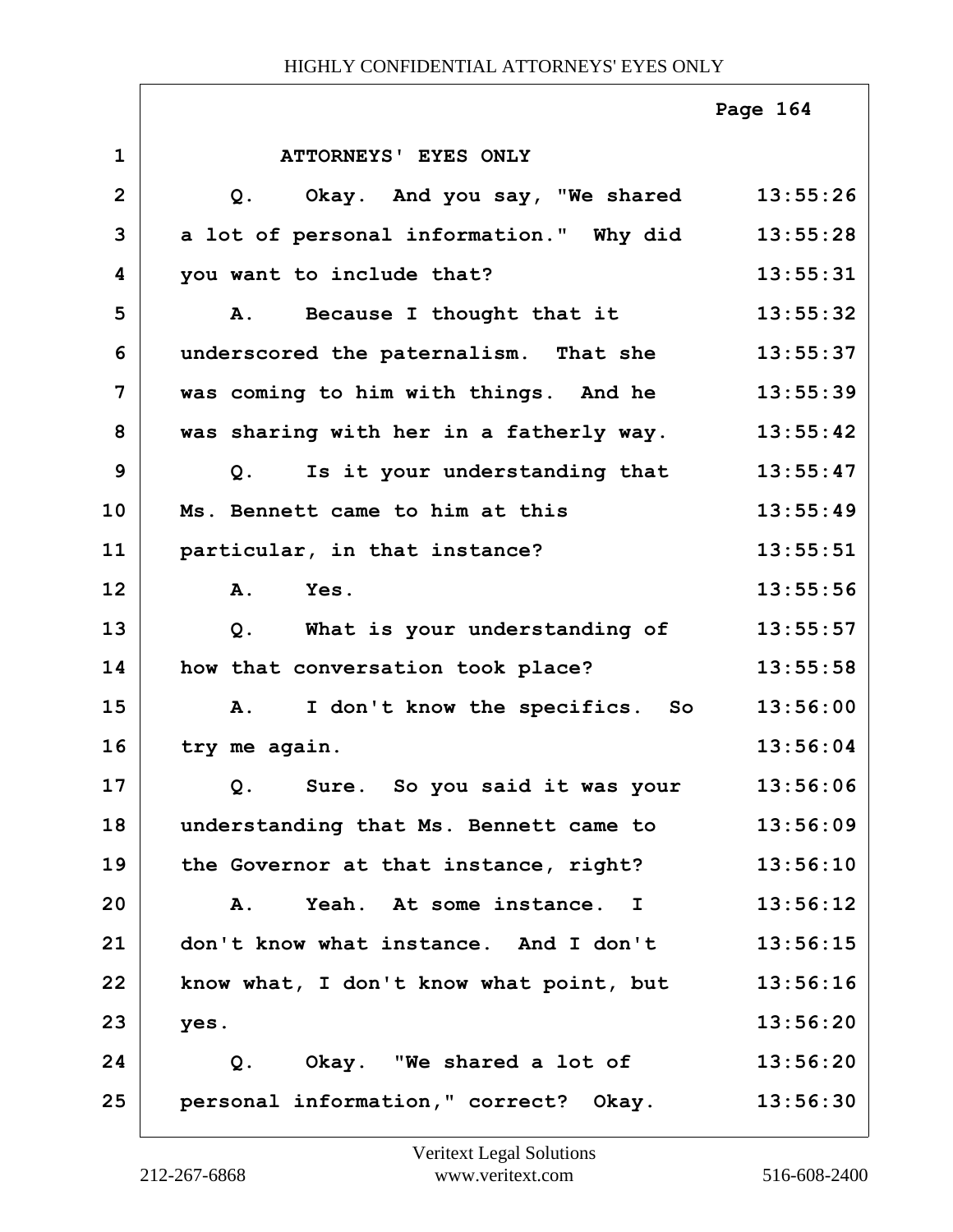ATTORNEYS' EYES ONLY

| | | |
|---|---|---|
| 1 | ATTORNEYS' EYES ONLY | |
| 2 | Q. Okay. And you say, "We shared | 13:55:26 |
| 3 | a lot of personal information." Why did | 13:55:28 |
| 4 | you want to include that? | 13:55:31 |
| 5 | A. Because I thought that it | 13:55:32 |
| 6 | underscored the paternalism. That she | 13:55:37 |
| 7 | was coming to him with things. And he | 13:55:39 |
| 8 | was sharing with her in a fatherly way. | 13:55:42 |
| 9 | Q. Is it your understanding that | 13:55:47 |
| 10 | Ms. Bennett came to him at this | 13:55:49 |
| 11 | particular, in that instance? | 13:55:51 |
| 12 | A. Yes. | 13:55:56 |
| 13 | Q. What is your understanding of | 13:55:57 |
| 14 | how that conversation took place? | 13:55:58 |
| 15 | A. I don't know the specifics. So | 13:56:00 |
| 16 | try me again. | 13:56:04 |
| 17 | Q. Sure. So you said it was your | 13:56:06 |
| 18 | understanding that Ms. Bennett came to | 13:56:09 |
| 19 | the Governor at that instance, right? | 13:56:10 |
| 20 | A. Yeah. At some instance. I | 13:56:12 |
| 21 | don't know what instance. And I don't | 13:56:15 |
| 22 | know what, I don't know what point, but | 13:56:16 |
| 23 | yes. | 13:56:20 |
| 24 | Q. Okay. "We shared a lot of | 13:56:20 |
| 25 | personal information," correct? Okay. | 13:56:30 |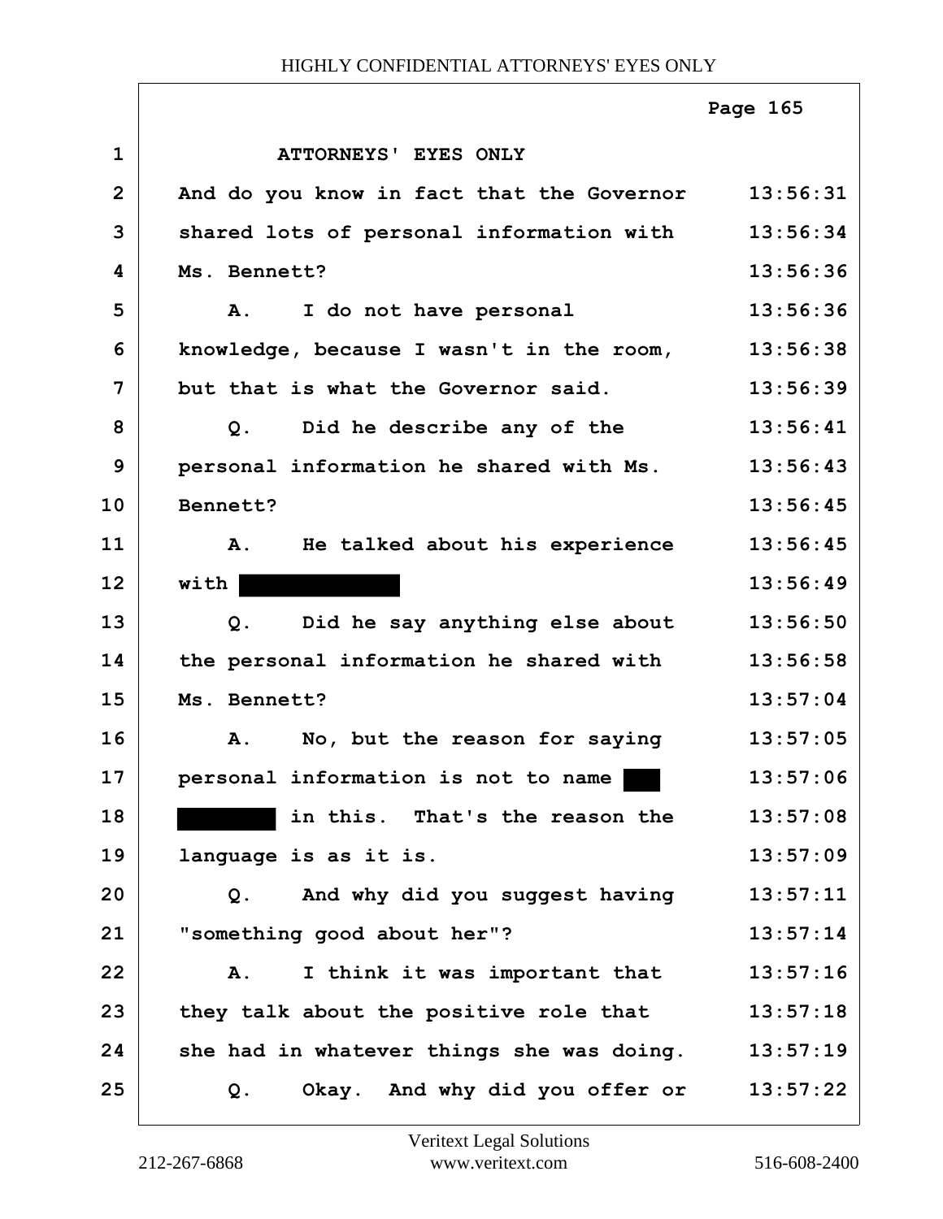ATTORNEYS' EYES ONLY

| Line | Text | Time |
|---|---|---|
| 1 | ATTORNEYS' EYES ONLY | |
| 2 | And do you know in fact that the Governor | 13:56:31 |
| 3 | shared lots of personal information with | 13:56:34 |
| 4 | Ms. Bennett? | 13:56:36 |
| 5 | A. I do not have personal | 13:56:36 |
| 6 | knowledge, because I wasn't in the room, | 13:56:38 |
| 7 | but that is what the Governor said. | 13:56:39 |
| 8 | Q. Did he describe any of the | 13:56:41 |
| 9 | personal information he shared with Ms. | 13:56:43 |
| 10 | Bennett? | 13:56:45 |
| 11 | A. He talked about his experience | 13:56:45 |
| 12 | with [REDACTED] | 13:56:49 |
| 13 | Q. Did he say anything else about | 13:56:50 |
| 14 | the personal information he shared with | 13:56:58 |
| 15 | Ms. Bennett? | 13:57:04 |
| 16 | A. No, but the reason for saying | 13:57:05 |
| 17 | personal information is not to name [REDACTED] | 13:57:06 |
| 18 | [REDACTED] in this. That's the reason the | 13:57:08 |
| 19 | language is as it is. | 13:57:09 |
| 20 | Q. And why did you suggest having | 13:57:11 |
| 21 | "something good about her"? | 13:57:14 |
| 22 | A. I think it was important that | 13:57:16 |
| 23 | they talk about the positive role that | 13:57:18 |
| 24 | she had in whatever things she was doing. | 13:57:19 |
| 25 | Q. Okay. And why did you offer or | 13:57:22 |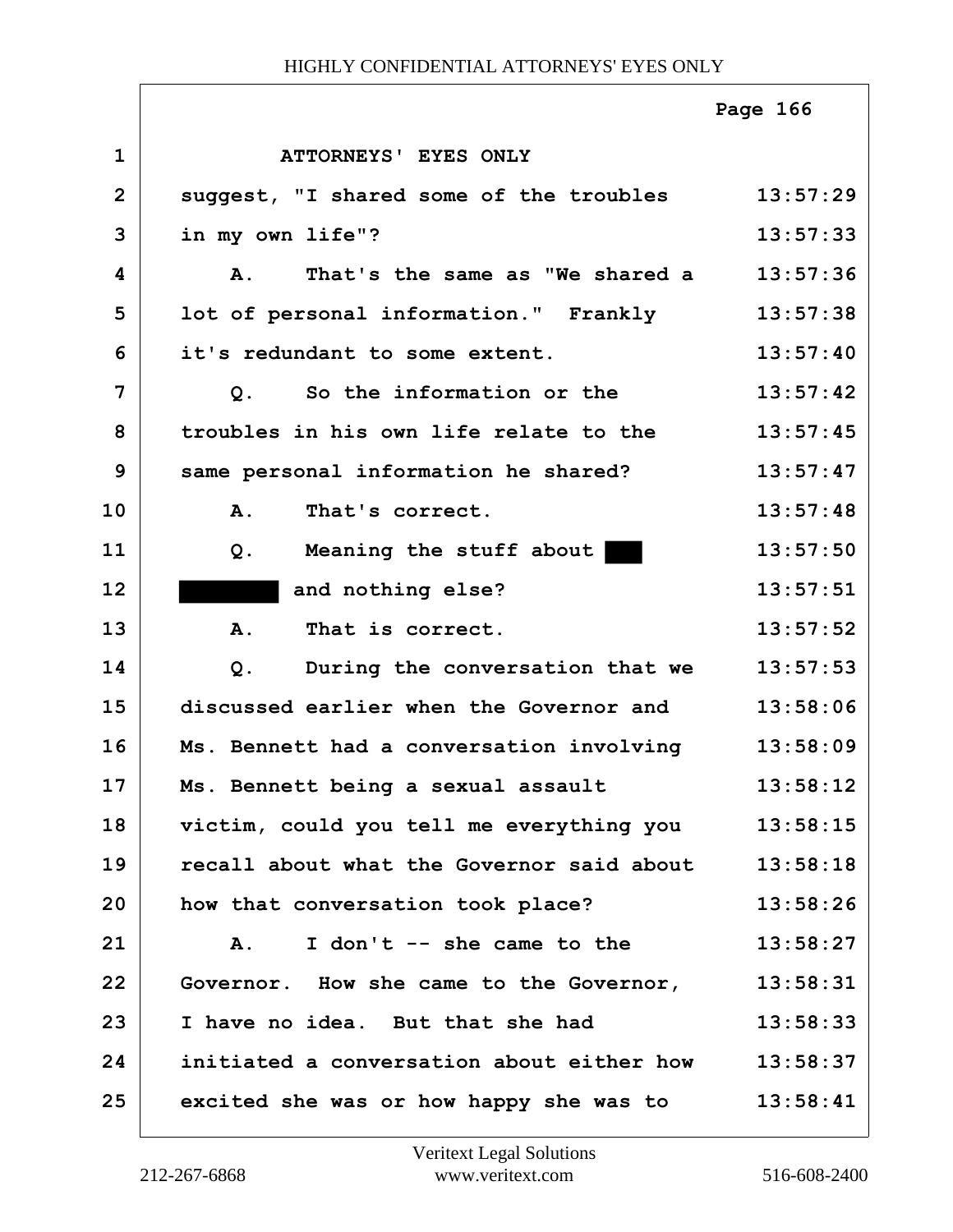ATTORNEYS' EYES ONLY

| | | |
|---|---|---|
| 1 | ATTORNEYS' EYES ONLY | |
| 2 | suggest, "I shared some of the troubles | 13:57:29 |
| 3 | in my own life"? | 13:57:33 |
| 4 | A. That's the same as "We shared a | 13:57:36 |
| 5 | lot of personal information." Frankly | 13:57:38 |
| 6 | it's redundant to some extent. | 13:57:40 |
| 7 | Q. So the information or the | 13:57:42 |
| 8 | troubles in his own life relate to the | 13:57:45 |
| 9 | same personal information he shared? | 13:57:47 |
| 10 | A. That's correct. | 13:57:48 |
| 11 | Q. Meaning the stuff about ███ | 13:57:50 |
| 12 | ████████ and nothing else? | 13:57:51 |
| 13 | A. That is correct. | 13:57:52 |
| 14 | Q. During the conversation that we | 13:57:53 |
| 15 | discussed earlier when the Governor and | 13:58:06 |
| 16 | Ms. Bennett had a conversation involving | 13:58:09 |
| 17 | Ms. Bennett being a sexual assault | 13:58:12 |
| 18 | victim, could you tell me everything you | 13:58:15 |
| 19 | recall about what the Governor said about | 13:58:18 |
| 20 | how that conversation took place? | 13:58:26 |
| 21 | A. I don't -- she came to the | 13:58:27 |
| 22 | Governor. How she came to the Governor, | 13:58:31 |
| 23 | I have no idea. But that she had | 13:58:33 |
| 24 | initiated a conversation about either how | 13:58:37 |
| 25 | excited she was or how happy she was to | 13:58:41 |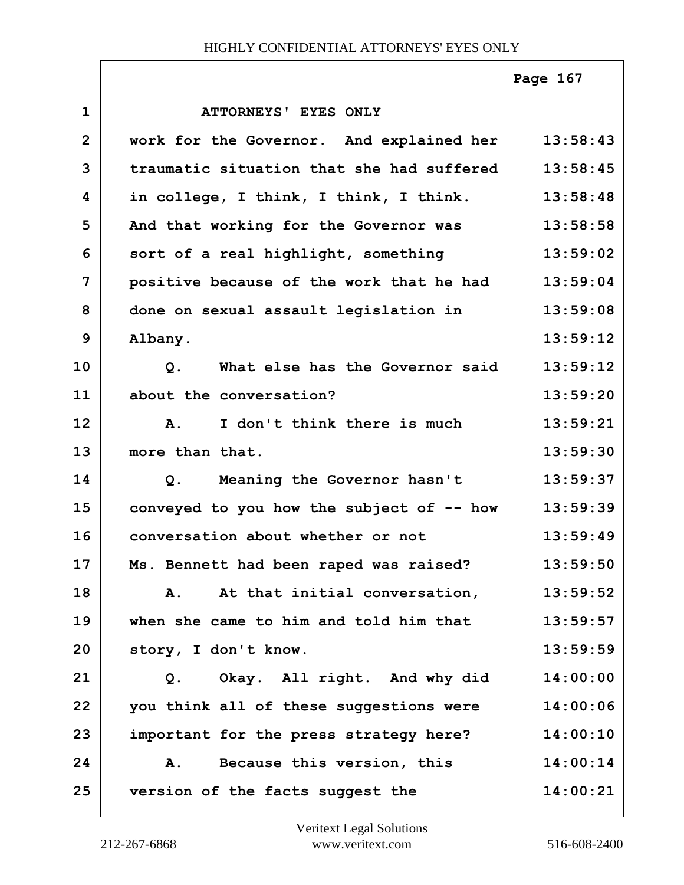ATTORNEYS' EYES ONLY

work for the Governor. And explained her traumatic situation that she had suffered in college, I think, I think, I think. And that working for the Governor was sort of a real highlight, something positive because of the work that he had done on sexual assault legislation in Albany.

Q. What else has the Governor said about the conversation?

A. I don't think there is much more than that.

Q. Meaning the Governor hasn't conveyed to you how the subject of -- how conversation about whether or not Ms. Bennett had been raped was raised?

A. At that initial conversation, when she came to him and told him that story, I don't know.

Q. Okay. All right. And why did you think all of these suggestions were important for the press strategy here?

A. Because this version, this version of the facts suggest the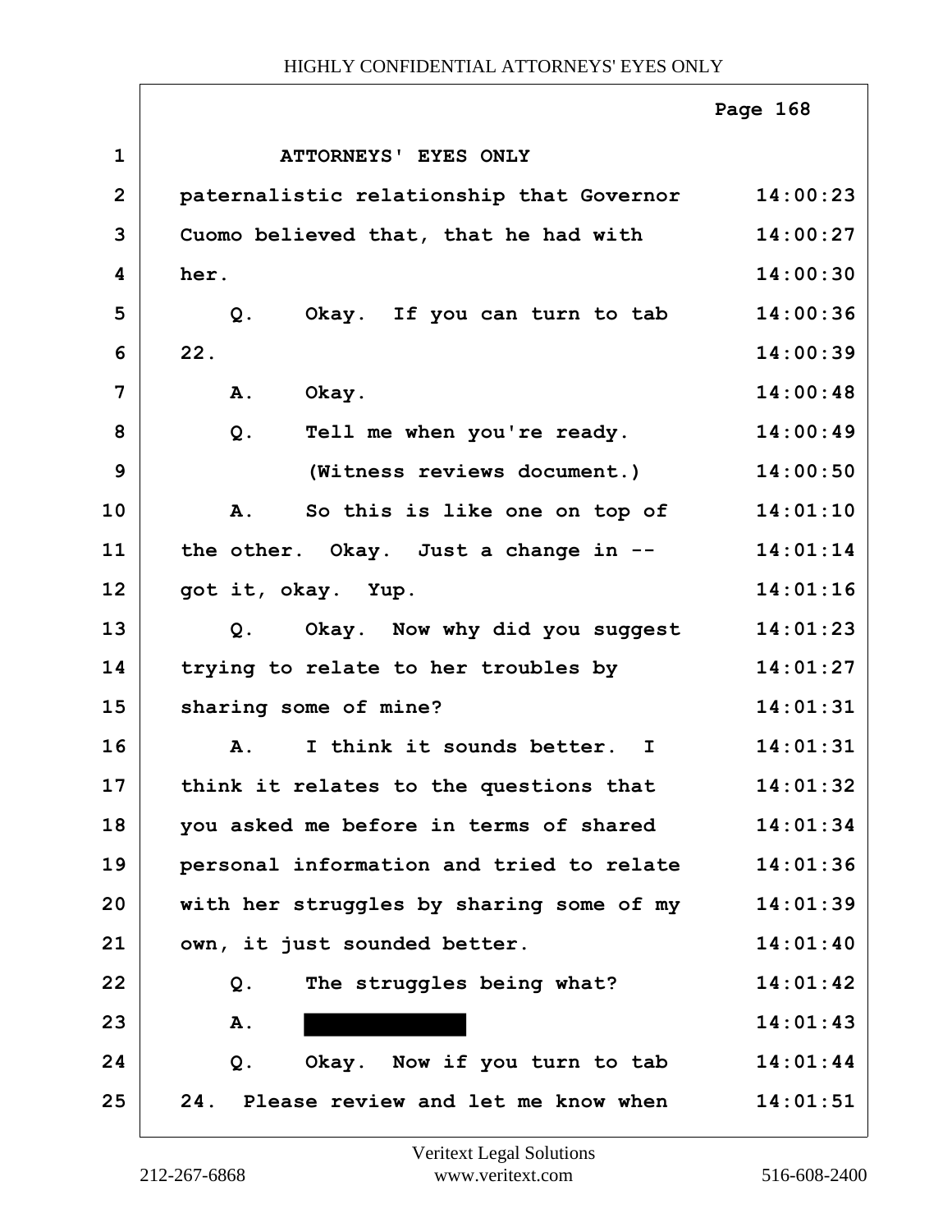ATTORNEYS' EYES ONLY

| | | |
|---|---|---|
| 1 | ATTORNEYS' EYES ONLY | |
| 2 | paternalistic relationship that Governor | 14:00:23 |
| 3 | Cuomo believed that, that he had with | 14:00:27 |
| 4 | her. | 14:00:30 |
| 5 | Q. Okay. If you can turn to tab | 14:00:36 |
| 6 | 22. | 14:00:39 |
| 7 | A. Okay. | 14:00:48 |
| 8 | Q. Tell me when you're ready. | 14:00:49 |
| 9 | (Witness reviews document.) | 14:00:50 |
| 10 | A. So this is like one on top of | 14:01:10 |
| 11 | the other. Okay. Just a change in -- | 14:01:14 |
| 12 | got it, okay. Yup. | 14:01:16 |
| 13 | Q. Okay. Now why did you suggest | 14:01:23 |
| 14 | trying to relate to her troubles by | 14:01:27 |
| 15 | sharing some of mine? | 14:01:31 |
| 16 | A. I think it sounds better. I | 14:01:31 |
| 17 | think it relates to the questions that | 14:01:32 |
| 18 | you asked me before in terms of shared | 14:01:34 |
| 19 | personal information and tried to relate | 14:01:36 |
| 20 | with her struggles by sharing some of my | 14:01:39 |
| 21 | own, it just sounded better. | 14:01:40 |
| 22 | Q. The struggles being what? | 14:01:42 |
| 23 | A. [REDACTED] | 14:01:43 |
| 24 | Q. Okay. Now if you turn to tab | 14:01:44 |
| 25 | 24. Please review and let me know when | 14:01:51 |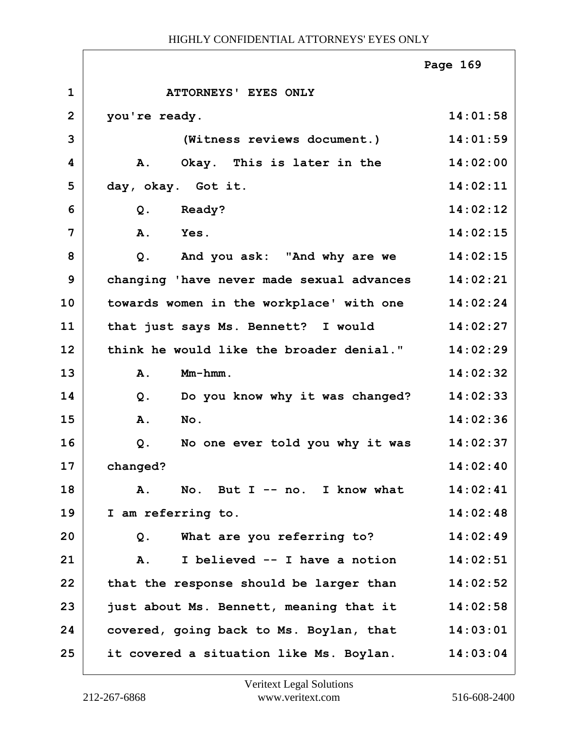ATTORNEYS' EYES ONLY

you're ready. 14:01:58

(Witness reviews document.) 14:01:59

A. Okay. This is later in the day, okay. Got it. 14:02:00

Q. Ready? 14:02:12

A. Yes. 14:02:15

Q. And you ask: "And why are we changing 'have never made sexual advances towards women in the workplace' with one that just says Ms. Bennett? I would think he would like the broader denial." 14:02:15

A. Mm-hmm. 14:02:32

Q. Do you know why it was changed? 14:02:33

A. No. 14:02:36

Q. No one ever told you why it was changed? 14:02:37

A. No. But I -- no. I know what I am referring to. 14:02:41

Q. What are you referring to? 14:02:49

A. I believed -- I have a notion that the response should be larger than just about Ms. Bennett, meaning that it covered, going back to Ms. Boylan, that it covered a situation like Ms. Boylan. 14:02:51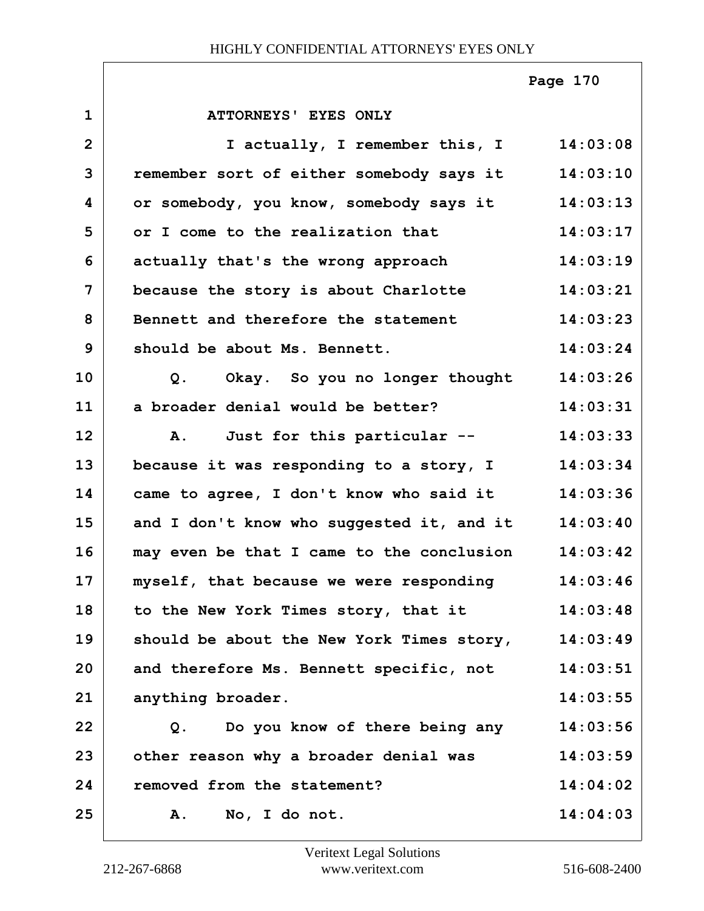ATTORNEYS' EYES ONLY

I actually, I remember this, I remember sort of either somebody says it or somebody, you know, somebody says it or I come to the realization that actually that's the wrong approach because the story is about Charlotte Bennett and therefore the statement should be about Ms. Bennett.

Q. Okay. So you no longer thought a broader denial would be better?

A. Just for this particular -- because it was responding to a story, I came to agree, I don't know who said it and I don't know who suggested it, and it may even be that I came to the conclusion myself, that because we were responding to the New York Times story, that it should be about the New York Times story, and therefore Ms. Bennett specific, not anything broader.

Q. Do you know of there being any other reason why a broader denial was removed from the statement?

A. No, I do not.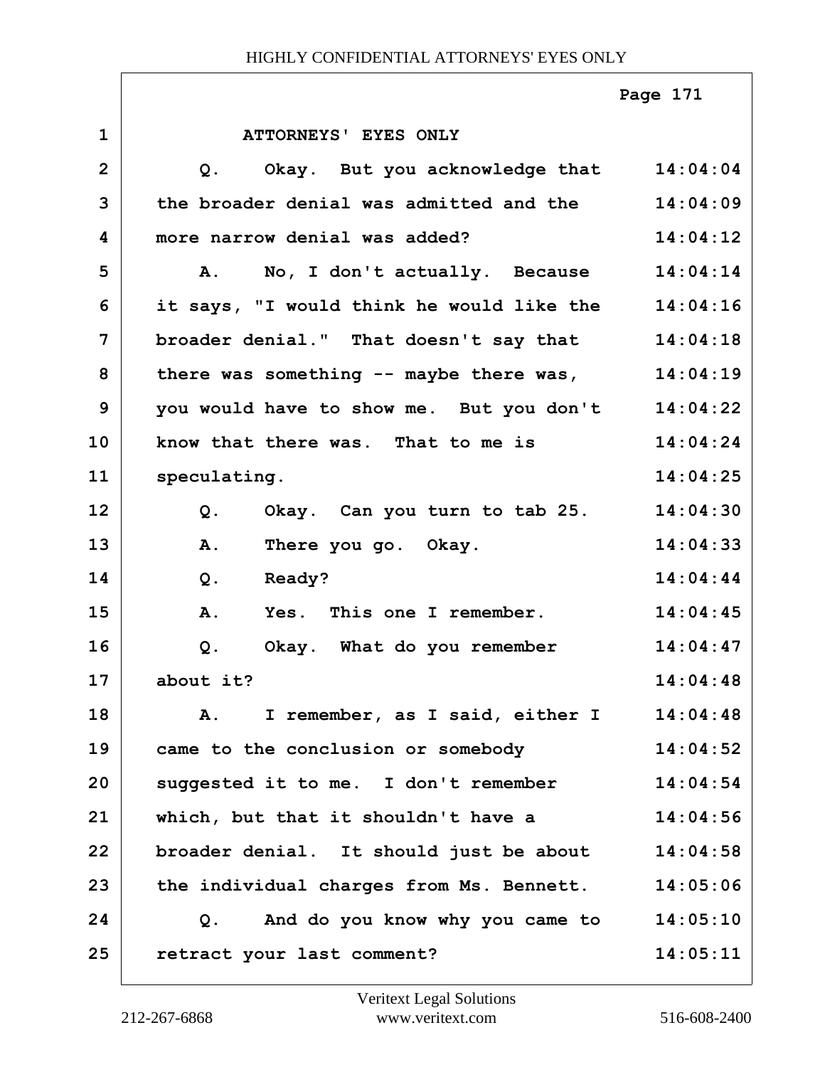ATTORNEYS' EYES ONLY

| | | |
|---|---|---|
| 1 | ATTORNEYS' EYES ONLY | |
| 2 | Q. Okay. But you acknowledge that | 14:04:04 |
| 3 | the broader denial was admitted and the | 14:04:09 |
| 4 | more narrow denial was added? | 14:04:12 |
| 5 | A. No, I don't actually. Because | 14:04:14 |
| 6 | it says, "I would think he would like the | 14:04:16 |
| 7 | broader denial." That doesn't say that | 14:04:18 |
| 8 | there was something -- maybe there was, | 14:04:19 |
| 9 | you would have to show me. But you don't | 14:04:22 |
| 10 | know that there was. That to me is | 14:04:24 |
| 11 | speculating. | 14:04:25 |
| 12 | Q. Okay. Can you turn to tab 25. | 14:04:30 |
| 13 | A. There you go. Okay. | 14:04:33 |
| 14 | Q. Ready? | 14:04:44 |
| 15 | A. Yes. This one I remember. | 14:04:45 |
| 16 | Q. Okay. What do you remember | 14:04:47 |
| 17 | about it? | 14:04:48 |
| 18 | A. I remember, as I said, either I | 14:04:48 |
| 19 | came to the conclusion or somebody | 14:04:52 |
| 20 | suggested it to me. I don't remember | 14:04:54 |
| 21 | which, but that it shouldn't have a | 14:04:56 |
| 22 | broader denial. It should just be about | 14:04:58 |
| 23 | the individual charges from Ms. Bennett. | 14:05:06 |
| 24 | Q. And do you know why you came to | 14:05:10 |
| 25 | retract your last comment? | 14:05:11 |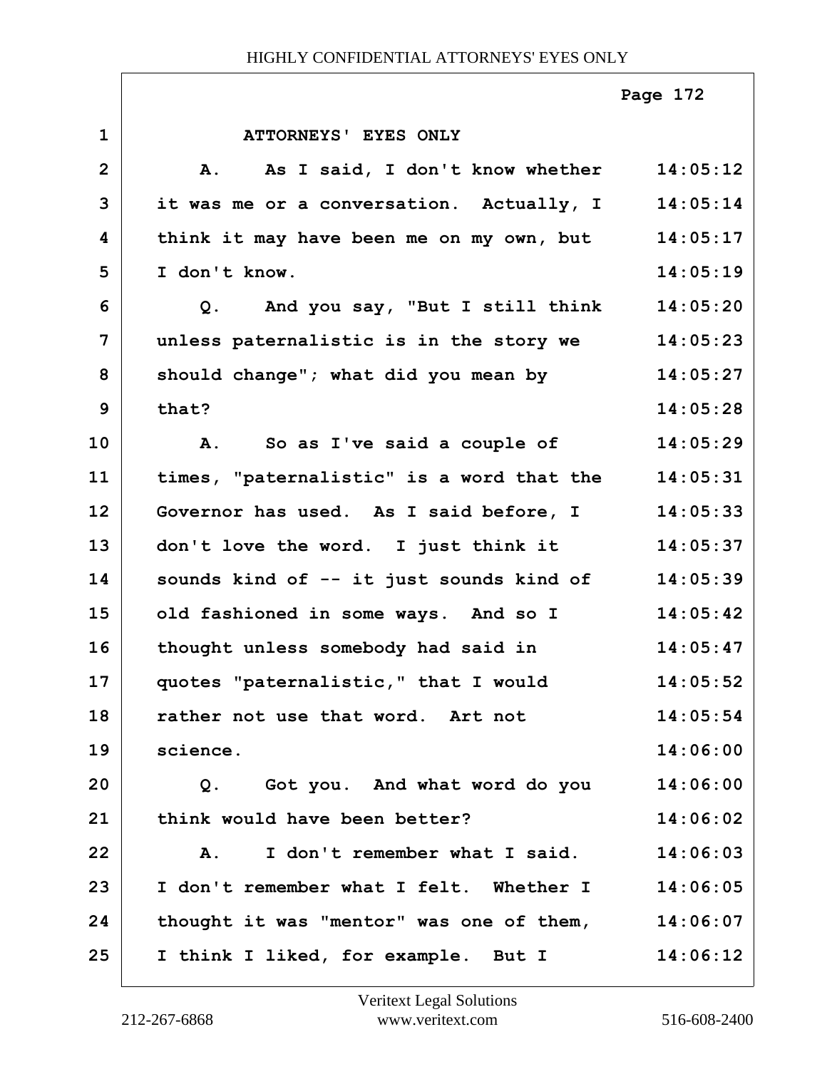ATTORNEYS' EYES ONLY

A. As I said, I don't know whether it was me or a conversation. Actually, I think it may have been me on my own, but I don't know.

Q. And you say, "But I still think unless paternalistic is in the story we should change"; what did you mean by that?

A. So as I've said a couple of times, "paternalistic" is a word that the Governor has used. As I said before, I don't love the word. I just think it sounds kind of -- it just sounds kind of old fashioned in some ways. And so I thought unless somebody had said in quotes "paternalistic," that I would rather not use that word. Art not science.

Q. Got you. And what word do you think would have been better?

A. I don't remember what I said. I don't remember what I felt. Whether I thought it was "mentor" was one of them, I think I liked, for example. But I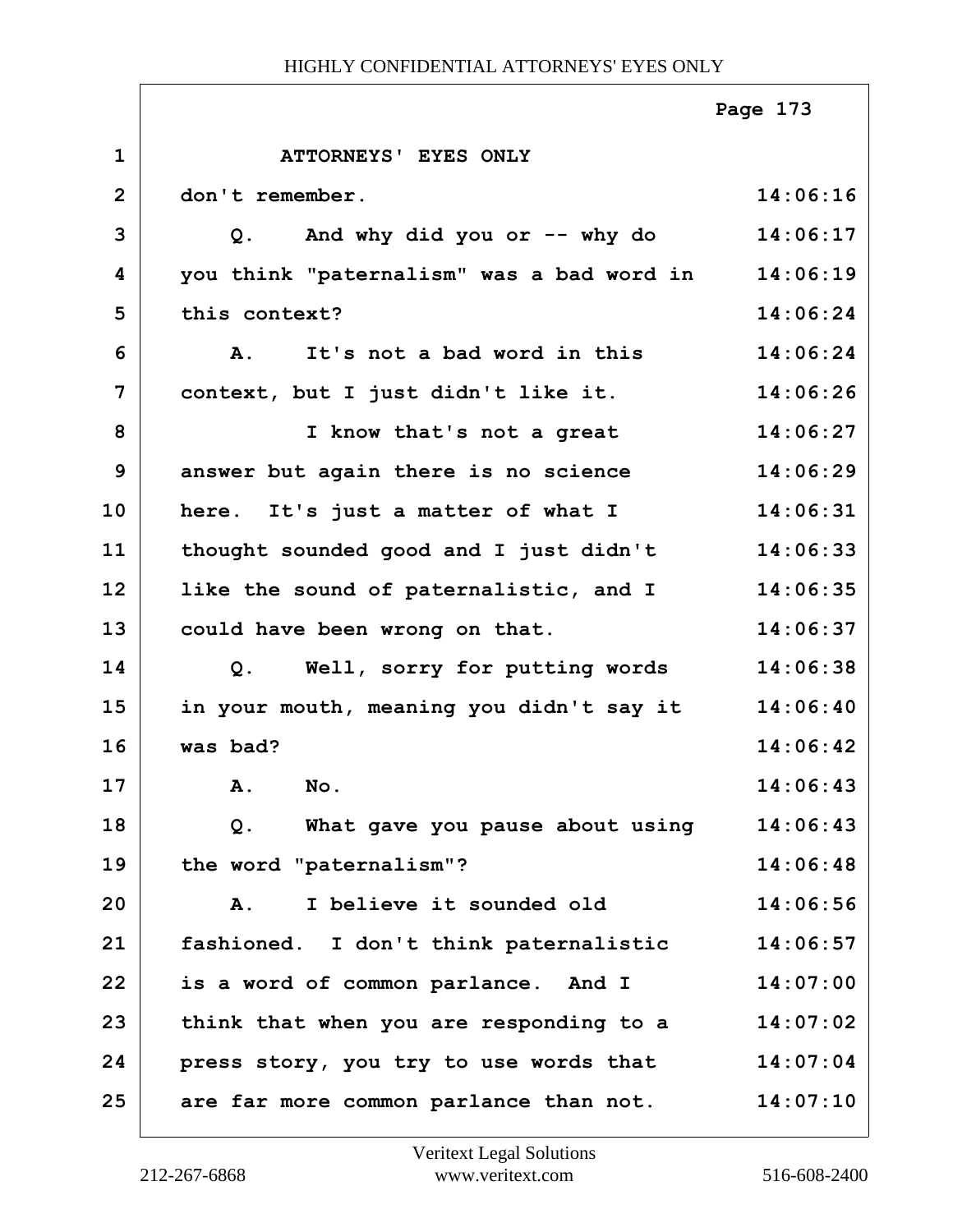ATTORNEYS' EYES ONLY

| | | |
|---|---|---|
| 1 | ATTORNEYS' EYES ONLY | |
| 2 | don't remember. | 14:06:16 |
| 3 | Q. And why did you or -- why do | 14:06:17 |
| 4 | you think "paternalism" was a bad word in | 14:06:19 |
| 5 | this context? | 14:06:24 |
| 6 | A. It's not a bad word in this | 14:06:24 |
| 7 | context, but I just didn't like it. | 14:06:26 |
| 8 | I know that's not a great | 14:06:27 |
| 9 | answer but again there is no science | 14:06:29 |
| 10 | here. It's just a matter of what I | 14:06:31 |
| 11 | thought sounded good and I just didn't | 14:06:33 |
| 12 | like the sound of paternalistic, and I | 14:06:35 |
| 13 | could have been wrong on that. | 14:06:37 |
| 14 | Q. Well, sorry for putting words | 14:06:38 |
| 15 | in your mouth, meaning you didn't say it | 14:06:40 |
| 16 | was bad? | 14:06:42 |
| 17 | A. No. | 14:06:43 |
| 18 | Q. What gave you pause about using | 14:06:43 |
| 19 | the word "paternalism"? | 14:06:48 |
| 20 | A. I believe it sounded old | 14:06:56 |
| 21 | fashioned. I don't think paternalistic | 14:06:57 |
| 22 | is a word of common parlance. And I | 14:07:00 |
| 23 | think that when you are responding to a | 14:07:02 |
| 24 | press story, you try to use words that | 14:07:04 |
| 25 | are far more common parlance than not. | 14:07:10 |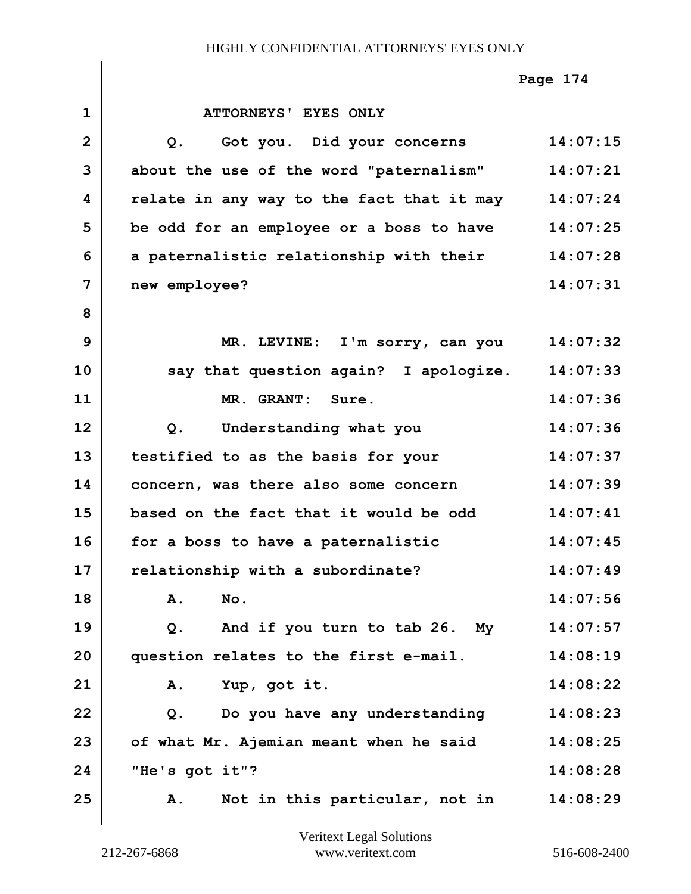ATTORNEYS' EYES ONLY

Q. Got you. Did your concerns about the use of the word "paternalism" relate in any way to the fact that it may be odd for an employee or a boss to have a paternalistic relationship with their new employee?

MR. LEVINE: I'm sorry, can you say that question again? I apologize.

MR. GRANT: Sure.

Q. Understanding what you testified to as the basis for your concern, was there also some concern based on the fact that it would be odd for a boss to have a paternalistic relationship with a subordinate?

A. No.

Q. And if you turn to tab 26. My question relates to the first e-mail.

A. Yup, got it.

Q. Do you have any understanding of what Mr. Ajemian meant when he said "He's got it"?

A. Not in this particular, not in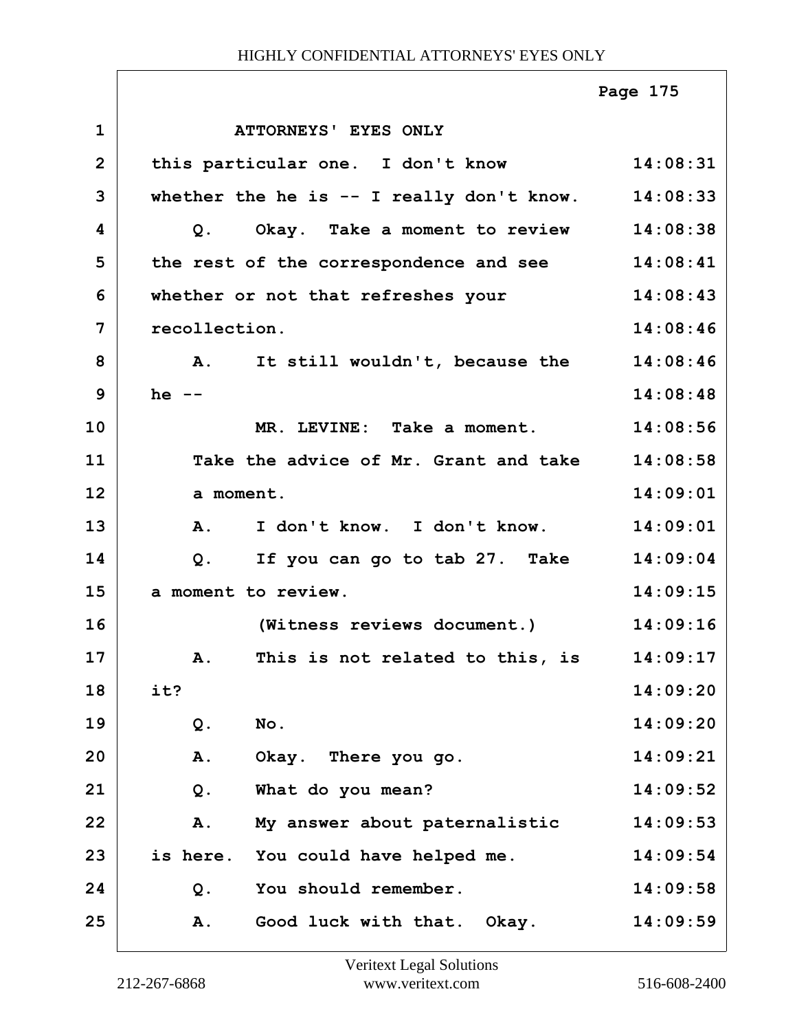ATTORNEYS' EYES ONLY

| | | |
|---|---|---|
| 1 | ATTORNEYS' EYES ONLY | |
| 2 | this particular one. I don't know | 14:08:31 |
| 3 | whether the he is -- I really don't know. | 14:08:33 |
| 4 | Q. Okay. Take a moment to review | 14:08:38 |
| 5 | the rest of the correspondence and see | 14:08:41 |
| 6 | whether or not that refreshes your | 14:08:43 |
| 7 | recollection. | 14:08:46 |
| 8 | A. It still wouldn't, because the | 14:08:46 |
| 9 | he -- | 14:08:48 |
| 10 | MR. LEVINE: Take a moment. | 14:08:56 |
| 11 | Take the advice of Mr. Grant and take | 14:08:58 |
| 12 | a moment. | 14:09:01 |
| 13 | A. I don't know. I don't know. | 14:09:01 |
| 14 | Q. If you can go to tab 27. Take | 14:09:04 |
| 15 | a moment to review. | 14:09:15 |
| 16 | (Witness reviews document.) | 14:09:16 |
| 17 | A. This is not related to this, is | 14:09:17 |
| 18 | it? | 14:09:20 |
| 19 | Q. No. | 14:09:20 |
| 20 | A. Okay. There you go. | 14:09:21 |
| 21 | Q. What do you mean? | 14:09:52 |
| 22 | A. My answer about paternalistic | 14:09:53 |
| 23 | is here. You could have helped me. | 14:09:54 |
| 24 | Q. You should remember. | 14:09:58 |
| 25 | A. Good luck with that. Okay. | 14:09:59 |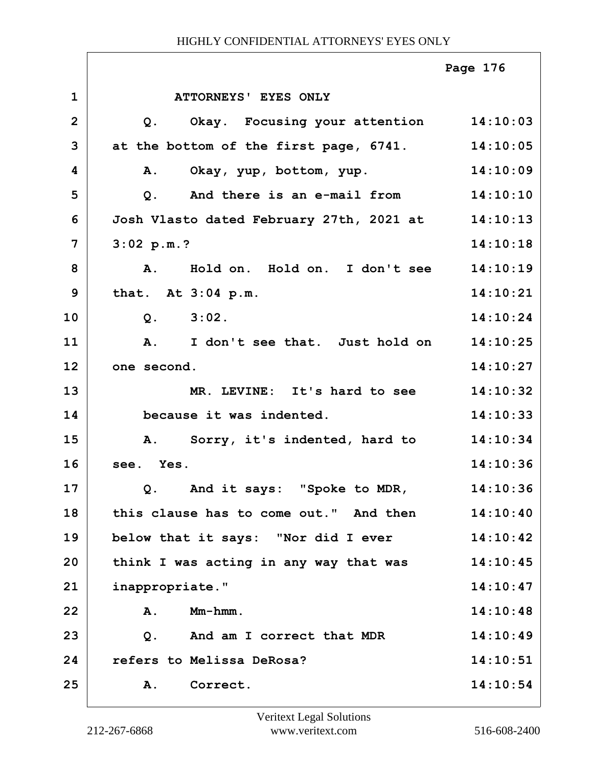ATTORNEYS' EYES ONLY

| | | |
|---|---|---|
| 1 | ATTORNEYS' EYES ONLY | |
| 2 | Q. Okay. Focusing your attention | 14:10:03 |
| 3 | at the bottom of the first page, 6741. | 14:10:05 |
| 4 | A. Okay, yup, bottom, yup. | 14:10:09 |
| 5 | Q. And there is an e-mail from | 14:10:10 |
| 6 | Josh Vlasto dated February 27th, 2021 at | 14:10:13 |
| 7 | 3:02 p.m.? | 14:10:18 |
| 8 | A. Hold on. Hold on. I don't see | 14:10:19 |
| 9 | that. At 3:04 p.m. | 14:10:21 |
| 10 | Q. 3:02. | 14:10:24 |
| 11 | A. I don't see that. Just hold on | 14:10:25 |
| 12 | one second. | 14:10:27 |
| 13 | MR. LEVINE: It's hard to see | 14:10:32 |
| 14 | because it was indented. | 14:10:33 |
| 15 | A. Sorry, it's indented, hard to | 14:10:34 |
| 16 | see. Yes. | 14:10:36 |
| 17 | Q. And it says: "Spoke to MDR, | 14:10:36 |
| 18 | this clause has to come out." And then | 14:10:40 |
| 19 | below that it says: "Nor did I ever | 14:10:42 |
| 20 | think I was acting in any way that was | 14:10:45 |
| 21 | inappropriate." | 14:10:47 |
| 22 | A. Mm-hmm. | 14:10:48 |
| 23 | Q. And am I correct that MDR | 14:10:49 |
| 24 | refers to Melissa DeRosa? | 14:10:51 |
| 25 | A. Correct. | 14:10:54 |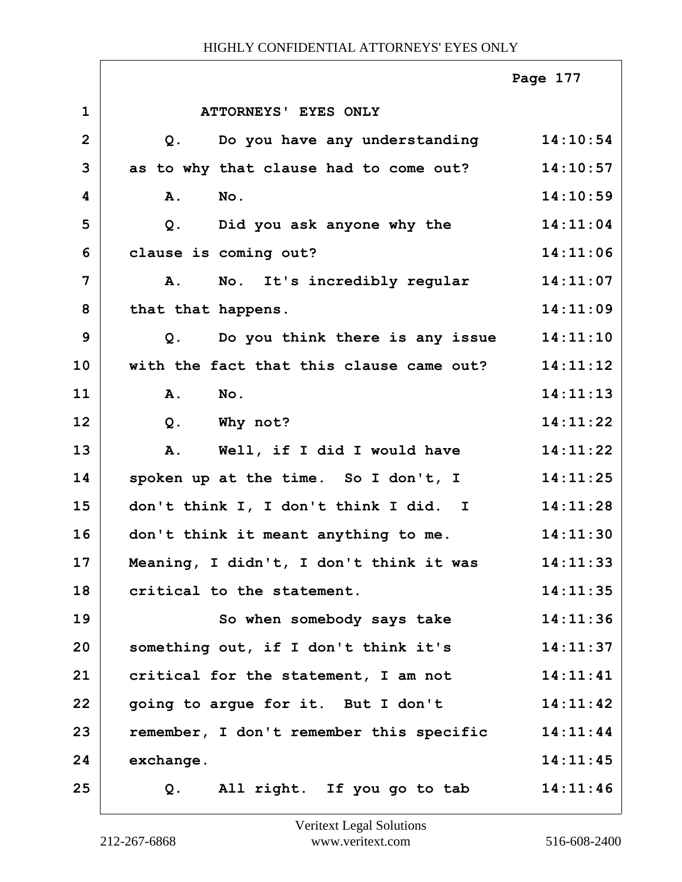ATTORNEYS' EYES ONLY

Q. Do you have any understanding as to why that clause had to come out?

A. No.

Q. Did you ask anyone why the clause is coming out?

A. No. It's incredibly regular that that happens.

Q. Do you think there is any issue with the fact that this clause came out?

A. No.

Q. Why not?

A. Well, if I did I would have spoken up at the time. So I don't, I don't think I, I don't think I did. I don't think it meant anything to me. Meaning, I didn't, I don't think it was critical to the statement.

So when somebody says take something out, if I don't think it's critical for the statement, I am not going to argue for it. But I don't remember, I don't remember this specific exchange.

Q. All right. If you go to tab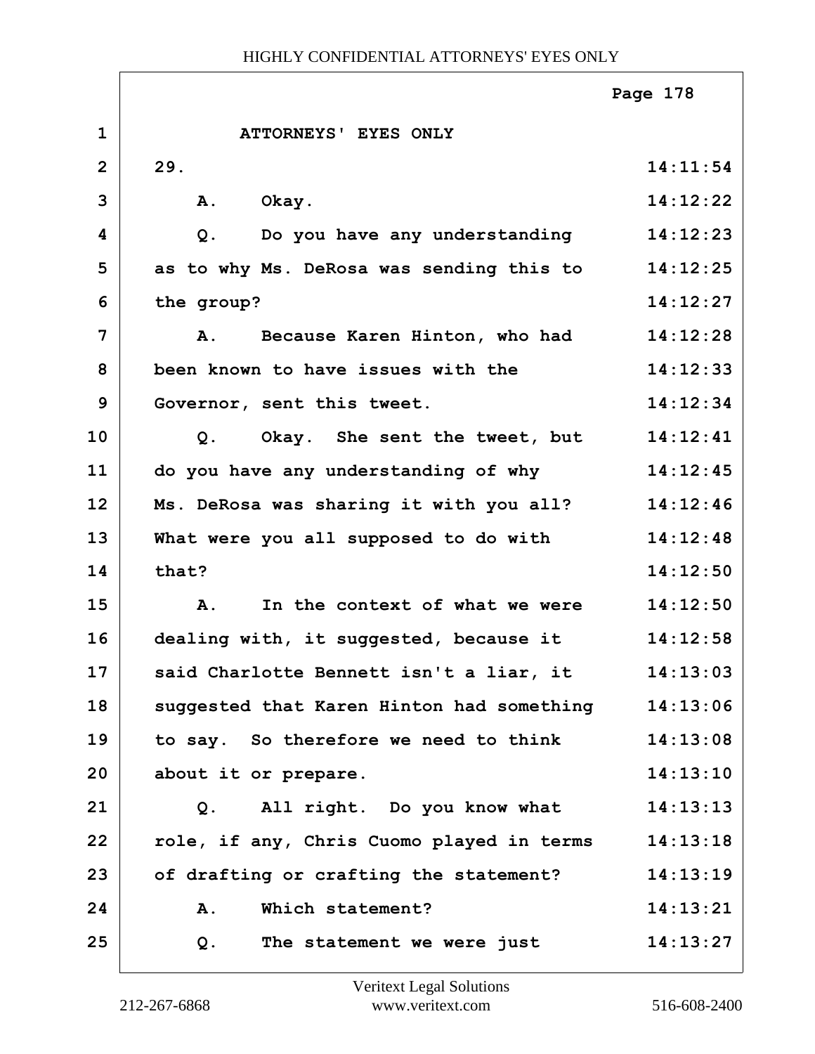ATTORNEYS' EYES ONLY

| | | |
|---|---|---|
| 1 | ATTORNEYS' EYES ONLY | |
| 2 | 29. | 14:11:54 |
| 3 | A. Okay. | 14:12:22 |
| 4 | Q. Do you have any understanding | 14:12:23 |
| 5 | as to why Ms. DeRosa was sending this to | 14:12:25 |
| 6 | the group? | 14:12:27 |
| 7 | A. Because Karen Hinton, who had | 14:12:28 |
| 8 | been known to have issues with the | 14:12:33 |
| 9 | Governor, sent this tweet. | 14:12:34 |
| 10 | Q. Okay. She sent the tweet, but | 14:12:41 |
| 11 | do you have any understanding of why | 14:12:45 |
| 12 | Ms. DeRosa was sharing it with you all? | 14:12:46 |
| 13 | What were you all supposed to do with | 14:12:48 |
| 14 | that? | 14:12:50 |
| 15 | A. In the context of what we were | 14:12:50 |
| 16 | dealing with, it suggested, because it | 14:12:58 |
| 17 | said Charlotte Bennett isn't a liar, it | 14:13:03 |
| 18 | suggested that Karen Hinton had something | 14:13:06 |
| 19 | to say. So therefore we need to think | 14:13:08 |
| 20 | about it or prepare. | 14:13:10 |
| 21 | Q. All right. Do you know what | 14:13:13 |
| 22 | role, if any, Chris Cuomo played in terms | 14:13:18 |
| 23 | of drafting or crafting the statement? | 14:13:19 |
| 24 | A. Which statement? | 14:13:21 |
| 25 | Q. The statement we were just | 14:13:27 |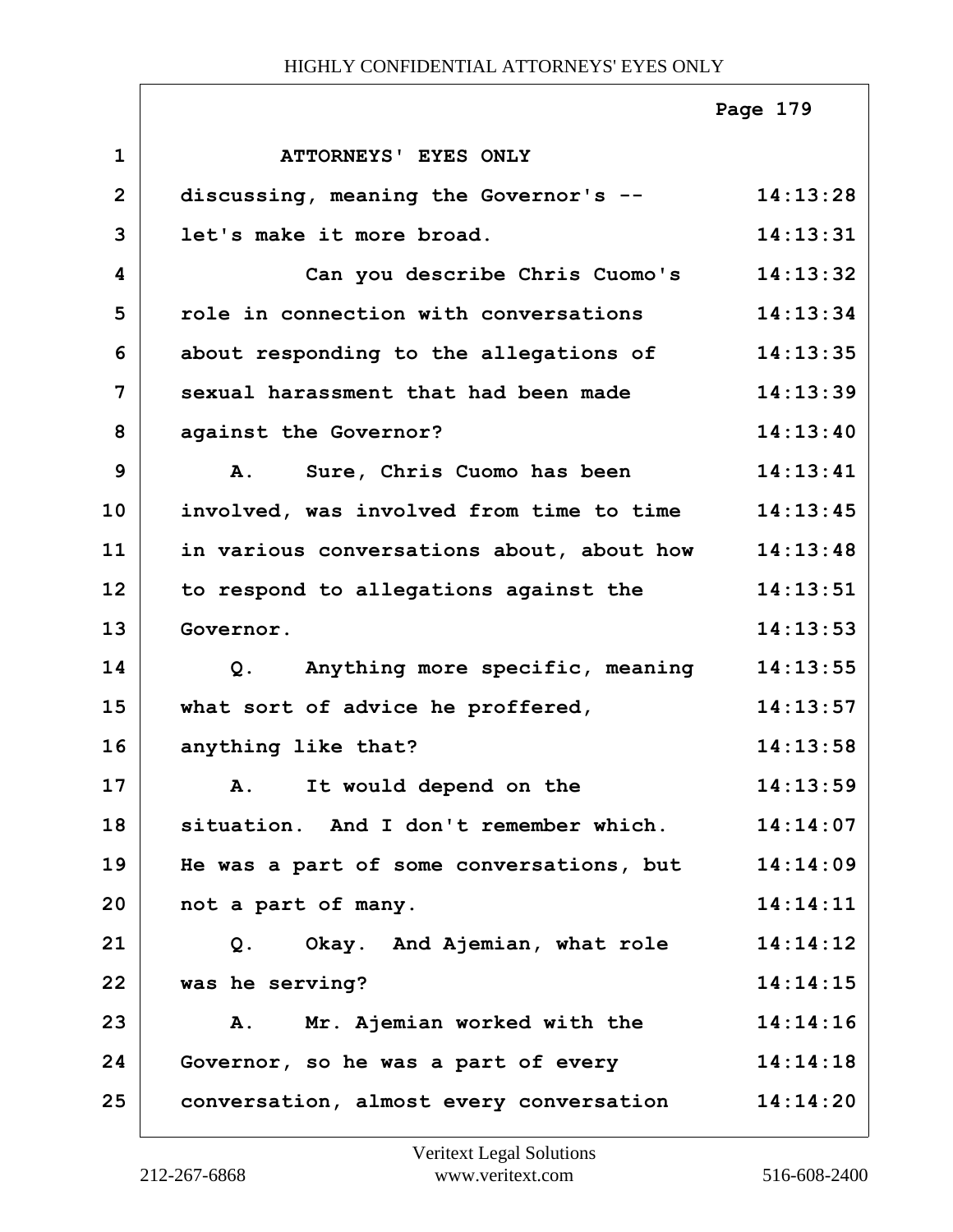ATTORNEYS' EYES ONLY

discussing, meaning the Governor's -- let's make it more broad.

Can you describe Chris Cuomo's role in connection with conversations about responding to the allegations of sexual harassment that had been made against the Governor?

A. Sure, Chris Cuomo has been involved, was involved from time to time in various conversations about, about how to respond to allegations against the Governor.

Q. Anything more specific, meaning what sort of advice he proffered, anything like that?

A. It would depend on the situation. And I don't remember which. He was a part of some conversations, but not a part of many.

Q. Okay. And Ajemian, what role was he serving?

A. Mr. Ajemian worked with the Governor, so he was a part of every conversation, almost every conversation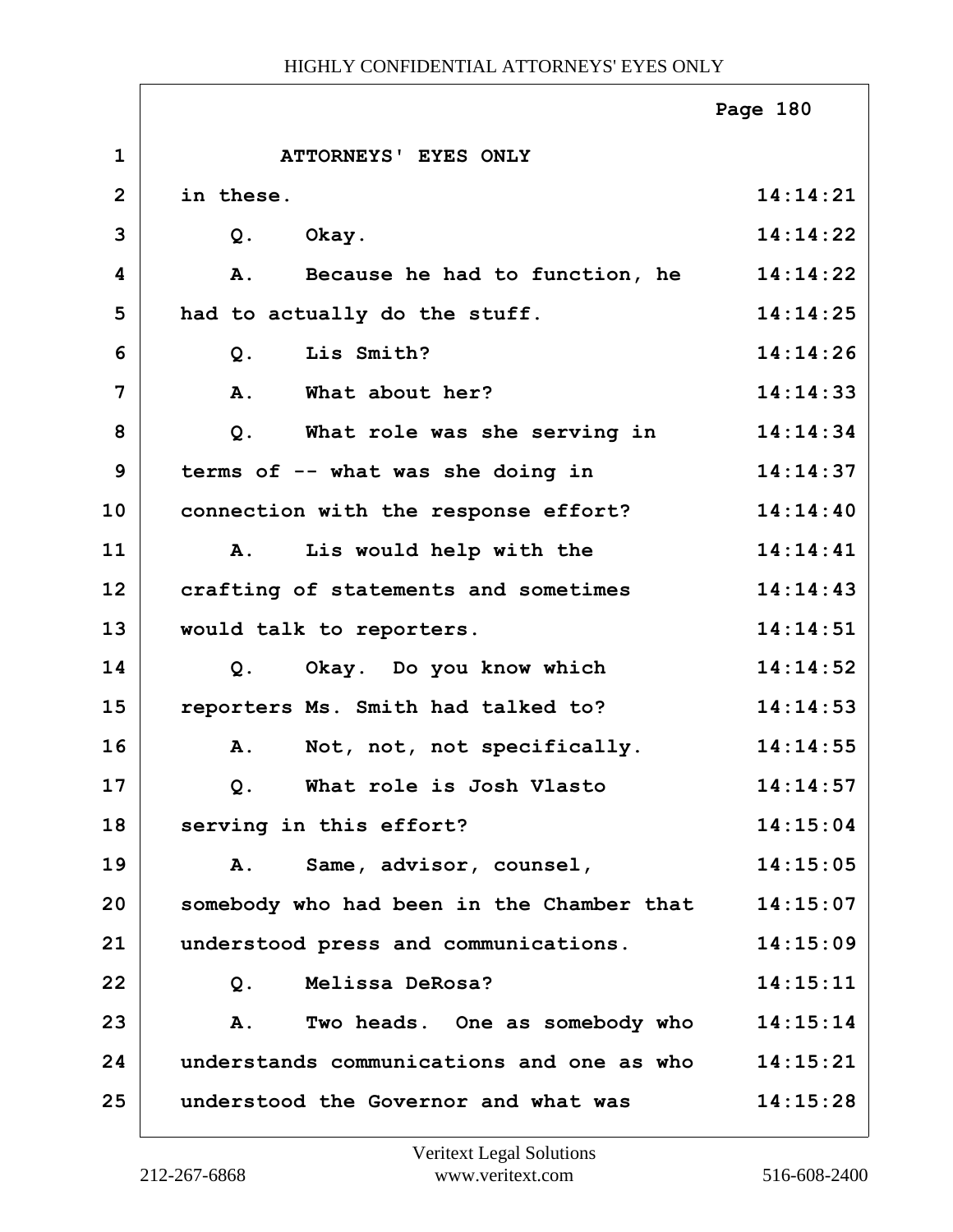ATTORNEYS' EYES ONLY

in these. 14:14:21

Q. Okay. 14:14:22

A. Because he had to function, he 14:14:22
had to actually do the stuff. 14:14:25

Q. Lis Smith? 14:14:26

A. What about her? 14:14:33

Q. What role was she serving in 14:14:34
terms of -- what was she doing in 14:14:37
connection with the response effort? 14:14:40

A. Lis would help with the 14:14:41
crafting of statements and sometimes 14:14:43
would talk to reporters. 14:14:51

Q. Okay. Do you know which 14:14:52
reporters Ms. Smith had talked to? 14:14:53

A. Not, not, not specifically. 14:14:55

Q. What role is Josh Vlasto 14:14:57
serving in this effort? 14:15:04

A. Same, advisor, counsel, 14:15:05
somebody who had been in the Chamber that 14:15:07
understood press and communications. 14:15:09

Q. Melissa DeRosa? 14:15:11

A. Two heads. One as somebody who 14:15:14
understands communications and one as who 14:15:21
understood the Governor and what was 14:15:28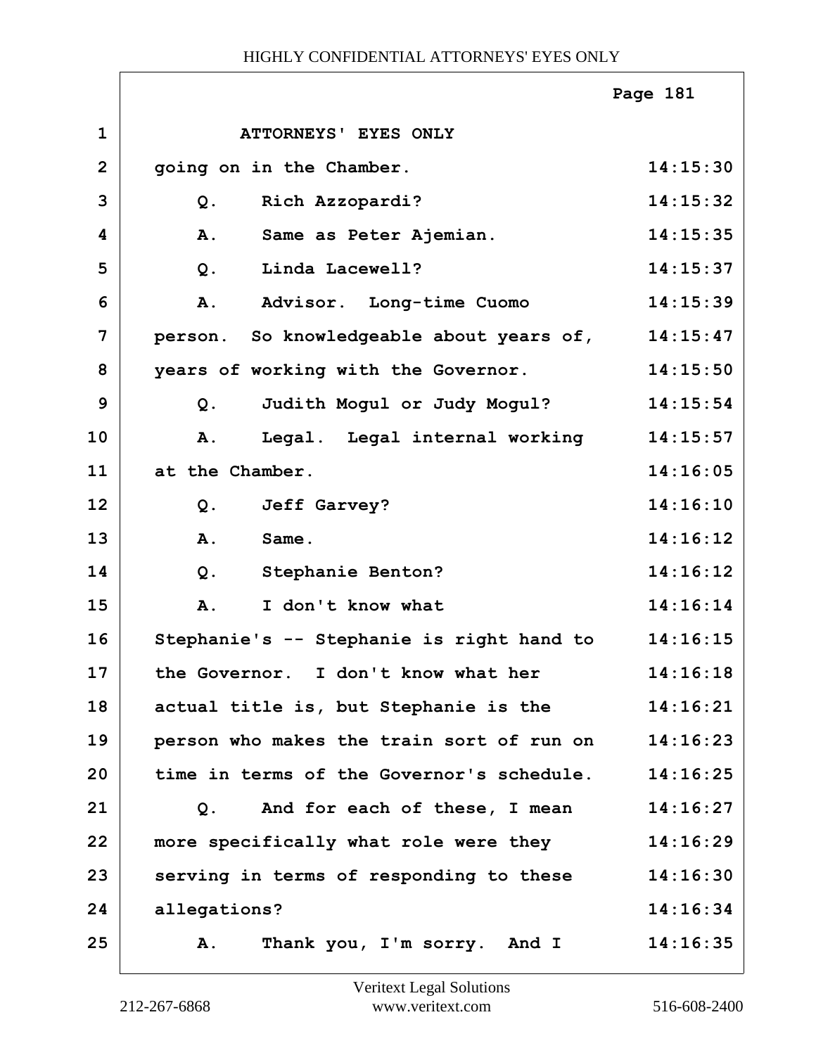ATTORNEYS' EYES ONLY

going on in the Chamber.

Q. Rich Azzopardi?

A. Same as Peter Ajemian.

Q. Linda Lacewell?

A. Advisor. Long-time Cuomo person. So knowledgeable about years of, years of working with the Governor.

Q. Judith Mogul or Judy Mogul?

A. Legal. Legal internal working at the Chamber.

Q. Jeff Garvey?

A. Same.

Q. Stephanie Benton?

A. I don't know what Stephanie's -- Stephanie is right hand to the Governor. I don't know what her actual title is, but Stephanie is the person who makes the train sort of run on time in terms of the Governor's schedule.

Q. And for each of these, I mean more specifically what role were they serving in terms of responding to these allegations?

A. Thank you, I'm sorry. And I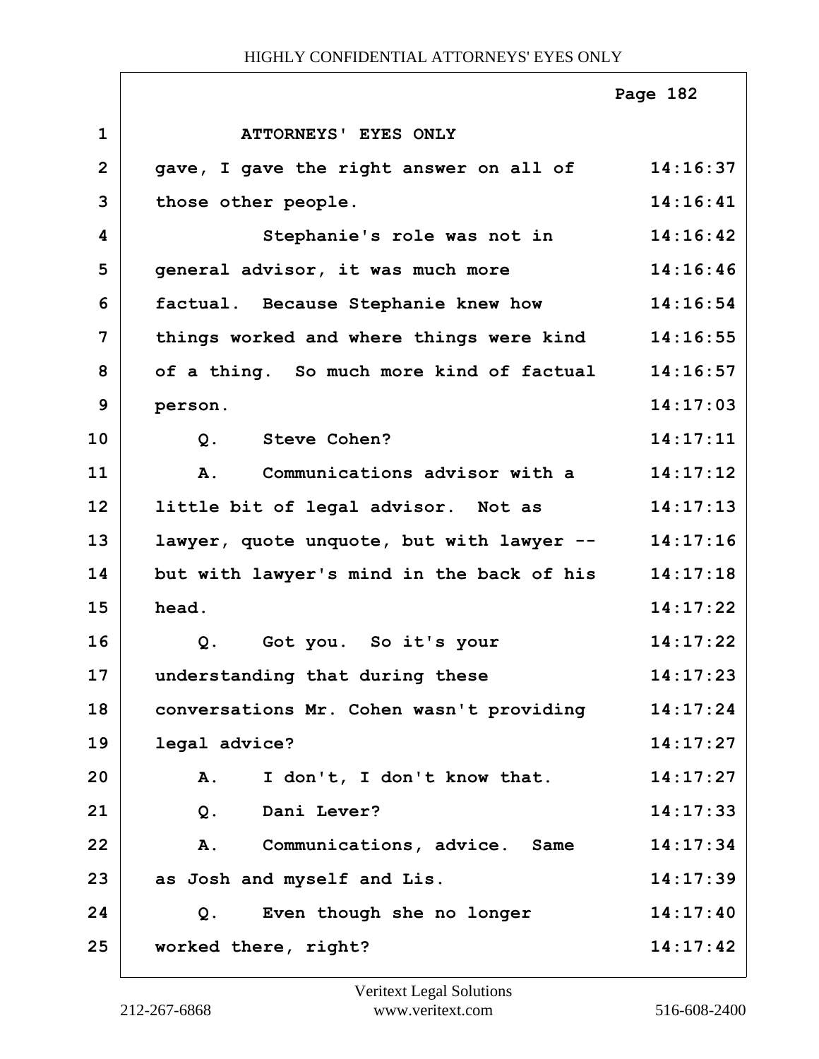ATTORNEYS' EYES ONLY

| | | |
|---|---|---|
| 1 | ATTORNEYS' EYES ONLY | |
| 2 | gave, I gave the right answer on all of | 14:16:37 |
| 3 | those other people. | 14:16:41 |
| 4 | Stephanie's role was not in | 14:16:42 |
| 5 | general advisor, it was much more | 14:16:46 |
| 6 | factual. Because Stephanie knew how | 14:16:54 |
| 7 | things worked and where things were kind | 14:16:55 |
| 8 | of a thing. So much more kind of factual | 14:16:57 |
| 9 | person. | 14:17:03 |
| 10 | Q. Steve Cohen? | 14:17:11 |
| 11 | A. Communications advisor with a | 14:17:12 |
| 12 | little bit of legal advisor. Not as | 14:17:13 |
| 13 | lawyer, quote unquote, but with lawyer -- | 14:17:16 |
| 14 | but with lawyer's mind in the back of his | 14:17:18 |
| 15 | head. | 14:17:22 |
| 16 | Q. Got you. So it's your | 14:17:22 |
| 17 | understanding that during these | 14:17:23 |
| 18 | conversations Mr. Cohen wasn't providing | 14:17:24 |
| 19 | legal advice? | 14:17:27 |
| 20 | A. I don't, I don't know that. | 14:17:27 |
| 21 | Q. Dani Lever? | 14:17:33 |
| 22 | A. Communications, advice. Same | 14:17:34 |
| 23 | as Josh and myself and Lis. | 14:17:39 |
| 24 | Q. Even though she no longer | 14:17:40 |
| 25 | worked there, right? | 14:17:42 |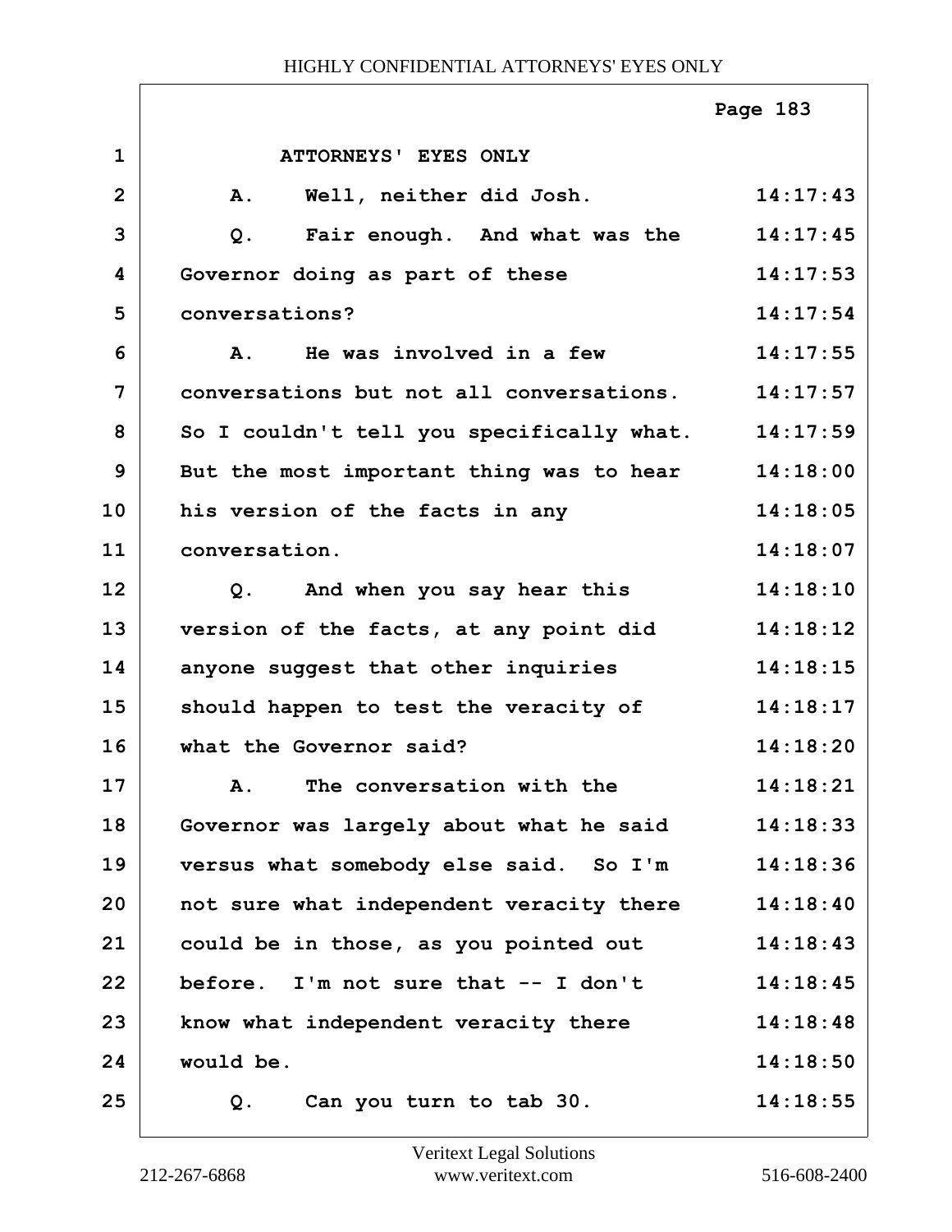ATTORNEYS' EYES ONLY

A. Well, neither did Josh. 14:17:43

Q. Fair enough. And what was the Governor doing as part of these conversations? 14:17:45 14:17:53 14:17:54

A. He was involved in a few conversations but not all conversations. So I couldn't tell you specifically what. But the most important thing was to hear his version of the facts in any conversation. 14:17:55 14:17:57 14:17:59 14:18:00 14:18:05 14:18:07

Q. And when you say hear this version of the facts, at any point did anyone suggest that other inquiries should happen to test the veracity of what the Governor said? 14:18:10 14:18:12 14:18:15 14:18:17 14:18:20

A. The conversation with the Governor was largely about what he said versus what somebody else said. So I'm not sure what independent veracity there could be in those, as you pointed out before. I'm not sure that -- I don't know what independent veracity there would be. 14:18:21 14:18:33 14:18:36 14:18:40 14:18:43 14:18:45 14:18:48 14:18:50

Q. Can you turn to tab 30. 14:18:55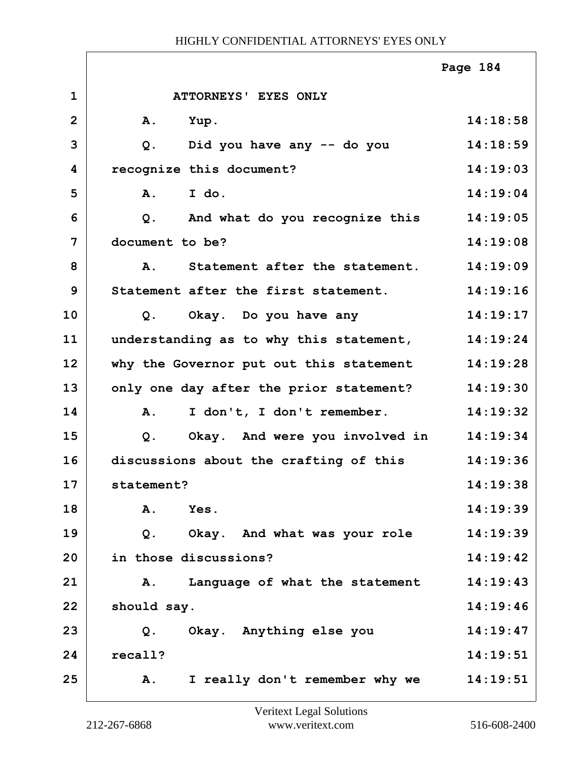ATTORNEYS' EYES ONLY

| Line | Text | Time |
|---|---|---|
| 1 | ATTORNEYS' EYES ONLY | |
| 2 | A. Yup. | 14:18:58 |
| 3 | Q. Did you have any -- do you | 14:18:59 |
| 4 | recognize this document? | 14:19:03 |
| 5 | A. I do. | 14:19:04 |
| 6 | Q. And what do you recognize this | 14:19:05 |
| 7 | document to be? | 14:19:08 |
| 8 | A. Statement after the statement. | 14:19:09 |
| 9 | Statement after the first statement. | 14:19:16 |
| 10 | Q. Okay. Do you have any | 14:19:17 |
| 11 | understanding as to why this statement, | 14:19:24 |
| 12 | why the Governor put out this statement | 14:19:28 |
| 13 | only one day after the prior statement? | 14:19:30 |
| 14 | A. I don't, I don't remember. | 14:19:32 |
| 15 | Q. Okay. And were you involved in | 14:19:34 |
| 16 | discussions about the crafting of this | 14:19:36 |
| 17 | statement? | 14:19:38 |
| 18 | A. Yes. | 14:19:39 |
| 19 | Q. Okay. And what was your role | 14:19:39 |
| 20 | in those discussions? | 14:19:42 |
| 21 | A. Language of what the statement | 14:19:43 |
| 22 | should say. | 14:19:46 |
| 23 | Q. Okay. Anything else you | 14:19:47 |
| 24 | recall? | 14:19:51 |
| 25 | A. I really don't remember why we | 14:19:51 |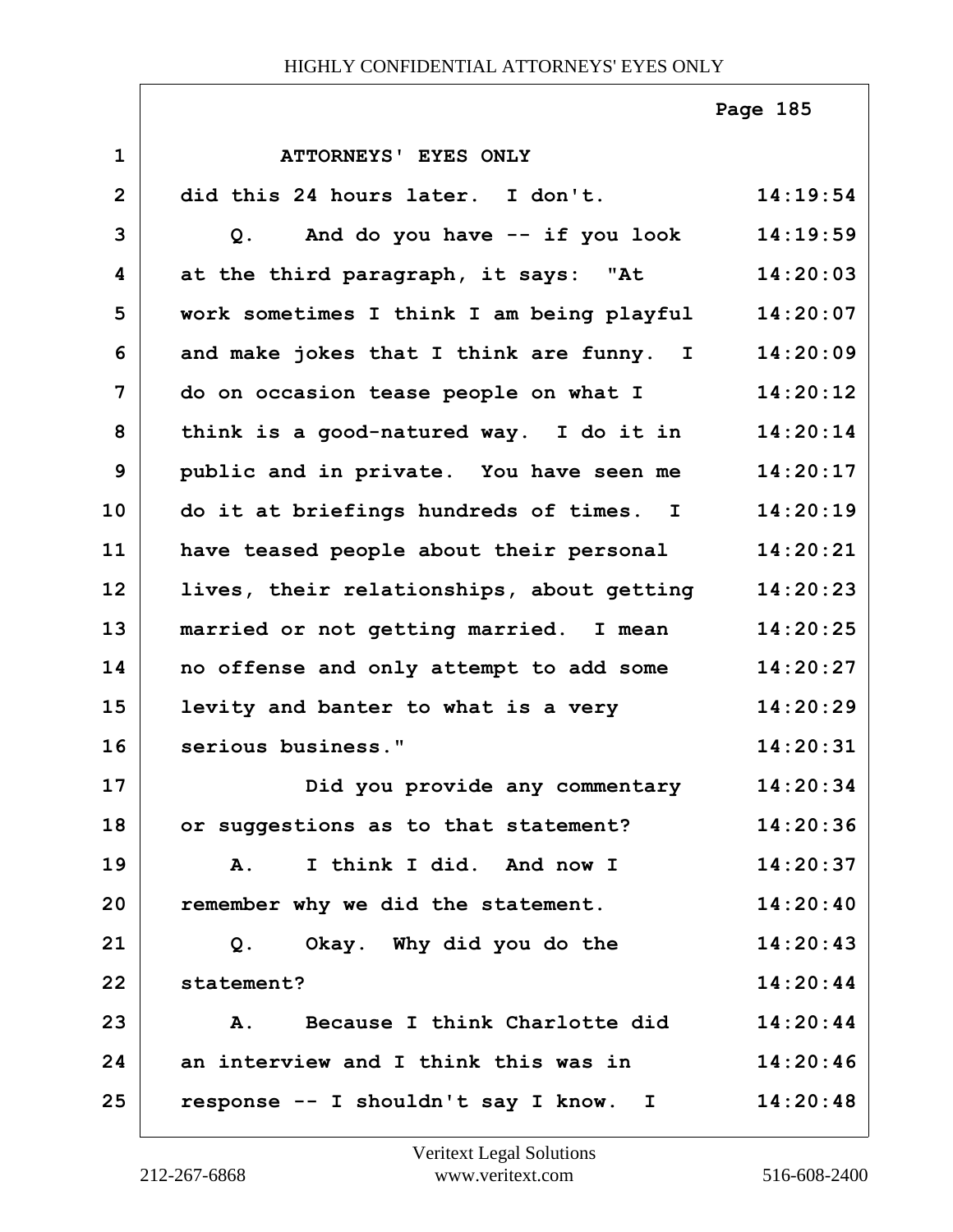ATTORNEYS' EYES ONLY

did this 24 hours later. I don't. 14:19:54

Q. And do you have -- if you look 14:19:59
at the third paragraph, it says: "At 14:20:03
work sometimes I think I am being playful 14:20:07
and make jokes that I think are funny. I 14:20:09
do on occasion tease people on what I 14:20:12
think is a good-natured way. I do it in 14:20:14
public and in private. You have seen me 14:20:17
do it at briefings hundreds of times. I 14:20:19
have teased people about their personal 14:20:21
lives, their relationships, about getting 14:20:23
married or not getting married. I mean 14:20:25
no offense and only attempt to add some 14:20:27
levity and banter to what is a very 14:20:29
serious business." 14:20:31

Did you provide any commentary 14:20:34
or suggestions as to that statement? 14:20:36

A. I think I did. And now I 14:20:37
remember why we did the statement. 14:20:40

Q. Okay. Why did you do the 14:20:43
statement? 14:20:44

A. Because I think Charlotte did 14:20:44
an interview and I think this was in 14:20:46
response -- I shouldn't say I know. I 14:20:48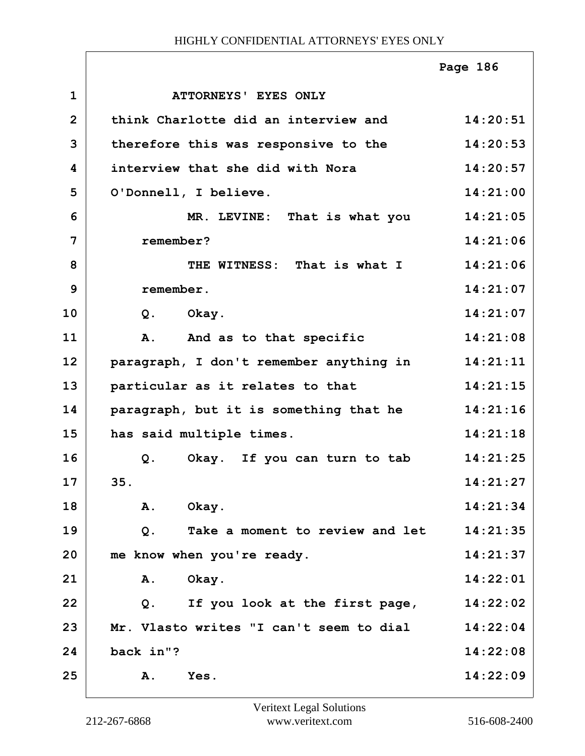ATTORNEYS' EYES ONLY

think Charlotte did an interview and therefore this was responsive to the interview that she did with Nora O'Donnell, I believe.

MR. LEVINE: That is what you remember?

THE WITNESS: That is what I remember.

Q. Okay.

A. And as to that specific paragraph, I don't remember anything in particular as it relates to that paragraph, but it is something that he has said multiple times.

Q. Okay. If you can turn to tab 35.

A. Okay.

Q. Take a moment to review and let me know when you're ready.

A. Okay.

Q. If you look at the first page, Mr. Vlasto writes "I can't seem to dial back in"?

A. Yes.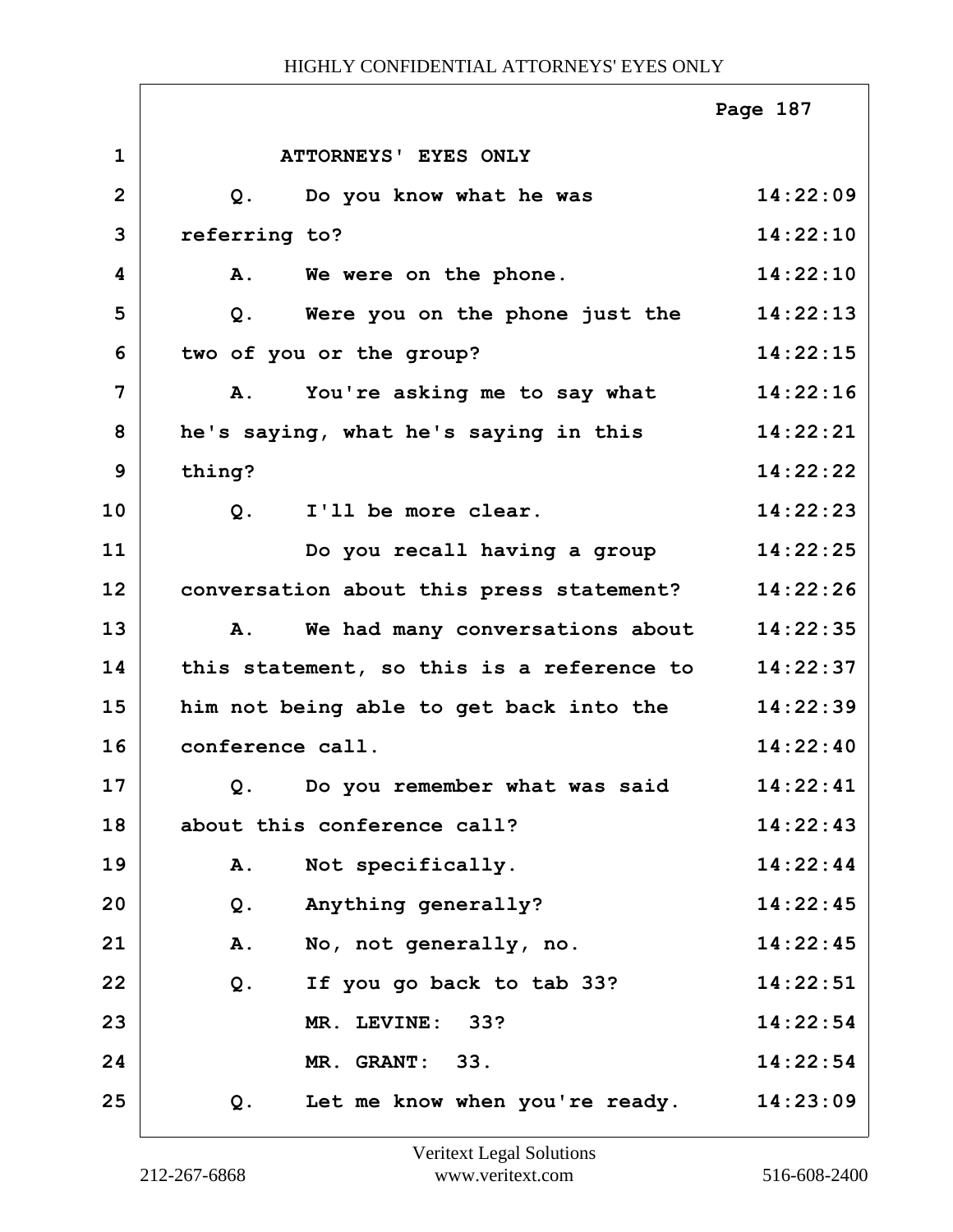ATTORNEYS' EYES ONLY

| | | |
|---|---|---|
| 1 | ATTORNEYS' EYES ONLY | |
| 2 | Q. Do you know what he was | 14:22:09 |
| 3 | referring to? | 14:22:10 |
| 4 | A. We were on the phone. | 14:22:10 |
| 5 | Q. Were you on the phone just the | 14:22:13 |
| 6 | two of you or the group? | 14:22:15 |
| 7 | A. You're asking me to say what | 14:22:16 |
| 8 | he's saying, what he's saying in this | 14:22:21 |
| 9 | thing? | 14:22:22 |
| 10 | Q. I'll be more clear. | 14:22:23 |
| 11 | Do you recall having a group | 14:22:25 |
| 12 | conversation about this press statement? | 14:22:26 |
| 13 | A. We had many conversations about | 14:22:35 |
| 14 | this statement, so this is a reference to | 14:22:37 |
| 15 | him not being able to get back into the | 14:22:39 |
| 16 | conference call. | 14:22:40 |
| 17 | Q. Do you remember what was said | 14:22:41 |
| 18 | about this conference call? | 14:22:43 |
| 19 | A. Not specifically. | 14:22:44 |
| 20 | Q. Anything generally? | 14:22:45 |
| 21 | A. No, not generally, no. | 14:22:45 |
| 22 | Q. If you go back to tab 33? | 14:22:51 |
| 23 | MR. LEVINE: 33? | 14:22:54 |
| 24 | MR. GRANT: 33. | 14:22:54 |
| 25 | Q. Let me know when you're ready. | 14:23:09 |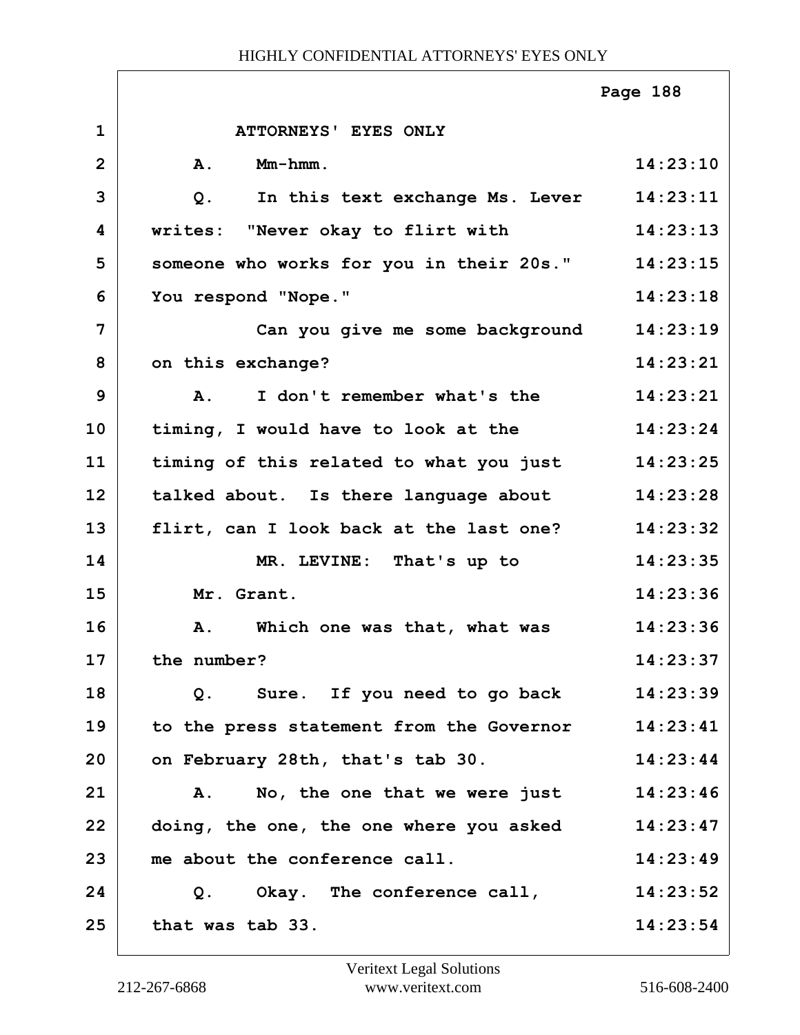ATTORNEYS' EYES ONLY

A. Mm-hmm.

Q. In this text exchange Ms. Lever writes: "Never okay to flirt with someone who works for you in their 20s." You respond "Nope."

Can you give me some background on this exchange?

A. I don't remember what's the timing, I would have to look at the timing of this related to what you just talked about. Is there language about flirt, can I look back at the last one?

MR. LEVINE: That's up to Mr. Grant.

A. Which one was that, what was the number?

Q. Sure. If you need to go back to the press statement from the Governor on February 28th, that's tab 30.

A. No, the one that we were just doing, the one, the one where you asked me about the conference call.

Q. Okay. The conference call, that was tab 33.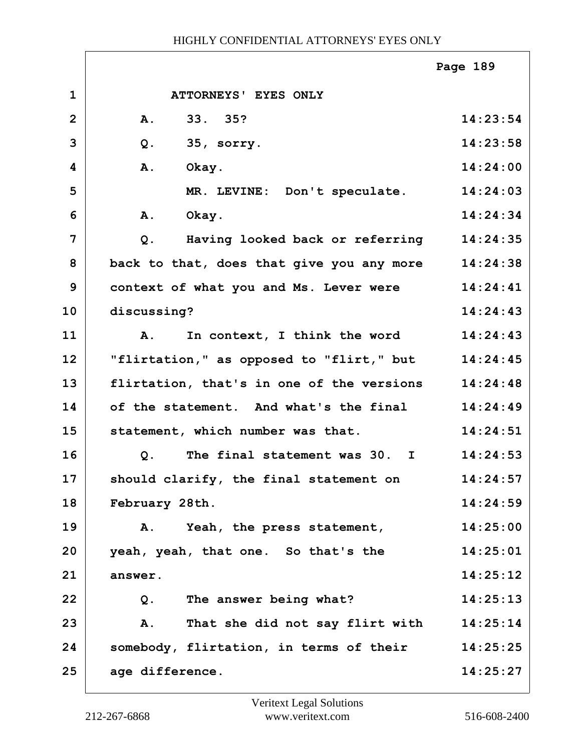ATTORNEYS' EYES ONLY

| | | |
|---|---|---|
| 1 | ATTORNEYS' EYES ONLY | |
| 2 | A. 33. 35? | 14:23:54 |
| 3 | Q. 35, sorry. | 14:23:58 |
| 4 | A. Okay. | 14:24:00 |
| 5 | MR. LEVINE: Don't speculate. | 14:24:03 |
| 6 | A. Okay. | 14:24:34 |
| 7 | Q. Having looked back or referring | 14:24:35 |
| 8 | back to that, does that give you any more | 14:24:38 |
| 9 | context of what you and Ms. Lever were | 14:24:41 |
| 10 | discussing? | 14:24:43 |
| 11 | A. In context, I think the word | 14:24:43 |
| 12 | "flirtation," as opposed to "flirt," but | 14:24:45 |
| 13 | flirtation, that's in one of the versions | 14:24:48 |
| 14 | of the statement. And what's the final | 14:24:49 |
| 15 | statement, which number was that. | 14:24:51 |
| 16 | Q. The final statement was 30. I | 14:24:53 |
| 17 | should clarify, the final statement on | 14:24:57 |
| 18 | February 28th. | 14:24:59 |
| 19 | A. Yeah, the press statement, | 14:25:00 |
| 20 | yeah, yeah, that one. So that's the | 14:25:01 |
| 21 | answer. | 14:25:12 |
| 22 | Q. The answer being what? | 14:25:13 |
| 23 | A. That she did not say flirt with | 14:25:14 |
| 24 | somebody, flirtation, in terms of their | 14:25:25 |
| 25 | age difference. | 14:25:27 |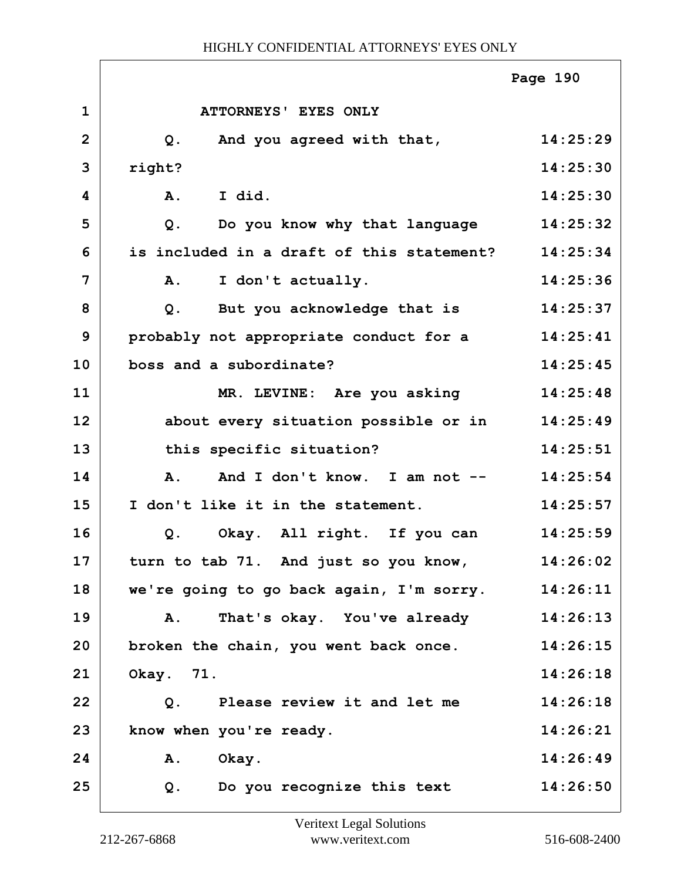ATTORNEYS' EYES ONLY

| | | |
|---|---|---|
| 1 | ATTORNEYS' EYES ONLY | |
| 2 | Q. And you agreed with that, | 14:25:29 |
| 3 | right? | 14:25:30 |
| 4 | A. I did. | 14:25:30 |
| 5 | Q. Do you know why that language | 14:25:32 |
| 6 | is included in a draft of this statement? | 14:25:34 |
| 7 | A. I don't actually. | 14:25:36 |
| 8 | Q. But you acknowledge that is | 14:25:37 |
| 9 | probably not appropriate conduct for a | 14:25:41 |
| 10 | boss and a subordinate? | 14:25:45 |
| 11 | MR. LEVINE: Are you asking | 14:25:48 |
| 12 | about every situation possible or in | 14:25:49 |
| 13 | this specific situation? | 14:25:51 |
| 14 | A. And I don't know. I am not -- | 14:25:54 |
| 15 | I don't like it in the statement. | 14:25:57 |
| 16 | Q. Okay. All right. If you can | 14:25:59 |
| 17 | turn to tab 71. And just so you know, | 14:26:02 |
| 18 | we're going to go back again, I'm sorry. | 14:26:11 |
| 19 | A. That's okay. You've already | 14:26:13 |
| 20 | broken the chain, you went back once. | 14:26:15 |
| 21 | Okay. 71. | 14:26:18 |
| 22 | Q. Please review it and let me | 14:26:18 |
| 23 | know when you're ready. | 14:26:21 |
| 24 | A. Okay. | 14:26:49 |
| 25 | Q. Do you recognize this text | 14:26:50 |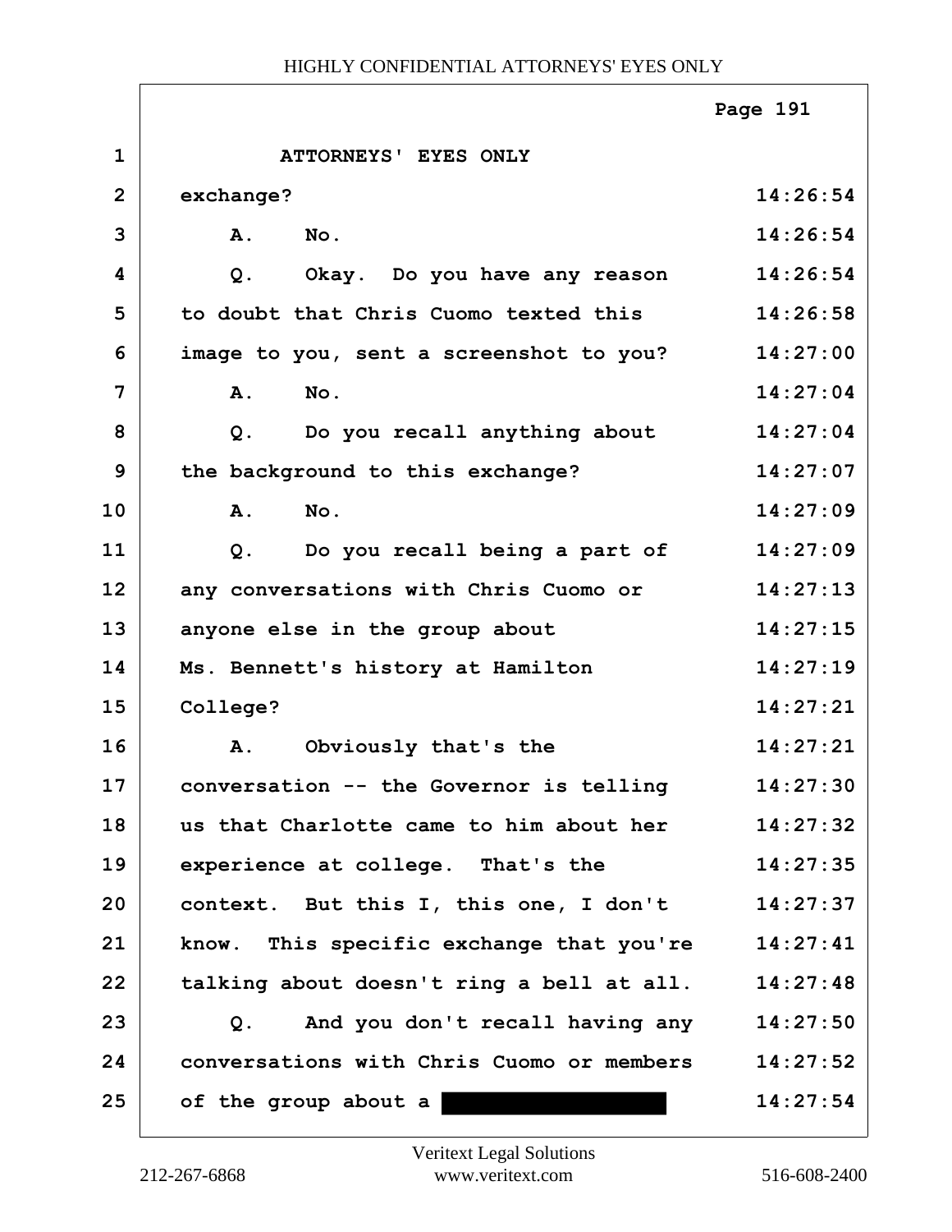ATTORNEYS' EYES ONLY

| | | |
|---|---|---|
| 1 | ATTORNEYS' EYES ONLY | |
| 2 | exchange? | 14:26:54 |
| 3 | A. No. | 14:26:54 |
| 4 | Q. Okay. Do you have any reason | 14:26:54 |
| 5 | to doubt that Chris Cuomo texted this | 14:26:58 |
| 6 | image to you, sent a screenshot to you? | 14:27:00 |
| 7 | A. No. | 14:27:04 |
| 8 | Q. Do you recall anything about | 14:27:04 |
| 9 | the background to this exchange? | 14:27:07 |
| 10 | A. No. | 14:27:09 |
| 11 | Q. Do you recall being a part of | 14:27:09 |
| 12 | any conversations with Chris Cuomo or | 14:27:13 |
| 13 | anyone else in the group about | 14:27:15 |
| 14 | Ms. Bennett's history at Hamilton | 14:27:19 |
| 15 | College? | 14:27:21 |
| 16 | A. Obviously that's the | 14:27:21 |
| 17 | conversation -- the Governor is telling | 14:27:30 |
| 18 | us that Charlotte came to him about her | 14:27:32 |
| 19 | experience at college. That's the | 14:27:35 |
| 20 | context. But this I, this one, I don't | 14:27:37 |
| 21 | know. This specific exchange that you're | 14:27:41 |
| 22 | talking about doesn't ring a bell at all. | 14:27:48 |
| 23 | Q. And you don't recall having any | 14:27:50 |
| 24 | conversations with Chris Cuomo or members | 14:27:52 |
| 25 | of the group about a [REDACTED] | 14:27:54 |

Veritext Legal Solutions
212-267-6868 www.veritext.com 516-608-2400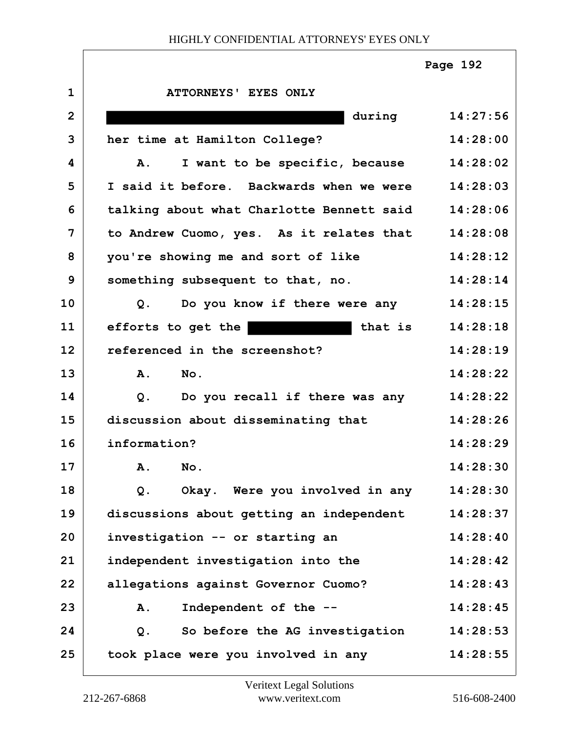ATTORNEYS' EYES ONLY

| | | |
|---|---|---|
| 1 | ATTORNEYS' EYES ONLY | |
| 2 | ████████████████ during | 14:27:56 |
| 3 | her time at Hamilton College? | 14:28:00 |
| 4 | A. I want to be specific, because | 14:28:02 |
| 5 | I said it before. Backwards when we were | 14:28:03 |
| 6 | talking about what Charlotte Bennett said | 14:28:06 |
| 7 | to Andrew Cuomo, yes. As it relates that | 14:28:08 |
| 8 | you're showing me and sort of like | 14:28:12 |
| 9 | something subsequent to that, no. | 14:28:14 |
| 10 | Q. Do you know if there were any | 14:28:15 |
| 11 | efforts to get the ████████ that is | 14:28:18 |
| 12 | referenced in the screenshot? | 14:28:19 |
| 13 | A. No. | 14:28:22 |
| 14 | Q. Do you recall if there was any | 14:28:22 |
| 15 | discussion about disseminating that | 14:28:26 |
| 16 | information? | 14:28:29 |
| 17 | A. No. | 14:28:30 |
| 18 | Q. Okay. Were you involved in any | 14:28:30 |
| 19 | discussions about getting an independent | 14:28:37 |
| 20 | investigation -- or starting an | 14:28:40 |
| 21 | independent investigation into the | 14:28:42 |
| 22 | allegations against Governor Cuomo? | 14:28:43 |
| 23 | A. Independent of the -- | 14:28:45 |
| 24 | Q. So before the AG investigation | 14:28:53 |
| 25 | took place were you involved in any | 14:28:55 |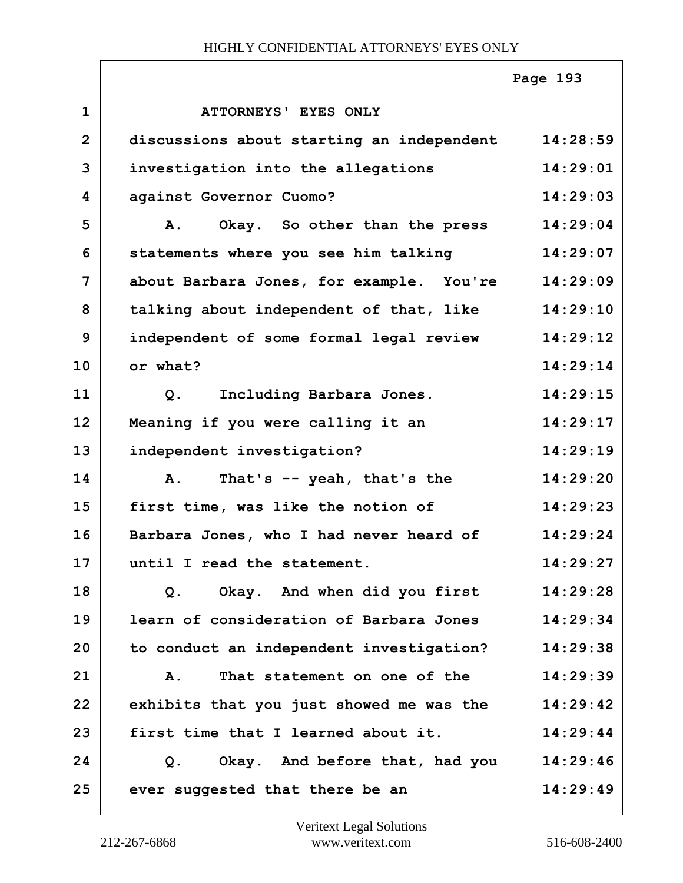ATTORNEYS' EYES ONLY

discussions about starting an independent investigation into the allegations against Governor Cuomo?

A. Okay. So other than the press statements where you see him talking about Barbara Jones, for example. You're talking about independent of that, like independent of some formal legal review or what?

Q. Including Barbara Jones. Meaning if you were calling it an independent investigation?

A. That's -- yeah, that's the first time, was like the notion of Barbara Jones, who I had never heard of until I read the statement.

Q. Okay. And when did you first learn of consideration of Barbara Jones to conduct an independent investigation?

A. That statement on one of the exhibits that you just showed me was the first time that I learned about it.

Q. Okay. And before that, had you ever suggested that there be an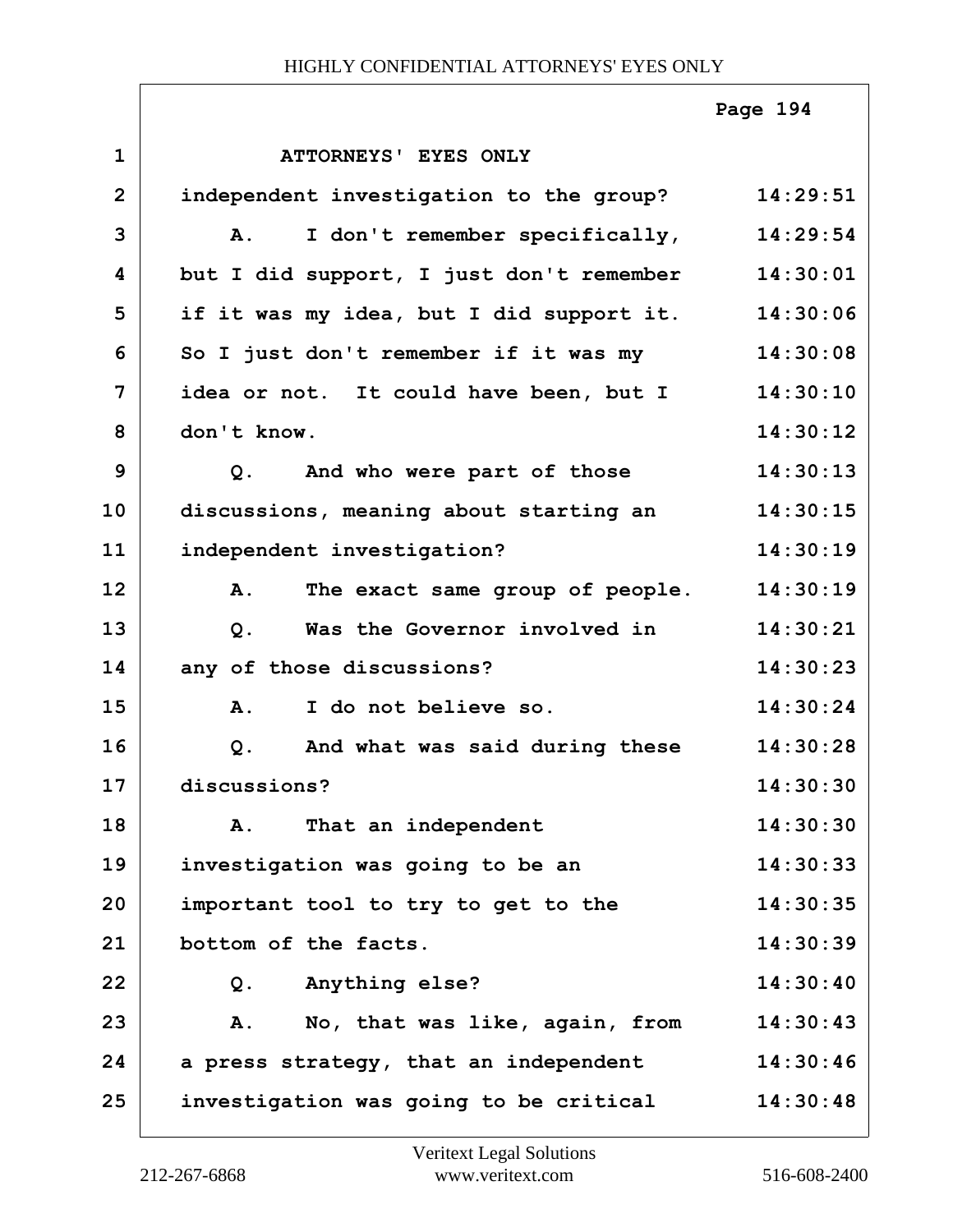ATTORNEYS' EYES ONLY

| | | |
|---|---|---|
| 1 | ATTORNEYS' EYES ONLY | |
| 2 | independent investigation to the group? | 14:29:51 |
| 3 | A. I don't remember specifically, | 14:29:54 |
| 4 | but I did support, I just don't remember | 14:30:01 |
| 5 | if it was my idea, but I did support it. | 14:30:06 |
| 6 | So I just don't remember if it was my | 14:30:08 |
| 7 | idea or not. It could have been, but I | 14:30:10 |
| 8 | don't know. | 14:30:12 |
| 9 | Q. And who were part of those | 14:30:13 |
| 10 | discussions, meaning about starting an | 14:30:15 |
| 11 | independent investigation? | 14:30:19 |
| 12 | A. The exact same group of people. | 14:30:19 |
| 13 | Q. Was the Governor involved in | 14:30:21 |
| 14 | any of those discussions? | 14:30:23 |
| 15 | A. I do not believe so. | 14:30:24 |
| 16 | Q. And what was said during these | 14:30:28 |
| 17 | discussions? | 14:30:30 |
| 18 | A. That an independent | 14:30:30 |
| 19 | investigation was going to be an | 14:30:33 |
| 20 | important tool to try to get to the | 14:30:35 |
| 21 | bottom of the facts. | 14:30:39 |
| 22 | Q. Anything else? | 14:30:40 |
| 23 | A. No, that was like, again, from | 14:30:43 |
| 24 | a press strategy, that an independent | 14:30:46 |
| 25 | investigation was going to be critical | 14:30:48 |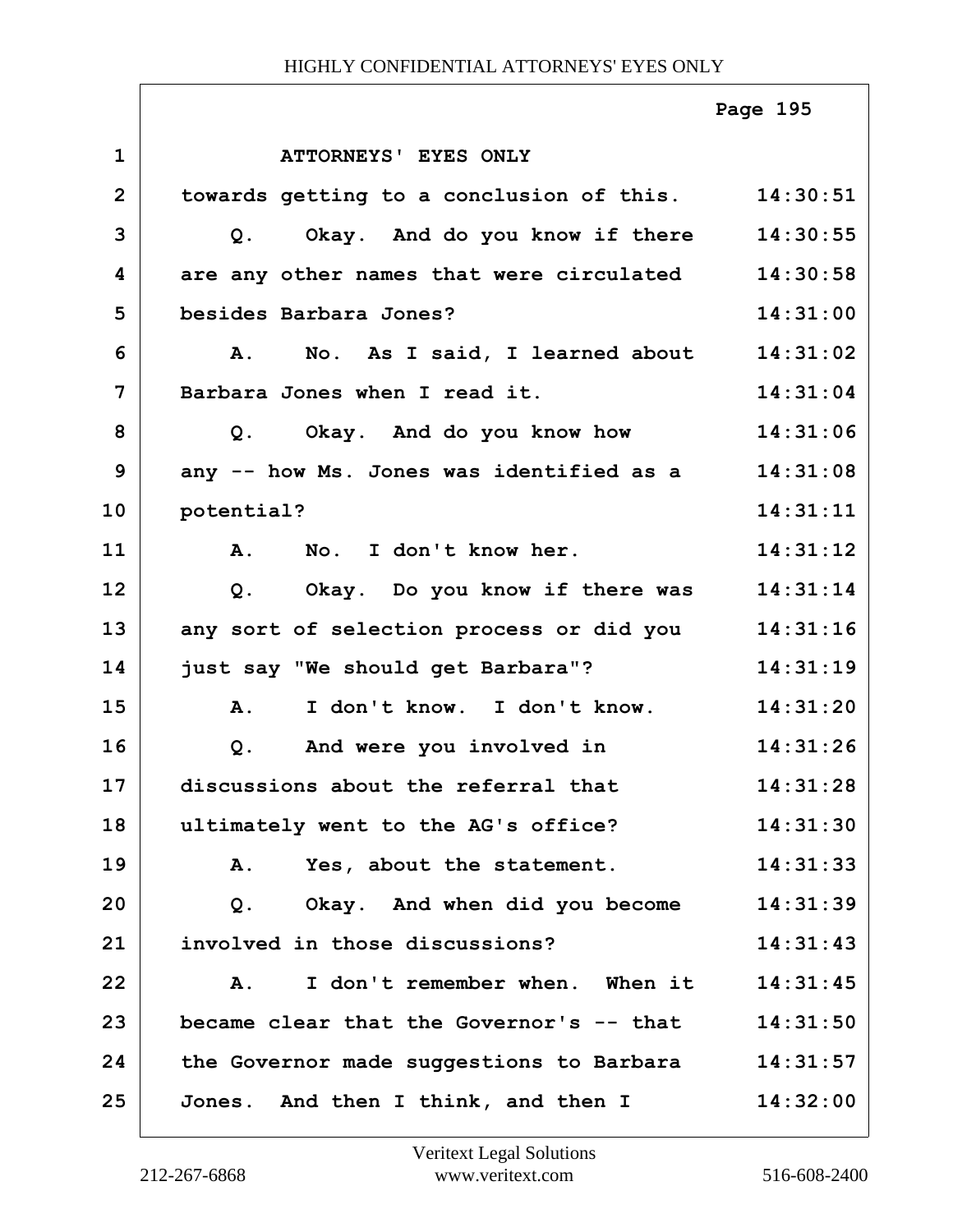ATTORNEYS' EYES ONLY

towards getting to a conclusion of this. 14:30:51

Q. Okay. And do you know if there are any other names that were circulated besides Barbara Jones? 14:30:55 14:30:58 14:31:00

A. No. As I said, I learned about Barbara Jones when I read it. 14:31:02 14:31:04

Q. Okay. And do you know how any -- how Ms. Jones was identified as a potential? 14:31:06 14:31:08 14:31:11

A. No. I don't know her. 14:31:12

Q. Okay. Do you know if there was any sort of selection process or did you just say "We should get Barbara"? 14:31:14 14:31:16 14:31:19

A. I don't know. I don't know. 14:31:20

Q. And were you involved in discussions about the referral that ultimately went to the AG's office? 14:31:26 14:31:28 14:31:30

A. Yes, about the statement. 14:31:33

Q. Okay. And when did you become involved in those discussions? 14:31:39 14:31:43

A. I don't remember when. When it became clear that the Governor's -- that the Governor made suggestions to Barbara Jones. And then I think, and then I 14:31:45 14:31:50 14:31:57 14:32:00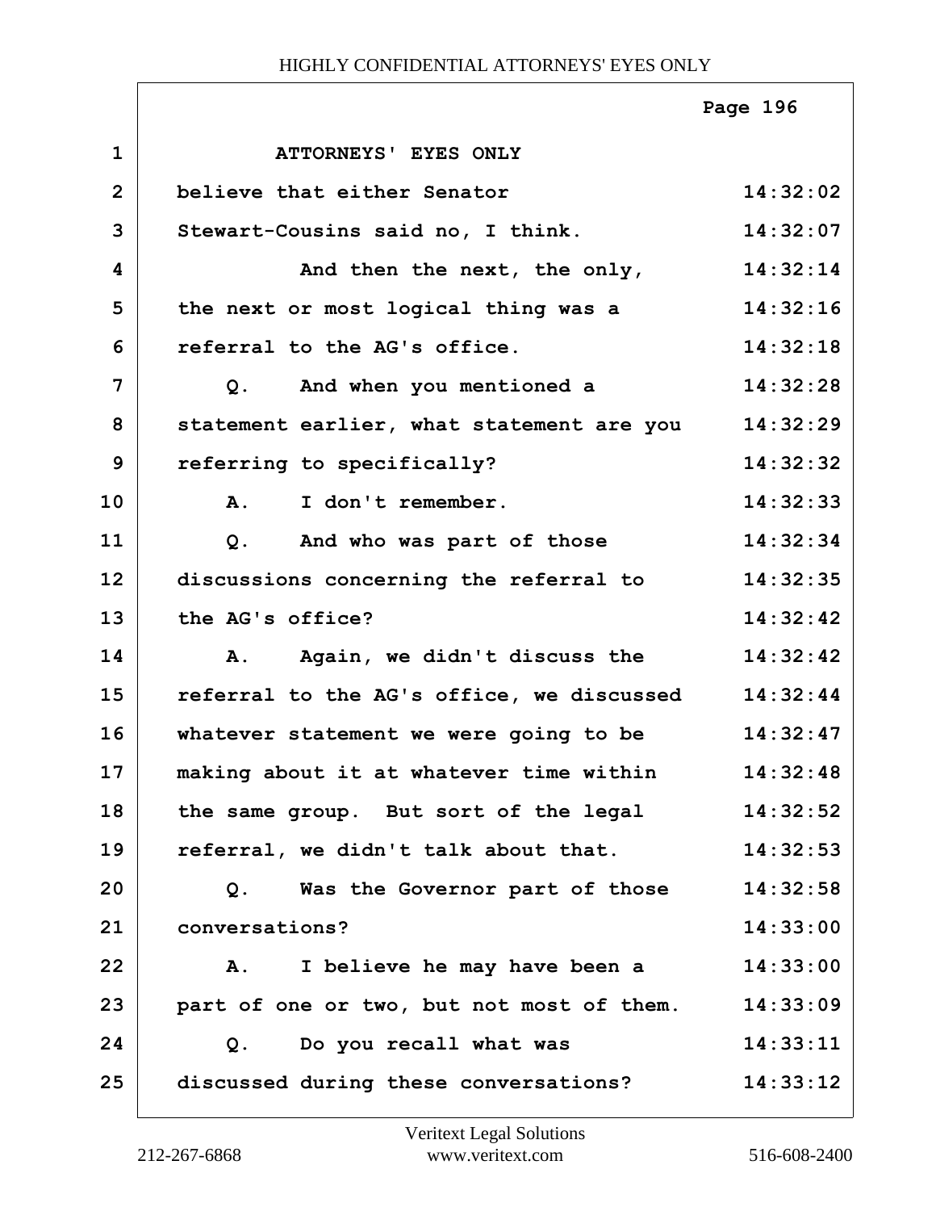ATTORNEYS' EYES ONLY

believe that either Senator Stewart-Cousins said no, I think.

And then the next, the only, the next or most logical thing was a referral to the AG's office.

Q. And when you mentioned a statement earlier, what statement are you referring to specifically?

A. I don't remember.

Q. And who was part of those discussions concerning the referral to the AG's office?

A. Again, we didn't discuss the referral to the AG's office, we discussed whatever statement we were going to be making about it at whatever time within the same group. But sort of the legal referral, we didn't talk about that.

Q. Was the Governor part of those conversations?

A. I believe he may have been a part of one or two, but not most of them.

Q. Do you recall what was discussed during these conversations?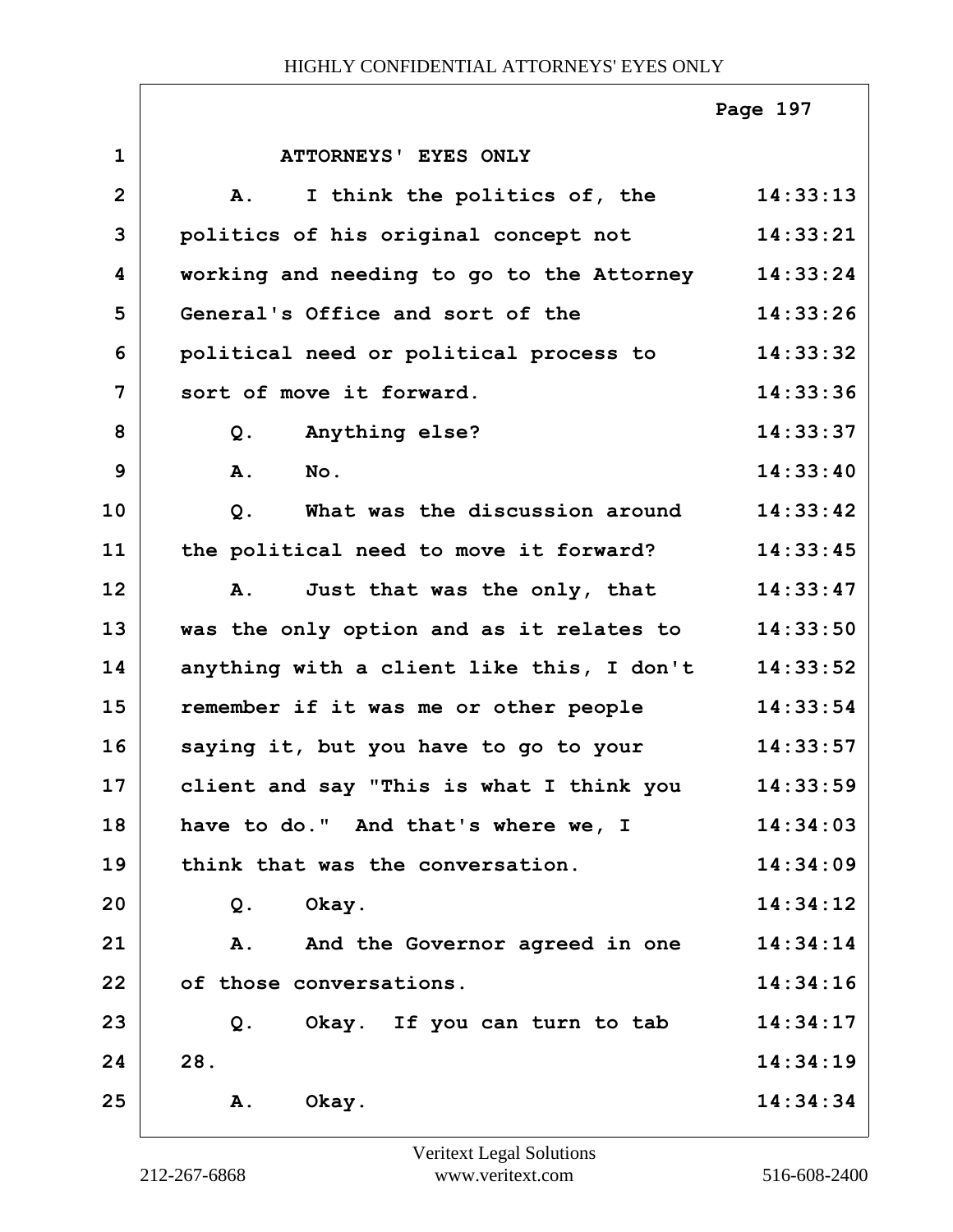ATTORNEYS' EYES ONLY

A. I think the politics of, the politics of his original concept not working and needing to go to the Attorney General's Office and sort of the political need or political process to sort of move it forward.

Q. Anything else?

A. No.

Q. What was the discussion around the political need to move it forward?

A. Just that was the only, that was the only option and as it relates to anything with a client like this, I don't remember if it was me or other people saying it, but you have to go to your client and say "This is what I think you have to do." And that's where we, I think that was the conversation.

Q. Okay.

A. And the Governor agreed in one of those conversations.

Q. Okay. If you can turn to tab 28.

A. Okay.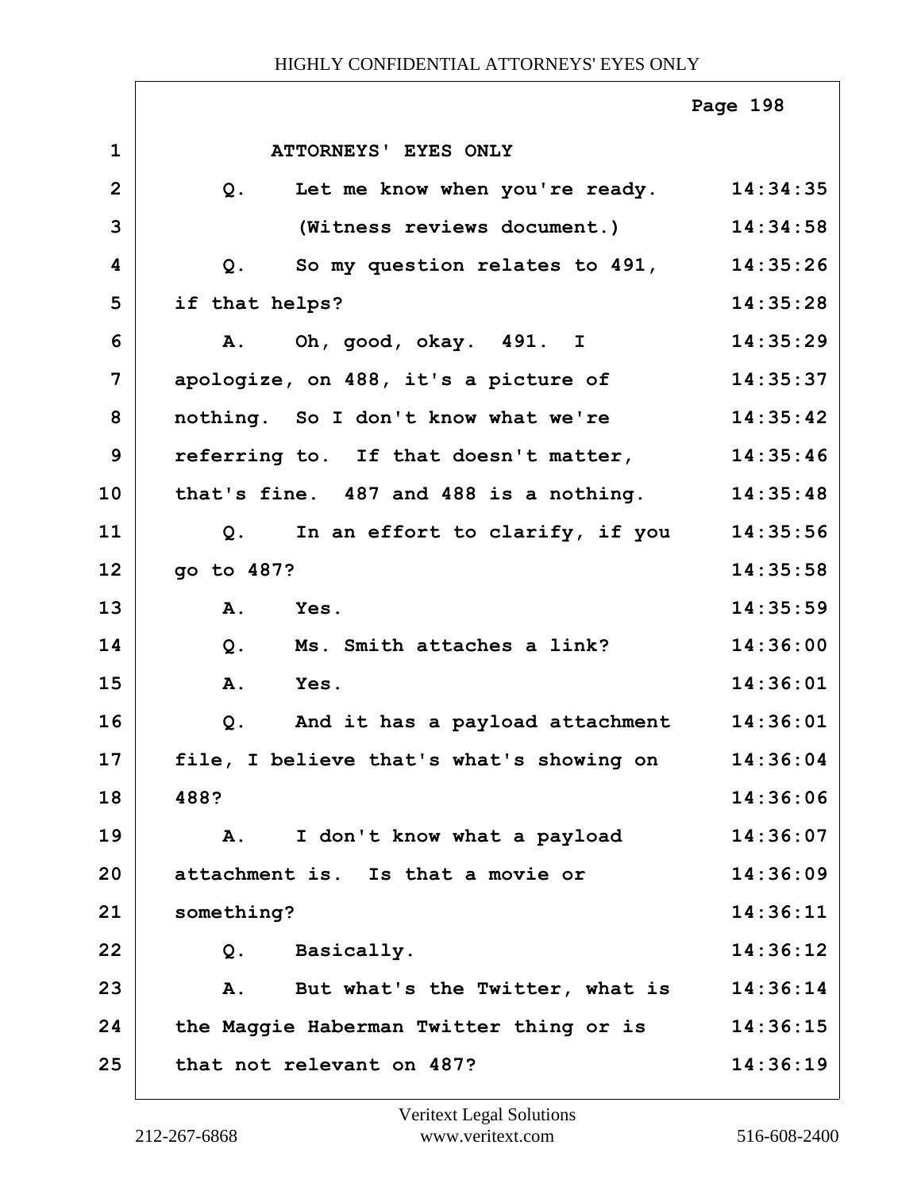ATTORNEYS' EYES ONLY

| | | |
|---|---|---|
| 1 | ATTORNEYS' EYES ONLY | |
| 2 | Q. Let me know when you're ready. | 14:34:35 |
| 3 | (Witness reviews document.) | 14:34:58 |
| 4 | Q. So my question relates to 491, | 14:35:26 |
| 5 | if that helps? | 14:35:28 |
| 6 | A. Oh, good, okay. 491. I | 14:35:29 |
| 7 | apologize, on 488, it's a picture of | 14:35:37 |
| 8 | nothing. So I don't know what we're | 14:35:42 |
| 9 | referring to. If that doesn't matter, | 14:35:46 |
| 10 | that's fine. 487 and 488 is a nothing. | 14:35:48 |
| 11 | Q. In an effort to clarify, if you | 14:35:56 |
| 12 | go to 487? | 14:35:58 |
| 13 | A. Yes. | 14:35:59 |
| 14 | Q. Ms. Smith attaches a link? | 14:36:00 |
| 15 | A. Yes. | 14:36:01 |
| 16 | Q. And it has a payload attachment | 14:36:01 |
| 17 | file, I believe that's what's showing on | 14:36:04 |
| 18 | 488? | 14:36:06 |
| 19 | A. I don't know what a payload | 14:36:07 |
| 20 | attachment is. Is that a movie or | 14:36:09 |
| 21 | something? | 14:36:11 |
| 22 | Q. Basically. | 14:36:12 |
| 23 | A. But what's the Twitter, what is | 14:36:14 |
| 24 | the Maggie Haberman Twitter thing or is | 14:36:15 |
| 25 | that not relevant on 487? | 14:36:19 |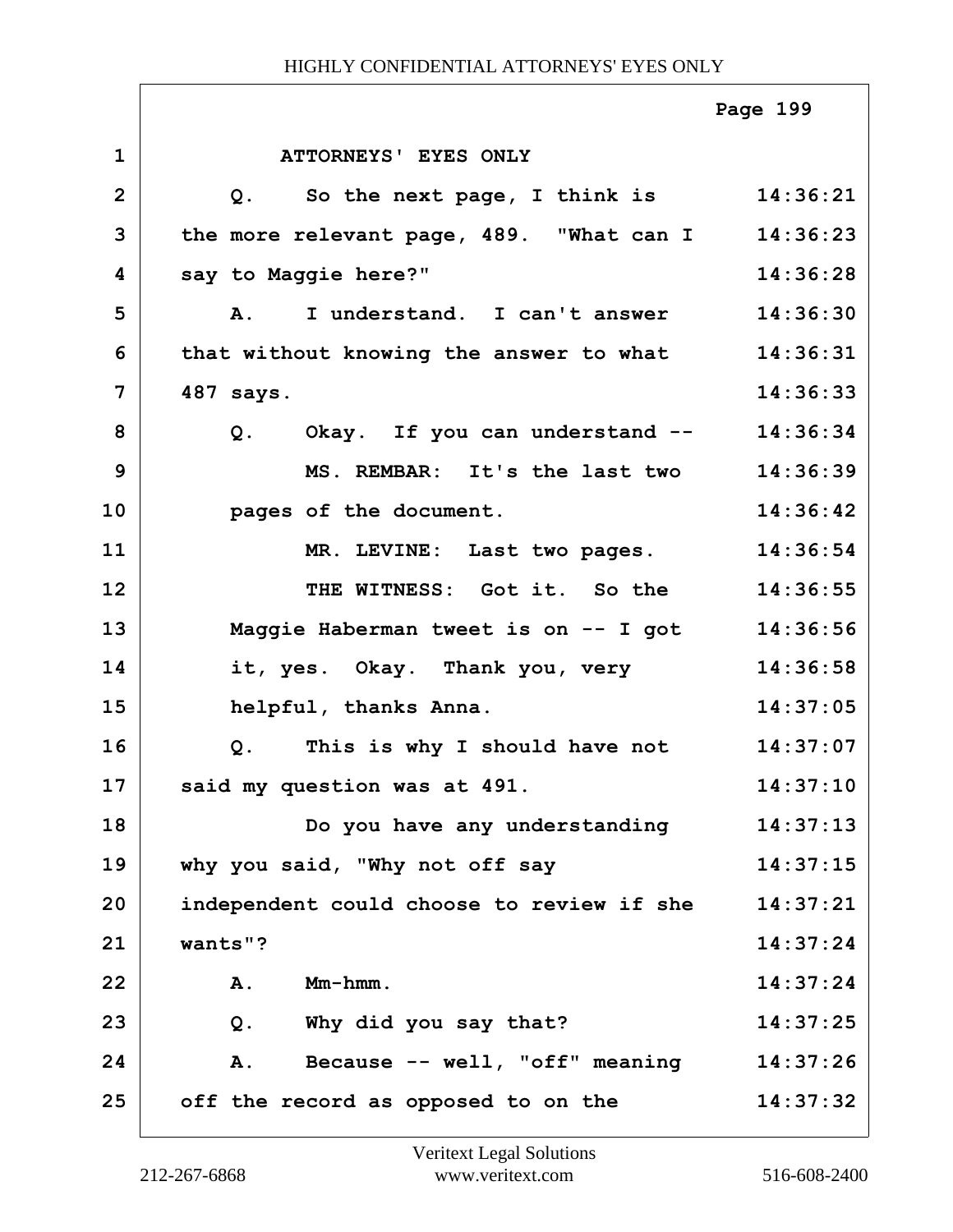ATTORNEYS' EYES ONLY

Q. So the next page, I think is the more relevant page, 489. "What can I say to Maggie here?"

A. I understand. I can't answer that without knowing the answer to what 487 says.

Q. Okay. If you can understand --

MS. REMBAR: It's the last two pages of the document.

MR. LEVINE: Last two pages.

THE WITNESS: Got it. So the Maggie Haberman tweet is on -- I got it, yes. Okay. Thank you, very helpful, thanks Anna.

Q. This is why I should have not said my question was at 491.

Do you have any understanding why you said, "Why not off say independent could choose to review if she wants"?

A. Mm-hmm.

Q. Why did you say that?

A. Because -- well, "off" meaning off the record as opposed to on the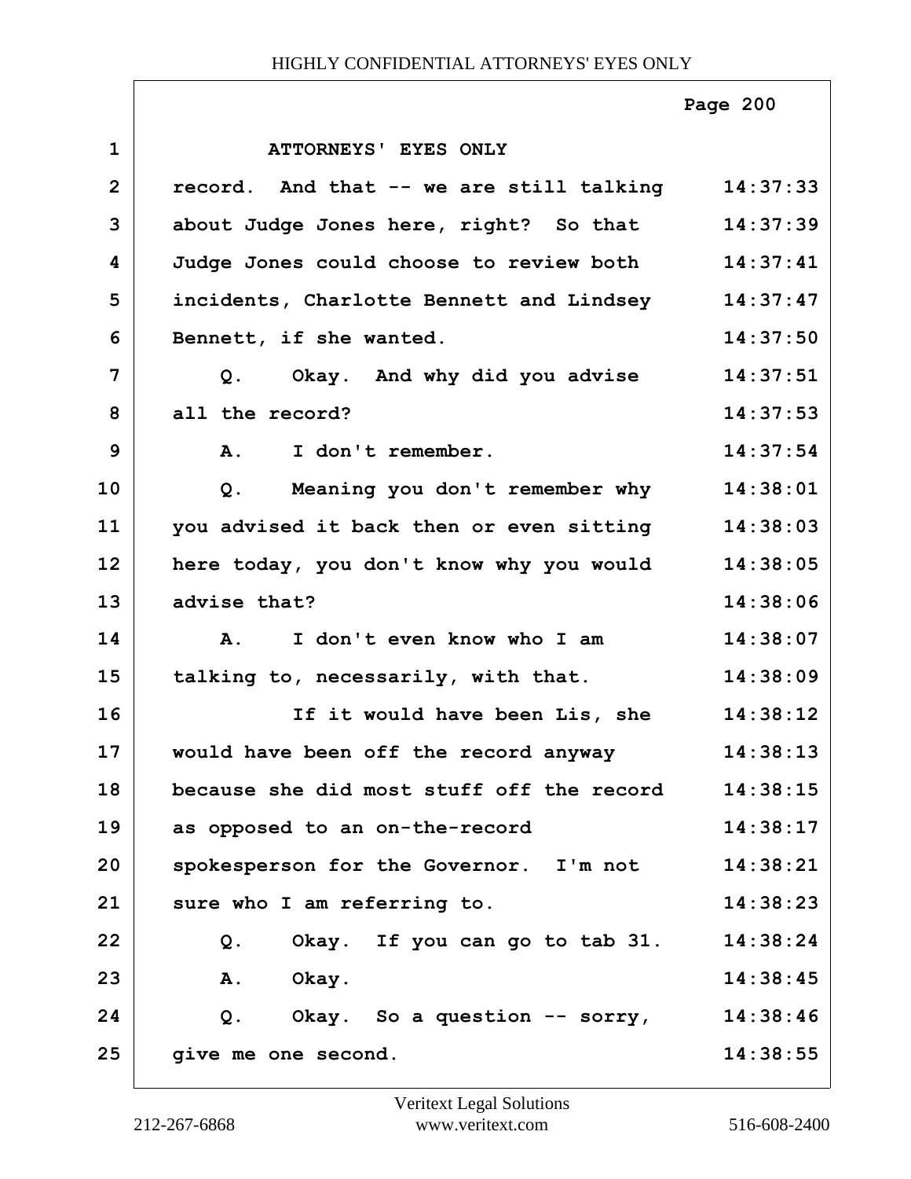ATTORNEYS' EYES ONLY

| | | |
|---|---|---|
| 1 | ATTORNEYS' EYES ONLY | |
| 2 | record. And that -- we are still talking | 14:37:33 |
| 3 | about Judge Jones here, right? So that | 14:37:39 |
| 4 | Judge Jones could choose to review both | 14:37:41 |
| 5 | incidents, Charlotte Bennett and Lindsey | 14:37:47 |
| 6 | Bennett, if she wanted. | 14:37:50 |
| 7 | Q. Okay. And why did you advise | 14:37:51 |
| 8 | all the record? | 14:37:53 |
| 9 | A. I don't remember. | 14:37:54 |
| 10 | Q. Meaning you don't remember why | 14:38:01 |
| 11 | you advised it back then or even sitting | 14:38:03 |
| 12 | here today, you don't know why you would | 14:38:05 |
| 13 | advise that? | 14:38:06 |
| 14 | A. I don't even know who I am | 14:38:07 |
| 15 | talking to, necessarily, with that. | 14:38:09 |
| 16 | If it would have been Lis, she | 14:38:12 |
| 17 | would have been off the record anyway | 14:38:13 |
| 18 | because she did most stuff off the record | 14:38:15 |
| 19 | as opposed to an on-the-record | 14:38:17 |
| 20 | spokesperson for the Governor. I'm not | 14:38:21 |
| 21 | sure who I am referring to. | 14:38:23 |
| 22 | Q. Okay. If you can go to tab 31. | 14:38:24 |
| 23 | A. Okay. | 14:38:45 |
| 24 | Q. Okay. So a question -- sorry, | 14:38:46 |
| 25 | give me one second. | 14:38:55 |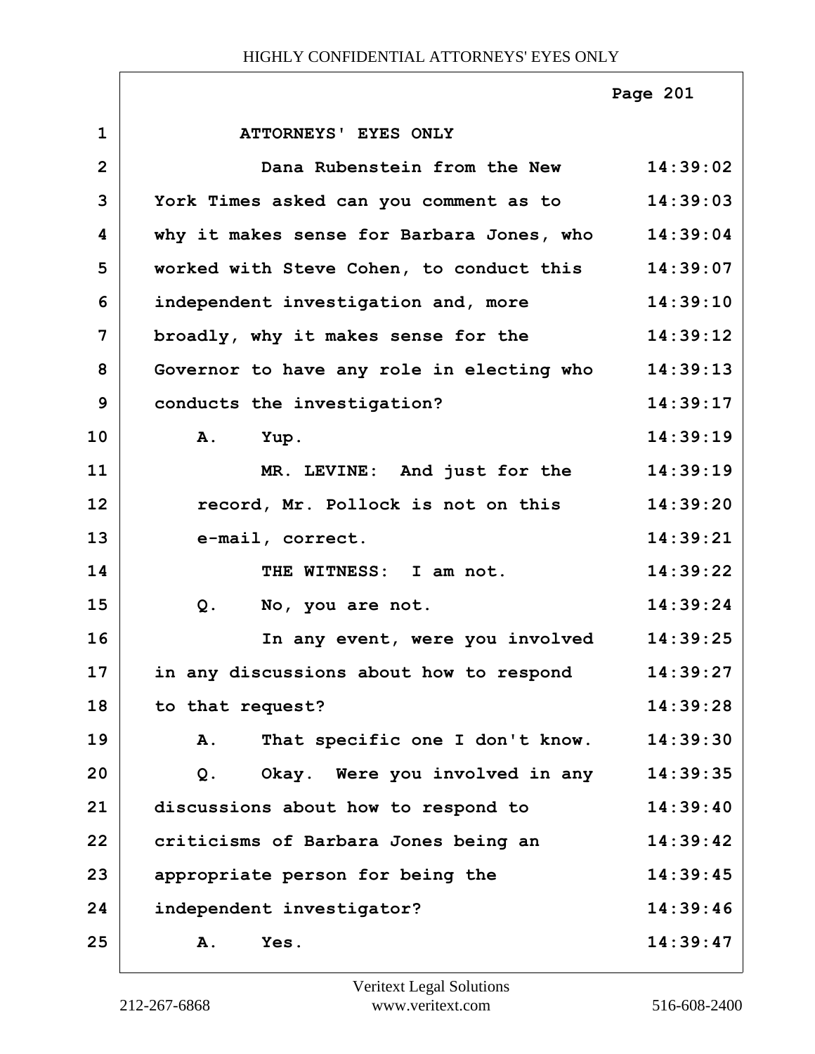ATTORNEYS' EYES ONLY

| | | |
|---|---|---|
| 1 | ATTORNEYS' EYES ONLY | |
| 2 | Dana Rubenstein from the New | 14:39:02 |
| 3 | York Times asked can you comment as to | 14:39:03 |
| 4 | why it makes sense for Barbara Jones, who | 14:39:04 |
| 5 | worked with Steve Cohen, to conduct this | 14:39:07 |
| 6 | independent investigation and, more | 14:39:10 |
| 7 | broadly, why it makes sense for the | 14:39:12 |
| 8 | Governor to have any role in electing who | 14:39:13 |
| 9 | conducts the investigation? | 14:39:17 |
| 10 | A. Yup. | 14:39:19 |
| 11 | MR. LEVINE: And just for the | 14:39:19 |
| 12 | record, Mr. Pollock is not on this | 14:39:20 |
| 13 | e-mail, correct. | 14:39:21 |
| 14 | THE WITNESS: I am not. | 14:39:22 |
| 15 | Q. No, you are not. | 14:39:24 |
| 16 | In any event, were you involved | 14:39:25 |
| 17 | in any discussions about how to respond | 14:39:27 |
| 18 | to that request? | 14:39:28 |
| 19 | A. That specific one I don't know. | 14:39:30 |
| 20 | Q. Okay. Were you involved in any | 14:39:35 |
| 21 | discussions about how to respond to | 14:39:40 |
| 22 | criticisms of Barbara Jones being an | 14:39:42 |
| 23 | appropriate person for being the | 14:39:45 |
| 24 | independent investigator? | 14:39:46 |
| 25 | A. Yes. | 14:39:47 |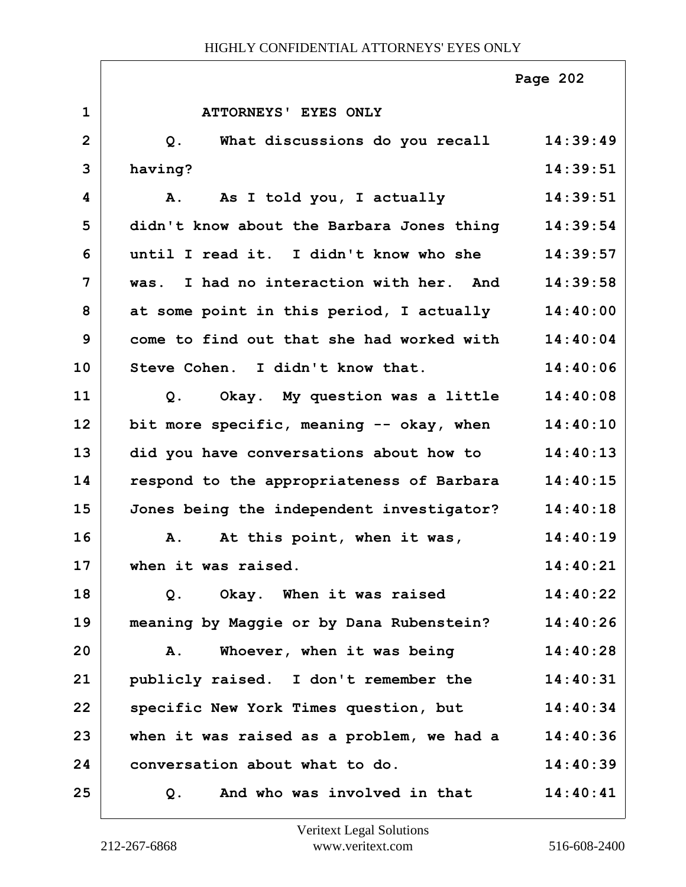ATTORNEYS' EYES ONLY

| Line | Text | Time |
|---|---|---|
| 1 | ATTORNEYS' EYES ONLY | |
| 2 | Q. What discussions do you recall | 14:39:49 |
| 3 | having? | 14:39:51 |
| 4 | A. As I told you, I actually | 14:39:51 |
| 5 | didn't know about the Barbara Jones thing | 14:39:54 |
| 6 | until I read it. I didn't know who she | 14:39:57 |
| 7 | was. I had no interaction with her. And | 14:39:58 |
| 8 | at some point in this period, I actually | 14:40:00 |
| 9 | come to find out that she had worked with | 14:40:04 |
| 10 | Steve Cohen. I didn't know that. | 14:40:06 |
| 11 | Q. Okay. My question was a little | 14:40:08 |
| 12 | bit more specific, meaning -- okay, when | 14:40:10 |
| 13 | did you have conversations about how to | 14:40:13 |
| 14 | respond to the appropriateness of Barbara | 14:40:15 |
| 15 | Jones being the independent investigator? | 14:40:18 |
| 16 | A. At this point, when it was, | 14:40:19 |
| 17 | when it was raised. | 14:40:21 |
| 18 | Q. Okay. When it was raised | 14:40:22 |
| 19 | meaning by Maggie or by Dana Rubenstein? | 14:40:26 |
| 20 | A. Whoever, when it was being | 14:40:28 |
| 21 | publicly raised. I don't remember the | 14:40:31 |
| 22 | specific New York Times question, but | 14:40:34 |
| 23 | when it was raised as a problem, we had a | 14:40:36 |
| 24 | conversation about what to do. | 14:40:39 |
| 25 | Q. And who was involved in that | 14:40:41 |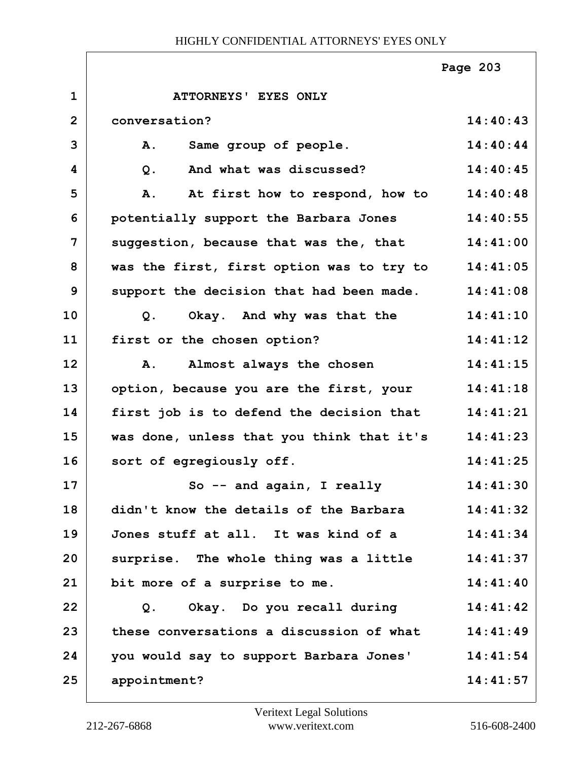ATTORNEYS' EYES ONLY

conversation? 14:40:43

A. Same group of people. 14:40:44

Q. And what was discussed? 14:40:45

A. At first how to respond, how to potentially support the Barbara Jones suggestion, because that was the, that was the first, first option was to try to support the decision that had been made. 14:40:48 14:40:55 14:41:00 14:41:05 14:41:08

Q. Okay. And why was that the first or the chosen option? 14:41:10 14:41:12

A. Almost always the chosen option, because you are the first, your first job is to defend the decision that was done, unless that you think that it's sort of egregiously off. 14:41:15 14:41:18 14:41:21 14:41:23 14:41:25

So -- and again, I really didn't know the details of the Barbara Jones stuff at all. It was kind of a surprise. The whole thing was a little bit more of a surprise to me. 14:41:30 14:41:32 14:41:34 14:41:37 14:41:40

Q. Okay. Do you recall during these conversations a discussion of what you would say to support Barbara Jones' appointment? 14:41:42 14:41:49 14:41:54 14:41:57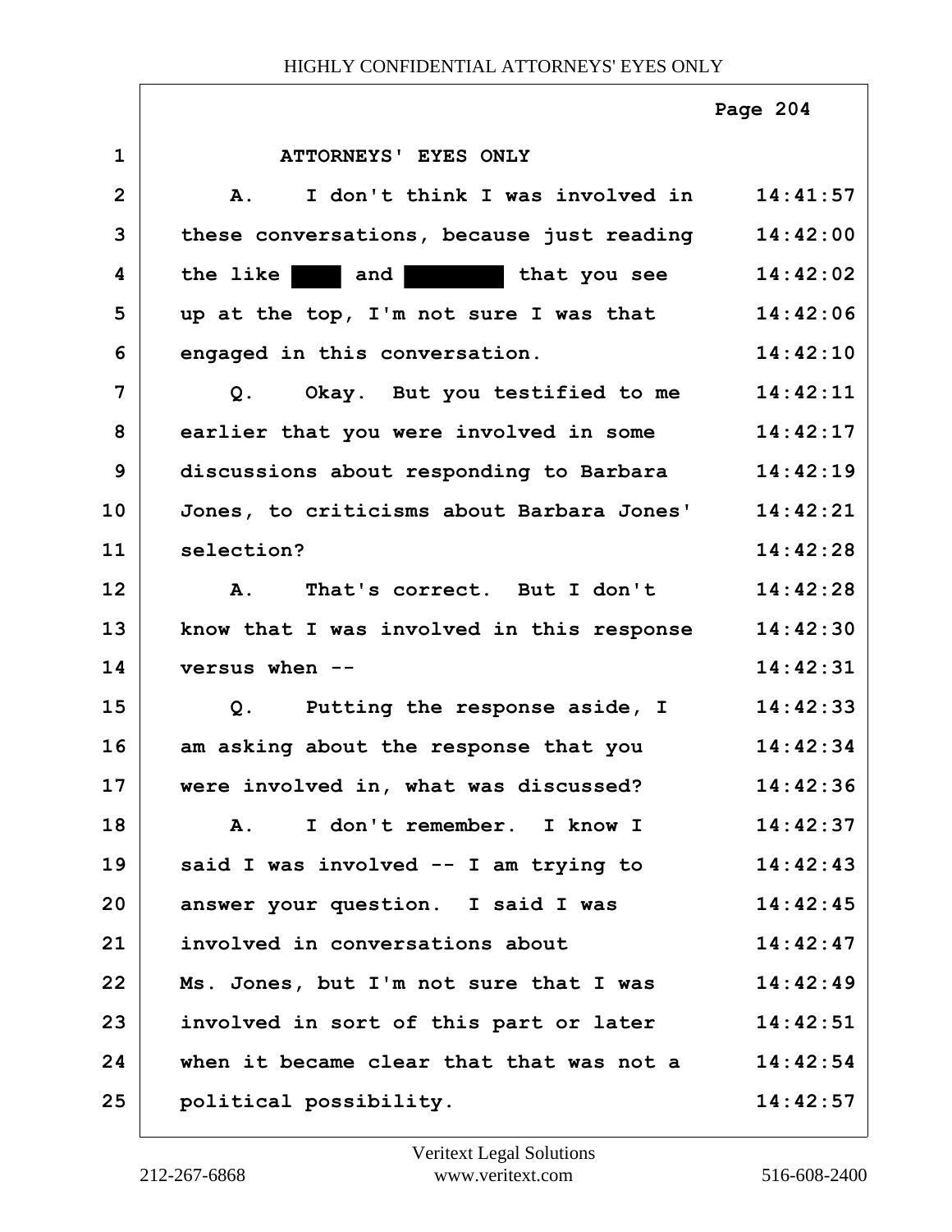ATTORNEYS' EYES ONLY

| | | |
|---|---|---|
| 1 | ATTORNEYS' EYES ONLY | |
| 2 | A. I don't think I was involved in | 14:41:57 |
| 3 | these conversations, because just reading | 14:42:00 |
| 4 | the like ████ and ████████ that you see | 14:42:02 |
| 5 | up at the top, I'm not sure I was that | 14:42:06 |
| 6 | engaged in this conversation. | 14:42:10 |
| 7 | Q. Okay. But you testified to me | 14:42:11 |
| 8 | earlier that you were involved in some | 14:42:17 |
| 9 | discussions about responding to Barbara | 14:42:19 |
| 10 | Jones, to criticisms about Barbara Jones' | 14:42:21 |
| 11 | selection? | 14:42:28 |
| 12 | A. That's correct. But I don't | 14:42:28 |
| 13 | know that I was involved in this response | 14:42:30 |
| 14 | versus when -- | 14:42:31 |
| 15 | Q. Putting the response aside, I | 14:42:33 |
| 16 | am asking about the response that you | 14:42:34 |
| 17 | were involved in, what was discussed? | 14:42:36 |
| 18 | A. I don't remember. I know I | 14:42:37 |
| 19 | said I was involved -- I am trying to | 14:42:43 |
| 20 | answer your question. I said I was | 14:42:45 |
| 21 | involved in conversations about | 14:42:47 |
| 22 | Ms. Jones, but I'm not sure that I was | 14:42:49 |
| 23 | involved in sort of this part or later | 14:42:51 |
| 24 | when it became clear that that was not a | 14:42:54 |
| 25 | political possibility. | 14:42:57 |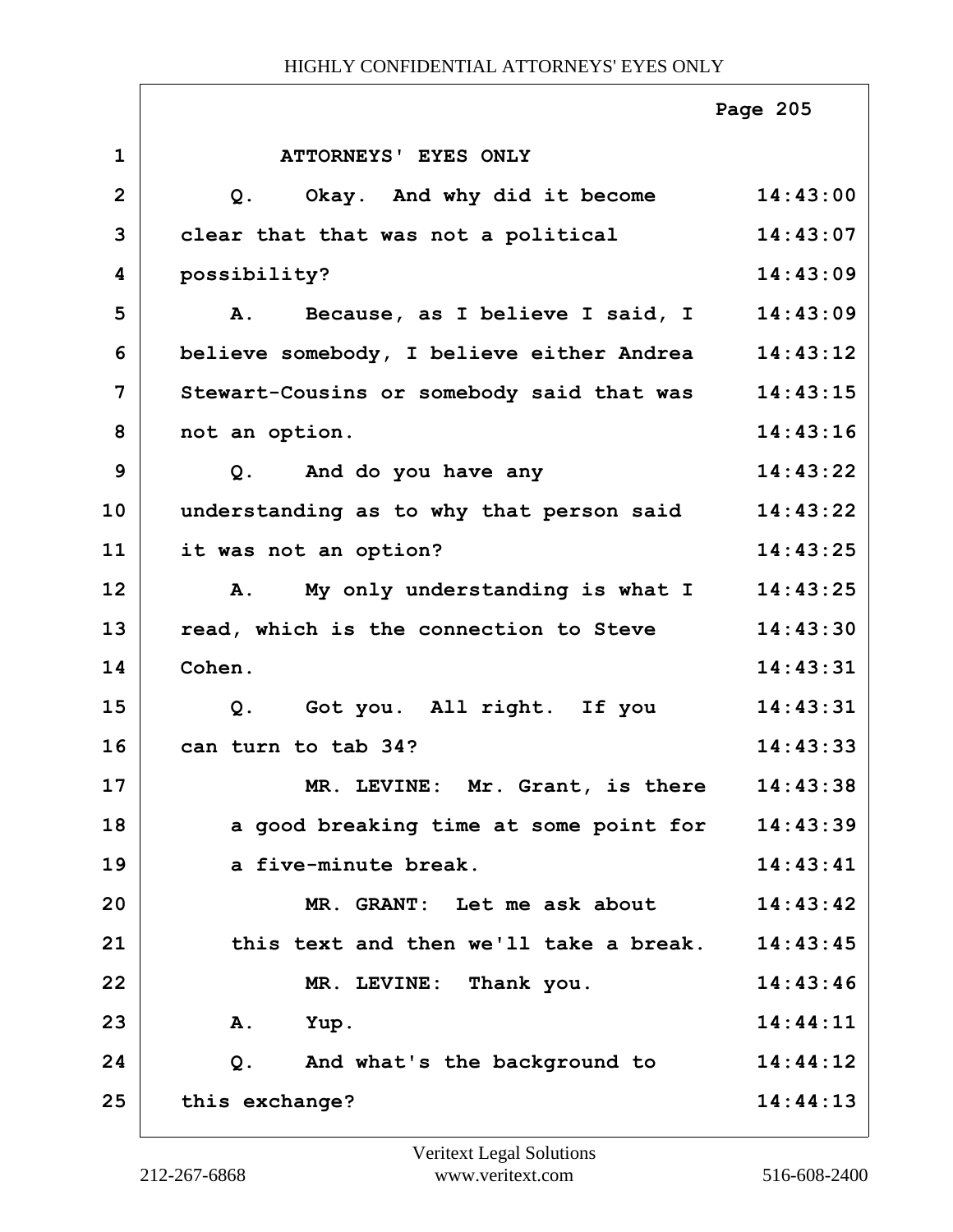ATTORNEYS' EYES ONLY

Q. Okay. And why did it become clear that that was not a political possibility?

A. Because, as I believe I said, I believe somebody, I believe either Andrea Stewart-Cousins or somebody said that was not an option.

Q. And do you have any understanding as to why that person said it was not an option?

A. My only understanding is what I read, which is the connection to Steve Cohen.

Q. Got you. All right. If you can turn to tab 34?

MR. LEVINE: Mr. Grant, is there a good breaking time at some point for a five-minute break.

MR. GRANT: Let me ask about this text and then we'll take a break.

MR. LEVINE: Thank you.

A. Yup.

Q. And what's the background to this exchange?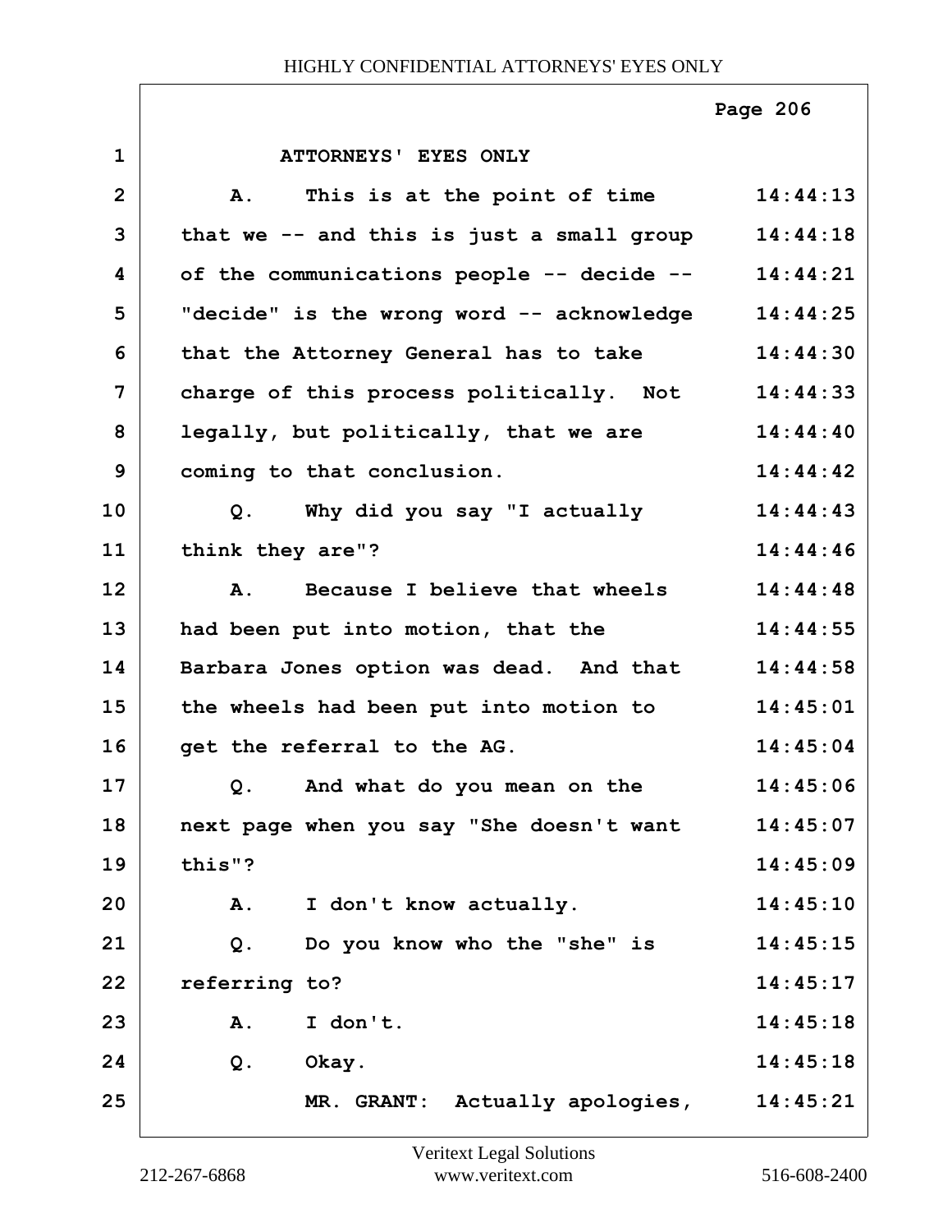ATTORNEYS' EYES ONLY

A. This is at the point of time that we -- and this is just a small group of the communications people -- decide -- "decide" is the wrong word -- acknowledge that the Attorney General has to take charge of this process politically. Not legally, but politically, that we are coming to that conclusion.

Q. Why did you say "I actually think they are"?

A. Because I believe that wheels had been put into motion, that the Barbara Jones option was dead. And that the wheels had been put into motion to get the referral to the AG.

Q. And what do you mean on the next page when you say "She doesn't want this"?

A. I don't know actually.

Q. Do you know who the "she" is referring to?

A. I don't.

Q. Okay.

MR. GRANT: Actually apologies,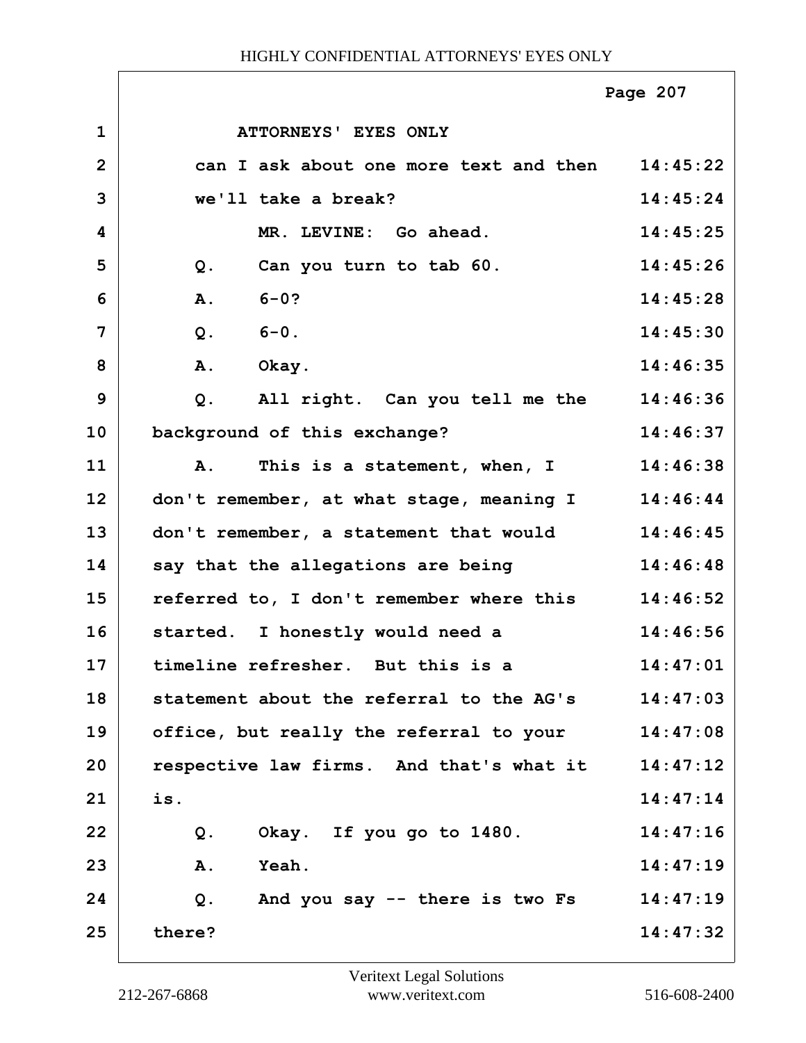ATTORNEYS' EYES ONLY

| | | |
|---|---|---|
| 1 | ATTORNEYS' EYES ONLY | |
| 2 | can I ask about one more text and then | 14:45:22 |
| 3 | we'll take a break? | 14:45:24 |
| 4 | MR. LEVINE: Go ahead. | 14:45:25 |
| 5 | Q. Can you turn to tab 60. | 14:45:26 |
| 6 | A. 6-0? | 14:45:28 |
| 7 | Q. 6-0. | 14:45:30 |
| 8 | A. Okay. | 14:46:35 |
| 9 | Q. All right. Can you tell me the | 14:46:36 |
| 10 | background of this exchange? | 14:46:37 |
| 11 | A. This is a statement, when, I | 14:46:38 |
| 12 | don't remember, at what stage, meaning I | 14:46:44 |
| 13 | don't remember, a statement that would | 14:46:45 |
| 14 | say that the allegations are being | 14:46:48 |
| 15 | referred to, I don't remember where this | 14:46:52 |
| 16 | started. I honestly would need a | 14:46:56 |
| 17 | timeline refresher. But this is a | 14:47:01 |
| 18 | statement about the referral to the AG's | 14:47:03 |
| 19 | office, but really the referral to your | 14:47:08 |
| 20 | respective law firms. And that's what it | 14:47:12 |
| 21 | is. | 14:47:14 |
| 22 | Q. Okay. If you go to 1480. | 14:47:16 |
| 23 | A. Yeah. | 14:47:19 |
| 24 | Q. And you say -- there is two Fs | 14:47:19 |
| 25 | there? | 14:47:32 |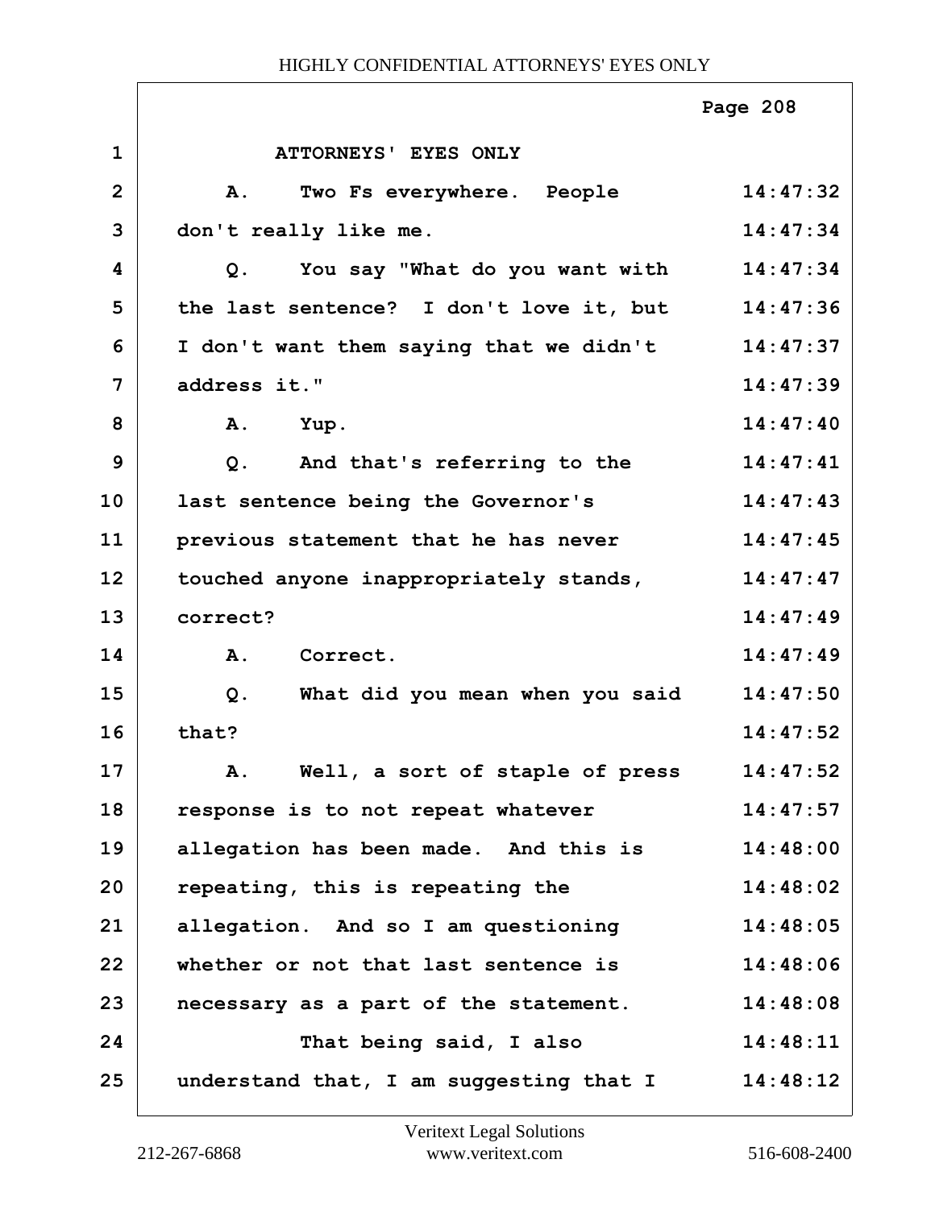ATTORNEYS' EYES ONLY

A. Two Fs everywhere. People don't really like me.

Q. You say "What do you want with the last sentence? I don't love it, but I don't want them saying that we didn't address it."

A. Yup.

Q. And that's referring to the last sentence being the Governor's previous statement that he has never touched anyone inappropriately stands, correct?

A. Correct.

Q. What did you mean when you said that?

A. Well, a sort of staple of press response is to not repeat whatever allegation has been made. And this is repeating, this is repeating the allegation. And so I am questioning whether or not that last sentence is necessary as a part of the statement.

That being said, I also understand that, I am suggesting that I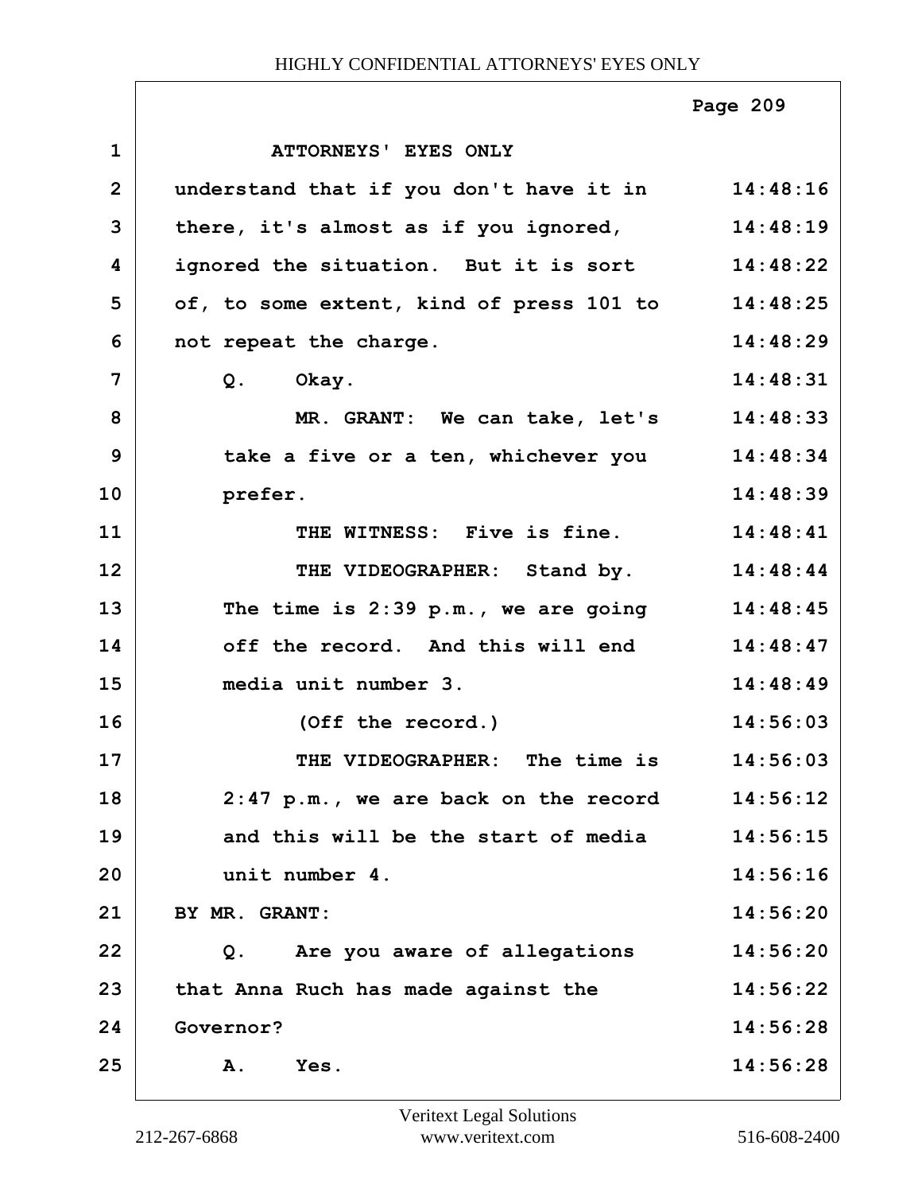ATTORNEYS' EYES ONLY

| Line | Text | Time |
|---|---|---|
| 1 | ATTORNEYS' EYES ONLY | |
| 2 | understand that if you don't have it in | 14:48:16 |
| 3 | there, it's almost as if you ignored, | 14:48:19 |
| 4 | ignored the situation. But it is sort | 14:48:22 |
| 5 | of, to some extent, kind of press 101 to | 14:48:25 |
| 6 | not repeat the charge. | 14:48:29 |
| 7 | Q. Okay. | 14:48:31 |
| 8 | MR. GRANT: We can take, let's | 14:48:33 |
| 9 | take a five or a ten, whichever you | 14:48:34 |
| 10 | prefer. | 14:48:39 |
| 11 | THE WITNESS: Five is fine. | 14:48:41 |
| 12 | THE VIDEOGRAPHER: Stand by. | 14:48:44 |
| 13 | The time is 2:39 p.m., we are going | 14:48:45 |
| 14 | off the record. And this will end | 14:48:47 |
| 15 | media unit number 3. | 14:48:49 |
| 16 | (Off the record.) | 14:56:03 |
| 17 | THE VIDEOGRAPHER: The time is | 14:56:03 |
| 18 | 2:47 p.m., we are back on the record | 14:56:12 |
| 19 | and this will be the start of media | 14:56:15 |
| 20 | unit number 4. | 14:56:16 |
| 21 | BY MR. GRANT: | 14:56:20 |
| 22 | Q. Are you aware of allegations | 14:56:20 |
| 23 | that Anna Ruch has made against the | 14:56:22 |
| 24 | Governor? | 14:56:28 |
| 25 | A. Yes. | 14:56:28 |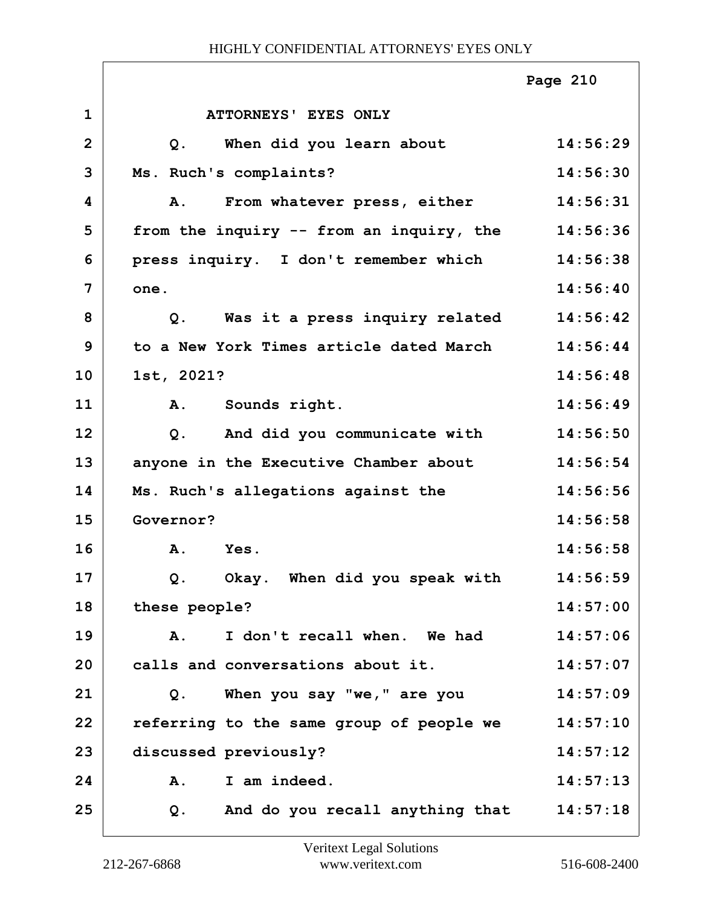ATTORNEYS' EYES ONLY

| | | |
|---|---|---|
| 1 | ATTORNEYS' EYES ONLY | |
| 2 | Q. When did you learn about | 14:56:29 |
| 3 | Ms. Ruch's complaints? | 14:56:30 |
| 4 | A. From whatever press, either | 14:56:31 |
| 5 | from the inquiry -- from an inquiry, the | 14:56:36 |
| 6 | press inquiry. I don't remember which | 14:56:38 |
| 7 | one. | 14:56:40 |
| 8 | Q. Was it a press inquiry related | 14:56:42 |
| 9 | to a New York Times article dated March | 14:56:44 |
| 10 | 1st, 2021? | 14:56:48 |
| 11 | A. Sounds right. | 14:56:49 |
| 12 | Q. And did you communicate with | 14:56:50 |
| 13 | anyone in the Executive Chamber about | 14:56:54 |
| 14 | Ms. Ruch's allegations against the | 14:56:56 |
| 15 | Governor? | 14:56:58 |
| 16 | A. Yes. | 14:56:58 |
| 17 | Q. Okay. When did you speak with | 14:56:59 |
| 18 | these people? | 14:57:00 |
| 19 | A. I don't recall when. We had | 14:57:06 |
| 20 | calls and conversations about it. | 14:57:07 |
| 21 | Q. When you say "we," are you | 14:57:09 |
| 22 | referring to the same group of people we | 14:57:10 |
| 23 | discussed previously? | 14:57:12 |
| 24 | A. I am indeed. | 14:57:13 |
| 25 | Q. And do you recall anything that | 14:57:18 |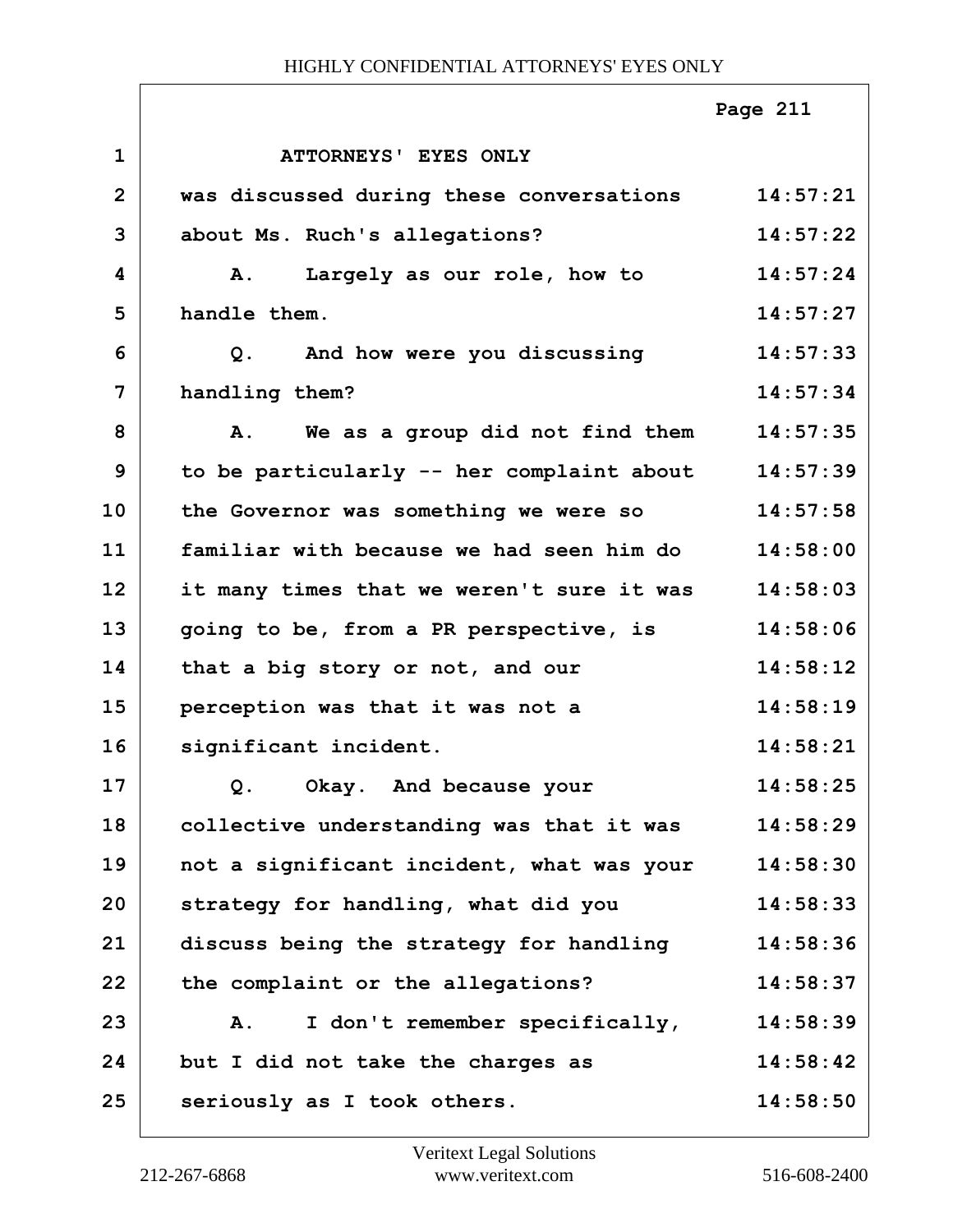ATTORNEYS' EYES ONLY

was discussed during these conversations about Ms. Ruch's allegations?

A. Largely as our role, how to handle them.

Q. And how were you discussing handling them?

A. We as a group did not find them to be particularly -- her complaint about the Governor was something we were so familiar with because we had seen him do it many times that we weren't sure it was going to be, from a PR perspective, is that a big story or not, and our perception was that it was not a significant incident.

Q. Okay. And because your collective understanding was that it was not a significant incident, what was your strategy for handling, what did you discuss being the strategy for handling the complaint or the allegations?

A. I don't remember specifically, but I did not take the charges as seriously as I took others.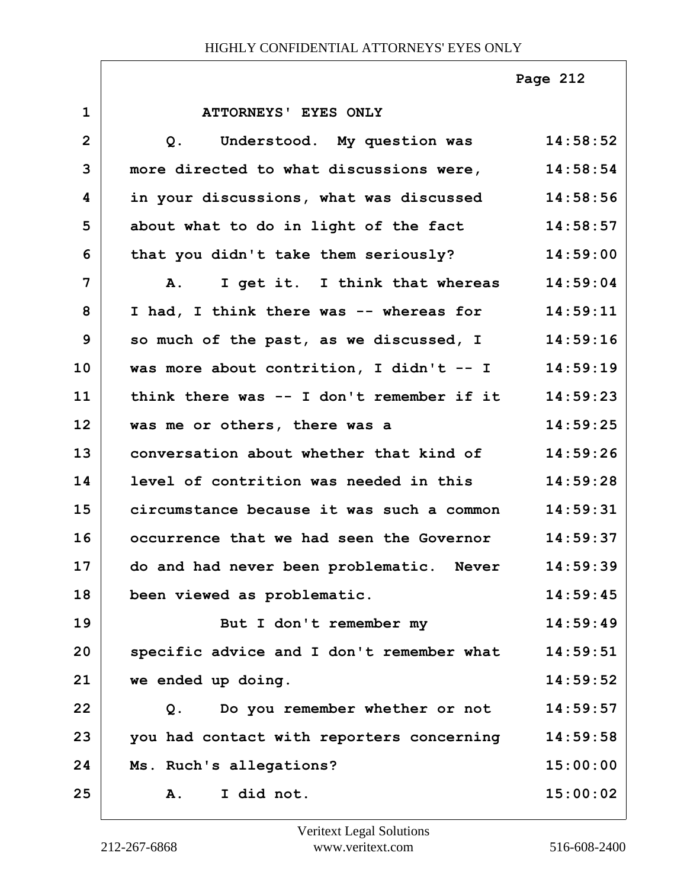ATTORNEYS' EYES ONLY

Q. Understood. My question was more directed to what discussions were, in your discussions, what was discussed about what to do in light of the fact that you didn't take them seriously?

A. I get it. I think that whereas I had, I think there was -- whereas for so much of the past, as we discussed, I was more about contrition, I didn't -- I think there was -- I don't remember if it was me or others, there was a conversation about whether that kind of level of contrition was needed in this circumstance because it was such a common occurrence that we had seen the Governor do and had never been problematic. Never been viewed as problematic.

But I don't remember my specific advice and I don't remember what we ended up doing.

Q. Do you remember whether or not you had contact with reporters concerning Ms. Ruch's allegations?

A. I did not.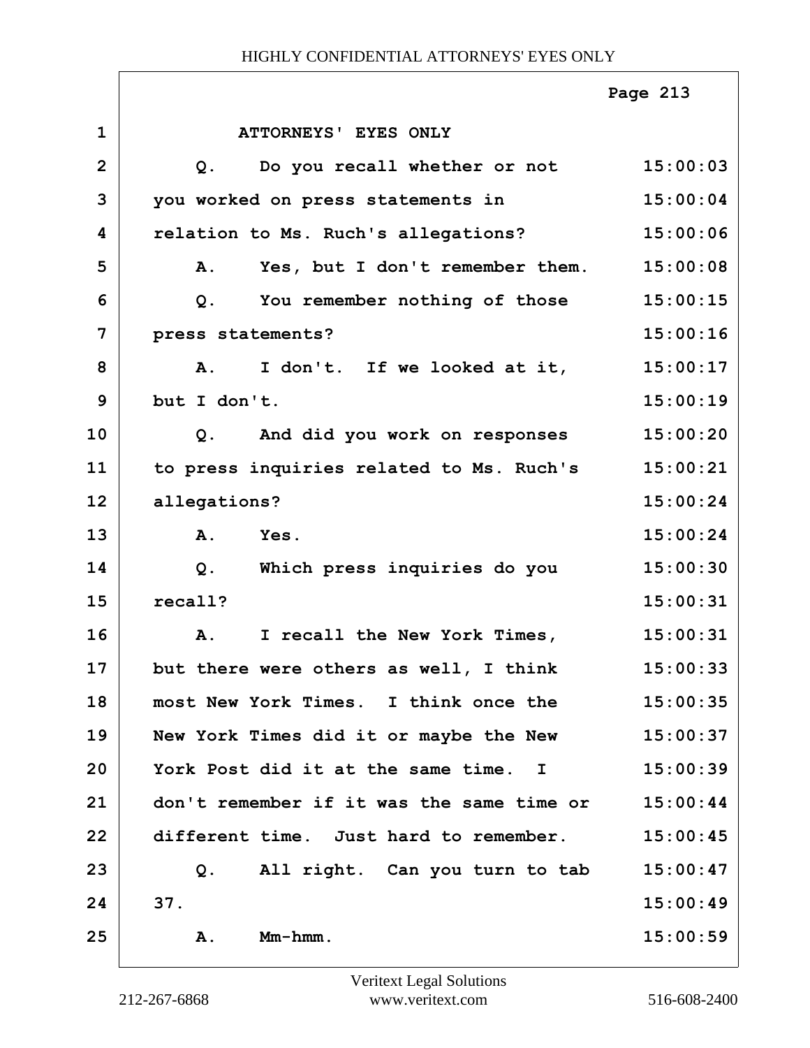ATTORNEYS' EYES ONLY

| | | |
|---|---|---|
| 1 | ATTORNEYS' EYES ONLY | |
| 2 | Q. Do you recall whether or not | 15:00:03 |
| 3 | you worked on press statements in | 15:00:04 |
| 4 | relation to Ms. Ruch's allegations? | 15:00:06 |
| 5 | A. Yes, but I don't remember them. | 15:00:08 |
| 6 | Q. You remember nothing of those | 15:00:15 |
| 7 | press statements? | 15:00:16 |
| 8 | A. I don't. If we looked at it, | 15:00:17 |
| 9 | but I don't. | 15:00:19 |
| 10 | Q. And did you work on responses | 15:00:20 |
| 11 | to press inquiries related to Ms. Ruch's | 15:00:21 |
| 12 | allegations? | 15:00:24 |
| 13 | A. Yes. | 15:00:24 |
| 14 | Q. Which press inquiries do you | 15:00:30 |
| 15 | recall? | 15:00:31 |
| 16 | A. I recall the New York Times, | 15:00:31 |
| 17 | but there were others as well, I think | 15:00:33 |
| 18 | most New York Times. I think once the | 15:00:35 |
| 19 | New York Times did it or maybe the New | 15:00:37 |
| 20 | York Post did it at the same time. I | 15:00:39 |
| 21 | don't remember if it was the same time or | 15:00:44 |
| 22 | different time. Just hard to remember. | 15:00:45 |
| 23 | Q. All right. Can you turn to tab | 15:00:47 |
| 24 | 37. | 15:00:49 |
| 25 | A. Mm-hmm. | 15:00:59 |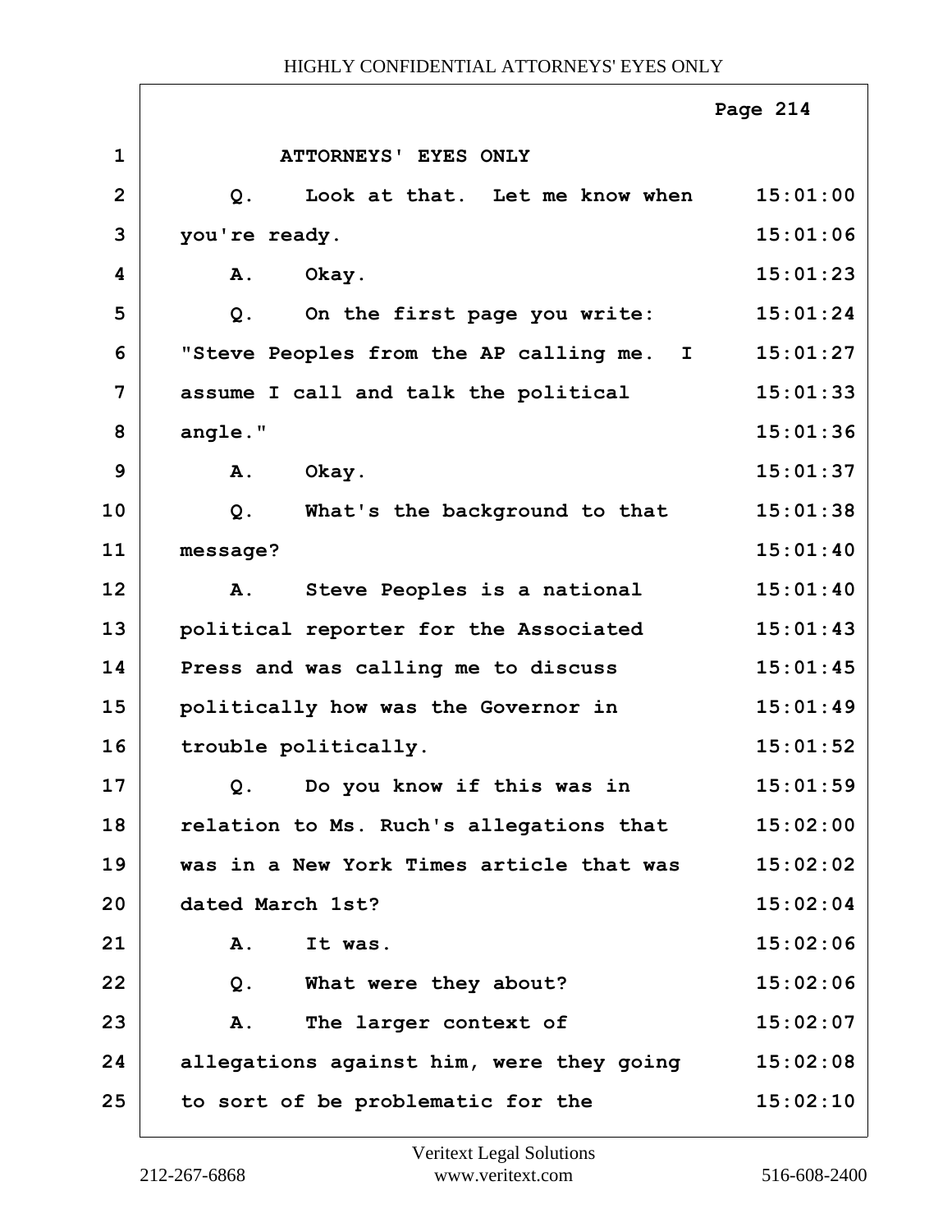ATTORNEYS' EYES ONLY

| | | |
|---|---|---|
| 1 | ATTORNEYS' EYES ONLY | |
| 2 | Q. Look at that. Let me know when | 15:01:00 |
| 3 | you're ready. | 15:01:06 |
| 4 | A. Okay. | 15:01:23 |
| 5 | Q. On the first page you write: | 15:01:24 |
| 6 | "Steve Peoples from the AP calling me. I | 15:01:27 |
| 7 | assume I call and talk the political | 15:01:33 |
| 8 | angle." | 15:01:36 |
| 9 | A. Okay. | 15:01:37 |
| 10 | Q. What's the background to that | 15:01:38 |
| 11 | message? | 15:01:40 |
| 12 | A. Steve Peoples is a national | 15:01:40 |
| 13 | political reporter for the Associated | 15:01:43 |
| 14 | Press and was calling me to discuss | 15:01:45 |
| 15 | politically how was the Governor in | 15:01:49 |
| 16 | trouble politically. | 15:01:52 |
| 17 | Q. Do you know if this was in | 15:01:59 |
| 18 | relation to Ms. Ruch's allegations that | 15:02:00 |
| 19 | was in a New York Times article that was | 15:02:02 |
| 20 | dated March 1st? | 15:02:04 |
| 21 | A. It was. | 15:02:06 |
| 22 | Q. What were they about? | 15:02:06 |
| 23 | A. The larger context of | 15:02:07 |
| 24 | allegations against him, were they going | 15:02:08 |
| 25 | to sort of be problematic for the | 15:02:10 |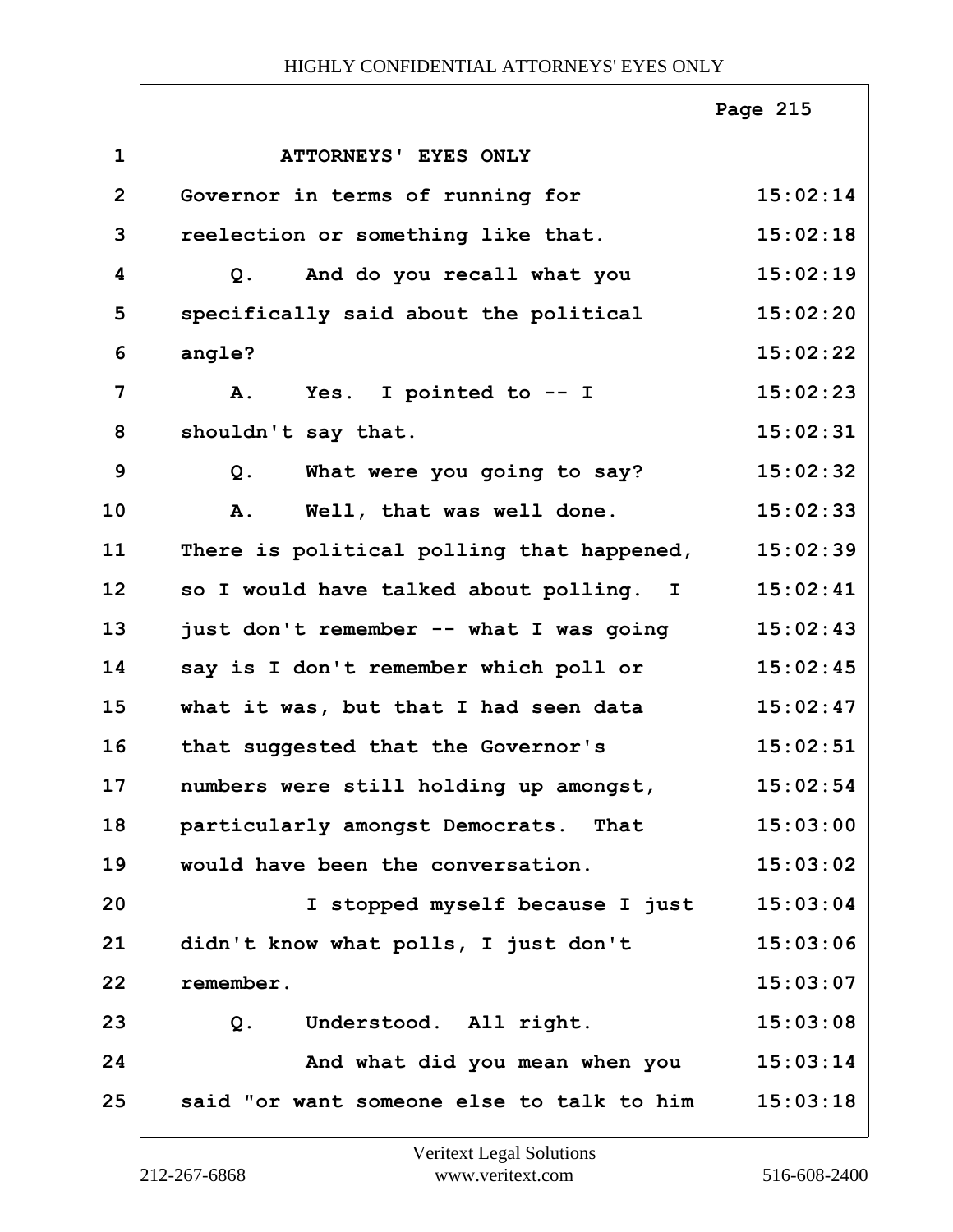ATTORNEYS' EYES ONLY

Governor in terms of running for reelection or something like that.

Q. And do you recall what you specifically said about the political angle?

A. Yes. I pointed to -- I shouldn't say that.

Q. What were you going to say?

A. Well, that was well done. There is political polling that happened, so I would have talked about polling. I just don't remember -- what I was going say is I don't remember which poll or what it was, but that I had seen data that suggested that the Governor's numbers were still holding up amongst, particularly amongst Democrats. That would have been the conversation.

I stopped myself because I just didn't know what polls, I just don't remember.

Q. Understood. All right.

And what did you mean when you said "or want someone else to talk to him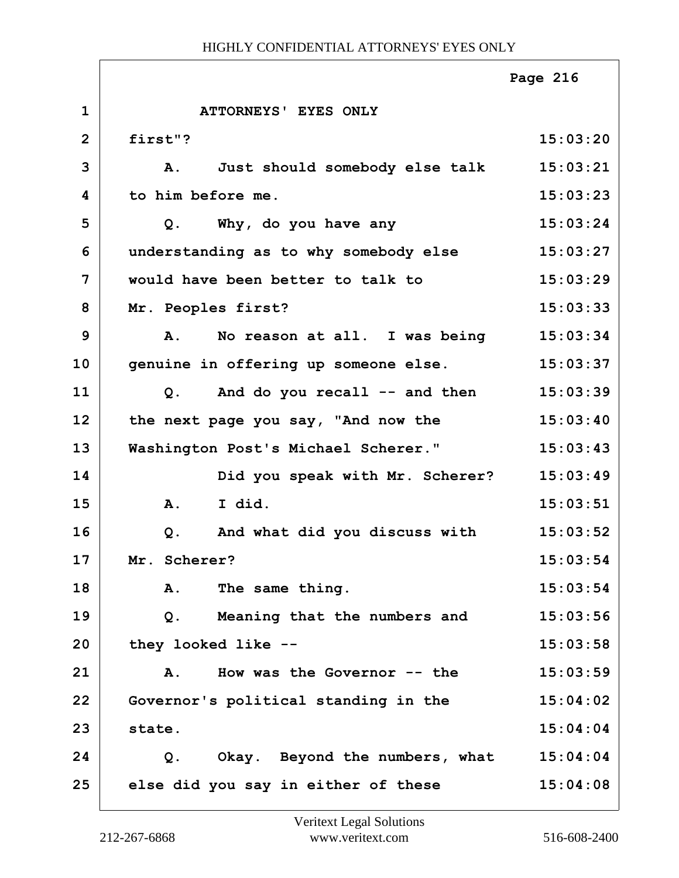ATTORNEYS' EYES ONLY

| Line | Text | Time |
|---|---|---|
| 1 | ATTORNEYS' EYES ONLY | |
| 2 | first"? | 15:03:20 |
| 3 | A. Just should somebody else talk | 15:03:21 |
| 4 | to him before me. | 15:03:23 |
| 5 | Q. Why, do you have any | 15:03:24 |
| 6 | understanding as to why somebody else | 15:03:27 |
| 7 | would have been better to talk to | 15:03:29 |
| 8 | Mr. Peoples first? | 15:03:33 |
| 9 | A. No reason at all. I was being | 15:03:34 |
| 10 | genuine in offering up someone else. | 15:03:37 |
| 11 | Q. And do you recall -- and then | 15:03:39 |
| 12 | the next page you say, "And now the | 15:03:40 |
| 13 | Washington Post's Michael Scherer." | 15:03:43 |
| 14 | Did you speak with Mr. Scherer? | 15:03:49 |
| 15 | A. I did. | 15:03:51 |
| 16 | Q. And what did you discuss with | 15:03:52 |
| 17 | Mr. Scherer? | 15:03:54 |
| 18 | A. The same thing. | 15:03:54 |
| 19 | Q. Meaning that the numbers and | 15:03:56 |
| 20 | they looked like -- | 15:03:58 |
| 21 | A. How was the Governor -- the | 15:03:59 |
| 22 | Governor's political standing in the | 15:04:02 |
| 23 | state. | 15:04:04 |
| 24 | Q. Okay. Beyond the numbers, what | 15:04:04 |
| 25 | else did you say in either of these | 15:04:08 |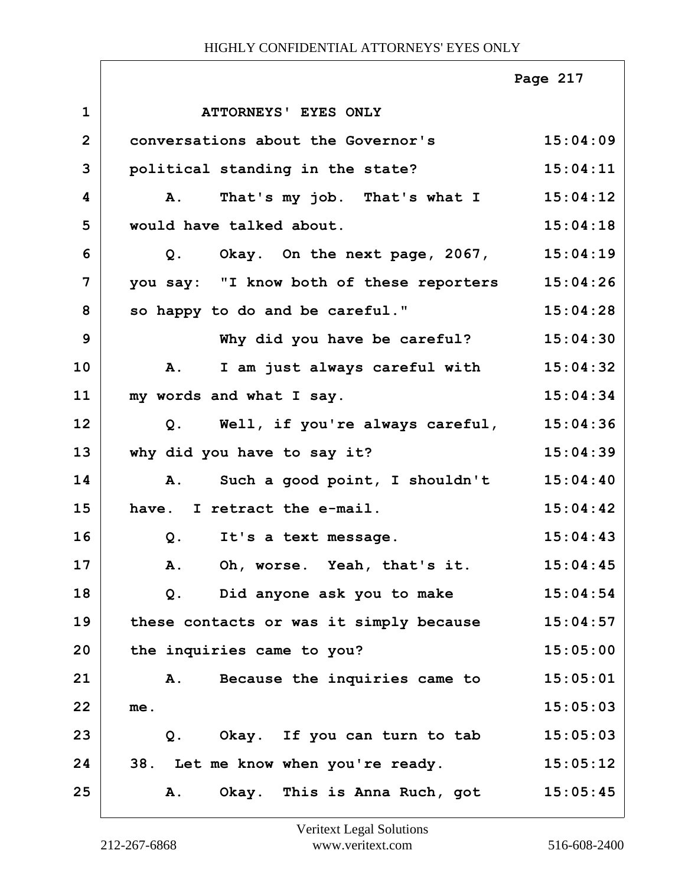ATTORNEYS' EYES ONLY

| | | |
|---|---|---|
| 1 | ATTORNEYS' EYES ONLY | |
| 2 | conversations about the Governor's | 15:04:09 |
| 3 | political standing in the state? | 15:04:11 |
| 4 | A. That's my job. That's what I | 15:04:12 |
| 5 | would have talked about. | 15:04:18 |
| 6 | Q. Okay. On the next page, 2067, | 15:04:19 |
| 7 | you say: "I know both of these reporters | 15:04:26 |
| 8 | so happy to do and be careful." | 15:04:28 |
| 9 | Why did you have be careful? | 15:04:30 |
| 10 | A. I am just always careful with | 15:04:32 |
| 11 | my words and what I say. | 15:04:34 |
| 12 | Q. Well, if you're always careful, | 15:04:36 |
| 13 | why did you have to say it? | 15:04:39 |
| 14 | A. Such a good point, I shouldn't | 15:04:40 |
| 15 | have. I retract the e-mail. | 15:04:42 |
| 16 | Q. It's a text message. | 15:04:43 |
| 17 | A. Oh, worse. Yeah, that's it. | 15:04:45 |
| 18 | Q. Did anyone ask you to make | 15:04:54 |
| 19 | these contacts or was it simply because | 15:04:57 |
| 20 | the inquiries came to you? | 15:05:00 |
| 21 | A. Because the inquiries came to | 15:05:01 |
| 22 | me. | 15:05:03 |
| 23 | Q. Okay. If you can turn to tab | 15:05:03 |
| 24 | 38. Let me know when you're ready. | 15:05:12 |
| 25 | A. Okay. This is Anna Ruch, got | 15:05:45 |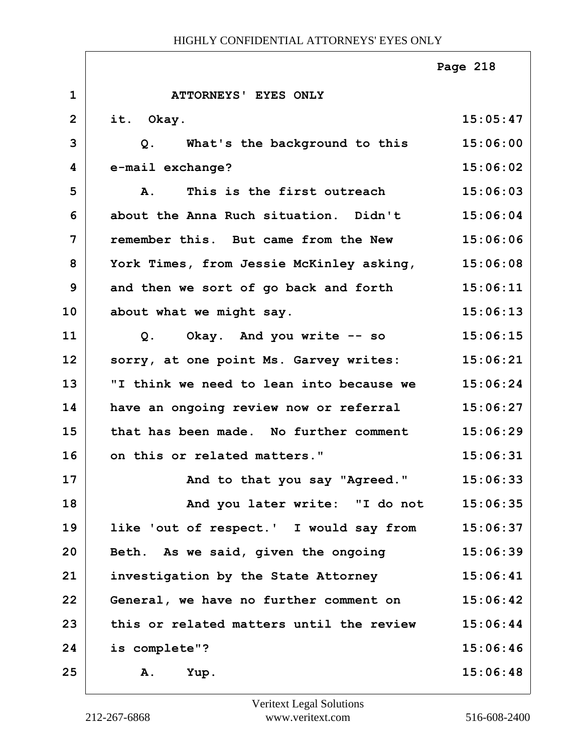ATTORNEYS' EYES ONLY

| | | |
|---|---|---|
| 1 | ATTORNEYS' EYES ONLY | |
| 2 | it. Okay. | 15:05:47 |
| 3 | Q. What's the background to this | 15:06:00 |
| 4 | e-mail exchange? | 15:06:02 |
| 5 | A. This is the first outreach | 15:06:03 |
| 6 | about the Anna Ruch situation. Didn't | 15:06:04 |
| 7 | remember this. But came from the New | 15:06:06 |
| 8 | York Times, from Jessie McKinley asking, | 15:06:08 |
| 9 | and then we sort of go back and forth | 15:06:11 |
| 10 | about what we might say. | 15:06:13 |
| 11 | Q. Okay. And you write -- so | 15:06:15 |
| 12 | sorry, at one point Ms. Garvey writes: | 15:06:21 |
| 13 | "I think we need to lean into because we | 15:06:24 |
| 14 | have an ongoing review now or referral | 15:06:27 |
| 15 | that has been made. No further comment | 15:06:29 |
| 16 | on this or related matters." | 15:06:31 |
| 17 | And to that you say "Agreed." | 15:06:33 |
| 18 | And you later write: "I do not | 15:06:35 |
| 19 | like 'out of respect.' I would say from | 15:06:37 |
| 20 | Beth. As we said, given the ongoing | 15:06:39 |
| 21 | investigation by the State Attorney | 15:06:41 |
| 22 | General, we have no further comment on | 15:06:42 |
| 23 | this or related matters until the review | 15:06:44 |
| 24 | is complete"? | 15:06:46 |
| 25 | A. Yup. | 15:06:48 |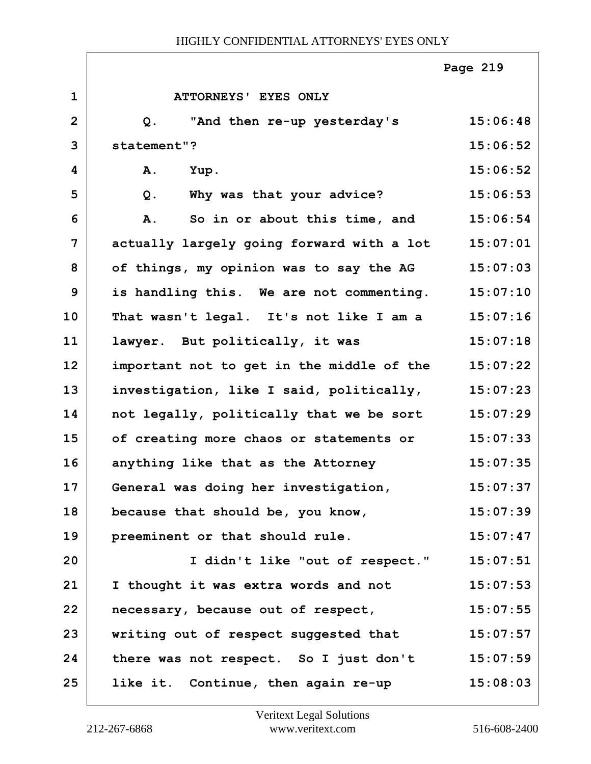ATTORNEYS' EYES ONLY

Q. "And then re-up yesterday's statement"?

A. Yup.

Q. Why was that your advice?

A. So in or about this time, and actually largely going forward with a lot of things, my opinion was to say the AG is handling this. We are not commenting. That wasn't legal. It's not like I am a lawyer. But politically, it was important not to get in the middle of the investigation, like I said, politically, not legally, politically that we be sort of creating more chaos or statements or anything like that as the Attorney General was doing her investigation, because that should be, you know, preeminent or that should rule.

I didn't like "out of respect." I thought it was extra words and not necessary, because out of respect, writing out of respect suggested that there was not respect. So I just don't like it. Continue, then again re-up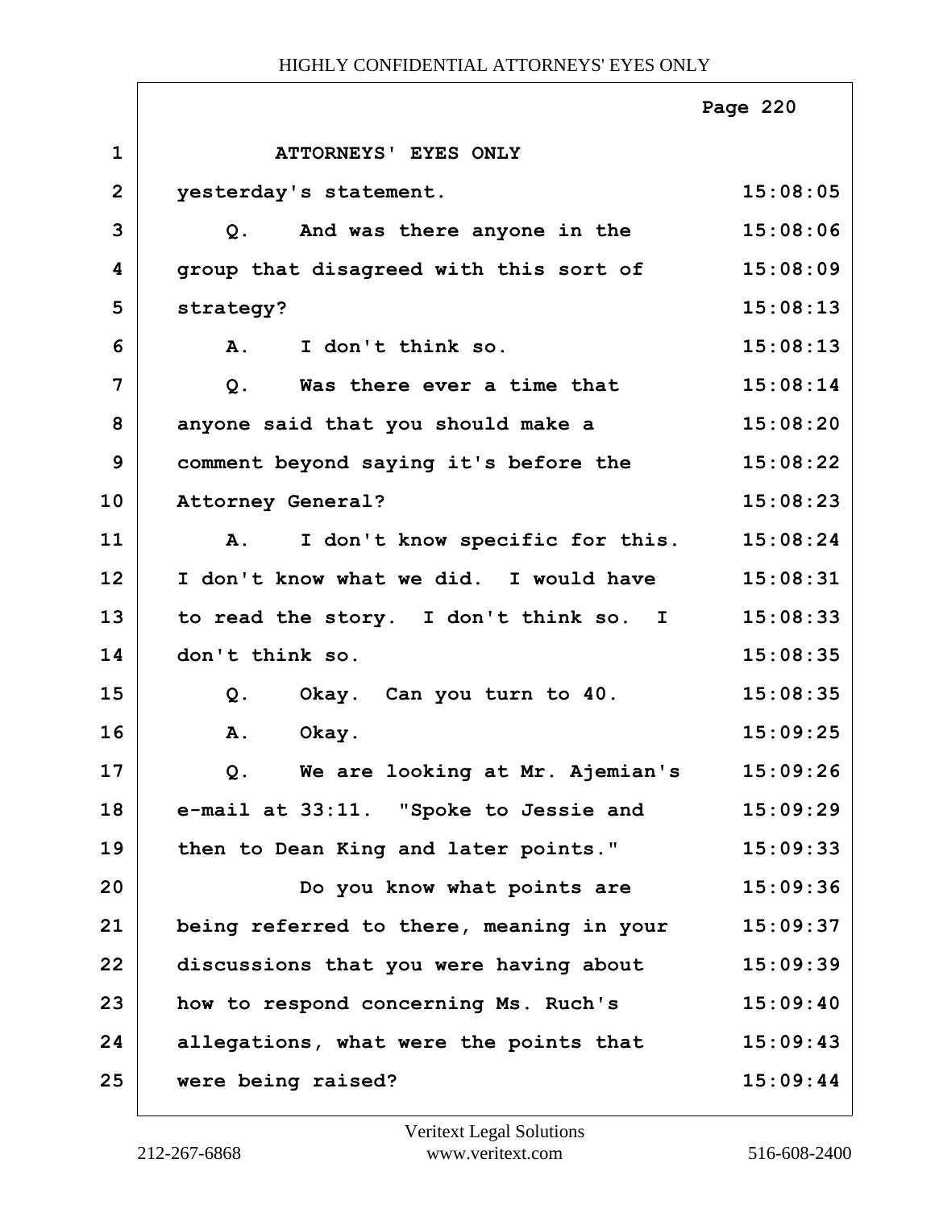ATTORNEYS' EYES ONLY

yesterday's statement. 15:08:05

Q. And was there anyone in the group that disagreed with this sort of strategy? 15:08:06 15:08:09 15:08:13

A. I don't think so. 15:08:13

Q. Was there ever a time that anyone said that you should make a comment beyond saying it's before the Attorney General? 15:08:14 15:08:20 15:08:22 15:08:23

A. I don't know specific for this. I don't know what we did. I would have to read the story. I don't think so. I don't think so. 15:08:24 15:08:31 15:08:33 15:08:35

Q. Okay. Can you turn to 40. 15:08:35

A. Okay. 15:09:25

Q. We are looking at Mr. Ajemian's e-mail at 33:11. "Spoke to Jessie and then to Dean King and later points." 15:09:26 15:09:29 15:09:33

Do you know what points are being referred to there, meaning in your discussions that you were having about how to respond concerning Ms. Ruch's allegations, what were the points that were being raised? 15:09:36 15:09:37 15:09:39 15:09:40 15:09:43 15:09:44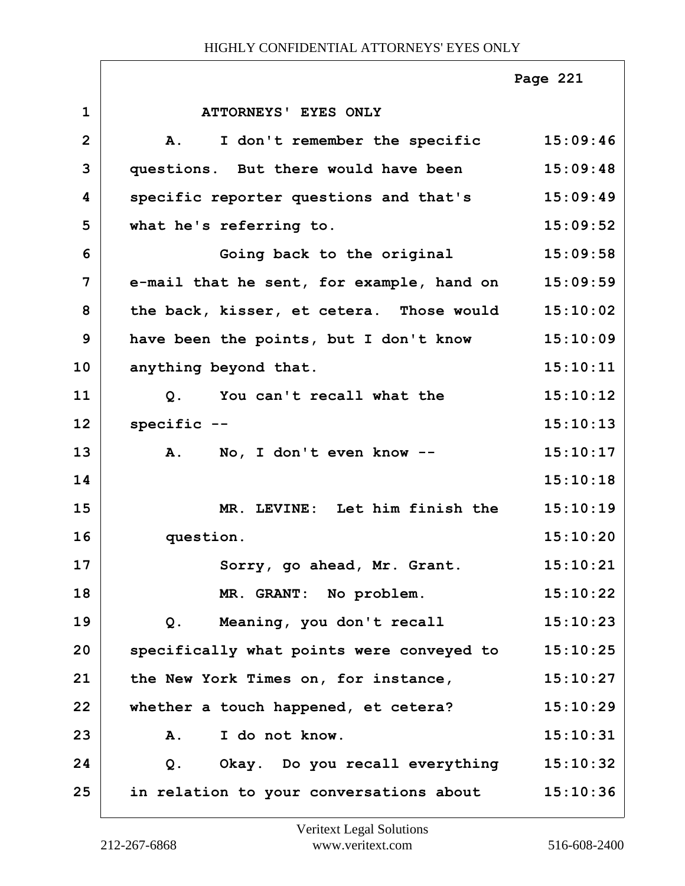ATTORNEYS' EYES ONLY

A. I don't remember the specific questions. But there would have been specific reporter questions and that's what he's referring to.

Going back to the original e-mail that he sent, for example, hand on the back, kisser, et cetera. Those would have been the points, but I don't know anything beyond that.

Q. You can't recall what the specific --

A. No, I don't even know --

MR. LEVINE: Let him finish the question.

Sorry, go ahead, Mr. Grant.

MR. GRANT: No problem.

Q. Meaning, you don't recall specifically what points were conveyed to the New York Times on, for instance, whether a touch happened, et cetera?

A. I do not know.

Q. Okay. Do you recall everything in relation to your conversations about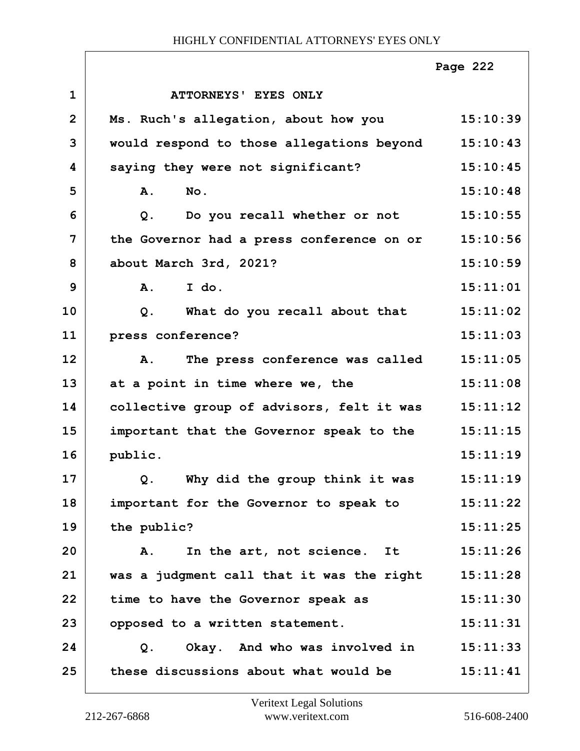ATTORNEYS' EYES ONLY

Ms. Ruch's allegation, about how you would respond to those allegations beyond saying they were not significant?

A. No.

Q. Do you recall whether or not the Governor had a press conference on or about March 3rd, 2021?

A. I do.

Q. What do you recall about that press conference?

A. The press conference was called at a point in time where we, the collective group of advisors, felt it was important that the Governor speak to the public.

Q. Why did the group think it was important for the Governor to speak to the public?

A. In the art, not science. It was a judgment call that it was the right time to have the Governor speak as opposed to a written statement.

Q. Okay. And who was involved in these discussions about what would be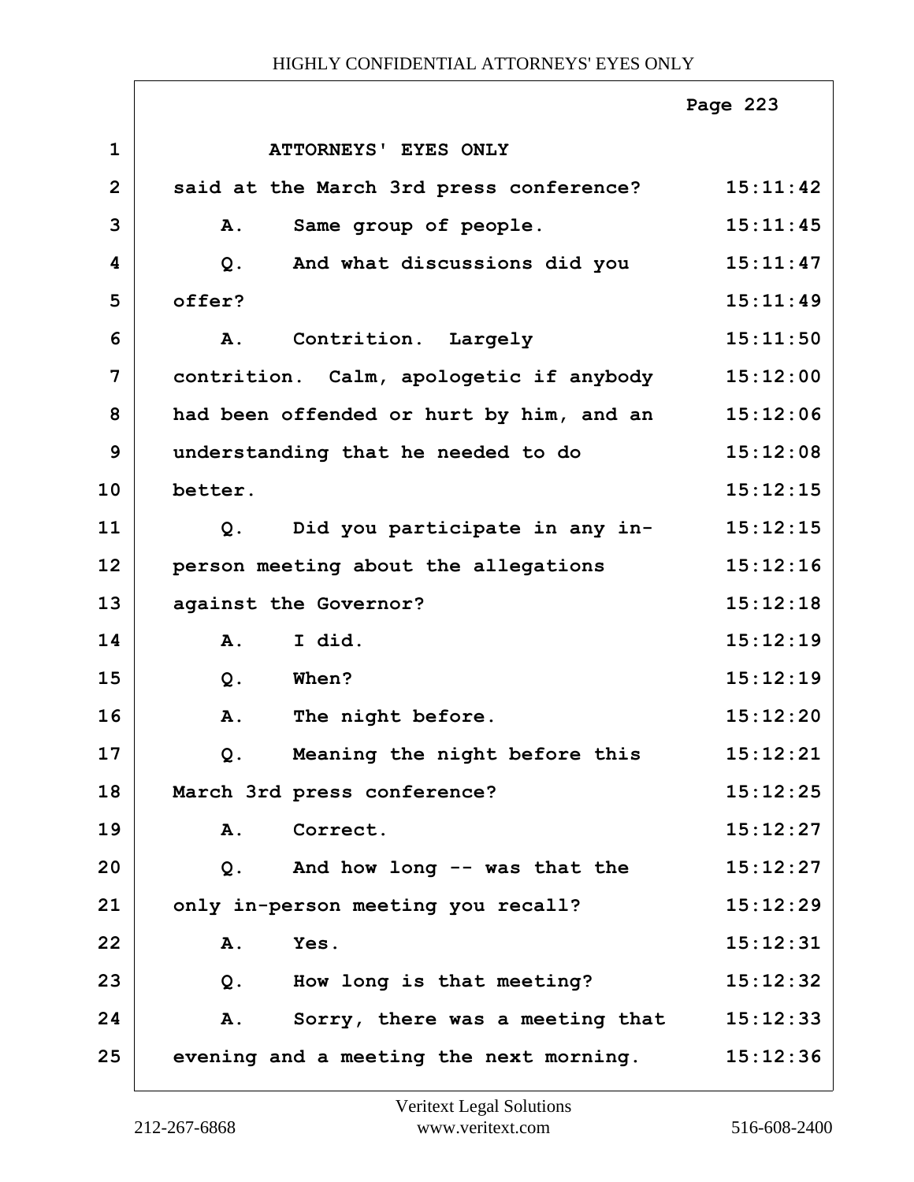HIGHLY CONFIDENTIAL ATTORNEYS' EYES ONLY

| | | |
|---|---|---|
| 1 | ATTORNEYS' EYES ONLY | |
| 2 | said at the March 3rd press conference? | 15:11:42 |
| 3 | A. Same group of people. | 15:11:45 |
| 4 | Q. And what discussions did you | 15:11:47 |
| 5 | offer? | 15:11:49 |
| 6 | A. Contrition. Largely | 15:11:50 |
| 7 | contrition. Calm, apologetic if anybody | 15:12:00 |
| 8 | had been offended or hurt by him, and an | 15:12:06 |
| 9 | understanding that he needed to do | 15:12:08 |
| 10 | better. | 15:12:15 |
| 11 | Q. Did you participate in any in- | 15:12:15 |
| 12 | person meeting about the allegations | 15:12:16 |
| 13 | against the Governor? | 15:12:18 |
| 14 | A. I did. | 15:12:19 |
| 15 | Q. When? | 15:12:19 |
| 16 | A. The night before. | 15:12:20 |
| 17 | Q. Meaning the night before this | 15:12:21 |
| 18 | March 3rd press conference? | 15:12:25 |
| 19 | A. Correct. | 15:12:27 |
| 20 | Q. And how long -- was that the | 15:12:27 |
| 21 | only in-person meeting you recall? | 15:12:29 |
| 22 | A. Yes. | 15:12:31 |
| 23 | Q. How long is that meeting? | 15:12:32 |
| 24 | A. Sorry, there was a meeting that | 15:12:33 |
| 25 | evening and a meeting the next morning. | 15:12:36 |

Veritext Legal Solutions
212-267-6868 www.veritext.com 516-608-2400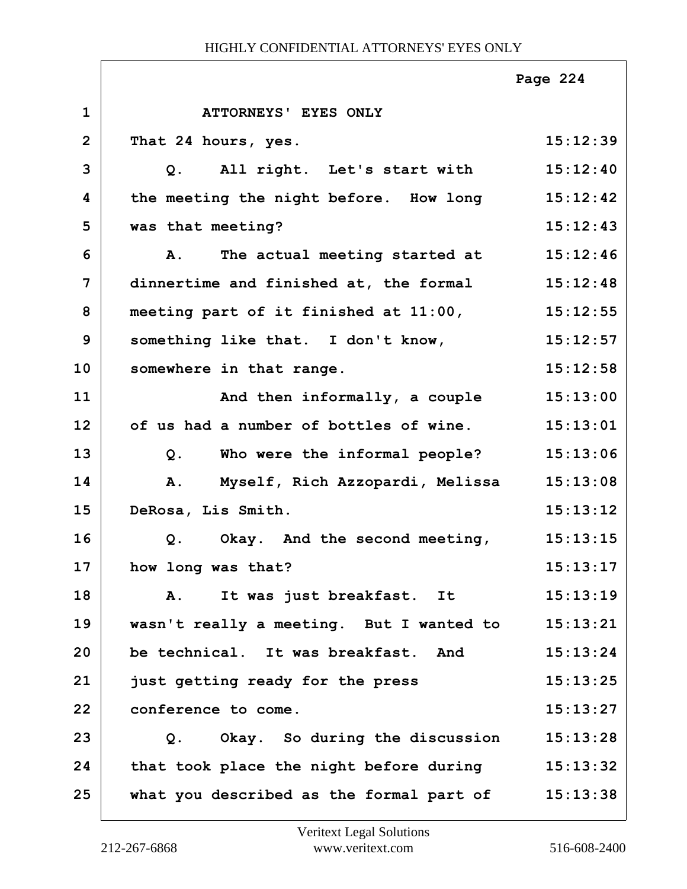ATTORNEYS' EYES ONLY

That 24 hours, yes.

Q. All right. Let's start with the meeting the night before. How long was that meeting?

A. The actual meeting started at dinnertime and finished at, the formal meeting part of it finished at 11:00, something like that. I don't know, somewhere in that range.

And then informally, a couple of us had a number of bottles of wine.

Q. Who were the informal people?

A. Myself, Rich Azzopardi, Melissa DeRosa, Lis Smith.

Q. Okay. And the second meeting, how long was that?

A. It was just breakfast. It wasn't really a meeting. But I wanted to be technical. It was breakfast. And just getting ready for the press conference to come.

Q. Okay. So during the discussion that took place the night before during what you described as the formal part of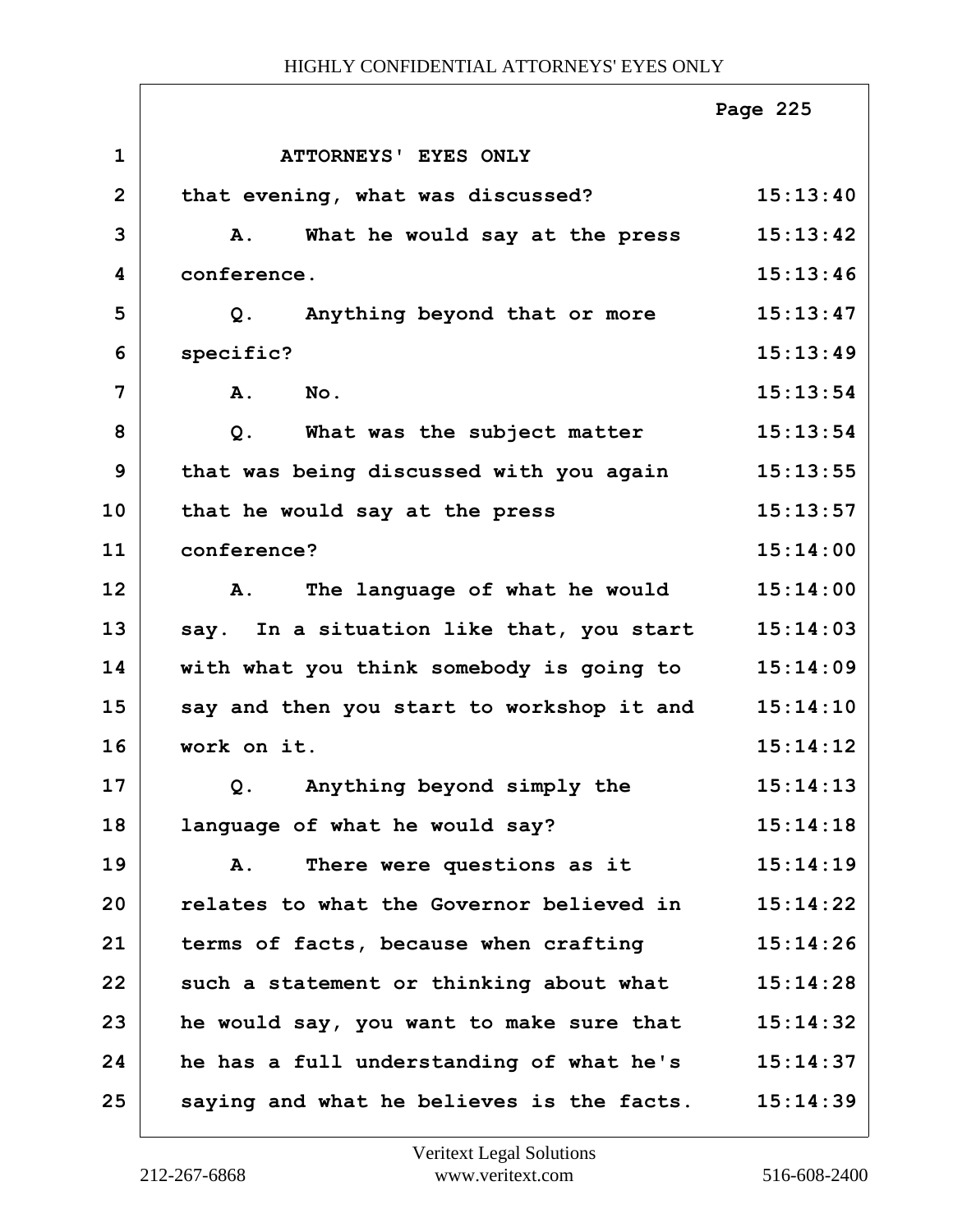ATTORNEYS' EYES ONLY

| | | |
|---|---|---|
| 1 | ATTORNEYS' EYES ONLY | |
| 2 | that evening, what was discussed? | 15:13:40 |
| 3 | A. What he would say at the press | 15:13:42 |
| 4 | conference. | 15:13:46 |
| 5 | Q. Anything beyond that or more | 15:13:47 |
| 6 | specific? | 15:13:49 |
| 7 | A. No. | 15:13:54 |
| 8 | Q. What was the subject matter | 15:13:54 |
| 9 | that was being discussed with you again | 15:13:55 |
| 10 | that he would say at the press | 15:13:57 |
| 11 | conference? | 15:14:00 |
| 12 | A. The language of what he would | 15:14:00 |
| 13 | say. In a situation like that, you start | 15:14:03 |
| 14 | with what you think somebody is going to | 15:14:09 |
| 15 | say and then you start to workshop it and | 15:14:10 |
| 16 | work on it. | 15:14:12 |
| 17 | Q. Anything beyond simply the | 15:14:13 |
| 18 | language of what he would say? | 15:14:18 |
| 19 | A. There were questions as it | 15:14:19 |
| 20 | relates to what the Governor believed in | 15:14:22 |
| 21 | terms of facts, because when crafting | 15:14:26 |
| 22 | such a statement or thinking about what | 15:14:28 |
| 23 | he would say, you want to make sure that | 15:14:32 |
| 24 | he has a full understanding of what he's | 15:14:37 |
| 25 | saying and what he believes is the facts. | 15:14:39 |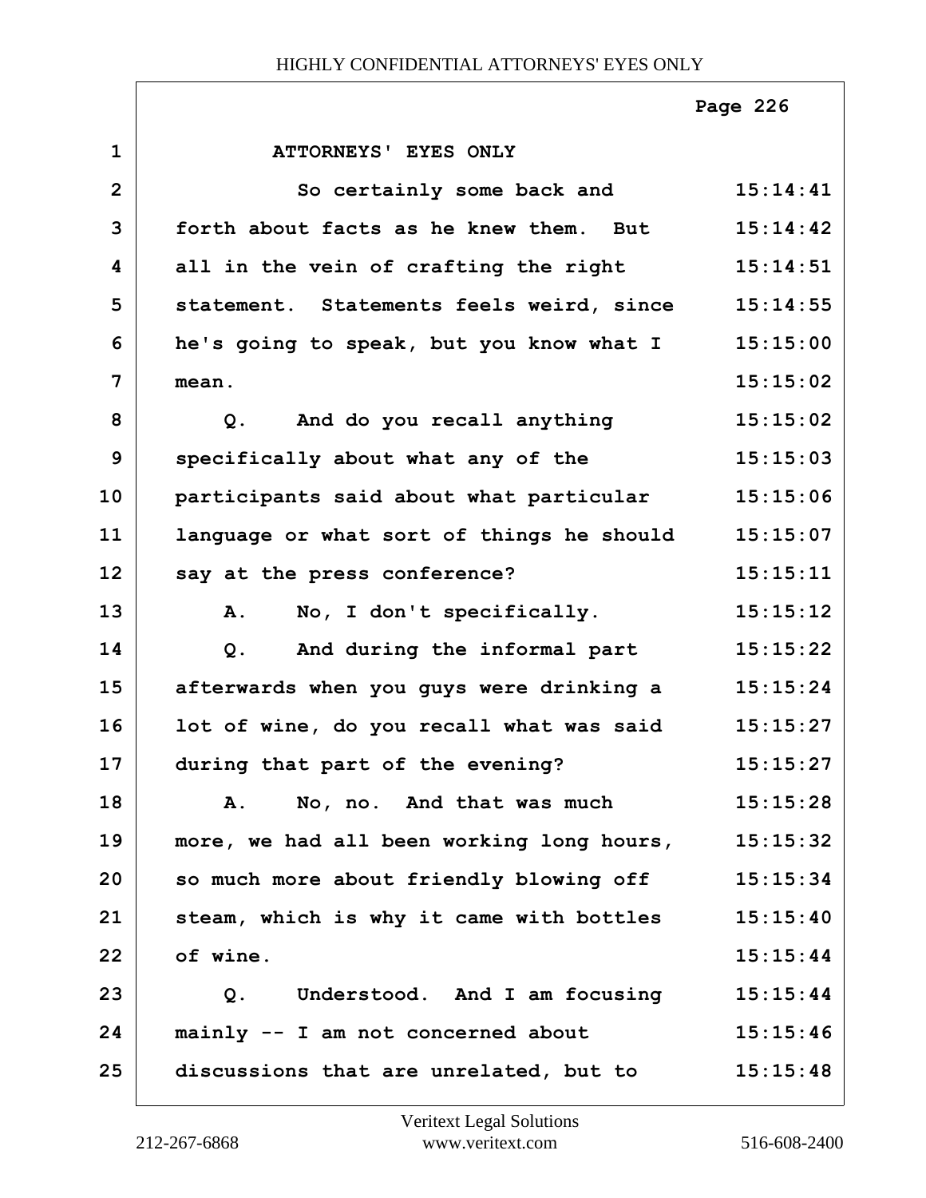ATTORNEYS' EYES ONLY

So certainly some back and forth about facts as he knew them. But all in the vein of crafting the right statement. Statements feels weird, since he's going to speak, but you know what I mean.

Q. And do you recall anything specifically about what any of the participants said about what particular language or what sort of things he should say at the press conference?

A. No, I don't specifically.

Q. And during the informal part afterwards when you guys were drinking a lot of wine, do you recall what was said during that part of the evening?

A. No, no. And that was much more, we had all been working long hours, so much more about friendly blowing off steam, which is why it came with bottles of wine.

Q. Understood. And I am focusing mainly -- I am not concerned about discussions that are unrelated, but to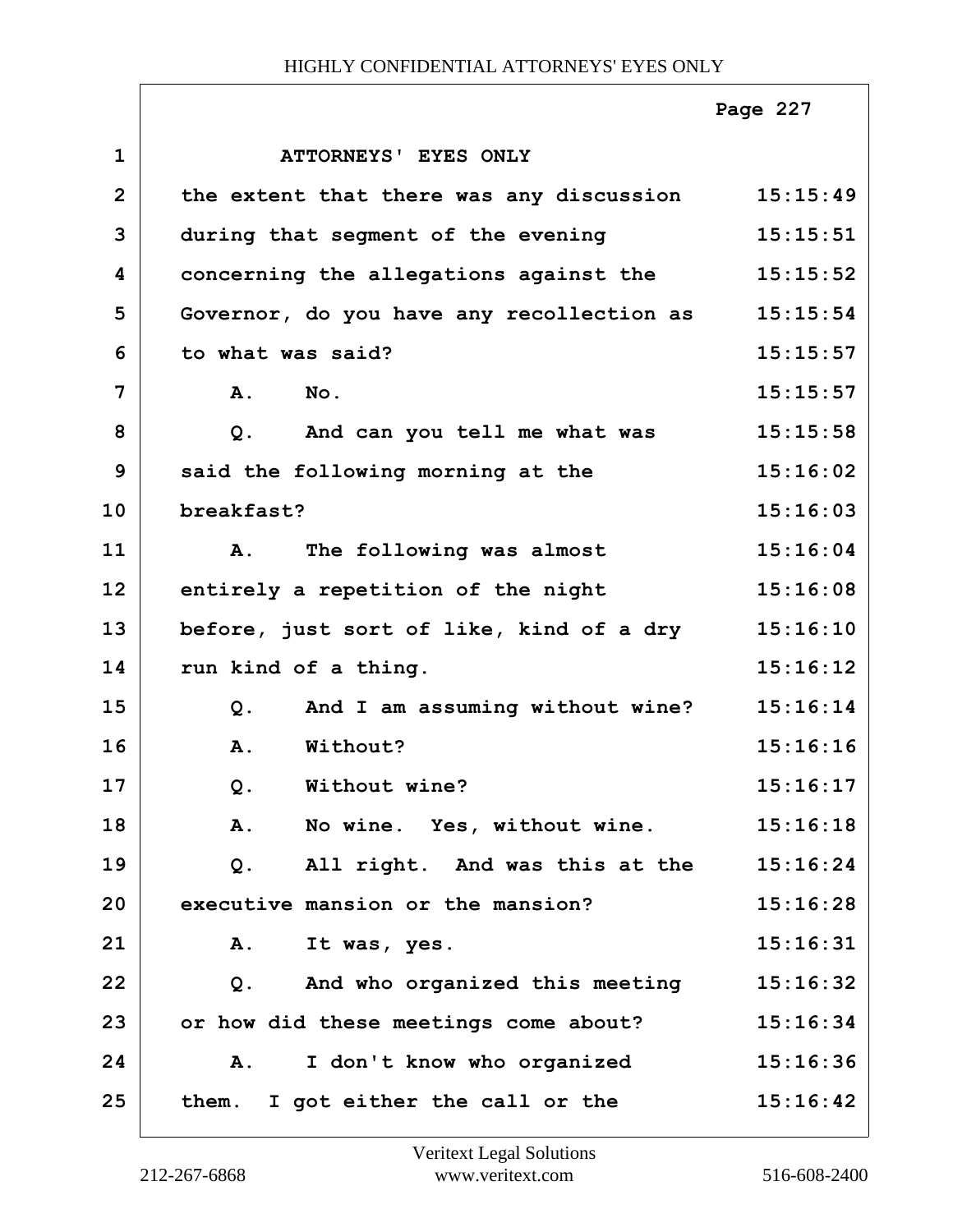ATTORNEYS' EYES ONLY

the extent that there was any discussion during that segment of the evening concerning the allegations against the Governor, do you have any recollection as to what was said?

A. No.

Q. And can you tell me what was said the following morning at the breakfast?

A. The following was almost entirely a repetition of the night before, just sort of like, kind of a dry run kind of a thing.

Q. And I am assuming without wine?

A. Without?

Q. Without wine?

A. No wine. Yes, without wine.

Q. All right. And was this at the executive mansion or the mansion?

A. It was, yes.

Q. And who organized this meeting or how did these meetings come about?

A. I don't know who organized them. I got either the call or the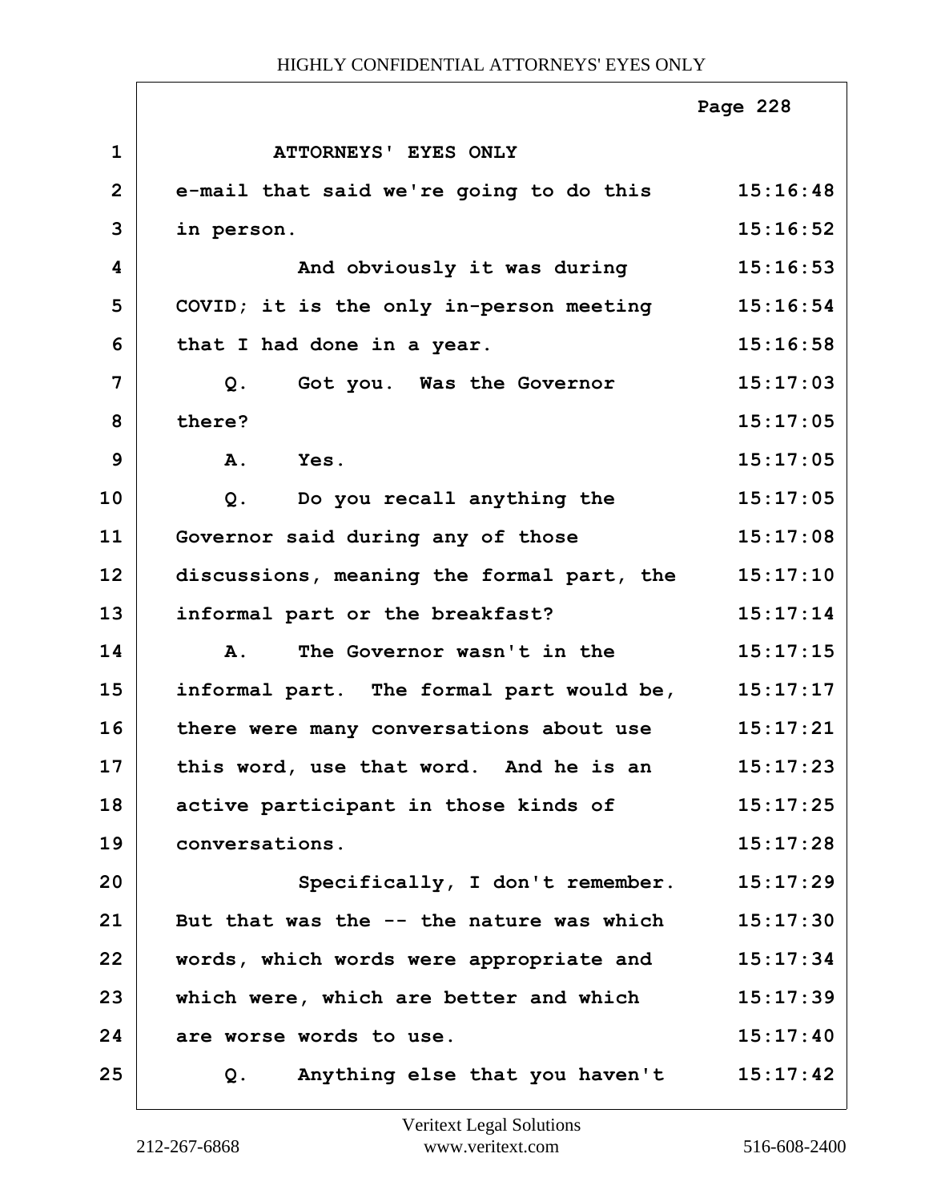ATTORNEYS' EYES ONLY

e-mail that said we're going to do this in person.

And obviously it was during COVID; it is the only in-person meeting that I had done in a year.

Q. Got you. Was the Governor there?

A. Yes.

Q. Do you recall anything the Governor said during any of those discussions, meaning the formal part, the informal part or the breakfast?

A. The Governor wasn't in the informal part. The formal part would be, there were many conversations about use this word, use that word. And he is an active participant in those kinds of conversations.

Specifically, I don't remember. But that was the -- the nature was which words, which words were appropriate and which were, which are better and which are worse words to use.

Q. Anything else that you haven't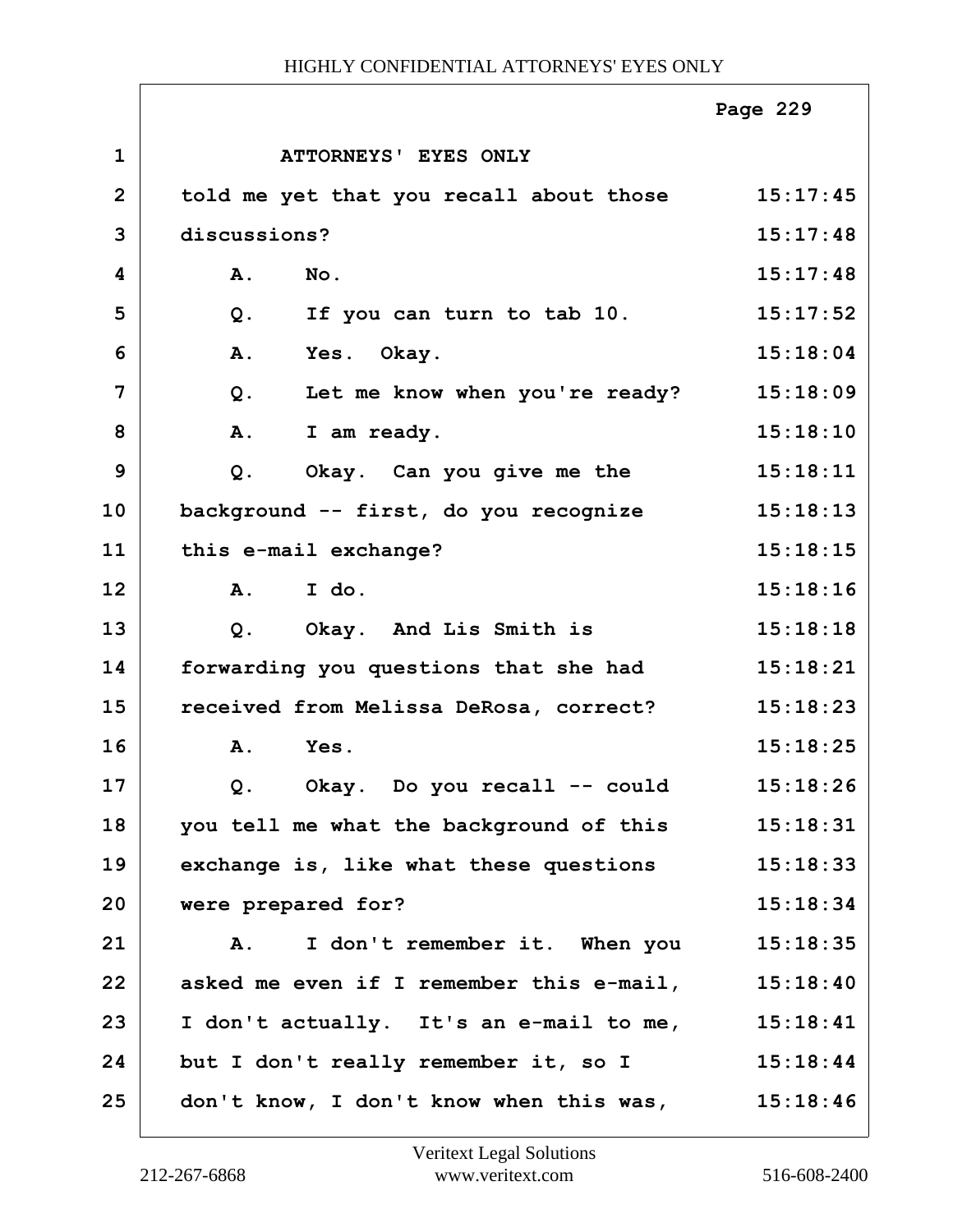ATTORNEYS' EYES ONLY

| | | |
|---|---|---|
| 1 | ATTORNEYS' EYES ONLY | |
| 2 | told me yet that you recall about those | 15:17:45 |
| 3 | discussions? | 15:17:48 |
| 4 | A. No. | 15:17:48 |
| 5 | Q. If you can turn to tab 10. | 15:17:52 |
| 6 | A. Yes. Okay. | 15:18:04 |
| 7 | Q. Let me know when you're ready? | 15:18:09 |
| 8 | A. I am ready. | 15:18:10 |
| 9 | Q. Okay. Can you give me the | 15:18:11 |
| 10 | background -- first, do you recognize | 15:18:13 |
| 11 | this e-mail exchange? | 15:18:15 |
| 12 | A. I do. | 15:18:16 |
| 13 | Q. Okay. And Lis Smith is | 15:18:18 |
| 14 | forwarding you questions that she had | 15:18:21 |
| 15 | received from Melissa DeRosa, correct? | 15:18:23 |
| 16 | A. Yes. | 15:18:25 |
| 17 | Q. Okay. Do you recall -- could | 15:18:26 |
| 18 | you tell me what the background of this | 15:18:31 |
| 19 | exchange is, like what these questions | 15:18:33 |
| 20 | were prepared for? | 15:18:34 |
| 21 | A. I don't remember it. When you | 15:18:35 |
| 22 | asked me even if I remember this e-mail, | 15:18:40 |
| 23 | I don't actually. It's an e-mail to me, | 15:18:41 |
| 24 | but I don't really remember it, so I | 15:18:44 |
| 25 | don't know, I don't know when this was, | 15:18:46 |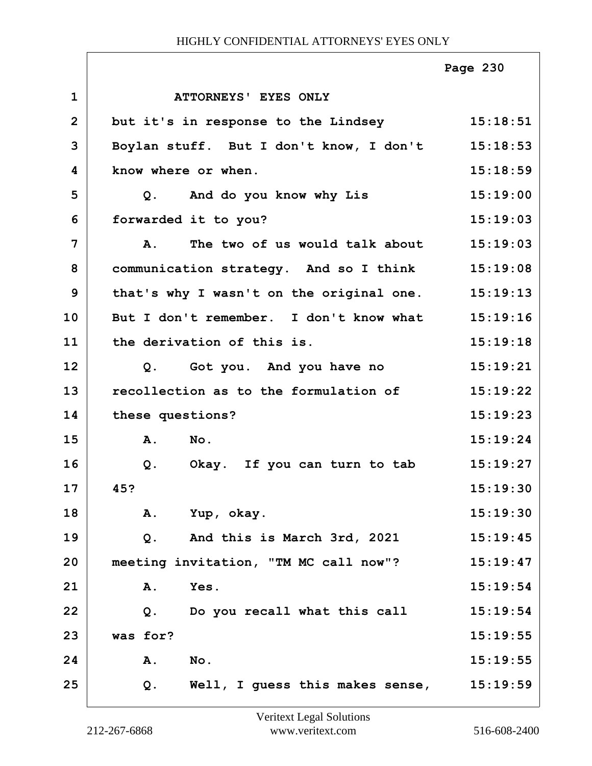ATTORNEYS' EYES ONLY

| | | |
|---|---|---|
| 1 | ATTORNEYS' EYES ONLY | |
| 2 | but it's in response to the Lindsey | 15:18:51 |
| 3 | Boylan stuff. But I don't know, I don't | 15:18:53 |
| 4 | know where or when. | 15:18:59 |
| 5 | Q. And do you know why Lis | 15:19:00 |
| 6 | forwarded it to you? | 15:19:03 |
| 7 | A. The two of us would talk about | 15:19:03 |
| 8 | communication strategy. And so I think | 15:19:08 |
| 9 | that's why I wasn't on the original one. | 15:19:13 |
| 10 | But I don't remember. I don't know what | 15:19:16 |
| 11 | the derivation of this is. | 15:19:18 |
| 12 | Q. Got you. And you have no | 15:19:21 |
| 13 | recollection as to the formulation of | 15:19:22 |
| 14 | these questions? | 15:19:23 |
| 15 | A. No. | 15:19:24 |
| 16 | Q. Okay. If you can turn to tab | 15:19:27 |
| 17 | 45? | 15:19:30 |
| 18 | A. Yup, okay. | 15:19:30 |
| 19 | Q. And this is March 3rd, 2021 | 15:19:45 |
| 20 | meeting invitation, "TM MC call now"? | 15:19:47 |
| 21 | A. Yes. | 15:19:54 |
| 22 | Q. Do you recall what this call | 15:19:54 |
| 23 | was for? | 15:19:55 |
| 24 | A. No. | 15:19:55 |
| 25 | Q. Well, I guess this makes sense, | 15:19:59 |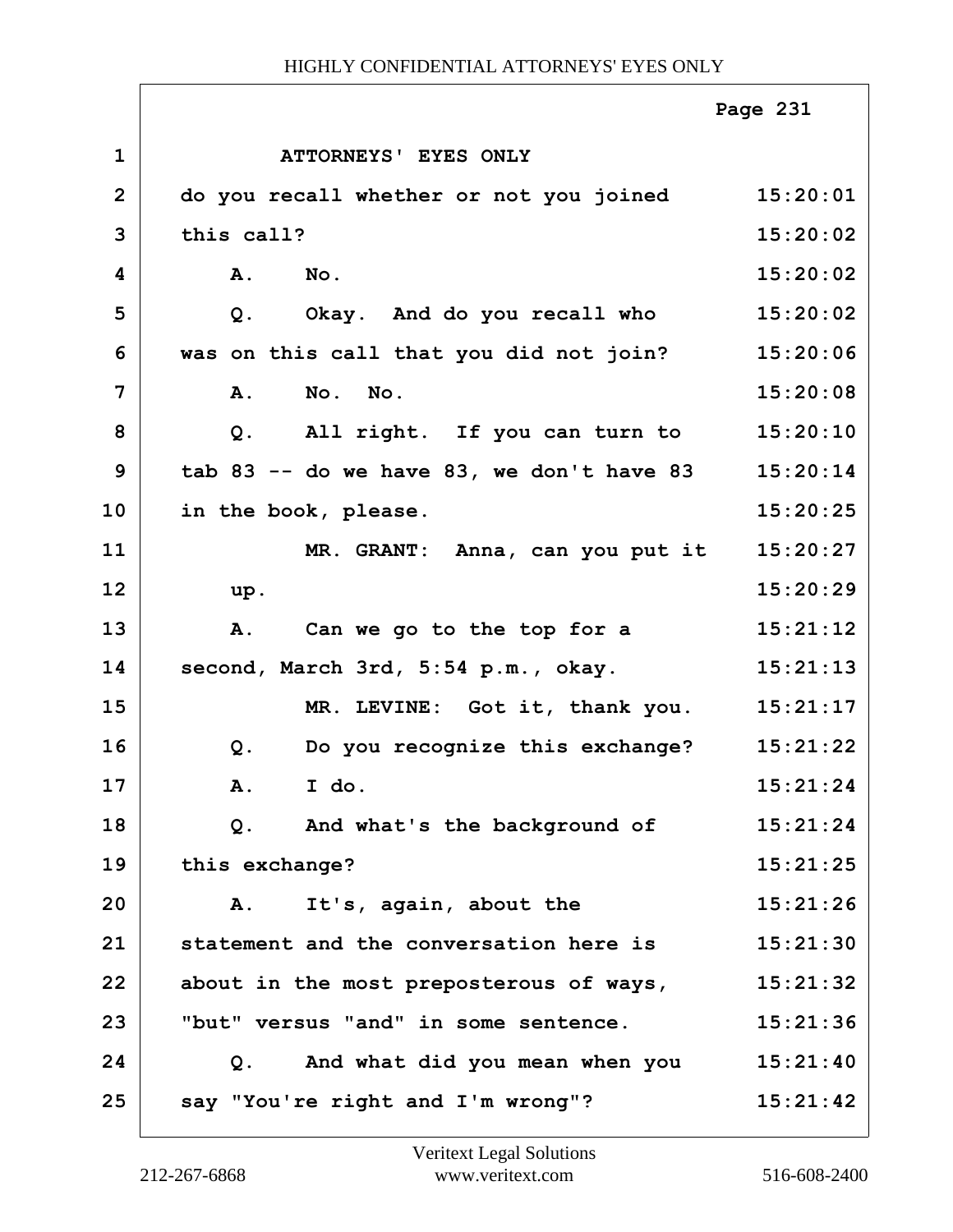ATTORNEYS' EYES ONLY

| | | |
|---|---|---|
| 1 | ATTORNEYS' EYES ONLY | |
| 2 | do you recall whether or not you joined | 15:20:01 |
| 3 | this call? | 15:20:02 |
| 4 | A. No. | 15:20:02 |
| 5 | Q. Okay. And do you recall who | 15:20:02 |
| 6 | was on this call that you did not join? | 15:20:06 |
| 7 | A. No. No. | 15:20:08 |
| 8 | Q. All right. If you can turn to | 15:20:10 |
| 9 | tab 83 -- do we have 83, we don't have 83 | 15:20:14 |
| 10 | in the book, please. | 15:20:25 |
| 11 | MR. GRANT: Anna, can you put it | 15:20:27 |
| 12 | up. | 15:20:29 |
| 13 | A. Can we go to the top for a | 15:21:12 |
| 14 | second, March 3rd, 5:54 p.m., okay. | 15:21:13 |
| 15 | MR. LEVINE: Got it, thank you. | 15:21:17 |
| 16 | Q. Do you recognize this exchange? | 15:21:22 |
| 17 | A. I do. | 15:21:24 |
| 18 | Q. And what's the background of | 15:21:24 |
| 19 | this exchange? | 15:21:25 |
| 20 | A. It's, again, about the | 15:21:26 |
| 21 | statement and the conversation here is | 15:21:30 |
| 22 | about in the most preposterous of ways, | 15:21:32 |
| 23 | "but" versus "and" in some sentence. | 15:21:36 |
| 24 | Q. And what did you mean when you | 15:21:40 |
| 25 | say "You're right and I'm wrong"? | 15:21:42 |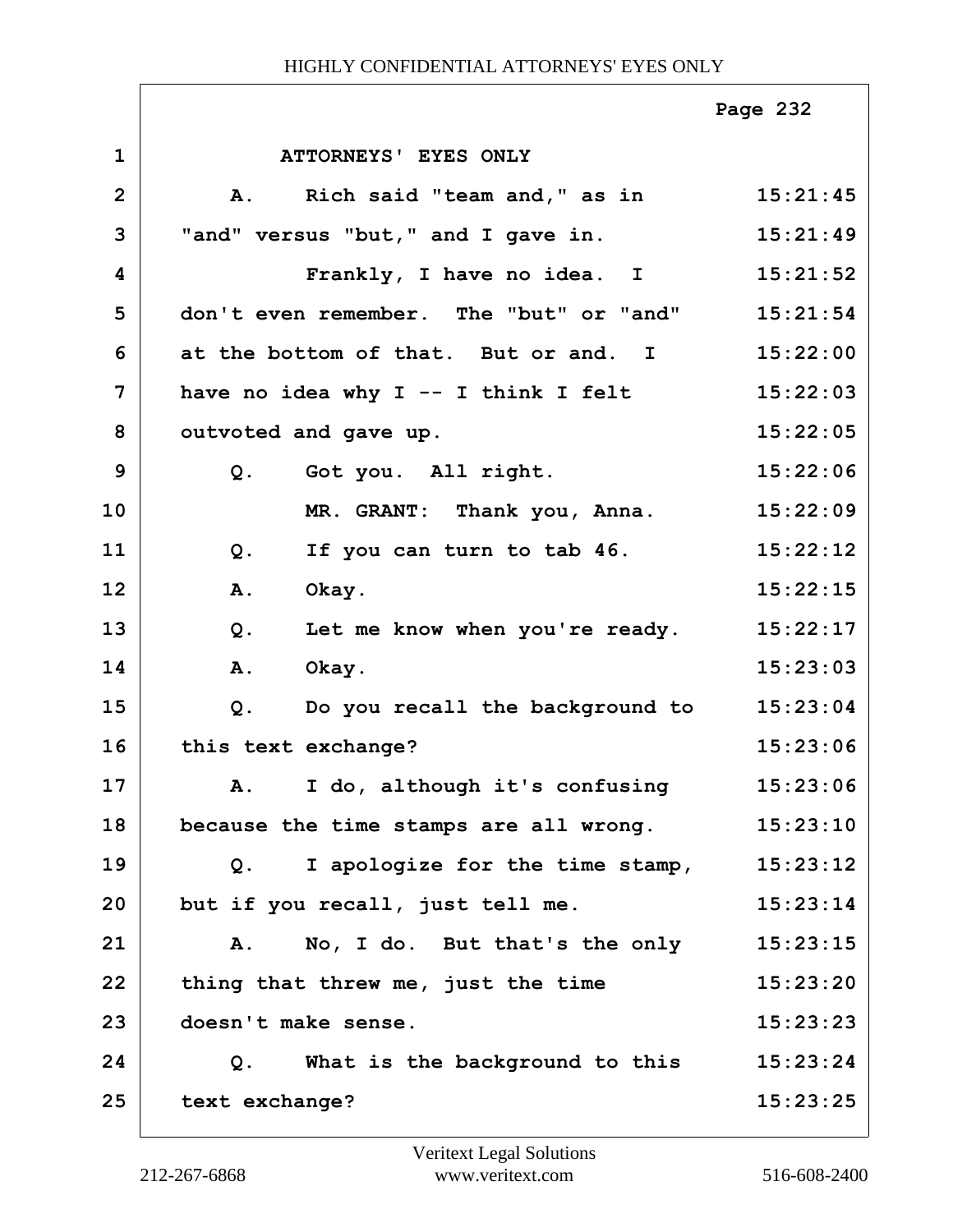ATTORNEYS' EYES ONLY

| Line | Text | Time |
|---|---|---|
| 1 | ATTORNEYS' EYES ONLY | |
| 2 | A. Rich said "team and," as in | 15:21:45 |
| 3 | "and" versus "but," and I gave in. | 15:21:49 |
| 4 | Frankly, I have no idea. I | 15:21:52 |
| 5 | don't even remember. The "but" or "and" | 15:21:54 |
| 6 | at the bottom of that. But or and. I | 15:22:00 |
| 7 | have no idea why I -- I think I felt | 15:22:03 |
| 8 | outvoted and gave up. | 15:22:05 |
| 9 | Q. Got you. All right. | 15:22:06 |
| 10 | MR. GRANT: Thank you, Anna. | 15:22:09 |
| 11 | Q. If you can turn to tab 46. | 15:22:12 |
| 12 | A. Okay. | 15:22:15 |
| 13 | Q. Let me know when you're ready. | 15:22:17 |
| 14 | A. Okay. | 15:23:03 |
| 15 | Q. Do you recall the background to | 15:23:04 |
| 16 | this text exchange? | 15:23:06 |
| 17 | A. I do, although it's confusing | 15:23:06 |
| 18 | because the time stamps are all wrong. | 15:23:10 |
| 19 | Q. I apologize for the time stamp, | 15:23:12 |
| 20 | but if you recall, just tell me. | 15:23:14 |
| 21 | A. No, I do. But that's the only | 15:23:15 |
| 22 | thing that threw me, just the time | 15:23:20 |
| 23 | doesn't make sense. | 15:23:23 |
| 24 | Q. What is the background to this | 15:23:24 |
| 25 | text exchange? | 15:23:25 |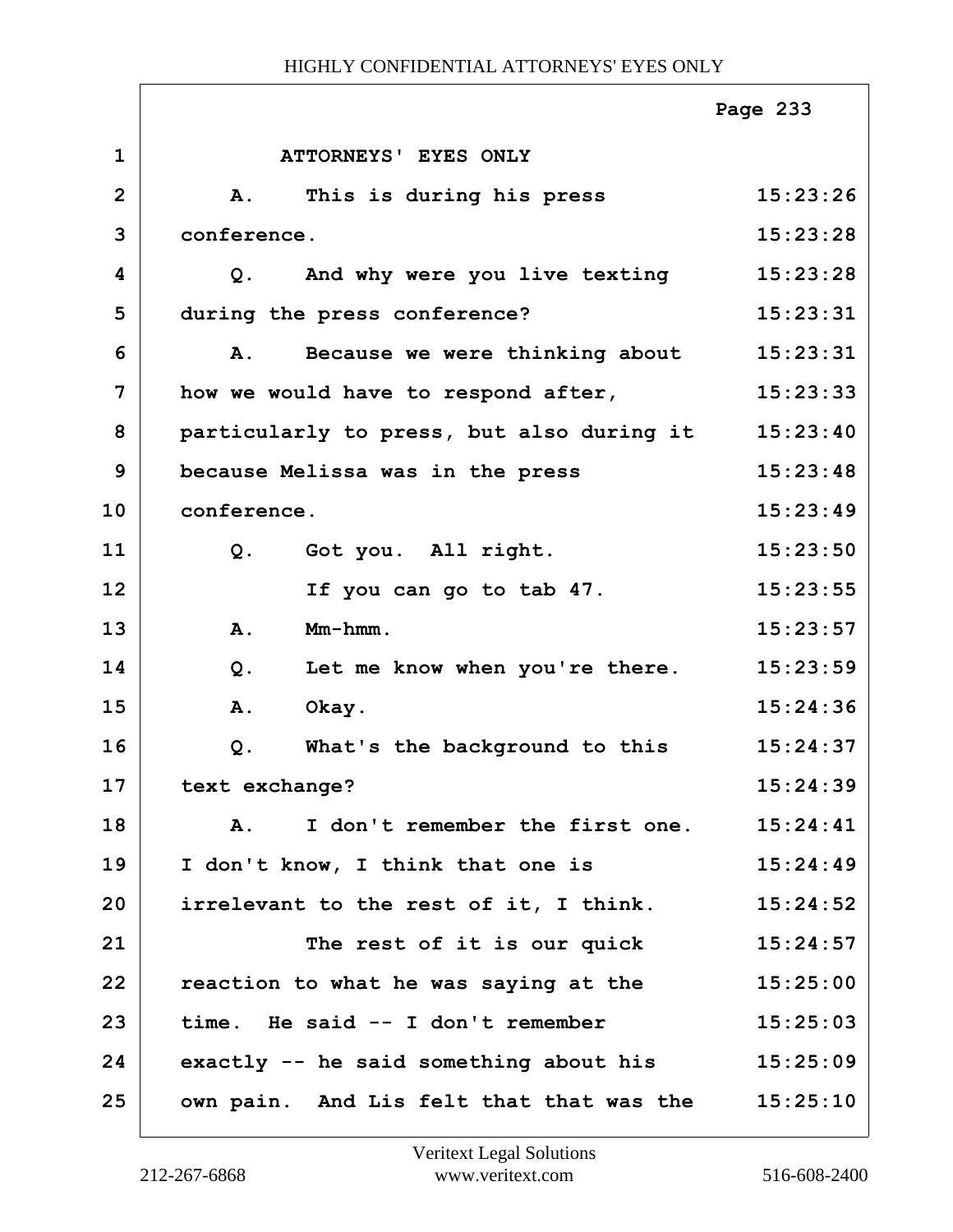ATTORNEYS' EYES ONLY

A. This is during his press conference.

Q. And why were you live texting during the press conference?

A. Because we were thinking about how we would have to respond after, particularly to press, but also during it because Melissa was in the press conference.

Q. Got you. All right.

If you can go to tab 47.

A. Mm-hmm.

Q. Let me know when you're there.

A. Okay.

Q. What's the background to this text exchange?

A. I don't remember the first one. I don't know, I think that one is irrelevant to the rest of it, I think.

The rest of it is our quick reaction to what he was saying at the time. He said -- I don't remember exactly -- he said something about his own pain. And Lis felt that that was the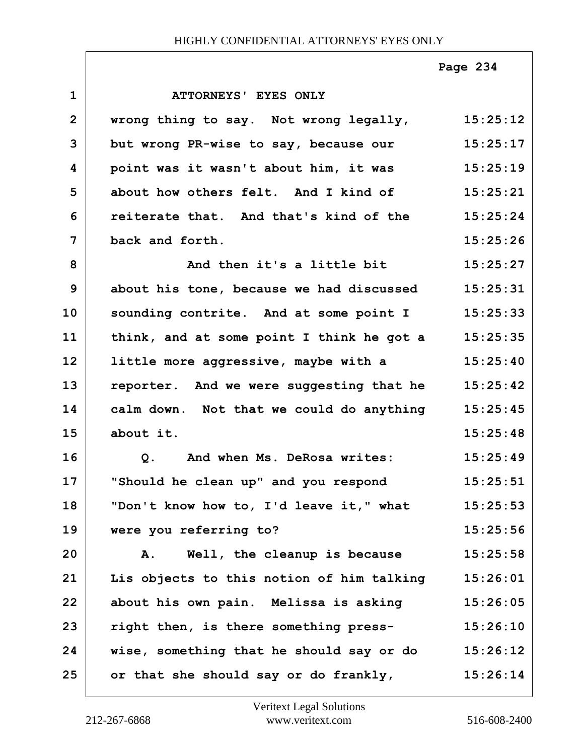| | | |
|---|---|---|
| 1 | ATTORNEYS' EYES ONLY | |
| 2 | wrong thing to say. Not wrong legally, | 15:25:12 |
| 3 | but wrong PR-wise to say, because our | 15:25:17 |
| 4 | point was it wasn't about him, it was | 15:25:19 |
| 5 | about how others felt. And I kind of | 15:25:21 |
| 6 | reiterate that. And that's kind of the | 15:25:24 |
| 7 | back and forth. | 15:25:26 |
| 8 | And then it's a little bit | 15:25:27 |
| 9 | about his tone, because we had discussed | 15:25:31 |
| 10 | sounding contrite. And at some point I | 15:25:33 |
| 11 | think, and at some point I think he got a | 15:25:35 |
| 12 | little more aggressive, maybe with a | 15:25:40 |
| 13 | reporter. And we were suggesting that he | 15:25:42 |
| 14 | calm down. Not that we could do anything | 15:25:45 |
| 15 | about it. | 15:25:48 |
| 16 | Q. And when Ms. DeRosa writes: | 15:25:49 |
| 17 | "Should he clean up" and you respond | 15:25:51 |
| 18 | "Don't know how to, I'd leave it," what | 15:25:53 |
| 19 | were you referring to? | 15:25:56 |
| 20 | A. Well, the cleanup is because | 15:25:58 |
| 21 | Lis objects to this notion of him talking | 15:26:01 |
| 22 | about his own pain. Melissa is asking | 15:26:05 |
| 23 | right then, is there something press- | 15:26:10 |
| 24 | wise, something that he should say or do | 15:26:12 |
| 25 | or that she should say or do frankly, | 15:26:14 |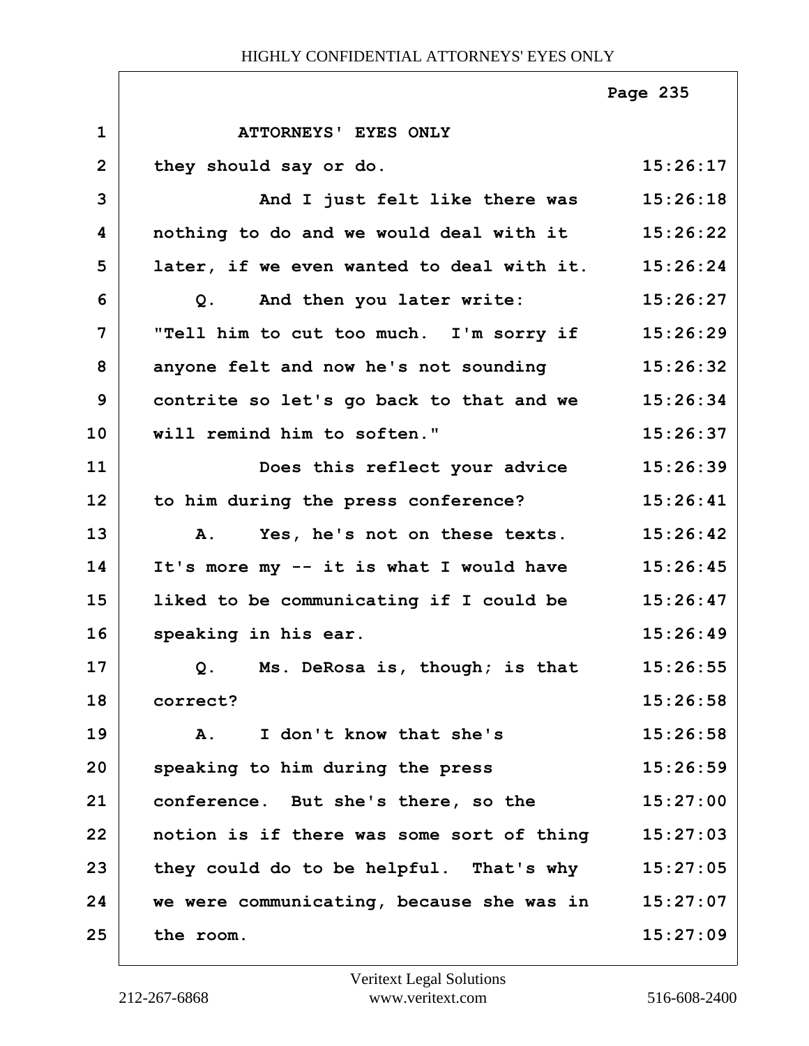ATTORNEYS' EYES ONLY

| Line | Text | Time |
|---|---|---|
| 1 | ATTORNEYS' EYES ONLY | |
| 2 | they should say or do. | 15:26:17 |
| 3 | And I just felt like there was | 15:26:18 |
| 4 | nothing to do and we would deal with it | 15:26:22 |
| 5 | later, if we even wanted to deal with it. | 15:26:24 |
| 6 | Q. And then you later write: | 15:26:27 |
| 7 | "Tell him to cut too much. I'm sorry if | 15:26:29 |
| 8 | anyone felt and now he's not sounding | 15:26:32 |
| 9 | contrite so let's go back to that and we | 15:26:34 |
| 10 | will remind him to soften." | 15:26:37 |
| 11 | Does this reflect your advice | 15:26:39 |
| 12 | to him during the press conference? | 15:26:41 |
| 13 | A. Yes, he's not on these texts. | 15:26:42 |
| 14 | It's more my -- it is what I would have | 15:26:45 |
| 15 | liked to be communicating if I could be | 15:26:47 |
| 16 | speaking in his ear. | 15:26:49 |
| 17 | Q. Ms. DeRosa is, though; is that | 15:26:55 |
| 18 | correct? | 15:26:58 |
| 19 | A. I don't know that she's | 15:26:58 |
| 20 | speaking to him during the press | 15:26:59 |
| 21 | conference. But she's there, so the | 15:27:00 |
| 22 | notion is if there was some sort of thing | 15:27:03 |
| 23 | they could do to be helpful. That's why | 15:27:05 |
| 24 | we were communicating, because she was in | 15:27:07 |
| 25 | the room. | 15:27:09 |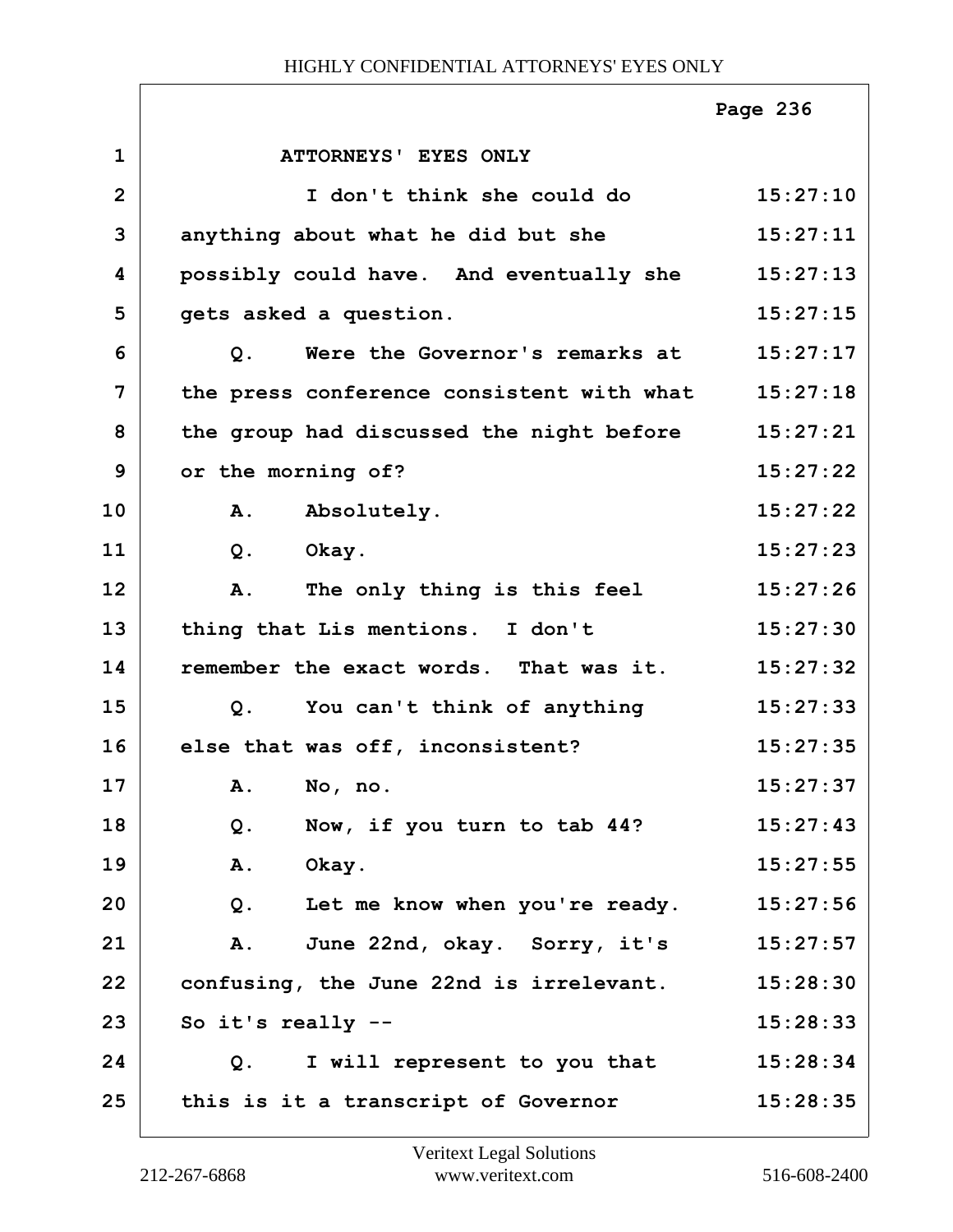ATTORNEYS' EYES ONLY

1 ATTORNEYS' EYES ONLY

2 I don't think she could do 15:27:10

3 anything about what he did but she 15:27:11

4 possibly could have. And eventually she 15:27:13

5 gets asked a question. 15:27:15

6 Q. Were the Governor's remarks at 15:27:17

7 the press conference consistent with what 15:27:18

8 the group had discussed the night before 15:27:21

9 or the morning of? 15:27:22

10 A. Absolutely. 15:27:22

11 Q. Okay. 15:27:23

12 A. The only thing is this feel 15:27:26

13 thing that Lis mentions. I don't 15:27:30

14 remember the exact words. That was it. 15:27:32

15 Q. You can't think of anything 15:27:33

16 else that was off, inconsistent? 15:27:35

17 A. No, no. 15:27:37

18 Q. Now, if you turn to tab 44? 15:27:43

19 A. Okay. 15:27:55

20 Q. Let me know when you're ready. 15:27:56

21 A. June 22nd, okay. Sorry, it's 15:27:57

22 confusing, the June 22nd is irrelevant. 15:28:30

23 So it's really -- 15:28:33

24 Q. I will represent to you that 15:28:34

25 this is it a transcript of Governor 15:28:35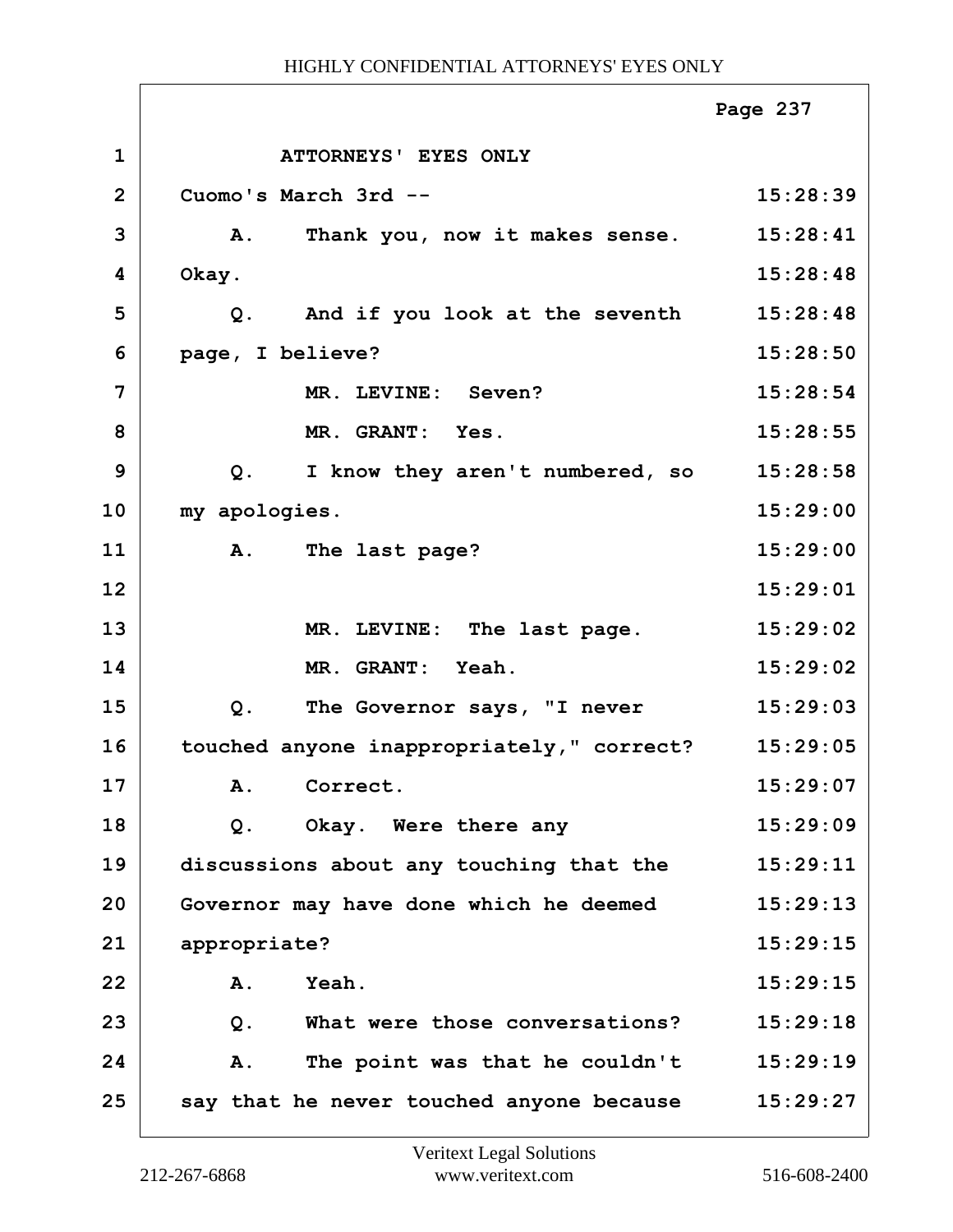ATTORNEYS' EYES ONLY

Cuomo's March 3rd --

A. Thank you, now it makes sense. Okay.

Q. And if you look at the seventh page, I believe?

MR. LEVINE: Seven?

MR. GRANT: Yes.

Q. I know they aren't numbered, so my apologies.

A. The last page?

MR. LEVINE: The last page.

MR. GRANT: Yeah.

Q. The Governor says, "I never touched anyone inappropriately," correct?

A. Correct.

Q. Okay. Were there any discussions about any touching that the Governor may have done which he deemed appropriate?

A. Yeah.

Q. What were those conversations?

A. The point was that he couldn't say that he never touched anyone because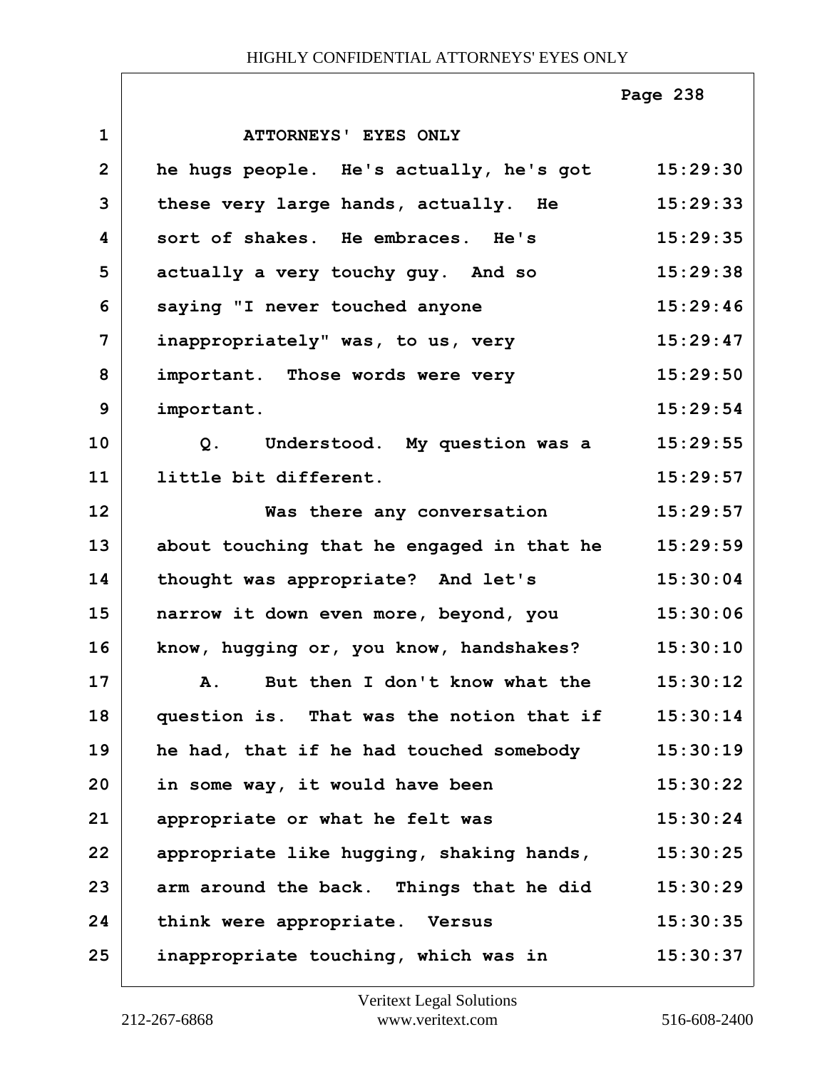ATTORNEYS' EYES ONLY

he hugs people. He's actually, he's got these very large hands, actually. He sort of shakes. He embraces. He's actually a very touchy guy. And so saying "I never touched anyone inappropriately" was, to us, very important. Those words were very important.

Q. Understood. My question was a little bit different.

Was there any conversation about touching that he engaged in that he thought was appropriate? And let's narrow it down even more, beyond, you know, hugging or, you know, handshakes?

A. But then I don't know what the question is. That was the notion that if he had, that if he had touched somebody in some way, it would have been appropriate or what he felt was appropriate like hugging, shaking hands, arm around the back. Things that he did think were appropriate. Versus inappropriate touching, which was in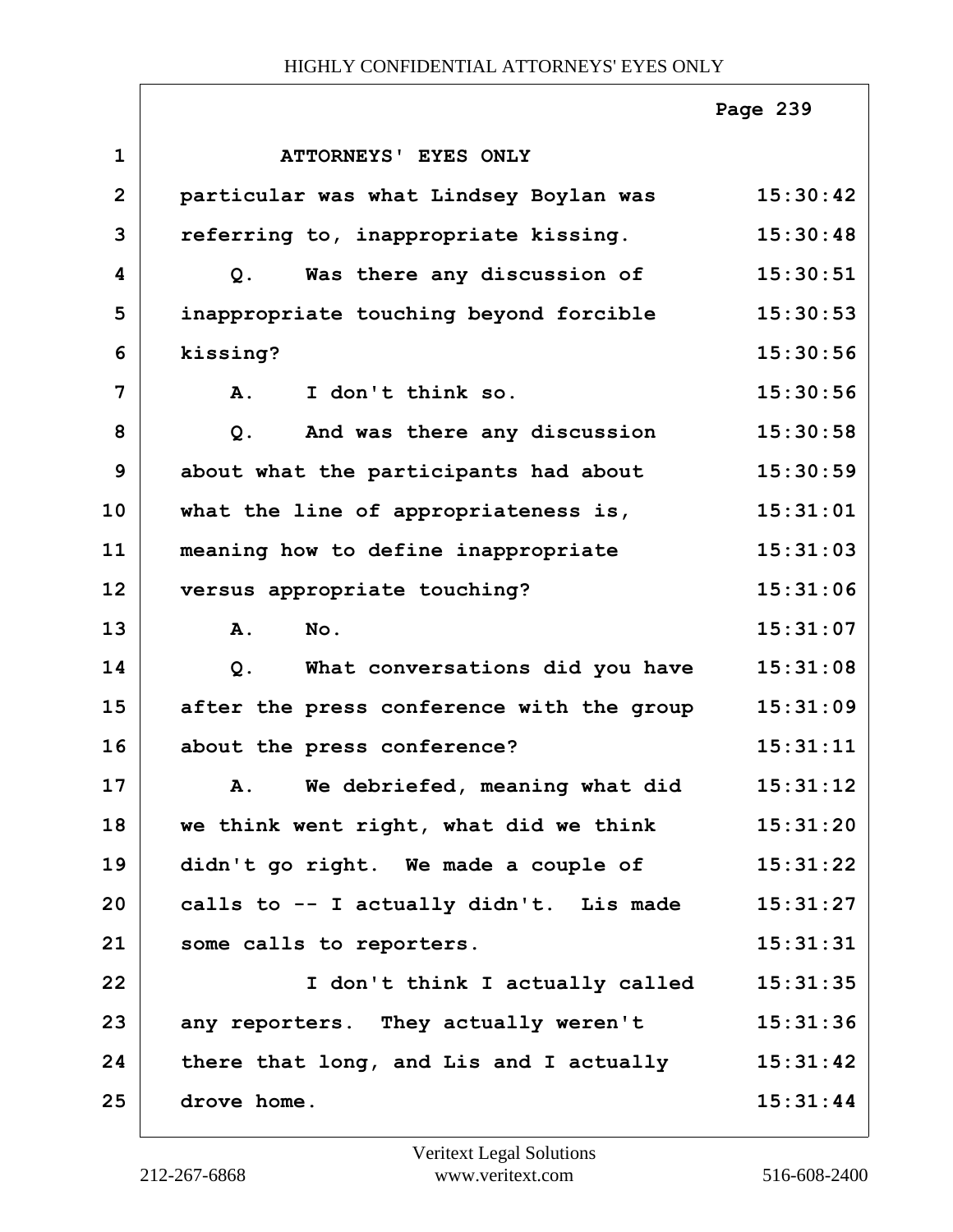ATTORNEYS' EYES ONLY

particular was what Lindsey Boylan was referring to, inappropriate kissing.

Q. Was there any discussion of inappropriate touching beyond forcible kissing?

A. I don't think so.

Q. And was there any discussion about what the participants had about what the line of appropriateness is, meaning how to define inappropriate versus appropriate touching?

A. No.

Q. What conversations did you have after the press conference with the group about the press conference?

A. We debriefed, meaning what did we think went right, what did we think didn't go right. We made a couple of calls to -- I actually didn't. Lis made some calls to reporters.

I don't think I actually called any reporters. They actually weren't there that long, and Lis and I actually drove home.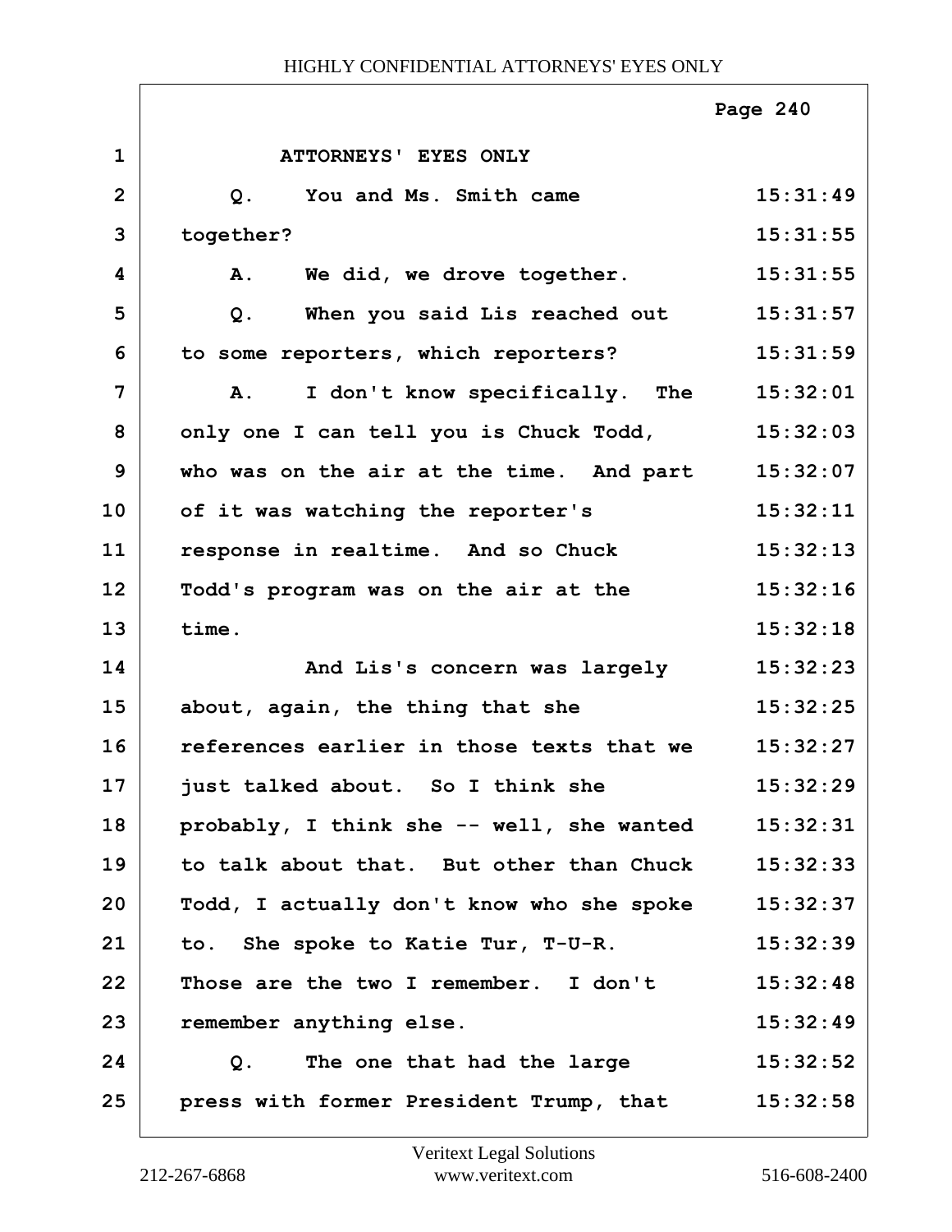ATTORNEYS' EYES ONLY

| | | |
|---|---|---|
| 1 | ATTORNEYS' EYES ONLY | |
| 2 | Q. You and Ms. Smith came | 15:31:49 |
| 3 | together? | 15:31:55 |
| 4 | A. We did, we drove together. | 15:31:55 |
| 5 | Q. When you said Lis reached out | 15:31:57 |
| 6 | to some reporters, which reporters? | 15:31:59 |
| 7 | A. I don't know specifically. The | 15:32:01 |
| 8 | only one I can tell you is Chuck Todd, | 15:32:03 |
| 9 | who was on the air at the time. And part | 15:32:07 |
| 10 | of it was watching the reporter's | 15:32:11 |
| 11 | response in realtime. And so Chuck | 15:32:13 |
| 12 | Todd's program was on the air at the | 15:32:16 |
| 13 | time. | 15:32:18 |
| 14 | And Lis's concern was largely | 15:32:23 |
| 15 | about, again, the thing that she | 15:32:25 |
| 16 | references earlier in those texts that we | 15:32:27 |
| 17 | just talked about. So I think she | 15:32:29 |
| 18 | probably, I think she -- well, she wanted | 15:32:31 |
| 19 | to talk about that. But other than Chuck | 15:32:33 |
| 20 | Todd, I actually don't know who she spoke | 15:32:37 |
| 21 | to. She spoke to Katie Tur, T-U-R. | 15:32:39 |
| 22 | Those are the two I remember. I don't | 15:32:48 |
| 23 | remember anything else. | 15:32:49 |
| 24 | Q. The one that had the large | 15:32:52 |
| 25 | press with former President Trump, that | 15:32:58 |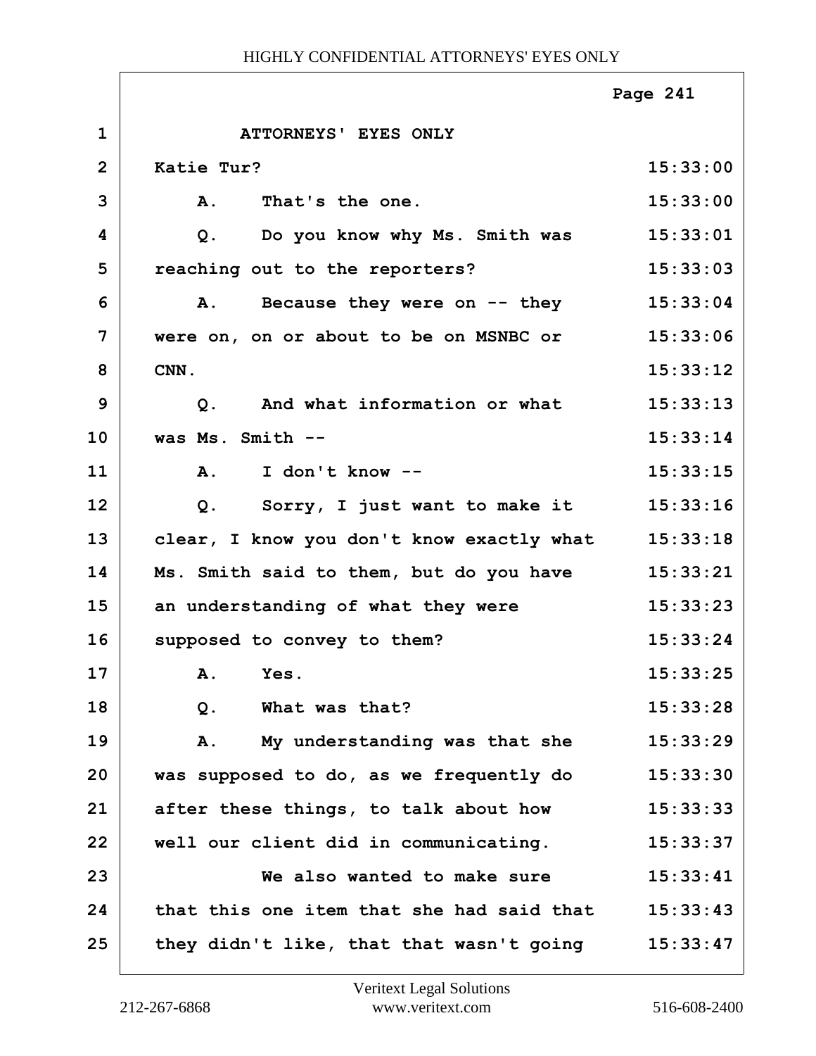ATTORNEYS' EYES ONLY

Katie Tur?

A. That's the one.

Q. Do you know why Ms. Smith was reaching out to the reporters?

A. Because they were on -- they were on, on or about to be on MSNBC or CNN.

Q. And what information or what was Ms. Smith --

A. I don't know --

Q. Sorry, I just want to make it clear, I know you don't know exactly what Ms. Smith said to them, but do you have an understanding of what they were supposed to convey to them?

A. Yes.

Q. What was that?

A. My understanding was that she was supposed to do, as we frequently do after these things, to talk about how well our client did in communicating.

We also wanted to make sure that this one item that she had said that they didn't like, that that wasn't going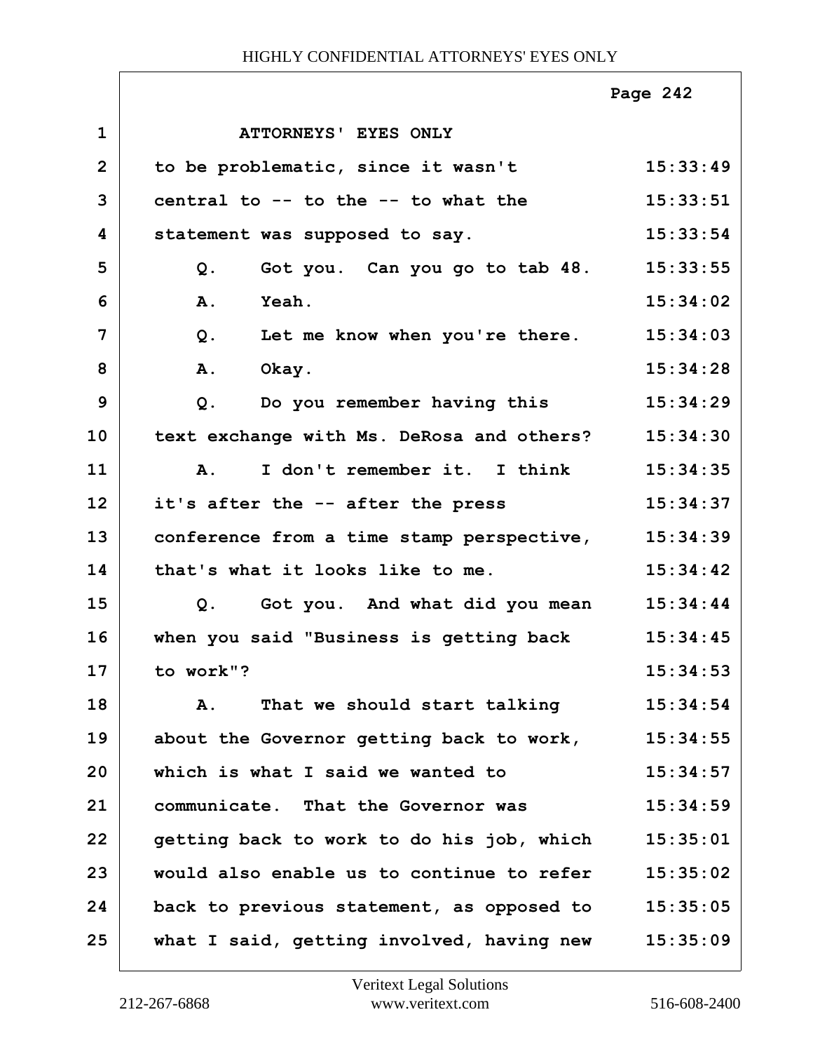ATTORNEYS' EYES ONLY

| | | |
|---|---|---|
| 1 | ATTORNEYS' EYES ONLY | |
| 2 | to be problematic, since it wasn't | 15:33:49 |
| 3 | central to -- to the -- to what the | 15:33:51 |
| 4 | statement was supposed to say. | 15:33:54 |
| 5 | Q. Got you. Can you go to tab 48. | 15:33:55 |
| 6 | A. Yeah. | 15:34:02 |
| 7 | Q. Let me know when you're there. | 15:34:03 |
| 8 | A. Okay. | 15:34:28 |
| 9 | Q. Do you remember having this | 15:34:29 |
| 10 | text exchange with Ms. DeRosa and others? | 15:34:30 |
| 11 | A. I don't remember it. I think | 15:34:35 |
| 12 | it's after the -- after the press | 15:34:37 |
| 13 | conference from a time stamp perspective, | 15:34:39 |
| 14 | that's what it looks like to me. | 15:34:42 |
| 15 | Q. Got you. And what did you mean | 15:34:44 |
| 16 | when you said "Business is getting back | 15:34:45 |
| 17 | to work"? | 15:34:53 |
| 18 | A. That we should start talking | 15:34:54 |
| 19 | about the Governor getting back to work, | 15:34:55 |
| 20 | which is what I said we wanted to | 15:34:57 |
| 21 | communicate. That the Governor was | 15:34:59 |
| 22 | getting back to work to do his job, which | 15:35:01 |
| 23 | would also enable us to continue to refer | 15:35:02 |
| 24 | back to previous statement, as opposed to | 15:35:05 |
| 25 | what I said, getting involved, having new | 15:35:09 |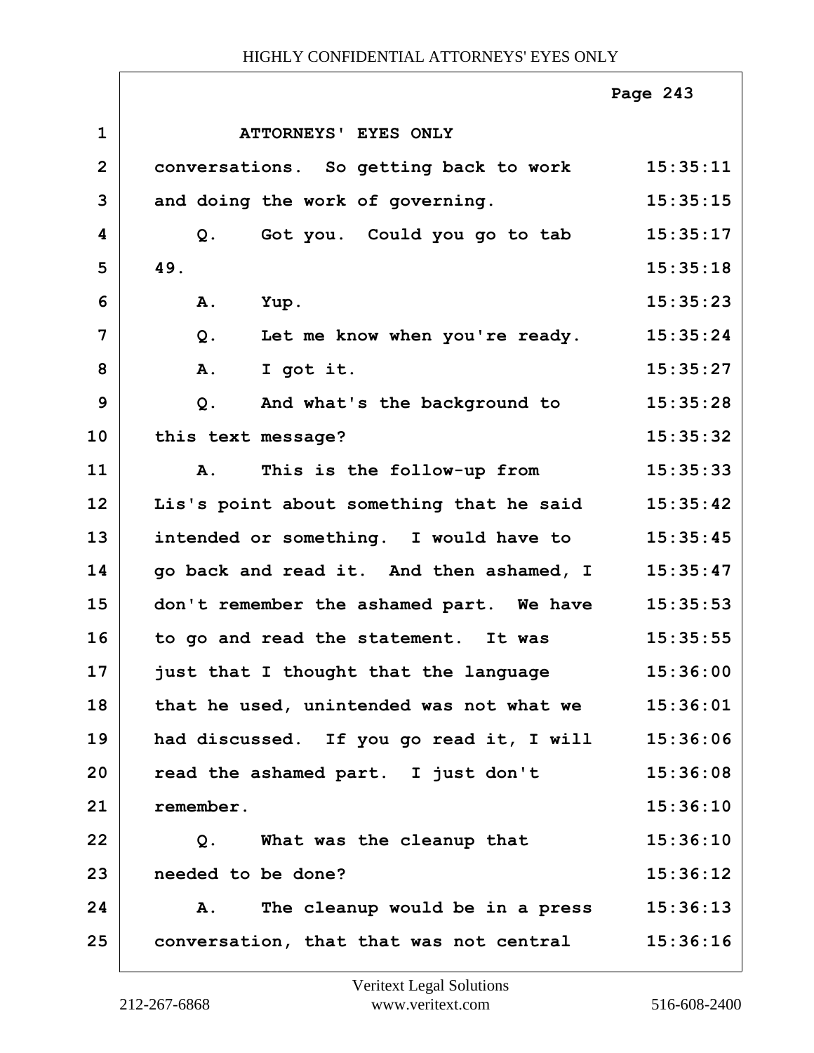ATTORNEYS' EYES ONLY

conversations. So getting back to work and doing the work of governing.

Q. Got you. Could you go to tab 49.

A. Yup.

Q. Let me know when you're ready.

A. I got it.

Q. And what's the background to this text message?

A. This is the follow-up from Lis's point about something that he said intended or something. I would have to go back and read it. And then ashamed, I don't remember the ashamed part. We have to go and read the statement. It was just that I thought that the language that he used, unintended was not what we had discussed. If you go read it, I will read the ashamed part. I just don't remember.

Q. What was the cleanup that needed to be done?

A. The cleanup would be in a press conversation, that that was not central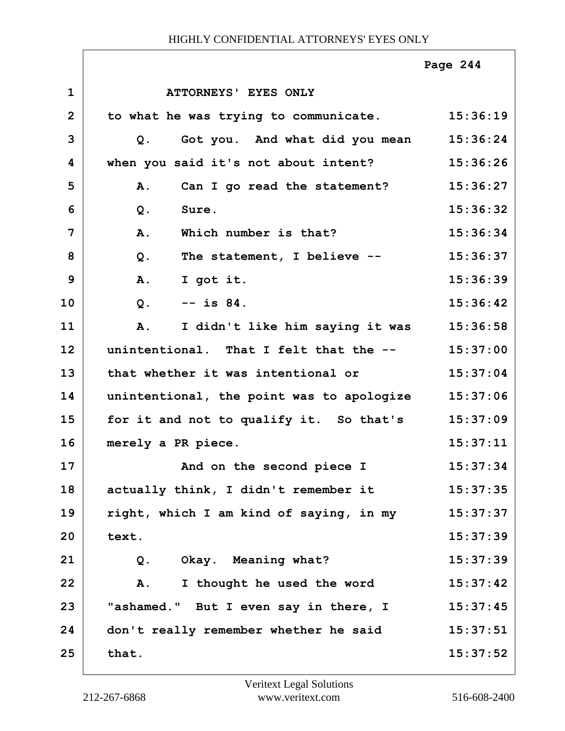ATTORNEYS' EYES ONLY

to what he was trying to communicate. 15:36:19

Q. Got you. And what did you mean 15:36:24
when you said it's not about intent? 15:36:26

A. Can I go read the statement? 15:36:27

Q. Sure. 15:36:32

A. Which number is that? 15:36:34

Q. The statement, I believe -- 15:36:37

A. I got it. 15:36:39

Q. -- is 84. 15:36:42

A. I didn't like him saying it was 15:36:58
unintentional. That I felt that the -- 15:37:00
that whether it was intentional or 15:37:04
unintentional, the point was to apologize 15:37:06
for it and not to qualify it. So that's 15:37:09
merely a PR piece. 15:37:11

And on the second piece I 15:37:34
actually think, I didn't remember it 15:37:35
right, which I am kind of saying, in my 15:37:37
text. 15:37:39

Q. Okay. Meaning what? 15:37:39

A. I thought he used the word 15:37:42
"ashamed." But I even say in there, I 15:37:45
don't really remember whether he said 15:37:51
that. 15:37:52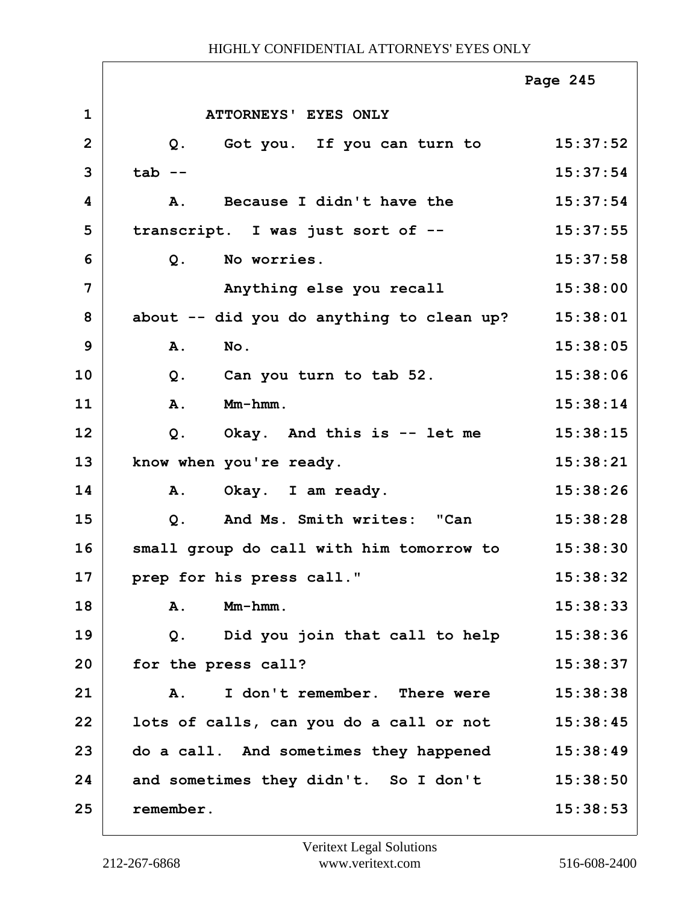ATTORNEYS' EYES ONLY

| Line | Text | Time |
|---|---|---|
| 1 | ATTORNEYS' EYES ONLY | |
| 2 | Q. Got you. If you can turn to | 15:37:52 |
| 3 | tab -- | 15:37:54 |
| 4 | A. Because I didn't have the | 15:37:54 |
| 5 | transcript. I was just sort of -- | 15:37:55 |
| 6 | Q. No worries. | 15:37:58 |
| 7 | Anything else you recall | 15:38:00 |
| 8 | about -- did you do anything to clean up? | 15:38:01 |
| 9 | A. No. | 15:38:05 |
| 10 | Q. Can you turn to tab 52. | 15:38:06 |
| 11 | A. Mm-hmm. | 15:38:14 |
| 12 | Q. Okay. And this is -- let me | 15:38:15 |
| 13 | know when you're ready. | 15:38:21 |
| 14 | A. Okay. I am ready. | 15:38:26 |
| 15 | Q. And Ms. Smith writes: "Can | 15:38:28 |
| 16 | small group do call with him tomorrow to | 15:38:30 |
| 17 | prep for his press call." | 15:38:32 |
| 18 | A. Mm-hmm. | 15:38:33 |
| 19 | Q. Did you join that call to help | 15:38:36 |
| 20 | for the press call? | 15:38:37 |
| 21 | A. I don't remember. There were | 15:38:38 |
| 22 | lots of calls, can you do a call or not | 15:38:45 |
| 23 | do a call. And sometimes they happened | 15:38:49 |
| 24 | and sometimes they didn't. So I don't | 15:38:50 |
| 25 | remember. | 15:38:53 |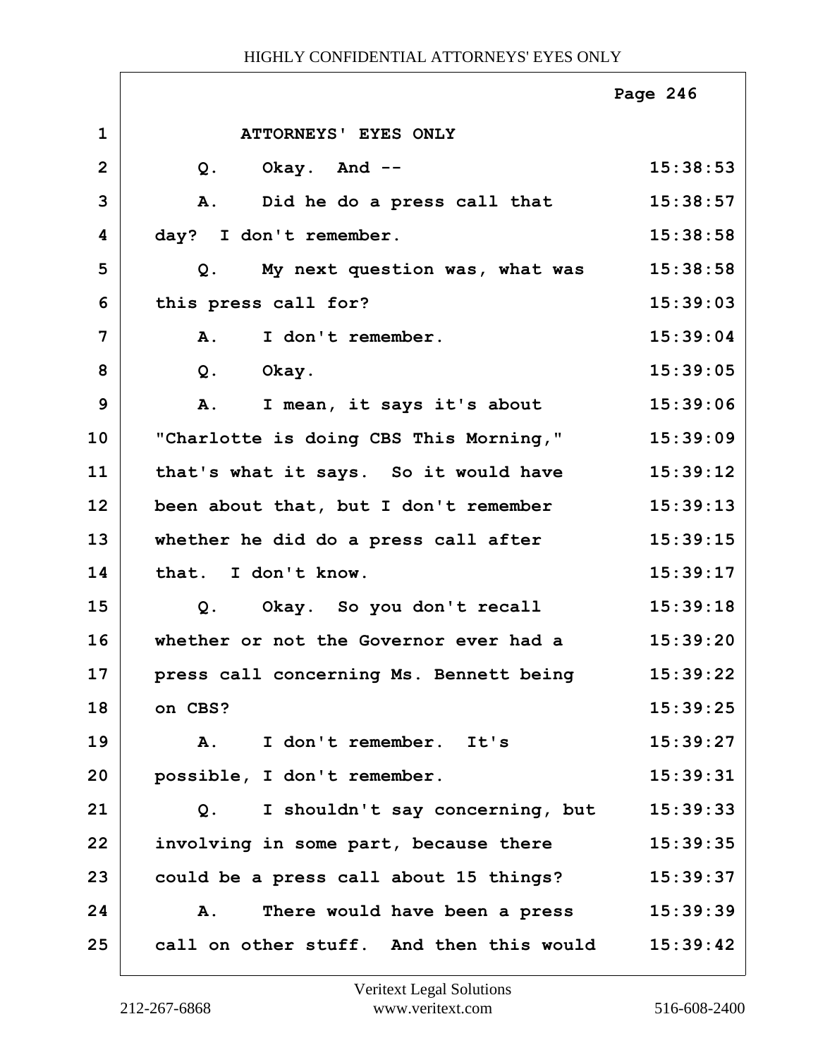ATTORNEYS' EYES ONLY

| Line | Text | Time |
|---|---|---|
| 1 | ATTORNEYS' EYES ONLY | |
| 2 | Q. Okay. And -- | 15:38:53 |
| 3 | A. Did he do a press call that | 15:38:57 |
| 4 | day? I don't remember. | 15:38:58 |
| 5 | Q. My next question was, what was | 15:38:58 |
| 6 | this press call for? | 15:39:03 |
| 7 | A. I don't remember. | 15:39:04 |
| 8 | Q. Okay. | 15:39:05 |
| 9 | A. I mean, it says it's about | 15:39:06 |
| 10 | "Charlotte is doing CBS This Morning," | 15:39:09 |
| 11 | that's what it says. So it would have | 15:39:12 |
| 12 | been about that, but I don't remember | 15:39:13 |
| 13 | whether he did do a press call after | 15:39:15 |
| 14 | that. I don't know. | 15:39:17 |
| 15 | Q. Okay. So you don't recall | 15:39:18 |
| 16 | whether or not the Governor ever had a | 15:39:20 |
| 17 | press call concerning Ms. Bennett being | 15:39:22 |
| 18 | on CBS? | 15:39:25 |
| 19 | A. I don't remember. It's | 15:39:27 |
| 20 | possible, I don't remember. | 15:39:31 |
| 21 | Q. I shouldn't say concerning, but | 15:39:33 |
| 22 | involving in some part, because there | 15:39:35 |
| 23 | could be a press call about 15 things? | 15:39:37 |
| 24 | A. There would have been a press | 15:39:39 |
| 25 | call on other stuff. And then this would | 15:39:42 |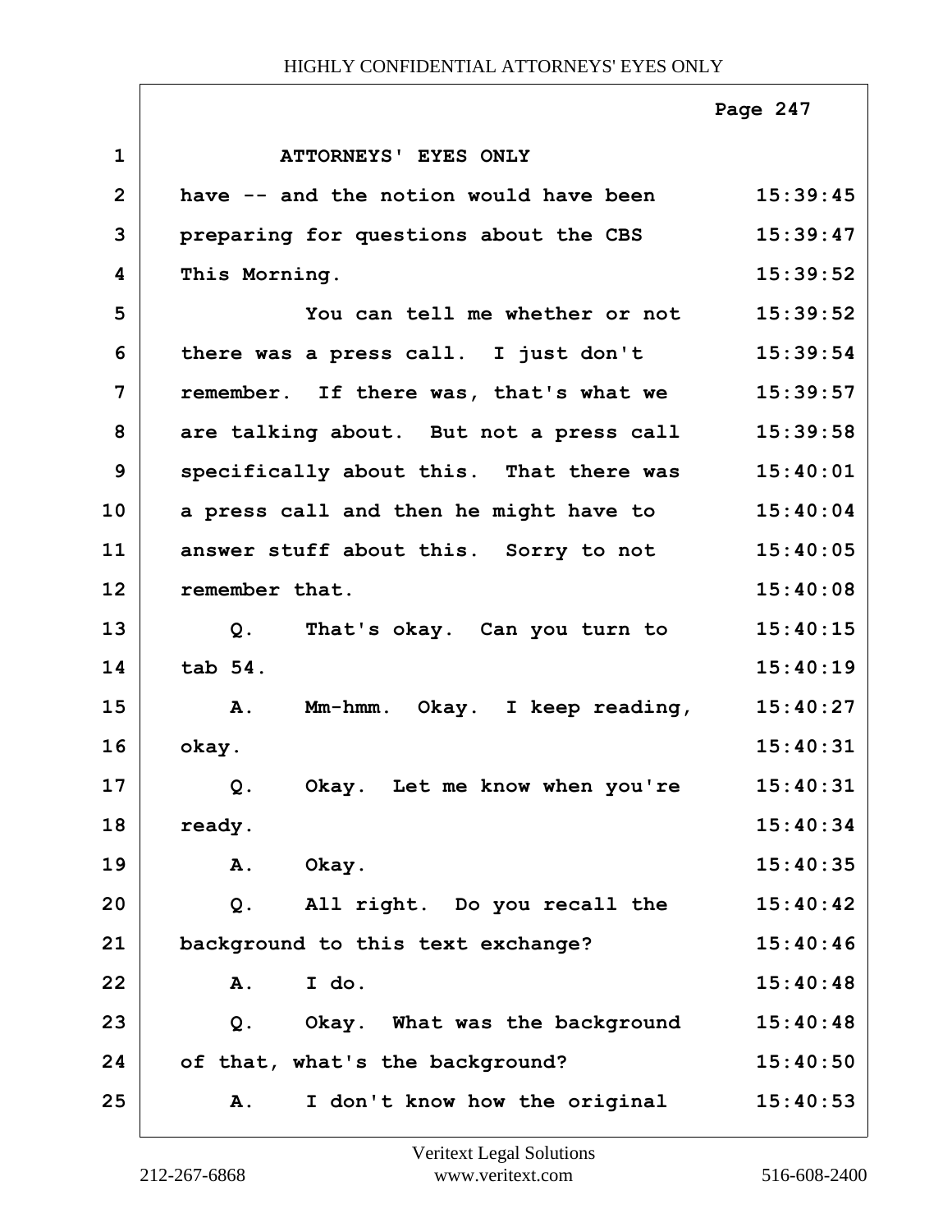ATTORNEYS' EYES ONLY

have -- and the notion would have been preparing for questions about the CBS This Morning.

You can tell me whether or not there was a press call. I just don't remember. If there was, that's what we are talking about. But not a press call specifically about this. That there was a press call and then he might have to answer stuff about this. Sorry to not remember that.

Q. That's okay. Can you turn to tab 54.

A. Mm-hmm. Okay. I keep reading, okay.

Q. Okay. Let me know when you're ready.

A. Okay.

Q. All right. Do you recall the background to this text exchange?

A. I do.

Q. Okay. What was the background of that, what's the background?

A. I don't know how the original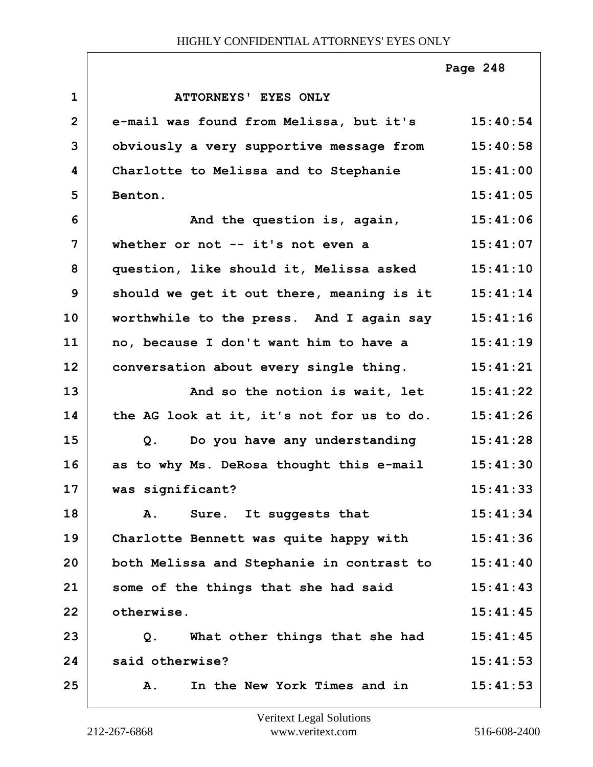ATTORNEYS' EYES ONLY

e-mail was found from Melissa, but it's obviously a very supportive message from Charlotte to Melissa and to Stephanie Benton.

And the question is, again, whether or not -- it's not even a question, like should it, Melissa asked should we get it out there, meaning is it worthwhile to the press. And I again say no, because I don't want him to have a conversation about every single thing.

And so the notion is wait, let the AG look at it, it's not for us to do.

Q. Do you have any understanding as to why Ms. DeRosa thought this e-mail was significant?

A. Sure. It suggests that Charlotte Bennett was quite happy with both Melissa and Stephanie in contrast to some of the things that she had said otherwise.

Q. What other things that she had said otherwise?

A. In the New York Times and in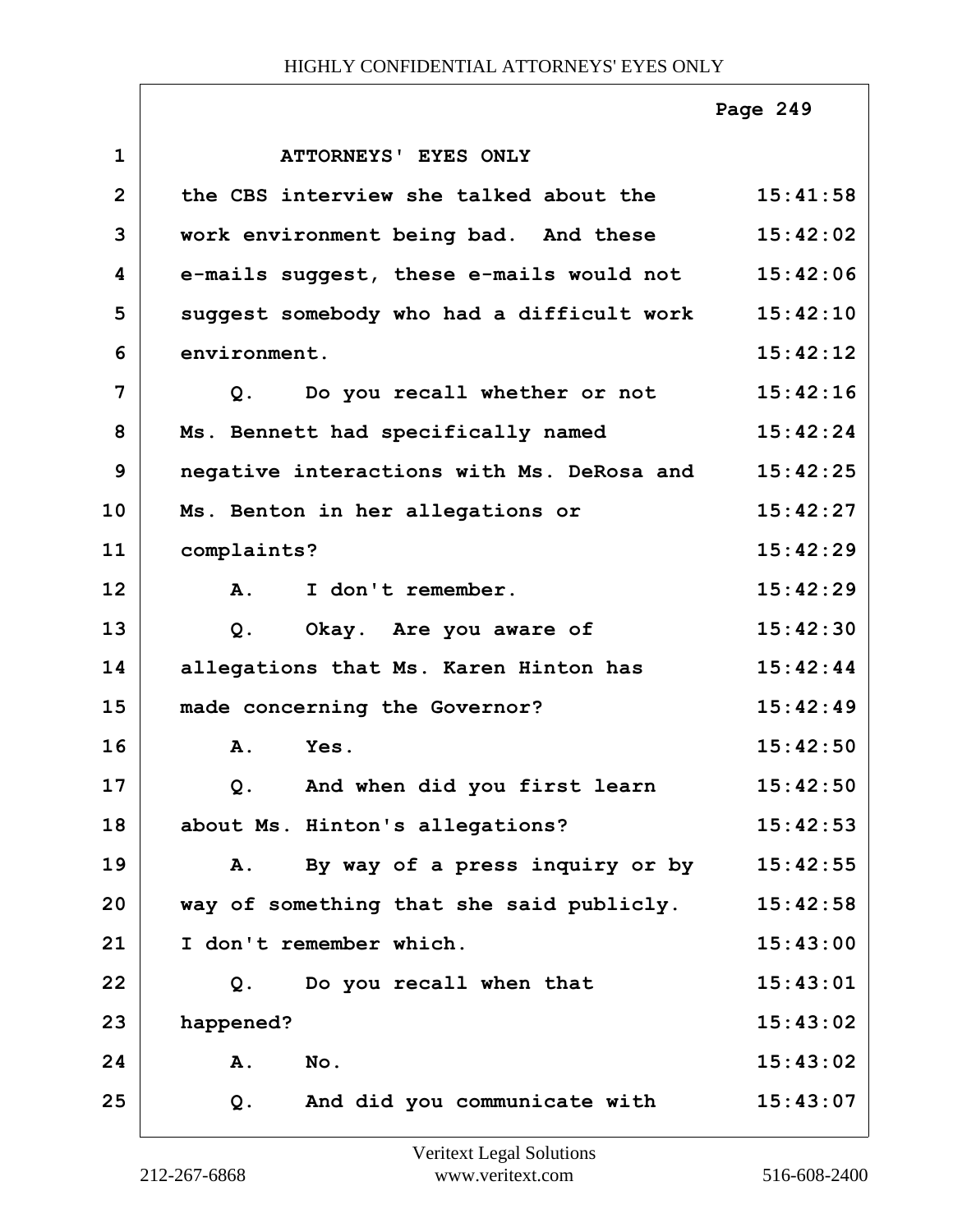ATTORNEYS' EYES ONLY

the CBS interview she talked about the work environment being bad. And these e-mails suggest, these e-mails would not suggest somebody who had a difficult work environment.

Q. Do you recall whether or not Ms. Bennett had specifically named negative interactions with Ms. DeRosa and Ms. Benton in her allegations or complaints?

A. I don't remember.

Q. Okay. Are you aware of allegations that Ms. Karen Hinton has made concerning the Governor?

A. Yes.

Q. And when did you first learn about Ms. Hinton's allegations?

A. By way of a press inquiry or by way of something that she said publicly. I don't remember which.

Q. Do you recall when that happened?

A. No.

Q. And did you communicate with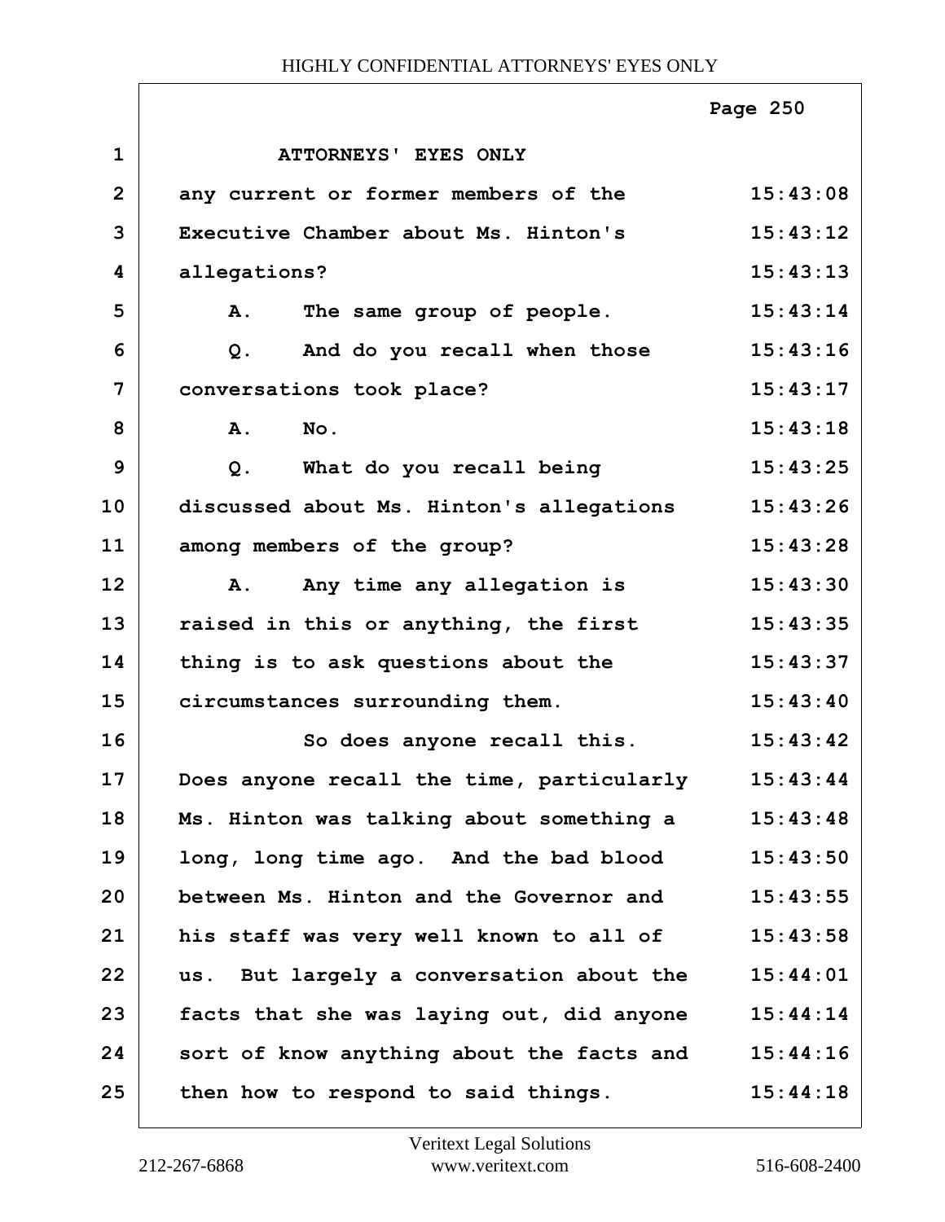ATTORNEYS' EYES ONLY

any current or former members of the Executive Chamber about Ms. Hinton's allegations?

A. The same group of people.

Q. And do you recall when those conversations took place?

A. No.

Q. What do you recall being discussed about Ms. Hinton's allegations among members of the group?

A. Any time any allegation is raised in this or anything, the first thing is to ask questions about the circumstances surrounding them.

So does anyone recall this. Does anyone recall the time, particularly Ms. Hinton was talking about something a long, long time ago. And the bad blood between Ms. Hinton and the Governor and his staff was very well known to all of us. But largely a conversation about the facts that she was laying out, did anyone sort of know anything about the facts and then how to respond to said things.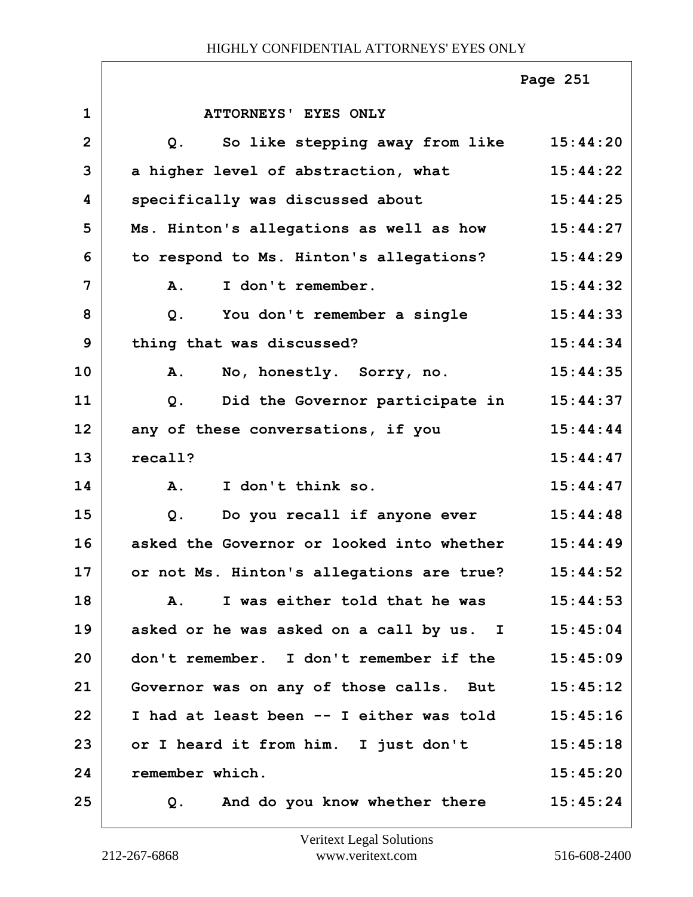ATTORNEYS' EYES ONLY

Q. So like stepping away from like a higher level of abstraction, what specifically was discussed about Ms. Hinton's allegations as well as how to respond to Ms. Hinton's allegations?

A. I don't remember.

Q. You don't remember a single thing that was discussed?

A. No, honestly. Sorry, no.

Q. Did the Governor participate in any of these conversations, if you recall?

A. I don't think so.

Q. Do you recall if anyone ever asked the Governor or looked into whether or not Ms. Hinton's allegations are true?

A. I was either told that he was asked or he was asked on a call by us. I don't remember. I don't remember if the Governor was on any of those calls. But I had at least been -- I either was told or I heard it from him. I just don't remember which.

Q. And do you know whether there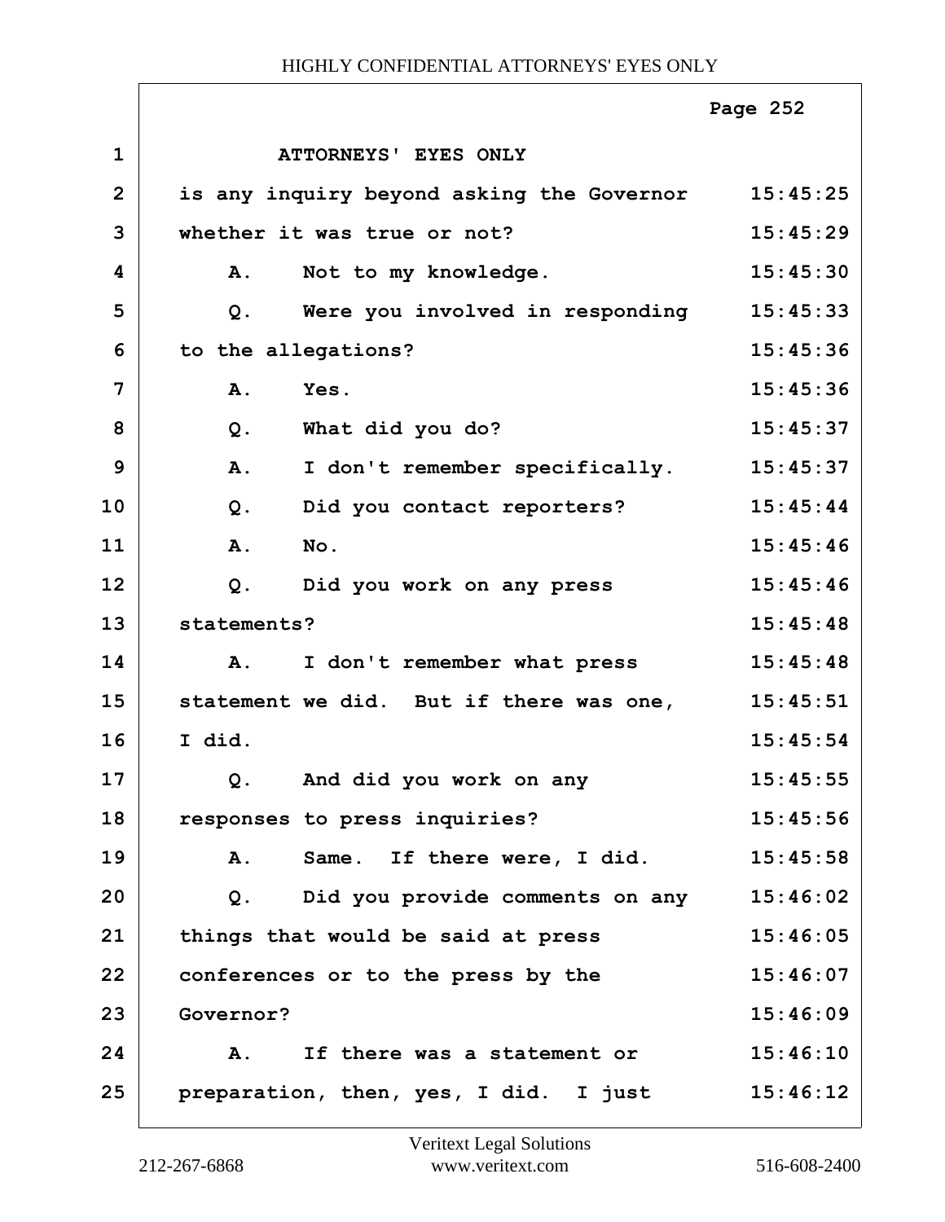ATTORNEYS' EYES ONLY

is any inquiry beyond asking the Governor whether it was true or not?

A. Not to my knowledge.

Q. Were you involved in responding to the allegations?

A. Yes.

Q. What did you do?

A. I don't remember specifically.

Q. Did you contact reporters?

A. No.

Q. Did you work on any press statements?

A. I don't remember what press statement we did. But if there was one, I did.

Q. And did you work on any responses to press inquiries?

A. Same. If there were, I did.

Q. Did you provide comments on any things that would be said at press conferences or to the press by the Governor?

A. If there was a statement or preparation, then, yes, I did. I just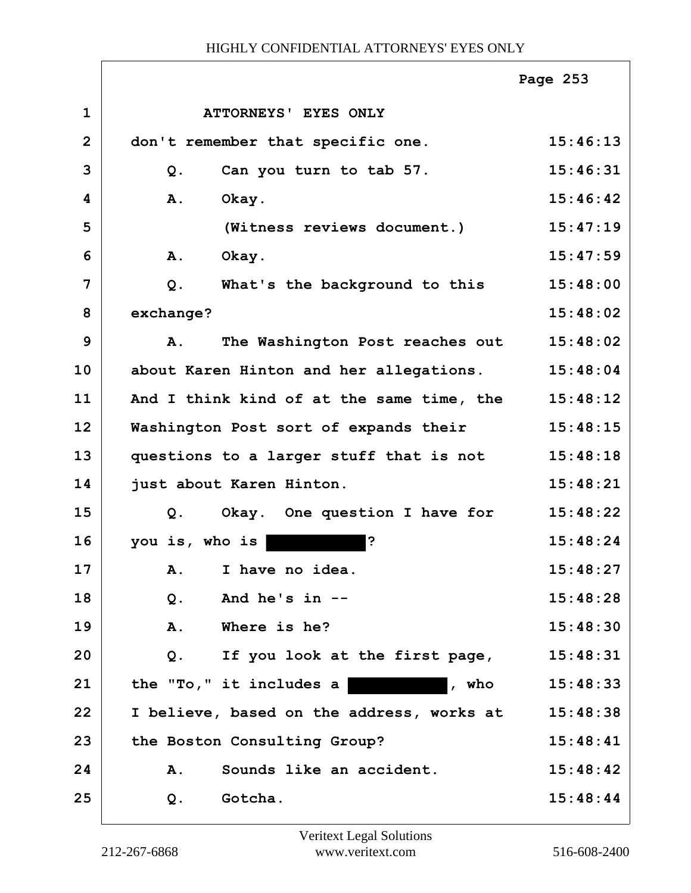ATTORNEYS' EYES ONLY

don't remember that specific one. 15:46:13

Q. Can you turn to tab 57. 15:46:31

A. Okay. 15:46:42

(Witness reviews document.) 15:47:19

A. Okay. 15:47:59

Q. What's the background to this exchange? 15:48:00 15:48:02

A. The Washington Post reaches out about Karen Hinton and her allegations. And I think kind of at the same time, the Washington Post sort of expands their questions to a larger stuff that is not just about Karen Hinton. 15:48:02 15:48:04 15:48:12 15:48:15 15:48:18 15:48:21

Q. Okay. One question I have for you is, who is [REDACTED]? 15:48:22 15:48:24

A. I have no idea. 15:48:27

Q. And he's in -- 15:48:28

A. Where is he? 15:48:30

Q. If you look at the first page, the "To," it includes a [REDACTED], who I believe, based on the address, works at the Boston Consulting Group? 15:48:31 15:48:33 15:48:38 15:48:41

A. Sounds like an accident. 15:48:42

Q. Gotcha. 15:48:44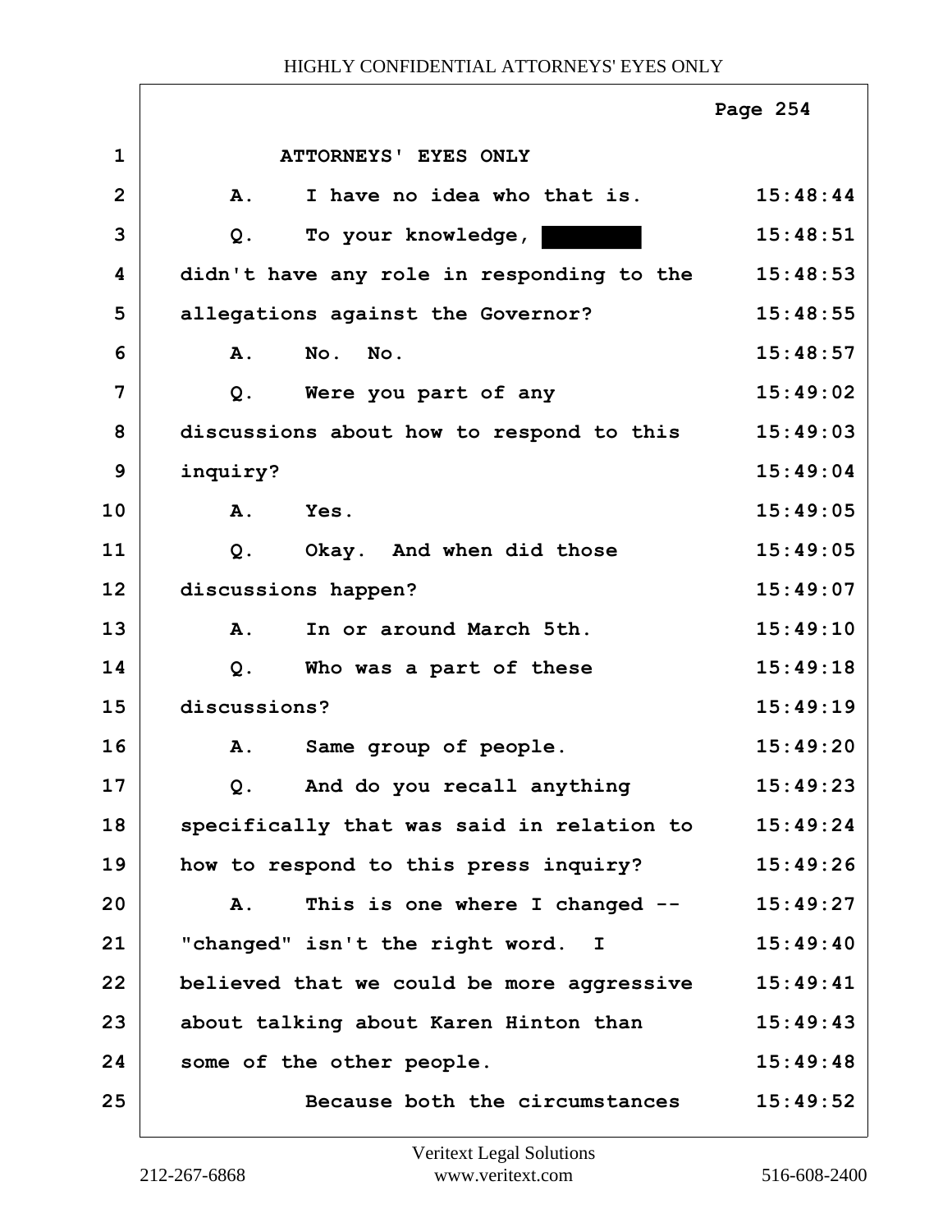ATTORNEYS' EYES ONLY

| | | |
|---|---|---|
| 1 | ATTORNEYS' EYES ONLY | |
| 2 | A. I have no idea who that is. | 15:48:44 |
| 3 | Q. To your knowledge, [REDACTED] | 15:48:51 |
| 4 | didn't have any role in responding to the | 15:48:53 |
| 5 | allegations against the Governor? | 15:48:55 |
| 6 | A. No. No. | 15:48:57 |
| 7 | Q. Were you part of any | 15:49:02 |
| 8 | discussions about how to respond to this | 15:49:03 |
| 9 | inquiry? | 15:49:04 |
| 10 | A. Yes. | 15:49:05 |
| 11 | Q. Okay. And when did those | 15:49:05 |
| 12 | discussions happen? | 15:49:07 |
| 13 | A. In or around March 5th. | 15:49:10 |
| 14 | Q. Who was a part of these | 15:49:18 |
| 15 | discussions? | 15:49:19 |
| 16 | A. Same group of people. | 15:49:20 |
| 17 | Q. And do you recall anything | 15:49:23 |
| 18 | specifically that was said in relation to | 15:49:24 |
| 19 | how to respond to this press inquiry? | 15:49:26 |
| 20 | A. This is one where I changed -- | 15:49:27 |
| 21 | "changed" isn't the right word. I | 15:49:40 |
| 22 | believed that we could be more aggressive | 15:49:41 |
| 23 | about talking about Karen Hinton than | 15:49:43 |
| 24 | some of the other people. | 15:49:48 |
| 25 | Because both the circumstances | 15:49:52 |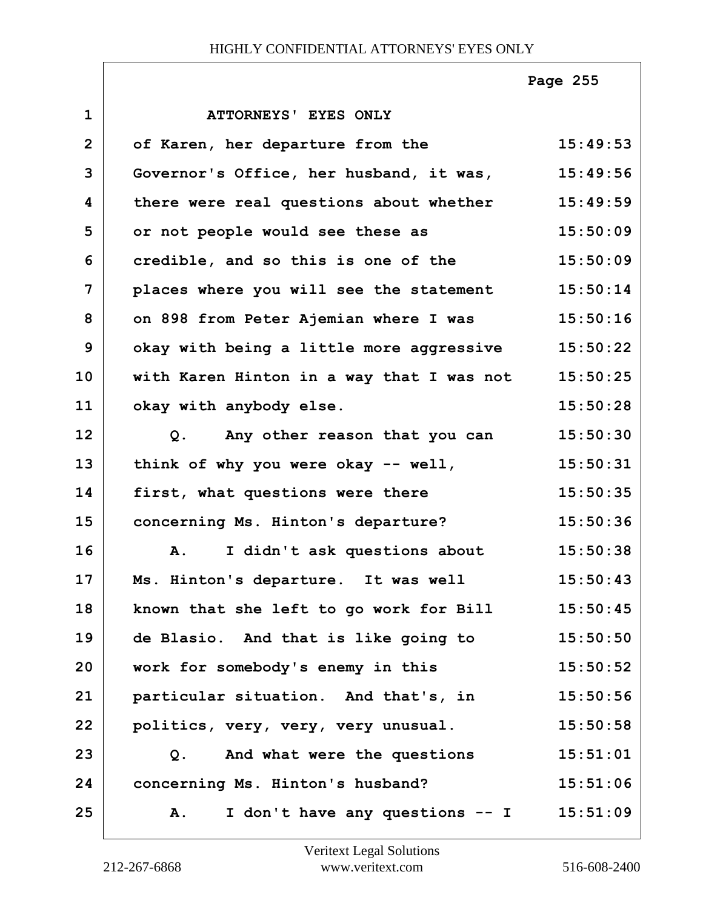ATTORNEYS' EYES ONLY

| | | |
|---|---|---|
| 1 | ATTORNEYS' EYES ONLY | |
| 2 | of Karen, her departure from the | 15:49:53 |
| 3 | Governor's Office, her husband, it was, | 15:49:56 |
| 4 | there were real questions about whether | 15:49:59 |
| 5 | or not people would see these as | 15:50:09 |
| 6 | credible, and so this is one of the | 15:50:09 |
| 7 | places where you will see the statement | 15:50:14 |
| 8 | on 898 from Peter Ajemian where I was | 15:50:16 |
| 9 | okay with being a little more aggressive | 15:50:22 |
| 10 | with Karen Hinton in a way that I was not | 15:50:25 |
| 11 | okay with anybody else. | 15:50:28 |
| 12 | Q. Any other reason that you can | 15:50:30 |
| 13 | think of why you were okay -- well, | 15:50:31 |
| 14 | first, what questions were there | 15:50:35 |
| 15 | concerning Ms. Hinton's departure? | 15:50:36 |
| 16 | A. I didn't ask questions about | 15:50:38 |
| 17 | Ms. Hinton's departure. It was well | 15:50:43 |
| 18 | known that she left to go work for Bill | 15:50:45 |
| 19 | de Blasio. And that is like going to | 15:50:50 |
| 20 | work for somebody's enemy in this | 15:50:52 |
| 21 | particular situation. And that's, in | 15:50:56 |
| 22 | politics, very, very, very unusual. | 15:50:58 |
| 23 | Q. And what were the questions | 15:51:01 |
| 24 | concerning Ms. Hinton's husband? | 15:51:06 |
| 25 | A. I don't have any questions -- I | 15:51:09 |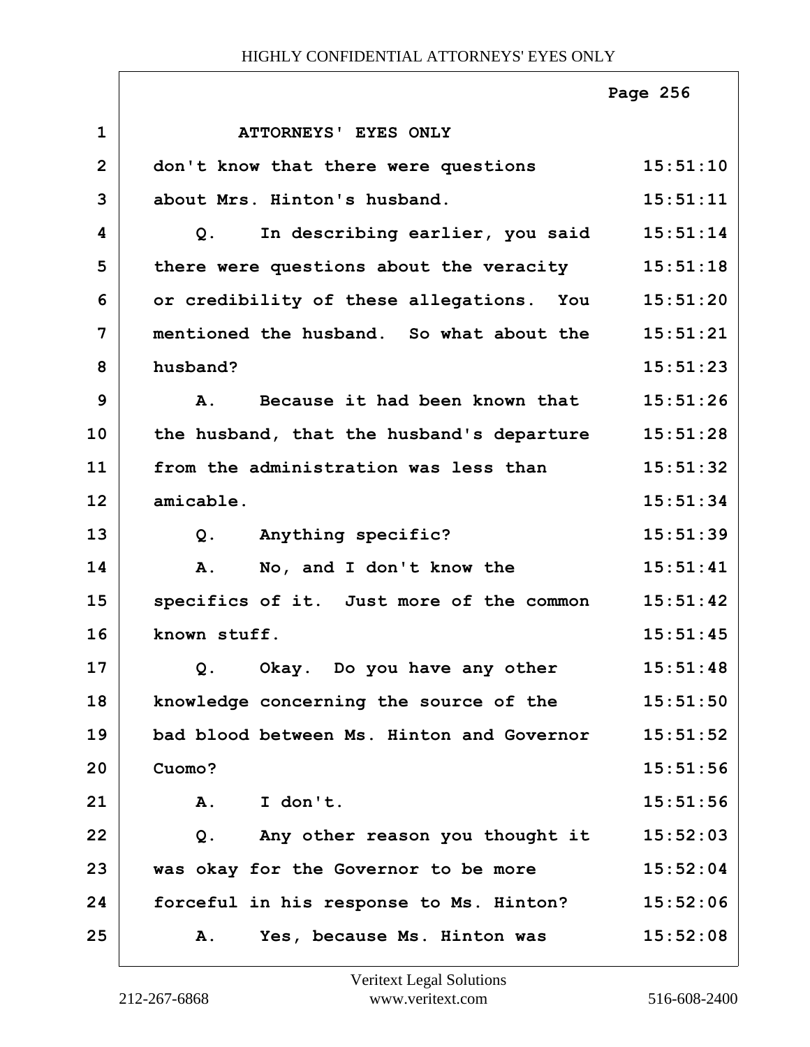ATTORNEYS' EYES ONLY

don't know that there were questions about Mrs. Hinton's husband.

Q. In describing earlier, you said there were questions about the veracity or credibility of these allegations. You mentioned the husband. So what about the husband?

A. Because it had been known that the husband, that the husband's departure from the administration was less than amicable.

Q. Anything specific?

A. No, and I don't know the specifics of it. Just more of the common known stuff.

Q. Okay. Do you have any other knowledge concerning the source of the bad blood between Ms. Hinton and Governor Cuomo?

A. I don't.

Q. Any other reason you thought it was okay for the Governor to be more forceful in his response to Ms. Hinton?

A. Yes, because Ms. Hinton was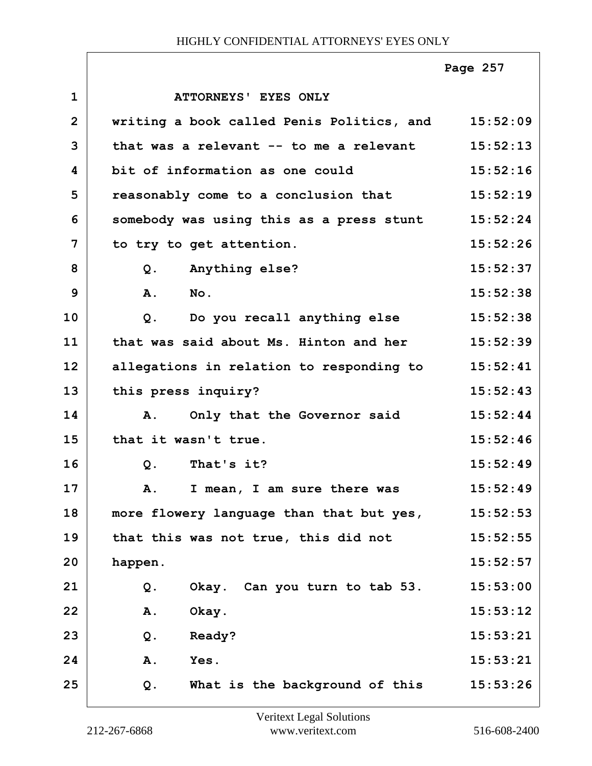ATTORNEYS' EYES ONLY

| | | |
|---|---|---|
| 1 | ATTORNEYS' EYES ONLY | |
| 2 | writing a book called Penis Politics, and | 15:52:09 |
| 3 | that was a relevant -- to me a relevant | 15:52:13 |
| 4 | bit of information as one could | 15:52:16 |
| 5 | reasonably come to a conclusion that | 15:52:19 |
| 6 | somebody was using this as a press stunt | 15:52:24 |
| 7 | to try to get attention. | 15:52:26 |
| 8 | Q. Anything else? | 15:52:37 |
| 9 | A. No. | 15:52:38 |
| 10 | Q. Do you recall anything else | 15:52:38 |
| 11 | that was said about Ms. Hinton and her | 15:52:39 |
| 12 | allegations in relation to responding to | 15:52:41 |
| 13 | this press inquiry? | 15:52:43 |
| 14 | A. Only that the Governor said | 15:52:44 |
| 15 | that it wasn't true. | 15:52:46 |
| 16 | Q. That's it? | 15:52:49 |
| 17 | A. I mean, I am sure there was | 15:52:49 |
| 18 | more flowery language than that but yes, | 15:52:53 |
| 19 | that this was not true, this did not | 15:52:55 |
| 20 | happen. | 15:52:57 |
| 21 | Q. Okay. Can you turn to tab 53. | 15:53:00 |
| 22 | A. Okay. | 15:53:12 |
| 23 | Q. Ready? | 15:53:21 |
| 24 | A. Yes. | 15:53:21 |
| 25 | Q. What is the background of this | 15:53:26 |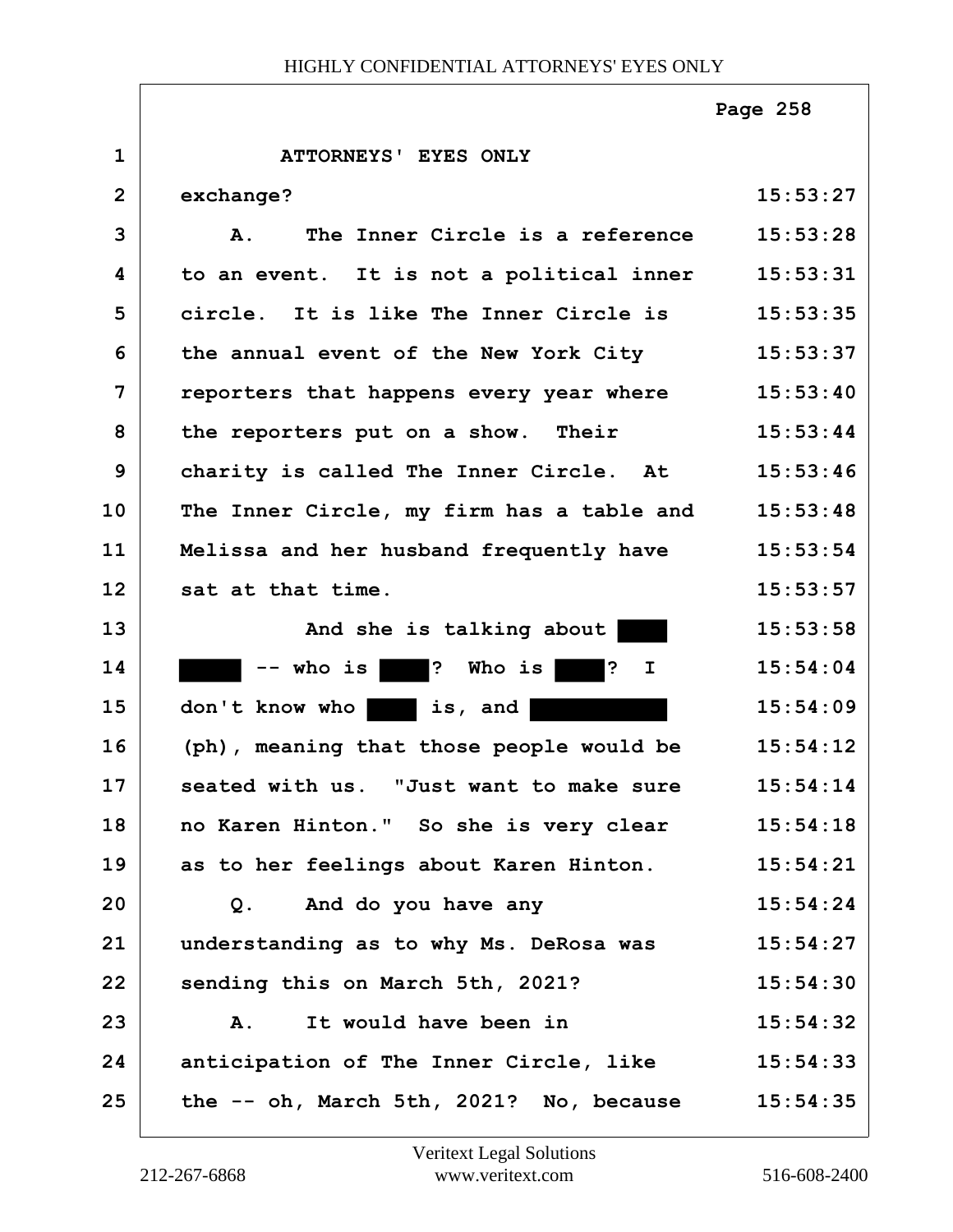ATTORNEYS' EYES ONLY

| Line | Text | Time |
|---|---|---|
| 1 | ATTORNEYS' EYES ONLY | |
| 2 | exchange? | 15:53:27 |
| 3 | A. The Inner Circle is a reference | 15:53:28 |
| 4 | to an event. It is not a political inner | 15:53:31 |
| 5 | circle. It is like The Inner Circle is | 15:53:35 |
| 6 | the annual event of the New York City | 15:53:37 |
| 7 | reporters that happens every year where | 15:53:40 |
| 8 | the reporters put on a show. Their | 15:53:44 |
| 9 | charity is called The Inner Circle. At | 15:53:46 |
| 10 | The Inner Circle, my firm has a table and | 15:53:48 |
| 11 | Melissa and her husband frequently have | 15:53:54 |
| 12 | sat at that time. | 15:53:57 |
| 13 | And she is talking about [REDACTED] | 15:53:58 |
| 14 | [REDACTED] -- who is [REDACTED]? Who is [REDACTED]? I | 15:54:04 |
| 15 | don't know who [REDACTED] is, and [REDACTED] | 15:54:09 |
| 16 | (ph), meaning that those people would be | 15:54:12 |
| 17 | seated with us. "Just want to make sure | 15:54:14 |
| 18 | no Karen Hinton." So she is very clear | 15:54:18 |
| 19 | as to her feelings about Karen Hinton. | 15:54:21 |
| 20 | Q. And do you have any | 15:54:24 |
| 21 | understanding as to why Ms. DeRosa was | 15:54:27 |
| 22 | sending this on March 5th, 2021? | 15:54:30 |
| 23 | A. It would have been in | 15:54:32 |
| 24 | anticipation of The Inner Circle, like | 15:54:33 |
| 25 | the -- oh, March 5th, 2021? No, because | 15:54:35 |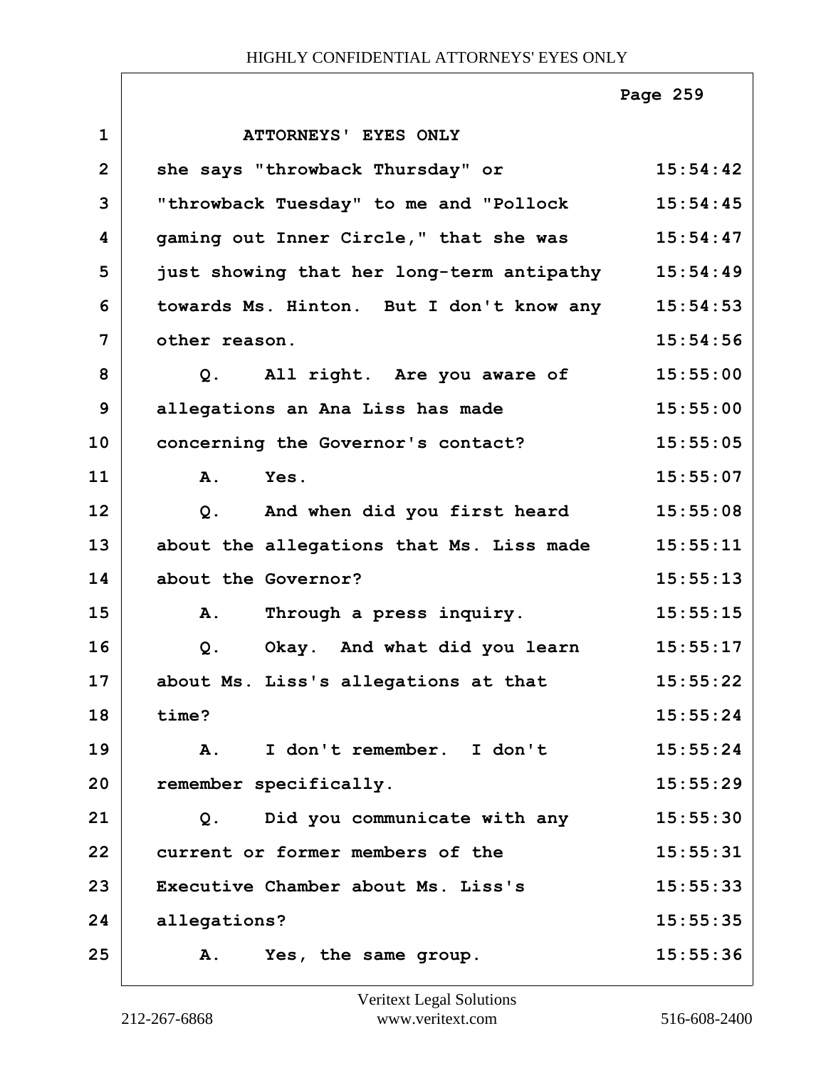ATTORNEYS' EYES ONLY

she says "throwback Thursday" or "throwback Tuesday" to me and "Pollock gaming out Inner Circle," that she was just showing that her long-term antipathy towards Ms. Hinton. But I don't know any other reason.

Q. All right. Are you aware of allegations an Ana Liss has made concerning the Governor's contact?

A. Yes.

Q. And when did you first heard about the allegations that Ms. Liss made about the Governor?

A. Through a press inquiry.

Q. Okay. And what did you learn about Ms. Liss's allegations at that time?

A. I don't remember. I don't remember specifically.

Q. Did you communicate with any current or former members of the Executive Chamber about Ms. Liss's allegations?

A. Yes, the same group.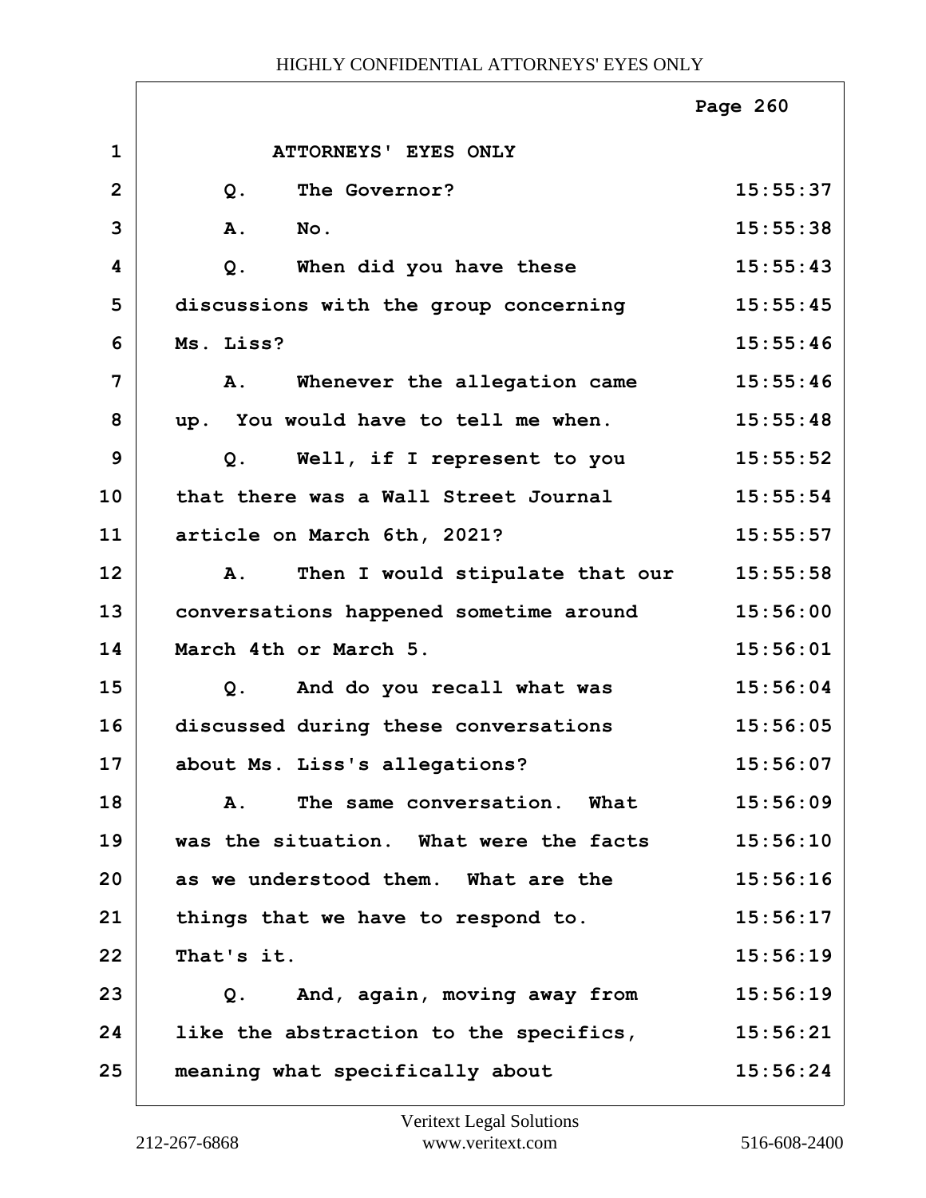ATTORNEYS' EYES ONLY

| | | |
|---|---|---|
| 1 | ATTORNEYS' EYES ONLY | |
| 2 | Q. The Governor? | 15:55:37 |
| 3 | A. No. | 15:55:38 |
| 4 | Q. When did you have these | 15:55:43 |
| 5 | discussions with the group concerning | 15:55:45 |
| 6 | Ms. Liss? | 15:55:46 |
| 7 | A. Whenever the allegation came | 15:55:46 |
| 8 | up. You would have to tell me when. | 15:55:48 |
| 9 | Q. Well, if I represent to you | 15:55:52 |
| 10 | that there was a Wall Street Journal | 15:55:54 |
| 11 | article on March 6th, 2021? | 15:55:57 |
| 12 | A. Then I would stipulate that our | 15:55:58 |
| 13 | conversations happened sometime around | 15:56:00 |
| 14 | March 4th or March 5. | 15:56:01 |
| 15 | Q. And do you recall what was | 15:56:04 |
| 16 | discussed during these conversations | 15:56:05 |
| 17 | about Ms. Liss's allegations? | 15:56:07 |
| 18 | A. The same conversation. What | 15:56:09 |
| 19 | was the situation. What were the facts | 15:56:10 |
| 20 | as we understood them. What are the | 15:56:16 |
| 21 | things that we have to respond to. | 15:56:17 |
| 22 | That's it. | 15:56:19 |
| 23 | Q. And, again, moving away from | 15:56:19 |
| 24 | like the abstraction to the specifics, | 15:56:21 |
| 25 | meaning what specifically about | 15:56:24 |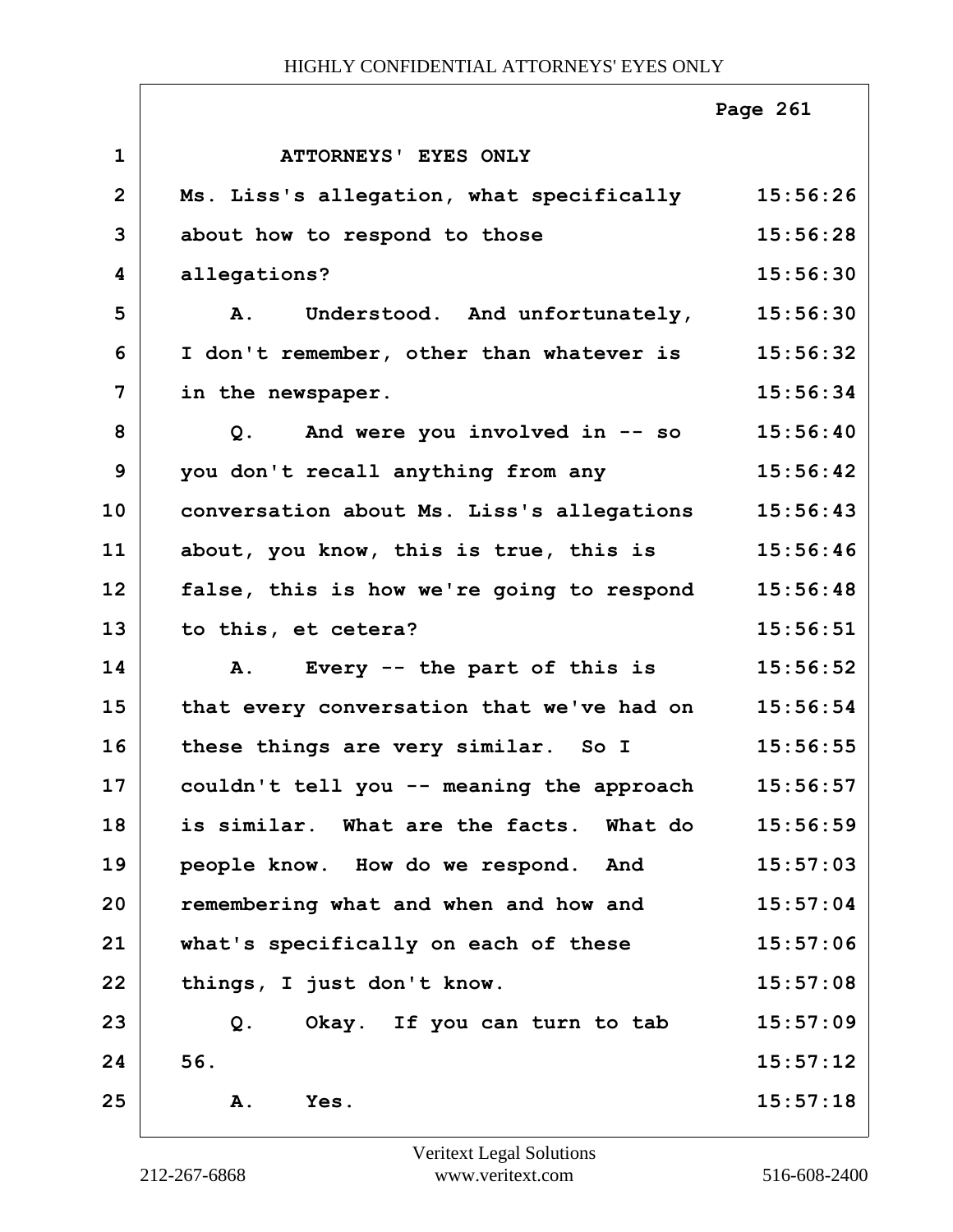ATTORNEYS' EYES ONLY

| | | |
|---|---|---|
| 1 | ATTORNEYS' EYES ONLY | |
| 2 | Ms. Liss's allegation, what specifically | 15:56:26 |
| 3 | about how to respond to those | 15:56:28 |
| 4 | allegations? | 15:56:30 |
| 5 | A. Understood. And unfortunately, | 15:56:30 |
| 6 | I don't remember, other than whatever is | 15:56:32 |
| 7 | in the newspaper. | 15:56:34 |
| 8 | Q. And were you involved in -- so | 15:56:40 |
| 9 | you don't recall anything from any | 15:56:42 |
| 10 | conversation about Ms. Liss's allegations | 15:56:43 |
| 11 | about, you know, this is true, this is | 15:56:46 |
| 12 | false, this is how we're going to respond | 15:56:48 |
| 13 | to this, et cetera? | 15:56:51 |
| 14 | A. Every -- the part of this is | 15:56:52 |
| 15 | that every conversation that we've had on | 15:56:54 |
| 16 | these things are very similar. So I | 15:56:55 |
| 17 | couldn't tell you -- meaning the approach | 15:56:57 |
| 18 | is similar. What are the facts. What do | 15:56:59 |
| 19 | people know. How do we respond. And | 15:57:03 |
| 20 | remembering what and when and how and | 15:57:04 |
| 21 | what's specifically on each of these | 15:57:06 |
| 22 | things, I just don't know. | 15:57:08 |
| 23 | Q. Okay. If you can turn to tab | 15:57:09 |
| 24 | 56. | 15:57:12 |
| 25 | A. Yes. | 15:57:18 |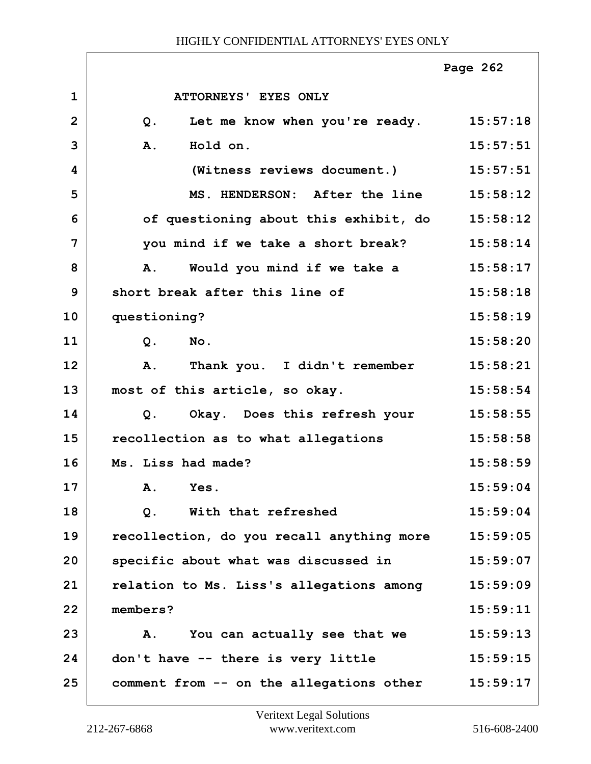ATTORNEYS' EYES ONLY

Q. Let me know when you're ready. 15:57:18

A. Hold on. 15:57:51

(Witness reviews document.) 15:57:51

MS. HENDERSON: After the line of questioning about this exhibit, do you mind if we take a short break? 15:58:12 15:58:12 15:58:14

A. Would you mind if we take a short break after this line of questioning? 15:58:17 15:58:18 15:58:19

Q. No. 15:58:20

A. Thank you. I didn't remember most of this article, so okay. 15:58:21 15:58:54

Q. Okay. Does this refresh your recollection as to what allegations Ms. Liss had made? 15:58:55 15:58:58 15:58:59

A. Yes. 15:59:04

Q. With that refreshed recollection, do you recall anything more specific about what was discussed in relation to Ms. Liss's allegations among members? 15:59:04 15:59:05 15:59:07 15:59:09 15:59:11

A. You can actually see that we don't have -- there is very little comment from -- on the allegations other 15:59:13 15:59:15 15:59:17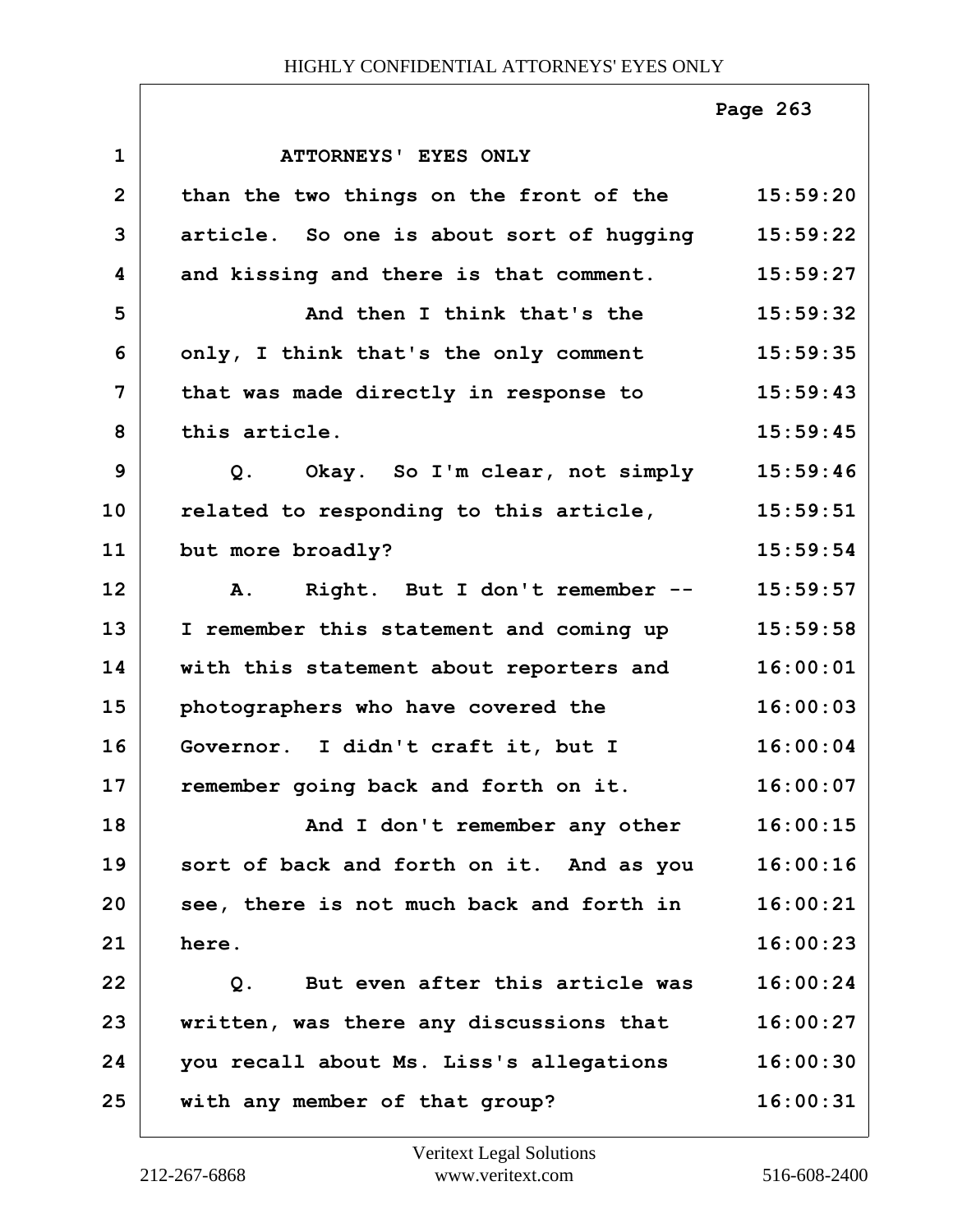ATTORNEYS' EYES ONLY

than the two things on the front of the article. So one is about sort of hugging and kissing and there is that comment.

And then I think that's the only, I think that's the only comment that was made directly in response to this article.

Q. Okay. So I'm clear, not simply related to responding to this article, but more broadly?

A. Right. But I don't remember -- I remember this statement and coming up with this statement about reporters and photographers who have covered the Governor. I didn't craft it, but I remember going back and forth on it.

And I don't remember any other sort of back and forth on it. And as you see, there is not much back and forth in here.

Q. But even after this article was written, was there any discussions that you recall about Ms. Liss's allegations with any member of that group?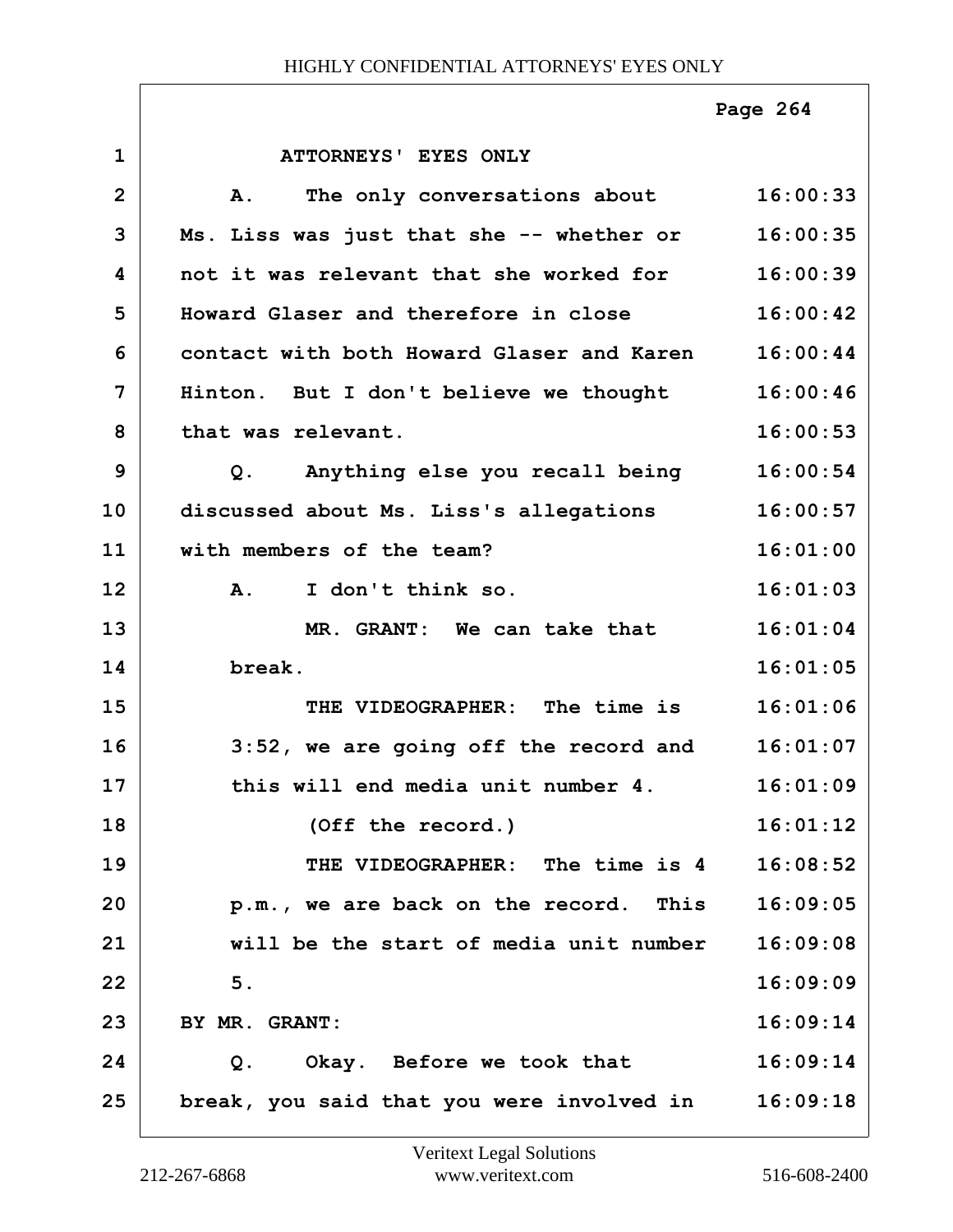ATTORNEYS' EYES ONLY

| | | |
|---|---|---|
| 1 | ATTORNEYS' EYES ONLY | |
| 2 | A. The only conversations about | 16:00:33 |
| 3 | Ms. Liss was just that she -- whether or | 16:00:35 |
| 4 | not it was relevant that she worked for | 16:00:39 |
| 5 | Howard Glaser and therefore in close | 16:00:42 |
| 6 | contact with both Howard Glaser and Karen | 16:00:44 |
| 7 | Hinton. But I don't believe we thought | 16:00:46 |
| 8 | that was relevant. | 16:00:53 |
| 9 | Q. Anything else you recall being | 16:00:54 |
| 10 | discussed about Ms. Liss's allegations | 16:00:57 |
| 11 | with members of the team? | 16:01:00 |
| 12 | A. I don't think so. | 16:01:03 |
| 13 | MR. GRANT: We can take that | 16:01:04 |
| 14 | break. | 16:01:05 |
| 15 | THE VIDEOGRAPHER: The time is | 16:01:06 |
| 16 | 3:52, we are going off the record and | 16:01:07 |
| 17 | this will end media unit number 4. | 16:01:09 |
| 18 | (Off the record.) | 16:01:12 |
| 19 | THE VIDEOGRAPHER: The time is 4 | 16:08:52 |
| 20 | p.m., we are back on the record. This | 16:09:05 |
| 21 | will be the start of media unit number | 16:09:08 |
| 22 | 5. | 16:09:09 |
| 23 | BY MR. GRANT: | 16:09:14 |
| 24 | Q. Okay. Before we took that | 16:09:14 |
| 25 | break, you said that you were involved in | 16:09:18 |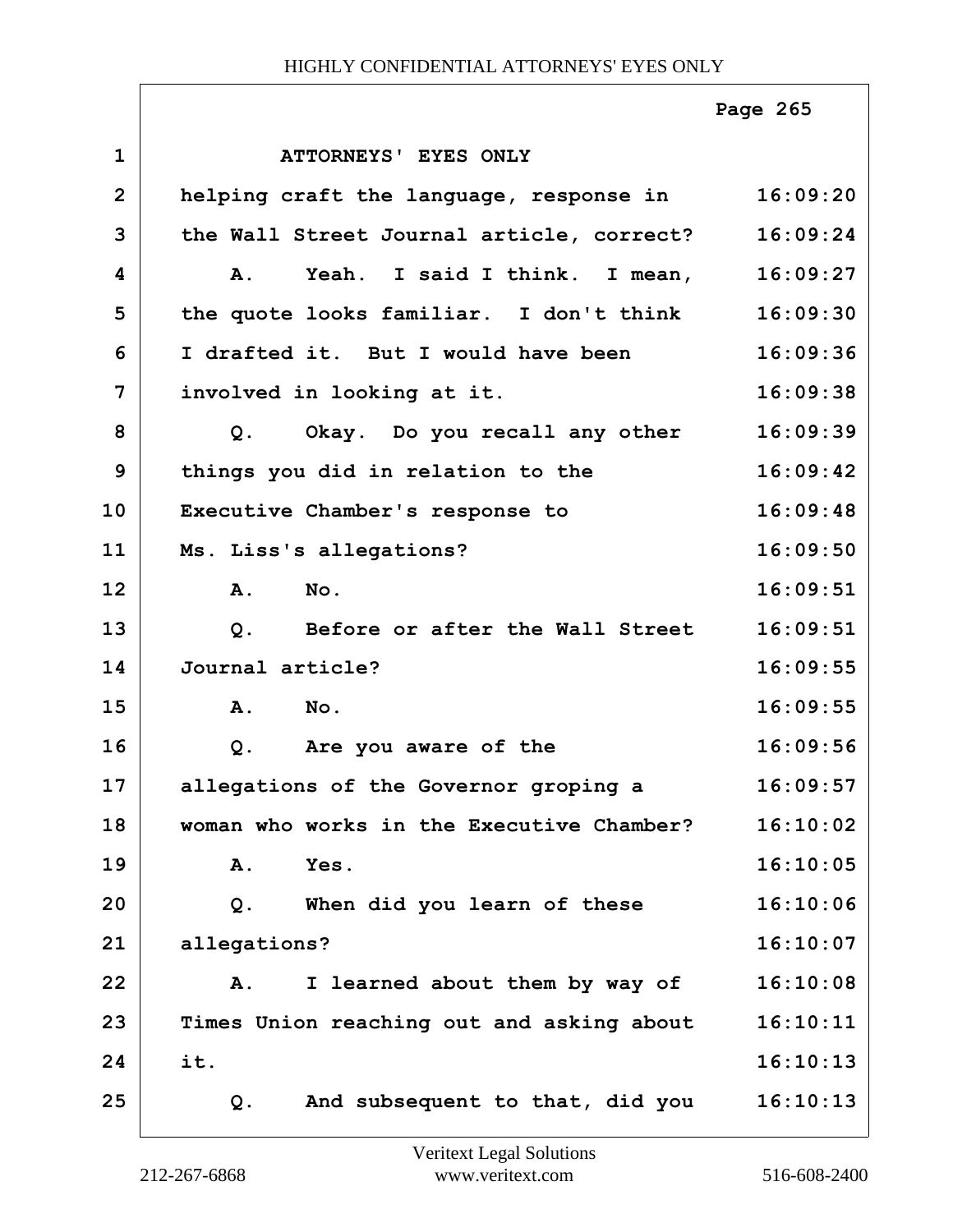ATTORNEYS' EYES ONLY

helping craft the language, response in the Wall Street Journal article, correct?

A. Yeah. I said I think. I mean, the quote looks familiar. I don't think I drafted it. But I would have been involved in looking at it.

Q. Okay. Do you recall any other things you did in relation to the Executive Chamber's response to Ms. Liss's allegations?

A. No.

Q. Before or after the Wall Street Journal article?

A. No.

Q. Are you aware of the allegations of the Governor groping a woman who works in the Executive Chamber?

A. Yes.

Q. When did you learn of these allegations?

A. I learned about them by way of Times Union reaching out and asking about it.

Q. And subsequent to that, did you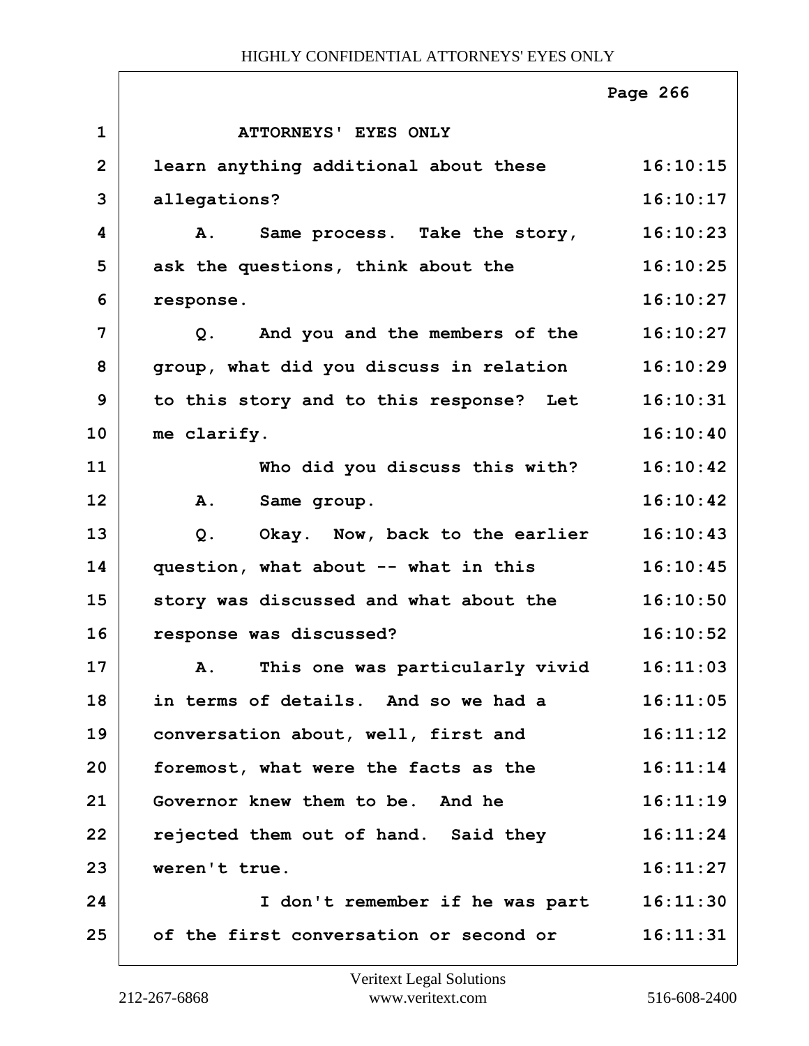ATTORNEYS' EYES ONLY

learn anything additional about these allegations?

A. Same process. Take the story, ask the questions, think about the response.

Q. And you and the members of the group, what did you discuss in relation to this story and to this response? Let me clarify.

Who did you discuss this with?

A. Same group.

Q. Okay. Now, back to the earlier question, what about -- what in this story was discussed and what about the response was discussed?

A. This one was particularly vivid in terms of details. And so we had a conversation about, well, first and foremost, what were the facts as the Governor knew them to be. And he rejected them out of hand. Said they weren't true.

I don't remember if he was part of the first conversation or second or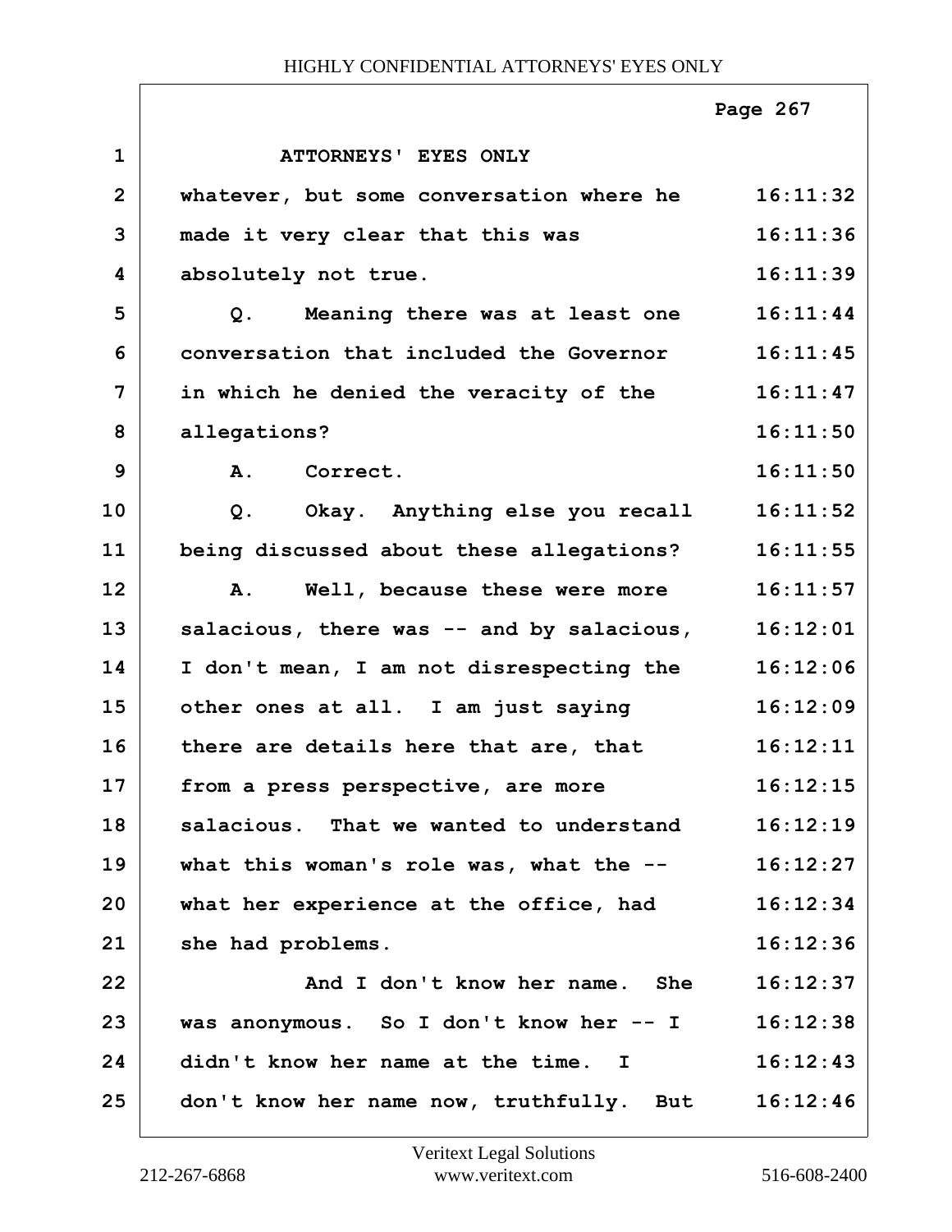ATTORNEYS' EYES ONLY

whatever, but some conversation where he made it very clear that this was absolutely not true.

Q. Meaning there was at least one conversation that included the Governor in which he denied the veracity of the allegations?

A. Correct.

Q. Okay. Anything else you recall being discussed about these allegations?

A. Well, because these were more salacious, there was -- and by salacious, I don't mean, I am not disrespecting the other ones at all. I am just saying there are details here that are, that from a press perspective, are more salacious. That we wanted to understand what this woman's role was, what the -- what her experience at the office, had she had problems.

And I don't know her name. She was anonymous. So I don't know her -- I didn't know her name at the time. I don't know her name now, truthfully. But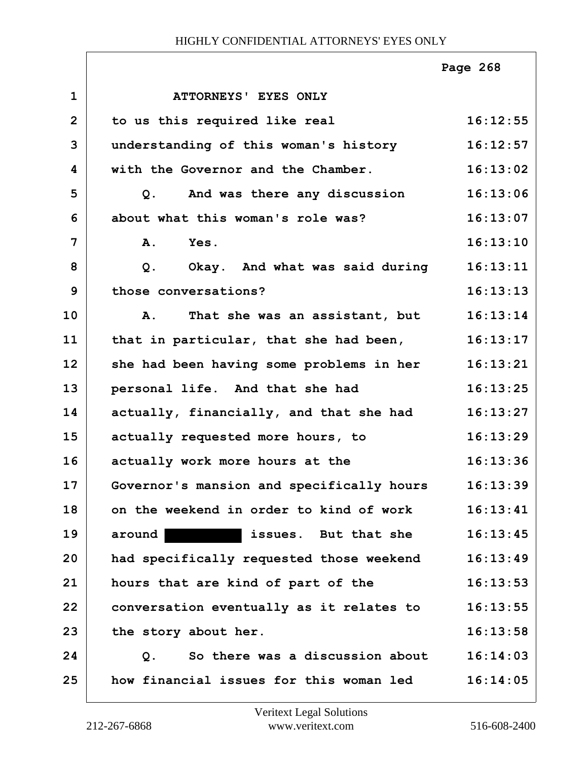ATTORNEYS' EYES ONLY

to us this required like real understanding of this woman's history with the Governor and the Chamber.

Q. And was there any discussion about what this woman's role was?

A. Yes.

Q. Okay. And what was said during those conversations?

A. That she was an assistant, but that in particular, that she had been, she had been having some problems in her personal life. And that she had actually, financially, and that she had actually requested more hours, to actually work more hours at the Governor's mansion and specifically hours on the weekend in order to kind of work around [REDACTED] issues. But that she had specifically requested those weekend hours that are kind of part of the conversation eventually as it relates to the story about her.

Q. So there was a discussion about how financial issues for this woman led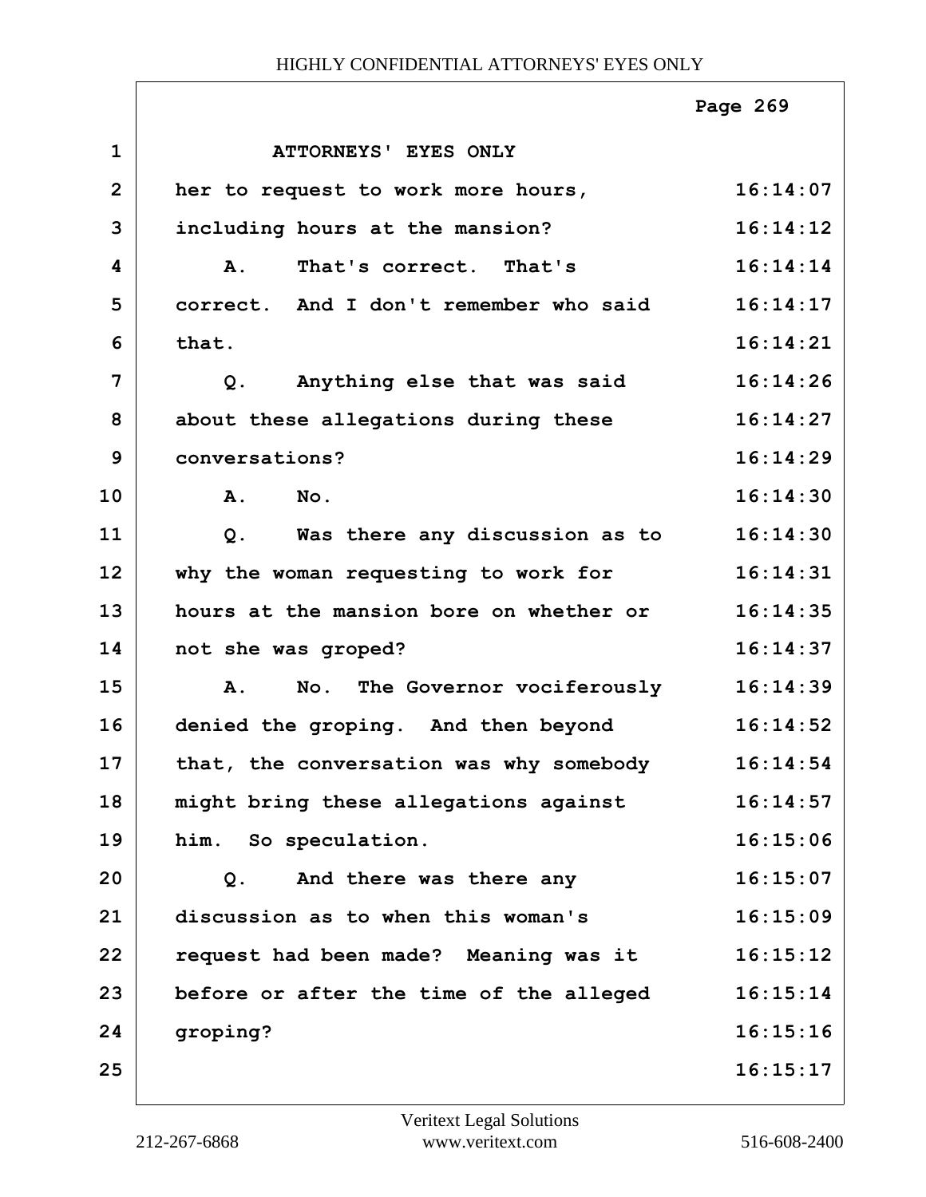ATTORNEYS' EYES ONLY

her to request to work more hours, including hours at the mansion?

A. That's correct. That's correct. And I don't remember who said that.

Q. Anything else that was said about these allegations during these conversations?

A. No.

Q. Was there any discussion as to why the woman requesting to work for hours at the mansion bore on whether or not she was groped?

A. No. The Governor vociferously denied the groping. And then beyond that, the conversation was why somebody might bring these allegations against him. So speculation.

Q. And there was there any discussion as to when this woman's request had been made? Meaning was it before or after the time of the alleged groping?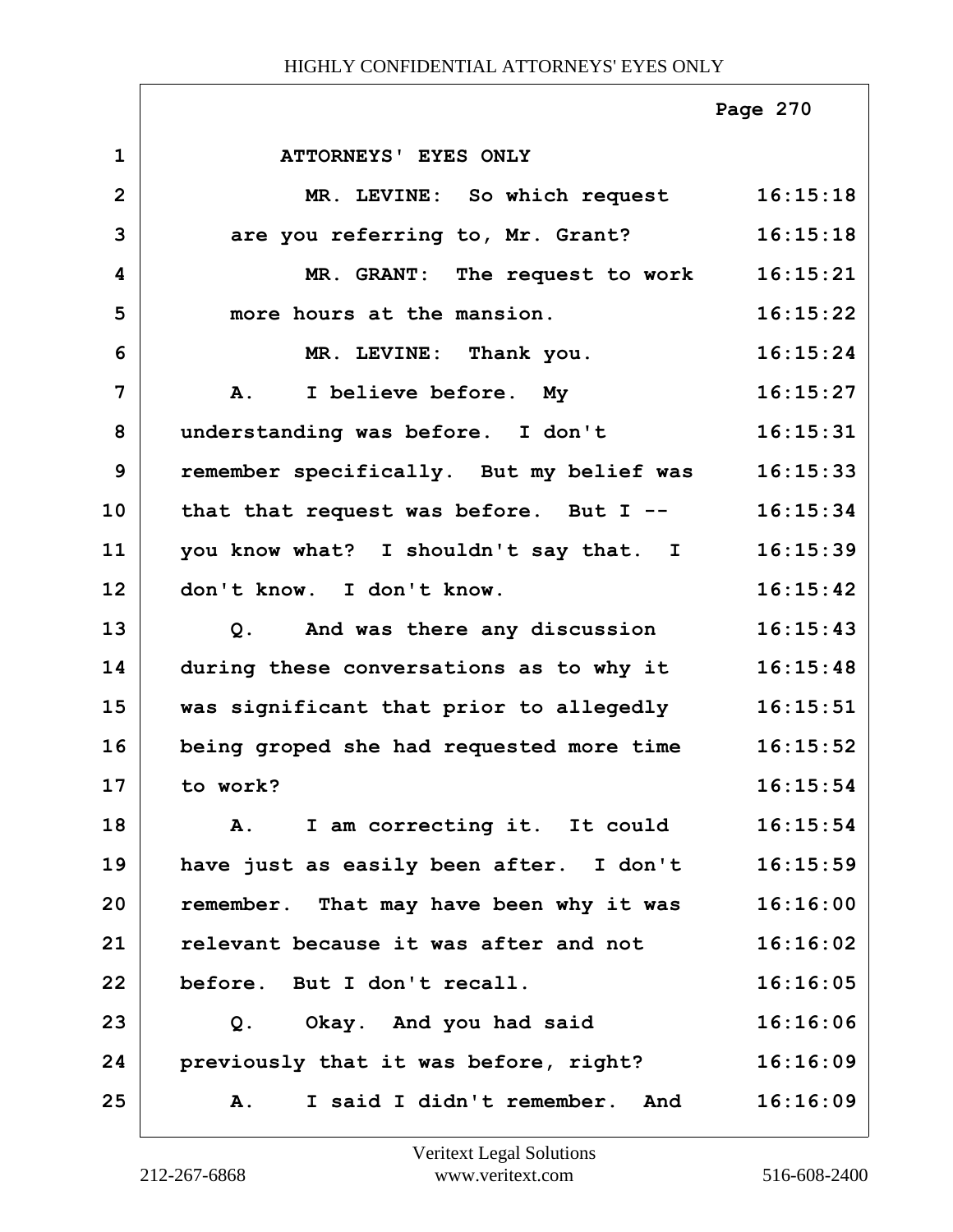HIGHLY CONFIDENTIAL ATTORNEYS' EYES ONLY

| | | |
|---|---|---|
| 1 | ATTORNEYS' EYES ONLY | |
| 2 | MR. LEVINE: So which request | 16:15:18 |
| 3 | are you referring to, Mr. Grant? | 16:15:18 |
| 4 | MR. GRANT: The request to work | 16:15:21 |
| 5 | more hours at the mansion. | 16:15:22 |
| 6 | MR. LEVINE: Thank you. | 16:15:24 |
| 7 | A. I believe before. My | 16:15:27 |
| 8 | understanding was before. I don't | 16:15:31 |
| 9 | remember specifically. But my belief was | 16:15:33 |
| 10 | that that request was before. But I -- | 16:15:34 |
| 11 | you know what? I shouldn't say that. I | 16:15:39 |
| 12 | don't know. I don't know. | 16:15:42 |
| 13 | Q. And was there any discussion | 16:15:43 |
| 14 | during these conversations as to why it | 16:15:48 |
| 15 | was significant that prior to allegedly | 16:15:51 |
| 16 | being groped she had requested more time | 16:15:52 |
| 17 | to work? | 16:15:54 |
| 18 | A. I am correcting it. It could | 16:15:54 |
| 19 | have just as easily been after. I don't | 16:15:59 |
| 20 | remember. That may have been why it was | 16:16:00 |
| 21 | relevant because it was after and not | 16:16:02 |
| 22 | before. But I don't recall. | 16:16:05 |
| 23 | Q. Okay. And you had said | 16:16:06 |
| 24 | previously that it was before, right? | 16:16:09 |
| 25 | A. I said I didn't remember. And | 16:16:09 |

Veritext Legal Solutions
212-267-6868 www.veritext.com 516-608-2400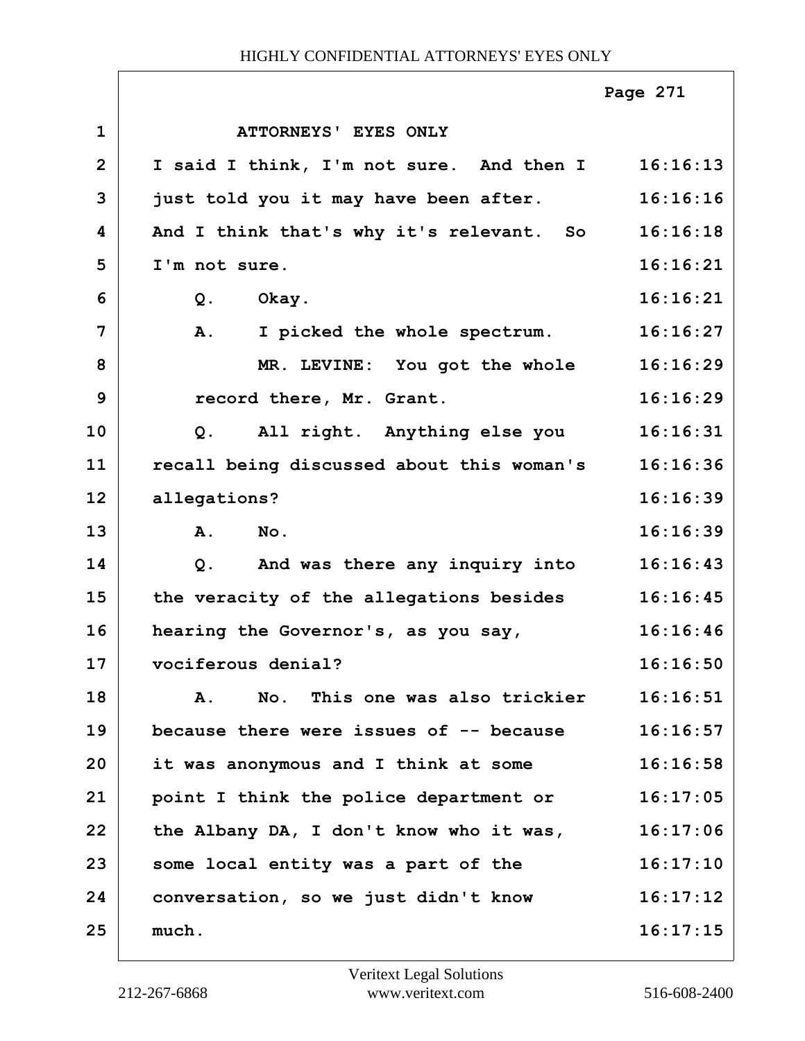ATTORNEYS' EYES ONLY

I said I think, I'm not sure. And then I just told you it may have been after. And I think that's why it's relevant. So I'm not sure.

Q. Okay.

A. I picked the whole spectrum.

MR. LEVINE: You got the whole record there, Mr. Grant.

Q. All right. Anything else you recall being discussed about this woman's allegations?

A. No.

Q. And was there any inquiry into the veracity of the allegations besides hearing the Governor's, as you say, vociferous denial?

A. No. This one was also trickier because there were issues of -- because it was anonymous and I think at some point I think the police department or the Albany DA, I don't know who it was, some local entity was a part of the conversation, so we just didn't know much.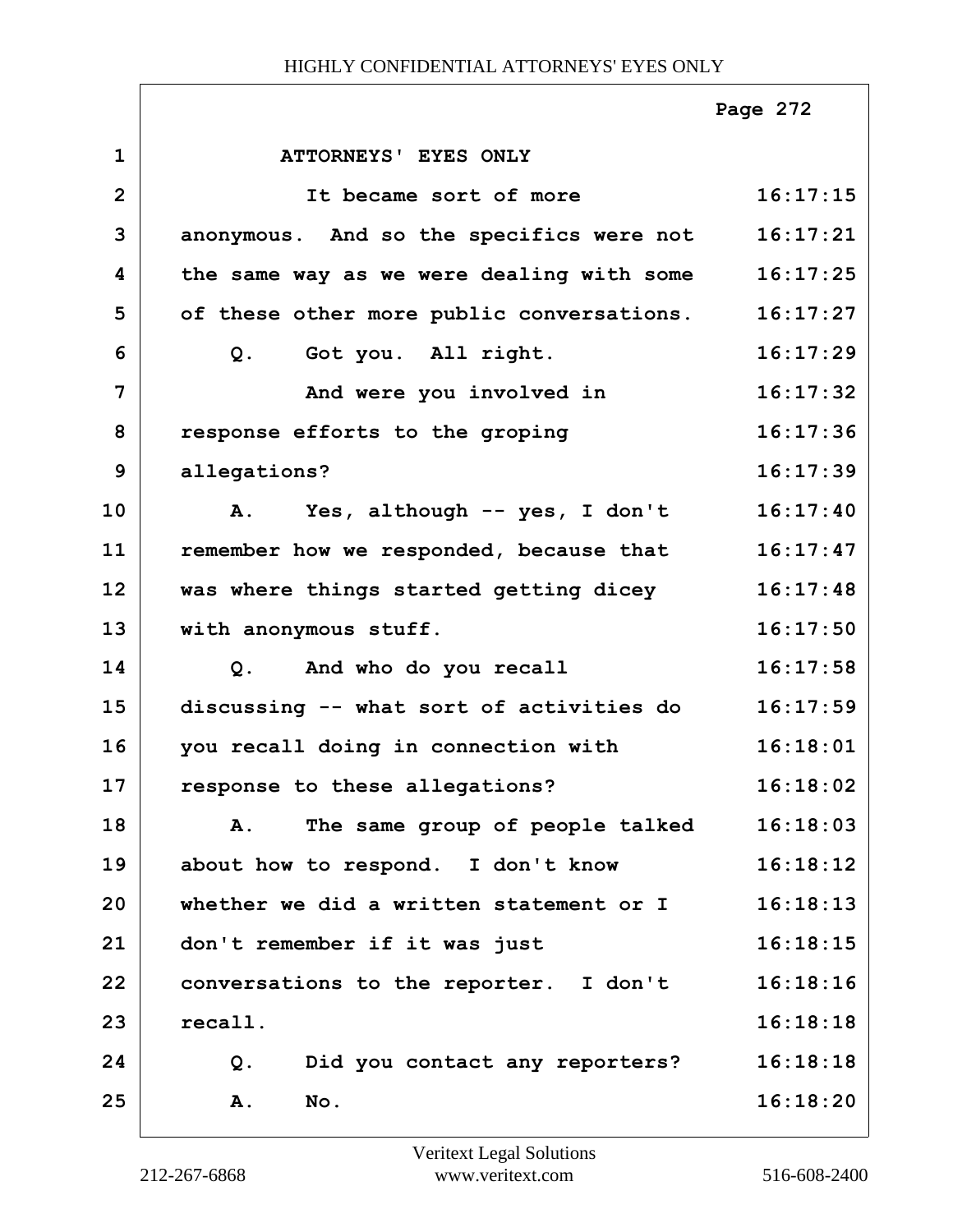ATTORNEYS' EYES ONLY

It became sort of more anonymous. And so the specifics were not the same way as we were dealing with some of these other more public conversations.

Q. Got you. All right.

And were you involved in response efforts to the groping allegations?

A. Yes, although -- yes, I don't remember how we responded, because that was where things started getting dicey with anonymous stuff.

Q. And who do you recall discussing -- what sort of activities do you recall doing in connection with response to these allegations?

A. The same group of people talked about how to respond. I don't know whether we did a written statement or I don't remember if it was just conversations to the reporter. I don't recall.

Q. Did you contact any reporters?

A. No.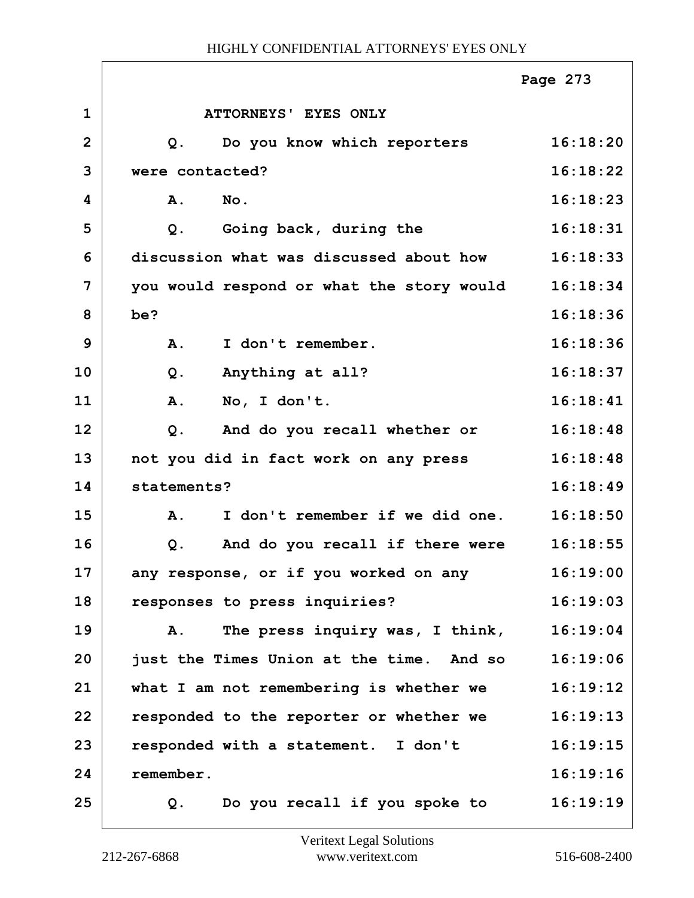ATTORNEYS' EYES ONLY

| Line | Text | Time |
|---|---|---|
| 1 | ATTORNEYS' EYES ONLY | |
| 2 | Q. Do you know which reporters | 16:18:20 |
| 3 | were contacted? | 16:18:22 |
| 4 | A. No. | 16:18:23 |
| 5 | Q. Going back, during the | 16:18:31 |
| 6 | discussion what was discussed about how | 16:18:33 |
| 7 | you would respond or what the story would | 16:18:34 |
| 8 | be? | 16:18:36 |
| 9 | A. I don't remember. | 16:18:36 |
| 10 | Q. Anything at all? | 16:18:37 |
| 11 | A. No, I don't. | 16:18:41 |
| 12 | Q. And do you recall whether or | 16:18:48 |
| 13 | not you did in fact work on any press | 16:18:48 |
| 14 | statements? | 16:18:49 |
| 15 | A. I don't remember if we did one. | 16:18:50 |
| 16 | Q. And do you recall if there were | 16:18:55 |
| 17 | any response, or if you worked on any | 16:19:00 |
| 18 | responses to press inquiries? | 16:19:03 |
| 19 | A. The press inquiry was, I think, | 16:19:04 |
| 20 | just the Times Union at the time. And so | 16:19:06 |
| 21 | what I am not remembering is whether we | 16:19:12 |
| 22 | responded to the reporter or whether we | 16:19:13 |
| 23 | responded with a statement. I don't | 16:19:15 |
| 24 | remember. | 16:19:16 |
| 25 | Q. Do you recall if you spoke to | 16:19:19 |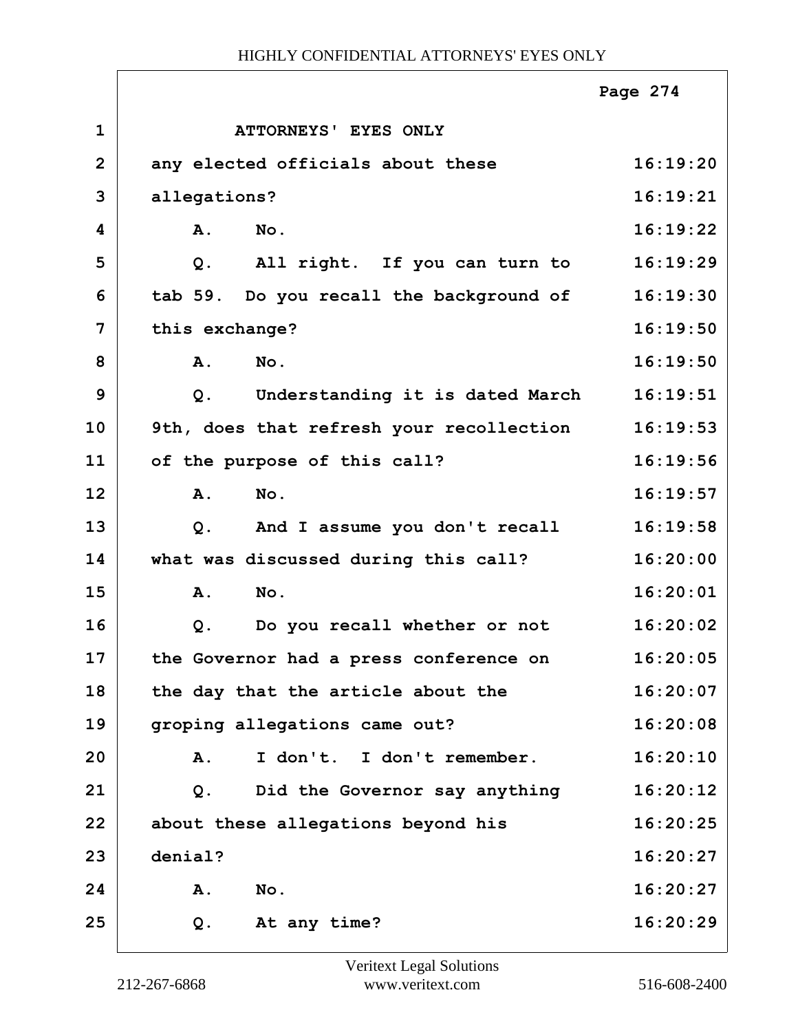ATTORNEYS' EYES ONLY

| | | |
|---|---|---|
| 1 | ATTORNEYS' EYES ONLY | |
| 2 | any elected officials about these | 16:19:20 |
| 3 | allegations? | 16:19:21 |
| 4 | A. No. | 16:19:22 |
| 5 | Q. All right. If you can turn to | 16:19:29 |
| 6 | tab 59. Do you recall the background of | 16:19:30 |
| 7 | this exchange? | 16:19:50 |
| 8 | A. No. | 16:19:50 |
| 9 | Q. Understanding it is dated March | 16:19:51 |
| 10 | 9th, does that refresh your recollection | 16:19:53 |
| 11 | of the purpose of this call? | 16:19:56 |
| 12 | A. No. | 16:19:57 |
| 13 | Q. And I assume you don't recall | 16:19:58 |
| 14 | what was discussed during this call? | 16:20:00 |
| 15 | A. No. | 16:20:01 |
| 16 | Q. Do you recall whether or not | 16:20:02 |
| 17 | the Governor had a press conference on | 16:20:05 |
| 18 | the day that the article about the | 16:20:07 |
| 19 | groping allegations came out? | 16:20:08 |
| 20 | A. I don't. I don't remember. | 16:20:10 |
| 21 | Q. Did the Governor say anything | 16:20:12 |
| 22 | about these allegations beyond his | 16:20:25 |
| 23 | denial? | 16:20:27 |
| 24 | A. No. | 16:20:27 |
| 25 | Q. At any time? | 16:20:29 |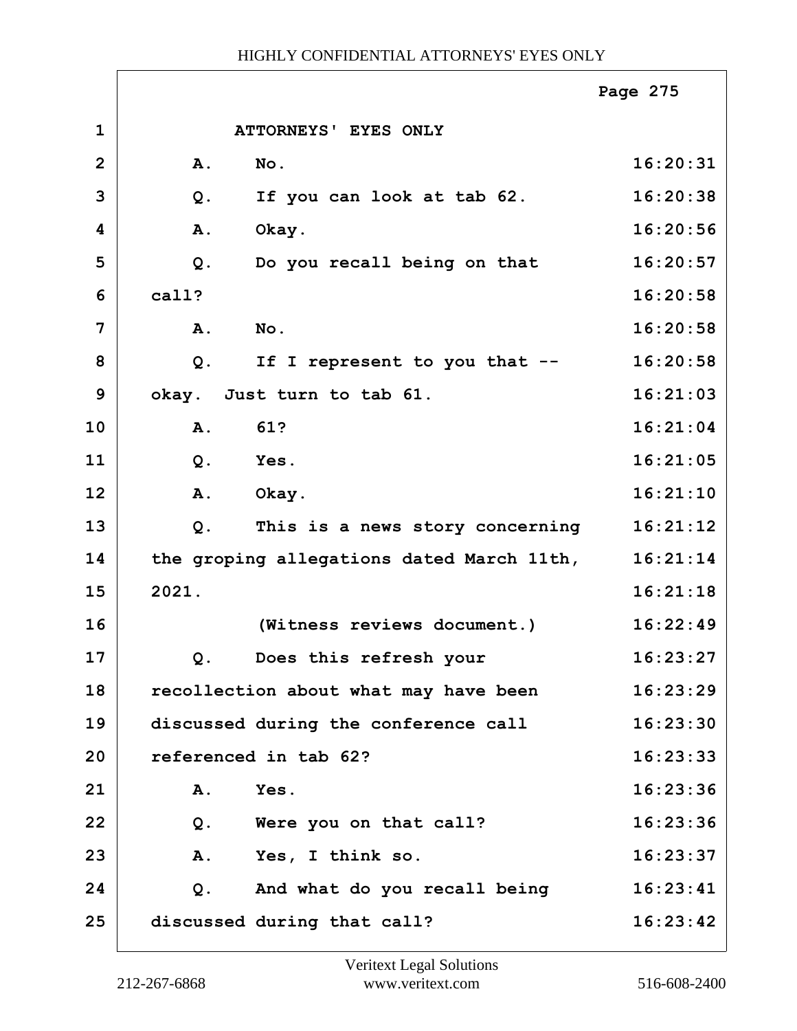ATTORNEYS' EYES ONLY

| | | |
|---|---|---|
| 1 | ATTORNEYS' EYES ONLY | |
| 2 | A. No. | 16:20:31 |
| 3 | Q. If you can look at tab 62. | 16:20:38 |
| 4 | A. Okay. | 16:20:56 |
| 5 | Q. Do you recall being on that | 16:20:57 |
| 6 | call? | 16:20:58 |
| 7 | A. No. | 16:20:58 |
| 8 | Q. If I represent to you that -- | 16:20:58 |
| 9 | okay. Just turn to tab 61. | 16:21:03 |
| 10 | A. 61? | 16:21:04 |
| 11 | Q. Yes. | 16:21:05 |
| 12 | A. Okay. | 16:21:10 |
| 13 | Q. This is a news story concerning | 16:21:12 |
| 14 | the groping allegations dated March 11th, | 16:21:14 |
| 15 | 2021. | 16:21:18 |
| 16 | (Witness reviews document.) | 16:22:49 |
| 17 | Q. Does this refresh your | 16:23:27 |
| 18 | recollection about what may have been | 16:23:29 |
| 19 | discussed during the conference call | 16:23:30 |
| 20 | referenced in tab 62? | 16:23:33 |
| 21 | A. Yes. | 16:23:36 |
| 22 | Q. Were you on that call? | 16:23:36 |
| 23 | A. Yes, I think so. | 16:23:37 |
| 24 | Q. And what do you recall being | 16:23:41 |
| 25 | discussed during that call? | 16:23:42 |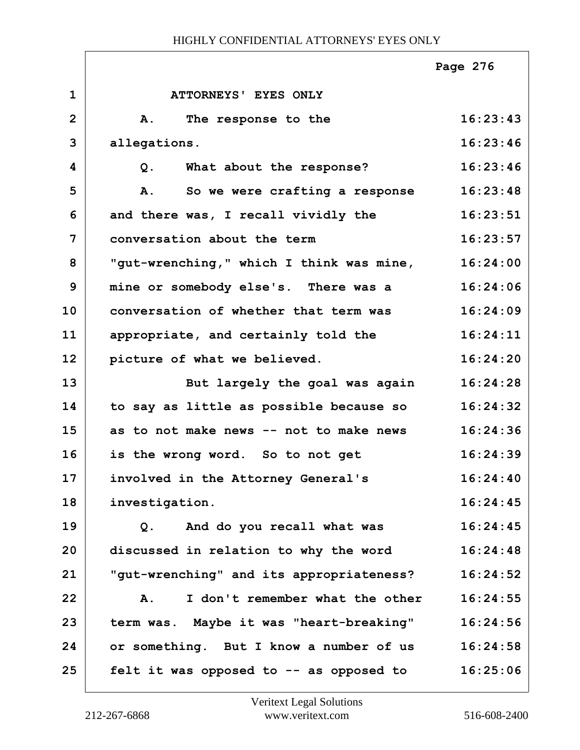ATTORNEYS' EYES ONLY

| | | |
|---|---|---|
| 1 | ATTORNEYS' EYES ONLY | |
| 2 | A. The response to the | 16:23:43 |
| 3 | allegations. | 16:23:46 |
| 4 | Q. What about the response? | 16:23:46 |
| 5 | A. So we were crafting a response | 16:23:48 |
| 6 | and there was, I recall vividly the | 16:23:51 |
| 7 | conversation about the term | 16:23:57 |
| 8 | "gut-wrenching," which I think was mine, | 16:24:00 |
| 9 | mine or somebody else's. There was a | 16:24:06 |
| 10 | conversation of whether that term was | 16:24:09 |
| 11 | appropriate, and certainly told the | 16:24:11 |
| 12 | picture of what we believed. | 16:24:20 |
| 13 | But largely the goal was again | 16:24:28 |
| 14 | to say as little as possible because so | 16:24:32 |
| 15 | as to not make news -- not to make news | 16:24:36 |
| 16 | is the wrong word. So to not get | 16:24:39 |
| 17 | involved in the Attorney General's | 16:24:40 |
| 18 | investigation. | 16:24:45 |
| 19 | Q. And do you recall what was | 16:24:45 |
| 20 | discussed in relation to why the word | 16:24:48 |
| 21 | "gut-wrenching" and its appropriateness? | 16:24:52 |
| 22 | A. I don't remember what the other | 16:24:55 |
| 23 | term was. Maybe it was "heart-breaking" | 16:24:56 |
| 24 | or something. But I know a number of us | 16:24:58 |
| 25 | felt it was opposed to -- as opposed to | 16:25:06 |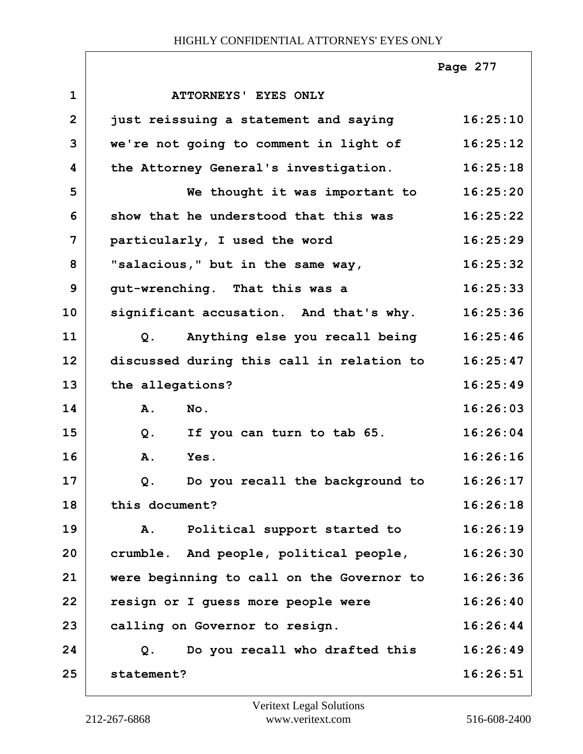ATTORNEYS' EYES ONLY

just reissuing a statement and saying we're not going to comment in light of the Attorney General's investigation.

We thought it was important to show that he understood that this was particularly, I used the word "salacious," but in the same way, gut-wrenching. That this was a significant accusation. And that's why.

Q. Anything else you recall being discussed during this call in relation to the allegations?

A. No.

Q. If you can turn to tab 65.

A. Yes.

Q. Do you recall the background to this document?

A. Political support started to crumble. And people, political people, were beginning to call on the Governor to resign or I guess more people were calling on Governor to resign.

Q. Do you recall who drafted this statement?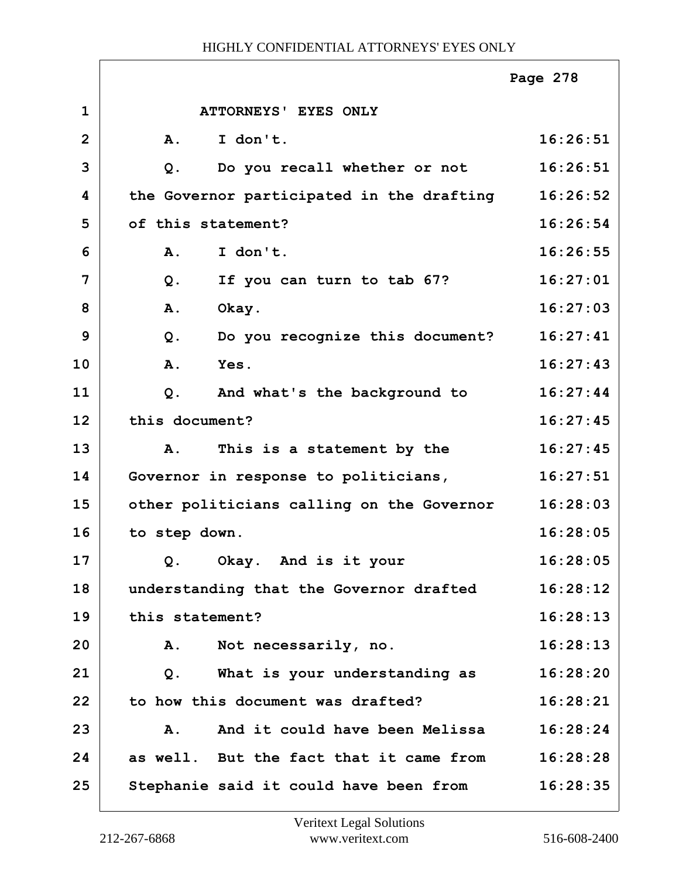ATTORNEYS' EYES ONLY

| | | |
|---|---|---|
| 1 | ATTORNEYS' EYES ONLY | |
| 2 | A. I don't. | 16:26:51 |
| 3 | Q. Do you recall whether or not | 16:26:51 |
| 4 | the Governor participated in the drafting | 16:26:52 |
| 5 | of this statement? | 16:26:54 |
| 6 | A. I don't. | 16:26:55 |
| 7 | Q. If you can turn to tab 67? | 16:27:01 |
| 8 | A. Okay. | 16:27:03 |
| 9 | Q. Do you recognize this document? | 16:27:41 |
| 10 | A. Yes. | 16:27:43 |
| 11 | Q. And what's the background to | 16:27:44 |
| 12 | this document? | 16:27:45 |
| 13 | A. This is a statement by the | 16:27:45 |
| 14 | Governor in response to politicians, | 16:27:51 |
| 15 | other politicians calling on the Governor | 16:28:03 |
| 16 | to step down. | 16:28:05 |
| 17 | Q. Okay. And is it your | 16:28:05 |
| 18 | understanding that the Governor drafted | 16:28:12 |
| 19 | this statement? | 16:28:13 |
| 20 | A. Not necessarily, no. | 16:28:13 |
| 21 | Q. What is your understanding as | 16:28:20 |
| 22 | to how this document was drafted? | 16:28:21 |
| 23 | A. And it could have been Melissa | 16:28:24 |
| 24 | as well. But the fact that it came from | 16:28:28 |
| 25 | Stephanie said it could have been from | 16:28:35 |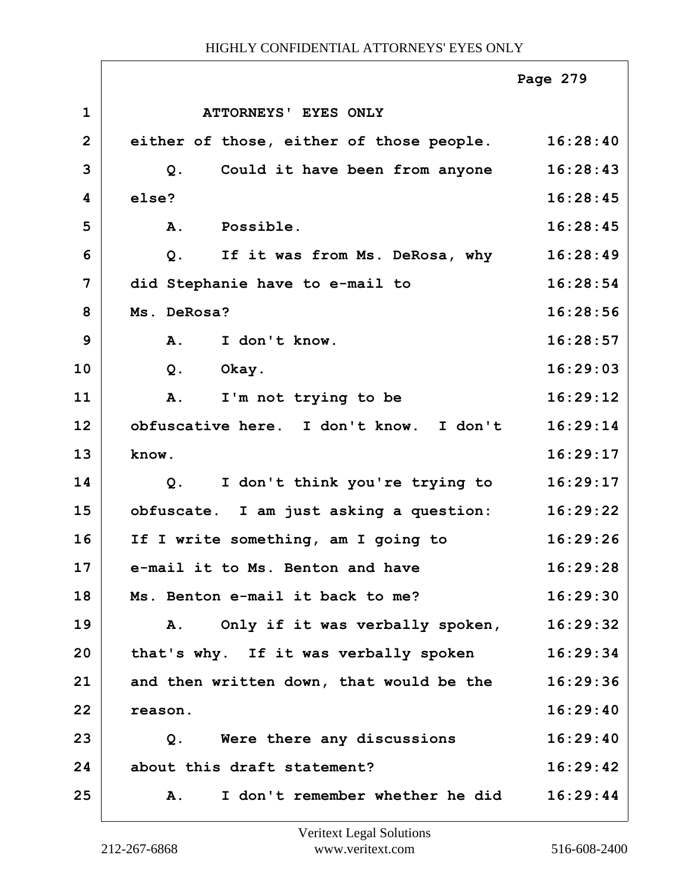ATTORNEYS' EYES ONLY

| | | |
|---|---|---|
| 1 | ATTORNEYS' EYES ONLY | |
| 2 | either of those, either of those people. | 16:28:40 |
| 3 | Q. Could it have been from anyone | 16:28:43 |
| 4 | else? | 16:28:45 |
| 5 | A. Possible. | 16:28:45 |
| 6 | Q. If it was from Ms. DeRosa, why | 16:28:49 |
| 7 | did Stephanie have to e-mail to | 16:28:54 |
| 8 | Ms. DeRosa? | 16:28:56 |
| 9 | A. I don't know. | 16:28:57 |
| 10 | Q. Okay. | 16:29:03 |
| 11 | A. I'm not trying to be | 16:29:12 |
| 12 | obfuscative here. I don't know. I don't | 16:29:14 |
| 13 | know. | 16:29:17 |
| 14 | Q. I don't think you're trying to | 16:29:17 |
| 15 | obfuscate. I am just asking a question: | 16:29:22 |
| 16 | If I write something, am I going to | 16:29:26 |
| 17 | e-mail it to Ms. Benton and have | 16:29:28 |
| 18 | Ms. Benton e-mail it back to me? | 16:29:30 |
| 19 | A. Only if it was verbally spoken, | 16:29:32 |
| 20 | that's why. If it was verbally spoken | 16:29:34 |
| 21 | and then written down, that would be the | 16:29:36 |
| 22 | reason. | 16:29:40 |
| 23 | Q. Were there any discussions | 16:29:40 |
| 24 | about this draft statement? | 16:29:42 |
| 25 | A. I don't remember whether he did | 16:29:44 |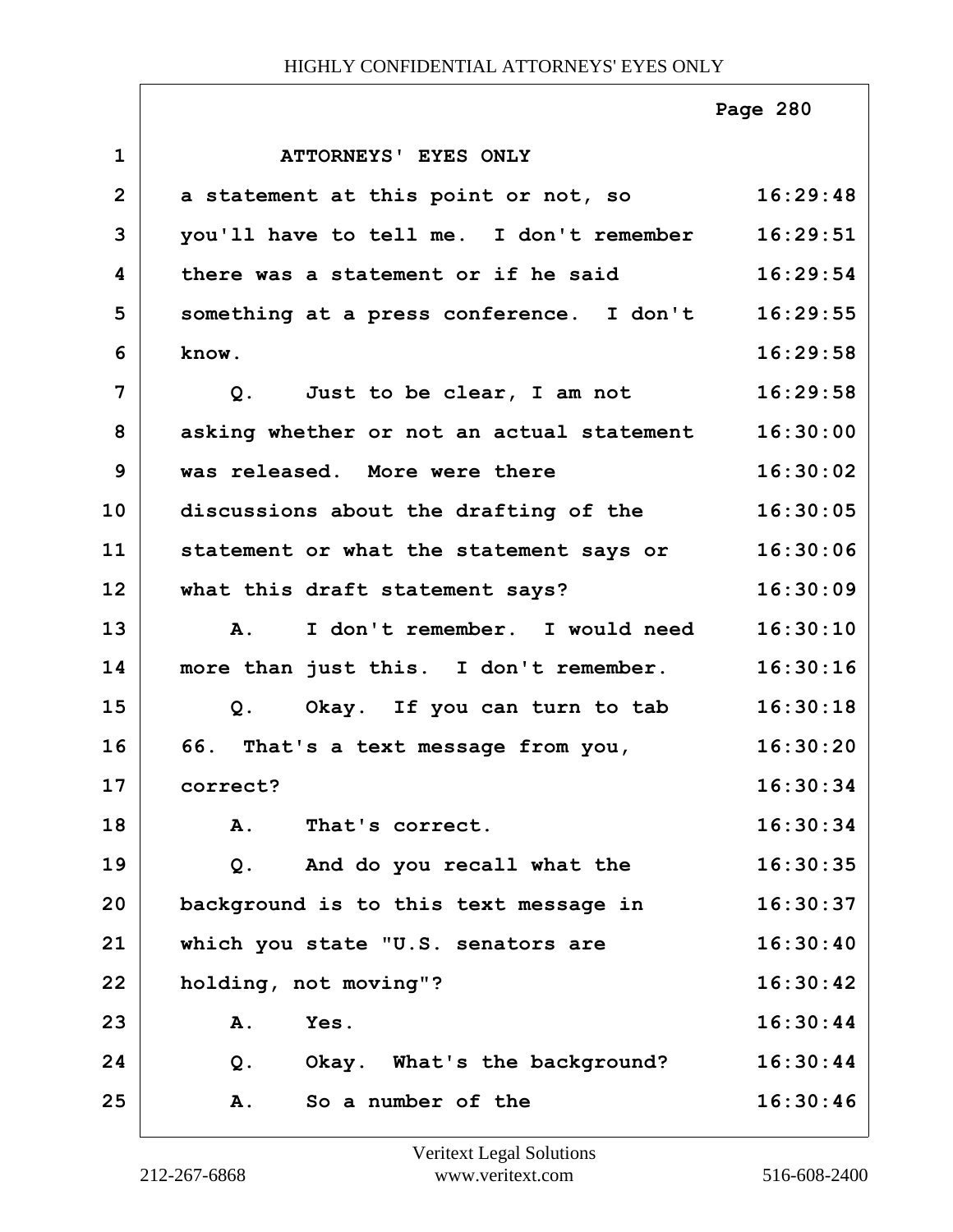ATTORNEYS' EYES ONLY

a statement at this point or not, so you'll have to tell me. I don't remember there was a statement or if he said something at a press conference. I don't know.

Q. Just to be clear, I am not asking whether or not an actual statement was released. More were there discussions about the drafting of the statement or what the statement says or what this draft statement says?

A. I don't remember. I would need more than just this. I don't remember.

Q. Okay. If you can turn to tab 66. That's a text message from you, correct?

A. That's correct.

Q. And do you recall what the background is to this text message in which you state "U.S. senators are holding, not moving"?

A. Yes.

Q. Okay. What's the background?

A. So a number of the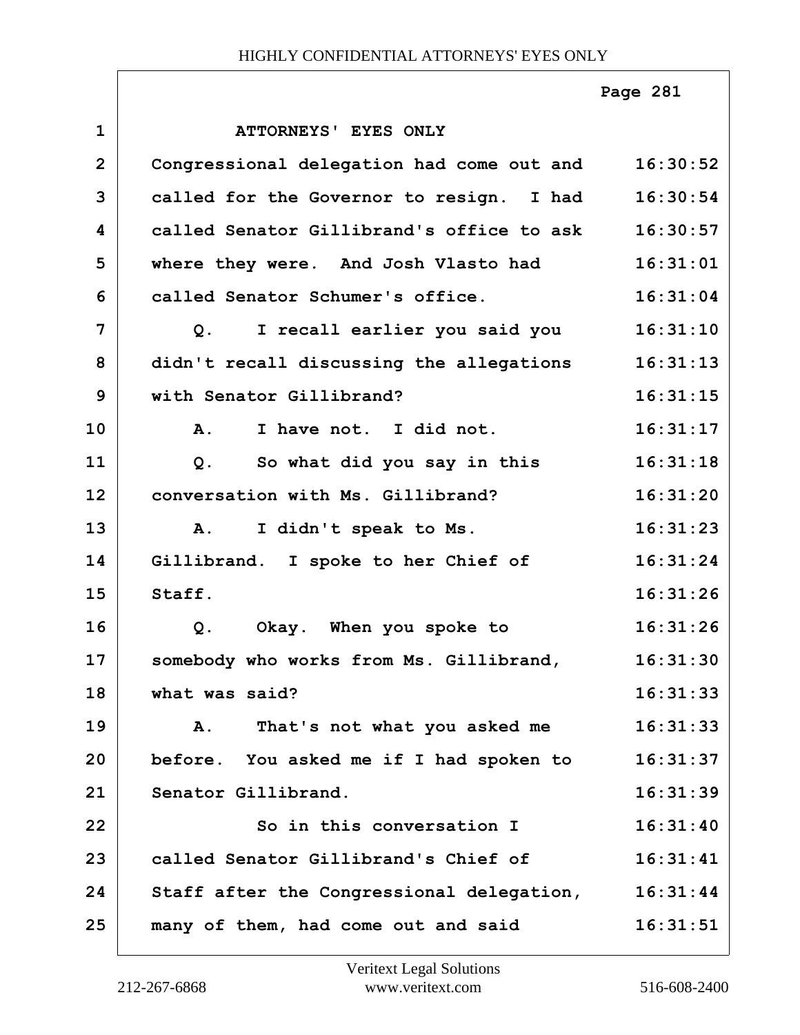ATTORNEYS' EYES ONLY

Congressional delegation had come out and called for the Governor to resign. I had called Senator Gillibrand's office to ask where they were. And Josh Vlasto had called Senator Schumer's office.

Q. I recall earlier you said you didn't recall discussing the allegations with Senator Gillibrand?

A. I have not. I did not.

Q. So what did you say in this conversation with Ms. Gillibrand?

A. I didn't speak to Ms. Gillibrand. I spoke to her Chief of Staff.

Q. Okay. When you spoke to somebody who works from Ms. Gillibrand, what was said?

A. That's not what you asked me before. You asked me if I had spoken to Senator Gillibrand.

So in this conversation I called Senator Gillibrand's Chief of Staff after the Congressional delegation, many of them, had come out and said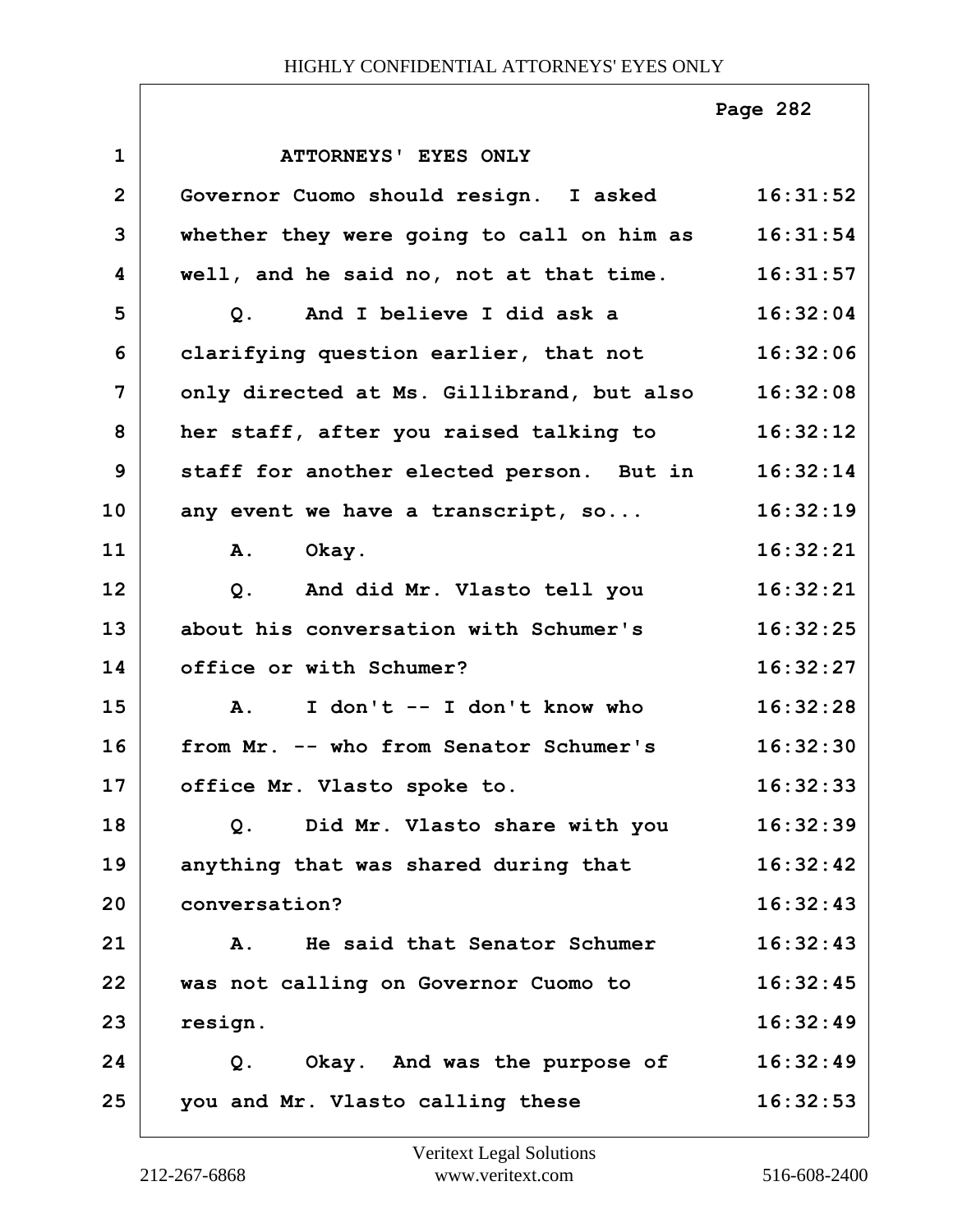ATTORNEYS' EYES ONLY

Governor Cuomo should resign. I asked whether they were going to call on him as well, and he said no, not at that time.

Q. And I believe I did ask a clarifying question earlier, that not only directed at Ms. Gillibrand, but also her staff, after you raised talking to staff for another elected person. But in any event we have a transcript, so...

A. Okay.

Q. And did Mr. Vlasto tell you about his conversation with Schumer's office or with Schumer?

A. I don't -- I don't know who from Mr. -- who from Senator Schumer's office Mr. Vlasto spoke to.

Q. Did Mr. Vlasto share with you anything that was shared during that conversation?

A. He said that Senator Schumer was not calling on Governor Cuomo to resign.

Q. Okay. And was the purpose of you and Mr. Vlasto calling these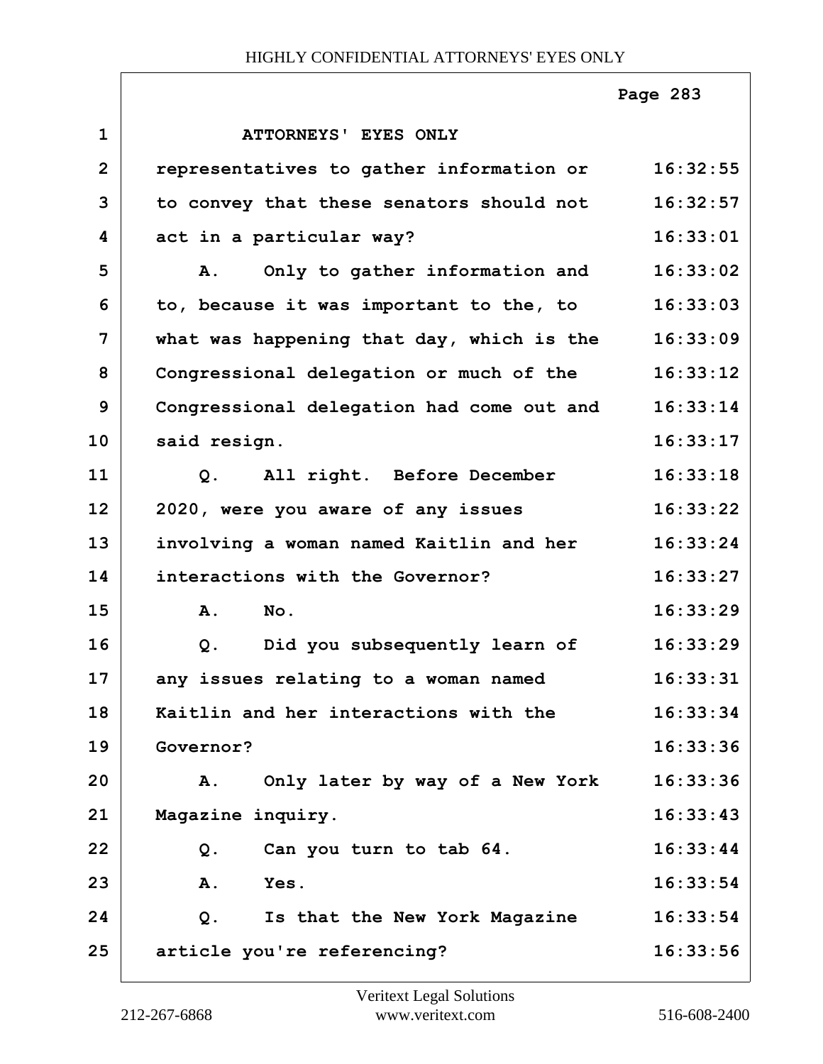ATTORNEYS' EYES ONLY

| | | |
|---|---|---|
| 1 | ATTORNEYS' EYES ONLY | |
| 2 | representatives to gather information or | 16:32:55 |
| 3 | to convey that these senators should not | 16:32:57 |
| 4 | act in a particular way? | 16:33:01 |
| 5 | A. Only to gather information and | 16:33:02 |
| 6 | to, because it was important to the, to | 16:33:03 |
| 7 | what was happening that day, which is the | 16:33:09 |
| 8 | Congressional delegation or much of the | 16:33:12 |
| 9 | Congressional delegation had come out and | 16:33:14 |
| 10 | said resign. | 16:33:17 |
| 11 | Q. All right. Before December | 16:33:18 |
| 12 | 2020, were you aware of any issues | 16:33:22 |
| 13 | involving a woman named Kaitlin and her | 16:33:24 |
| 14 | interactions with the Governor? | 16:33:27 |
| 15 | A. No. | 16:33:29 |
| 16 | Q. Did you subsequently learn of | 16:33:29 |
| 17 | any issues relating to a woman named | 16:33:31 |
| 18 | Kaitlin and her interactions with the | 16:33:34 |
| 19 | Governor? | 16:33:36 |
| 20 | A. Only later by way of a New York | 16:33:36 |
| 21 | Magazine inquiry. | 16:33:43 |
| 22 | Q. Can you turn to tab 64. | 16:33:44 |
| 23 | A. Yes. | 16:33:54 |
| 24 | Q. Is that the New York Magazine | 16:33:54 |
| 25 | article you're referencing? | 16:33:56 |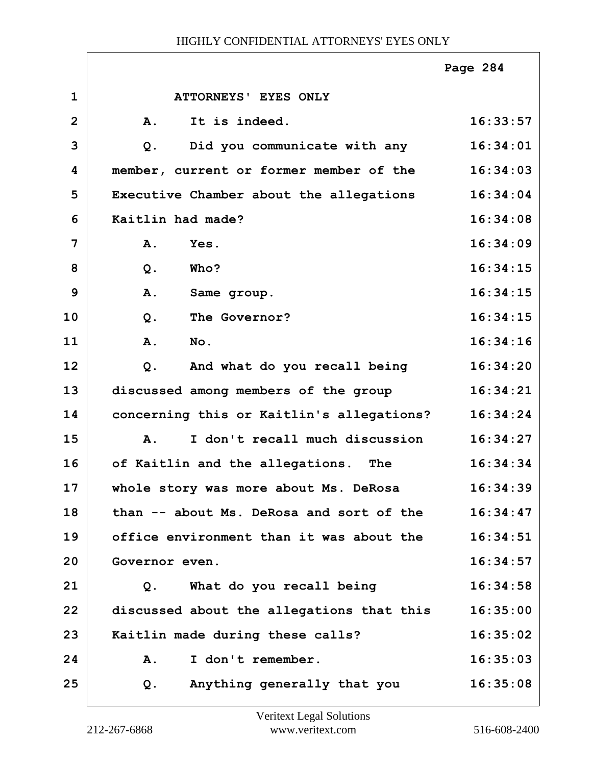ATTORNEYS' EYES ONLY

| | | |
|---|---|---|
| 1 | ATTORNEYS' EYES ONLY | |
| 2 | A. It is indeed. | 16:33:57 |
| 3 | Q. Did you communicate with any | 16:34:01 |
| 4 | member, current or former member of the | 16:34:03 |
| 5 | Executive Chamber about the allegations | 16:34:04 |
| 6 | Kaitlin had made? | 16:34:08 |
| 7 | A. Yes. | 16:34:09 |
| 8 | Q. Who? | 16:34:15 |
| 9 | A. Same group. | 16:34:15 |
| 10 | Q. The Governor? | 16:34:15 |
| 11 | A. No. | 16:34:16 |
| 12 | Q. And what do you recall being | 16:34:20 |
| 13 | discussed among members of the group | 16:34:21 |
| 14 | concerning this or Kaitlin's allegations? | 16:34:24 |
| 15 | A. I don't recall much discussion | 16:34:27 |
| 16 | of Kaitlin and the allegations. The | 16:34:34 |
| 17 | whole story was more about Ms. DeRosa | 16:34:39 |
| 18 | than -- about Ms. DeRosa and sort of the | 16:34:47 |
| 19 | office environment than it was about the | 16:34:51 |
| 20 | Governor even. | 16:34:57 |
| 21 | Q. What do you recall being | 16:34:58 |
| 22 | discussed about the allegations that this | 16:35:00 |
| 23 | Kaitlin made during these calls? | 16:35:02 |
| 24 | A. I don't remember. | 16:35:03 |
| 25 | Q. Anything generally that you | 16:35:08 |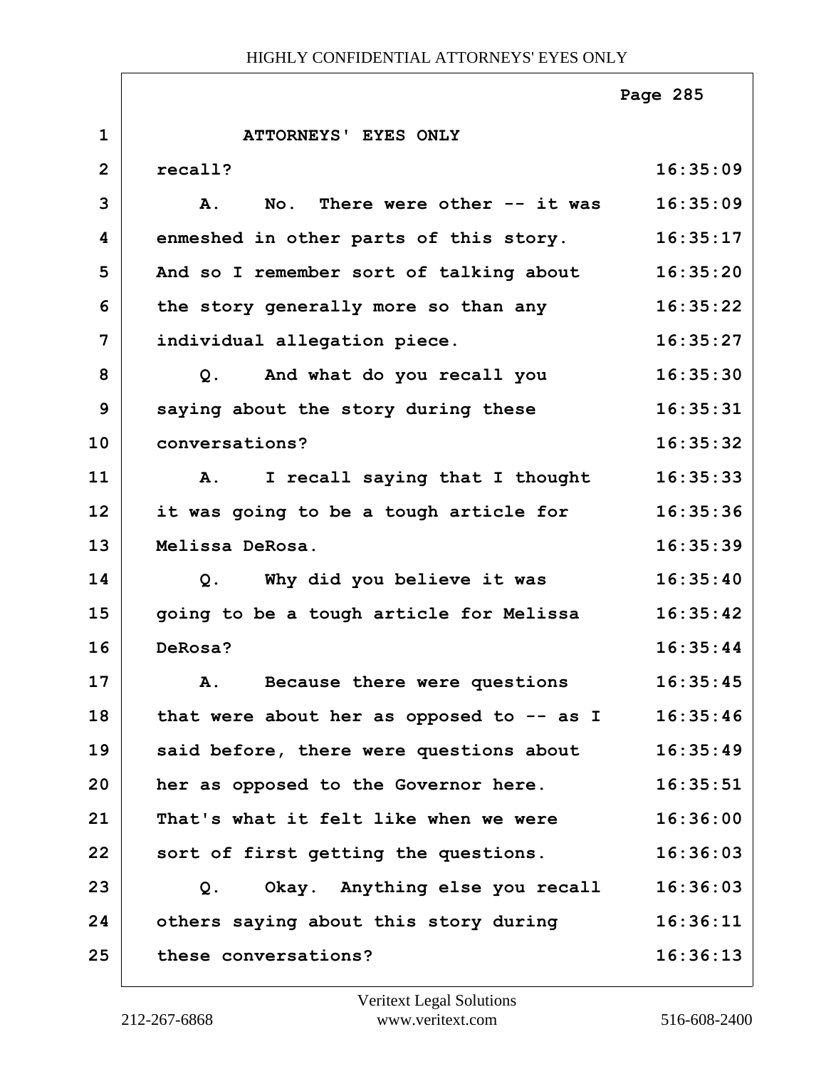ATTORNEYS' EYES ONLY

| | | |
|---|---|---|
| 1 | ATTORNEYS' EYES ONLY | |
| 2 | recall? | 16:35:09 |
| 3 | A. No. There were other -- it was | 16:35:09 |
| 4 | enmeshed in other parts of this story. | 16:35:17 |
| 5 | And so I remember sort of talking about | 16:35:20 |
| 6 | the story generally more so than any | 16:35:22 |
| 7 | individual allegation piece. | 16:35:27 |
| 8 | Q. And what do you recall you | 16:35:30 |
| 9 | saying about the story during these | 16:35:31 |
| 10 | conversations? | 16:35:32 |
| 11 | A. I recall saying that I thought | 16:35:33 |
| 12 | it was going to be a tough article for | 16:35:36 |
| 13 | Melissa DeRosa. | 16:35:39 |
| 14 | Q. Why did you believe it was | 16:35:40 |
| 15 | going to be a tough article for Melissa | 16:35:42 |
| 16 | DeRosa? | 16:35:44 |
| 17 | A. Because there were questions | 16:35:45 |
| 18 | that were about her as opposed to -- as I | 16:35:46 |
| 19 | said before, there were questions about | 16:35:49 |
| 20 | her as opposed to the Governor here. | 16:35:51 |
| 21 | That's what it felt like when we were | 16:36:00 |
| 22 | sort of first getting the questions. | 16:36:03 |
| 23 | Q. Okay. Anything else you recall | 16:36:03 |
| 24 | others saying about this story during | 16:36:11 |
| 25 | these conversations? | 16:36:13 |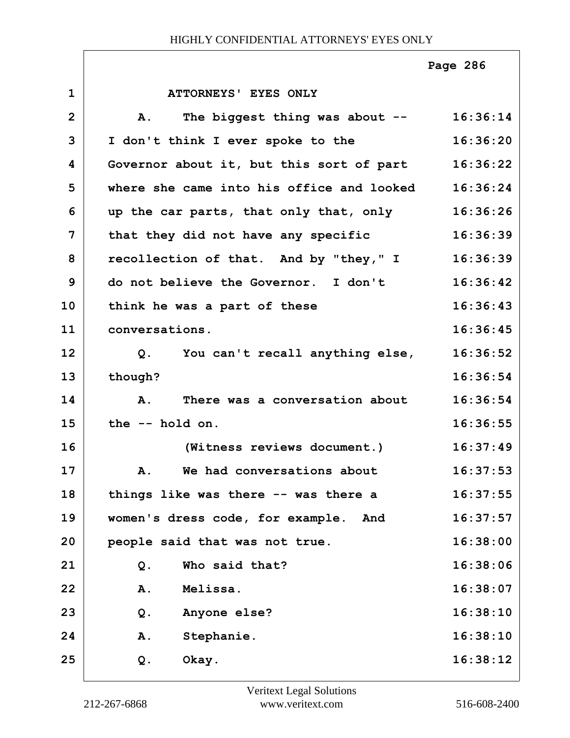ATTORNEYS' EYES ONLY

| | | |
|---|---|---|
| 1 | ATTORNEYS' EYES ONLY | |
| 2 | A. The biggest thing was about -- | 16:36:14 |
| 3 | I don't think I ever spoke to the | 16:36:20 |
| 4 | Governor about it, but this sort of part | 16:36:22 |
| 5 | where she came into his office and looked | 16:36:24 |
| 6 | up the car parts, that only that, only | 16:36:26 |
| 7 | that they did not have any specific | 16:36:39 |
| 8 | recollection of that. And by "they," I | 16:36:39 |
| 9 | do not believe the Governor. I don't | 16:36:42 |
| 10 | think he was a part of these | 16:36:43 |
| 11 | conversations. | 16:36:45 |
| 12 | Q. You can't recall anything else, | 16:36:52 |
| 13 | though? | 16:36:54 |
| 14 | A. There was a conversation about | 16:36:54 |
| 15 | the -- hold on. | 16:36:55 |
| 16 | (Witness reviews document.) | 16:37:49 |
| 17 | A. We had conversations about | 16:37:53 |
| 18 | things like was there -- was there a | 16:37:55 |
| 19 | women's dress code, for example. And | 16:37:57 |
| 20 | people said that was not true. | 16:38:00 |
| 21 | Q. Who said that? | 16:38:06 |
| 22 | A. Melissa. | 16:38:07 |
| 23 | Q. Anyone else? | 16:38:10 |
| 24 | A. Stephanie. | 16:38:10 |
| 25 | Q. Okay. | 16:38:12 |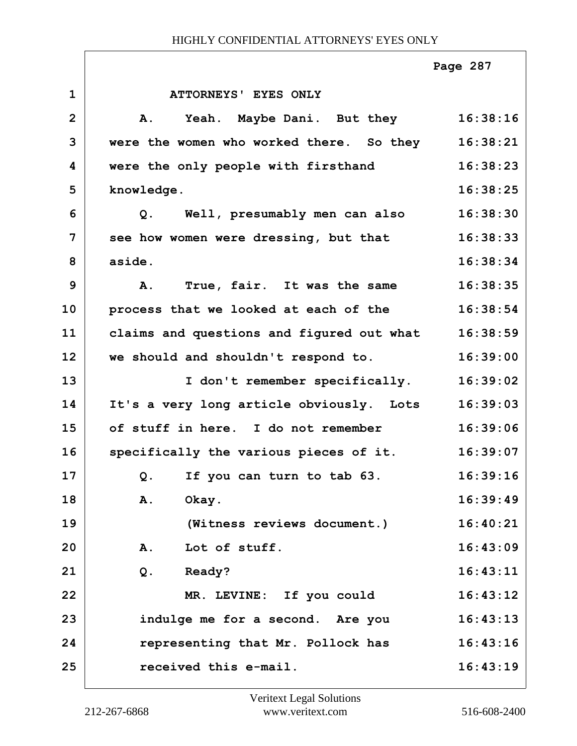ATTORNEYS' EYES ONLY

| | | |
|---|---|---|
| 1 | ATTORNEYS' EYES ONLY | |
| 2 | A. Yeah. Maybe Dani. But they | 16:38:16 |
| 3 | were the women who worked there. So they | 16:38:21 |
| 4 | were the only people with firsthand | 16:38:23 |
| 5 | knowledge. | 16:38:25 |
| 6 | Q. Well, presumably men can also | 16:38:30 |
| 7 | see how women were dressing, but that | 16:38:33 |
| 8 | aside. | 16:38:34 |
| 9 | A. True, fair. It was the same | 16:38:35 |
| 10 | process that we looked at each of the | 16:38:54 |
| 11 | claims and questions and figured out what | 16:38:59 |
| 12 | we should and shouldn't respond to. | 16:39:00 |
| 13 | I don't remember specifically. | 16:39:02 |
| 14 | It's a very long article obviously. Lots | 16:39:03 |
| 15 | of stuff in here. I do not remember | 16:39:06 |
| 16 | specifically the various pieces of it. | 16:39:07 |
| 17 | Q. If you can turn to tab 63. | 16:39:16 |
| 18 | A. Okay. | 16:39:49 |
| 19 | (Witness reviews document.) | 16:40:21 |
| 20 | A. Lot of stuff. | 16:43:09 |
| 21 | Q. Ready? | 16:43:11 |
| 22 | MR. LEVINE: If you could | 16:43:12 |
| 23 | indulge me for a second. Are you | 16:43:13 |
| 24 | representing that Mr. Pollock has | 16:43:16 |
| 25 | received this e-mail. | 16:43:19 |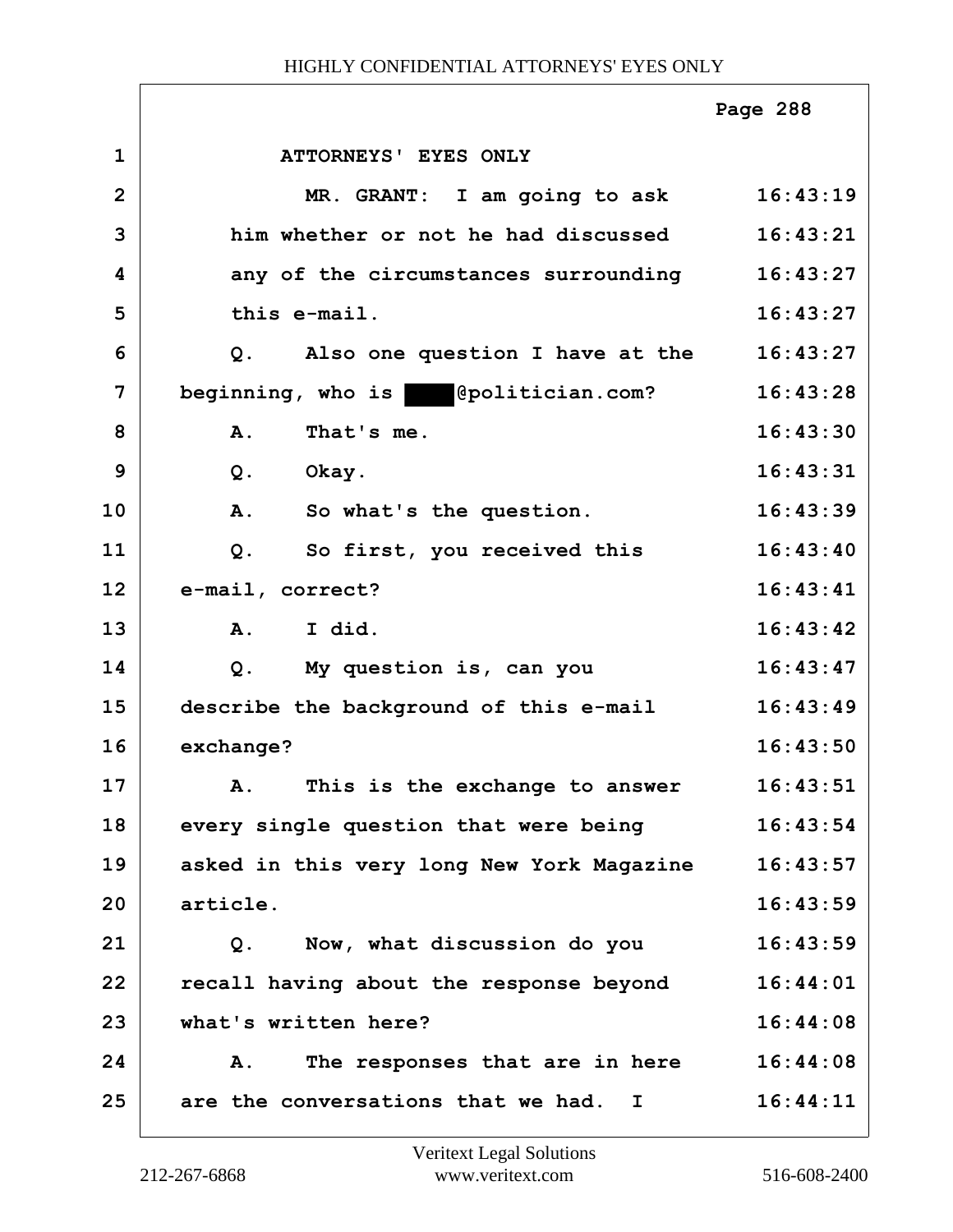HIGHLY CONFIDENTIAL ATTORNEYS' EYES ONLY

1 ATTORNEYS' EYES ONLY

2 MR. GRANT: I am going to ask 16:43:19

3 him whether or not he had discussed 16:43:21

4 any of the circumstances surrounding 16:43:27

5 this e-mail. 16:43:27

6 Q. Also one question I have at the 16:43:27

7 beginning, who is ████@politician.com? 16:43:28

8 A. That's me. 16:43:30

9 Q. Okay. 16:43:31

10 A. So what's the question. 16:43:39

11 Q. So first, you received this 16:43:40

12 e-mail, correct? 16:43:41

13 A. I did. 16:43:42

14 Q. My question is, can you 16:43:47

15 describe the background of this e-mail 16:43:49

16 exchange? 16:43:50

17 A. This is the exchange to answer 16:43:51

18 every single question that were being 16:43:54

19 asked in this very long New York Magazine 16:43:57

20 article. 16:43:59

21 Q. Now, what discussion do you 16:43:59

22 recall having about the response beyond 16:44:01

23 what's written here? 16:44:08

24 A. The responses that are in here 16:44:08

25 are the conversations that we had. I 16:44:11

Veritext Legal Solutions
212-267-6868 www.veritext.com 516-608-2400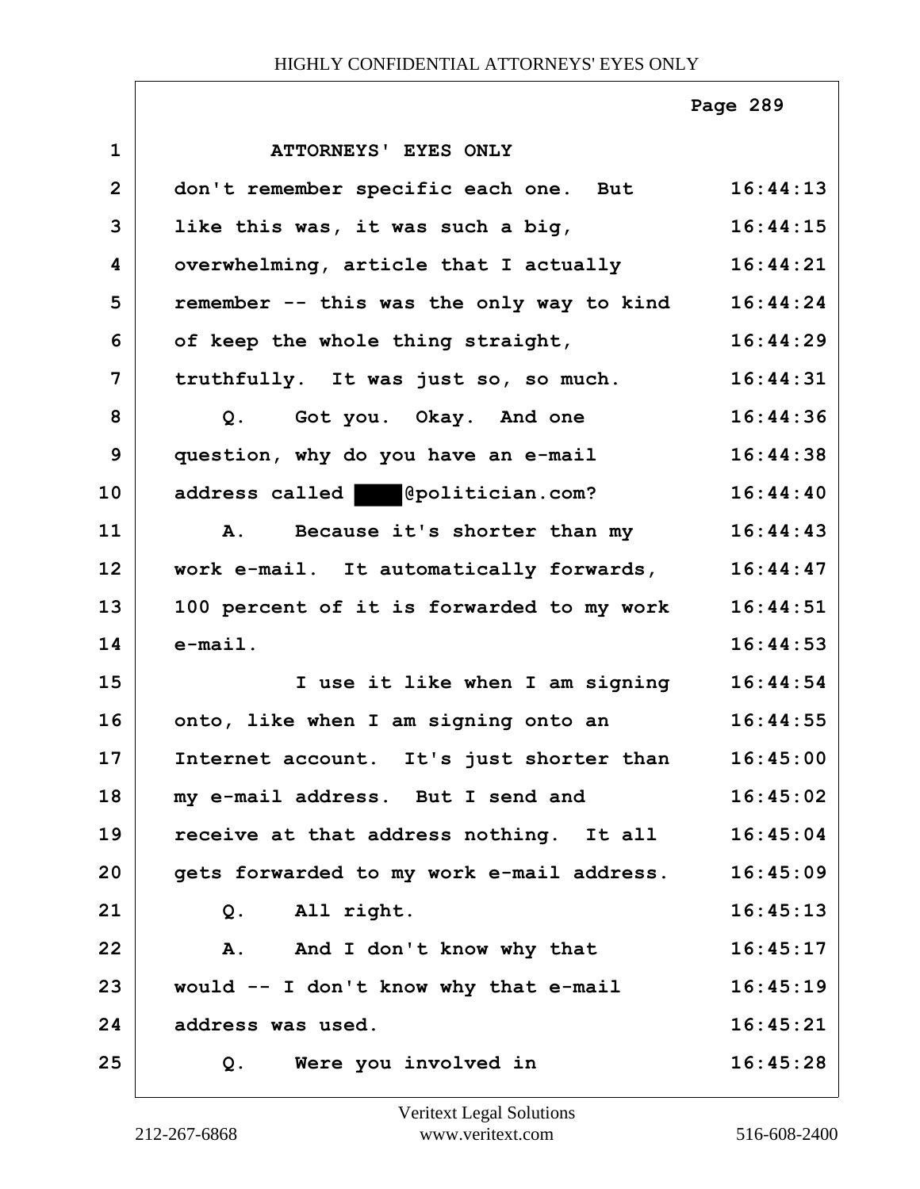ATTORNEYS' EYES ONLY

| | | |
|---|---|---|
| 1 | ATTORNEYS' EYES ONLY | |
| 2 | don't remember specific each one. But | 16:44:13 |
| 3 | like this was, it was such a big, | 16:44:15 |
| 4 | overwhelming, article that I actually | 16:44:21 |
| 5 | remember -- this was the only way to kind | 16:44:24 |
| 6 | of keep the whole thing straight, | 16:44:29 |
| 7 | truthfully. It was just so, so much. | 16:44:31 |
| 8 | Q. Got you. Okay. And one | 16:44:36 |
| 9 | question, why do you have an e-mail | 16:44:38 |
| 10 | address called ████@politician.com? | 16:44:40 |
| 11 | A. Because it's shorter than my | 16:44:43 |
| 12 | work e-mail. It automatically forwards, | 16:44:47 |
| 13 | 100 percent of it is forwarded to my work | 16:44:51 |
| 14 | e-mail. | 16:44:53 |
| 15 | I use it like when I am signing | 16:44:54 |
| 16 | onto, like when I am signing onto an | 16:44:55 |
| 17 | Internet account. It's just shorter than | 16:45:00 |
| 18 | my e-mail address. But I send and | 16:45:02 |
| 19 | receive at that address nothing. It all | 16:45:04 |
| 20 | gets forwarded to my work e-mail address. | 16:45:09 |
| 21 | Q. All right. | 16:45:13 |
| 22 | A. And I don't know why that | 16:45:17 |
| 23 | would -- I don't know why that e-mail | 16:45:19 |
| 24 | address was used. | 16:45:21 |
| 25 | Q. Were you involved in | 16:45:28 |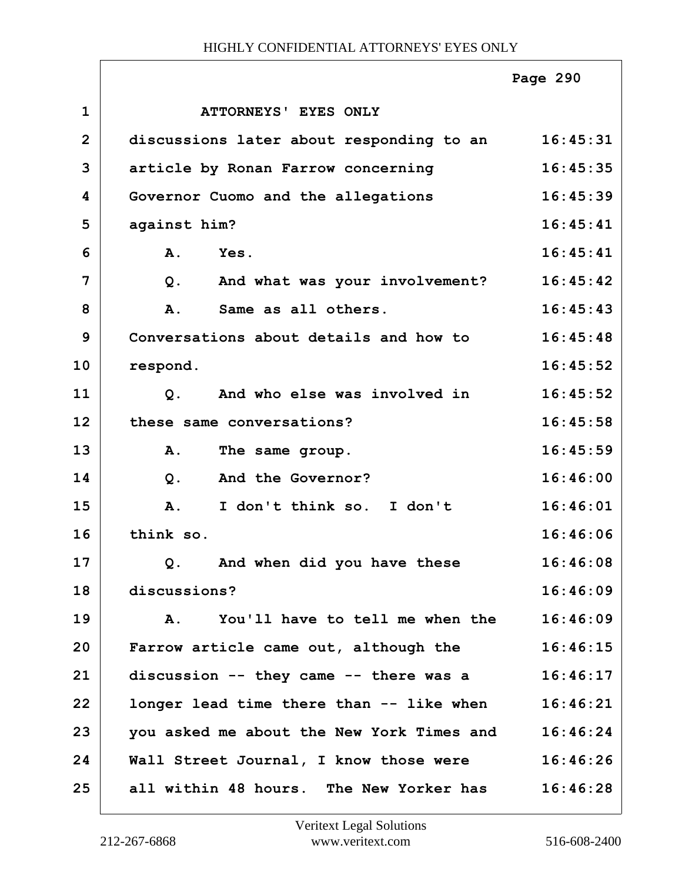ATTORNEYS' EYES ONLY

discussions later about responding to an article by Ronan Farrow concerning Governor Cuomo and the allegations against him?

A. Yes.

Q. And what was your involvement?

A. Same as all others. Conversations about details and how to respond.

Q. And who else was involved in these same conversations?

A. The same group.

Q. And the Governor?

A. I don't think so. I don't think so.

Q. And when did you have these discussions?

A. You'll have to tell me when the Farrow article came out, although the discussion -- they came -- there was a longer lead time there than -- like when you asked me about the New York Times and Wall Street Journal, I know those were all within 48 hours. The New Yorker has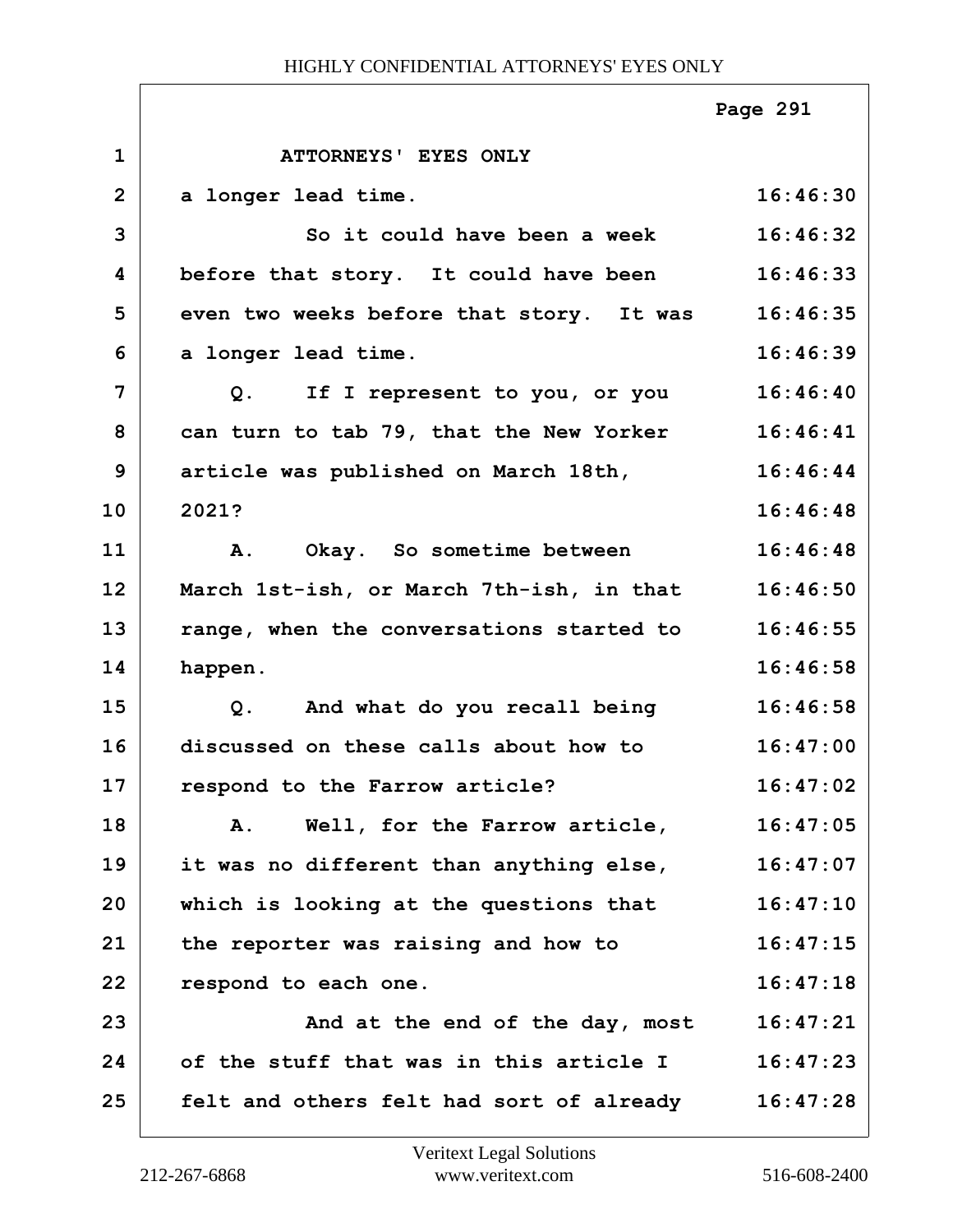ATTORNEYS' EYES ONLY

a longer lead time.

So it could have been a week before that story. It could have been even two weeks before that story. It was a longer lead time.

Q. If I represent to you, or you can turn to tab 79, that the New Yorker article was published on March 18th, 2021?

A. Okay. So sometime between March 1st-ish, or March 7th-ish, in that range, when the conversations started to happen.

Q. And what do you recall being discussed on these calls about how to respond to the Farrow article?

A. Well, for the Farrow article, it was no different than anything else, which is looking at the questions that the reporter was raising and how to respond to each one.

And at the end of the day, most of the stuff that was in this article I felt and others felt had sort of already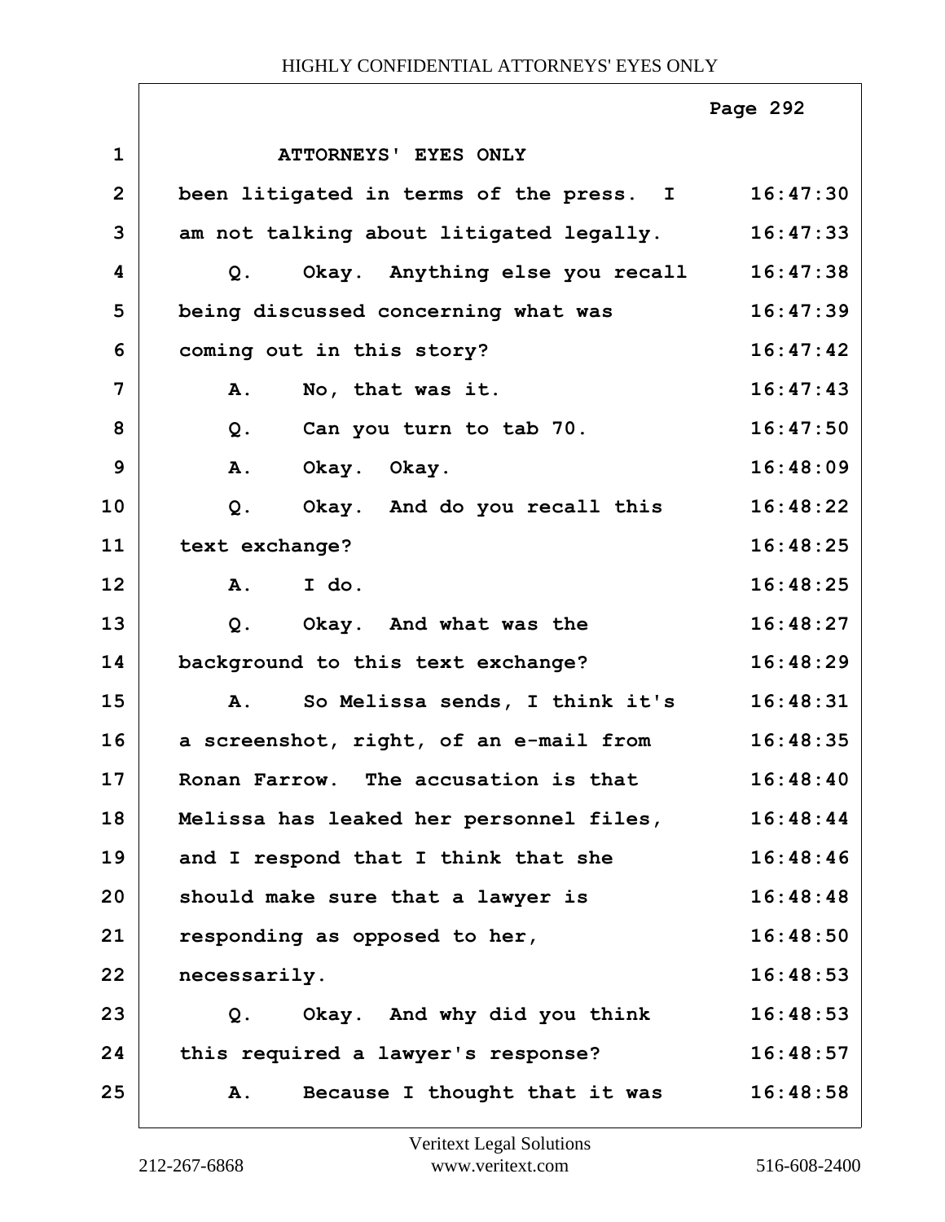1 ATTORNEYS' EYES ONLY

2 been litigated in terms of the press. I 16:47:30

3 am not talking about litigated legally. 16:47:33

4 Q. Okay. Anything else you recall 16:47:38

5 being discussed concerning what was 16:47:39

6 coming out in this story? 16:47:42

7 A. No, that was it. 16:47:43

8 Q. Can you turn to tab 70. 16:47:50

9 A. Okay. Okay. 16:48:09

10 Q. Okay. And do you recall this 16:48:22

11 text exchange? 16:48:25

12 A. I do. 16:48:25

13 Q. Okay. And what was the 16:48:27

14 background to this text exchange? 16:48:29

15 A. So Melissa sends, I think it's 16:48:31

16 a screenshot, right, of an e-mail from 16:48:35

17 Ronan Farrow. The accusation is that 16:48:40

18 Melissa has leaked her personnel files, 16:48:44

19 and I respond that I think that she 16:48:46

20 should make sure that a lawyer is 16:48:48

21 responding as opposed to her, 16:48:50

22 necessarily. 16:48:53

23 Q. Okay. And why did you think 16:48:53

24 this required a lawyer's response? 16:48:57

25 A. Because I thought that it was 16:48:58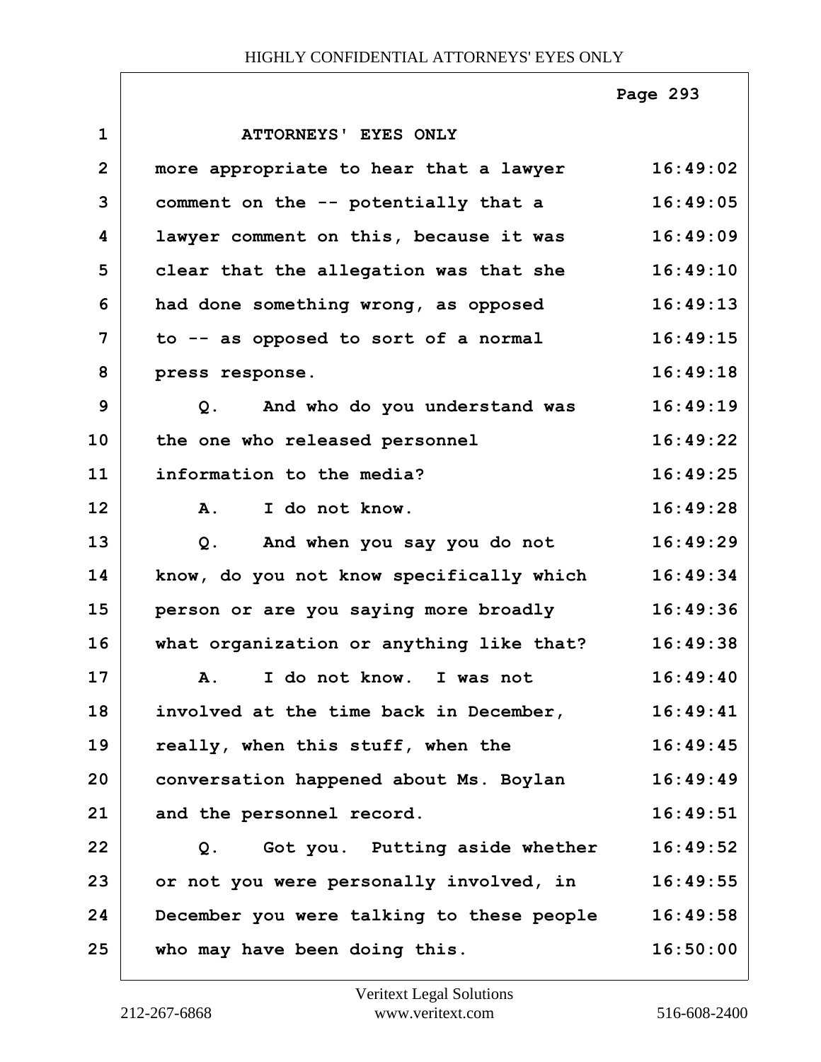ATTORNEYS' EYES ONLY

| | | |
|---|---|---|
| 1 | ATTORNEYS' EYES ONLY | |
| 2 | more appropriate to hear that a lawyer | 16:49:02 |
| 3 | comment on the -- potentially that a | 16:49:05 |
| 4 | lawyer comment on this, because it was | 16:49:09 |
| 5 | clear that the allegation was that she | 16:49:10 |
| 6 | had done something wrong, as opposed | 16:49:13 |
| 7 | to -- as opposed to sort of a normal | 16:49:15 |
| 8 | press response. | 16:49:18 |
| 9 | Q. And who do you understand was | 16:49:19 |
| 10 | the one who released personnel | 16:49:22 |
| 11 | information to the media? | 16:49:25 |
| 12 | A. I do not know. | 16:49:28 |
| 13 | Q. And when you say you do not | 16:49:29 |
| 14 | know, do you not know specifically which | 16:49:34 |
| 15 | person or are you saying more broadly | 16:49:36 |
| 16 | what organization or anything like that? | 16:49:38 |
| 17 | A. I do not know. I was not | 16:49:40 |
| 18 | involved at the time back in December, | 16:49:41 |
| 19 | really, when this stuff, when the | 16:49:45 |
| 20 | conversation happened about Ms. Boylan | 16:49:49 |
| 21 | and the personnel record. | 16:49:51 |
| 22 | Q. Got you. Putting aside whether | 16:49:52 |
| 23 | or not you were personally involved, in | 16:49:55 |
| 24 | December you were talking to these people | 16:49:58 |
| 25 | who may have been doing this. | 16:50:00 |

Veritext Legal Solutions
212-267-6868 www.veritext.com 516-608-2400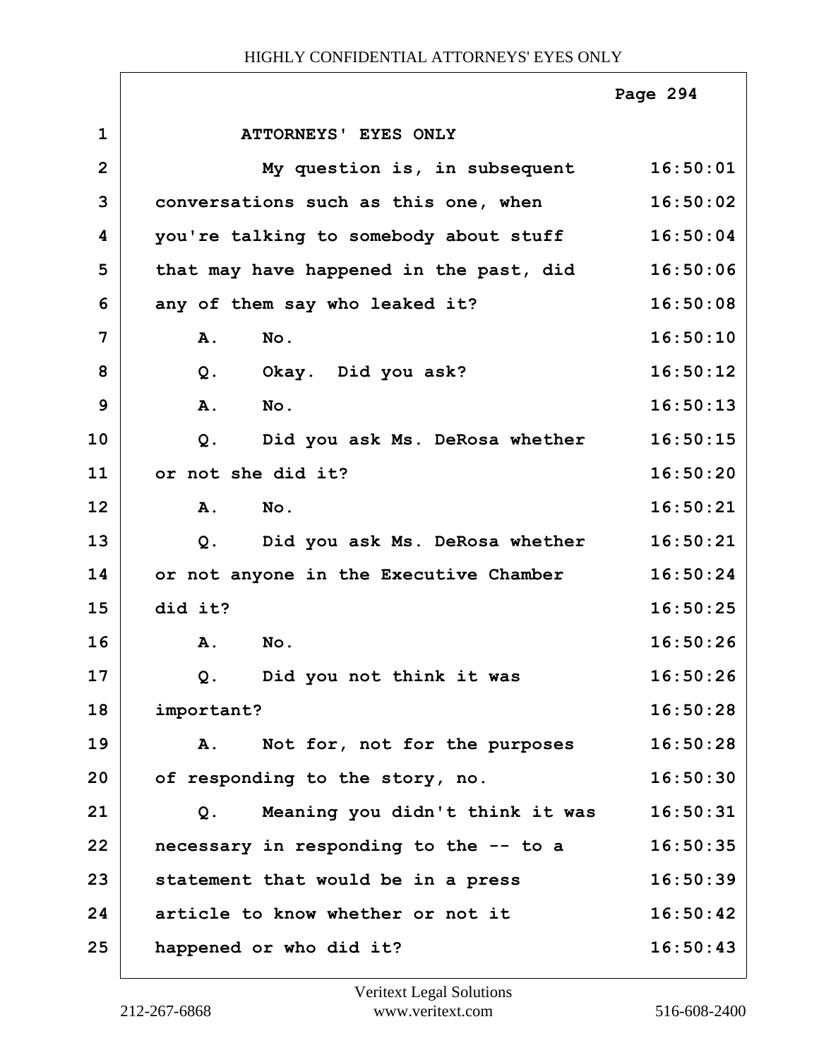ATTORNEYS' EYES ONLY

My question is, in subsequent conversations such as this one, when you're talking to somebody about stuff that may have happened in the past, did any of them say who leaked it?

A. No.

Q. Okay. Did you ask?

A. No.

Q. Did you ask Ms. DeRosa whether or not she did it?

A. No.

Q. Did you ask Ms. DeRosa whether or not anyone in the Executive Chamber did it?

A. No.

Q. Did you not think it was important?

A. Not for, not for the purposes of responding to the story, no.

Q. Meaning you didn't think it was necessary in responding to the -- to a statement that would be in a press article to know whether or not it happened or who did it?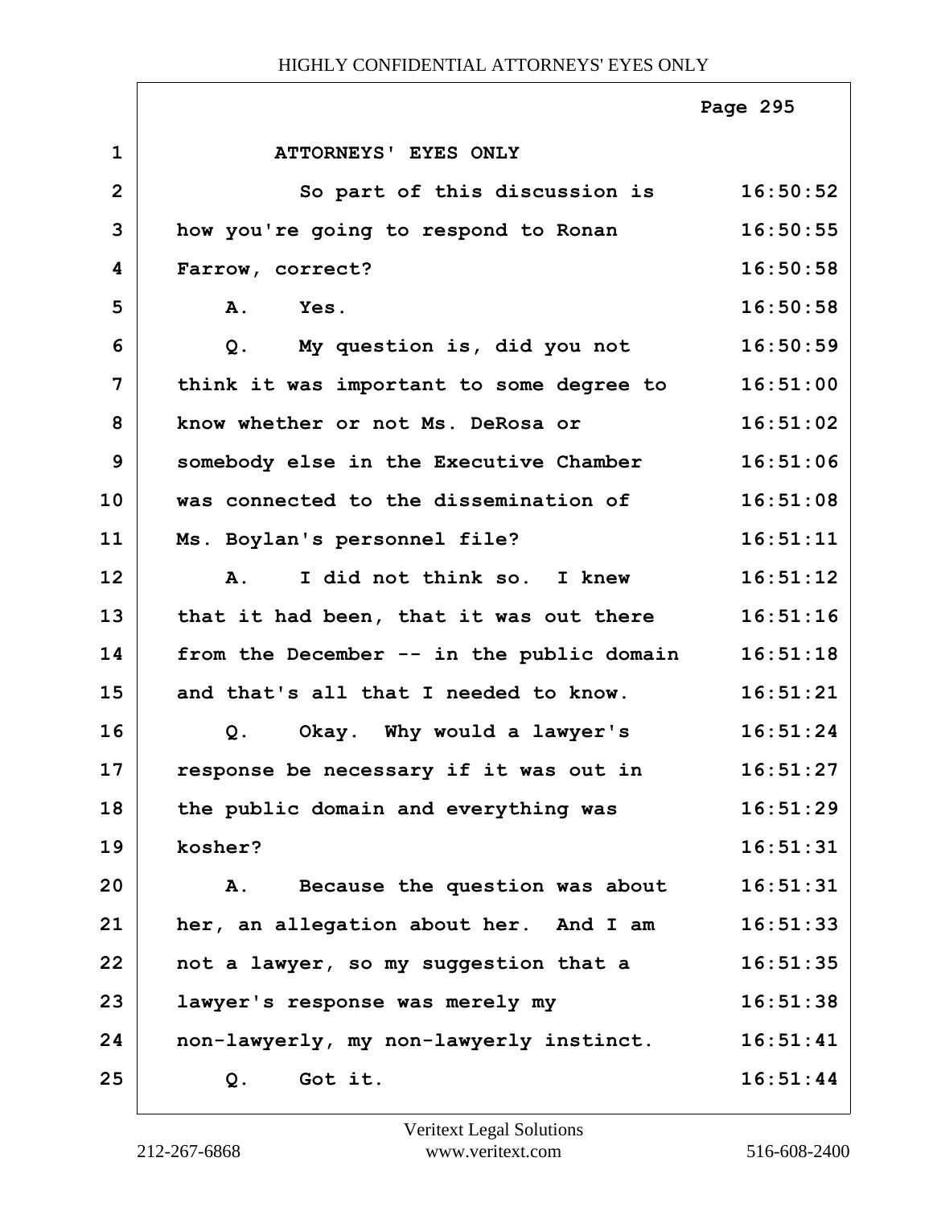1 ATTORNEYS' EYES ONLY

2 So part of this discussion is 16:50:52

3 how you're going to respond to Ronan 16:50:55

4 Farrow, correct? 16:50:58

5 A. Yes. 16:50:58

6 Q. My question is, did you not 16:50:59

7 think it was important to some degree to 16:51:00

8 know whether or not Ms. DeRosa or 16:51:02

9 somebody else in the Executive Chamber 16:51:06

10 was connected to the dissemination of 16:51:08

11 Ms. Boylan's personnel file? 16:51:11

12 A. I did not think so. I knew 16:51:12

13 that it had been, that it was out there 16:51:16

14 from the December -- in the public domain 16:51:18

15 and that's all that I needed to know. 16:51:21

16 Q. Okay. Why would a lawyer's 16:51:24

17 response be necessary if it was out in 16:51:27

18 the public domain and everything was 16:51:29

19 kosher? 16:51:31

20 A. Because the question was about 16:51:31

21 her, an allegation about her. And I am 16:51:33

22 not a lawyer, so my suggestion that a 16:51:35

23 lawyer's response was merely my 16:51:38

24 non-lawyerly, my non-lawyerly instinct. 16:51:41

25 Q. Got it. 16:51:44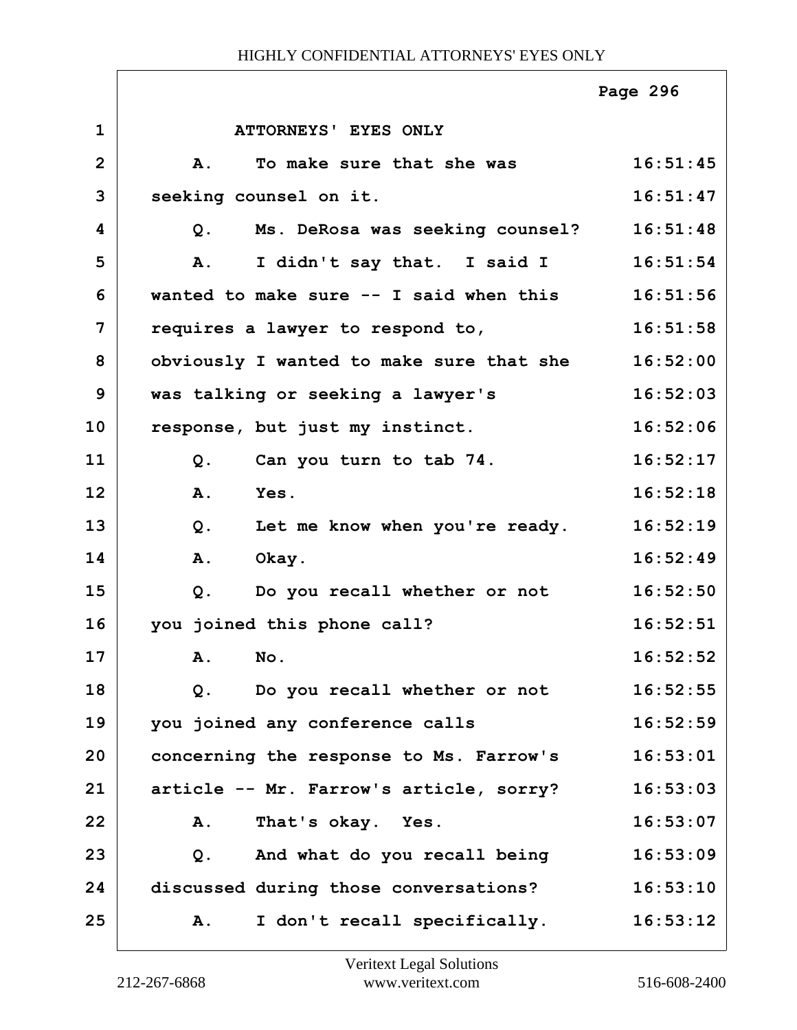ATTORNEYS' EYES ONLY

| Line | Text | Time |
|---|---|---|
| 1 | ATTORNEYS' EYES ONLY | |
| 2 | A. To make sure that she was | 16:51:45 |
| 3 | seeking counsel on it. | 16:51:47 |
| 4 | Q. Ms. DeRosa was seeking counsel? | 16:51:48 |
| 5 | A. I didn't say that. I said I | 16:51:54 |
| 6 | wanted to make sure -- I said when this | 16:51:56 |
| 7 | requires a lawyer to respond to, | 16:51:58 |
| 8 | obviously I wanted to make sure that she | 16:52:00 |
| 9 | was talking or seeking a lawyer's | 16:52:03 |
| 10 | response, but just my instinct. | 16:52:06 |
| 11 | Q. Can you turn to tab 74. | 16:52:17 |
| 12 | A. Yes. | 16:52:18 |
| 13 | Q. Let me know when you're ready. | 16:52:19 |
| 14 | A. Okay. | 16:52:49 |
| 15 | Q. Do you recall whether or not | 16:52:50 |
| 16 | you joined this phone call? | 16:52:51 |
| 17 | A. No. | 16:52:52 |
| 18 | Q. Do you recall whether or not | 16:52:55 |
| 19 | you joined any conference calls | 16:52:59 |
| 20 | concerning the response to Ms. Farrow's | 16:53:01 |
| 21 | article -- Mr. Farrow's article, sorry? | 16:53:03 |
| 22 | A. That's okay. Yes. | 16:53:07 |
| 23 | Q. And what do you recall being | 16:53:09 |
| 24 | discussed during those conversations? | 16:53:10 |
| 25 | A. I don't recall specifically. | 16:53:12 |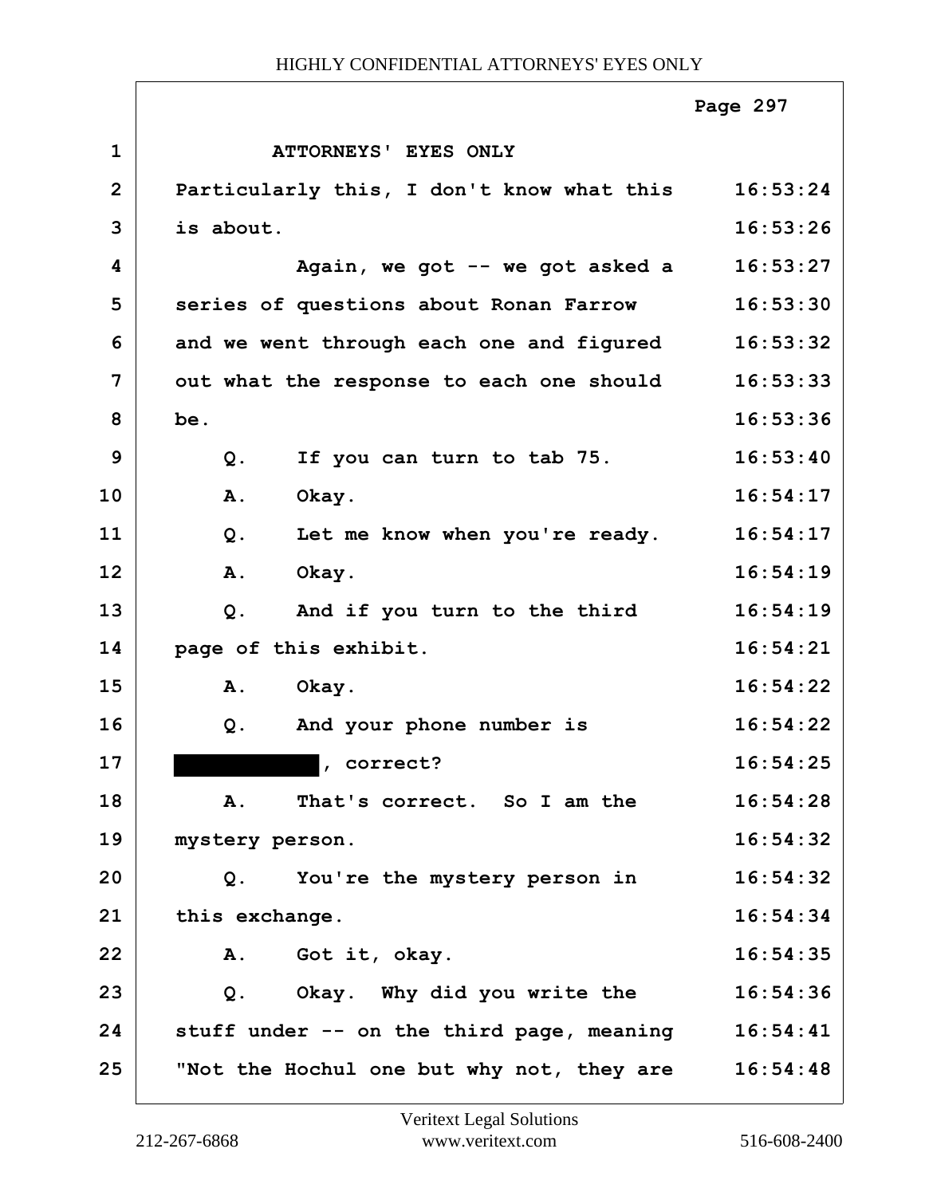ATTORNEYS' EYES ONLY

| | | |
|---|---|---|
| 1 | ATTORNEYS' EYES ONLY | |
| 2 | Particularly this, I don't know what this | 16:53:24 |
| 3 | is about. | 16:53:26 |
| 4 | Again, we got -- we got asked a | 16:53:27 |
| 5 | series of questions about Ronan Farrow | 16:53:30 |
| 6 | and we went through each one and figured | 16:53:32 |
| 7 | out what the response to each one should | 16:53:33 |
| 8 | be. | 16:53:36 |
| 9 | Q. If you can turn to tab 75. | 16:53:40 |
| 10 | A. Okay. | 16:54:17 |
| 11 | Q. Let me know when you're ready. | 16:54:17 |
| 12 | A. Okay. | 16:54:19 |
| 13 | Q. And if you turn to the third | 16:54:19 |
| 14 | page of this exhibit. | 16:54:21 |
| 15 | A. Okay. | 16:54:22 |
| 16 | Q. And your phone number is | 16:54:22 |
| 17 | [REDACTED], correct? | 16:54:25 |
| 18 | A. That's correct. So I am the | 16:54:28 |
| 19 | mystery person. | 16:54:32 |
| 20 | Q. You're the mystery person in | 16:54:32 |
| 21 | this exchange. | 16:54:34 |
| 22 | A. Got it, okay. | 16:54:35 |
| 23 | Q. Okay. Why did you write the | 16:54:36 |
| 24 | stuff under -- on the third page, meaning | 16:54:41 |
| 25 | "Not the Hochul one but why not, they are | 16:54:48 |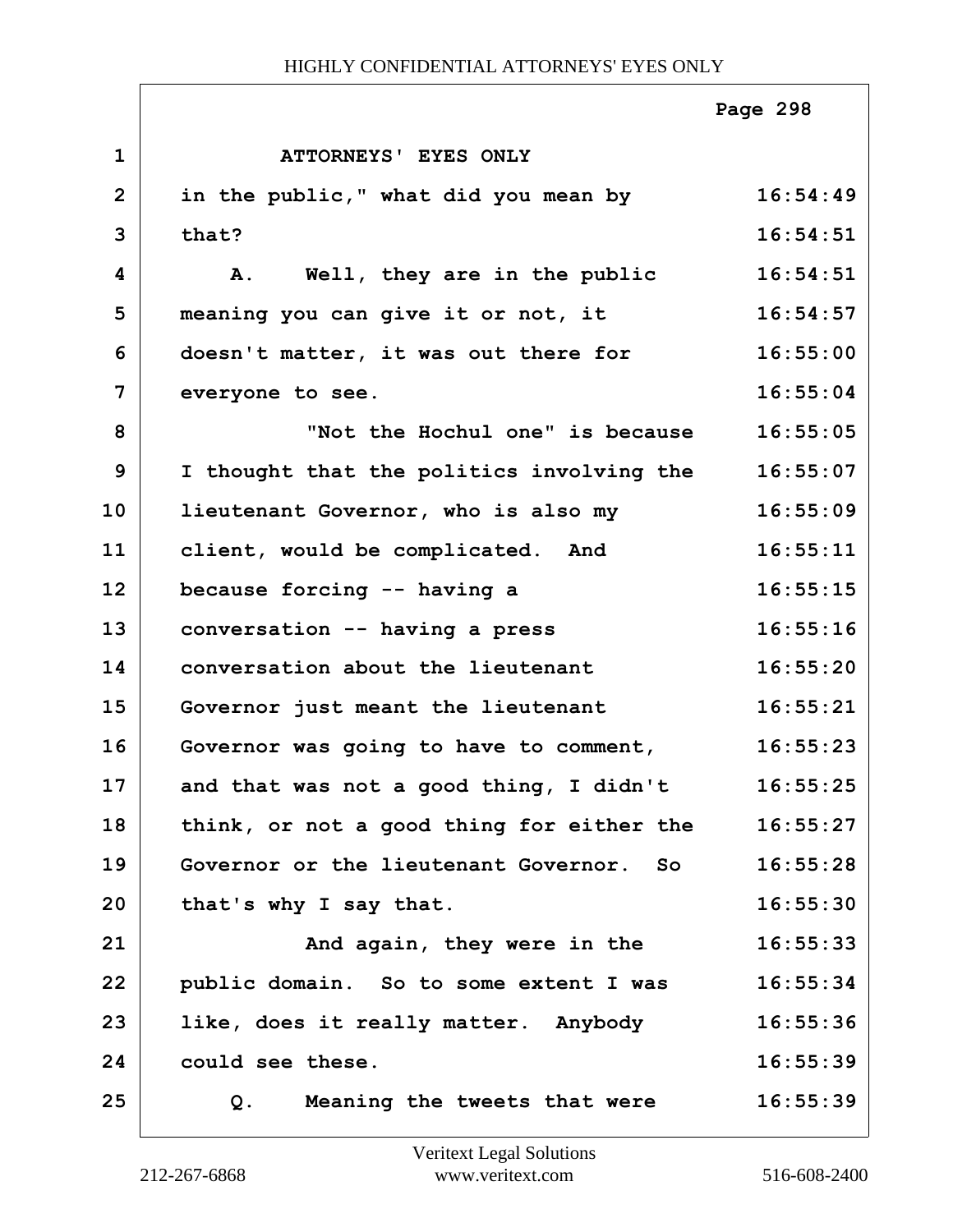ATTORNEYS' EYES ONLY

in the public," what did you mean by that?

A. Well, they are in the public meaning you can give it or not, it doesn't matter, it was out there for everyone to see.

"Not the Hochul one" is because I thought that the politics involving the lieutenant Governor, who is also my client, would be complicated. And because forcing -- having a conversation -- having a press conversation about the lieutenant Governor just meant the lieutenant Governor was going to have to comment, and that was not a good thing, I didn't think, or not a good thing for either the Governor or the lieutenant Governor. So that's why I say that.

And again, they were in the public domain. So to some extent I was like, does it really matter. Anybody could see these.

Q. Meaning the tweets that were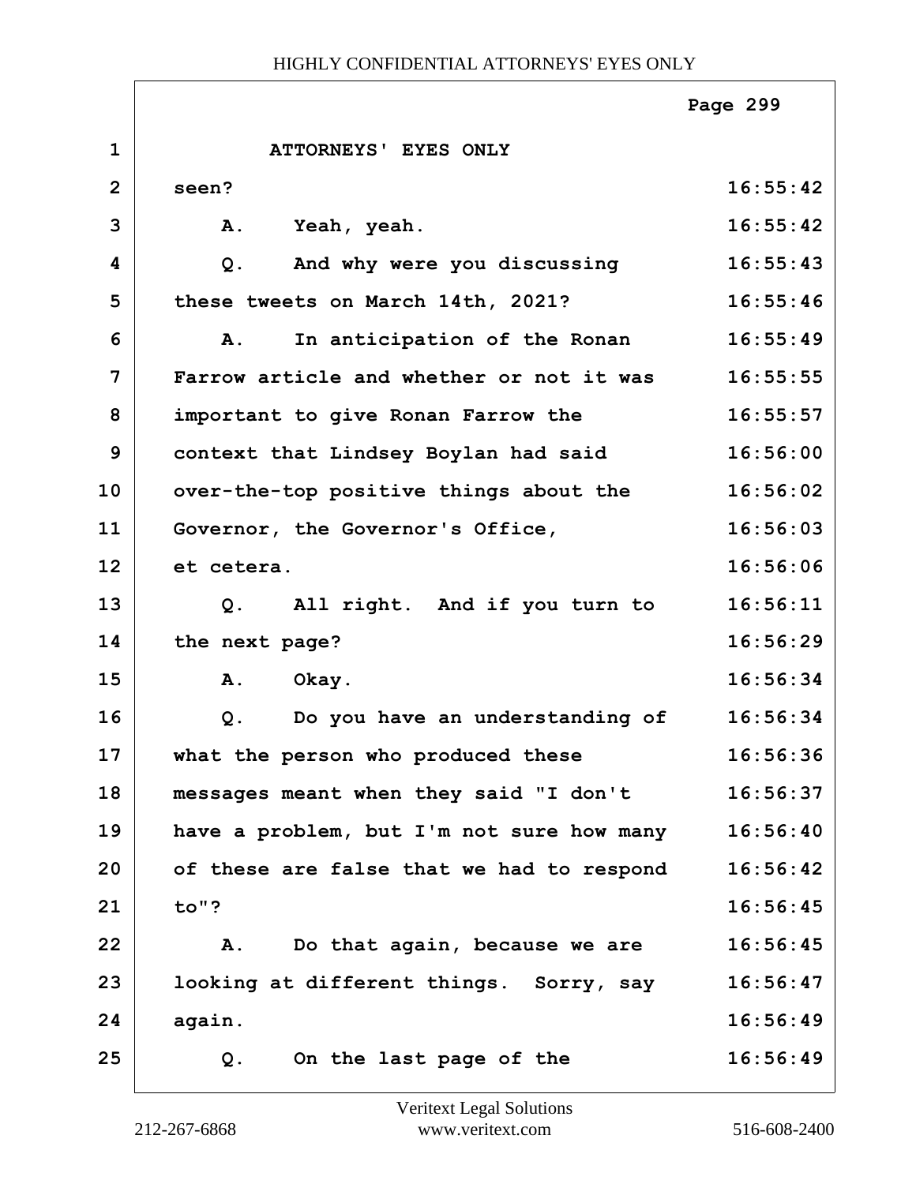ATTORNEYS' EYES ONLY

| | | |
|---|---|---|
| 1 | ATTORNEYS' EYES ONLY | |
| 2 | seen? | 16:55:42 |
| 3 | A. Yeah, yeah. | 16:55:42 |
| 4 | Q. And why were you discussing | 16:55:43 |
| 5 | these tweets on March 14th, 2021? | 16:55:46 |
| 6 | A. In anticipation of the Ronan | 16:55:49 |
| 7 | Farrow article and whether or not it was | 16:55:55 |
| 8 | important to give Ronan Farrow the | 16:55:57 |
| 9 | context that Lindsey Boylan had said | 16:56:00 |
| 10 | over-the-top positive things about the | 16:56:02 |
| 11 | Governor, the Governor's Office, | 16:56:03 |
| 12 | et cetera. | 16:56:06 |
| 13 | Q. All right. And if you turn to | 16:56:11 |
| 14 | the next page? | 16:56:29 |
| 15 | A. Okay. | 16:56:34 |
| 16 | Q. Do you have an understanding of | 16:56:34 |
| 17 | what the person who produced these | 16:56:36 |
| 18 | messages meant when they said "I don't | 16:56:37 |
| 19 | have a problem, but I'm not sure how many | 16:56:40 |
| 20 | of these are false that we had to respond | 16:56:42 |
| 21 | to"? | 16:56:45 |
| 22 | A. Do that again, because we are | 16:56:45 |
| 23 | looking at different things. Sorry, say | 16:56:47 |
| 24 | again. | 16:56:49 |
| 25 | Q. On the last page of the | 16:56:49 |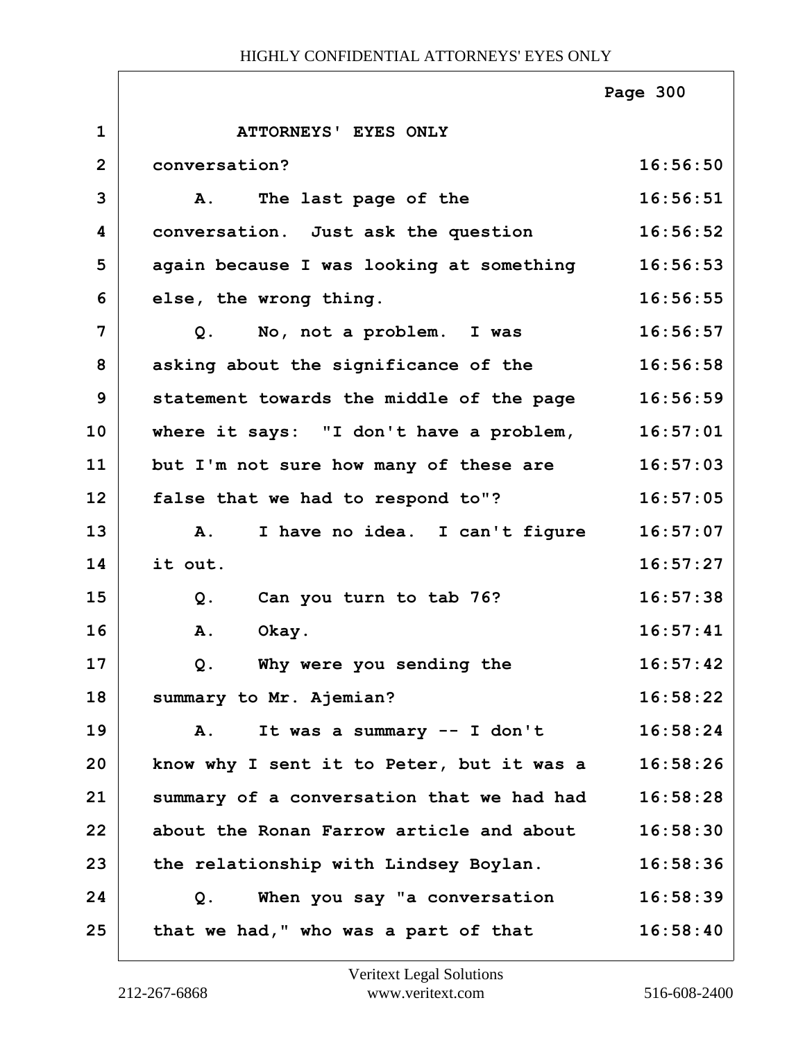ATTORNEYS' EYES ONLY

conversation?

A. The last page of the conversation. Just ask the question again because I was looking at something else, the wrong thing.

Q. No, not a problem. I was asking about the significance of the statement towards the middle of the page where it says: "I don't have a problem, but I'm not sure how many of these are false that we had to respond to"?

A. I have no idea. I can't figure it out.

Q. Can you turn to tab 76?

A. Okay.

Q. Why were you sending the summary to Mr. Ajemian?

A. It was a summary -- I don't know why I sent it to Peter, but it was a summary of a conversation that we had had about the Ronan Farrow article and about the relationship with Lindsey Boylan.

Q. When you say "a conversation that we had," who was a part of that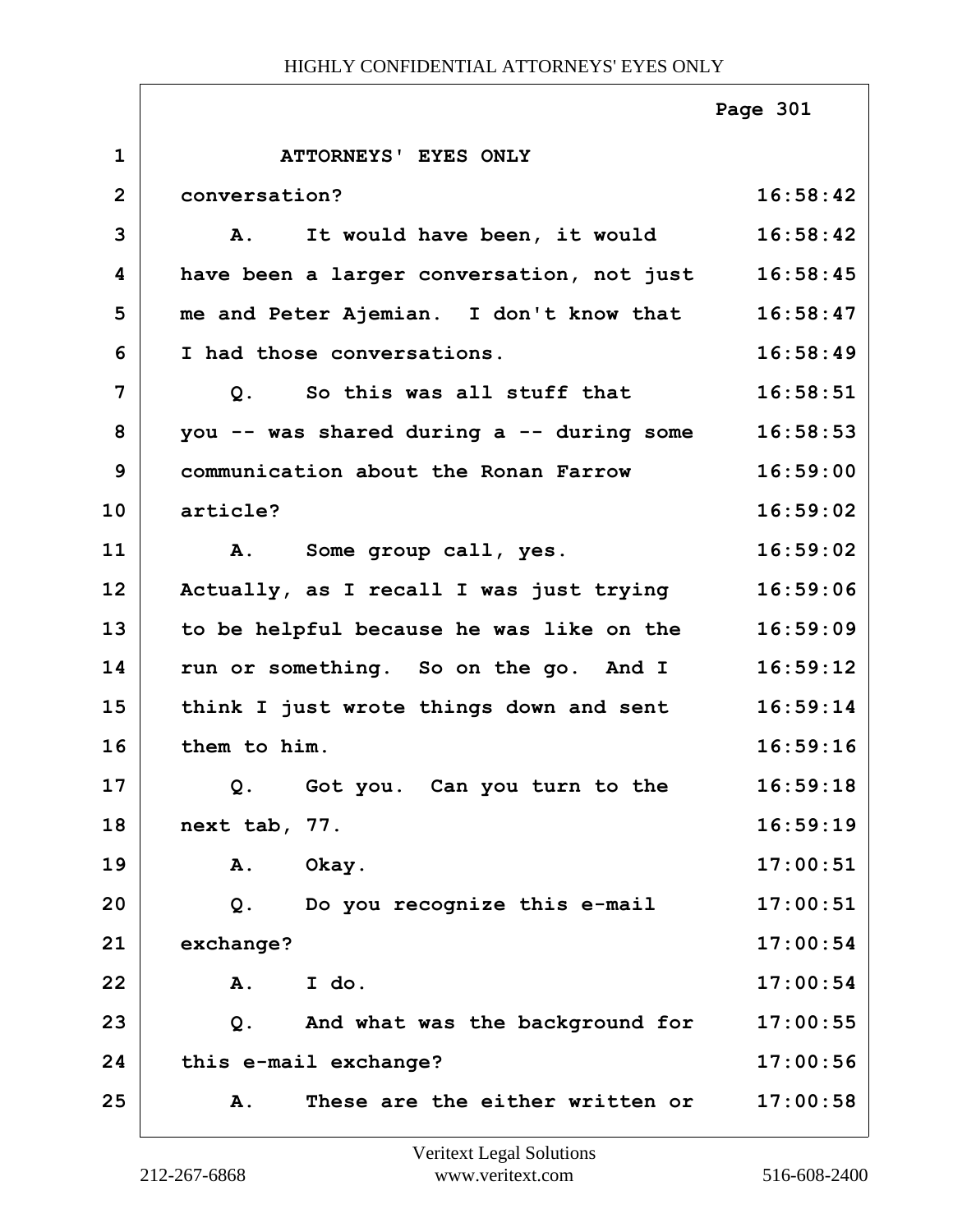ATTORNEYS' EYES ONLY

| Line | Text | Time |
|---|---|---|
| 1 | ATTORNEYS' EYES ONLY | |
| 2 | conversation? | 16:58:42 |
| 3 | A. It would have been, it would | 16:58:42 |
| 4 | have been a larger conversation, not just | 16:58:45 |
| 5 | me and Peter Ajemian. I don't know that | 16:58:47 |
| 6 | I had those conversations. | 16:58:49 |
| 7 | Q. So this was all stuff that | 16:58:51 |
| 8 | you -- was shared during a -- during some | 16:58:53 |
| 9 | communication about the Ronan Farrow | 16:59:00 |
| 10 | article? | 16:59:02 |
| 11 | A. Some group call, yes. | 16:59:02 |
| 12 | Actually, as I recall I was just trying | 16:59:06 |
| 13 | to be helpful because he was like on the | 16:59:09 |
| 14 | run or something. So on the go. And I | 16:59:12 |
| 15 | think I just wrote things down and sent | 16:59:14 |
| 16 | them to him. | 16:59:16 |
| 17 | Q. Got you. Can you turn to the | 16:59:18 |
| 18 | next tab, 77. | 16:59:19 |
| 19 | A. Okay. | 17:00:51 |
| 20 | Q. Do you recognize this e-mail | 17:00:51 |
| 21 | exchange? | 17:00:54 |
| 22 | A. I do. | 17:00:54 |
| 23 | Q. And what was the background for | 17:00:55 |
| 24 | this e-mail exchange? | 17:00:56 |
| 25 | A. These are the either written or | 17:00:58 |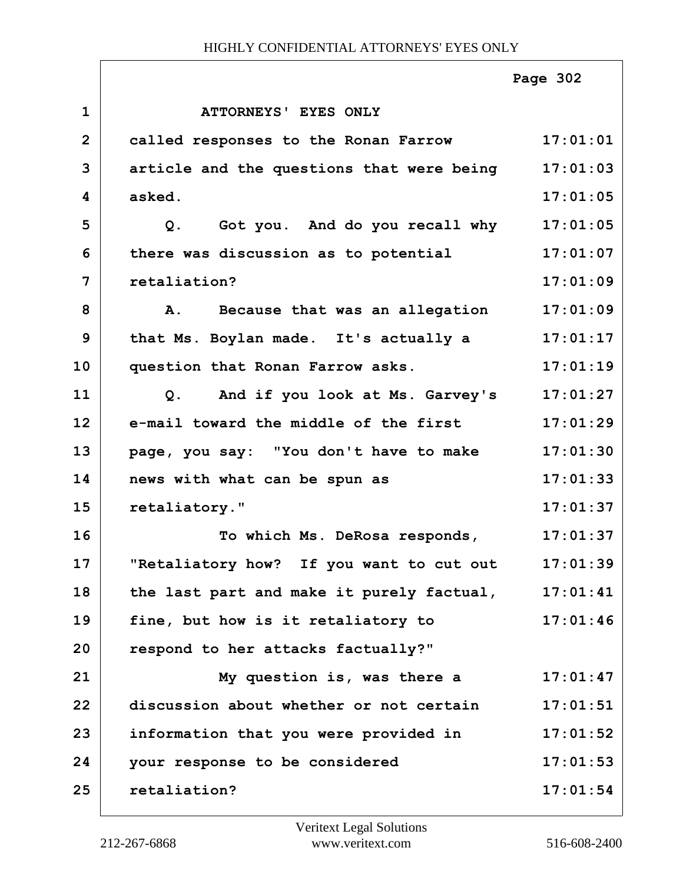ATTORNEYS' EYES ONLY

called responses to the Ronan Farrow article and the questions that were being asked.

Q. Got you. And do you recall why there was discussion as to potential retaliation?

A. Because that was an allegation that Ms. Boylan made. It's actually a question that Ronan Farrow asks.

Q. And if you look at Ms. Garvey's e-mail toward the middle of the first page, you say: "You don't have to make news with what can be spun as retaliatory."

To which Ms. DeRosa responds, "Retaliatory how? If you want to cut out the last part and make it purely factual, fine, but how is it retaliatory to respond to her attacks factually?"

My question is, was there a discussion about whether or not certain information that you were provided in your response to be considered retaliation?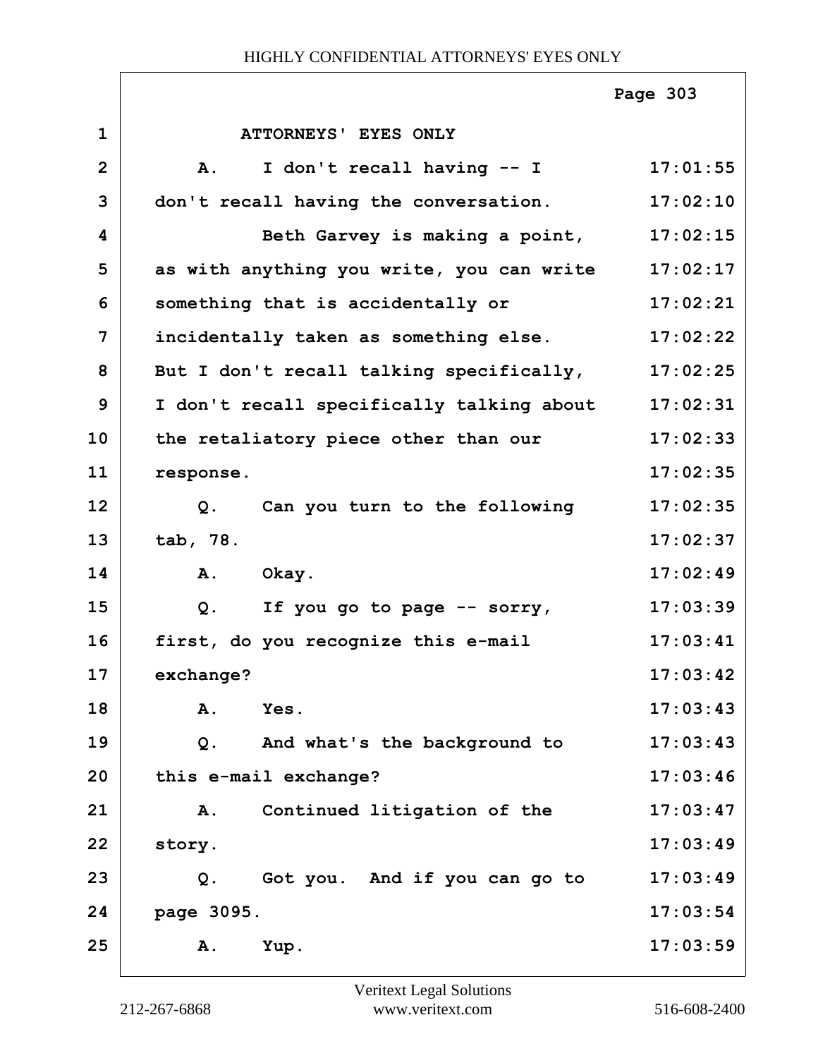ATTORNEYS' EYES ONLY

| Line | Text | Time |
|---|---|---|
| 1 | ATTORNEYS' EYES ONLY | |
| 2 | A. I don't recall having -- I | 17:01:55 |
| 3 | don't recall having the conversation. | 17:02:10 |
| 4 | Beth Garvey is making a point, | 17:02:15 |
| 5 | as with anything you write, you can write | 17:02:17 |
| 6 | something that is accidentally or | 17:02:21 |
| 7 | incidentally taken as something else. | 17:02:22 |
| 8 | But I don't recall talking specifically, | 17:02:25 |
| 9 | I don't recall specifically talking about | 17:02:31 |
| 10 | the retaliatory piece other than our | 17:02:33 |
| 11 | response. | 17:02:35 |
| 12 | Q. Can you turn to the following | 17:02:35 |
| 13 | tab, 78. | 17:02:37 |
| 14 | A. Okay. | 17:02:49 |
| 15 | Q. If you go to page -- sorry, | 17:03:39 |
| 16 | first, do you recognize this e-mail | 17:03:41 |
| 17 | exchange? | 17:03:42 |
| 18 | A. Yes. | 17:03:43 |
| 19 | Q. And what's the background to | 17:03:43 |
| 20 | this e-mail exchange? | 17:03:46 |
| 21 | A. Continued litigation of the | 17:03:47 |
| 22 | story. | 17:03:49 |
| 23 | Q. Got you. And if you can go to | 17:03:49 |
| 24 | page 3095. | 17:03:54 |
| 25 | A. Yup. | 17:03:59 |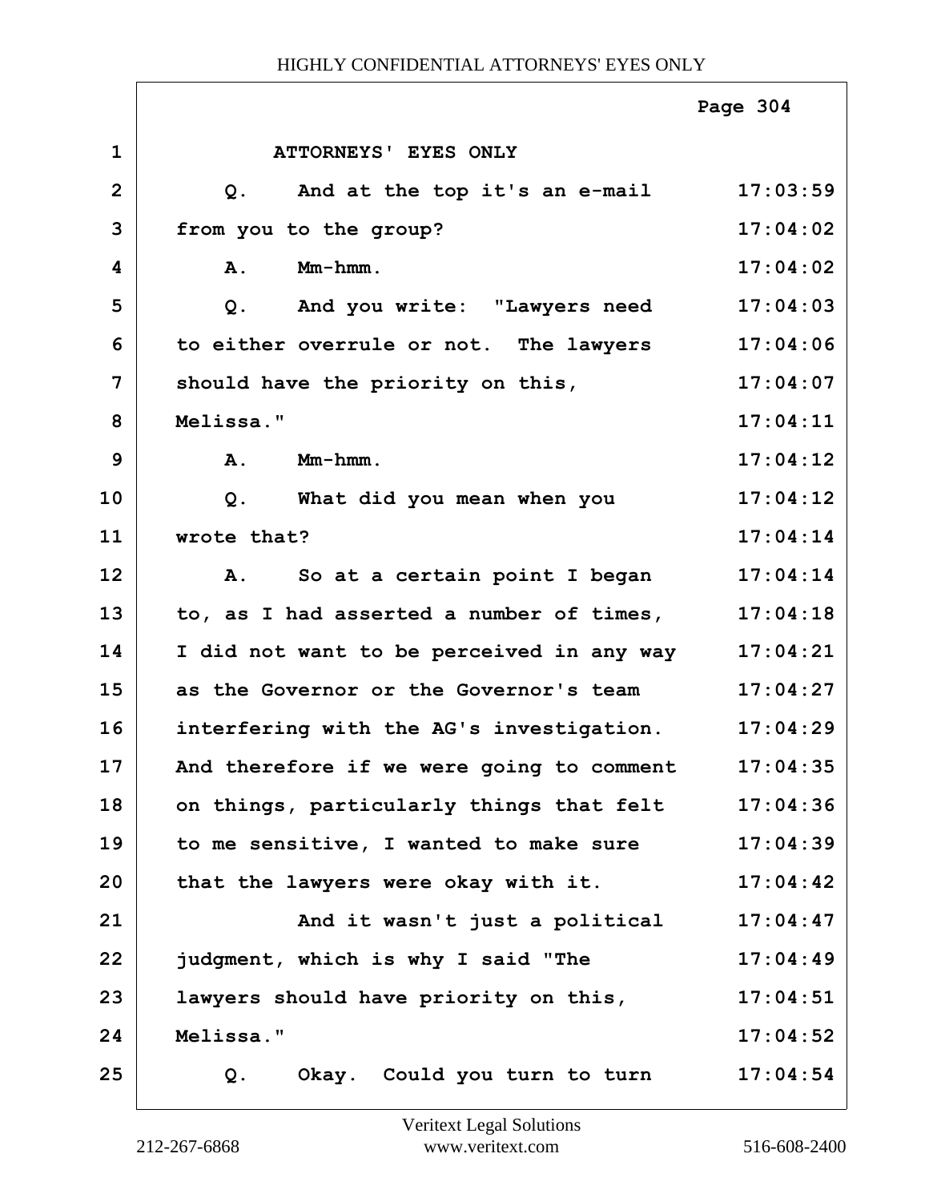ATTORNEYS' EYES ONLY

Q. And at the top it's an e-mail from you to the group? 17:03:59 17:04:02

A. Mm-hmm. 17:04:02

Q. And you write: "Lawyers need to either overrule or not. The lawyers should have the priority on this, Melissa." 17:04:03 17:04:06 17:04:07 17:04:11

A. Mm-hmm. 17:04:12

Q. What did you mean when you wrote that? 17:04:12 17:04:14

A. So at a certain point I began to, as I had asserted a number of times, I did not want to be perceived in any way as the Governor or the Governor's team interfering with the AG's investigation. And therefore if we were going to comment on things, particularly things that felt to me sensitive, I wanted to make sure that the lawyers were okay with it. 17:04:14 17:04:18 17:04:21 17:04:27 17:04:29 17:04:35 17:04:36 17:04:39 17:04:42

And it wasn't just a political judgment, which is why I said "The lawyers should have priority on this, Melissa." 17:04:47 17:04:49 17:04:51 17:04:52

Q. Okay. Could you turn to turn 17:04:54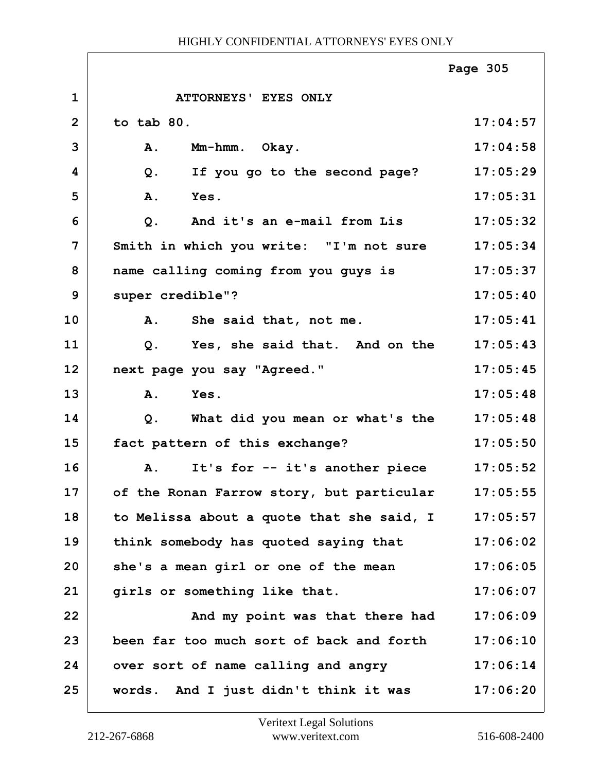ATTORNEYS' EYES ONLY

| | | |
|---|---|---|
| 1 | ATTORNEYS' EYES ONLY | |
| 2 | to tab 80. | 17:04:57 |
| 3 | A. Mm-hmm. Okay. | 17:04:58 |
| 4 | Q. If you go to the second page? | 17:05:29 |
| 5 | A. Yes. | 17:05:31 |
| 6 | Q. And it's an e-mail from Lis | 17:05:32 |
| 7 | Smith in which you write: "I'm not sure | 17:05:34 |
| 8 | name calling coming from you guys is | 17:05:37 |
| 9 | super credible"? | 17:05:40 |
| 10 | A. She said that, not me. | 17:05:41 |
| 11 | Q. Yes, she said that. And on the | 17:05:43 |
| 12 | next page you say "Agreed." | 17:05:45 |
| 13 | A. Yes. | 17:05:48 |
| 14 | Q. What did you mean or what's the | 17:05:48 |
| 15 | fact pattern of this exchange? | 17:05:50 |
| 16 | A. It's for -- it's another piece | 17:05:52 |
| 17 | of the Ronan Farrow story, but particular | 17:05:55 |
| 18 | to Melissa about a quote that she said, I | 17:05:57 |
| 19 | think somebody has quoted saying that | 17:06:02 |
| 20 | she's a mean girl or one of the mean | 17:06:05 |
| 21 | girls or something like that. | 17:06:07 |
| 22 | And my point was that there had | 17:06:09 |
| 23 | been far too much sort of back and forth | 17:06:10 |
| 24 | over sort of name calling and angry | 17:06:14 |
| 25 | words. And I just didn't think it was | 17:06:20 |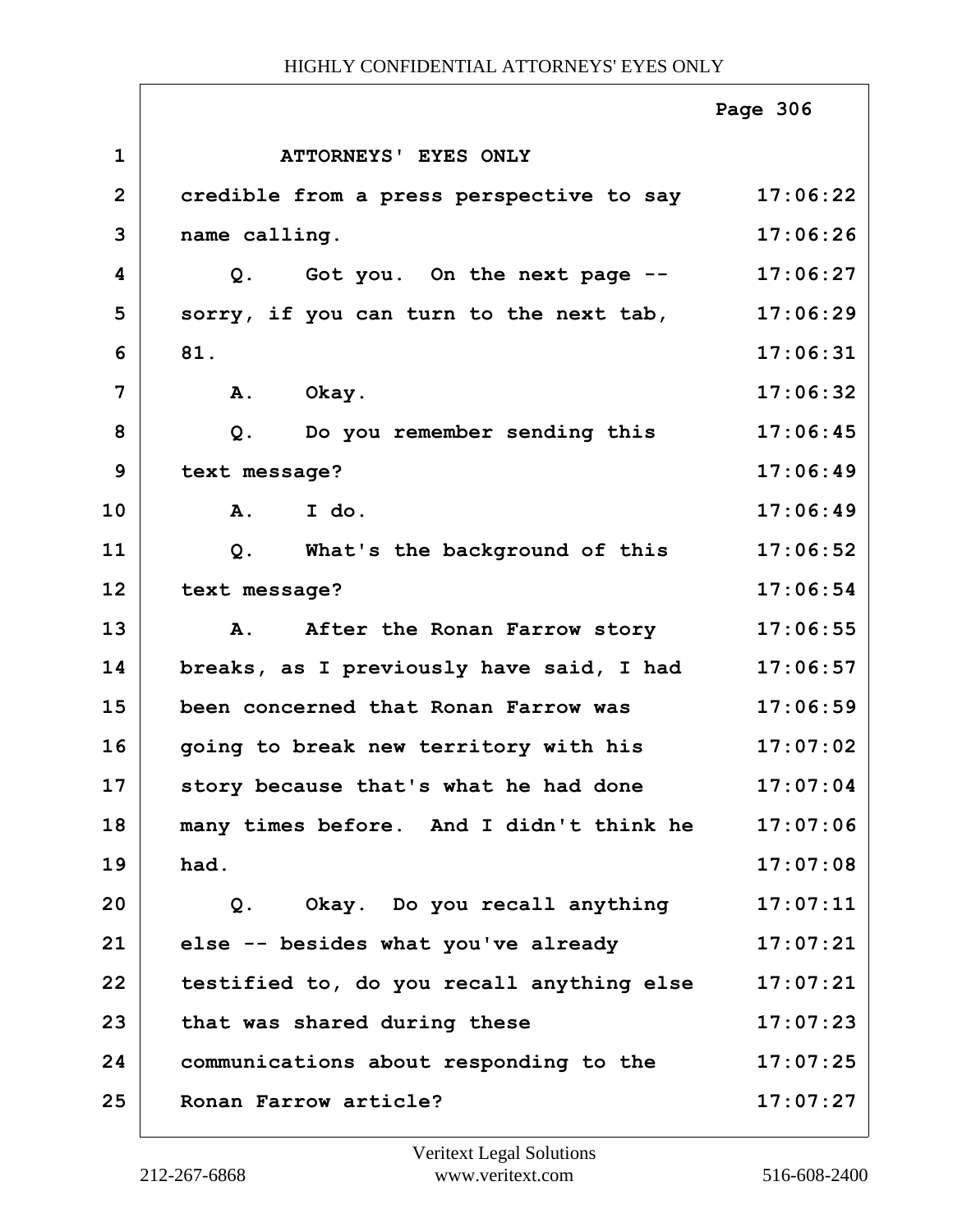ATTORNEYS' EYES ONLY

| | | |
|---|---|---|
| 1 | ATTORNEYS' EYES ONLY | |
| 2 | credible from a press perspective to say | 17:06:22 |
| 3 | name calling. | 17:06:26 |
| 4 | Q. Got you. On the next page -- | 17:06:27 |
| 5 | sorry, if you can turn to the next tab, | 17:06:29 |
| 6 | 81. | 17:06:31 |
| 7 | A. Okay. | 17:06:32 |
| 8 | Q. Do you remember sending this | 17:06:45 |
| 9 | text message? | 17:06:49 |
| 10 | A. I do. | 17:06:49 |
| 11 | Q. What's the background of this | 17:06:52 |
| 12 | text message? | 17:06:54 |
| 13 | A. After the Ronan Farrow story | 17:06:55 |
| 14 | breaks, as I previously have said, I had | 17:06:57 |
| 15 | been concerned that Ronan Farrow was | 17:06:59 |
| 16 | going to break new territory with his | 17:07:02 |
| 17 | story because that's what he had done | 17:07:04 |
| 18 | many times before. And I didn't think he | 17:07:06 |
| 19 | had. | 17:07:08 |
| 20 | Q. Okay. Do you recall anything | 17:07:11 |
| 21 | else -- besides what you've already | 17:07:21 |
| 22 | testified to, do you recall anything else | 17:07:21 |
| 23 | that was shared during these | 17:07:23 |
| 24 | communications about responding to the | 17:07:25 |
| 25 | Ronan Farrow article? | 17:07:27 |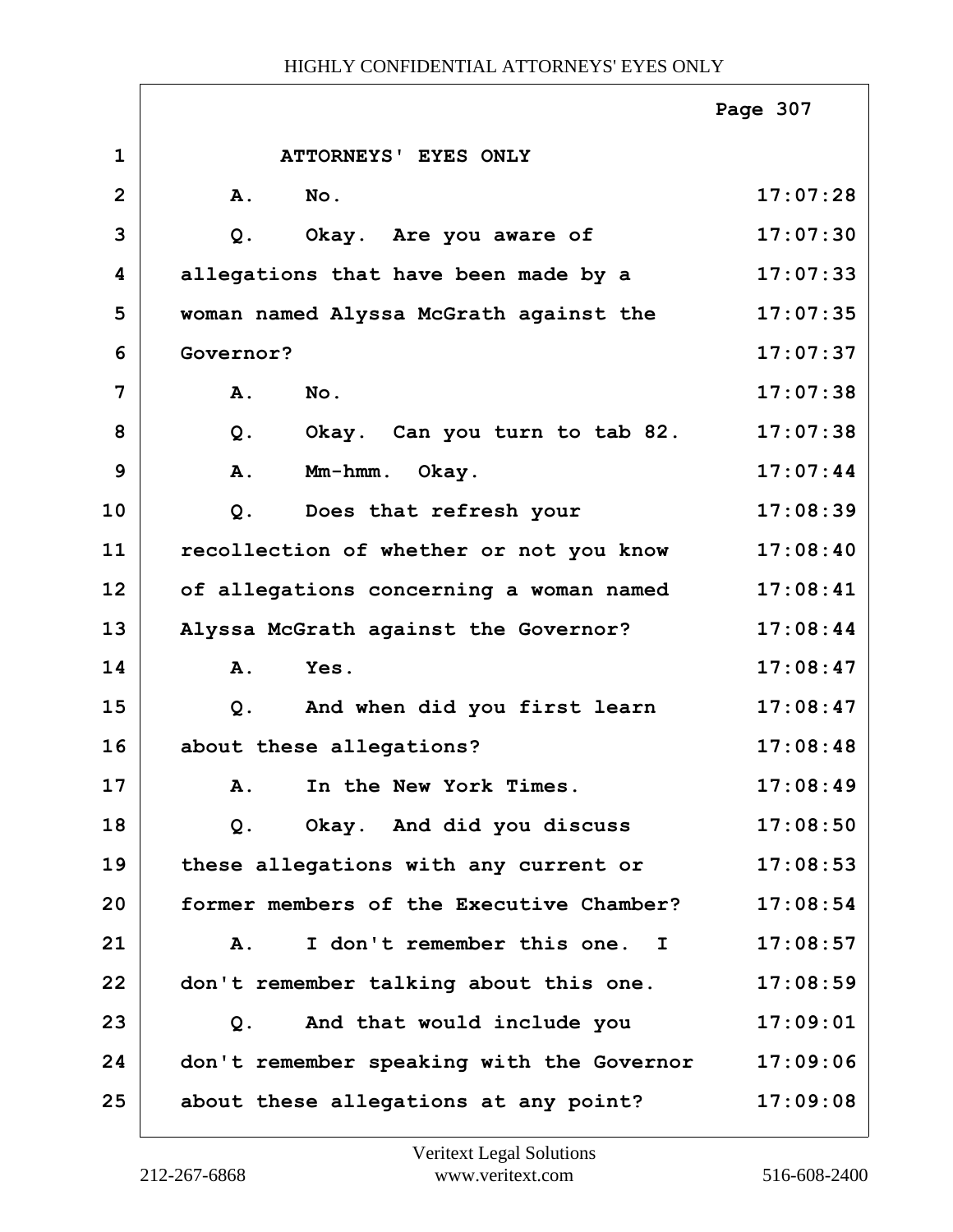ATTORNEYS' EYES ONLY

| | | |
|---|---|---|
| 1 | ATTORNEYS' EYES ONLY | |
| 2 | A. No. | 17:07:28 |
| 3 | Q. Okay. Are you aware of | 17:07:30 |
| 4 | allegations that have been made by a | 17:07:33 |
| 5 | woman named Alyssa McGrath against the | 17:07:35 |
| 6 | Governor? | 17:07:37 |
| 7 | A. No. | 17:07:38 |
| 8 | Q. Okay. Can you turn to tab 82. | 17:07:38 |
| 9 | A. Mm-hmm. Okay. | 17:07:44 |
| 10 | Q. Does that refresh your | 17:08:39 |
| 11 | recollection of whether or not you know | 17:08:40 |
| 12 | of allegations concerning a woman named | 17:08:41 |
| 13 | Alyssa McGrath against the Governor? | 17:08:44 |
| 14 | A. Yes. | 17:08:47 |
| 15 | Q. And when did you first learn | 17:08:47 |
| 16 | about these allegations? | 17:08:48 |
| 17 | A. In the New York Times. | 17:08:49 |
| 18 | Q. Okay. And did you discuss | 17:08:50 |
| 19 | these allegations with any current or | 17:08:53 |
| 20 | former members of the Executive Chamber? | 17:08:54 |
| 21 | A. I don't remember this one. I | 17:08:57 |
| 22 | don't remember talking about this one. | 17:08:59 |
| 23 | Q. And that would include you | 17:09:01 |
| 24 | don't remember speaking with the Governor | 17:09:06 |
| 25 | about these allegations at any point? | 17:09:08 |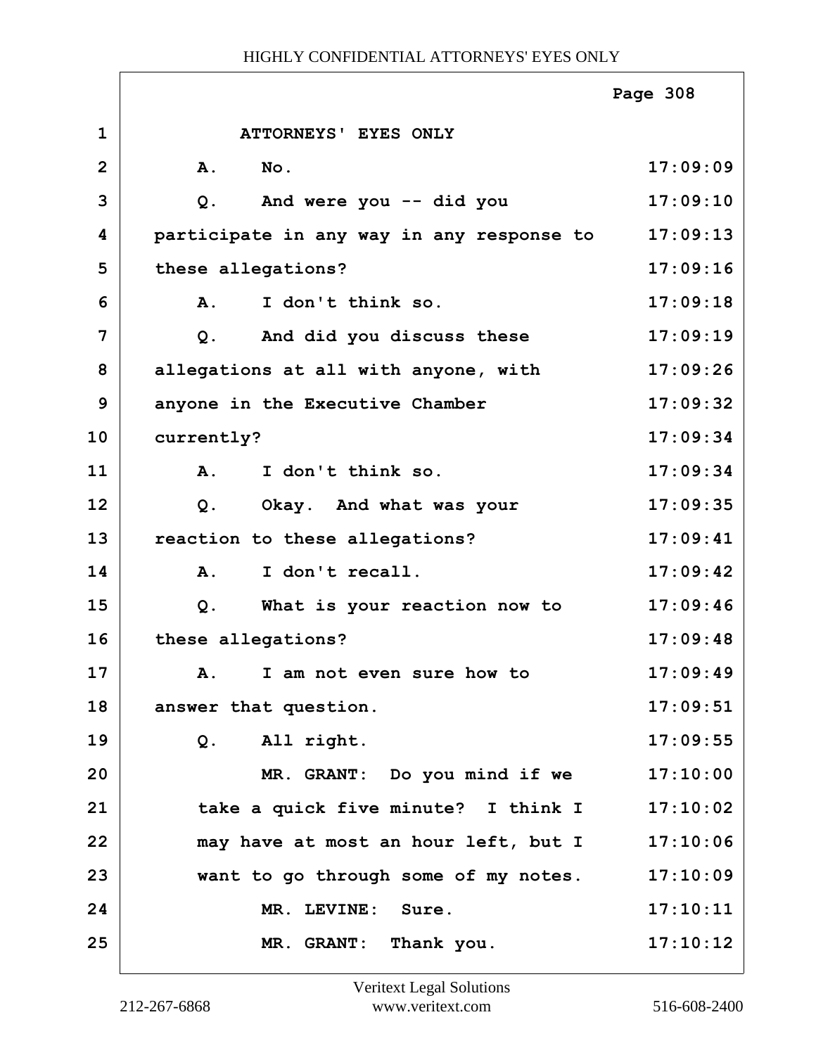ATTORNEYS' EYES ONLY

| | | |
|---|---|---|
| 1 | ATTORNEYS' EYES ONLY | |
| 2 | A. No. | 17:09:09 |
| 3 | Q. And were you -- did you | 17:09:10 |
| 4 | participate in any way in any response to | 17:09:13 |
| 5 | these allegations? | 17:09:16 |
| 6 | A. I don't think so. | 17:09:18 |
| 7 | Q. And did you discuss these | 17:09:19 |
| 8 | allegations at all with anyone, with | 17:09:26 |
| 9 | anyone in the Executive Chamber | 17:09:32 |
| 10 | currently? | 17:09:34 |
| 11 | A. I don't think so. | 17:09:34 |
| 12 | Q. Okay. And what was your | 17:09:35 |
| 13 | reaction to these allegations? | 17:09:41 |
| 14 | A. I don't recall. | 17:09:42 |
| 15 | Q. What is your reaction now to | 17:09:46 |
| 16 | these allegations? | 17:09:48 |
| 17 | A. I am not even sure how to | 17:09:49 |
| 18 | answer that question. | 17:09:51 |
| 19 | Q. All right. | 17:09:55 |
| 20 | MR. GRANT: Do you mind if we | 17:10:00 |
| 21 | take a quick five minute? I think I | 17:10:02 |
| 22 | may have at most an hour left, but I | 17:10:06 |
| 23 | want to go through some of my notes. | 17:10:09 |
| 24 | MR. LEVINE: Sure. | 17:10:11 |
| 25 | MR. GRANT: Thank you. | 17:10:12 |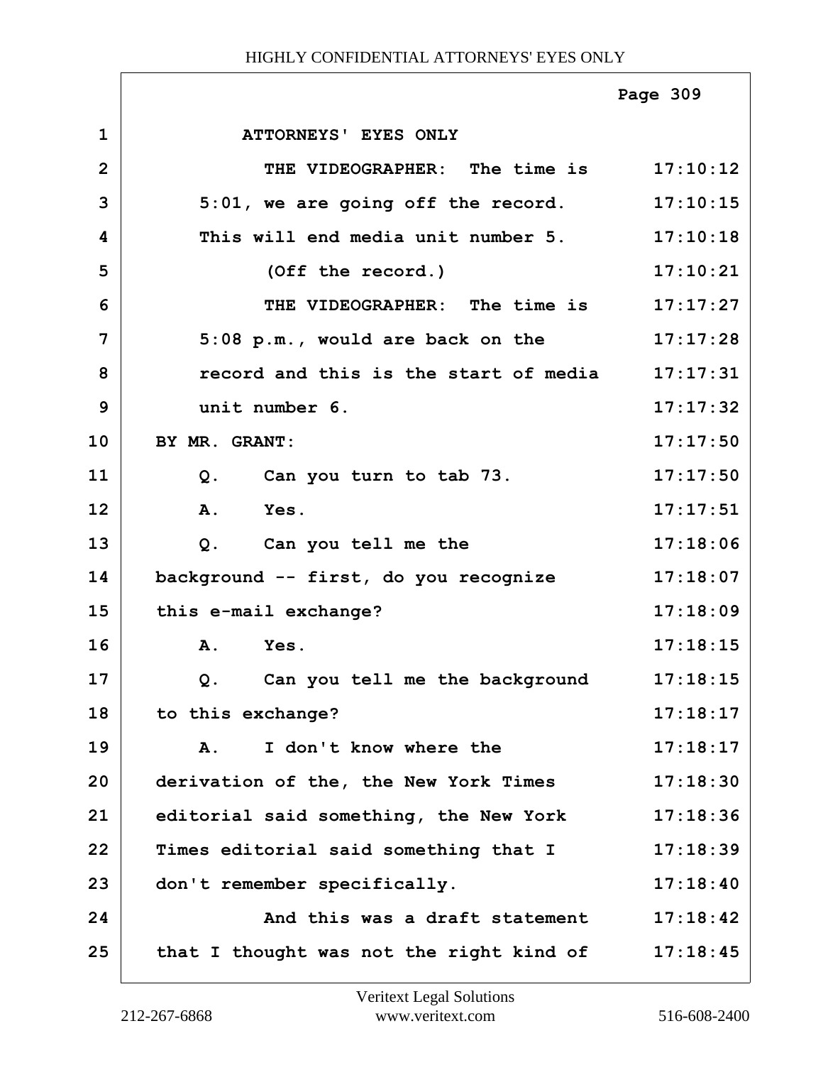ATTORNEYS' EYES ONLY

| | | |
|---|---|---|
| 1 | ATTORNEYS' EYES ONLY | |
| 2 | THE VIDEOGRAPHER: The time is | 17:10:12 |
| 3 | 5:01, we are going off the record. | 17:10:15 |
| 4 | This will end media unit number 5. | 17:10:18 |
| 5 | (Off the record.) | 17:10:21 |
| 6 | THE VIDEOGRAPHER: The time is | 17:17:27 |
| 7 | 5:08 p.m., would are back on the | 17:17:28 |
| 8 | record and this is the start of media | 17:17:31 |
| 9 | unit number 6. | 17:17:32 |
| 10 | BY MR. GRANT: | 17:17:50 |
| 11 | Q. Can you turn to tab 73. | 17:17:50 |
| 12 | A. Yes. | 17:17:51 |
| 13 | Q. Can you tell me the | 17:18:06 |
| 14 | background -- first, do you recognize | 17:18:07 |
| 15 | this e-mail exchange? | 17:18:09 |
| 16 | A. Yes. | 17:18:15 |
| 17 | Q. Can you tell me the background | 17:18:15 |
| 18 | to this exchange? | 17:18:17 |
| 19 | A. I don't know where the | 17:18:17 |
| 20 | derivation of the, the New York Times | 17:18:30 |
| 21 | editorial said something, the New York | 17:18:36 |
| 22 | Times editorial said something that I | 17:18:39 |
| 23 | don't remember specifically. | 17:18:40 |
| 24 | And this was a draft statement | 17:18:42 |
| 25 | that I thought was not the right kind of | 17:18:45 |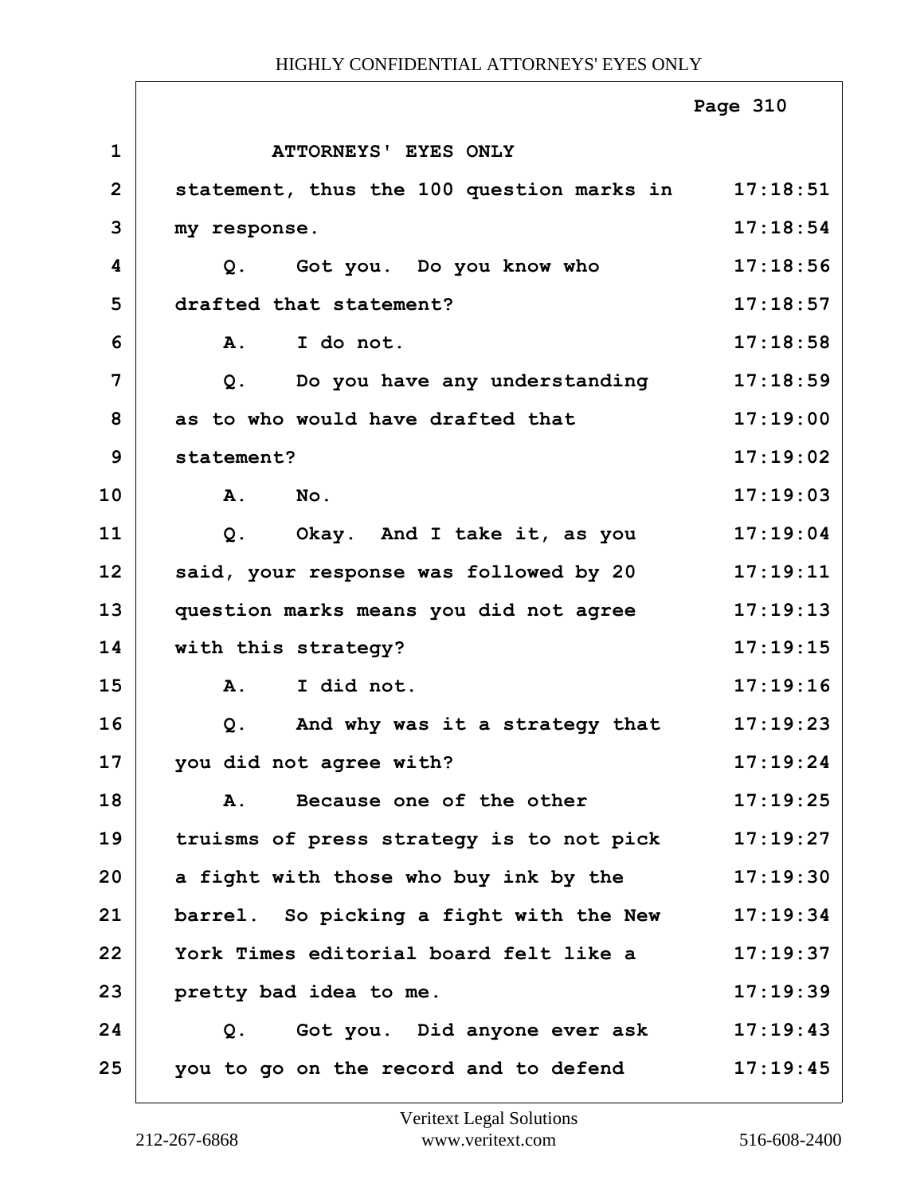HIGHLY CONFIDENTIAL ATTORNEYS' EYES ONLY

| | | |
|---|---|---|
| 1 | ATTORNEYS' EYES ONLY | |
| 2 | statement, thus the 100 question marks in | 17:18:51 |
| 3 | my response. | 17:18:54 |
| 4 | Q. Got you. Do you know who | 17:18:56 |
| 5 | drafted that statement? | 17:18:57 |
| 6 | A. I do not. | 17:18:58 |
| 7 | Q. Do you have any understanding | 17:18:59 |
| 8 | as to who would have drafted that | 17:19:00 |
| 9 | statement? | 17:19:02 |
| 10 | A. No. | 17:19:03 |
| 11 | Q. Okay. And I take it, as you | 17:19:04 |
| 12 | said, your response was followed by 20 | 17:19:11 |
| 13 | question marks means you did not agree | 17:19:13 |
| 14 | with this strategy? | 17:19:15 |
| 15 | A. I did not. | 17:19:16 |
| 16 | Q. And why was it a strategy that | 17:19:23 |
| 17 | you did not agree with? | 17:19:24 |
| 18 | A. Because one of the other | 17:19:25 |
| 19 | truisms of press strategy is to not pick | 17:19:27 |
| 20 | a fight with those who buy ink by the | 17:19:30 |
| 21 | barrel. So picking a fight with the New | 17:19:34 |
| 22 | York Times editorial board felt like a | 17:19:37 |
| 23 | pretty bad idea to me. | 17:19:39 |
| 24 | Q. Got you. Did anyone ever ask | 17:19:43 |
| 25 | you to go on the record and to defend | 17:19:45 |

Veritext Legal Solutions
212-267-6868 www.veritext.com 516-608-2400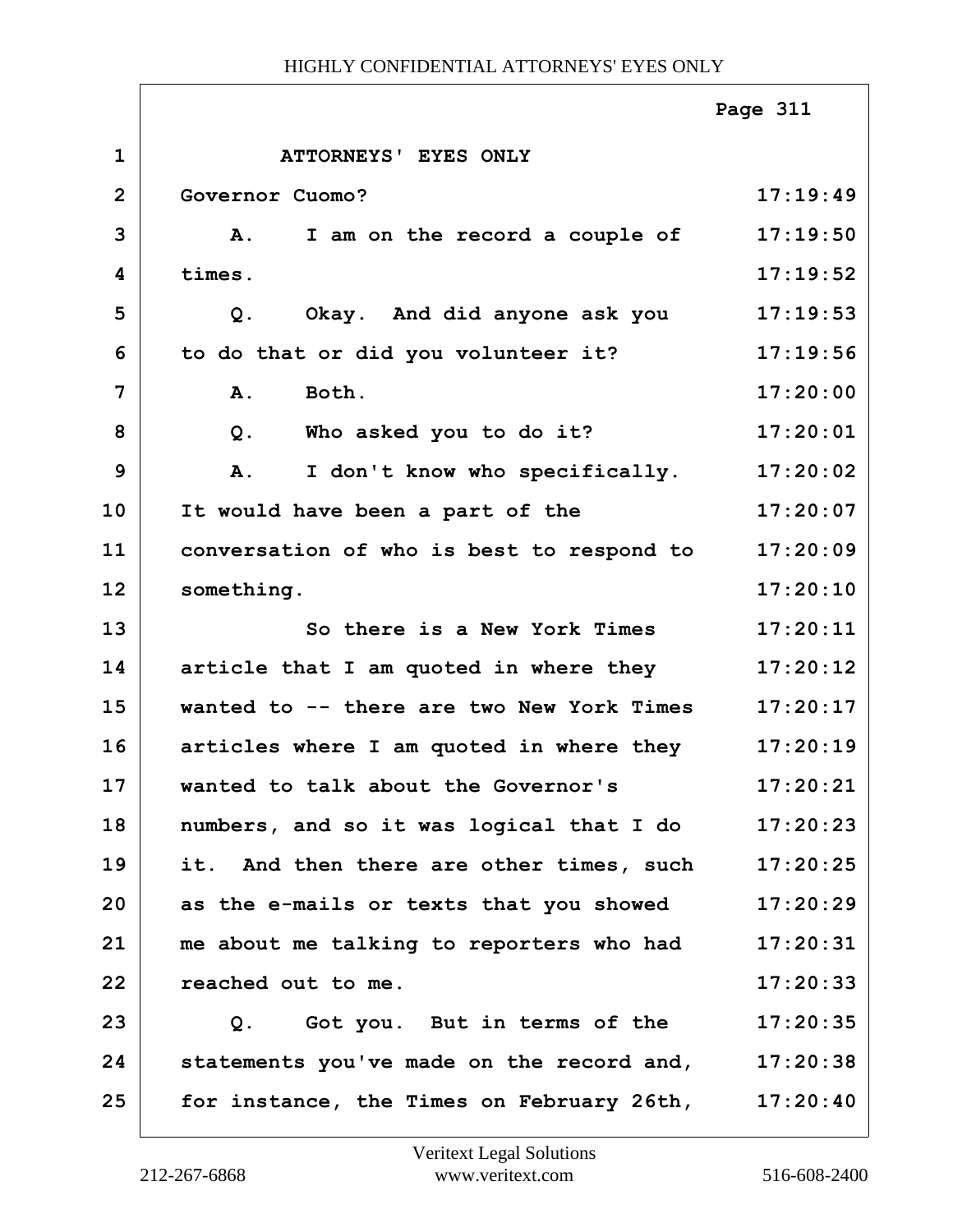ATTORNEYS' EYES ONLY

| | | |
|---|---|---|
| 1 | ATTORNEYS' EYES ONLY | |
| 2 | Governor Cuomo? | 17:19:49 |
| 3 | A. I am on the record a couple of | 17:19:50 |
| 4 | times. | 17:19:52 |
| 5 | Q. Okay. And did anyone ask you | 17:19:53 |
| 6 | to do that or did you volunteer it? | 17:19:56 |
| 7 | A. Both. | 17:20:00 |
| 8 | Q. Who asked you to do it? | 17:20:01 |
| 9 | A. I don't know who specifically. | 17:20:02 |
| 10 | It would have been a part of the | 17:20:07 |
| 11 | conversation of who is best to respond to | 17:20:09 |
| 12 | something. | 17:20:10 |
| 13 | So there is a New York Times | 17:20:11 |
| 14 | article that I am quoted in where they | 17:20:12 |
| 15 | wanted to -- there are two New York Times | 17:20:17 |
| 16 | articles where I am quoted in where they | 17:20:19 |
| 17 | wanted to talk about the Governor's | 17:20:21 |
| 18 | numbers, and so it was logical that I do | 17:20:23 |
| 19 | it. And then there are other times, such | 17:20:25 |
| 20 | as the e-mails or texts that you showed | 17:20:29 |
| 21 | me about me talking to reporters who had | 17:20:31 |
| 22 | reached out to me. | 17:20:33 |
| 23 | Q. Got you. But in terms of the | 17:20:35 |
| 24 | statements you've made on the record and, | 17:20:38 |
| 25 | for instance, the Times on February 26th, | 17:20:40 |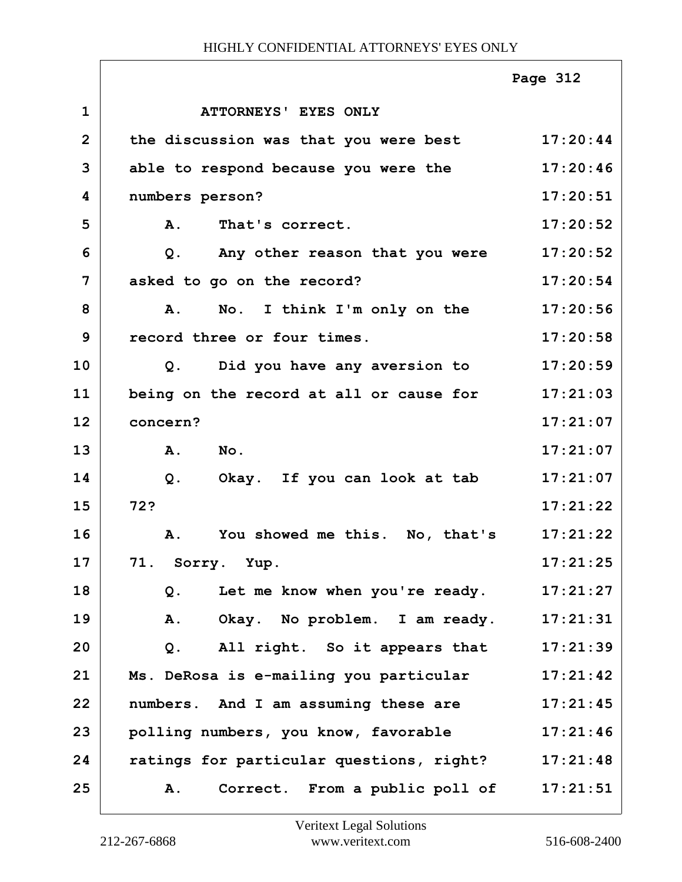ATTORNEYS' EYES ONLY

the discussion was that you were best able to respond because you were the numbers person?

A. That's correct.

Q. Any other reason that you were asked to go on the record?

A. No. I think I'm only on the record three or four times.

Q. Did you have any aversion to being on the record at all or cause for concern?

A. No.

Q. Okay. If you can look at tab 72?

A. You showed me this. No, that's 71. Sorry. Yup.

Q. Let me know when you're ready.

A. Okay. No problem. I am ready.

Q. All right. So it appears that Ms. DeRosa is e-mailing you particular numbers. And I am assuming these are polling numbers, you know, favorable ratings for particular questions, right?

A. Correct. From a public poll of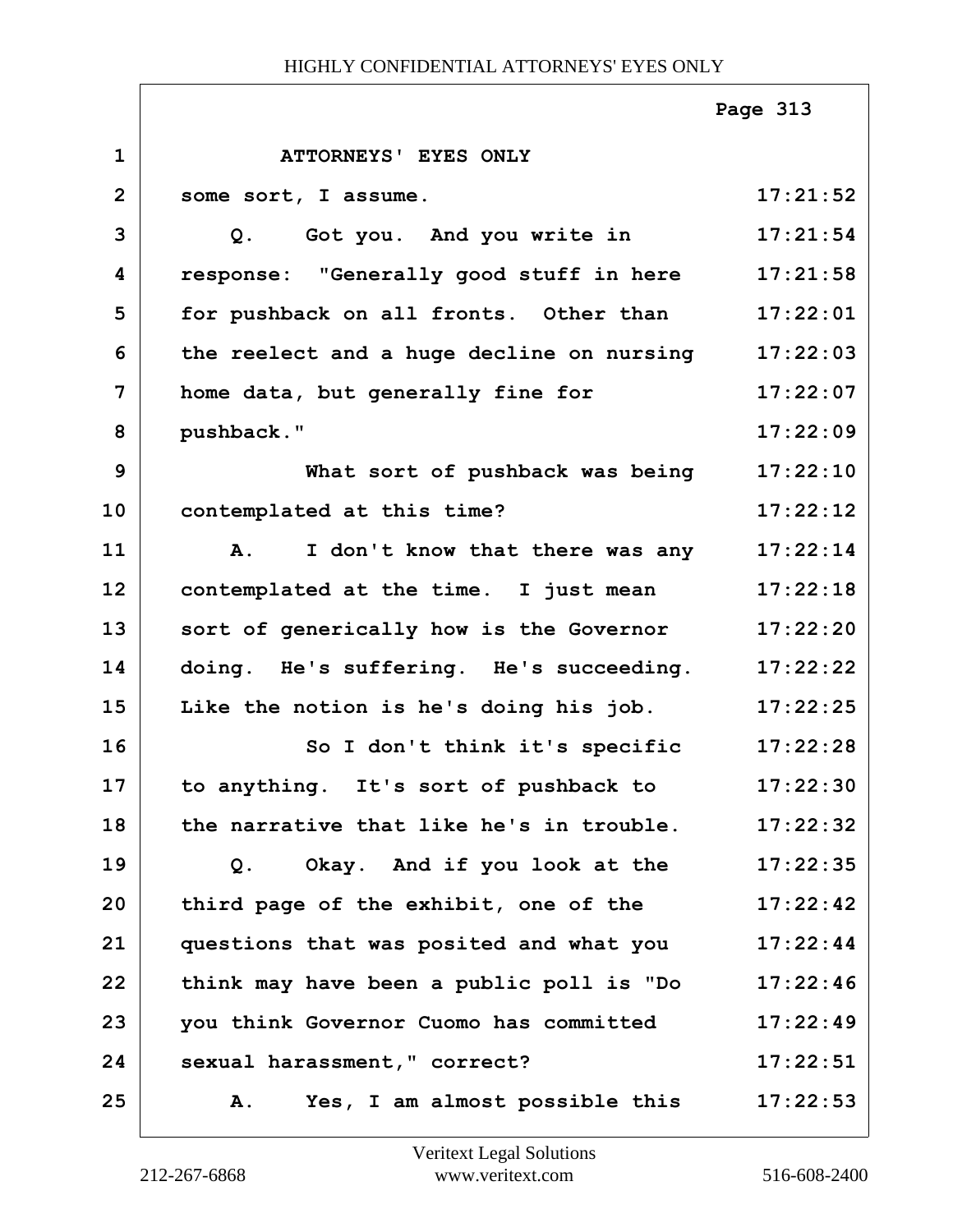ATTORNEYS' EYES ONLY

| | | |
|---|---|---|
| 1 | ATTORNEYS' EYES ONLY | |
| 2 | some sort, I assume. | 17:21:52 |
| 3 | Q. Got you. And you write in | 17:21:54 |
| 4 | response: "Generally good stuff in here | 17:21:58 |
| 5 | for pushback on all fronts. Other than | 17:22:01 |
| 6 | the reelect and a huge decline on nursing | 17:22:03 |
| 7 | home data, but generally fine for | 17:22:07 |
| 8 | pushback." | 17:22:09 |
| 9 | What sort of pushback was being | 17:22:10 |
| 10 | contemplated at this time? | 17:22:12 |
| 11 | A. I don't know that there was any | 17:22:14 |
| 12 | contemplated at the time. I just mean | 17:22:18 |
| 13 | sort of generically how is the Governor | 17:22:20 |
| 14 | doing. He's suffering. He's succeeding. | 17:22:22 |
| 15 | Like the notion is he's doing his job. | 17:22:25 |
| 16 | So I don't think it's specific | 17:22:28 |
| 17 | to anything. It's sort of pushback to | 17:22:30 |
| 18 | the narrative that like he's in trouble. | 17:22:32 |
| 19 | Q. Okay. And if you look at the | 17:22:35 |
| 20 | third page of the exhibit, one of the | 17:22:42 |
| 21 | questions that was posited and what you | 17:22:44 |
| 22 | think may have been a public poll is "Do | 17:22:46 |
| 23 | you think Governor Cuomo has committed | 17:22:49 |
| 24 | sexual harassment," correct? | 17:22:51 |
| 25 | A. Yes, I am almost possible this | 17:22:53 |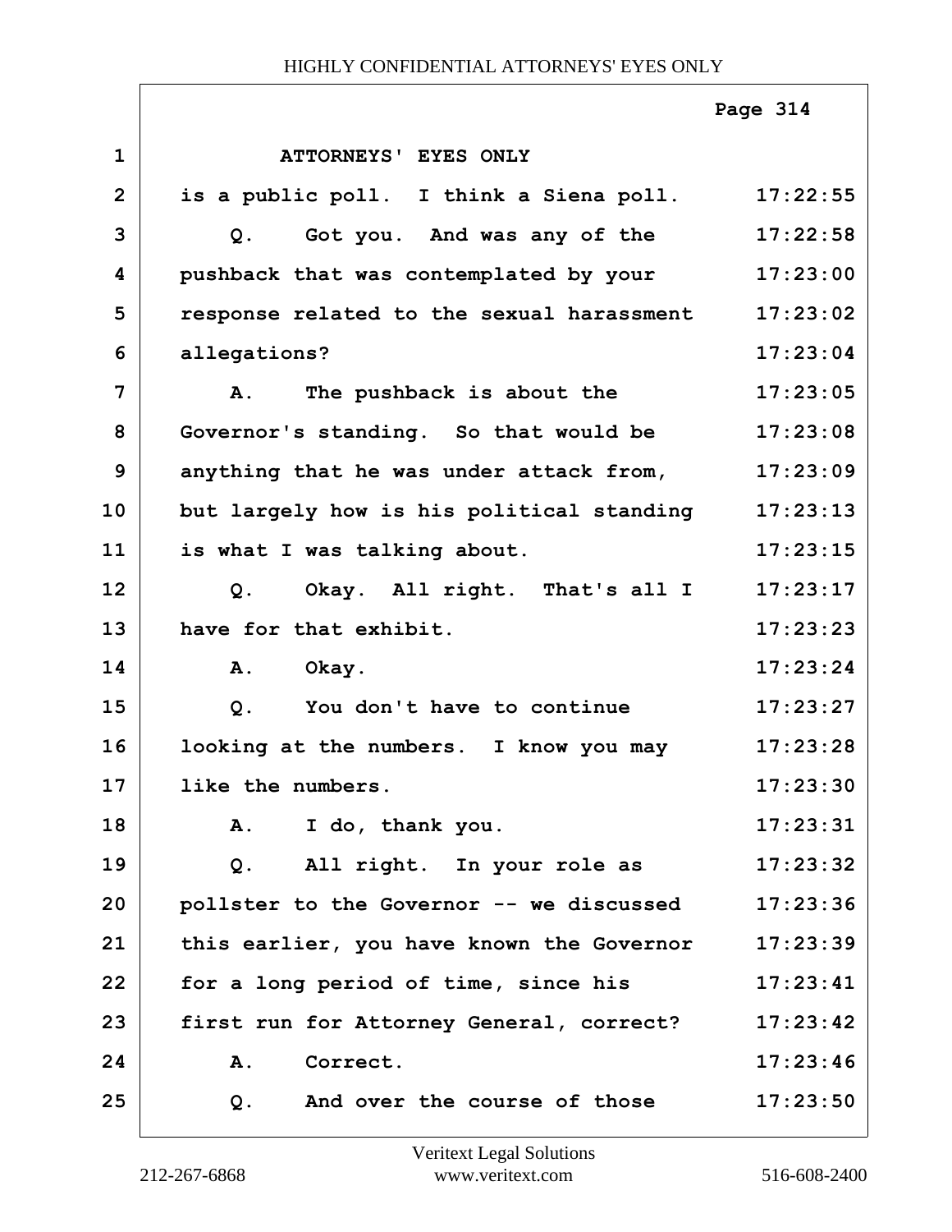ATTORNEYS' EYES ONLY

| | | |
|---|---|---|
| 1 | ATTORNEYS' EYES ONLY | |
| 2 | is a public poll. I think a Siena poll. | 17:22:55 |
| 3 | Q. Got you. And was any of the | 17:22:58 |
| 4 | pushback that was contemplated by your | 17:23:00 |
| 5 | response related to the sexual harassment | 17:23:02 |
| 6 | allegations? | 17:23:04 |
| 7 | A. The pushback is about the | 17:23:05 |
| 8 | Governor's standing. So that would be | 17:23:08 |
| 9 | anything that he was under attack from, | 17:23:09 |
| 10 | but largely how is his political standing | 17:23:13 |
| 11 | is what I was talking about. | 17:23:15 |
| 12 | Q. Okay. All right. That's all I | 17:23:17 |
| 13 | have for that exhibit. | 17:23:23 |
| 14 | A. Okay. | 17:23:24 |
| 15 | Q. You don't have to continue | 17:23:27 |
| 16 | looking at the numbers. I know you may | 17:23:28 |
| 17 | like the numbers. | 17:23:30 |
| 18 | A. I do, thank you. | 17:23:31 |
| 19 | Q. All right. In your role as | 17:23:32 |
| 20 | pollster to the Governor -- we discussed | 17:23:36 |
| 21 | this earlier, you have known the Governor | 17:23:39 |
| 22 | for a long period of time, since his | 17:23:41 |
| 23 | first run for Attorney General, correct? | 17:23:42 |
| 24 | A. Correct. | 17:23:46 |
| 25 | Q. And over the course of those | 17:23:50 |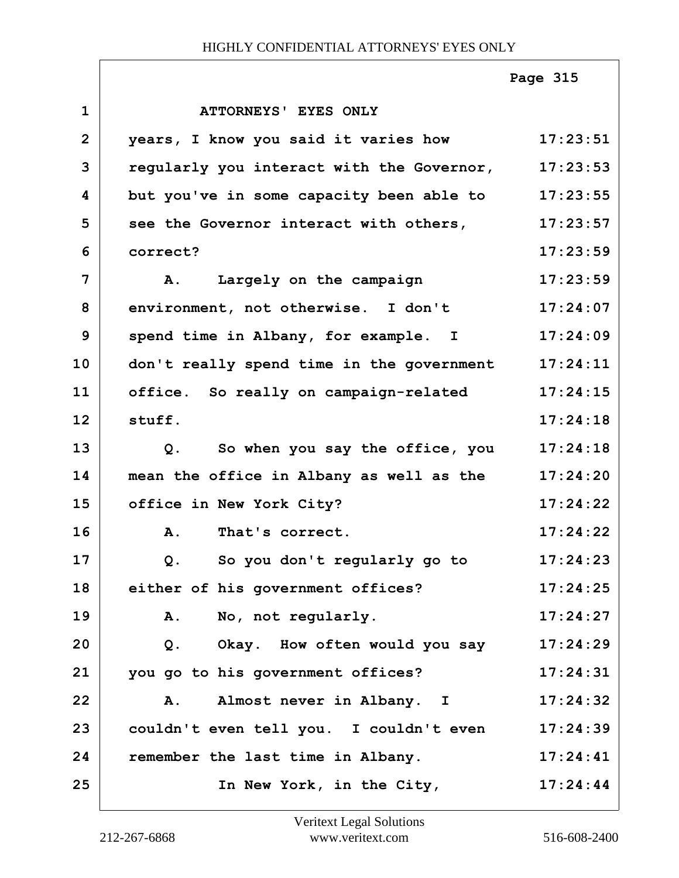HIGHLY CONFIDENTIAL ATTORNEYS' EYES ONLY

| | | |
|---|---|---|
| 1 | ATTORNEYS' EYES ONLY | |
| 2 | years, I know you said it varies how | 17:23:51 |
| 3 | regularly you interact with the Governor, | 17:23:53 |
| 4 | but you've in some capacity been able to | 17:23:55 |
| 5 | see the Governor interact with others, | 17:23:57 |
| 6 | correct? | 17:23:59 |
| 7 | A. Largely on the campaign | 17:23:59 |
| 8 | environment, not otherwise. I don't | 17:24:07 |
| 9 | spend time in Albany, for example. I | 17:24:09 |
| 10 | don't really spend time in the government | 17:24:11 |
| 11 | office. So really on campaign-related | 17:24:15 |
| 12 | stuff. | 17:24:18 |
| 13 | Q. So when you say the office, you | 17:24:18 |
| 14 | mean the office in Albany as well as the | 17:24:20 |
| 15 | office in New York City? | 17:24:22 |
| 16 | A. That's correct. | 17:24:22 |
| 17 | Q. So you don't regularly go to | 17:24:23 |
| 18 | either of his government offices? | 17:24:25 |
| 19 | A. No, not regularly. | 17:24:27 |
| 20 | Q. Okay. How often would you say | 17:24:29 |
| 21 | you go to his government offices? | 17:24:31 |
| 22 | A. Almost never in Albany. I | 17:24:32 |
| 23 | couldn't even tell you. I couldn't even | 17:24:39 |
| 24 | remember the last time in Albany. | 17:24:41 |
| 25 | In New York, in the City, | 17:24:44 |

Veritext Legal Solutions
212-267-6868 www.veritext.com 516-608-2400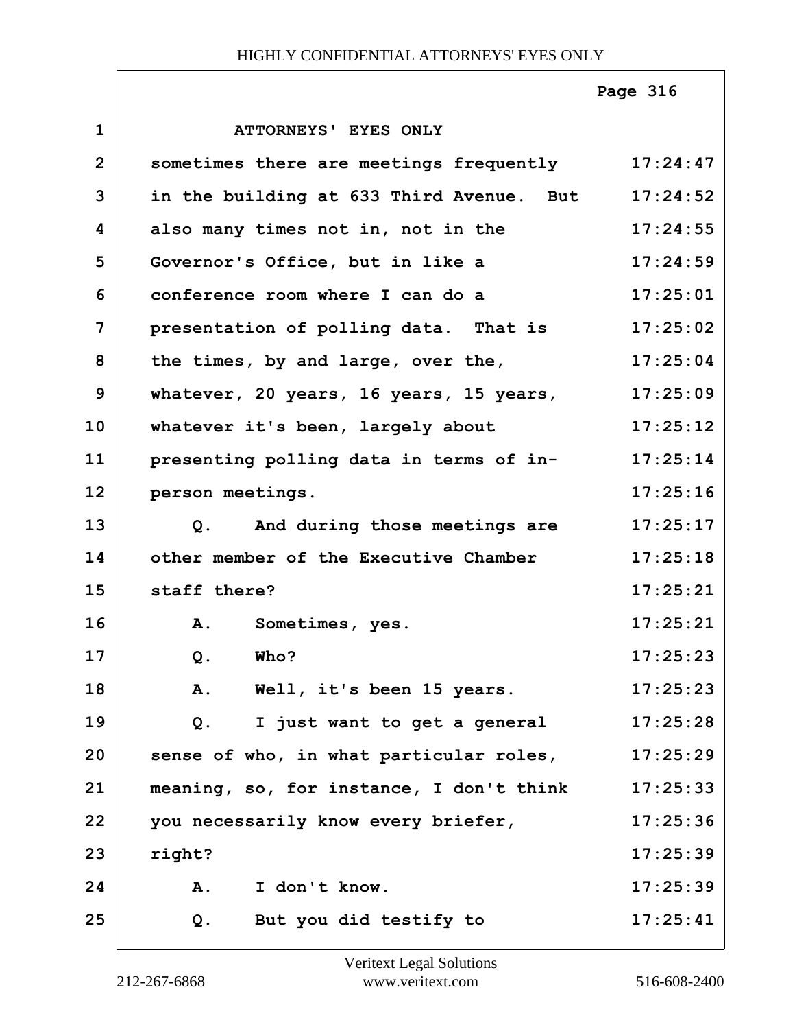ATTORNEYS' EYES ONLY

| | | |
|---|---|---|
| 1 | ATTORNEYS' EYES ONLY | |
| 2 | sometimes there are meetings frequently | 17:24:47 |
| 3 | in the building at 633 Third Avenue. But | 17:24:52 |
| 4 | also many times not in, not in the | 17:24:55 |
| 5 | Governor's Office, but in like a | 17:24:59 |
| 6 | conference room where I can do a | 17:25:01 |
| 7 | presentation of polling data. That is | 17:25:02 |
| 8 | the times, by and large, over the, | 17:25:04 |
| 9 | whatever, 20 years, 16 years, 15 years, | 17:25:09 |
| 10 | whatever it's been, largely about | 17:25:12 |
| 11 | presenting polling data in terms of in- | 17:25:14 |
| 12 | person meetings. | 17:25:16 |
| 13 | Q. And during those meetings are | 17:25:17 |
| 14 | other member of the Executive Chamber | 17:25:18 |
| 15 | staff there? | 17:25:21 |
| 16 | A. Sometimes, yes. | 17:25:21 |
| 17 | Q. Who? | 17:25:23 |
| 18 | A. Well, it's been 15 years. | 17:25:23 |
| 19 | Q. I just want to get a general | 17:25:28 |
| 20 | sense of who, in what particular roles, | 17:25:29 |
| 21 | meaning, so, for instance, I don't think | 17:25:33 |
| 22 | you necessarily know every briefer, | 17:25:36 |
| 23 | right? | 17:25:39 |
| 24 | A. I don't know. | 17:25:39 |
| 25 | Q. But you did testify to | 17:25:41 |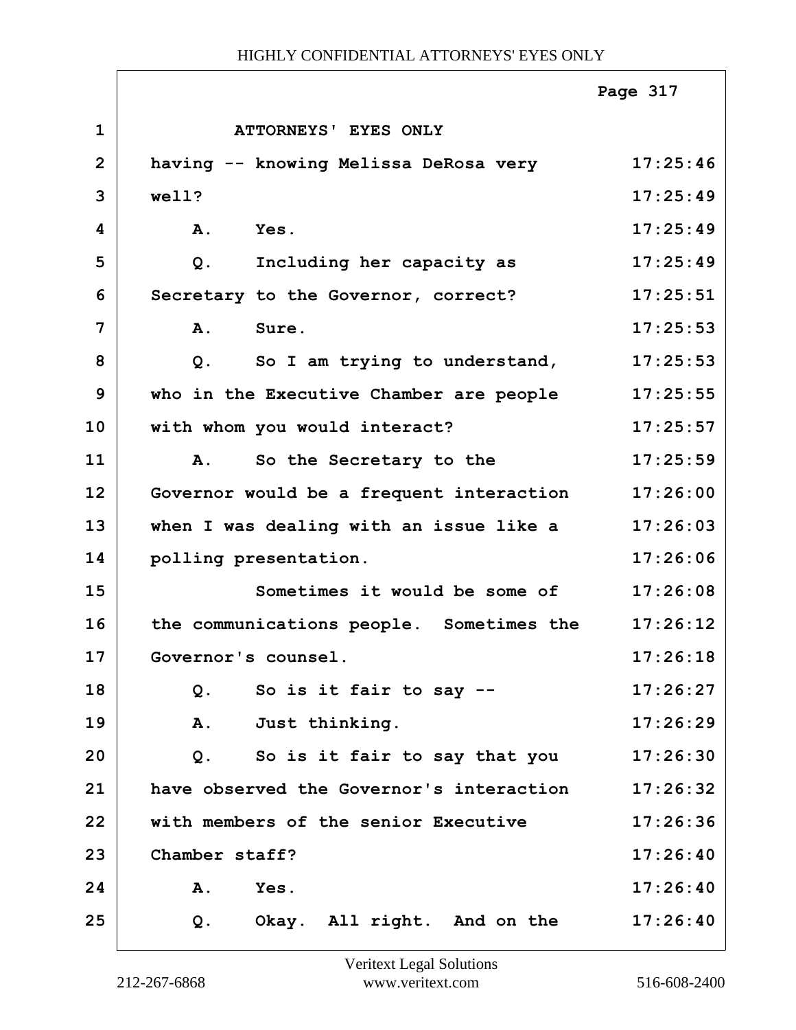ATTORNEYS' EYES ONLY

| | | |
|---|---|---|
| 1 | ATTORNEYS' EYES ONLY | |
| 2 | having -- knowing Melissa DeRosa very | 17:25:46 |
| 3 | well? | 17:25:49 |
| 4 | A. Yes. | 17:25:49 |
| 5 | Q. Including her capacity as | 17:25:49 |
| 6 | Secretary to the Governor, correct? | 17:25:51 |
| 7 | A. Sure. | 17:25:53 |
| 8 | Q. So I am trying to understand, | 17:25:53 |
| 9 | who in the Executive Chamber are people | 17:25:55 |
| 10 | with whom you would interact? | 17:25:57 |
| 11 | A. So the Secretary to the | 17:25:59 |
| 12 | Governor would be a frequent interaction | 17:26:00 |
| 13 | when I was dealing with an issue like a | 17:26:03 |
| 14 | polling presentation. | 17:26:06 |
| 15 | Sometimes it would be some of | 17:26:08 |
| 16 | the communications people. Sometimes the | 17:26:12 |
| 17 | Governor's counsel. | 17:26:18 |
| 18 | Q. So is it fair to say -- | 17:26:27 |
| 19 | A. Just thinking. | 17:26:29 |
| 20 | Q. So is it fair to say that you | 17:26:30 |
| 21 | have observed the Governor's interaction | 17:26:32 |
| 22 | with members of the senior Executive | 17:26:36 |
| 23 | Chamber staff? | 17:26:40 |
| 24 | A. Yes. | 17:26:40 |
| 25 | Q. Okay. All right. And on the | 17:26:40 |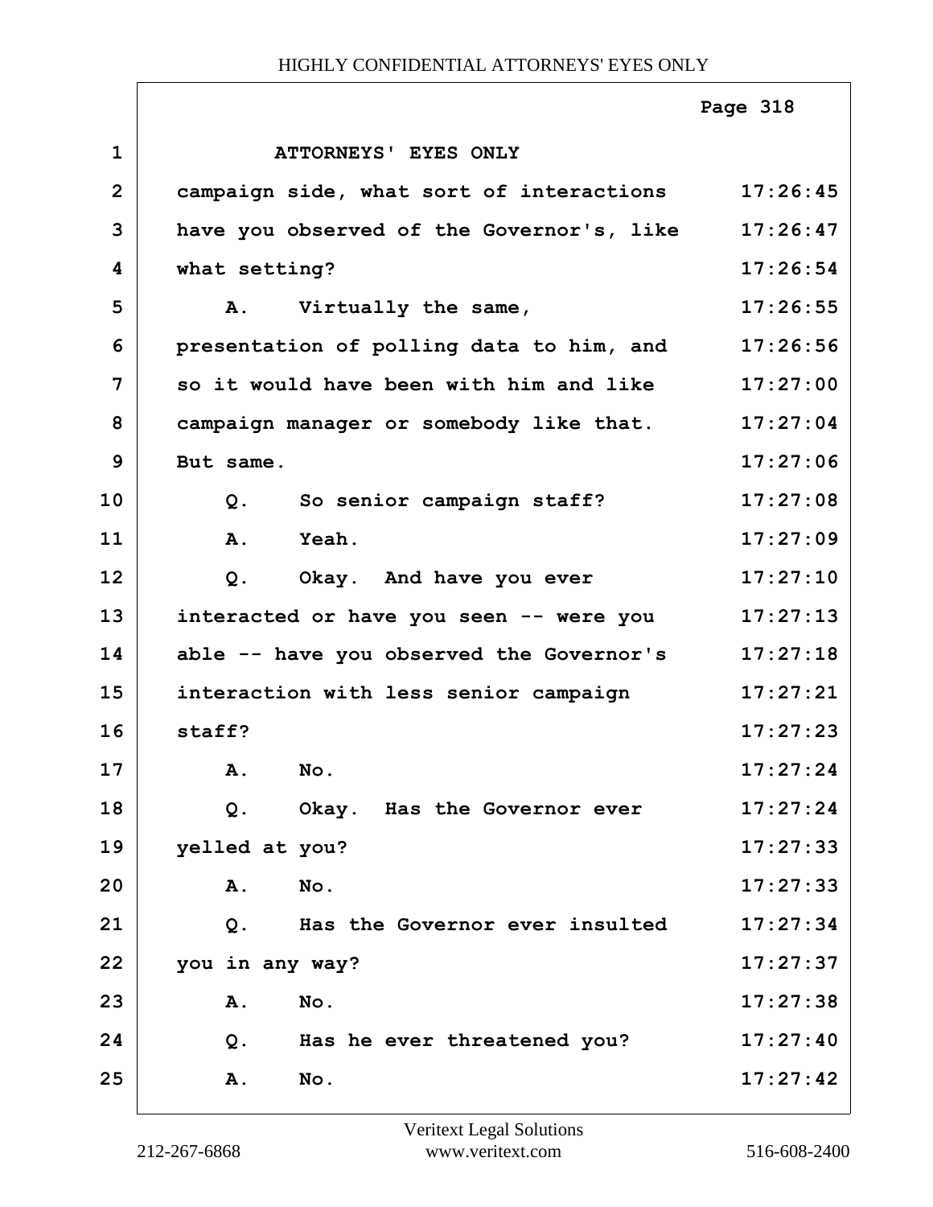ATTORNEYS' EYES ONLY

| | | |
|---|---|---|
| 1 | ATTORNEYS' EYES ONLY | |
| 2 | campaign side, what sort of interactions | 17:26:45 |
| 3 | have you observed of the Governor's, like | 17:26:47 |
| 4 | what setting? | 17:26:54 |
| 5 | A. Virtually the same, | 17:26:55 |
| 6 | presentation of polling data to him, and | 17:26:56 |
| 7 | so it would have been with him and like | 17:27:00 |
| 8 | campaign manager or somebody like that. | 17:27:04 |
| 9 | But same. | 17:27:06 |
| 10 | Q. So senior campaign staff? | 17:27:08 |
| 11 | A. Yeah. | 17:27:09 |
| 12 | Q. Okay. And have you ever | 17:27:10 |
| 13 | interacted or have you seen -- were you | 17:27:13 |
| 14 | able -- have you observed the Governor's | 17:27:18 |
| 15 | interaction with less senior campaign | 17:27:21 |
| 16 | staff? | 17:27:23 |
| 17 | A. No. | 17:27:24 |
| 18 | Q. Okay. Has the Governor ever | 17:27:24 |
| 19 | yelled at you? | 17:27:33 |
| 20 | A. No. | 17:27:33 |
| 21 | Q. Has the Governor ever insulted | 17:27:34 |
| 22 | you in any way? | 17:27:37 |
| 23 | A. No. | 17:27:38 |
| 24 | Q. Has he ever threatened you? | 17:27:40 |
| 25 | A. No. | 17:27:42 |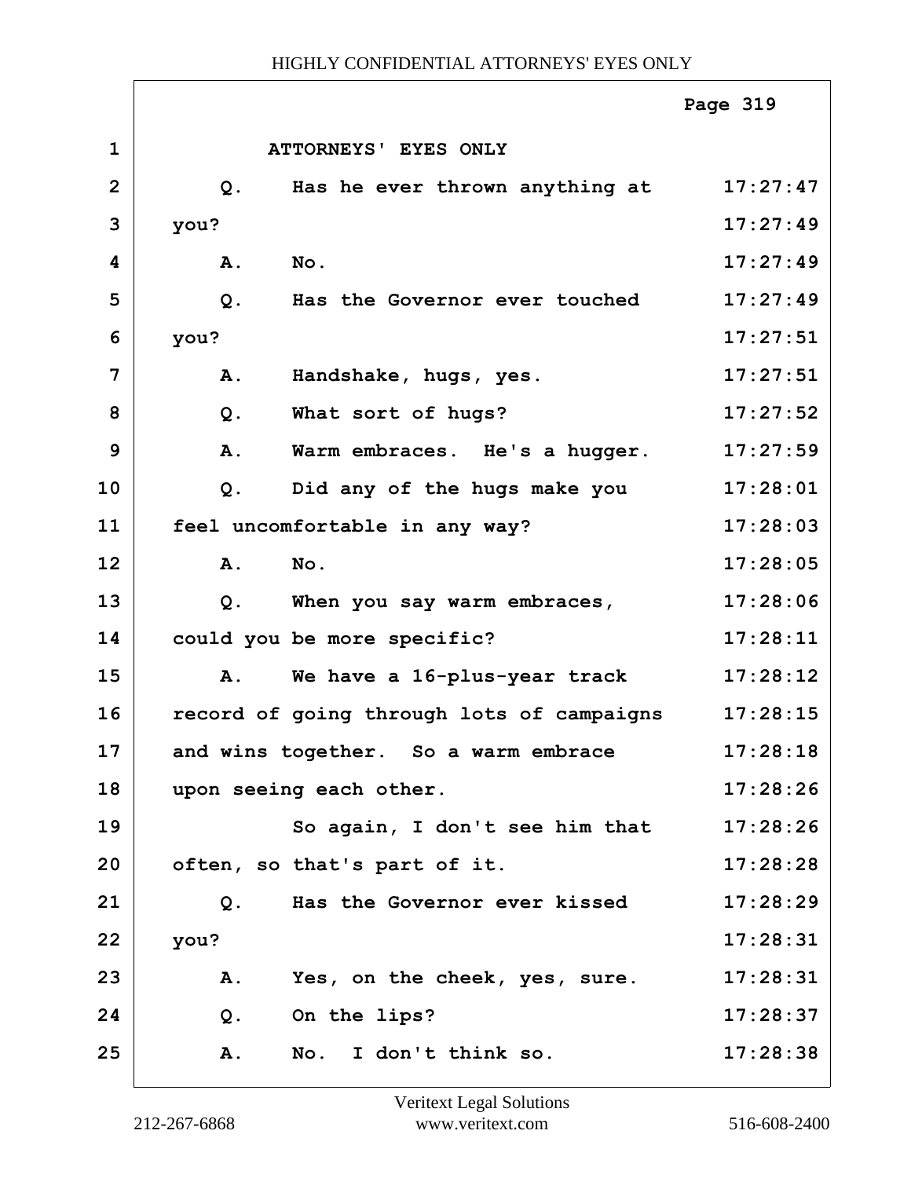ATTORNEYS' EYES ONLY

Q. Has he ever thrown anything at you?

A. No.

Q. Has the Governor ever touched you?

A. Handshake, hugs, yes.

Q. What sort of hugs?

A. Warm embraces. He's a hugger.

Q. Did any of the hugs make you feel uncomfortable in any way?

A. No.

Q. When you say warm embraces, could you be more specific?

A. We have a 16-plus-year track record of going through lots of campaigns and wins together. So a warm embrace upon seeing each other.

So again, I don't see him that often, so that's part of it.

Q. Has the Governor ever kissed you?

A. Yes, on the cheek, yes, sure.

Q. On the lips?

A. No. I don't think so.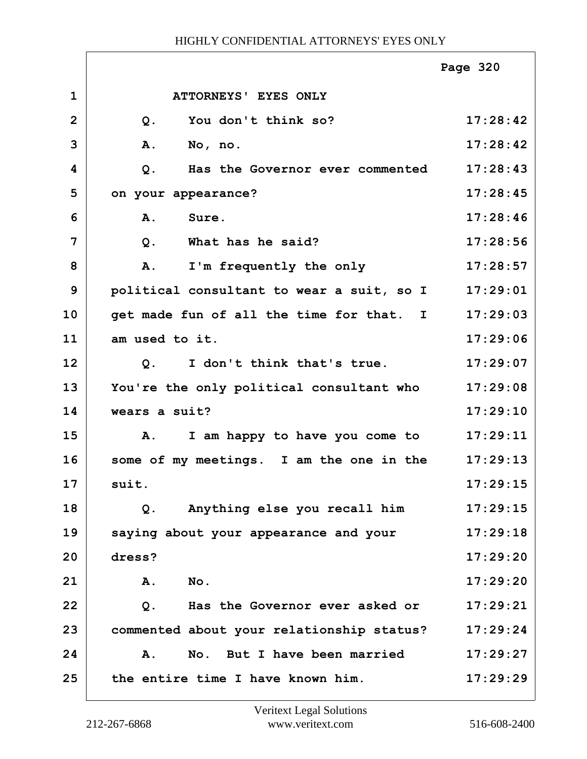ATTORNEYS' EYES ONLY

| Line | Testimony | Time |
|---|---|---|
| 1 | ATTORNEYS' EYES ONLY | |
| 2 | Q. You don't think so? | 17:28:42 |
| 3 | A. No, no. | 17:28:42 |
| 4 | Q. Has the Governor ever commented | 17:28:43 |
| 5 | on your appearance? | 17:28:45 |
| 6 | A. Sure. | 17:28:46 |
| 7 | Q. What has he said? | 17:28:56 |
| 8 | A. I'm frequently the only | 17:28:57 |
| 9 | political consultant to wear a suit, so I | 17:29:01 |
| 10 | get made fun of all the time for that. I | 17:29:03 |
| 11 | am used to it. | 17:29:06 |
| 12 | Q. I don't think that's true. | 17:29:07 |
| 13 | You're the only political consultant who | 17:29:08 |
| 14 | wears a suit? | 17:29:10 |
| 15 | A. I am happy to have you come to | 17:29:11 |
| 16 | some of my meetings. I am the one in the | 17:29:13 |
| 17 | suit. | 17:29:15 |
| 18 | Q. Anything else you recall him | 17:29:15 |
| 19 | saying about your appearance and your | 17:29:18 |
| 20 | dress? | 17:29:20 |
| 21 | A. No. | 17:29:20 |
| 22 | Q. Has the Governor ever asked or | 17:29:21 |
| 23 | commented about your relationship status? | 17:29:24 |
| 24 | A. No. But I have been married | 17:29:27 |
| 25 | the entire time I have known him. | 17:29:29 |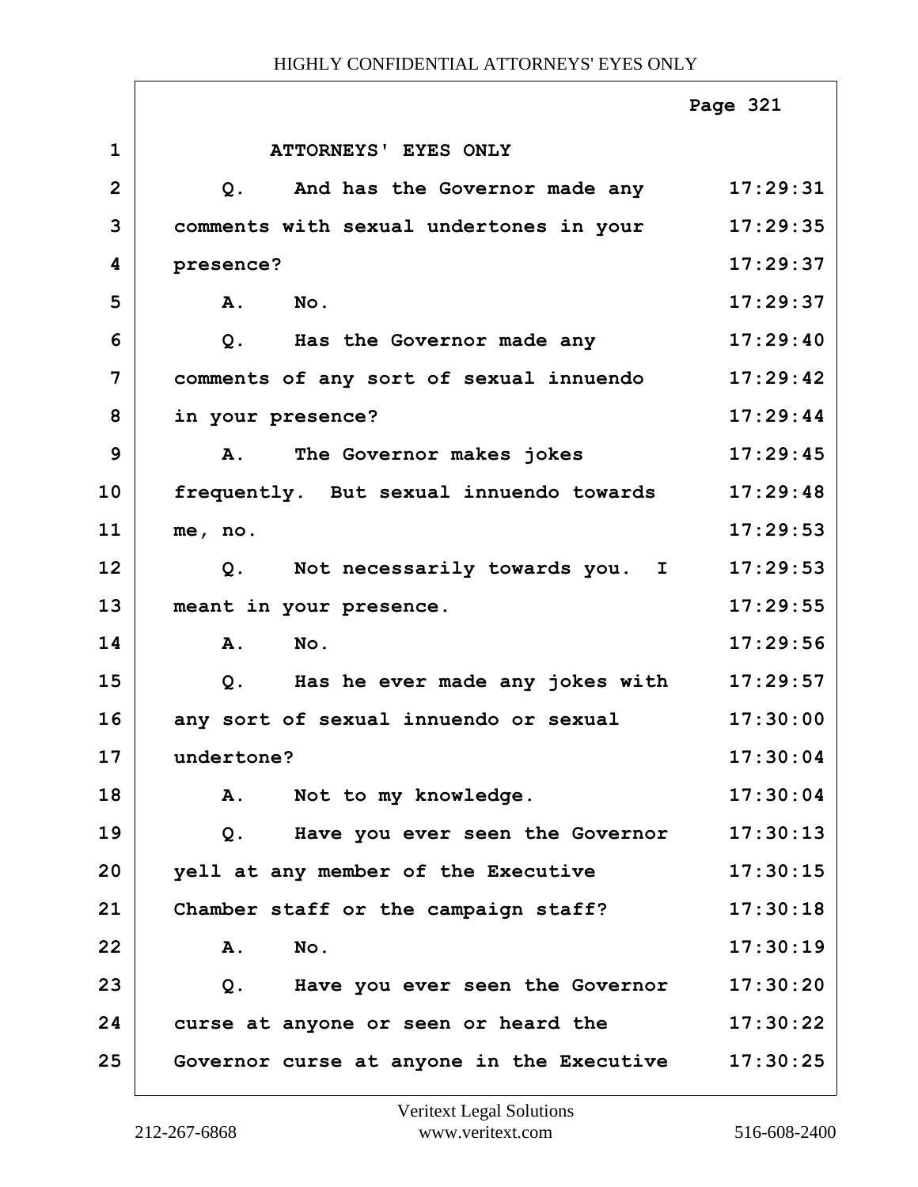HIGHLY CONFIDENTIAL ATTORNEYS' EYES ONLY

Page 321

| | | |
|---|---|---|
| 1 | ATTORNEYS' EYES ONLY | |
| 2 | Q. And has the Governor made any | 17:29:31 |
| 3 | comments with sexual undertones in your | 17:29:35 |
| 4 | presence? | 17:29:37 |
| 5 | A. No. | 17:29:37 |
| 6 | Q. Has the Governor made any | 17:29:40 |
| 7 | comments of any sort of sexual innuendo | 17:29:42 |
| 8 | in your presence? | 17:29:44 |
| 9 | A. The Governor makes jokes | 17:29:45 |
| 10 | frequently. But sexual innuendo towards | 17:29:48 |
| 11 | me, no. | 17:29:53 |
| 12 | Q. Not necessarily towards you. I | 17:29:53 |
| 13 | meant in your presence. | 17:29:55 |
| 14 | A. No. | 17:29:56 |
| 15 | Q. Has he ever made any jokes with | 17:29:57 |
| 16 | any sort of sexual innuendo or sexual | 17:30:00 |
| 17 | undertone? | 17:30:04 |
| 18 | A. Not to my knowledge. | 17:30:04 |
| 19 | Q. Have you ever seen the Governor | 17:30:13 |
| 20 | yell at any member of the Executive | 17:30:15 |
| 21 | Chamber staff or the campaign staff? | 17:30:18 |
| 22 | A. No. | 17:30:19 |
| 23 | Q. Have you ever seen the Governor | 17:30:20 |
| 24 | curse at anyone or seen or heard the | 17:30:22 |
| 25 | Governor curse at anyone in the Executive | 17:30:25 |

Veritext Legal Solutions
212-267-6868 www.veritext.com 516-608-2400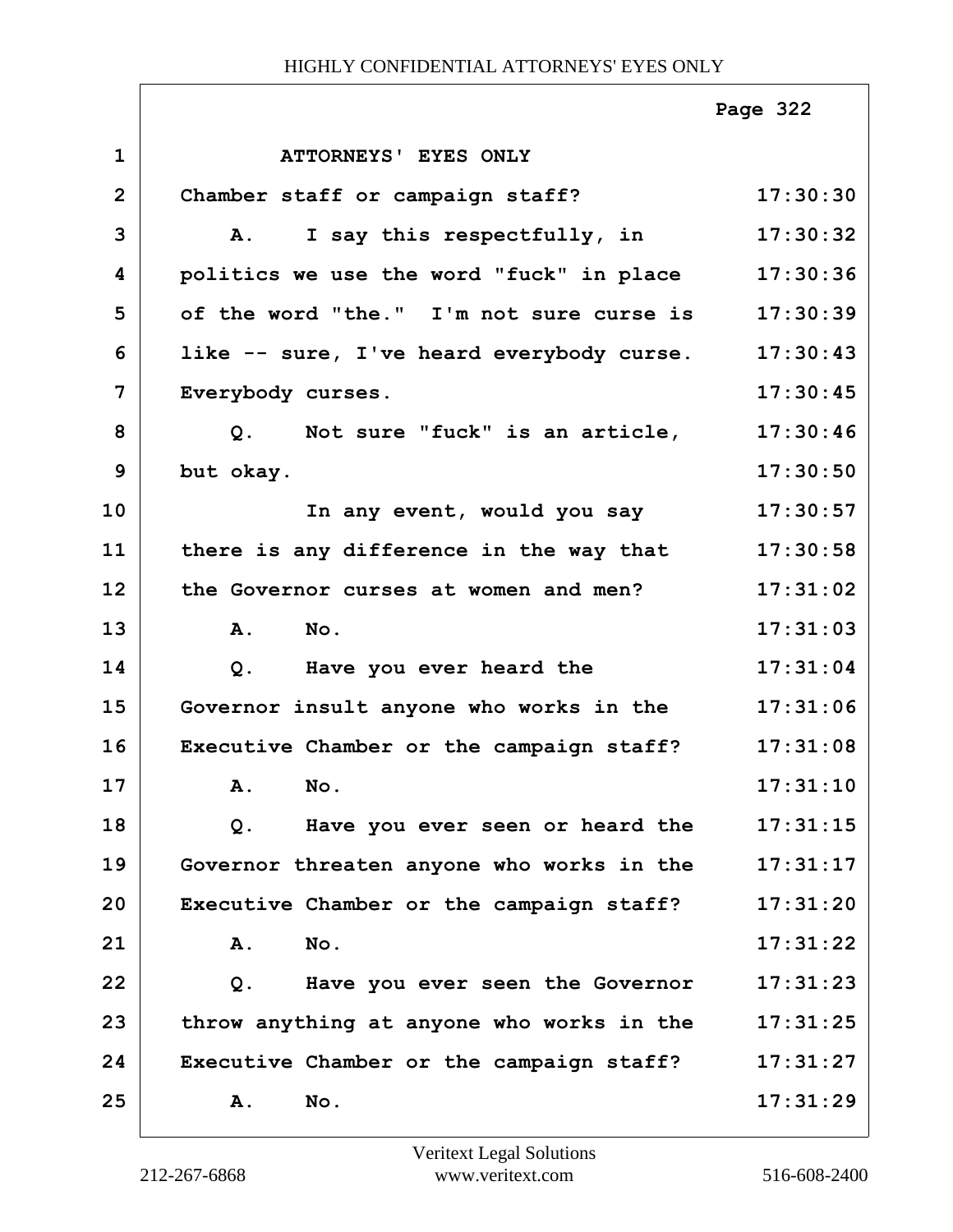ATTORNEYS' EYES ONLY

| | | |
|---|---|---|
| 1 | ATTORNEYS' EYES ONLY | |
| 2 | Chamber staff or campaign staff? | 17:30:30 |
| 3 | A. I say this respectfully, in | 17:30:32 |
| 4 | politics we use the word "fuck" in place | 17:30:36 |
| 5 | of the word "the." I'm not sure curse is | 17:30:39 |
| 6 | like -- sure, I've heard everybody curse. | 17:30:43 |
| 7 | Everybody curses. | 17:30:45 |
| 8 | Q. Not sure "fuck" is an article, | 17:30:46 |
| 9 | but okay. | 17:30:50 |
| 10 | In any event, would you say | 17:30:57 |
| 11 | there is any difference in the way that | 17:30:58 |
| 12 | the Governor curses at women and men? | 17:31:02 |
| 13 | A. No. | 17:31:03 |
| 14 | Q. Have you ever heard the | 17:31:04 |
| 15 | Governor insult anyone who works in the | 17:31:06 |
| 16 | Executive Chamber or the campaign staff? | 17:31:08 |
| 17 | A. No. | 17:31:10 |
| 18 | Q. Have you ever seen or heard the | 17:31:15 |
| 19 | Governor threaten anyone who works in the | 17:31:17 |
| 20 | Executive Chamber or the campaign staff? | 17:31:20 |
| 21 | A. No. | 17:31:22 |
| 22 | Q. Have you ever seen the Governor | 17:31:23 |
| 23 | throw anything at anyone who works in the | 17:31:25 |
| 24 | Executive Chamber or the campaign staff? | 17:31:27 |
| 25 | A. No. | 17:31:29 |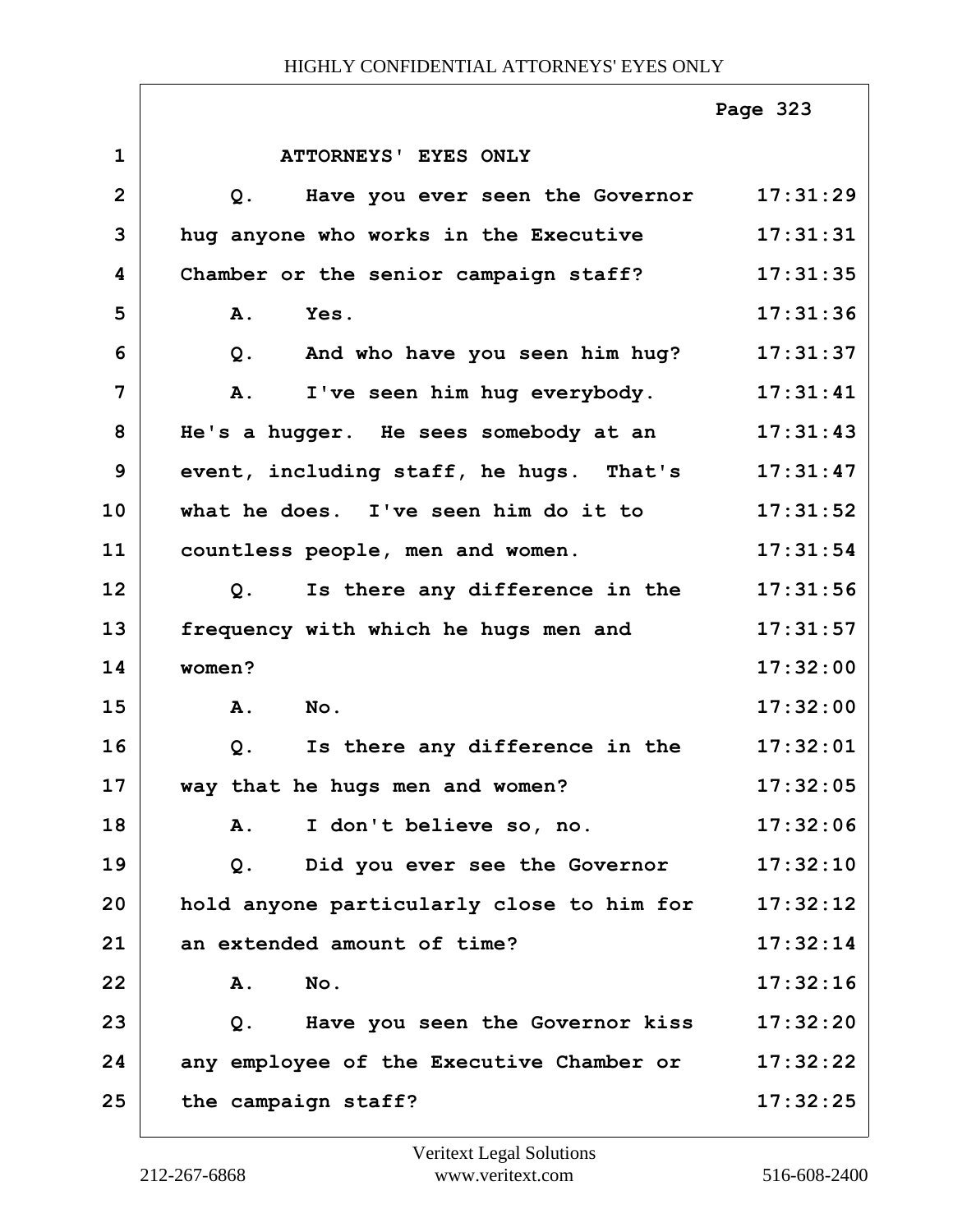ATTORNEYS' EYES ONLY

Q. Have you ever seen the Governor hug anyone who works in the Executive Chamber or the senior campaign staff?

A. Yes.

Q. And who have you seen him hug?

A. I've seen him hug everybody. He's a hugger. He sees somebody at an event, including staff, he hugs. That's what he does. I've seen him do it to countless people, men and women.

Q. Is there any difference in the frequency with which he hugs men and women?

A. No.

Q. Is there any difference in the way that he hugs men and women?

A. I don't believe so, no.

Q. Did you ever see the Governor hold anyone particularly close to him for an extended amount of time?

A. No.

Q. Have you seen the Governor kiss any employee of the Executive Chamber or the campaign staff?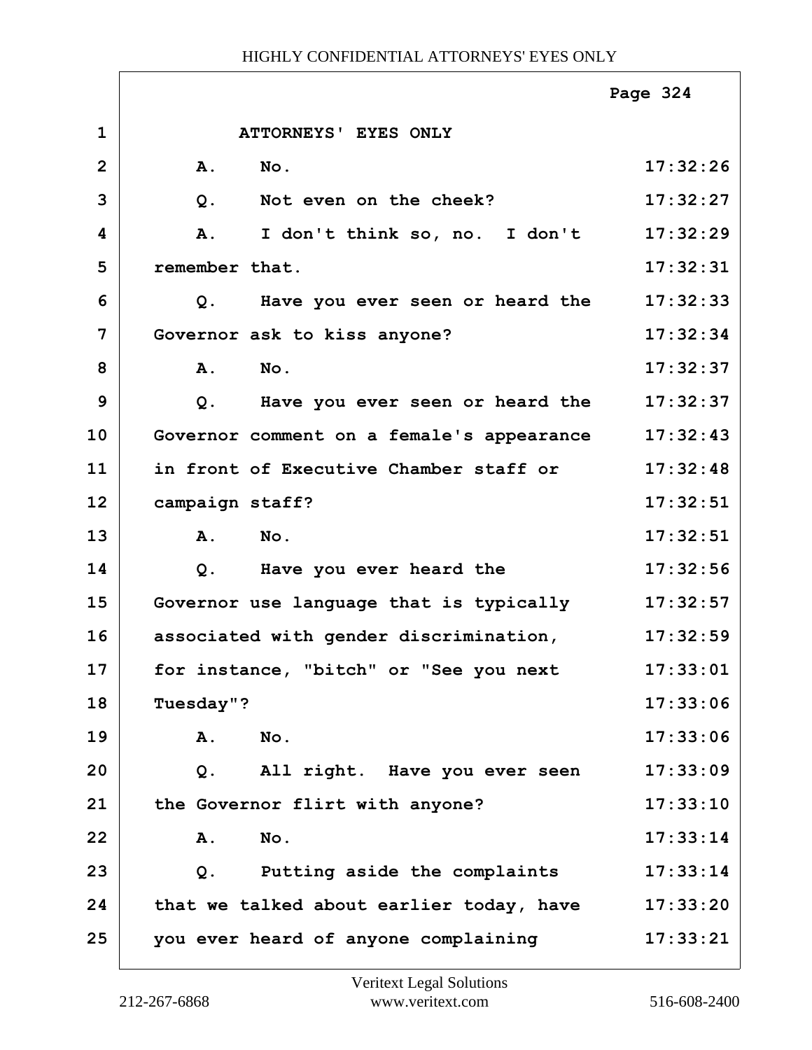ATTORNEYS' EYES ONLY

| Line | Text | Time |
|---|---|---|
| 1 | ATTORNEYS' EYES ONLY | |
| 2 | A. No. | 17:32:26 |
| 3 | Q. Not even on the cheek? | 17:32:27 |
| 4 | A. I don't think so, no. I don't | 17:32:29 |
| 5 | remember that. | 17:32:31 |
| 6 | Q. Have you ever seen or heard the | 17:32:33 |
| 7 | Governor ask to kiss anyone? | 17:32:34 |
| 8 | A. No. | 17:32:37 |
| 9 | Q. Have you ever seen or heard the | 17:32:37 |
| 10 | Governor comment on a female's appearance | 17:32:43 |
| 11 | in front of Executive Chamber staff or | 17:32:48 |
| 12 | campaign staff? | 17:32:51 |
| 13 | A. No. | 17:32:51 |
| 14 | Q. Have you ever heard the | 17:32:56 |
| 15 | Governor use language that is typically | 17:32:57 |
| 16 | associated with gender discrimination, | 17:32:59 |
| 17 | for instance, "bitch" or "See you next | 17:33:01 |
| 18 | Tuesday"? | 17:33:06 |
| 19 | A. No. | 17:33:06 |
| 20 | Q. All right. Have you ever seen | 17:33:09 |
| 21 | the Governor flirt with anyone? | 17:33:10 |
| 22 | A. No. | 17:33:14 |
| 23 | Q. Putting aside the complaints | 17:33:14 |
| 24 | that we talked about earlier today, have | 17:33:20 |
| 25 | you ever heard of anyone complaining | 17:33:21 |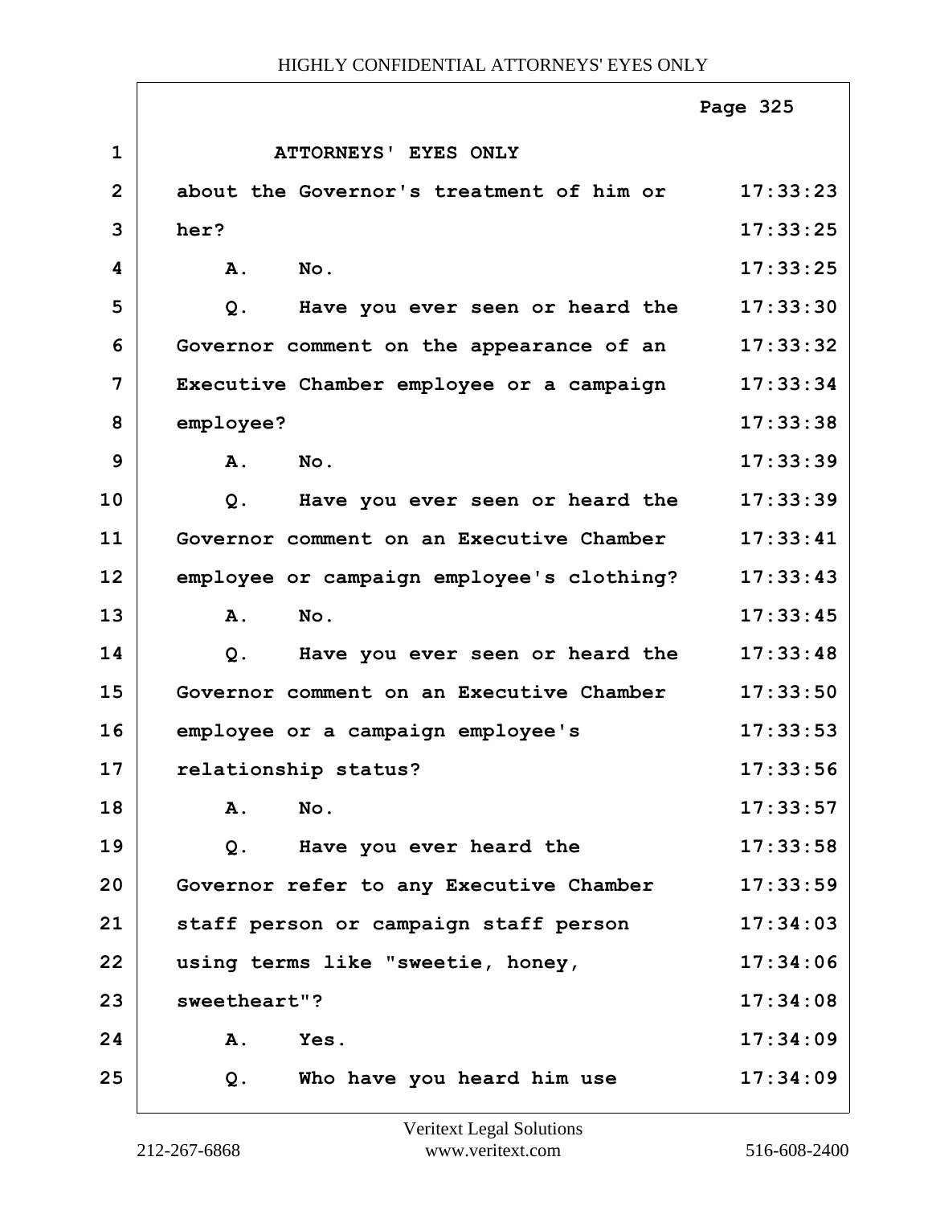| | | |
|---|---|---|
| 1 | ATTORNEYS' EYES ONLY | |
| 2 | about the Governor's treatment of him or | 17:33:23 |
| 3 | her? | 17:33:25 |
| 4 | A. No. | 17:33:25 |
| 5 | Q. Have you ever seen or heard the | 17:33:30 |
| 6 | Governor comment on the appearance of an | 17:33:32 |
| 7 | Executive Chamber employee or a campaign | 17:33:34 |
| 8 | employee? | 17:33:38 |
| 9 | A. No. | 17:33:39 |
| 10 | Q. Have you ever seen or heard the | 17:33:39 |
| 11 | Governor comment on an Executive Chamber | 17:33:41 |
| 12 | employee or campaign employee's clothing? | 17:33:43 |
| 13 | A. No. | 17:33:45 |
| 14 | Q. Have you ever seen or heard the | 17:33:48 |
| 15 | Governor comment on an Executive Chamber | 17:33:50 |
| 16 | employee or a campaign employee's | 17:33:53 |
| 17 | relationship status? | 17:33:56 |
| 18 | A. No. | 17:33:57 |
| 19 | Q. Have you ever heard the | 17:33:58 |
| 20 | Governor refer to any Executive Chamber | 17:33:59 |
| 21 | staff person or campaign staff person | 17:34:03 |
| 22 | using terms like "sweetie, honey, | 17:34:06 |
| 23 | sweetheart"? | 17:34:08 |
| 24 | A. Yes. | 17:34:09 |
| 25 | Q. Who have you heard him use | 17:34:09 |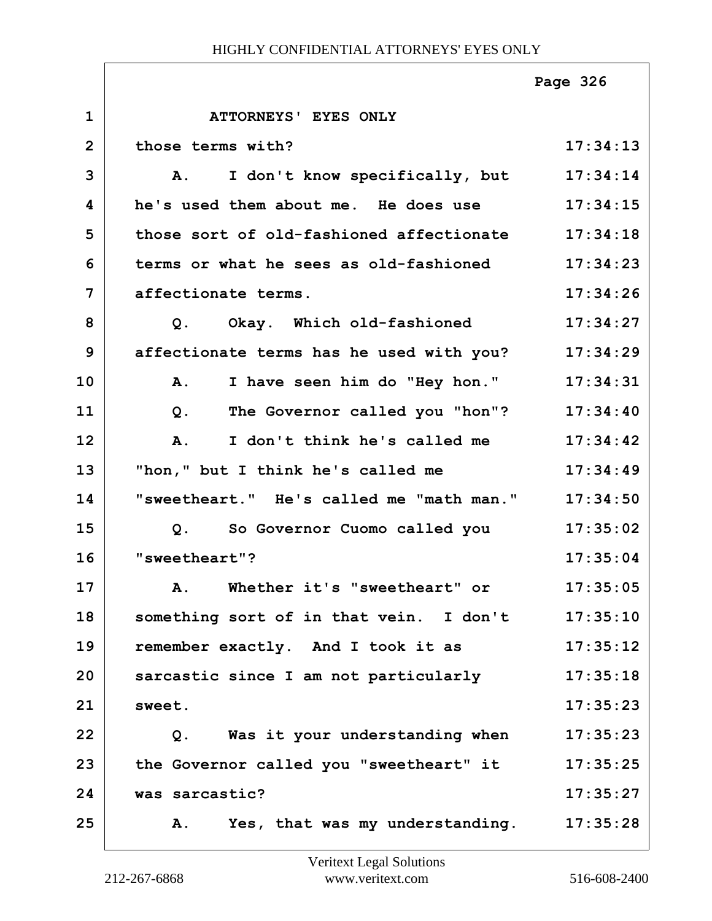ATTORNEYS' EYES ONLY

| | | |
|---|---|---|
| 1 | ATTORNEYS' EYES ONLY | |
| 2 | those terms with? | 17:34:13 |
| 3 | A. I don't know specifically, but | 17:34:14 |
| 4 | he's used them about me. He does use | 17:34:15 |
| 5 | those sort of old-fashioned affectionate | 17:34:18 |
| 6 | terms or what he sees as old-fashioned | 17:34:23 |
| 7 | affectionate terms. | 17:34:26 |
| 8 | Q. Okay. Which old-fashioned | 17:34:27 |
| 9 | affectionate terms has he used with you? | 17:34:29 |
| 10 | A. I have seen him do "Hey hon." | 17:34:31 |
| 11 | Q. The Governor called you "hon"? | 17:34:40 |
| 12 | A. I don't think he's called me | 17:34:42 |
| 13 | "hon," but I think he's called me | 17:34:49 |
| 14 | "sweetheart." He's called me "math man." | 17:34:50 |
| 15 | Q. So Governor Cuomo called you | 17:35:02 |
| 16 | "sweetheart"? | 17:35:04 |
| 17 | A. Whether it's "sweetheart" or | 17:35:05 |
| 18 | something sort of in that vein. I don't | 17:35:10 |
| 19 | remember exactly. And I took it as | 17:35:12 |
| 20 | sarcastic since I am not particularly | 17:35:18 |
| 21 | sweet. | 17:35:23 |
| 22 | Q. Was it your understanding when | 17:35:23 |
| 23 | the Governor called you "sweetheart" it | 17:35:25 |
| 24 | was sarcastic? | 17:35:27 |
| 25 | A. Yes, that was my understanding. | 17:35:28 |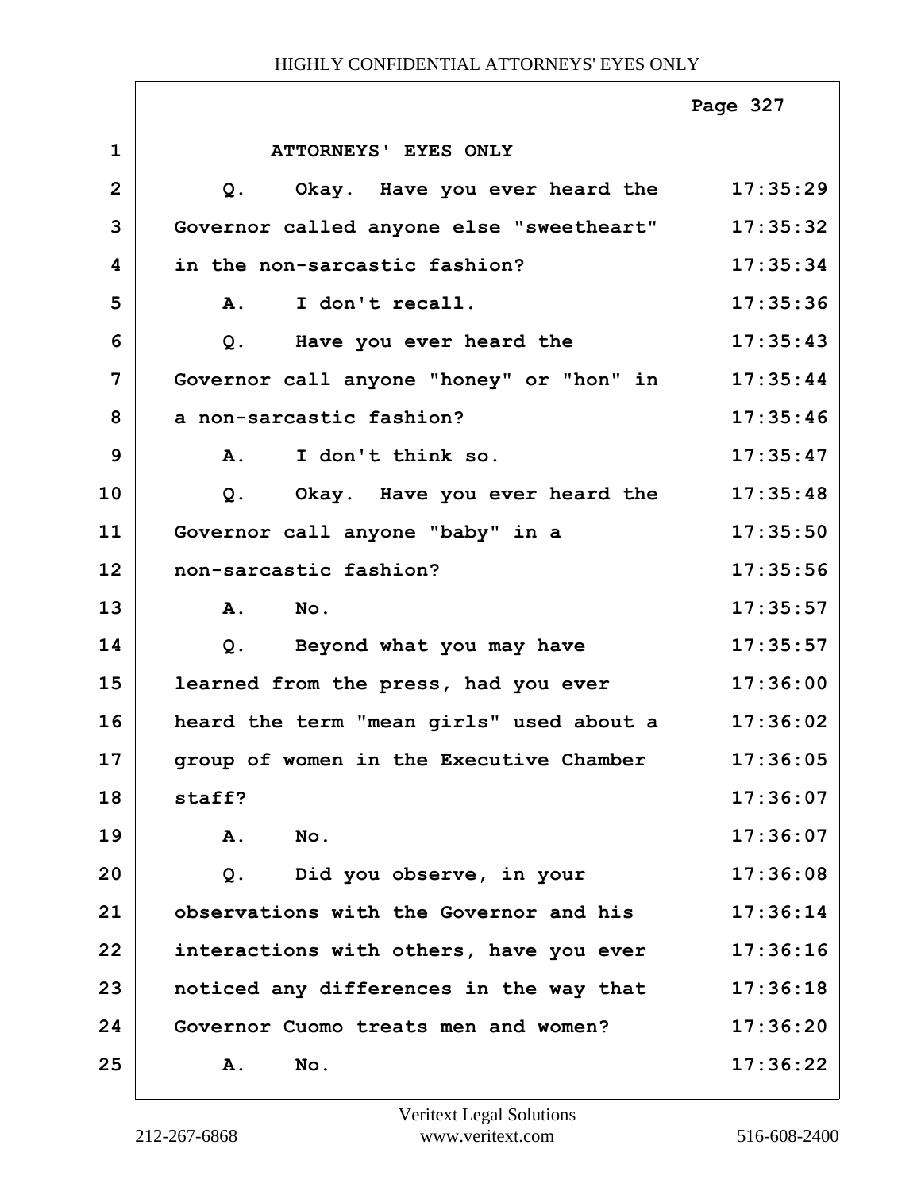ATTORNEYS' EYES ONLY

| Line | Text | Time |
|---|---|---|
| 1 | ATTORNEYS' EYES ONLY | |
| 2 | Q. Okay. Have you ever heard the | 17:35:29 |
| 3 | Governor called anyone else "sweetheart" | 17:35:32 |
| 4 | in the non-sarcastic fashion? | 17:35:34 |
| 5 | A. I don't recall. | 17:35:36 |
| 6 | Q. Have you ever heard the | 17:35:43 |
| 7 | Governor call anyone "honey" or "hon" in | 17:35:44 |
| 8 | a non-sarcastic fashion? | 17:35:46 |
| 9 | A. I don't think so. | 17:35:47 |
| 10 | Q. Okay. Have you ever heard the | 17:35:48 |
| 11 | Governor call anyone "baby" in a | 17:35:50 |
| 12 | non-sarcastic fashion? | 17:35:56 |
| 13 | A. No. | 17:35:57 |
| 14 | Q. Beyond what you may have | 17:35:57 |
| 15 | learned from the press, had you ever | 17:36:00 |
| 16 | heard the term "mean girls" used about a | 17:36:02 |
| 17 | group of women in the Executive Chamber | 17:36:05 |
| 18 | staff? | 17:36:07 |
| 19 | A. No. | 17:36:07 |
| 20 | Q. Did you observe, in your | 17:36:08 |
| 21 | observations with the Governor and his | 17:36:14 |
| 22 | interactions with others, have you ever | 17:36:16 |
| 23 | noticed any differences in the way that | 17:36:18 |
| 24 | Governor Cuomo treats men and women? | 17:36:20 |
| 25 | A. No. | 17:36:22 |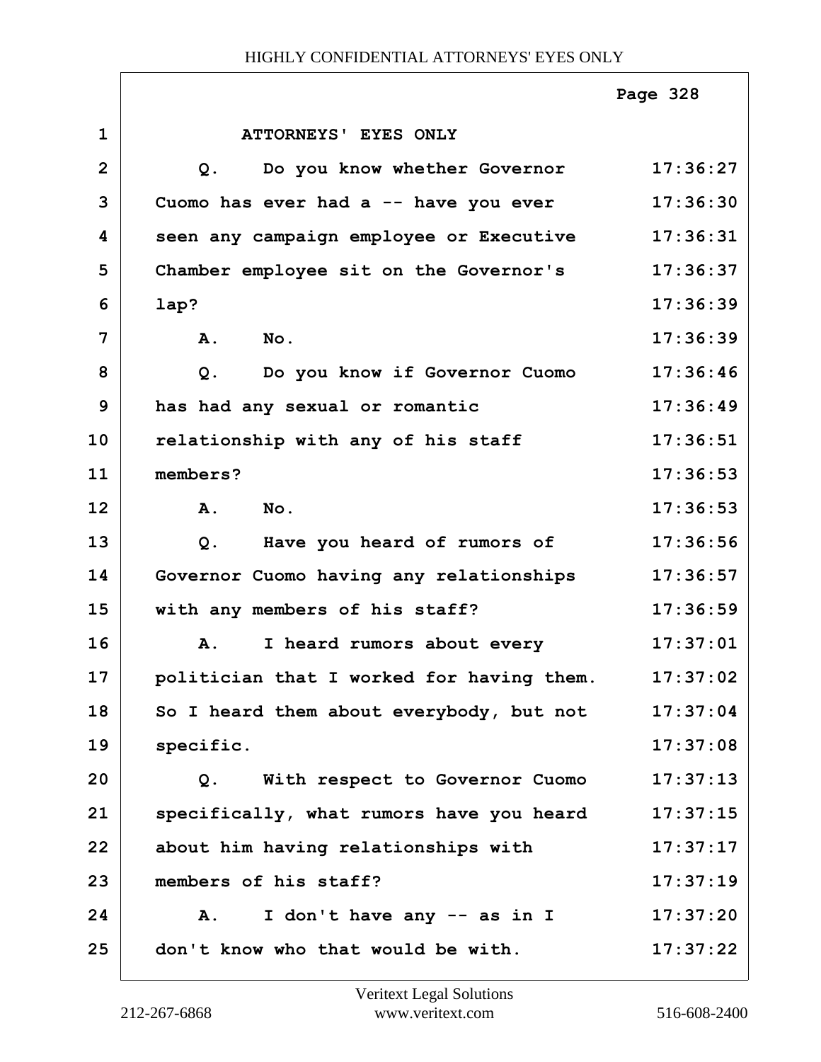ATTORNEYS' EYES ONLY

| Line | Testimony | Time |
|---|---|---|
| 1 | ATTORNEYS' EYES ONLY | |
| 2 | Q. Do you know whether Governor | 17:36:27 |
| 3 | Cuomo has ever had a -- have you ever | 17:36:30 |
| 4 | seen any campaign employee or Executive | 17:36:31 |
| 5 | Chamber employee sit on the Governor's | 17:36:37 |
| 6 | lap? | 17:36:39 |
| 7 | A. No. | 17:36:39 |
| 8 | Q. Do you know if Governor Cuomo | 17:36:46 |
| 9 | has had any sexual or romantic | 17:36:49 |
| 10 | relationship with any of his staff | 17:36:51 |
| 11 | members? | 17:36:53 |
| 12 | A. No. | 17:36:53 |
| 13 | Q. Have you heard of rumors of | 17:36:56 |
| 14 | Governor Cuomo having any relationships | 17:36:57 |
| 15 | with any members of his staff? | 17:36:59 |
| 16 | A. I heard rumors about every | 17:37:01 |
| 17 | politician that I worked for having them. | 17:37:02 |
| 18 | So I heard them about everybody, but not | 17:37:04 |
| 19 | specific. | 17:37:08 |
| 20 | Q. With respect to Governor Cuomo | 17:37:13 |
| 21 | specifically, what rumors have you heard | 17:37:15 |
| 22 | about him having relationships with | 17:37:17 |
| 23 | members of his staff? | 17:37:19 |
| 24 | A. I don't have any -- as in I | 17:37:20 |
| 25 | don't know who that would be with. | 17:37:22 |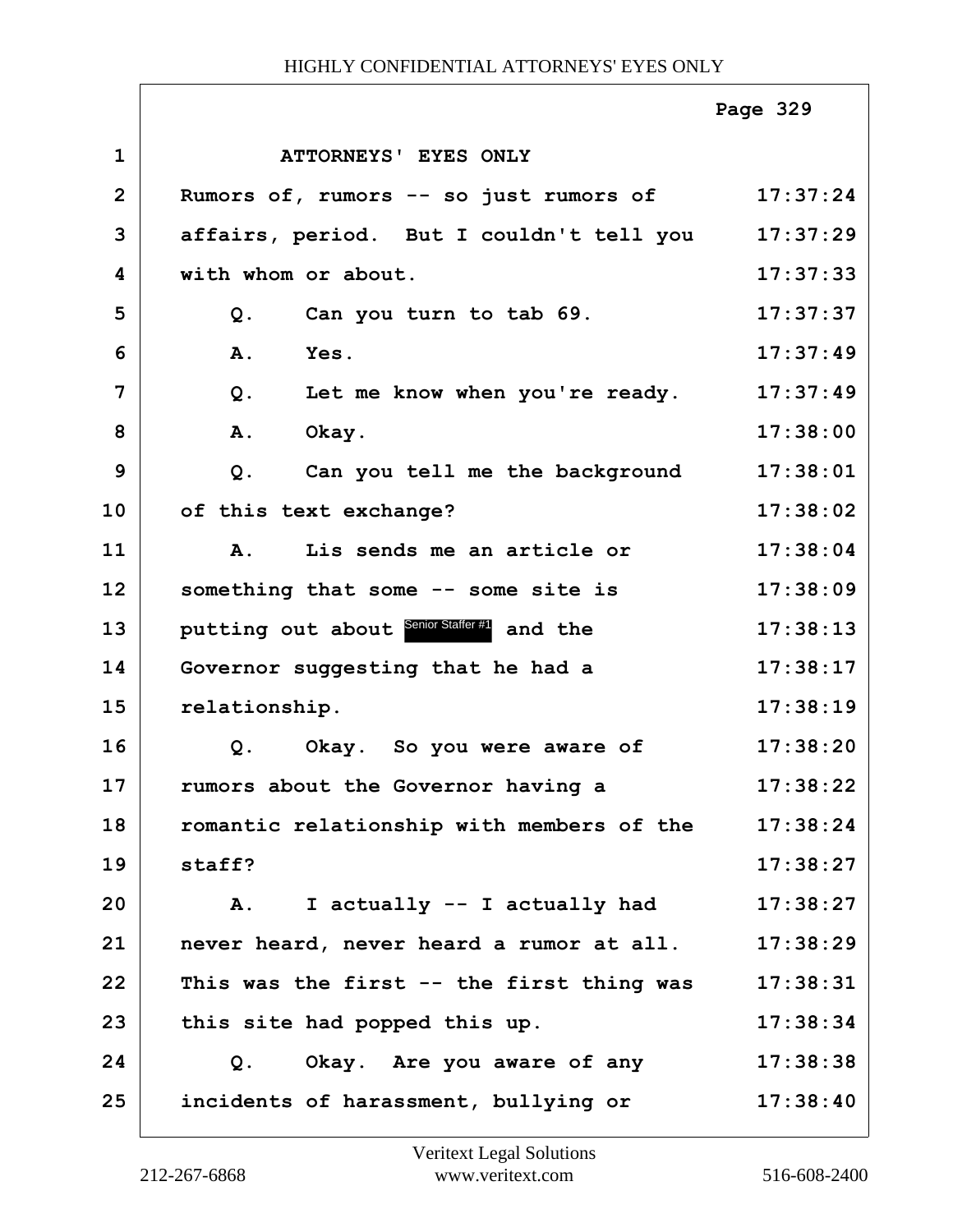ATTORNEYS' EYES ONLY

| Line | Text | Time |
|---|---|---|
| 1 | ATTORNEYS' EYES ONLY | |
| 2 | Rumors of, rumors -- so just rumors of | 17:37:24 |
| 3 | affairs, period. But I couldn't tell you | 17:37:29 |
| 4 | with whom or about. | 17:37:33 |
| 5 | Q. Can you turn to tab 69. | 17:37:37 |
| 6 | A. Yes. | 17:37:49 |
| 7 | Q. Let me know when you're ready. | 17:37:49 |
| 8 | A. Okay. | 17:38:00 |
| 9 | Q. Can you tell me the background | 17:38:01 |
| 10 | of this text exchange? | 17:38:02 |
| 11 | A. Lis sends me an article or | 17:38:04 |
| 12 | something that some -- some site is | 17:38:09 |
| 13 | putting out about Senior Staffer #1 and the | 17:38:13 |
| 14 | Governor suggesting that he had a | 17:38:17 |
| 15 | relationship. | 17:38:19 |
| 16 | Q. Okay. So you were aware of | 17:38:20 |
| 17 | rumors about the Governor having a | 17:38:22 |
| 18 | romantic relationship with members of the | 17:38:24 |
| 19 | staff? | 17:38:27 |
| 20 | A. I actually -- I actually had | 17:38:27 |
| 21 | never heard, never heard a rumor at all. | 17:38:29 |
| 22 | This was the first -- the first thing was | 17:38:31 |
| 23 | this site had popped this up. | 17:38:34 |
| 24 | Q. Okay. Are you aware of any | 17:38:38 |
| 25 | incidents of harassment, bullying or | 17:38:40 |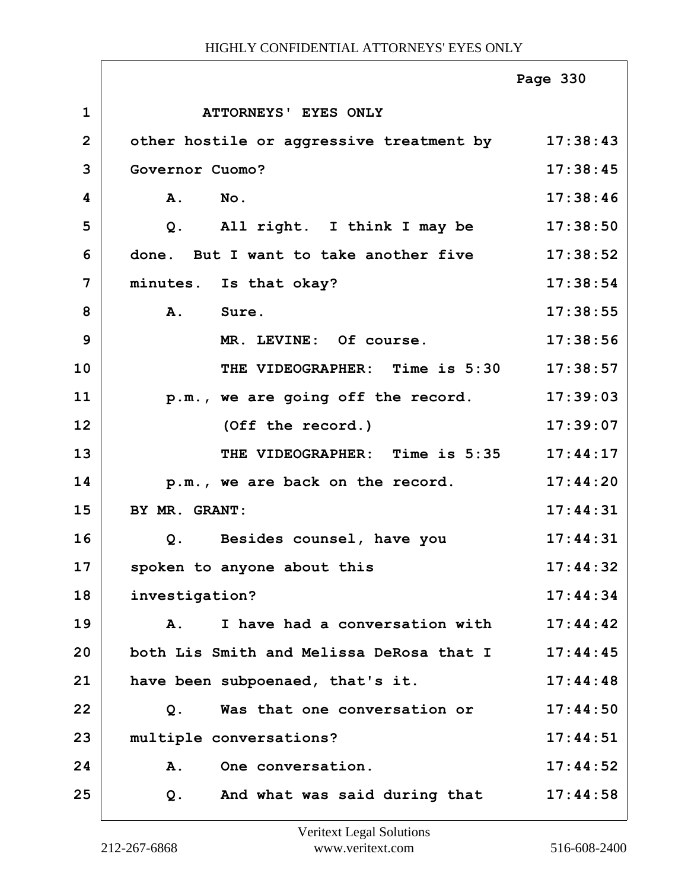ATTORNEYS' EYES ONLY

other hostile or aggressive treatment by Governor Cuomo?

A. No.

Q. All right. I think I may be done. But I want to take another five minutes. Is that okay?

A. Sure.

MR. LEVINE: Of course.

THE VIDEOGRAPHER: Time is 5:30 p.m., we are going off the record.

(Off the record.)

THE VIDEOGRAPHER: Time is 5:35 p.m., we are back on the record.

BY MR. GRANT:

Q. Besides counsel, have you spoken to anyone about this investigation?

A. I have had a conversation with both Lis Smith and Melissa DeRosa that I have been subpoenaed, that's it.

Q. Was that one conversation or multiple conversations?

A. One conversation.

Q. And what was said during that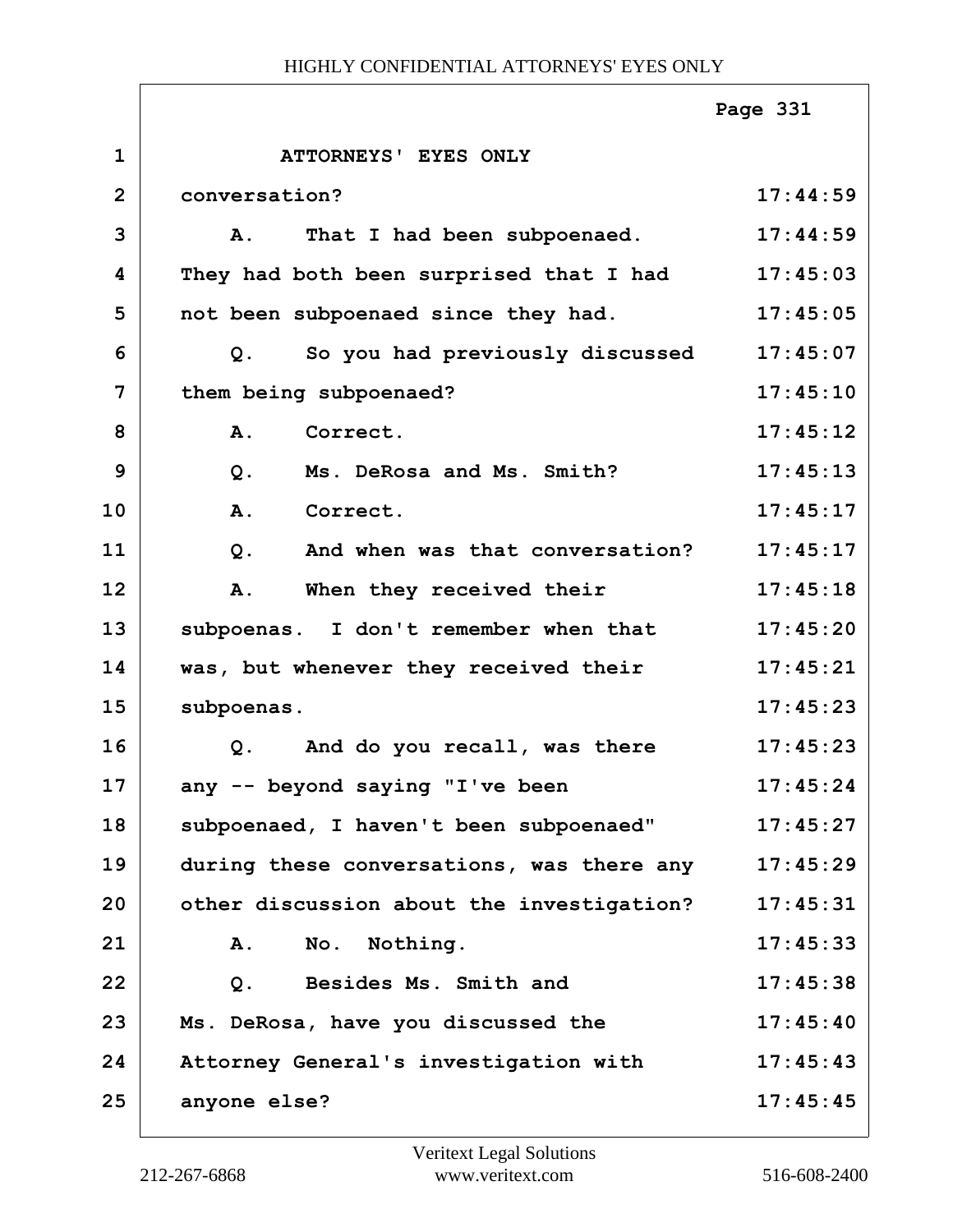ATTORNEYS' EYES ONLY

conversation?

A. That I had been subpoenaed. They had both been surprised that I had not been subpoenaed since they had.

Q. So you had previously discussed them being subpoenaed?

A. Correct.

Q. Ms. DeRosa and Ms. Smith?

A. Correct.

Q. And when was that conversation?

A. When they received their subpoenas. I don't remember when that was, but whenever they received their subpoenas.

Q. And do you recall, was there any -- beyond saying "I've been subpoenaed, I haven't been subpoenaed" during these conversations, was there any other discussion about the investigation?

A. No. Nothing.

Q. Besides Ms. Smith and Ms. DeRosa, have you discussed the Attorney General's investigation with anyone else?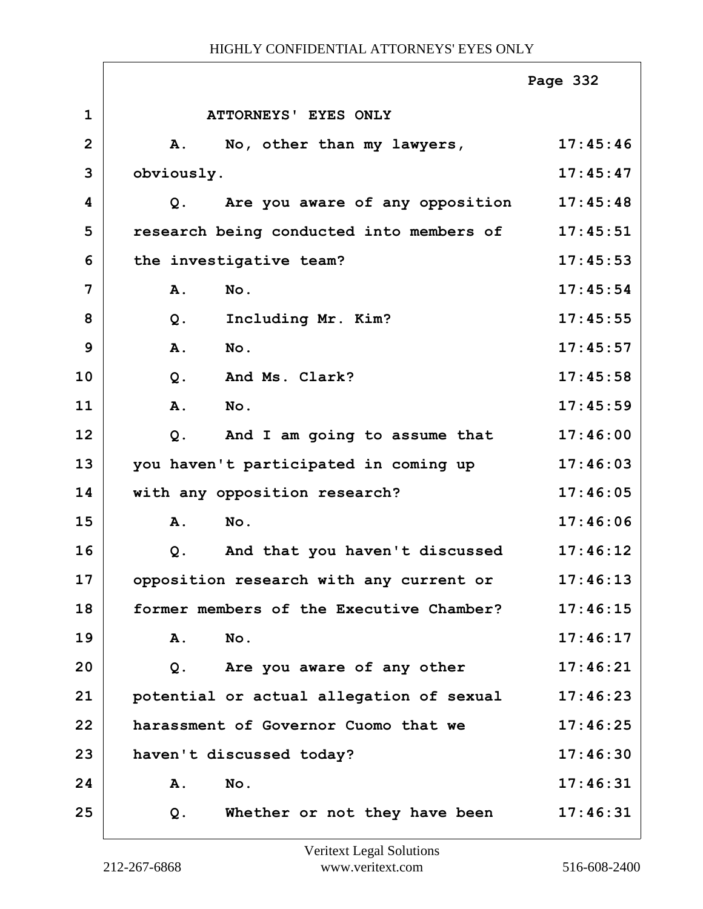ATTORNEYS' EYES ONLY

| | | |
|---|---|---|
| 1 | ATTORNEYS' EYES ONLY | |
| 2 | A. No, other than my lawyers, | 17:45:46 |
| 3 | obviously. | 17:45:47 |
| 4 | Q. Are you aware of any opposition | 17:45:48 |
| 5 | research being conducted into members of | 17:45:51 |
| 6 | the investigative team? | 17:45:53 |
| 7 | A. No. | 17:45:54 |
| 8 | Q. Including Mr. Kim? | 17:45:55 |
| 9 | A. No. | 17:45:57 |
| 10 | Q. And Ms. Clark? | 17:45:58 |
| 11 | A. No. | 17:45:59 |
| 12 | Q. And I am going to assume that | 17:46:00 |
| 13 | you haven't participated in coming up | 17:46:03 |
| 14 | with any opposition research? | 17:46:05 |
| 15 | A. No. | 17:46:06 |
| 16 | Q. And that you haven't discussed | 17:46:12 |
| 17 | opposition research with any current or | 17:46:13 |
| 18 | former members of the Executive Chamber? | 17:46:15 |
| 19 | A. No. | 17:46:17 |
| 20 | Q. Are you aware of any other | 17:46:21 |
| 21 | potential or actual allegation of sexual | 17:46:23 |
| 22 | harassment of Governor Cuomo that we | 17:46:25 |
| 23 | haven't discussed today? | 17:46:30 |
| 24 | A. No. | 17:46:31 |
| 25 | Q. Whether or not they have been | 17:46:31 |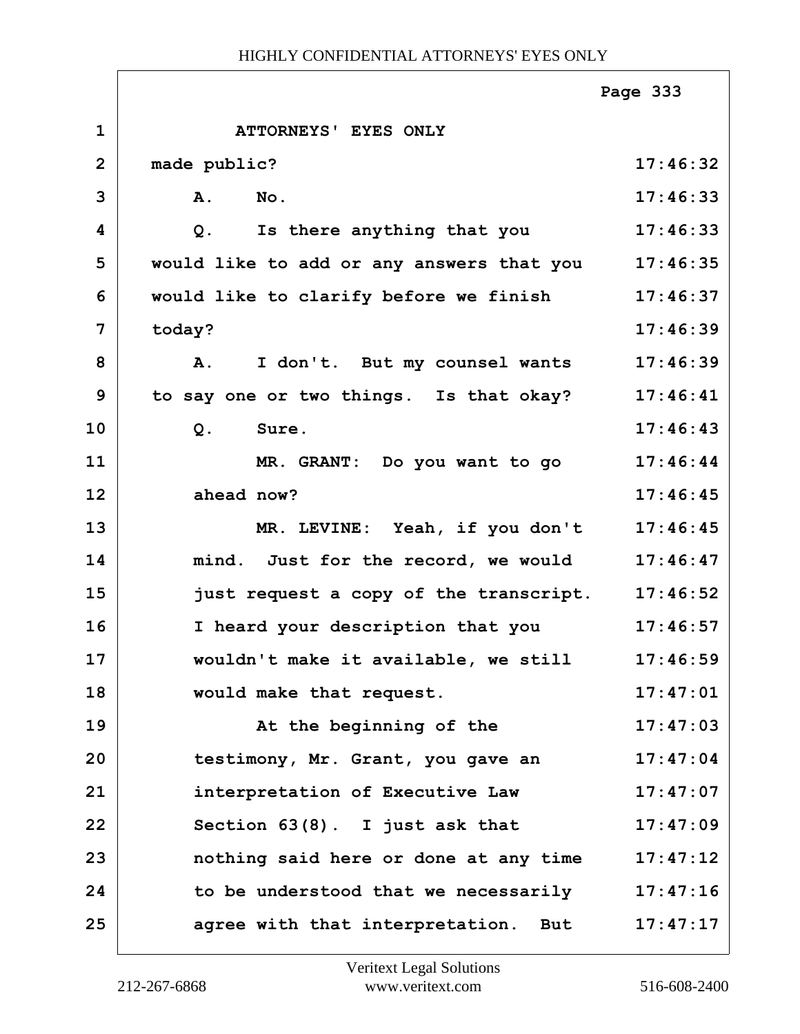ATTORNEYS' EYES ONLY

made public?

A. No.

Q. Is there anything that you would like to add or any answers that you would like to clarify before we finish today?

A. I don't. But my counsel wants to say one or two things. Is that okay?

Q. Sure.

MR. GRANT: Do you want to go ahead now?

MR. LEVINE: Yeah, if you don't mind. Just for the record, we would just request a copy of the transcript. I heard your description that you wouldn't make it available, we still would make that request.

At the beginning of the testimony, Mr. Grant, you gave an interpretation of Executive Law Section 63(8). I just ask that nothing said here or done at any time to be understood that we necessarily agree with that interpretation. But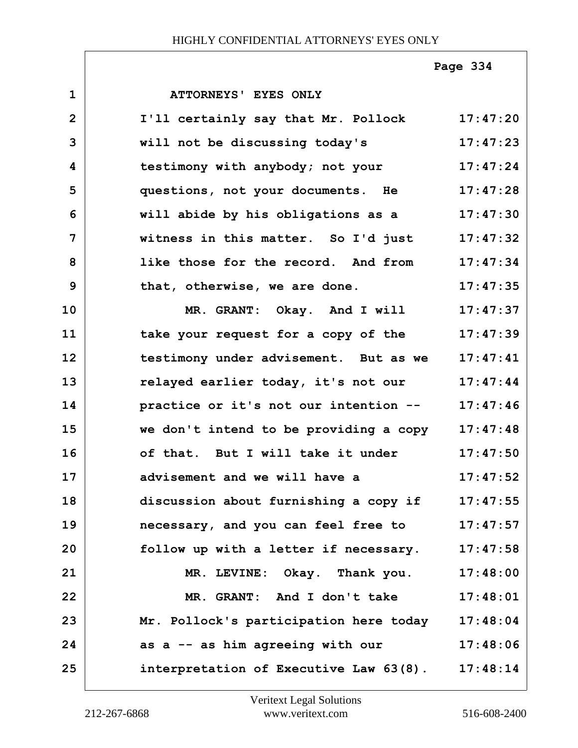Page 334

| | | |
|---|---|---|
| 1 | ATTORNEYS' EYES ONLY | |
| 2 | I'll certainly say that Mr. Pollock | 17:47:20 |
| 3 | will not be discussing today's | 17:47:23 |
| 4 | testimony with anybody; not your | 17:47:24 |
| 5 | questions, not your documents. He | 17:47:28 |
| 6 | will abide by his obligations as a | 17:47:30 |
| 7 | witness in this matter. So I'd just | 17:47:32 |
| 8 | like those for the record. And from | 17:47:34 |
| 9 | that, otherwise, we are done. | 17:47:35 |
| 10 | MR. GRANT: Okay. And I will | 17:47:37 |
| 11 | take your request for a copy of the | 17:47:39 |
| 12 | testimony under advisement. But as we | 17:47:41 |
| 13 | relayed earlier today, it's not our | 17:47:44 |
| 14 | practice or it's not our intention -- | 17:47:46 |
| 15 | we don't intend to be providing a copy | 17:47:48 |
| 16 | of that. But I will take it under | 17:47:50 |
| 17 | advisement and we will have a | 17:47:52 |
| 18 | discussion about furnishing a copy if | 17:47:55 |
| 19 | necessary, and you can feel free to | 17:47:57 |
| 20 | follow up with a letter if necessary. | 17:47:58 |
| 21 | MR. LEVINE: Okay. Thank you. | 17:48:00 |
| 22 | MR. GRANT: And I don't take | 17:48:01 |
| 23 | Mr. Pollock's participation here today | 17:48:04 |
| 24 | as a -- as him agreeing with our | 17:48:06 |
| 25 | interpretation of Executive Law 63(8). | 17:48:14 |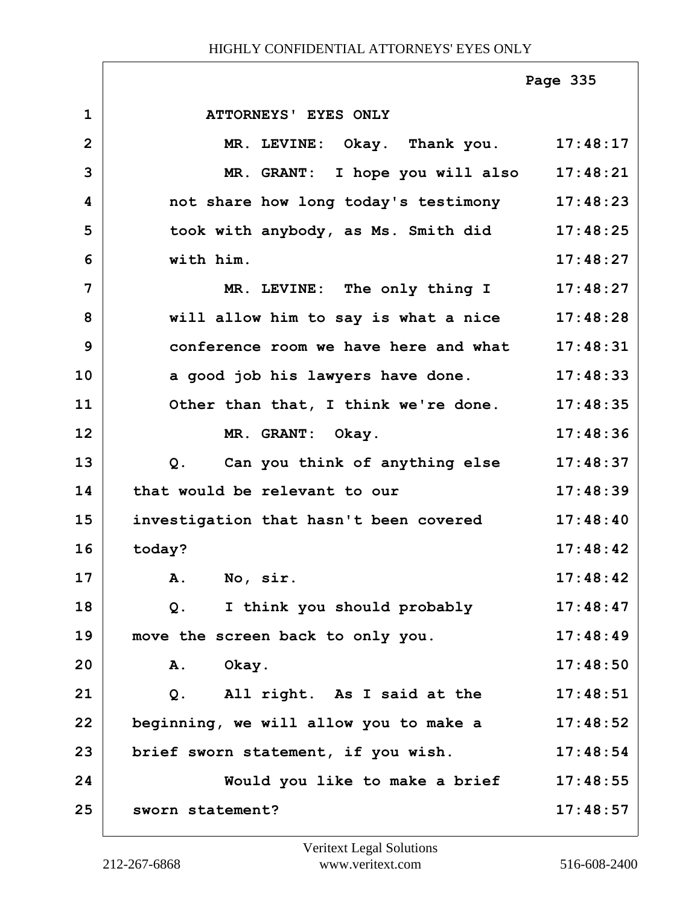ATTORNEYS' EYES ONLY

| Line | Text | Time |
|---|---|---|
| 1 | ATTORNEYS' EYES ONLY | |
| 2 | MR. LEVINE: Okay. Thank you. | 17:48:17 |
| 3 | MR. GRANT: I hope you will also | 17:48:21 |
| 4 | not share how long today's testimony | 17:48:23 |
| 5 | took with anybody, as Ms. Smith did | 17:48:25 |
| 6 | with him. | 17:48:27 |
| 7 | MR. LEVINE: The only thing I | 17:48:27 |
| 8 | will allow him to say is what a nice | 17:48:28 |
| 9 | conference room we have here and what | 17:48:31 |
| 10 | a good job his lawyers have done. | 17:48:33 |
| 11 | Other than that, I think we're done. | 17:48:35 |
| 12 | MR. GRANT: Okay. | 17:48:36 |
| 13 | Q. Can you think of anything else | 17:48:37 |
| 14 | that would be relevant to our | 17:48:39 |
| 15 | investigation that hasn't been covered | 17:48:40 |
| 16 | today? | 17:48:42 |
| 17 | A. No, sir. | 17:48:42 |
| 18 | Q. I think you should probably | 17:48:47 |
| 19 | move the screen back to only you. | 17:48:49 |
| 20 | A. Okay. | 17:48:50 |
| 21 | Q. All right. As I said at the | 17:48:51 |
| 22 | beginning, we will allow you to make a | 17:48:52 |
| 23 | brief sworn statement, if you wish. | 17:48:54 |
| 24 | Would you like to make a brief | 17:48:55 |
| 25 | sworn statement? | 17:48:57 |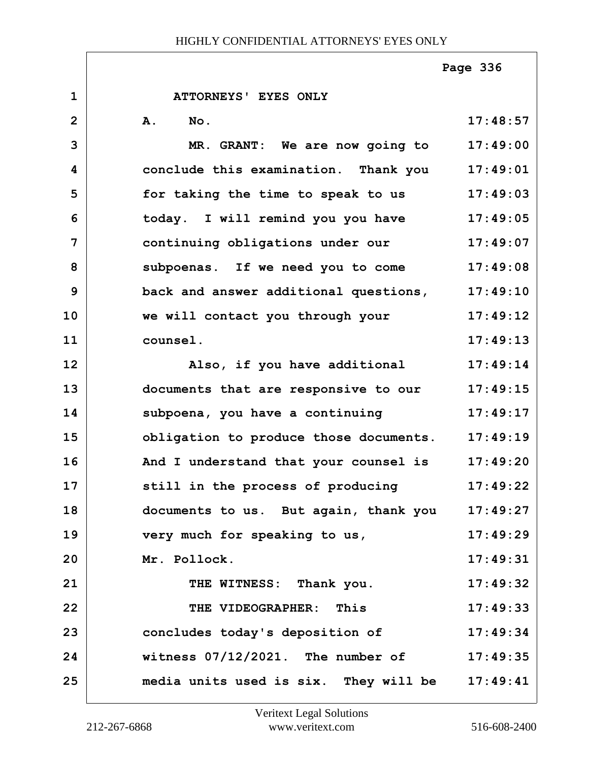HIGHLY CONFIDENTIAL ATTORNEYS' EYES ONLY

| | | |
|---|---|---|
| 1 | ATTORNEYS' EYES ONLY | |
| 2 | A. No. | 17:48:57 |
| 3 | MR. GRANT: We are now going to | 17:49:00 |
| 4 | conclude this examination. Thank you | 17:49:01 |
| 5 | for taking the time to speak to us | 17:49:03 |
| 6 | today. I will remind you you have | 17:49:05 |
| 7 | continuing obligations under our | 17:49:07 |
| 8 | subpoenas. If we need you to come | 17:49:08 |
| 9 | back and answer additional questions, | 17:49:10 |
| 10 | we will contact you through your | 17:49:12 |
| 11 | counsel. | 17:49:13 |
| 12 | Also, if you have additional | 17:49:14 |
| 13 | documents that are responsive to our | 17:49:15 |
| 14 | subpoena, you have a continuing | 17:49:17 |
| 15 | obligation to produce those documents. | 17:49:19 |
| 16 | And I understand that your counsel is | 17:49:20 |
| 17 | still in the process of producing | 17:49:22 |
| 18 | documents to us. But again, thank you | 17:49:27 |
| 19 | very much for speaking to us, | 17:49:29 |
| 20 | Mr. Pollock. | 17:49:31 |
| 21 | THE WITNESS: Thank you. | 17:49:32 |
| 22 | THE VIDEOGRAPHER: This | 17:49:33 |
| 23 | concludes today's deposition of | 17:49:34 |
| 24 | witness 07/12/2021. The number of | 17:49:35 |
| 25 | media units used is six. They will be | 17:49:41 |

Veritext Legal Solutions
212-267-6868 www.veritext.com 516-608-2400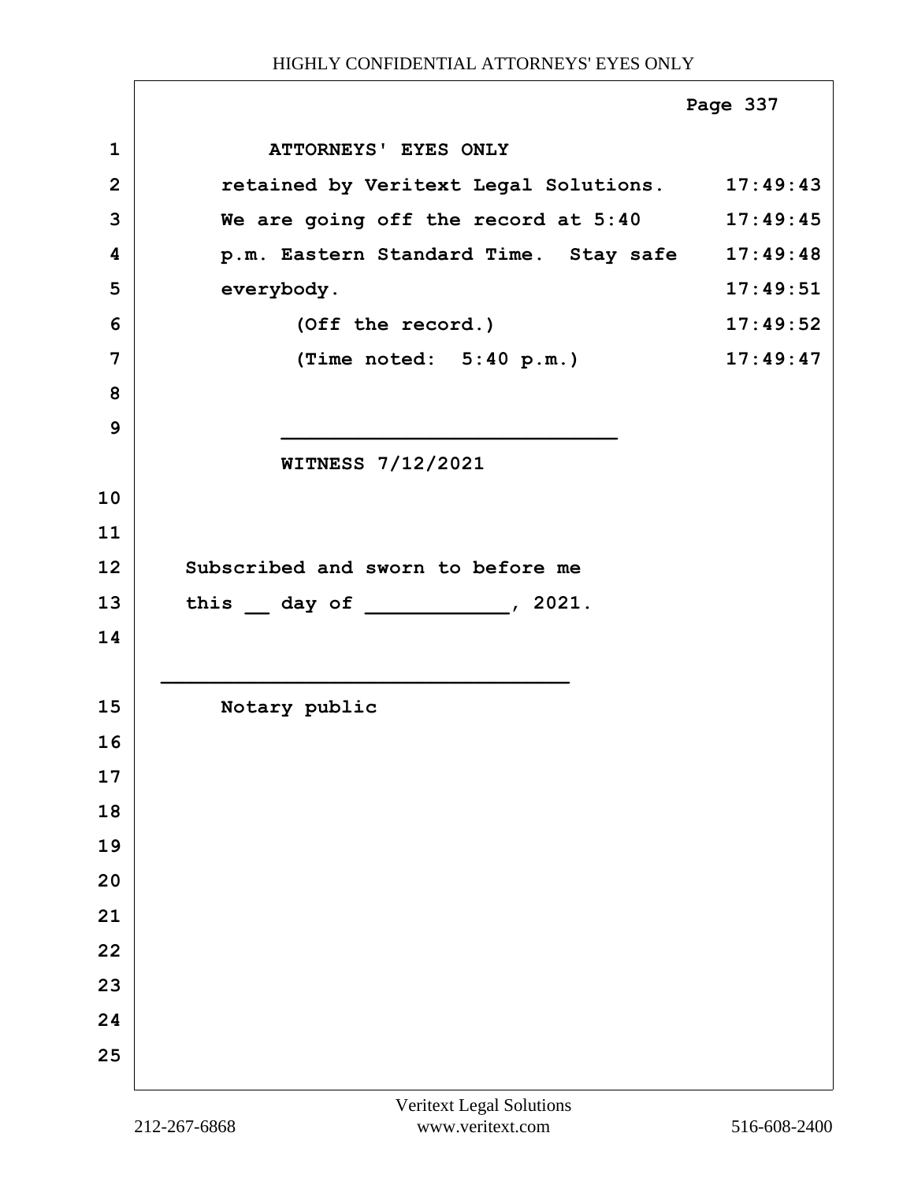1 ATTORNEYS' EYES ONLY

2 retained by Veritext Legal Solutions. 17:49:43

3 We are going off the record at 5:40 17:49:45

4 p.m. Eastern Standard Time. Stay safe 17:49:48

5 everybody. 17:49:51

6 (Off the record.) 17:49:52

7 (Time noted: 5:40 p.m.) 17:49:47

8

9 ___________________________

WITNESS 7/12/2021

10

11

12 Subscribed and sworn to before me

13 this __ day of ___________, 2021.

14

_________________________________

15 Notary public

16

17

18

19

20

21

22

23

24

25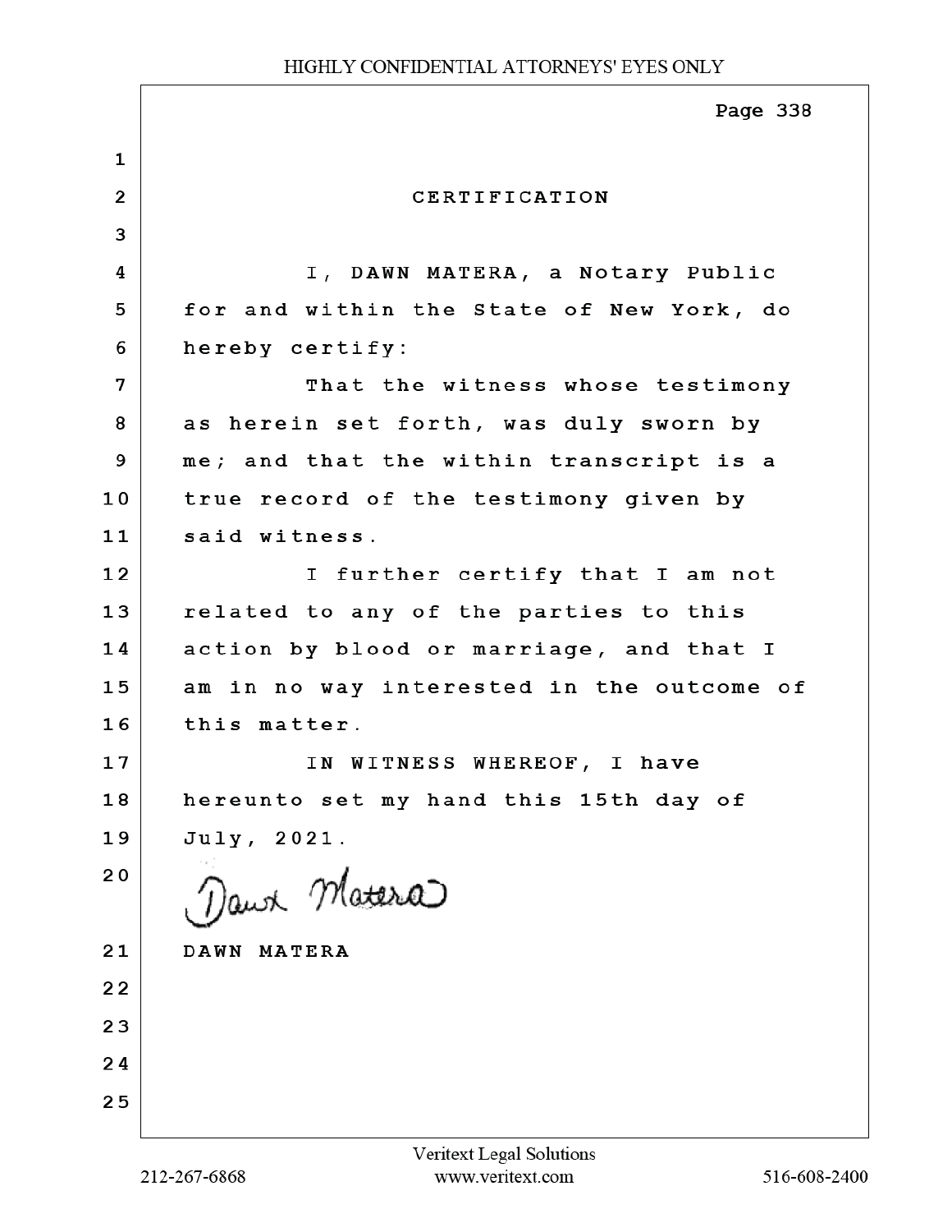## CERTIFICATION

I, DAWN MATERA, a Notary Public for and within the State of New York, do hereby certify:

That the witness whose testimony as herein set forth, was duly sworn by me; and that the within transcript is a true record of the testimony given by said witness.

I further certify that I am not related to any of the parties to this action by blood or marriage, and that I am in no way interested in the outcome of this matter.

IN WITNESS WHEREOF, I have hereunto set my hand this 15th day of July, 2021.

Dawn Matera

DAWN MATERA